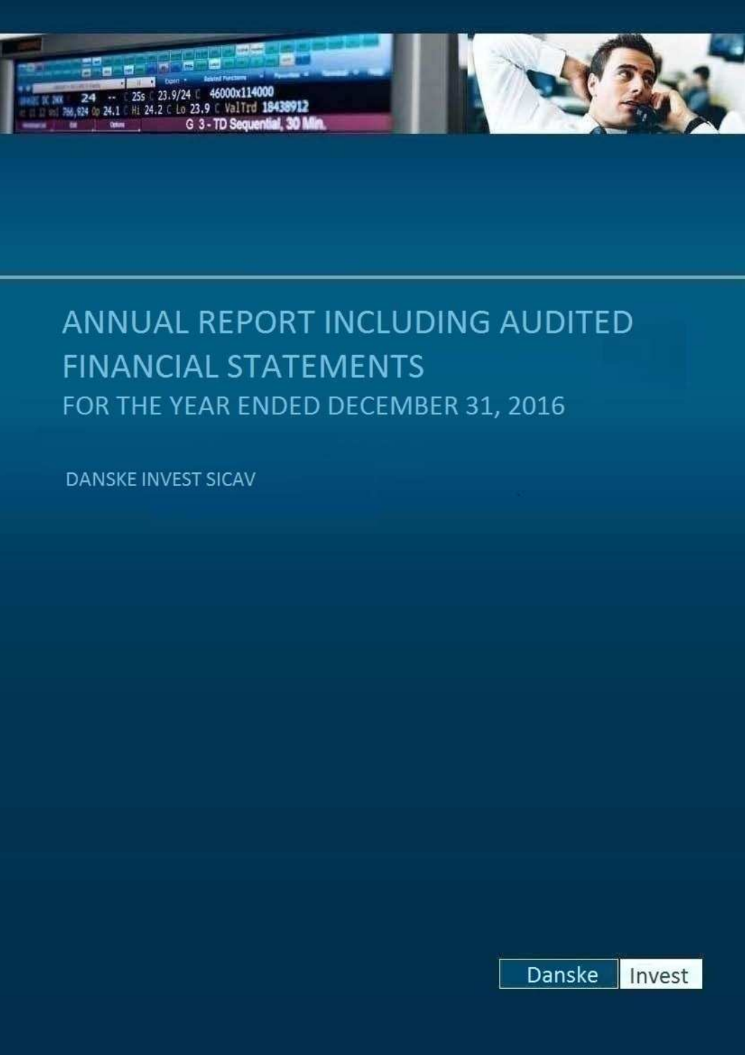# ANNUAL REPORT INCLUDING AUDITED FINANCIAL STATEMENTS

## FOR THE YEAR ENDED DECEMBER 31, 2016

DANSKE INVEST SICAV

Danske Invest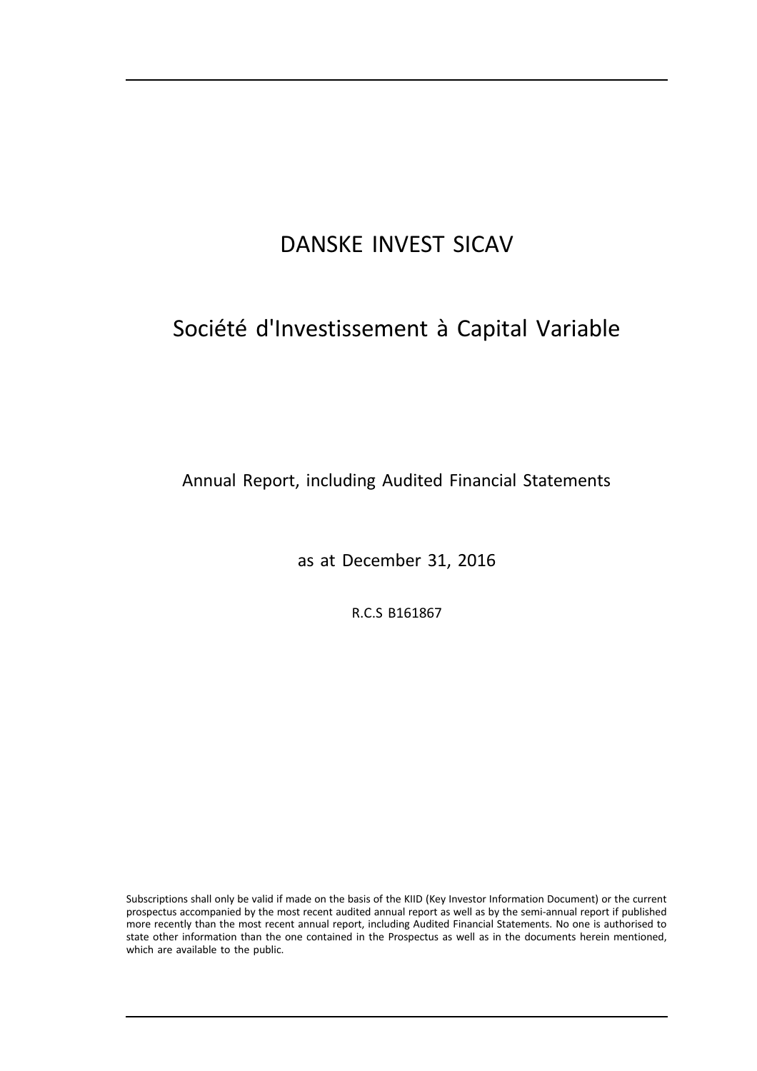# DANSKE INVEST SICAV

## Société d'Investissement à Capital Variable

Annual Report, including Audited Financial Statements

as at December 31, 2016

R.C.S B161867

Subscriptions shall only be valid if made on the basis of the KIID (Key Investor Information Document) or the current prospectus accompanied by the most recent audited annual report as well as by the semi-annual report if published more recently than the most recent annual report, including Audited Financial Statements. No one is authorised to state other information than the one contained in the Prospectus as well as in the documents herein mentioned, which are available to the public.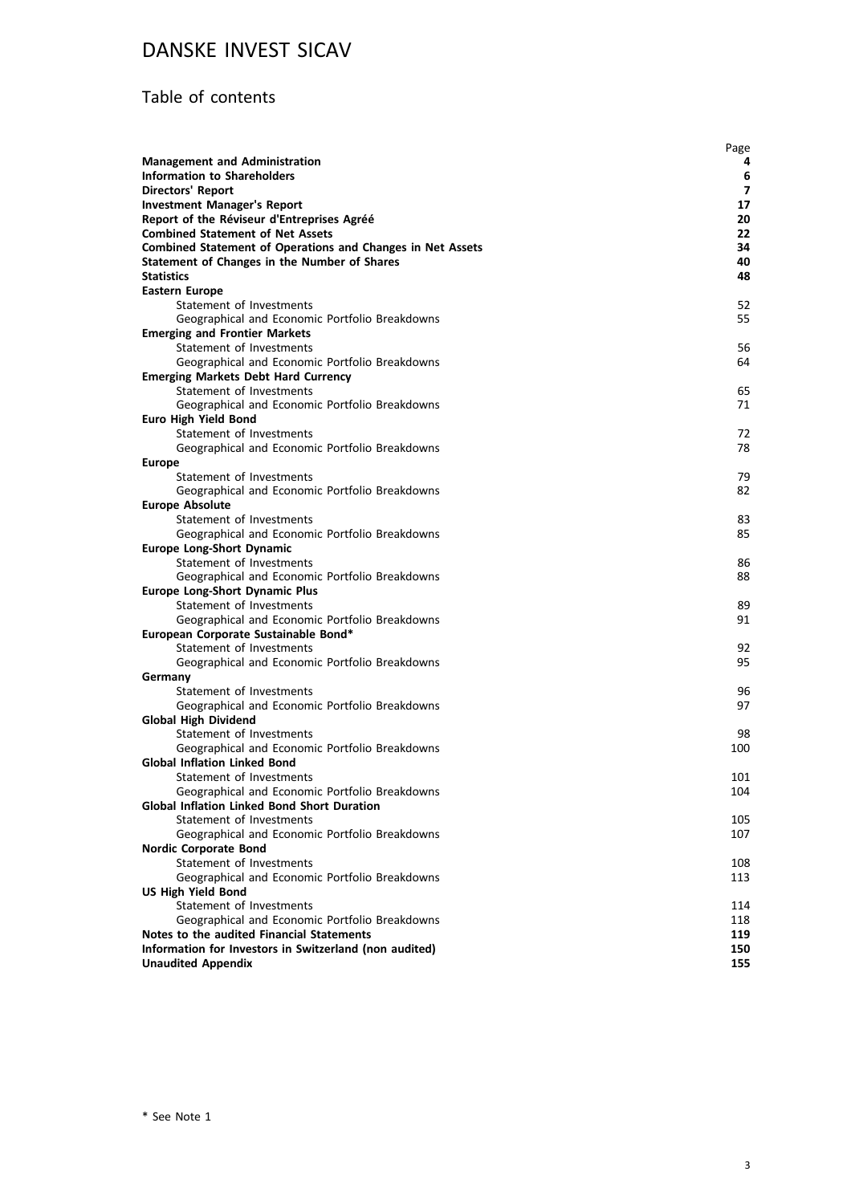# DANSKE INVEST SICAV

## Table of contents

| | Page |
|---|---|
| **Management and Administration** | **4** |
| **Information to Shareholders** | **6** |
| **Directors' Report** | **7** |
| **Investment Manager's Report** | **17** |
| **Report of the Réviseur d'Entreprises Agréé** | **20** |
| **Combined Statement of Net Assets** | **22** |
| **Combined Statement of Operations and Changes in Net Assets** | **34** |
| **Statement of Changes in the Number of Shares** | **40** |
| **Statistics** | **48** |
| **Eastern Europe** | |
| Statement of Investments | 52 |
| Geographical and Economic Portfolio Breakdowns | 55 |
| **Emerging and Frontier Markets** | |
| Statement of Investments | 56 |
| Geographical and Economic Portfolio Breakdowns | 64 |
| **Emerging Markets Debt Hard Currency** | |
| Statement of Investments | 65 |
| Geographical and Economic Portfolio Breakdowns | 71 |
| **Euro High Yield Bond** | |
| Statement of Investments | 72 |
| Geographical and Economic Portfolio Breakdowns | 78 |
| **Europe** | |
| Statement of Investments | 79 |
| Geographical and Economic Portfolio Breakdowns | 82 |
| **Europe Absolute** | |
| Statement of Investments | 83 |
| Geographical and Economic Portfolio Breakdowns | 85 |
| **Europe Long-Short Dynamic** | |
| Statement of Investments | 86 |
| Geographical and Economic Portfolio Breakdowns | 88 |
| **Europe Long-Short Dynamic Plus** | |
| Statement of Investments | 89 |
| Geographical and Economic Portfolio Breakdowns | 91 |
| **European Corporate Sustainable Bond*** | |
| Statement of Investments | 92 |
| Geographical and Economic Portfolio Breakdowns | 95 |
| **Germany** | |
| Statement of Investments | 96 |
| Geographical and Economic Portfolio Breakdowns | 97 |
| **Global High Dividend** | |
| Statement of Investments | 98 |
| Geographical and Economic Portfolio Breakdowns | 100 |
| **Global Inflation Linked Bond** | |
| Statement of Investments | 101 |
| Geographical and Economic Portfolio Breakdowns | 104 |
| **Global Inflation Linked Bond Short Duration** | |
| Statement of Investments | 105 |
| Geographical and Economic Portfolio Breakdowns | 107 |
| **Nordic Corporate Bond** | |
| Statement of Investments | 108 |
| Geographical and Economic Portfolio Breakdowns | 113 |
| **US High Yield Bond** | |
| Statement of Investments | 114 |
| Geographical and Economic Portfolio Breakdowns | 118 |
| **Notes to the audited Financial Statements** | **119** |
| **Information for Investors in Switzerland (non audited)** | **150** |
| **Unaudited Appendix** | **155** |

\* See Note 1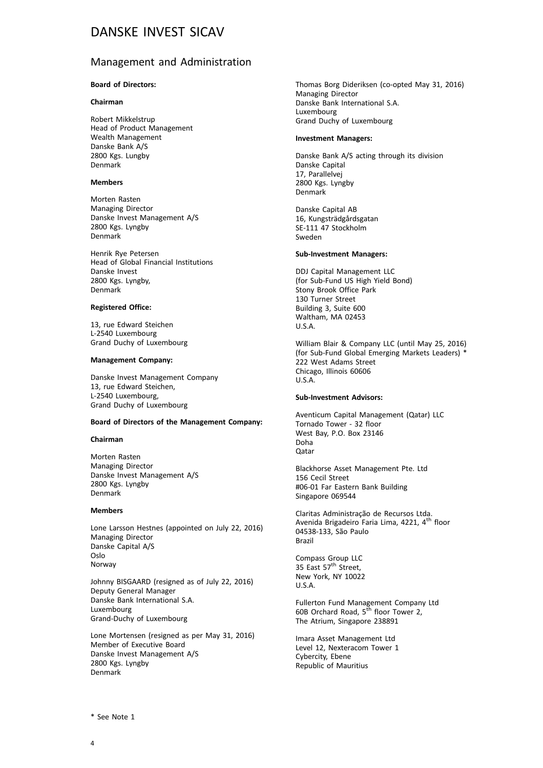# DANSKE INVEST SICAV

## Management and Administration

**Board of Directors:**

**Chairman**

Robert Mikkelstrup
Head of Product Management
Wealth Management
Danske Bank A/S
2800 Kgs. Lungby
Denmark

**Members**

Morten Rasten
Managing Director
Danske Invest Management A/S
2800 Kgs. Lyngby
Denmark

Henrik Rye Petersen
Head of Global Financial Institutions
Danske Invest
2800 Kgs. Lyngby,
Denmark

**Registered Office:**

13, rue Edward Steichen
L-2540 Luxembourg
Grand Duchy of Luxembourg

**Management Company:**

Danske Invest Management Company
13, rue Edward Steichen,
L-2540 Luxembourg,
Grand Duchy of Luxembourg

**Board of Directors of the Management Company:**

**Chairman**

Morten Rasten
Managing Director
Danske Invest Management A/S
2800 Kgs. Lyngby
Denmark

**Members**

Lone Larsson Hestnes (appointed on July 22, 2016)
Managing Director
Danske Capital A/S
Oslo
Norway

Johnny BISGAARD (resigned as of July 22, 2016)
Deputy General Manager
Danske Bank International S.A.
Luxembourg
Grand-Duchy of Luxembourg

Lone Mortensen (resigned as per May 31, 2016)
Member of Executive Board
Danske Invest Management A/S
2800 Kgs. Lyngby
Denmark

Thomas Borg Dideriksen (co-opted May 31, 2016)
Managing Director
Danske Bank International S.A.
Luxembourg
Grand Duchy of Luxembourg

**Investment Managers:**

Danske Bank A/S acting through its division
Danske Capital
17, Parallelvej
2800 Kgs. Lyngby
Denmark

Danske Capital AB
16, Kungsträdgårdsgatan
SE-111 47 Stockholm
Sweden

**Sub-Investment Managers:**

DDJ Capital Management LLC
(for Sub-Fund US High Yield Bond)
Stony Brook Office Park
130 Turner Street
Building 3, Suite 600
Waltham, MA 02453
U.S.A.

William Blair & Company LLC (until May 25, 2016)
(for Sub-Fund Global Emerging Markets Leaders) *
222 West Adams Street
Chicago, Illinois 60606
U.S.A.

**Sub-Investment Advisors:**

Aventicum Capital Management (Qatar) LLC
Tornado Tower - 32 floor
West Bay, P.O. Box 23146
Doha
Qatar

Blackhorse Asset Management Pte. Ltd
156 Cecil Street
#06-01 Far Eastern Bank Building
Singapore 069544

Claritas Administração de Recursos Ltda.
Avenida Brigadeiro Faria Lima, 4221, 4th floor
04538-133, São Paulo
Brazil

Compass Group LLC
35 East 57th Street,
New York, NY 10022
U.S.A.

Fullerton Fund Management Company Ltd
60B Orchard Road, 5th floor Tower 2,
The Atrium, Singapore 238891

Imara Asset Management Ltd
Level 12, Nexteracom Tower 1
Cybercity, Ebene
Republic of Mauritius

\* See Note 1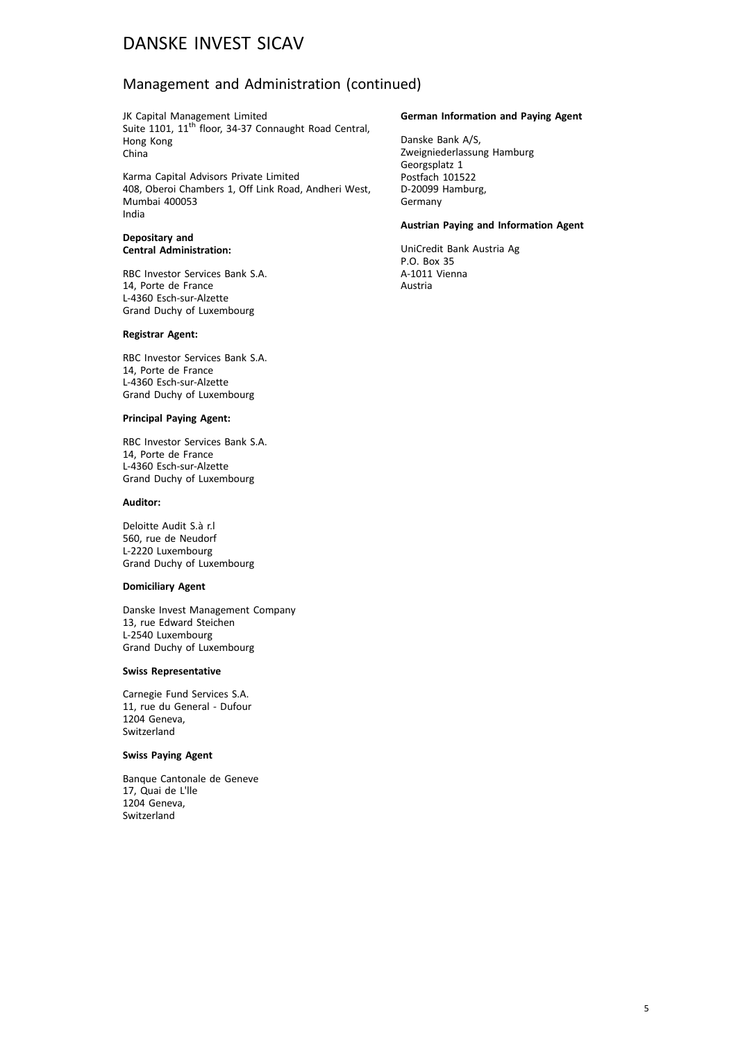# DANSKE INVEST SICAV

## Management and Administration (continued)

JK Capital Management Limited
Suite 1101, 11th floor, 34-37 Connaught Road Central,
Hong Kong
China

Karma Capital Advisors Private Limited
408, Oberoi Chambers 1, Off Link Road, Andheri West,
Mumbai 400053
India

**Depositary and Central Administration:**

RBC Investor Services Bank S.A.
14, Porte de France
L-4360 Esch-sur-Alzette
Grand Duchy of Luxembourg

**Registrar Agent:**

RBC Investor Services Bank S.A.
14, Porte de France
L-4360 Esch-sur-Alzette
Grand Duchy of Luxembourg

**Principal Paying Agent:**

RBC Investor Services Bank S.A.
14, Porte de France
L-4360 Esch-sur-Alzette
Grand Duchy of Luxembourg

**Auditor:**

Deloitte Audit S.à r.l
560, rue de Neudorf
L-2220 Luxembourg
Grand Duchy of Luxembourg

**Domiciliary Agent**

Danske Invest Management Company
13, rue Edward Steichen
L-2540 Luxembourg
Grand Duchy of Luxembourg

**Swiss Representative**

Carnegie Fund Services S.A.
11, rue du General - Dufour
1204 Geneva,
Switzerland

**Swiss Paying Agent**

Banque Cantonale de Geneve
17, Quai de L'lle
1204 Geneva,
Switzerland

**German Information and Paying Agent**

Danske Bank A/S,
Zweigniederlassung Hamburg
Georgsplatz 1
Postfach 101522
D-20099 Hamburg,
Germany

**Austrian Paying and Information Agent**

UniCredit Bank Austria Ag
P.O. Box 35
A-1011 Vienna
Austria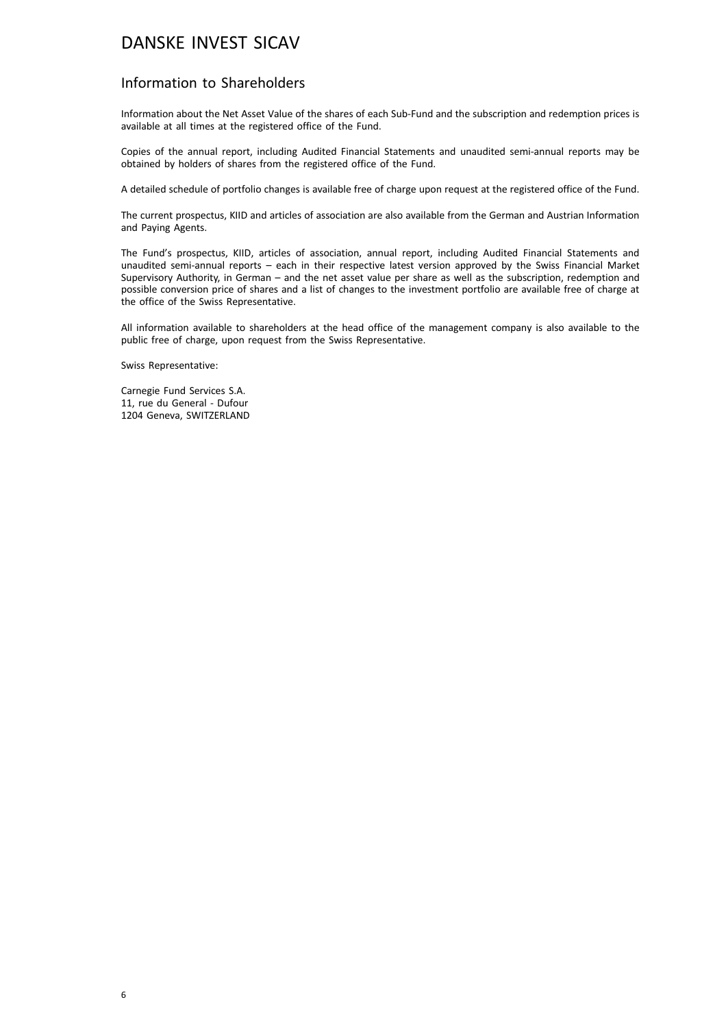# DANSKE INVEST SICAV

## Information to Shareholders

Information about the Net Asset Value of the shares of each Sub-Fund and the subscription and redemption prices is available at all times at the registered office of the Fund.

Copies of the annual report, including Audited Financial Statements and unaudited semi-annual reports may be obtained by holders of shares from the registered office of the Fund.

A detailed schedule of portfolio changes is available free of charge upon request at the registered office of the Fund.

The current prospectus, KIID and articles of association are also available from the German and Austrian Information and Paying Agents.

The Fund's prospectus, KIID, articles of association, annual report, including Audited Financial Statements and unaudited semi-annual reports – each in their respective latest version approved by the Swiss Financial Market Supervisory Authority, in German – and the net asset value per share as well as the subscription, redemption and possible conversion price of shares and a list of changes to the investment portfolio are available free of charge at the office of the Swiss Representative.

All information available to shareholders at the head office of the management company is also available to the public free of charge, upon request from the Swiss Representative.

Swiss Representative:

Carnegie Fund Services S.A.  
11, rue du General - Dufour  
1204 Geneva, SWITZERLAND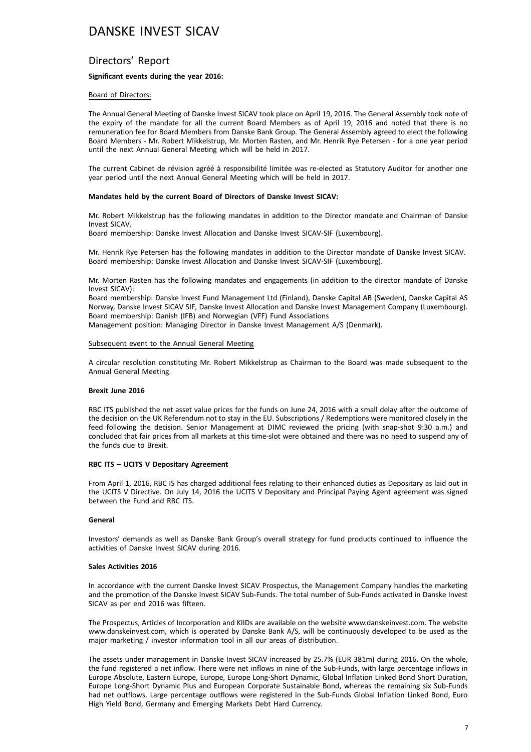# DANSKE INVEST SICAV

## Directors' Report

**Significant events during the year 2016:**

Board of Directors:

The Annual General Meeting of Danske Invest SICAV took place on April 19, 2016. The General Assembly took note of the expiry of the mandate for all the current Board Members as of April 19, 2016 and noted that there is no remuneration fee for Board Members from Danske Bank Group. The General Assembly agreed to elect the following Board Members - Mr. Robert Mikkelstrup, Mr. Morten Rasten, and Mr. Henrik Rye Petersen - for a one year period until the next Annual General Meeting which will be held in 2017.

The current Cabinet de révision agréé à responsibilité limitée was re-elected as Statutory Auditor for another one year period until the next Annual General Meeting which will be held in 2017.

**Mandates held by the current Board of Directors of Danske Invest SICAV:**

Mr. Robert Mikkelstrup has the following mandates in addition to the Director mandate and Chairman of Danske Invest SICAV.
Board membership: Danske Invest Allocation and Danske Invest SICAV-SIF (Luxembourg).

Mr. Henrik Rye Petersen has the following mandates in addition to the Director mandate of Danske Invest SICAV.
Board membership: Danske Invest Allocation and Danske Invest SICAV-SIF (Luxembourg).

Mr. Morten Rasten has the following mandates and engagements (in addition to the director mandate of Danske Invest SICAV):
Board membership: Danske Invest Fund Management Ltd (Finland), Danske Capital AB (Sweden), Danske Capital AS Norway, Danske Invest SICAV SIF, Danske Invest Allocation and Danske Invest Management Company (Luxembourg).
Board membership: Danish (IFB) and Norwegian (VFF) Fund Associations
Management position: Managing Director in Danske Invest Management A/S (Denmark).

Subsequent event to the Annual General Meeting

A circular resolution constituting Mr. Robert Mikkelstrup as Chairman to the Board was made subsequent to the Annual General Meeting.

**Brexit June 2016**

RBC ITS published the net asset value prices for the funds on June 24, 2016 with a small delay after the outcome of the decision on the UK Referendum not to stay in the EU. Subscriptions / Redemptions were monitored closely in the feed following the decision. Senior Management at DIMC reviewed the pricing (with snap-shot 9:30 a.m.) and concluded that fair prices from all markets at this time-slot were obtained and there was no need to suspend any of the funds due to Brexit.

**RBC ITS – UCITS V Depositary Agreement**

From April 1, 2016, RBC IS has charged additional fees relating to their enhanced duties as Depositary as laid out in the UCITS V Directive. On July 14, 2016 the UCITS V Depositary and Principal Paying Agent agreement was signed between the Fund and RBC ITS.

**General**

Investors' demands as well as Danske Bank Group's overall strategy for fund products continued to influence the activities of Danske Invest SICAV during 2016.

**Sales Activities 2016**

In accordance with the current Danske Invest SICAV Prospectus, the Management Company handles the marketing and the promotion of the Danske Invest SICAV Sub-Funds. The total number of Sub-Funds activated in Danske Invest SICAV as per end 2016 was fifteen.

The Prospectus, Articles of Incorporation and KIIDs are available on the website www.danskeinvest.com. The website www.danskeinvest.com, which is operated by Danske Bank A/S, will be continuously developed to be used as the major marketing / investor information tool in all our areas of distribution.

The assets under management in Danske Invest SICAV increased by 25.7% (EUR 381m) during 2016. On the whole, the fund registered a net inflow. There were net inflows in nine of the Sub-Funds, with large percentage inflows in Europe Absolute, Eastern Europe, Europe, Europe Long-Short Dynamic, Global Inflation Linked Bond Short Duration, Europe Long-Short Dynamic Plus and European Corporate Sustainable Bond, whereas the remaining six Sub-Funds had net outflows. Large percentage outflows were registered in the Sub-Funds Global Inflation Linked Bond, Euro High Yield Bond, Germany and Emerging Markets Debt Hard Currency.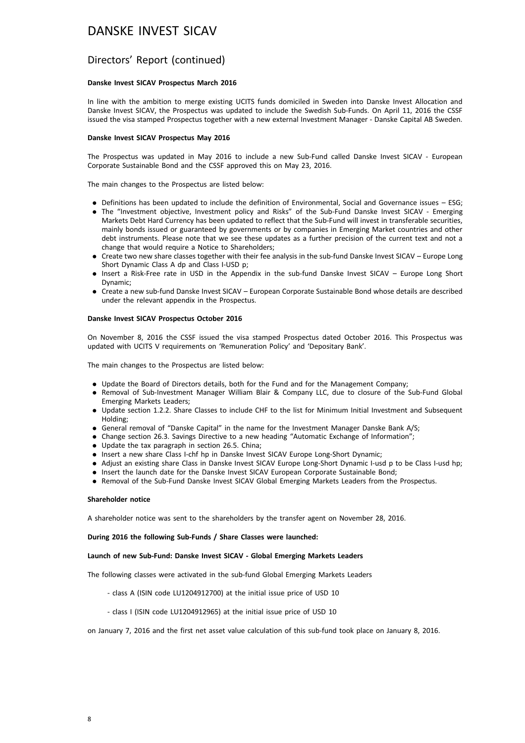# DANSKE INVEST SICAV

## Directors' Report (continued)

**Danske Invest SICAV Prospectus March 2016**

In line with the ambition to merge existing UCITS funds domiciled in Sweden into Danske Invest Allocation and Danske Invest SICAV, the Prospectus was updated to include the Swedish Sub-Funds. On April 11, 2016 the CSSF issued the visa stamped Prospectus together with a new external Investment Manager - Danske Capital AB Sweden.

**Danske Invest SICAV Prospectus May 2016**

The Prospectus was updated in May 2016 to include a new Sub-Fund called Danske Invest SICAV - European Corporate Sustainable Bond and the CSSF approved this on May 23, 2016.

The main changes to the Prospectus are listed below:

- Definitions has been updated to include the definition of Environmental, Social and Governance issues – ESG;
- The "Investment objective, Investment policy and Risks" of the Sub-Fund Danske Invest SICAV - Emerging Markets Debt Hard Currency has been updated to reflect that the Sub-Fund will invest in transferable securities, mainly bonds issued or guaranteed by governments or by companies in Emerging Market countries and other debt instruments. Please note that we see these updates as a further precision of the current text and not a change that would require a Notice to Shareholders;
- Create two new share classes together with their fee analysis in the sub-fund Danske Invest SICAV – Europe Long Short Dynamic Class A dp and Class I-USD p;
- Insert a Risk-Free rate in USD in the Appendix in the sub-fund Danske Invest SICAV – Europe Long Short Dynamic;
- Create a new sub-fund Danske Invest SICAV – European Corporate Sustainable Bond whose details are described under the relevant appendix in the Prospectus.

**Danske Invest SICAV Prospectus October 2016**

On November 8, 2016 the CSSF issued the visa stamped Prospectus dated October 2016. This Prospectus was updated with UCITS V requirements on 'Remuneration Policy' and 'Depositary Bank'.

The main changes to the Prospectus are listed below:

- Update the Board of Directors details, both for the Fund and for the Management Company;
- Removal of Sub-Investment Manager William Blair & Company LLC, due to closure of the Sub-Fund Global Emerging Markets Leaders;
- Update section 1.2.2. Share Classes to include CHF to the list for Minimum Initial Investment and Subsequent Holding;
- General removal of "Danske Capital" in the name for the Investment Manager Danske Bank A/S;
- Change section 26.3. Savings Directive to a new heading "Automatic Exchange of Information";
- Update the tax paragraph in section 26.5. China;
- Insert a new share Class I-chf hp in Danske Invest SICAV Europe Long-Short Dynamic;
- Adjust an existing share Class in Danske Invest SICAV Europe Long-Short Dynamic I-usd p to be Class I-usd hp;
- Insert the launch date for the Danske Invest SICAV European Corporate Sustainable Bond;
- Removal of the Sub-Fund Danske Invest SICAV Global Emerging Markets Leaders from the Prospectus.

**Shareholder notice**

A shareholder notice was sent to the shareholders by the transfer agent on November 28, 2016.

**During 2016 the following Sub-Funds / Share Classes were launched:**

**Launch of new Sub-Fund: Danske Invest SICAV - Global Emerging Markets Leaders**

The following classes were activated in the sub-fund Global Emerging Markets Leaders

- class A (ISIN code LU1204912700) at the initial issue price of USD 10

- class I (ISIN code LU1204912965) at the initial issue price of USD 10

on January 7, 2016 and the first net asset value calculation of this sub-fund took place on January 8, 2016.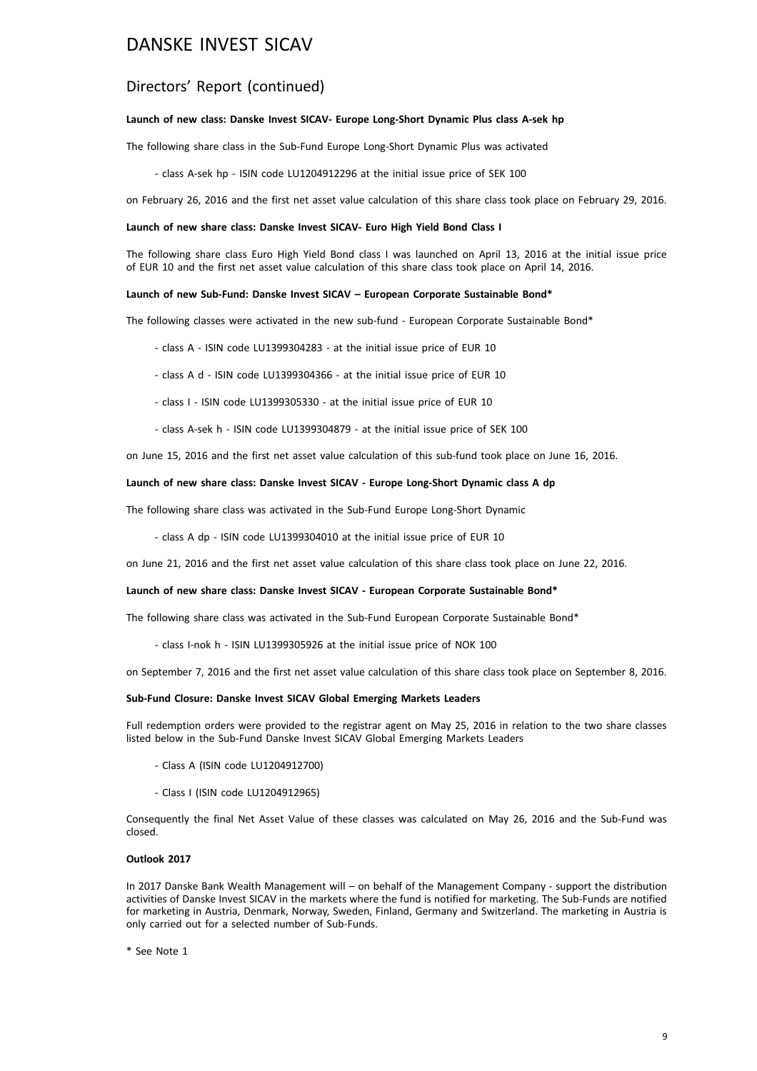# DANSKE INVEST SICAV

## Directors' Report (continued)

**Launch of new class: Danske Invest SICAV- Europe Long-Short Dynamic Plus class A-sek hp**

The following share class in the Sub-Fund Europe Long-Short Dynamic Plus was activated

- class A-sek hp - ISIN code LU1204912296 at the initial issue price of SEK 100

on February 26, 2016 and the first net asset value calculation of this share class took place on February 29, 2016.

**Launch of new share class: Danske Invest SICAV- Euro High Yield Bond Class I**

The following share class Euro High Yield Bond class I was launched on April 13, 2016 at the initial issue price of EUR 10 and the first net asset value calculation of this share class took place on April 14, 2016.

**Launch of new Sub-Fund: Danske Invest SICAV – European Corporate Sustainable Bond***

The following classes were activated in the new sub-fund - European Corporate Sustainable Bond*

- class A - ISIN code LU1399304283 - at the initial issue price of EUR 10
- class A d - ISIN code LU1399304366 - at the initial issue price of EUR 10
- class I - ISIN code LU1399305330 - at the initial issue price of EUR 10
- class A-sek h - ISIN code LU1399304879 - at the initial issue price of SEK 100

on June 15, 2016 and the first net asset value calculation of this sub-fund took place on June 16, 2016.

**Launch of new share class: Danske Invest SICAV - Europe Long-Short Dynamic class A dp**

The following share class was activated in the Sub-Fund Europe Long-Short Dynamic

- class A dp - ISIN code LU1399304010 at the initial issue price of EUR 10

on June 21, 2016 and the first net asset value calculation of this share class took place on June 22, 2016.

**Launch of new share class: Danske Invest SICAV - European Corporate Sustainable Bond***

The following share class was activated in the Sub-Fund European Corporate Sustainable Bond*

- class I-nok h - ISIN LU1399305926 at the initial issue price of NOK 100

on September 7, 2016 and the first net asset value calculation of this share class took place on September 8, 2016.

**Sub-Fund Closure: Danske Invest SICAV Global Emerging Markets Leaders**

Full redemption orders were provided to the registrar agent on May 25, 2016 in relation to the two share classes listed below in the Sub-Fund Danske Invest SICAV Global Emerging Markets Leaders

- Class A (ISIN code LU1204912700)
- Class I (ISIN code LU1204912965)

Consequently the final Net Asset Value of these classes was calculated on May 26, 2016 and the Sub-Fund was closed.

**Outlook 2017**

In 2017 Danske Bank Wealth Management will – on behalf of the Management Company - support the distribution activities of Danske Invest SICAV in the markets where the fund is notified for marketing. The Sub-Funds are notified for marketing in Austria, Denmark, Norway, Sweden, Finland, Germany and Switzerland. The marketing in Austria is only carried out for a selected number of Sub-Funds.

\* See Note 1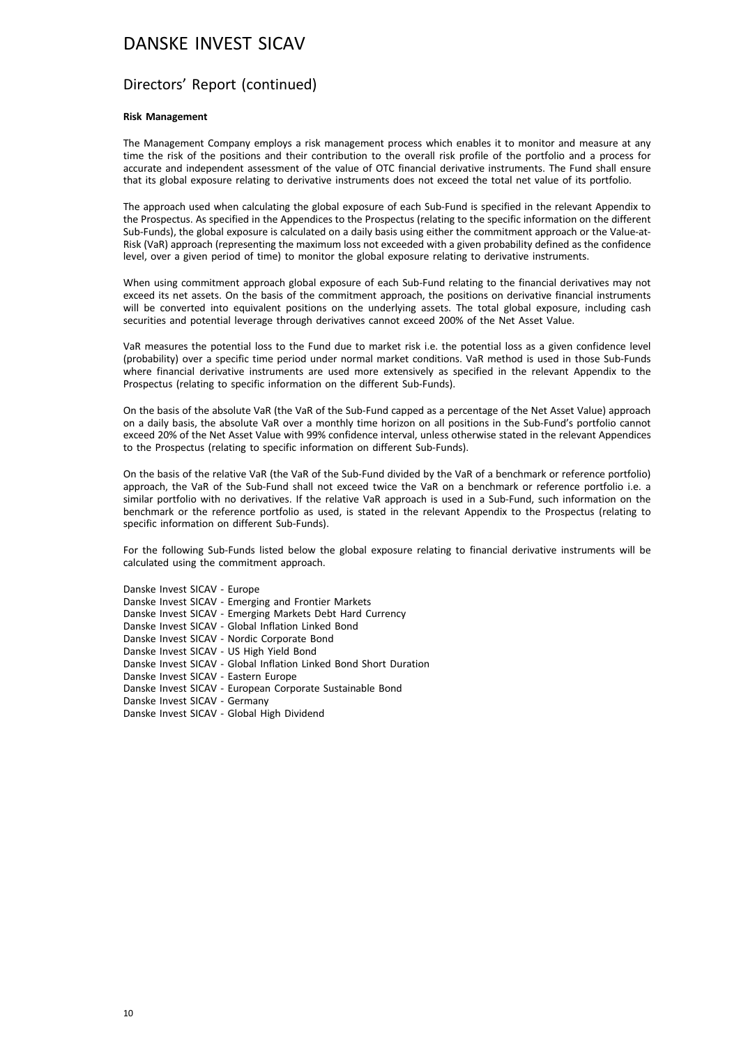# DANSKE INVEST SICAV

## Directors' Report (continued)

**Risk Management**

The Management Company employs a risk management process which enables it to monitor and measure at any time the risk of the positions and their contribution to the overall risk profile of the portfolio and a process for accurate and independent assessment of the value of OTC financial derivative instruments. The Fund shall ensure that its global exposure relating to derivative instruments does not exceed the total net value of its portfolio.

The approach used when calculating the global exposure of each Sub-Fund is specified in the relevant Appendix to the Prospectus. As specified in the Appendices to the Prospectus (relating to the specific information on the different Sub-Funds), the global exposure is calculated on a daily basis using either the commitment approach or the Value-at-Risk (VaR) approach (representing the maximum loss not exceeded with a given probability defined as the confidence level, over a given period of time) to monitor the global exposure relating to derivative instruments.

When using commitment approach global exposure of each Sub-Fund relating to the financial derivatives may not exceed its net assets. On the basis of the commitment approach, the positions on derivative financial instruments will be converted into equivalent positions on the underlying assets. The total global exposure, including cash securities and potential leverage through derivatives cannot exceed 200% of the Net Asset Value.

VaR measures the potential loss to the Fund due to market risk i.e. the potential loss as a given confidence level (probability) over a specific time period under normal market conditions. VaR method is used in those Sub-Funds where financial derivative instruments are used more extensively as specified in the relevant Appendix to the Prospectus (relating to specific information on the different Sub-Funds).

On the basis of the absolute VaR (the VaR of the Sub-Fund capped as a percentage of the Net Asset Value) approach on a daily basis, the absolute VaR over a monthly time horizon on all positions in the Sub-Fund's portfolio cannot exceed 20% of the Net Asset Value with 99% confidence interval, unless otherwise stated in the relevant Appendices to the Prospectus (relating to specific information on different Sub-Funds).

On the basis of the relative VaR (the VaR of the Sub-Fund divided by the VaR of a benchmark or reference portfolio) approach, the VaR of the Sub-Fund shall not exceed twice the VaR on a benchmark or reference portfolio i.e. a similar portfolio with no derivatives. If the relative VaR approach is used in a Sub-Fund, such information on the benchmark or the reference portfolio as used, is stated in the relevant Appendix to the Prospectus (relating to specific information on different Sub-Funds).

For the following Sub-Funds listed below the global exposure relating to financial derivative instruments will be calculated using the commitment approach.

Danske Invest SICAV - Europe
Danske Invest SICAV - Emerging and Frontier Markets
Danske Invest SICAV - Emerging Markets Debt Hard Currency
Danske Invest SICAV - Global Inflation Linked Bond
Danske Invest SICAV - Nordic Corporate Bond
Danske Invest SICAV - US High Yield Bond
Danske Invest SICAV - Global Inflation Linked Bond Short Duration
Danske Invest SICAV - Eastern Europe
Danske Invest SICAV - European Corporate Sustainable Bond
Danske Invest SICAV - Germany
Danske Invest SICAV - Global High Dividend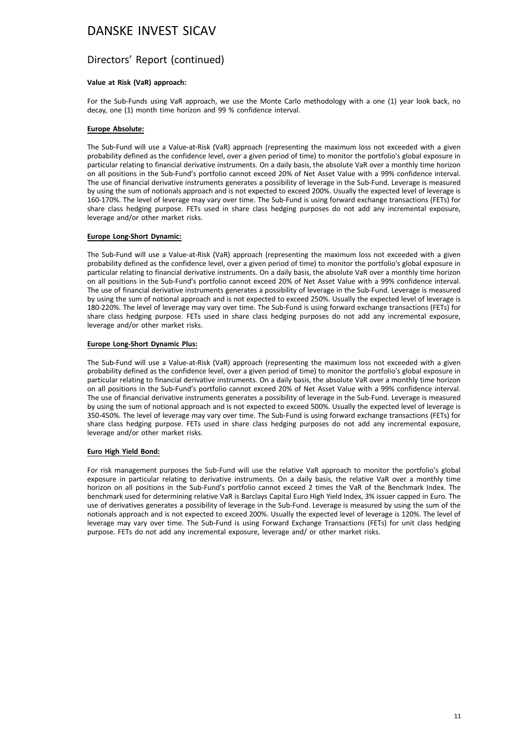# DANSKE INVEST SICAV

## Directors' Report (continued)

**Value at Risk (VaR) approach:**

For the Sub-Funds using VaR approach, we use the Monte Carlo methodology with a one (1) year look back, no decay, one (1) month time horizon and 99 % confidence interval.

**Europe Absolute:**

The Sub-Fund will use a Value-at-Risk (VaR) approach (representing the maximum loss not exceeded with a given probability defined as the confidence level, over a given period of time) to monitor the portfolio's global exposure in particular relating to financial derivative instruments. On a daily basis, the absolute VaR over a monthly time horizon on all positions in the Sub-Fund's portfolio cannot exceed 20% of Net Asset Value with a 99% confidence interval. The use of financial derivative instruments generates a possibility of leverage in the Sub-Fund. Leverage is measured by using the sum of notionals approach and is not expected to exceed 200%. Usually the expected level of leverage is 160-170%. The level of leverage may vary over time. The Sub-Fund is using forward exchange transactions (FETs) for share class hedging purpose. FETs used in share class hedging purposes do not add any incremental exposure, leverage and/or other market risks.

**Europe Long-Short Dynamic:**

The Sub-Fund will use a Value-at-Risk (VaR) approach (representing the maximum loss not exceeded with a given probability defined as the confidence level, over a given period of time) to monitor the portfolio's global exposure in particular relating to financial derivative instruments. On a daily basis, the absolute VaR over a monthly time horizon on all positions in the Sub-Fund's portfolio cannot exceed 20% of Net Asset Value with a 99% confidence interval. The use of financial derivative instruments generates a possibility of leverage in the Sub-Fund. Leverage is measured by using the sum of notional approach and is not expected to exceed 250%. Usually the expected level of leverage is 180-220%. The level of leverage may vary over time. The Sub-Fund is using forward exchange transactions (FETs) for share class hedging purpose. FETs used in share class hedging purposes do not add any incremental exposure, leverage and/or other market risks.

**Europe Long-Short Dynamic Plus:**

The Sub-Fund will use a Value-at-Risk (VaR) approach (representing the maximum loss not exceeded with a given probability defined as the confidence level, over a given period of time) to monitor the portfolio's global exposure in particular relating to financial derivative instruments. On a daily basis, the absolute VaR over a monthly time horizon on all positions in the Sub-Fund's portfolio cannot exceed 20% of Net Asset Value with a 99% confidence interval. The use of financial derivative instruments generates a possibility of leverage in the Sub-Fund. Leverage is measured by using the sum of notional approach and is not expected to exceed 500%. Usually the expected level of leverage is 350-450%. The level of leverage may vary over time. The Sub-Fund is using forward exchange transactions (FETs) for share class hedging purpose. FETs used in share class hedging purposes do not add any incremental exposure, leverage and/or other market risks.

**Euro High Yield Bond:**

For risk management purposes the Sub-Fund will use the relative VaR approach to monitor the portfolio's global exposure in particular relating to derivative instruments. On a daily basis, the relative VaR over a monthly time horizon on all positions in the Sub-Fund's portfolio cannot exceed 2 times the VaR of the Benchmark Index. The benchmark used for determining relative VaR is Barclays Capital Euro High Yield Index, 3% issuer capped in Euro. The use of derivatives generates a possibility of leverage in the Sub-Fund. Leverage is measured by using the sum of the notionals approach and is not expected to exceed 200%. Usually the expected level of leverage is 120%. The level of leverage may vary over time. The Sub-Fund is using Forward Exchange Transactions (FETs) for unit class hedging purpose. FETs do not add any incremental exposure, leverage and/ or other market risks.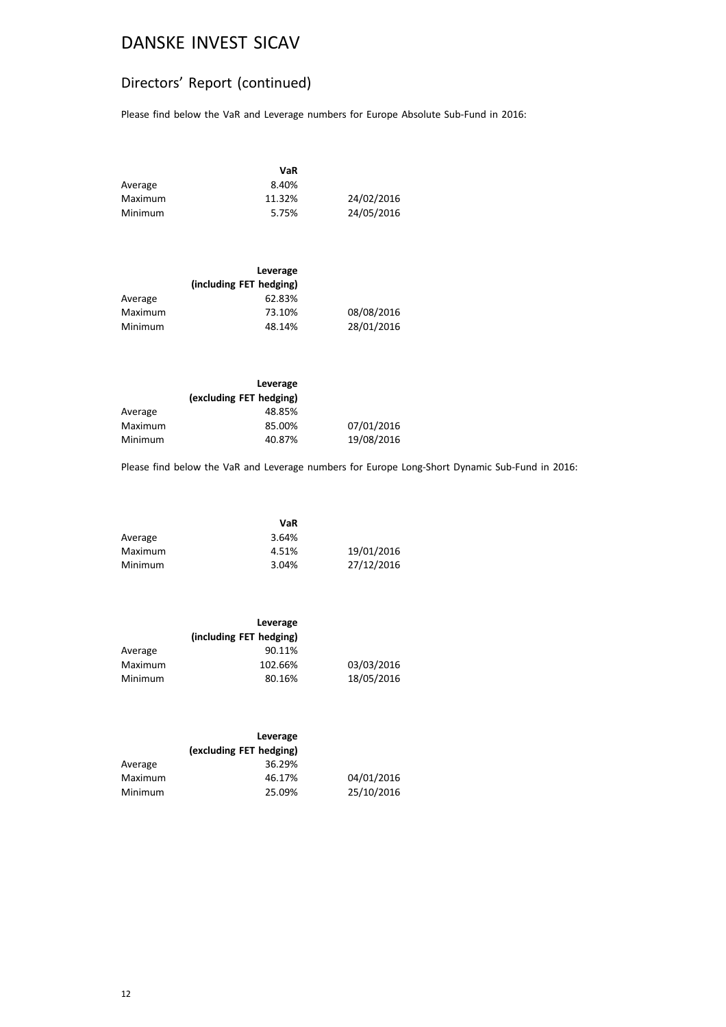# DANSKE INVEST SICAV

## Directors' Report (continued)

Please find below the VaR and Leverage numbers for Europe Absolute Sub-Fund in 2016:

| | **VaR** | |
|---|---|---|
| Average | 8.40% | |
| Maximum | 11.32% | 24/02/2016 |
| Minimum | 5.75% | 24/05/2016 |

| | **Leverage (including FET hedging)** | |
|---|---|---|
| Average | 62.83% | |
| Maximum | 73.10% | 08/08/2016 |
| Minimum | 48.14% | 28/01/2016 |

| | **Leverage (excluding FET hedging)** | |
|---|---|---|
| Average | 48.85% | |
| Maximum | 85.00% | 07/01/2016 |
| Minimum | 40.87% | 19/08/2016 |

Please find below the VaR and Leverage numbers for Europe Long-Short Dynamic Sub-Fund in 2016:

| | **VaR** | |
|---|---|---|
| Average | 3.64% | |
| Maximum | 4.51% | 19/01/2016 |
| Minimum | 3.04% | 27/12/2016 |

| | **Leverage (including FET hedging)** | |
|---|---|---|
| Average | 90.11% | |
| Maximum | 102.66% | 03/03/2016 |
| Minimum | 80.16% | 18/05/2016 |

| | **Leverage (excluding FET hedging)** | |
|---|---|---|
| Average | 36.29% | |
| Maximum | 46.17% | 04/01/2016 |
| Minimum | 25.09% | 25/10/2016 |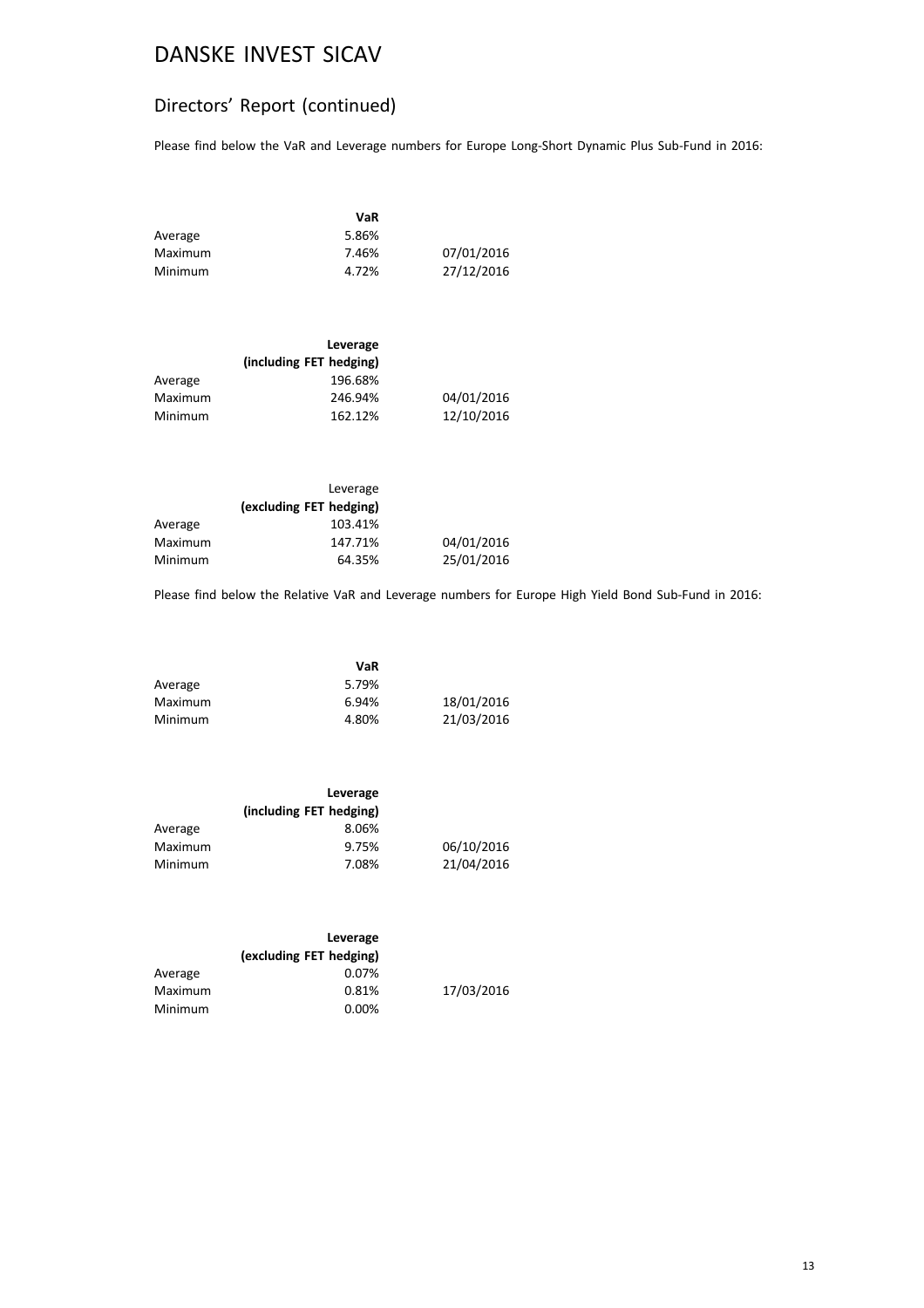# DANSKE INVEST SICAV

## Directors' Report (continued)

Please find below the VaR and Leverage numbers for Europe Long-Short Dynamic Plus Sub-Fund in 2016:

| | **VaR** | |
|---|---|---|
| Average | 5.86% | |
| Maximum | 7.46% | 07/01/2016 |
| Minimum | 4.72% | 27/12/2016 |

| | **Leverage (including FET hedging)** | |
|---|---|---|
| Average | 196.68% | |
| Maximum | 246.94% | 04/01/2016 |
| Minimum | 162.12% | 12/10/2016 |

| | Leverage **(excluding FET hedging)** | |
|---|---|---|
| Average | 103.41% | |
| Maximum | 147.71% | 04/01/2016 |
| Minimum | 64.35% | 25/01/2016 |

Please find below the Relative VaR and Leverage numbers for Europe High Yield Bond Sub-Fund in 2016:

| | **VaR** | |
|---|---|---|
| Average | 5.79% | |
| Maximum | 6.94% | 18/01/2016 |
| Minimum | 4.80% | 21/03/2016 |

| | **Leverage (including FET hedging)** | |
|---|---|---|
| Average | 8.06% | |
| Maximum | 9.75% | 06/10/2016 |
| Minimum | 7.08% | 21/04/2016 |

| | **Leverage (excluding FET hedging)** | |
|---|---|---|
| Average | 0.07% | |
| Maximum | 0.81% | 17/03/2016 |
| Minimum | 0.00% | |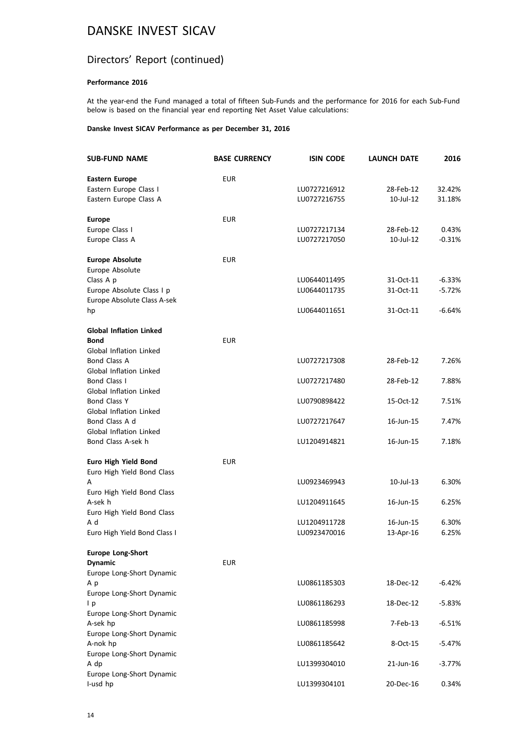# DANSKE INVEST SICAV

## Directors' Report (continued)

**Performance 2016**

At the year-end the Fund managed a total of fifteen Sub-Funds and the performance for 2016 for each Sub-Fund below is based on the financial year end reporting Net Asset Value calculations:

**Danske Invest SICAV Performance as per December 31, 2016**

| SUB-FUND NAME | BASE CURRENCY | ISIN CODE | LAUNCH DATE | 2016 |
|---|---|---|---|---|
| **Eastern Europe** | EUR | | | |
| Eastern Europe Class I | | LU0727216912 | 28-Feb-12 | 32.42% |
| Eastern Europe Class A | | LU0727216755 | 10-Jul-12 | 31.18% |
| **Europe** | EUR | | | |
| Europe Class I | | LU0727217134 | 28-Feb-12 | 0.43% |
| Europe Class A | | LU0727217050 | 10-Jul-12 | -0.31% |
| **Europe Absolute** | EUR | | | |
| Europe Absolute Class A p | | LU0644011495 | 31-Oct-11 | -6.33% |
| Europe Absolute Class I p | | LU0644011735 | 31-Oct-11 | -5.72% |
| Europe Absolute Class A-sek hp | | LU0644011651 | 31-Oct-11 | -6.64% |
| **Global Inflation Linked Bond** | EUR | | | |
| Global Inflation Linked Bond Class A | | LU0727217308 | 28-Feb-12 | 7.26% |
| Global Inflation Linked Bond Class I | | LU0727217480 | 28-Feb-12 | 7.88% |
| Global Inflation Linked Bond Class Y | | LU0790898422 | 15-Oct-12 | 7.51% |
| Global Inflation Linked Bond Class A d | | LU0727217647 | 16-Jun-15 | 7.47% |
| Global Inflation Linked Bond Class A-sek h | | LU1204914821 | 16-Jun-15 | 7.18% |
| **Euro High Yield Bond** | EUR | | | |
| Euro High Yield Bond Class A | | LU0923469943 | 10-Jul-13 | 6.30% |
| Euro High Yield Bond Class A-sek h | | LU1204911645 | 16-Jun-15 | 6.25% |
| Euro High Yield Bond Class A d | | LU1204911728 | 16-Jun-15 | 6.30% |
| Euro High Yield Bond Class I | | LU0923470016 | 13-Apr-16 | 6.25% |
| **Europe Long-Short Dynamic** | EUR | | | |
| Europe Long-Short Dynamic A p | | LU0861185303 | 18-Dec-12 | -6.42% |
| Europe Long-Short Dynamic I p | | LU0861186293 | 18-Dec-12 | -5.83% |
| Europe Long-Short Dynamic A-sek hp | | LU0861185998 | 7-Feb-13 | -6.51% |
| Europe Long-Short Dynamic A-nok hp | | LU0861185642 | 8-Oct-15 | -5.47% |
| Europe Long-Short Dynamic A dp | | LU1399304010 | 21-Jun-16 | -3.77% |
| Europe Long-Short Dynamic I-usd hp | | LU1399304101 | 20-Dec-16 | 0.34% |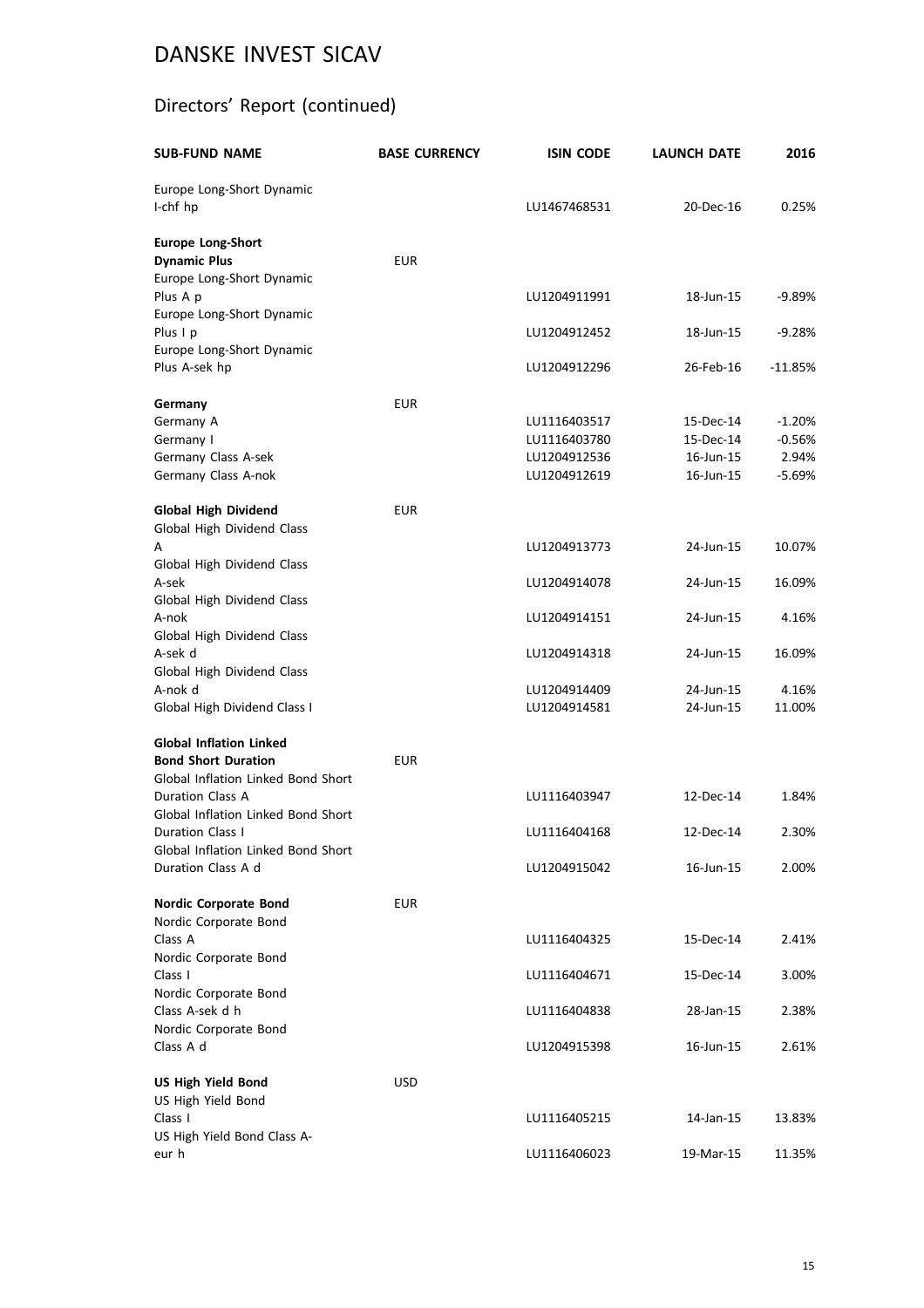# DANSKE INVEST SICAV

## Directors' Report (continued)

| SUB-FUND NAME | BASE CURRENCY | ISIN CODE | LAUNCH DATE | 2016 |
|---|---|---|---|---|
| Europe Long-Short Dynamic I-chf hp | | LU1467468531 | 20-Dec-16 | 0.25% |
| **Europe Long-Short Dynamic Plus** | EUR | | | |
| Europe Long-Short Dynamic Plus A p | | LU1204911991 | 18-Jun-15 | -9.89% |
| Europe Long-Short Dynamic Plus I p | | LU1204912452 | 18-Jun-15 | -9.28% |
| Europe Long-Short Dynamic Plus A-sek hp | | LU1204912296 | 26-Feb-16 | -11.85% |
| **Germany** | EUR | | | |
| Germany A | | LU1116403517 | 15-Dec-14 | -1.20% |
| Germany I | | LU1116403780 | 15-Dec-14 | -0.56% |
| Germany Class A-sek | | LU1204912536 | 16-Jun-15 | 2.94% |
| Germany Class A-nok | | LU1204912619 | 16-Jun-15 | -5.69% |
| **Global High Dividend** | EUR | | | |
| Global High Dividend Class A | | LU1204913773 | 24-Jun-15 | 10.07% |
| Global High Dividend Class A-sek | | LU1204914078 | 24-Jun-15 | 16.09% |
| Global High Dividend Class A-nok | | LU1204914151 | 24-Jun-15 | 4.16% |
| Global High Dividend Class A-sek d | | LU1204914318 | 24-Jun-15 | 16.09% |
| Global High Dividend Class A-nok d | | LU1204914409 | 24-Jun-15 | 4.16% |
| Global High Dividend Class I | | LU1204914581 | 24-Jun-15 | 11.00% |
| **Global Inflation Linked Bond Short Duration** | EUR | | | |
| Global Inflation Linked Bond Short Duration Class A | | LU1116403947 | 12-Dec-14 | 1.84% |
| Global Inflation Linked Bond Short Duration Class I | | LU1116404168 | 12-Dec-14 | 2.30% |
| Global Inflation Linked Bond Short Duration Class A d | | LU1204915042 | 16-Jun-15 | 2.00% |
| **Nordic Corporate Bond** | EUR | | | |
| Nordic Corporate Bond Class A | | LU1116404325 | 15-Dec-14 | 2.41% |
| Nordic Corporate Bond Class I | | LU1116404671 | 15-Dec-14 | 3.00% |
| Nordic Corporate Bond Class A-sek d h | | LU1116404838 | 28-Jan-15 | 2.38% |
| Nordic Corporate Bond Class A d | | LU1204915398 | 16-Jun-15 | 2.61% |
| **US High Yield Bond** | USD | | | |
| US High Yield Bond Class I | | LU1116405215 | 14-Jan-15 | 13.83% |
| US High Yield Bond Class A-eur h | | LU1116406023 | 19-Mar-15 | 11.35% |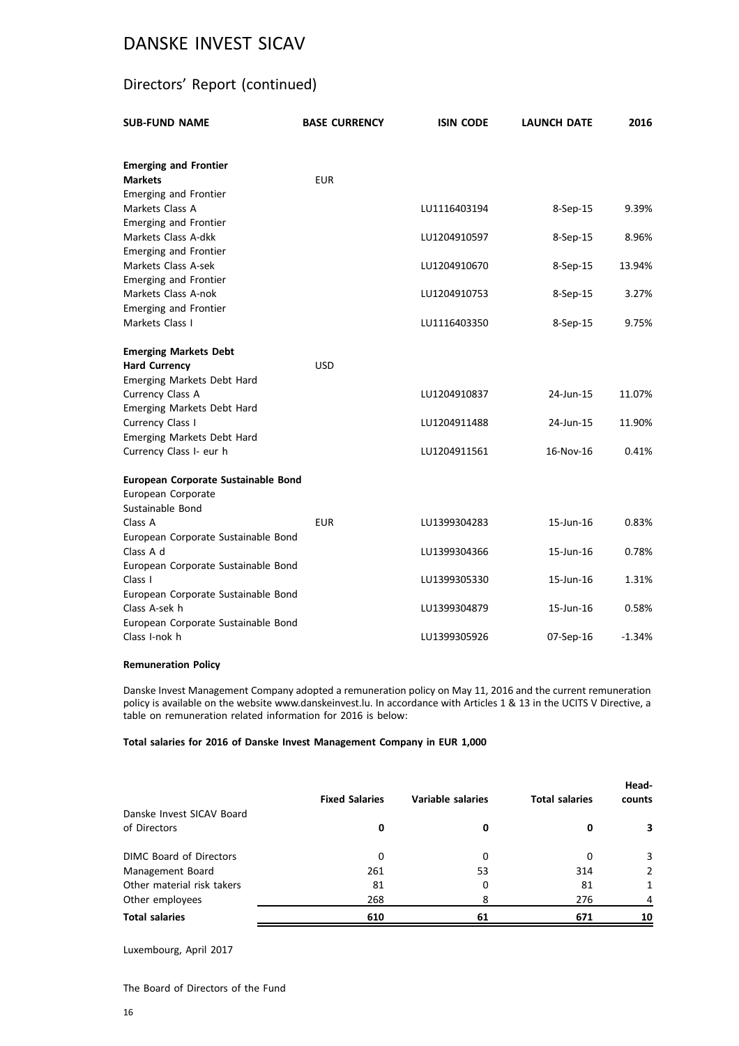# DANSKE INVEST SICAV

## Directors' Report (continued)

| SUB-FUND NAME | BASE CURRENCY | ISIN CODE | LAUNCH DATE | 2016 |
|---|---|---|---|---|
| **Emerging and Frontier Markets** | EUR | | | |
| Emerging and Frontier Markets Class A | | LU1116403194 | 8-Sep-15 | 9.39% |
| Emerging and Frontier Markets Class A-dkk | | LU1204910597 | 8-Sep-15 | 8.96% |
| Emerging and Frontier Markets Class A-sek | | LU1204910670 | 8-Sep-15 | 13.94% |
| Emerging and Frontier Markets Class A-nok | | LU1204910753 | 8-Sep-15 | 3.27% |
| Emerging and Frontier Markets Class I | | LU1116403350 | 8-Sep-15 | 9.75% |
| **Emerging Markets Debt Hard Currency** | USD | | | |
| Emerging Markets Debt Hard Currency Class A | | LU1204910837 | 24-Jun-15 | 11.07% |
| Emerging Markets Debt Hard Currency Class I | | LU1204911488 | 24-Jun-15 | 11.90% |
| Emerging Markets Debt Hard Currency Class I- eur h | | LU1204911561 | 16-Nov-16 | 0.41% |
| **European Corporate Sustainable Bond** | | | | |
| European Corporate Sustainable Bond Class A | EUR | LU1399304283 | 15-Jun-16 | 0.83% |
| European Corporate Sustainable Bond Class A d | | LU1399304366 | 15-Jun-16 | 0.78% |
| European Corporate Sustainable Bond Class I | | LU1399305330 | 15-Jun-16 | 1.31% |
| European Corporate Sustainable Bond Class A-sek h | | LU1399304879 | 15-Jun-16 | 0.58% |
| European Corporate Sustainable Bond Class I-nok h | | LU1399305926 | 07-Sep-16 | -1.34% |

**Remuneration Policy**

Danske Invest Management Company adopted a remuneration policy on May 11, 2016 and the current remuneration policy is available on the website www.danskeinvest.lu. In accordance with Articles 1 & 13 in the UCITS V Directive, a table on remuneration related information for 2016 is below:

**Total salaries for 2016 of Danske Invest Management Company in EUR 1,000**

| | Fixed Salaries | Variable salaries | Total salaries | Head-counts |
|---|---|---|---|---|
| Danske Invest SICAV Board of Directors | **0** | **0** | **0** | **3** |
| DIMC Board of Directors | 0 | 0 | 0 | 3 |
| Management Board | 261 | 53 | 314 | 2 |
| Other material risk takers | 81 | 0 | 81 | 1 |
| Other employees | 268 | 8 | 276 | 4 |
| **Total salaries** | **610** | **61** | **671** | **10** |

Luxembourg, April 2017

The Board of Directors of the Fund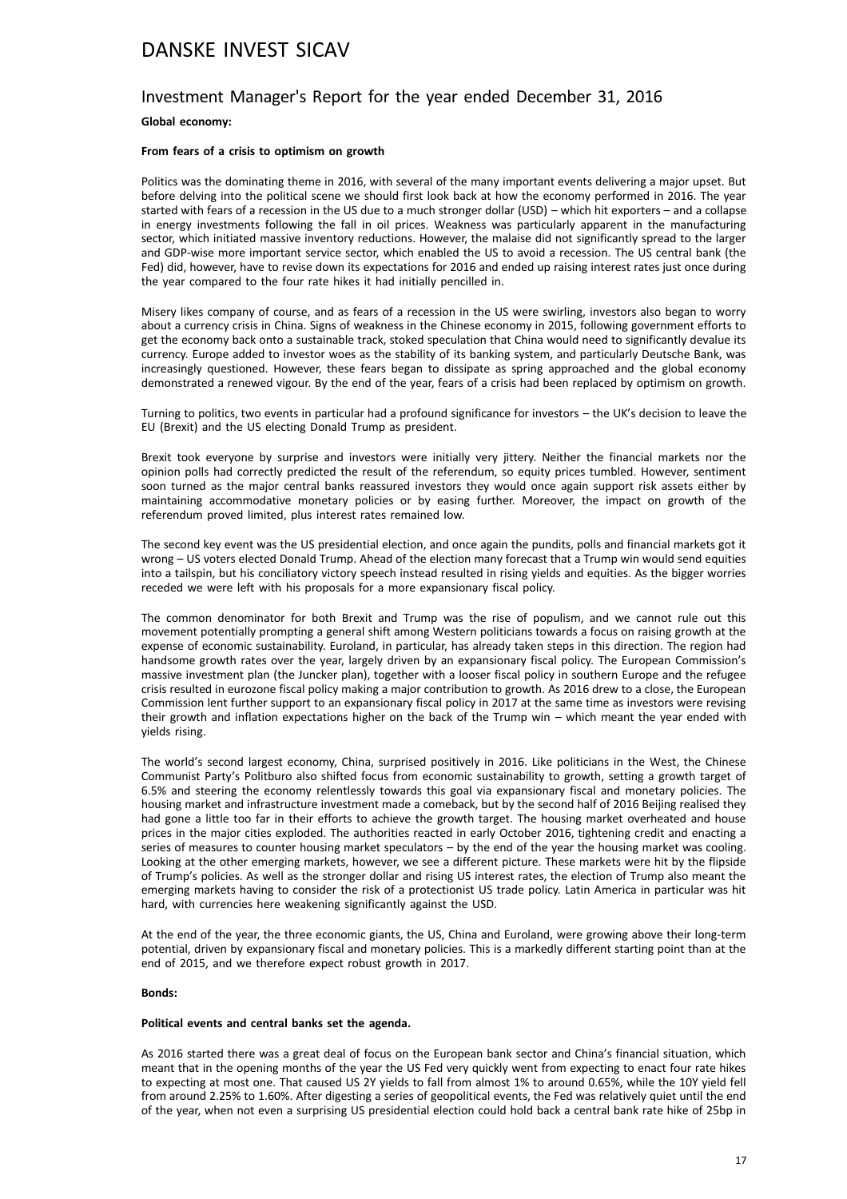# DANSKE INVEST SICAV

## Investment Manager's Report for the year ended December 31, 2016

**Global economy:**

**From fears of a crisis to optimism on growth**

Politics was the dominating theme in 2016, with several of the many important events delivering a major upset. But before delving into the political scene we should first look back at how the economy performed in 2016. The year started with fears of a recession in the US due to a much stronger dollar (USD) – which hit exporters – and a collapse in energy investments following the fall in oil prices. Weakness was particularly apparent in the manufacturing sector, which initiated massive inventory reductions. However, the malaise did not significantly spread to the larger and GDP-wise more important service sector, which enabled the US to avoid a recession. The US central bank (the Fed) did, however, have to revise down its expectations for 2016 and ended up raising interest rates just once during the year compared to the four rate hikes it had initially pencilled in.

Misery likes company of course, and as fears of a recession in the US were swirling, investors also began to worry about a currency crisis in China. Signs of weakness in the Chinese economy in 2015, following government efforts to get the economy back onto a sustainable track, stoked speculation that China would need to significantly devalue its currency. Europe added to investor woes as the stability of its banking system, and particularly Deutsche Bank, was increasingly questioned. However, these fears began to dissipate as spring approached and the global economy demonstrated a renewed vigour. By the end of the year, fears of a crisis had been replaced by optimism on growth.

Turning to politics, two events in particular had a profound significance for investors – the UK's decision to leave the EU (Brexit) and the US electing Donald Trump as president.

Brexit took everyone by surprise and investors were initially very jittery. Neither the financial markets nor the opinion polls had correctly predicted the result of the referendum, so equity prices tumbled. However, sentiment soon turned as the major central banks reassured investors they would once again support risk assets either by maintaining accommodative monetary policies or by easing further. Moreover, the impact on growth of the referendum proved limited, plus interest rates remained low.

The second key event was the US presidential election, and once again the pundits, polls and financial markets got it wrong – US voters elected Donald Trump. Ahead of the election many forecast that a Trump win would send equities into a tailspin, but his conciliatory victory speech instead resulted in rising yields and equities. As the bigger worries receded we were left with his proposals for a more expansionary fiscal policy.

The common denominator for both Brexit and Trump was the rise of populism, and we cannot rule out this movement potentially prompting a general shift among Western politicians towards a focus on raising growth at the expense of economic sustainability. Euroland, in particular, has already taken steps in this direction. The region had handsome growth rates over the year, largely driven by an expansionary fiscal policy. The European Commission's massive investment plan (the Juncker plan), together with a looser fiscal policy in southern Europe and the refugee crisis resulted in eurozone fiscal policy making a major contribution to growth. As 2016 drew to a close, the European Commission lent further support to an expansionary fiscal policy in 2017 at the same time as investors were revising their growth and inflation expectations higher on the back of the Trump win – which meant the year ended with yields rising.

The world's second largest economy, China, surprised positively in 2016. Like politicians in the West, the Chinese Communist Party's Politburo also shifted focus from economic sustainability to growth, setting a growth target of 6.5% and steering the economy relentlessly towards this goal via expansionary fiscal and monetary policies. The housing market and infrastructure investment made a comeback, but by the second half of 2016 Beijing realised they had gone a little too far in their efforts to achieve the growth target. The housing market overheated and house prices in the major cities exploded. The authorities reacted in early October 2016, tightening credit and enacting a series of measures to counter housing market speculators – by the end of the year the housing market was cooling. Looking at the other emerging markets, however, we see a different picture. These markets were hit by the flipside of Trump's policies. As well as the stronger dollar and rising US interest rates, the election of Trump also meant the emerging markets having to consider the risk of a protectionist US trade policy. Latin America in particular was hit hard, with currencies here weakening significantly against the USD.

At the end of the year, the three economic giants, the US, China and Euroland, were growing above their long-term potential, driven by expansionary fiscal and monetary policies. This is a markedly different starting point than at the end of 2015, and we therefore expect robust growth in 2017.

**Bonds:**

**Political events and central banks set the agenda.**

As 2016 started there was a great deal of focus on the European bank sector and China's financial situation, which meant that in the opening months of the year the US Fed very quickly went from expecting to enact four rate hikes to expecting at most one. That caused US 2Y yields to fall from almost 1% to around 0.65%, while the 10Y yield fell from around 2.25% to 1.60%. After digesting a series of geopolitical events, the Fed was relatively quiet until the end of the year, when not even a surprising US presidential election could hold back a central bank rate hike of 25bp in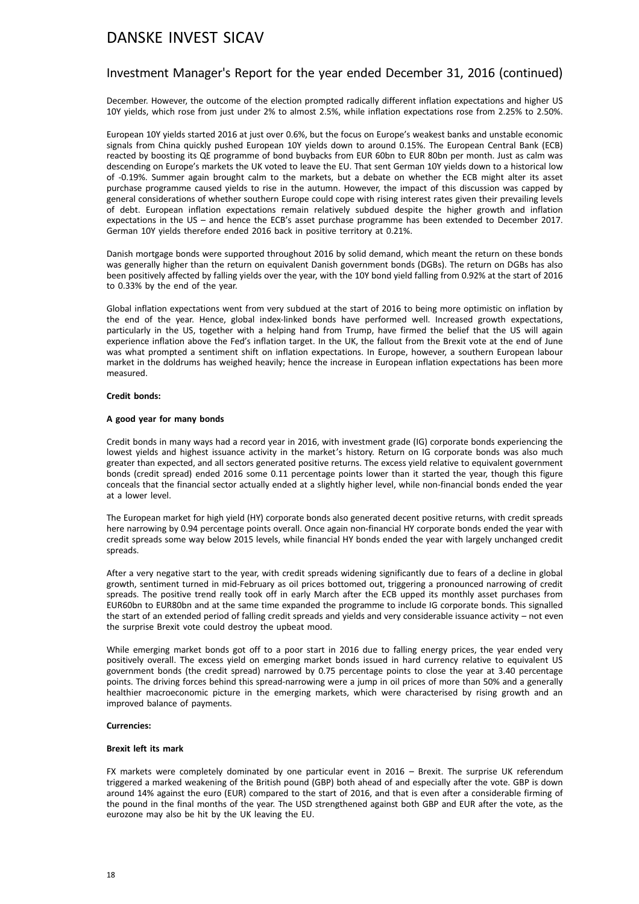December. However, the outcome of the election prompted radically different inflation expectations and higher US 10Y yields, which rose from just under 2% to almost 2.5%, while inflation expectations rose from 2.25% to 2.50%.

European 10Y yields started 2016 at just over 0.6%, but the focus on Europe's weakest banks and unstable economic signals from China quickly pushed European 10Y yields down to around 0.15%. The European Central Bank (ECB) reacted by boosting its QE programme of bond buybacks from EUR 60bn to EUR 80bn per month. Just as calm was descending on Europe's markets the UK voted to leave the EU. That sent German 10Y yields down to a historical low of -0.19%. Summer again brought calm to the markets, but a debate on whether the ECB might alter its asset purchase programme caused yields to rise in the autumn. However, the impact of this discussion was capped by general considerations of whether southern Europe could cope with rising interest rates given their prevailing levels of debt. European inflation expectations remain relatively subdued despite the higher growth and inflation expectations in the US – and hence the ECB's asset purchase programme has been extended to December 2017. German 10Y yields therefore ended 2016 back in positive territory at 0.21%.

Danish mortgage bonds were supported throughout 2016 by solid demand, which meant the return on these bonds was generally higher than the return on equivalent Danish government bonds (DGBs). The return on DGBs has also been positively affected by falling yields over the year, with the 10Y bond yield falling from 0.92% at the start of 2016 to 0.33% by the end of the year.

Global inflation expectations went from very subdued at the start of 2016 to being more optimistic on inflation by the end of the year. Hence, global index-linked bonds have performed well. Increased growth expectations, particularly in the US, together with a helping hand from Trump, have firmed the belief that the US will again experience inflation above the Fed's inflation target. In the UK, the fallout from the Brexit vote at the end of June was what prompted a sentiment shift on inflation expectations. In Europe, however, a southern European labour market in the doldrums has weighed heavily; hence the increase in European inflation expectations has been more measured.

**Credit bonds:**

**A good year for many bonds**

Credit bonds in many ways had a record year in 2016, with investment grade (IG) corporate bonds experiencing the lowest yields and highest issuance activity in the market's history. Return on IG corporate bonds was also much greater than expected, and all sectors generated positive returns. The excess yield relative to equivalent government bonds (credit spread) ended 2016 some 0.11 percentage points lower than it started the year, though this figure conceals that the financial sector actually ended at a slightly higher level, while non-financial bonds ended the year at a lower level.

The European market for high yield (HY) corporate bonds also generated decent positive returns, with credit spreads here narrowing by 0.94 percentage points overall. Once again non-financial HY corporate bonds ended the year with credit spreads some way below 2015 levels, while financial HY bonds ended the year with largely unchanged credit spreads.

After a very negative start to the year, with credit spreads widening significantly due to fears of a decline in global growth, sentiment turned in mid-February as oil prices bottomed out, triggering a pronounced narrowing of credit spreads. The positive trend really took off in early March after the ECB upped its monthly asset purchases from EUR60bn to EUR80bn and at the same time expanded the programme to include IG corporate bonds. This signalled the start of an extended period of falling credit spreads and yields and very considerable issuance activity – not even the surprise Brexit vote could destroy the upbeat mood.

While emerging market bonds got off to a poor start in 2016 due to falling energy prices, the year ended very positively overall. The excess yield on emerging market bonds issued in hard currency relative to equivalent US government bonds (the credit spread) narrowed by 0.75 percentage points to close the year at 3.40 percentage points. The driving forces behind this spread-narrowing were a jump in oil prices of more than 50% and a generally healthier macroeconomic picture in the emerging markets, which were characterised by rising growth and an improved balance of payments.

**Currencies:**

**Brexit left its mark**

FX markets were completely dominated by one particular event in 2016 – Brexit. The surprise UK referendum triggered a marked weakening of the British pound (GBP) both ahead of and especially after the vote. GBP is down around 14% against the euro (EUR) compared to the start of 2016, and that is even after a considerable firming of the pound in the final months of the year. The USD strengthened against both GBP and EUR after the vote, as the eurozone may also be hit by the UK leaving the EU.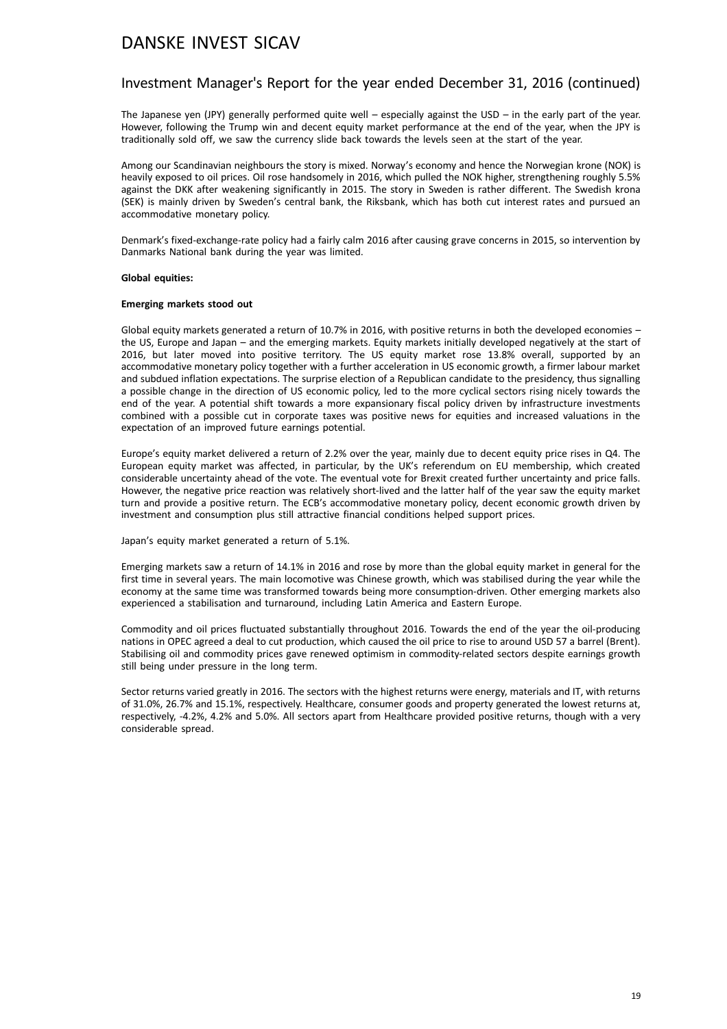The Japanese yen (JPY) generally performed quite well – especially against the USD – in the early part of the year. However, following the Trump win and decent equity market performance at the end of the year, when the JPY is traditionally sold off, we saw the currency slide back towards the levels seen at the start of the year.

Among our Scandinavian neighbours the story is mixed. Norway's economy and hence the Norwegian krone (NOK) is heavily exposed to oil prices. Oil rose handsomely in 2016, which pulled the NOK higher, strengthening roughly 5.5% against the DKK after weakening significantly in 2015. The story in Sweden is rather different. The Swedish krona (SEK) is mainly driven by Sweden's central bank, the Riksbank, which has both cut interest rates and pursued an accommodative monetary policy.

Denmark's fixed-exchange-rate policy had a fairly calm 2016 after causing grave concerns in 2015, so intervention by Danmarks National bank during the year was limited.

**Global equities:**

**Emerging markets stood out**

Global equity markets generated a return of 10.7% in 2016, with positive returns in both the developed economies – the US, Europe and Japan – and the emerging markets. Equity markets initially developed negatively at the start of 2016, but later moved into positive territory. The US equity market rose 13.8% overall, supported by an accommodative monetary policy together with a further acceleration in US economic growth, a firmer labour market and subdued inflation expectations. The surprise election of a Republican candidate to the presidency, thus signalling a possible change in the direction of US economic policy, led to the more cyclical sectors rising nicely towards the end of the year. A potential shift towards a more expansionary fiscal policy driven by infrastructure investments combined with a possible cut in corporate taxes was positive news for equities and increased valuations in the expectation of an improved future earnings potential.

Europe's equity market delivered a return of 2.2% over the year, mainly due to decent equity price rises in Q4. The European equity market was affected, in particular, by the UK's referendum on EU membership, which created considerable uncertainty ahead of the vote. The eventual vote for Brexit created further uncertainty and price falls. However, the negative price reaction was relatively short-lived and the latter half of the year saw the equity market turn and provide a positive return. The ECB's accommodative monetary policy, decent economic growth driven by investment and consumption plus still attractive financial conditions helped support prices.

Japan's equity market generated a return of 5.1%.

Emerging markets saw a return of 14.1% in 2016 and rose by more than the global equity market in general for the first time in several years. The main locomotive was Chinese growth, which was stabilised during the year while the economy at the same time was transformed towards being more consumption-driven. Other emerging markets also experienced a stabilisation and turnaround, including Latin America and Eastern Europe.

Commodity and oil prices fluctuated substantially throughout 2016. Towards the end of the year the oil-producing nations in OPEC agreed a deal to cut production, which caused the oil price to rise to around USD 57 a barrel (Brent). Stabilising oil and commodity prices gave renewed optimism in commodity-related sectors despite earnings growth still being under pressure in the long term.

Sector returns varied greatly in 2016. The sectors with the highest returns were energy, materials and IT, with returns of 31.0%, 26.7% and 15.1%, respectively. Healthcare, consumer goods and property generated the lowest returns at, respectively, -4.2%, 4.2% and 5.0%. All sectors apart from Healthcare provided positive returns, though with a very considerable spread.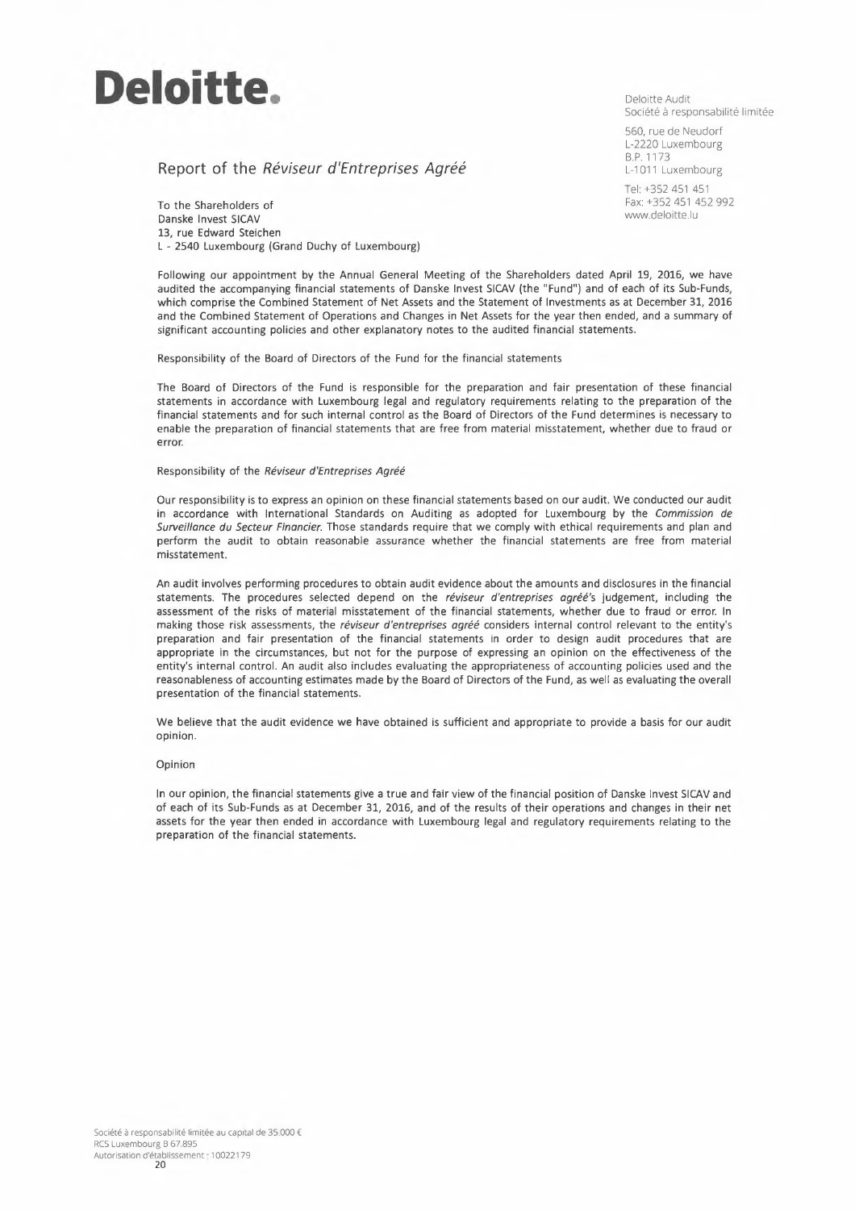# Deloitte.

Deloitte Audit
Société à responsabilité limitée

560, rue de Neudorf
L-2220 Luxembourg
B.P. 1173
L-1011 Luxembourg

Tel: +352 451 451
Fax: +352 451 452 992
www.deloitte.lu

## Report of the *Réviseur d'Entreprises Agréé*

To the Shareholders of
Danske Invest SICAV
13, rue Edward Steichen
L - 2540 Luxembourg (Grand Duchy of Luxembourg)

Following our appointment by the Annual General Meeting of the Shareholders dated April 19, 2016, we have audited the accompanying financial statements of Danske Invest SICAV (the "Fund") and of each of its Sub-Funds, which comprise the Combined Statement of Net Assets and the Statement of Investments as at December 31, 2016 and the Combined Statement of Operations and Changes in Net Assets for the year then ended, and a summary of significant accounting policies and other explanatory notes to the audited financial statements.

Responsibility of the Board of Directors of the Fund for the financial statements

The Board of Directors of the Fund is responsible for the preparation and fair presentation of these financial statements in accordance with Luxembourg legal and regulatory requirements relating to the preparation of the financial statements and for such internal control as the Board of Directors of the Fund determines is necessary to enable the preparation of financial statements that are free from material misstatement, whether due to fraud or error.

Responsibility of the *Réviseur d'Entreprises Agréé*

Our responsibility is to express an opinion on these financial statements based on our audit. We conducted our audit in accordance with International Standards on Auditing as adopted for Luxembourg by the *Commission de Surveillance du Secteur Financier.* Those standards require that we comply with ethical requirements and plan and perform the audit to obtain reasonable assurance whether the financial statements are free from material misstatement.

An audit involves performing procedures to obtain audit evidence about the amounts and disclosures in the financial statements. The procedures selected depend on the *réviseur d'entreprises agréé*'s judgement, including the assessment of the risks of material misstatement of the financial statements, whether due to fraud or error. In making those risk assessments, the *réviseur d'entreprises agréé* considers internal control relevant to the entity's preparation and fair presentation of the financial statements in order to design audit procedures that are appropriate in the circumstances, but not for the purpose of expressing an opinion on the effectiveness of the entity's internal control. An audit also includes evaluating the appropriateness of accounting policies used and the reasonableness of accounting estimates made by the Board of Directors of the Fund, as well as evaluating the overall presentation of the financial statements.

We believe that the audit evidence we have obtained is sufficient and appropriate to provide a basis for our audit opinion.

Opinion

In our opinion, the financial statements give a true and fair view of the financial position of Danske Invest SICAV and of each of its Sub-Funds as at December 31, 2016, and of the results of their operations and changes in their net assets for the year then ended in accordance with Luxembourg legal and regulatory requirements relating to the preparation of the financial statements.

Société à responsabilité limitée au capital de 35.000 €
RCS Luxembourg B 67.895
Autorisation d'établissement : 10022179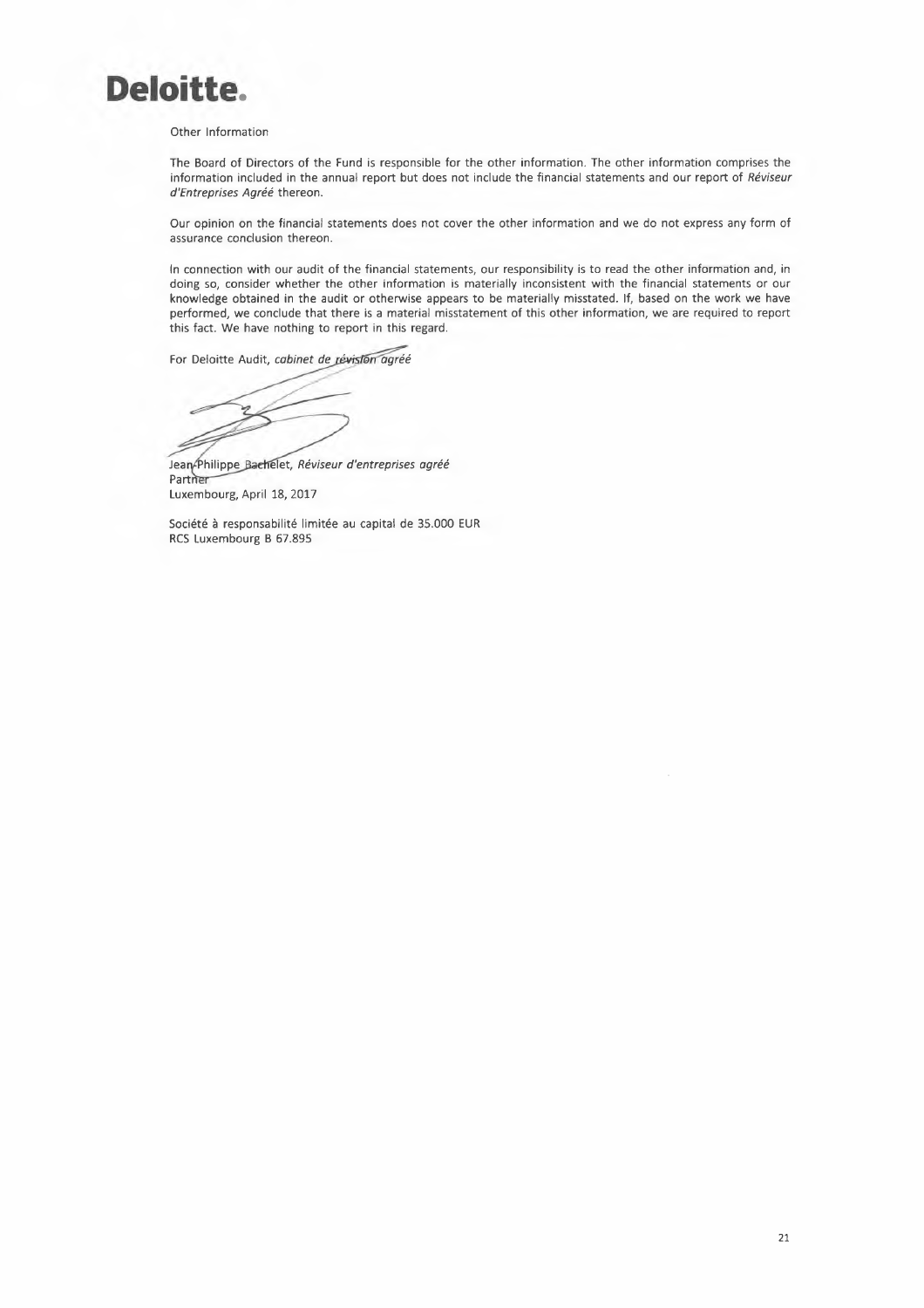Other Information

The Board of Directors of the Fund is responsible for the other information. The other information comprises the information included in the annual report but does not include the financial statements and our report of *Réviseur d'Entreprises Agréé* thereon.

Our opinion on the financial statements does not cover the other information and we do not express any form of assurance conclusion thereon.

In connection with our audit of the financial statements, our responsibility is to read the other information and, in doing so, consider whether the other information is materially inconsistent with the financial statements or our knowledge obtained in the audit or otherwise appears to be materially misstated. If, based on the work we have performed, we conclude that there is a material misstatement of this other information, we are required to report this fact. We have nothing to report in this regard.

For Deloitte Audit, *cabinet de révision agréé*

Jean-Philippe Bachelet, *Réviseur d'entreprises agréé*
Partner
Luxembourg, April 18, 2017

Société à responsabilité limitée au capital de 35.000 EUR
RCS Luxembourg B 67.895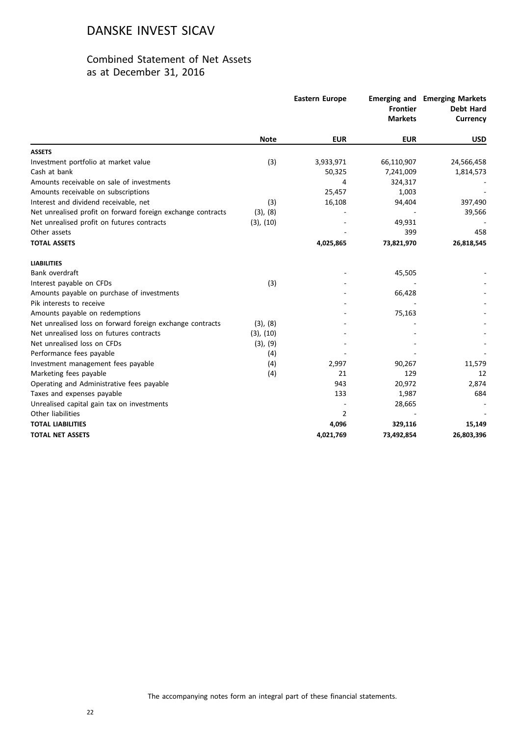# DANSKE INVEST SICAV

## Combined Statement of Net Assets
as at December 31, 2016

| | Note | Eastern Europe | Emerging and Frontier Markets | Emerging Markets Debt Hard Currency |
|---|---|---|---|---|
| | | **EUR** | **EUR** | **USD** |
| **ASSETS** | | | | |
| Investment portfolio at market value | (3) | 3,933,971 | 66,110,907 | 24,566,458 |
| Cash at bank | | 50,325 | 7,241,009 | 1,814,573 |
| Amounts receivable on sale of investments | | 4 | 324,317 | - |
| Amounts receivable on subscriptions | | 25,457 | 1,003 | - |
| Interest and dividend receivable, net | (3) | 16,108 | 94,404 | 397,490 |
| Net unrealised profit on forward foreign exchange contracts | (3), (8) | - | - | 39,566 |
| Net unrealised profit on futures contracts | (3), (10) | - | 49,931 | - |
| Other assets | | - | 399 | 458 |
| **TOTAL ASSETS** | | **4,025,865** | **73,821,970** | **26,818,545** |
| **LIABILITIES** | | | | |
| Bank overdraft | | - | 45,505 | - |
| Interest payable on CFDs | (3) | - | - | - |
| Amounts payable on purchase of investments | | - | 66,428 | - |
| Pik interests to receive | | - | - | - |
| Amounts payable on redemptions | | - | 75,163 | - |
| Net unrealised loss on forward foreign exchange contracts | (3), (8) | - | - | - |
| Net unrealised loss on futures contracts | (3), (10) | - | - | - |
| Net unrealised loss on CFDs | (3), (9) | - | - | - |
| Performance fees payable | (4) | - | - | - |
| Investment management fees payable | (4) | 2,997 | 90,267 | 11,579 |
| Marketing fees payable | (4) | 21 | 129 | 12 |
| Operating and Administrative fees payable | | 943 | 20,972 | 2,874 |
| Taxes and expenses payable | | 133 | 1,987 | 684 |
| Unrealised capital gain tax on investments | | - | 28,665 | - |
| Other liabilities | | 2 | - | - |
| **TOTAL LIABILITIES** | | **4,096** | **329,116** | **15,149** |
| **TOTAL NET ASSETS** | | **4,021,769** | **73,492,854** | **26,803,396** |

The accompanying notes form an integral part of these financial statements.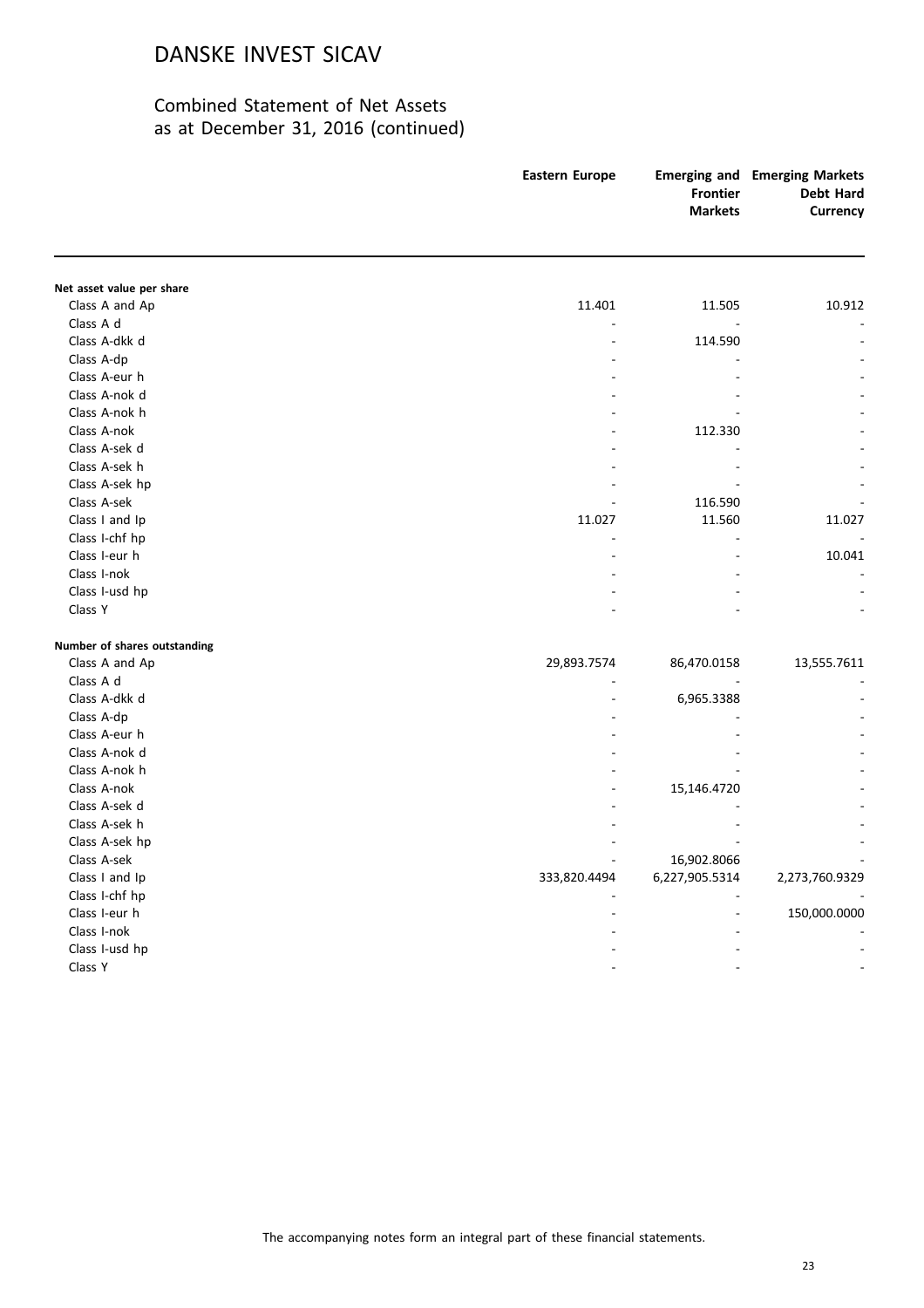# DANSKE INVEST SICAV

## Combined Statement of Net Assets as at December 31, 2016 (continued)

| | Eastern Europe | Emerging and Frontier Markets | Emerging Markets Debt Hard Currency |
|---|---|---|---|
| **Net asset value per share** | | | |
| Class A and Ap | 11.401 | 11.505 | 10.912 |
| Class A d | - | - | - |
| Class A-dkk d | - | 114.590 | - |
| Class A-dp | - | - | - |
| Class A-eur h | - | - | - |
| Class A-nok d | - | - | - |
| Class A-nok h | - | - | - |
| Class A-nok | - | 112.330 | - |
| Class A-sek d | - | - | - |
| Class A-sek h | - | - | - |
| Class A-sek hp | - | - | - |
| Class A-sek | - | 116.590 | - |
| Class I and Ip | 11.027 | 11.560 | 11.027 |
| Class I-chf hp | - | - | - |
| Class I-eur h | - | - | 10.041 |
| Class I-nok | - | - | - |
| Class I-usd hp | - | - | - |
| Class Y | - | - | - |
| **Number of shares outstanding** | | | |
| Class A and Ap | 29,893.7574 | 86,470.0158 | 13,555.7611 |
| Class A d | - | - | - |
| Class A-dkk d | - | 6,965.3388 | - |
| Class A-dp | - | - | - |
| Class A-eur h | - | - | - |
| Class A-nok d | - | - | - |
| Class A-nok h | - | - | - |
| Class A-nok | - | 15,146.4720 | - |
| Class A-sek d | - | - | - |
| Class A-sek h | - | - | - |
| Class A-sek hp | - | - | - |
| Class A-sek | - | 16,902.8066 | - |
| Class I and Ip | 333,820.4494 | 6,227,905.5314 | 2,273,760.9329 |
| Class I-chf hp | - | - | - |
| Class I-eur h | - | - | 150,000.0000 |
| Class I-nok | - | - | - |
| Class I-usd hp | - | - | - |
| Class Y | - | - | - |

The accompanying notes form an integral part of these financial statements.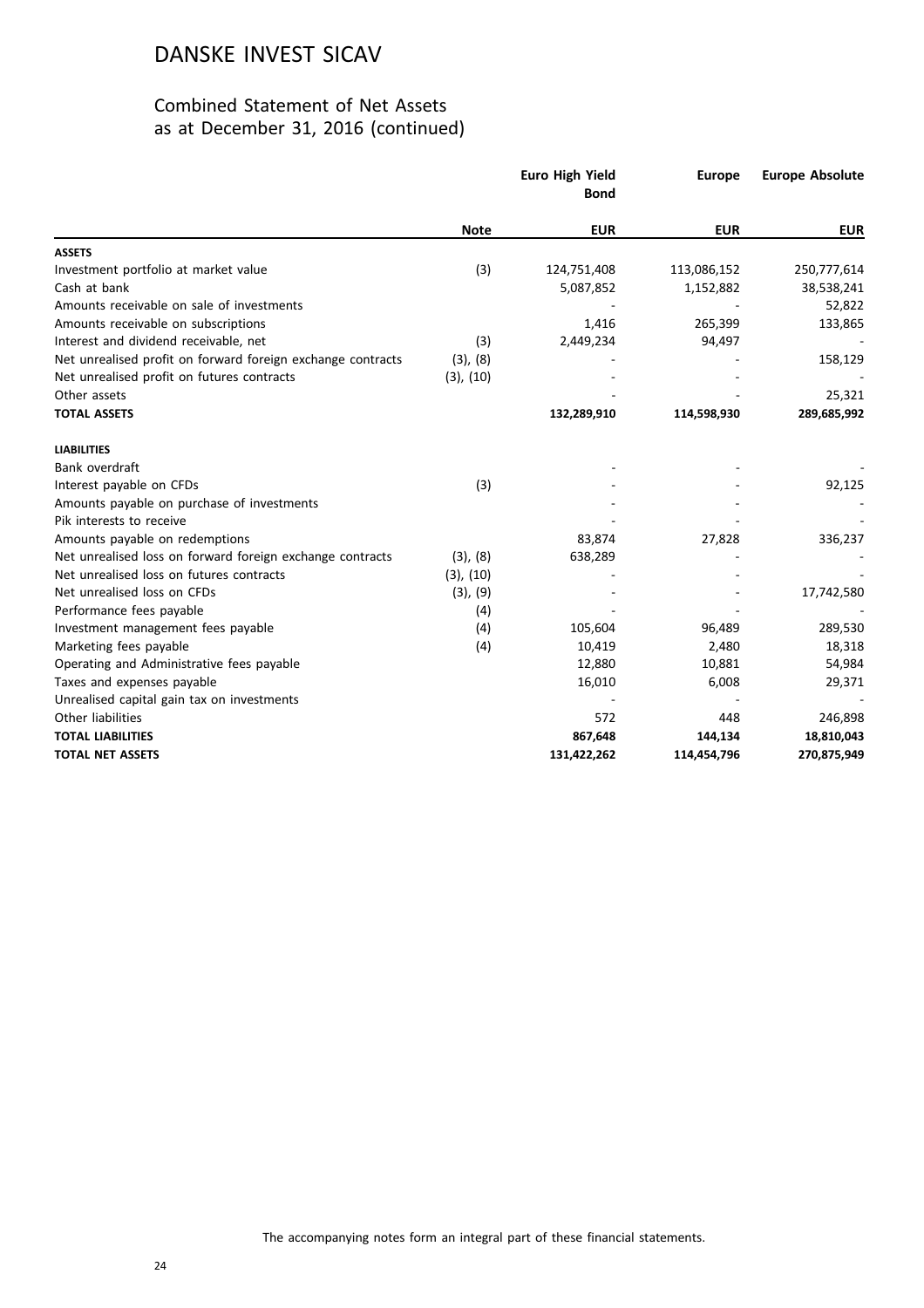# DANSKE INVEST SICAV

## Combined Statement of Net Assets as at December 31, 2016 (continued)

| | Note | Euro High Yield Bond | Europe | Europe Absolute |
|---|---|---|---|---|
| | | EUR | EUR | EUR |
| **ASSETS** | | | | |
| Investment portfolio at market value | (3) | 124,751,408 | 113,086,152 | 250,777,614 |
| Cash at bank | | 5,087,852 | 1,152,882 | 38,538,241 |
| Amounts receivable on sale of investments | | - | - | 52,822 |
| Amounts receivable on subscriptions | | 1,416 | 265,399 | 133,865 |
| Interest and dividend receivable, net | (3) | 2,449,234 | 94,497 | - |
| Net unrealised profit on forward foreign exchange contracts | (3), (8) | - | - | 158,129 |
| Net unrealised profit on futures contracts | (3), (10) | - | - | - |
| Other assets | | - | - | 25,321 |
| **TOTAL ASSETS** | | **132,289,910** | **114,598,930** | **289,685,992** |
| **LIABILITIES** | | | | |
| Bank overdraft | | - | - | - |
| Interest payable on CFDs | (3) | - | - | 92,125 |
| Amounts payable on purchase of investments | | - | - | - |
| Pik interests to receive | | - | - | - |
| Amounts payable on redemptions | | 83,874 | 27,828 | 336,237 |
| Net unrealised loss on forward foreign exchange contracts | (3), (8) | 638,289 | - | - |
| Net unrealised loss on futures contracts | (3), (10) | - | - | - |
| Net unrealised loss on CFDs | (3), (9) | - | - | 17,742,580 |
| Performance fees payable | (4) | - | - | - |
| Investment management fees payable | (4) | 105,604 | 96,489 | 289,530 |
| Marketing fees payable | (4) | 10,419 | 2,480 | 18,318 |
| Operating and Administrative fees payable | | 12,880 | 10,881 | 54,984 |
| Taxes and expenses payable | | 16,010 | 6,008 | 29,371 |
| Unrealised capital gain tax on investments | | - | - | - |
| Other liabilities | | 572 | 448 | 246,898 |
| **TOTAL LIABILITIES** | | **867,648** | **144,134** | **18,810,043** |
| **TOTAL NET ASSETS** | | **131,422,262** | **114,454,796** | **270,875,949** |

The accompanying notes form an integral part of these financial statements.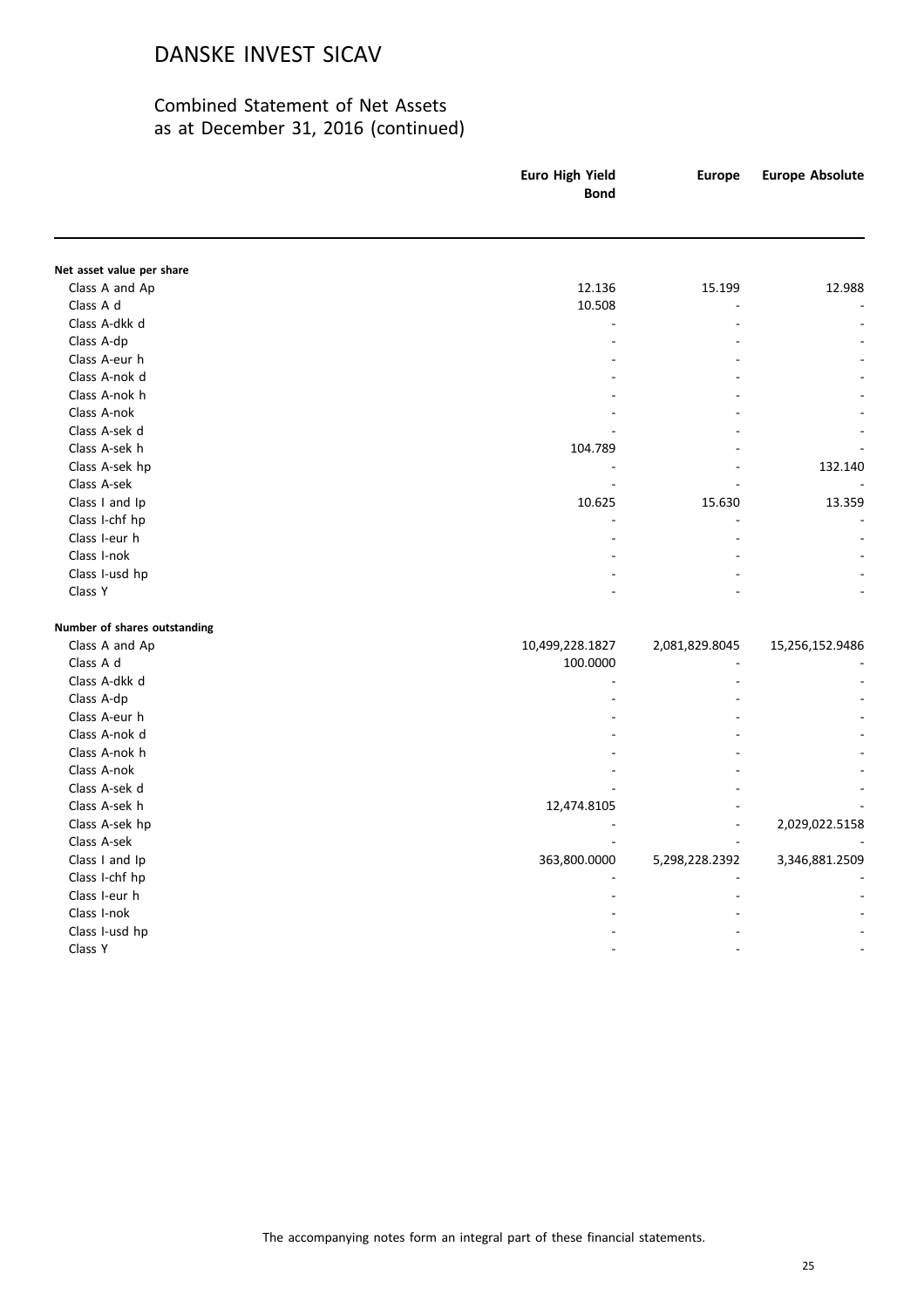# DANSKE INVEST SICAV

## Combined Statement of Net Assets
## as at December 31, 2016 (continued)

| | Euro High Yield Bond | Europe | Europe Absolute |
|---|---|---|---|
| **Net asset value per share** | | | |
| Class A and Ap | 12.136 | 15.199 | 12.988 |
| Class A d | 10.508 | - | - |
| Class A-dkk d | - | - | - |
| Class A-dp | - | - | - |
| Class A-eur h | - | - | - |
| Class A-nok d | - | - | - |
| Class A-nok h | - | - | - |
| Class A-nok | - | - | - |
| Class A-sek d | - | - | - |
| Class A-sek h | 104.789 | - | - |
| Class A-sek hp | - | - | 132.140 |
| Class A-sek | - | - | - |
| Class I and Ip | 10.625 | 15.630 | 13.359 |
| Class I-chf hp | - | - | - |
| Class I-eur h | - | - | - |
| Class I-nok | - | - | - |
| Class I-usd hp | - | - | - |
| Class Y | - | - | - |
| **Number of shares outstanding** | | | |
| Class A and Ap | 10,499,228.1827 | 2,081,829.8045 | 15,256,152.9486 |
| Class A d | 100.0000 | - | - |
| Class A-dkk d | - | - | - |
| Class A-dp | - | - | - |
| Class A-eur h | - | - | - |
| Class A-nok d | - | - | - |
| Class A-nok h | - | - | - |
| Class A-nok | - | - | - |
| Class A-sek d | - | - | - |
| Class A-sek h | 12,474.8105 | - | - |
| Class A-sek hp | - | - | 2,029,022.5158 |
| Class A-sek | - | - | - |
| Class I and Ip | 363,800.0000 | 5,298,228.2392 | 3,346,881.2509 |
| Class I-chf hp | - | - | - |
| Class I-eur h | - | - | - |
| Class I-nok | - | - | - |
| Class I-usd hp | - | - | - |
| Class Y | - | - | - |

The accompanying notes form an integral part of these financial statements.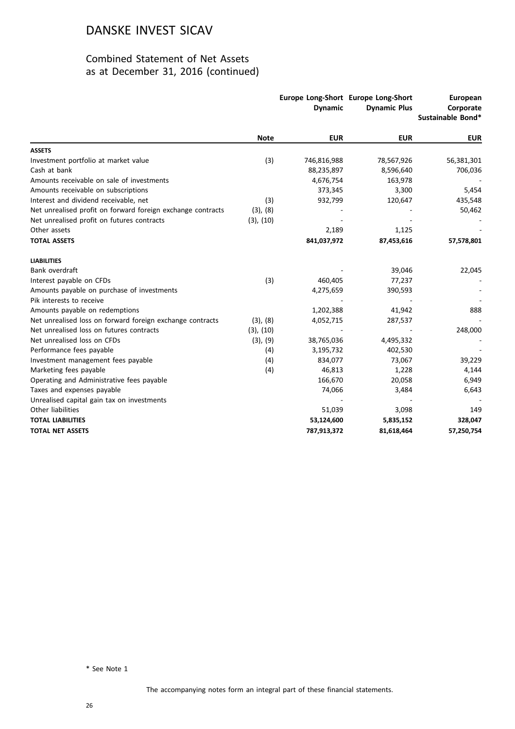# DANSKE INVEST SICAV

## Combined Statement of Net Assets as at December 31, 2016 (continued)

| | Note | Europe Long-Short Dynamic | Europe Long-Short Dynamic Plus | European Corporate Sustainable Bond* |
|---|---|---|---|---|
| | | EUR | EUR | EUR |
| **ASSETS** | | | | |
| Investment portfolio at market value | (3) | 746,816,988 | 78,567,926 | 56,381,301 |
| Cash at bank | | 88,235,897 | 8,596,640 | 706,036 |
| Amounts receivable on sale of investments | | 4,676,754 | 163,978 | - |
| Amounts receivable on subscriptions | | 373,345 | 3,300 | 5,454 |
| Interest and dividend receivable, net | (3) | 932,799 | 120,647 | 435,548 |
| Net unrealised profit on forward foreign exchange contracts | (3), (8) | - | - | 50,462 |
| Net unrealised profit on futures contracts | (3), (10) | - | - | - |
| Other assets | | 2,189 | 1,125 | - |
| **TOTAL ASSETS** | | **841,037,972** | **87,453,616** | **57,578,801** |
| **LIABILITIES** | | | | |
| Bank overdraft | | - | 39,046 | 22,045 |
| Interest payable on CFDs | (3) | 460,405 | 77,237 | - |
| Amounts payable on purchase of investments | | 4,275,659 | 390,593 | - |
| Pik interests to receive | | - | - | - |
| Amounts payable on redemptions | | 1,202,388 | 41,942 | 888 |
| Net unrealised loss on forward foreign exchange contracts | (3), (8) | 4,052,715 | 287,537 | - |
| Net unrealised loss on futures contracts | (3), (10) | - | - | 248,000 |
| Net unrealised loss on CFDs | (3), (9) | 38,765,036 | 4,495,332 | - |
| Performance fees payable | (4) | 3,195,732 | 402,530 | - |
| Investment management fees payable | (4) | 834,077 | 73,067 | 39,229 |
| Marketing fees payable | (4) | 46,813 | 1,228 | 4,144 |
| Operating and Administrative fees payable | | 166,670 | 20,058 | 6,949 |
| Taxes and expenses payable | | 74,066 | 3,484 | 6,643 |
| Unrealised capital gain tax on investments | | - | - | - |
| Other liabilities | | 51,039 | 3,098 | 149 |
| **TOTAL LIABILITIES** | | **53,124,600** | **5,835,152** | **328,047** |
| **TOTAL NET ASSETS** | | **787,913,372** | **81,618,464** | **57,250,754** |

\* See Note 1

The accompanying notes form an integral part of these financial statements.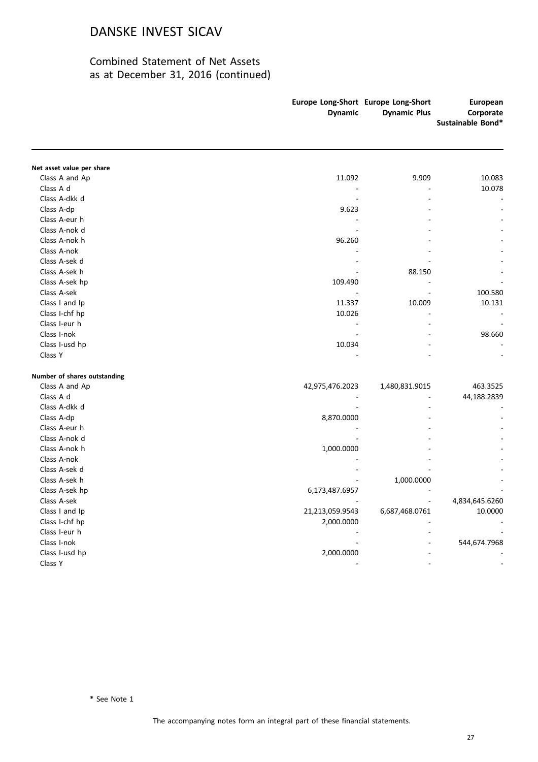# DANSKE INVEST SICAV

## Combined Statement of Net Assets as at December 31, 2016 (continued)

| | Europe Long-Short Dynamic | Europe Long-Short Dynamic Plus | European Corporate Sustainable Bond* |
|---|---|---|---|
| **Net asset value per share** | | | |
| Class A and Ap | 11.092 | 9.909 | 10.083 |
| Class A d | - | - | 10.078 |
| Class A-dkk d | - | - | - |
| Class A-dp | 9.623 | - | - |
| Class A-eur h | - | - | - |
| Class A-nok d | - | - | - |
| Class A-nok h | 96.260 | - | - |
| Class A-nok | - | - | - |
| Class A-sek d | - | - | - |
| Class A-sek h | - | 88.150 | - |
| Class A-sek hp | 109.490 | - | - |
| Class A-sek | - | - | 100.580 |
| Class I and Ip | 11.337 | 10.009 | 10.131 |
| Class I-chf hp | 10.026 | - | - |
| Class I-eur h | - | - | - |
| Class I-nok | - | - | 98.660 |
| Class I-usd hp | 10.034 | - | - |
| Class Y | - | - | - |
| **Number of shares outstanding** | | | |
| Class A and Ap | 42,975,476.2023 | 1,480,831.9015 | 463.3525 |
| Class A d | - | - | 44,188.2839 |
| Class A-dkk d | - | - | - |
| Class A-dp | 8,870.0000 | - | - |
| Class A-eur h | - | - | - |
| Class A-nok d | - | - | - |
| Class A-nok h | 1,000.0000 | - | - |
| Class A-nok | - | - | - |
| Class A-sek d | - | - | - |
| Class A-sek h | - | 1,000.0000 | - |
| Class A-sek hp | 6,173,487.6957 | - | - |
| Class A-sek | - | - | 4,834,645.6260 |
| Class I and Ip | 21,213,059.9543 | 6,687,468.0761 | 10.0000 |
| Class I-chf hp | 2,000.0000 | - | - |
| Class I-eur h | - | - | - |
| Class I-nok | - | - | 544,674.7968 |
| Class I-usd hp | 2,000.0000 | - | - |
| Class Y | - | - | - |

\* See Note 1

The accompanying notes form an integral part of these financial statements.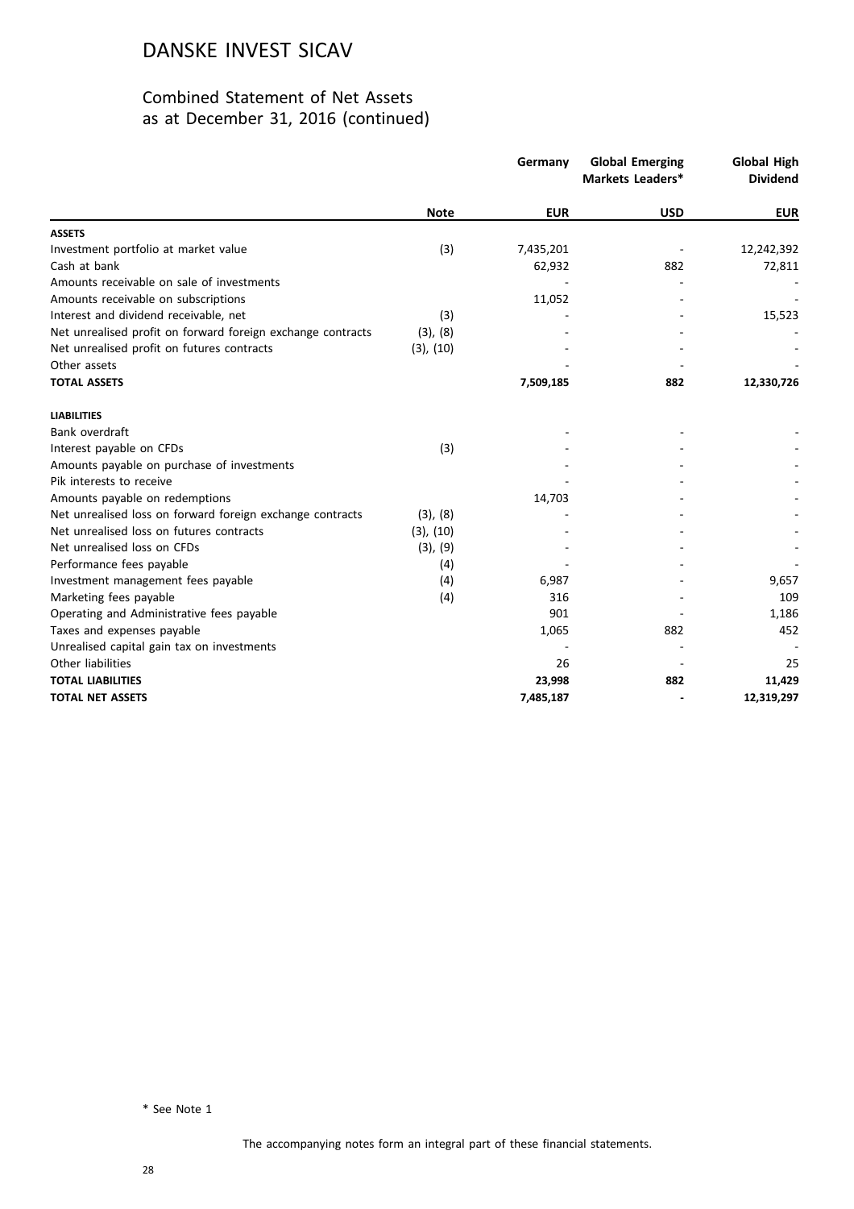# DANSKE INVEST SICAV

## Combined Statement of Net Assets as at December 31, 2016 (continued)

| | Note | Germany | Global Emerging Markets Leaders* | Global High Dividend |
|---|---|---|---|---|
| | | **EUR** | **USD** | **EUR** |
| **ASSETS** | | | | |
| Investment portfolio at market value | (3) | 7,435,201 | - | 12,242,392 |
| Cash at bank | | 62,932 | 882 | 72,811 |
| Amounts receivable on sale of investments | | - | - | - |
| Amounts receivable on subscriptions | | 11,052 | - | - |
| Interest and dividend receivable, net | (3) | - | - | 15,523 |
| Net unrealised profit on forward foreign exchange contracts | (3), (8) | - | - | - |
| Net unrealised profit on futures contracts | (3), (10) | - | - | - |
| Other assets | | - | - | - |
| **TOTAL ASSETS** | | **7,509,185** | **882** | **12,330,726** |
| **LIABILITIES** | | | | |
| Bank overdraft | | - | - | - |
| Interest payable on CFDs | (3) | - | - | - |
| Amounts payable on purchase of investments | | - | - | - |
| Pik interests to receive | | - | - | - |
| Amounts payable on redemptions | | 14,703 | - | - |
| Net unrealised loss on forward foreign exchange contracts | (3), (8) | - | - | - |
| Net unrealised loss on futures contracts | (3), (10) | - | - | - |
| Net unrealised loss on CFDs | (3), (9) | - | - | - |
| Performance fees payable | (4) | - | - | - |
| Investment management fees payable | (4) | 6,987 | - | 9,657 |
| Marketing fees payable | (4) | 316 | - | 109 |
| Operating and Administrative fees payable | | 901 | - | 1,186 |
| Taxes and expenses payable | | 1,065 | 882 | 452 |
| Unrealised capital gain tax on investments | | - | - | - |
| Other liabilities | | 26 | - | 25 |
| **TOTAL LIABILITIES** | | **23,998** | **882** | **11,429** |
| **TOTAL NET ASSETS** | | **7,485,187** | **-** | **12,319,297** |

\* See Note 1

The accompanying notes form an integral part of these financial statements.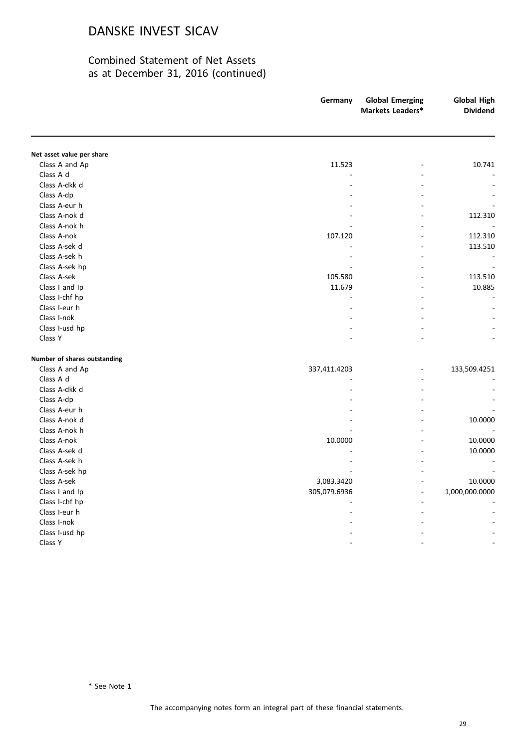# DANSKE INVEST SICAV

## Combined Statement of Net Assets as at December 31, 2016 (continued)

| | Germany | Global Emerging Markets Leaders* | Global High Dividend |
|---|---|---|---|
| **Net asset value per share** | | | |
| Class A and Ap | 11.523 | - | 10.741 |
| Class A d | - | - | - |
| Class A-dkk d | - | - | - |
| Class A-dp | - | - | - |
| Class A-eur h | - | - | - |
| Class A-nok d | - | - | 112.310 |
| Class A-nok h | - | - | - |
| Class A-nok | 107.120 | - | 112.310 |
| Class A-sek d | - | - | 113.510 |
| Class A-sek h | - | - | - |
| Class A-sek hp | - | - | - |
| Class A-sek | 105.580 | - | 113.510 |
| Class I and Ip | 11.679 | - | 10.885 |
| Class I-chf hp | - | - | - |
| Class I-eur h | - | - | - |
| Class I-nok | - | - | - |
| Class I-usd hp | - | - | - |
| Class Y | - | - | - |
| **Number of shares outstanding** | | | |
| Class A and Ap | 337,411.4203 | - | 133,509.4251 |
| Class A d | - | - | - |
| Class A-dkk d | - | - | - |
| Class A-dp | - | - | - |
| Class A-eur h | - | - | - |
| Class A-nok d | - | - | 10.0000 |
| Class A-nok h | - | - | - |
| Class A-nok | 10.0000 | - | 10.0000 |
| Class A-sek d | - | - | 10.0000 |
| Class A-sek h | - | - | - |
| Class A-sek hp | - | - | - |
| Class A-sek | 3,083.3420 | - | 10.0000 |
| Class I and Ip | 305,079.6936 | - | 1,000,000.0000 |
| Class I-chf hp | - | - | - |
| Class I-eur h | - | - | - |
| Class I-nok | - | - | - |
| Class I-usd hp | - | - | - |
| Class Y | - | - | - |

\* See Note 1

The accompanying notes form an integral part of these financial statements.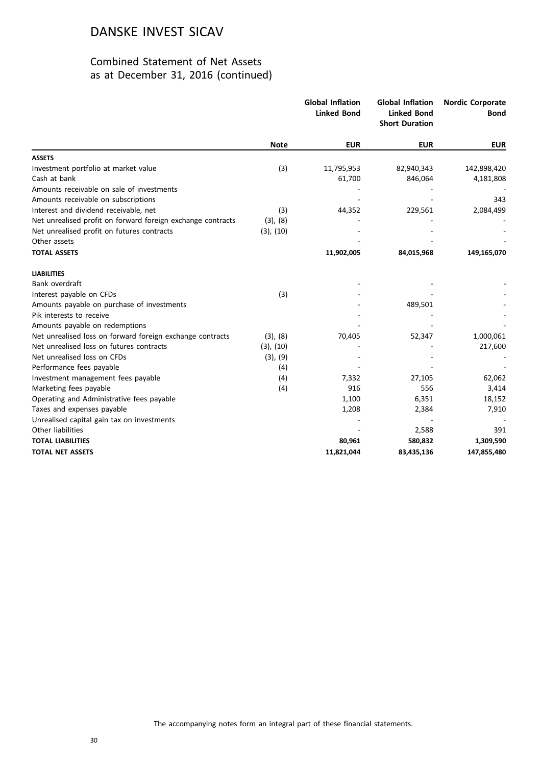# DANSKE INVEST SICAV

## Combined Statement of Net Assets
## as at December 31, 2016 (continued)

| | Note | Global Inflation Linked Bond | Global Inflation Linked Bond Short Duration | Nordic Corporate Bond |
|---|---|---|---|---|
| | | EUR | EUR | EUR |
| **ASSETS** | | | | |
| Investment portfolio at market value | (3) | 11,795,953 | 82,940,343 | 142,898,420 |
| Cash at bank | | 61,700 | 846,064 | 4,181,808 |
| Amounts receivable on sale of investments | | - | - | - |
| Amounts receivable on subscriptions | | - | - | 343 |
| Interest and dividend receivable, net | (3) | 44,352 | 229,561 | 2,084,499 |
| Net unrealised profit on forward foreign exchange contracts | (3), (8) | - | - | - |
| Net unrealised profit on futures contracts | (3), (10) | - | - | - |
| Other assets | | - | - | - |
| **TOTAL ASSETS** | | **11,902,005** | **84,015,968** | **149,165,070** |
| **LIABILITIES** | | | | |
| Bank overdraft | | - | - | - |
| Interest payable on CFDs | (3) | - | - | - |
| Amounts payable on purchase of investments | | - | 489,501 | - |
| Pik interests to receive | | - | - | - |
| Amounts payable on redemptions | | - | - | - |
| Net unrealised loss on forward foreign exchange contracts | (3), (8) | 70,405 | 52,347 | 1,000,061 |
| Net unrealised loss on futures contracts | (3), (10) | - | - | 217,600 |
| Net unrealised loss on CFDs | (3), (9) | - | - | - |
| Performance fees payable | (4) | - | - | - |
| Investment management fees payable | (4) | 7,332 | 27,105 | 62,062 |
| Marketing fees payable | (4) | 916 | 556 | 3,414 |
| Operating and Administrative fees payable | | 1,100 | 6,351 | 18,152 |
| Taxes and expenses payable | | 1,208 | 2,384 | 7,910 |
| Unrealised capital gain tax on investments | | - | - | - |
| Other liabilities | | - | 2,588 | 391 |
| **TOTAL LIABILITIES** | | **80,961** | **580,832** | **1,309,590** |
| **TOTAL NET ASSETS** | | **11,821,044** | **83,435,136** | **147,855,480** |

The accompanying notes form an integral part of these financial statements.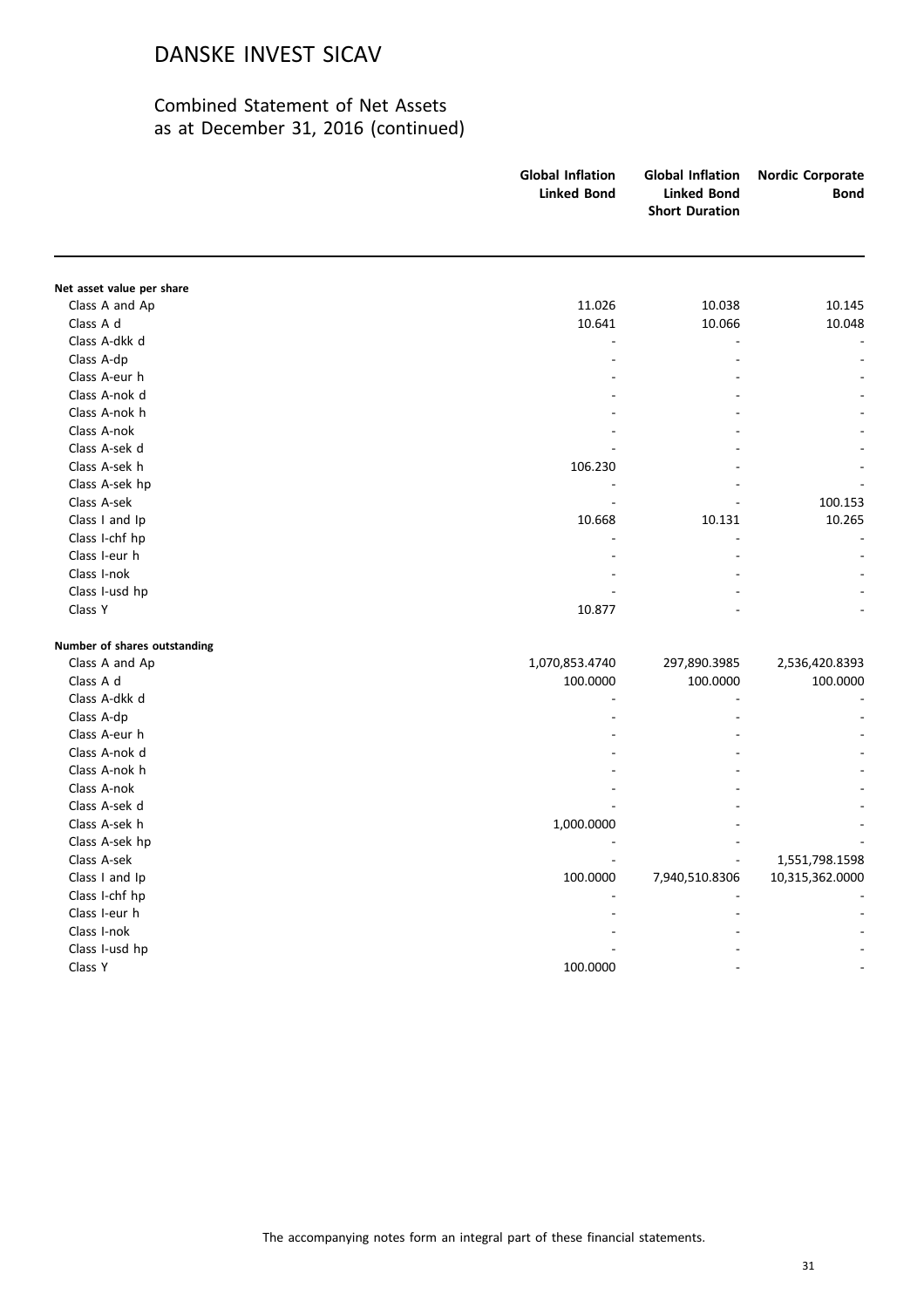# DANSKE INVEST SICAV

## Combined Statement of Net Assets as at December 31, 2016 (continued)

| | Global Inflation Linked Bond | Global Inflation Linked Bond Short Duration | Nordic Corporate Bond |
|---|---|---|---|
| **Net asset value per share** | | | |
| Class A and Ap | 11.026 | 10.038 | 10.145 |
| Class A d | 10.641 | 10.066 | 10.048 |
| Class A-dkk d | - | - | - |
| Class A-dp | - | - | - |
| Class A-eur h | - | - | - |
| Class A-nok d | - | - | - |
| Class A-nok h | - | - | - |
| Class A-nok | - | - | - |
| Class A-sek d | - | - | - |
| Class A-sek h | 106.230 | - | - |
| Class A-sek hp | - | - | - |
| Class A-sek | - | - | 100.153 |
| Class I and Ip | 10.668 | 10.131 | 10.265 |
| Class I-chf hp | - | - | - |
| Class I-eur h | - | - | - |
| Class I-nok | - | - | - |
| Class I-usd hp | - | - | - |
| Class Y | 10.877 | - | - |
| **Number of shares outstanding** | | | |
| Class A and Ap | 1,070,853.4740 | 297,890.3985 | 2,536,420.8393 |
| Class A d | 100.0000 | 100.0000 | 100.0000 |
| Class A-dkk d | - | - | - |
| Class A-dp | - | - | - |
| Class A-eur h | - | - | - |
| Class A-nok d | - | - | - |
| Class A-nok h | - | - | - |
| Class A-nok | - | - | - |
| Class A-sek d | - | - | - |
| Class A-sek h | 1,000.0000 | - | - |
| Class A-sek hp | - | - | - |
| Class A-sek | - | - | 1,551,798.1598 |
| Class I and Ip | 100.0000 | 7,940,510.8306 | 10,315,362.0000 |
| Class I-chf hp | - | - | - |
| Class I-eur h | - | - | - |
| Class I-nok | - | - | - |
| Class I-usd hp | - | - | - |
| Class Y | 100.0000 | - | - |

The accompanying notes form an integral part of these financial statements.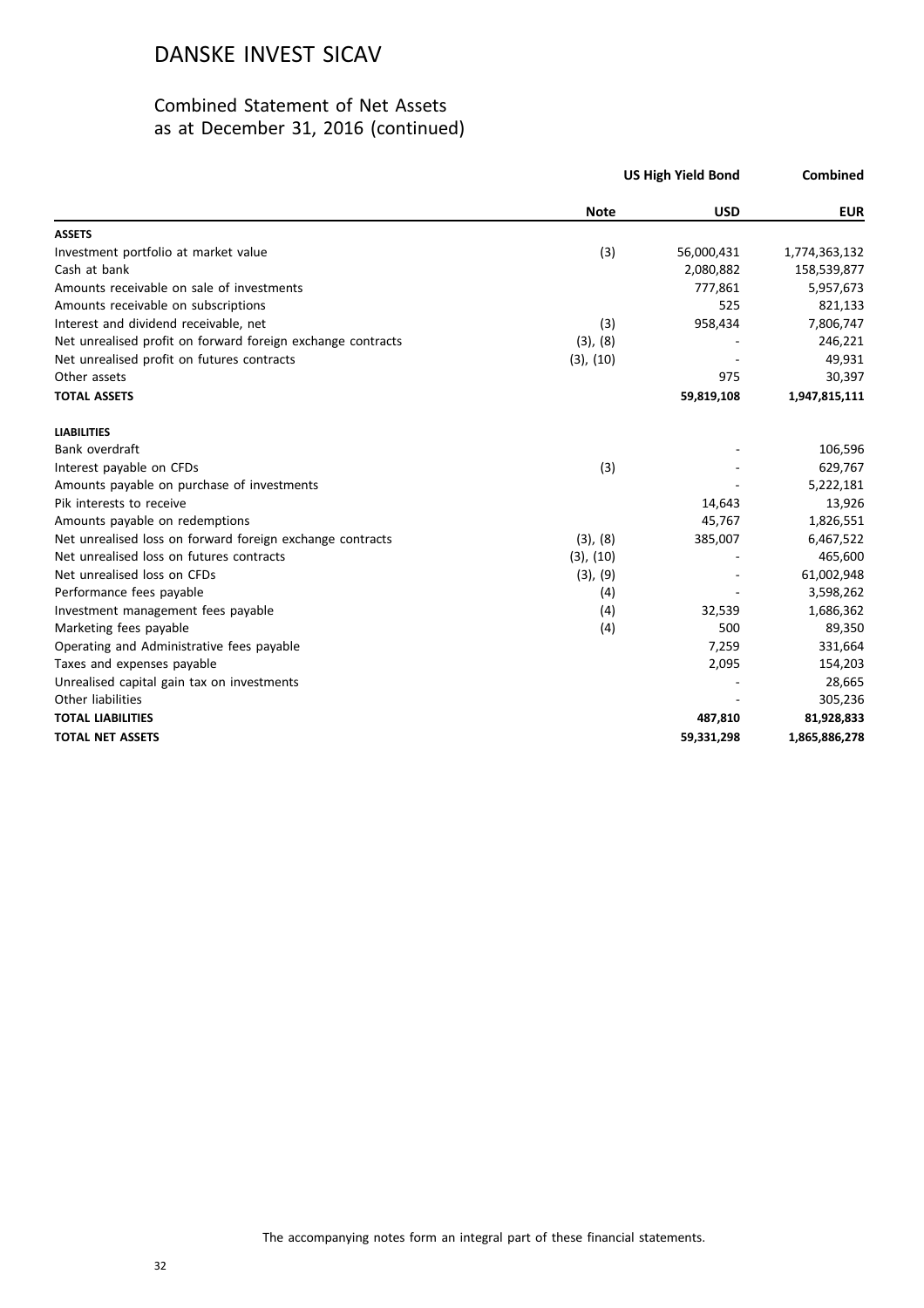# DANSKE INVEST SICAV

## Combined Statement of Net Assets as at December 31, 2016 (continued)

| | | US High Yield Bond | Combined |
|---|---|---|---|
| | **Note** | **USD** | **EUR** |
| **ASSETS** | | | |
| Investment portfolio at market value | (3) | 56,000,431 | 1,774,363,132 |
| Cash at bank | | 2,080,882 | 158,539,877 |
| Amounts receivable on sale of investments | | 777,861 | 5,957,673 |
| Amounts receivable on subscriptions | | 525 | 821,133 |
| Interest and dividend receivable, net | (3) | 958,434 | 7,806,747 |
| Net unrealised profit on forward foreign exchange contracts | (3), (8) | - | 246,221 |
| Net unrealised profit on futures contracts | (3), (10) | - | 49,931 |
| Other assets | | 975 | 30,397 |
| **TOTAL ASSETS** | | **59,819,108** | **1,947,815,111** |
| **LIABILITIES** | | | |
| Bank overdraft | | - | 106,596 |
| Interest payable on CFDs | (3) | - | 629,767 |
| Amounts payable on purchase of investments | | - | 5,222,181 |
| Pik interests to receive | | 14,643 | 13,926 |
| Amounts payable on redemptions | | 45,767 | 1,826,551 |
| Net unrealised loss on forward foreign exchange contracts | (3), (8) | 385,007 | 6,467,522 |
| Net unrealised loss on futures contracts | (3), (10) | - | 465,600 |
| Net unrealised loss on CFDs | (3), (9) | - | 61,002,948 |
| Performance fees payable | (4) | - | 3,598,262 |
| Investment management fees payable | (4) | 32,539 | 1,686,362 |
| Marketing fees payable | (4) | 500 | 89,350 |
| Operating and Administrative fees payable | | 7,259 | 331,664 |
| Taxes and expenses payable | | 2,095 | 154,203 |
| Unrealised capital gain tax on investments | | - | 28,665 |
| Other liabilities | | - | 305,236 |
| **TOTAL LIABILITIES** | | **487,810** | **81,928,833** |
| **TOTAL NET ASSETS** | | **59,331,298** | **1,865,886,278** |

The accompanying notes form an integral part of these financial statements.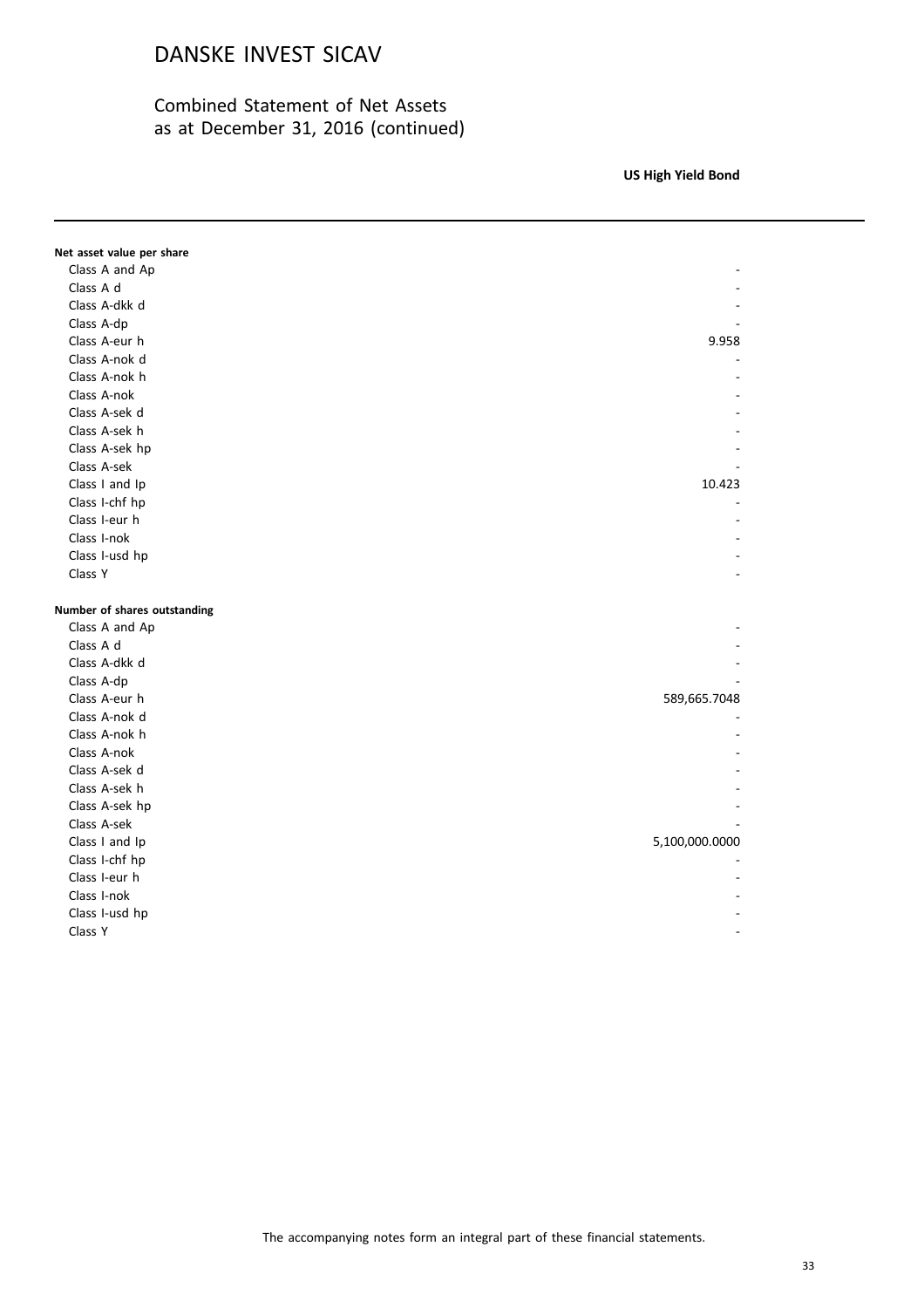# DANSKE INVEST SICAV

## Combined Statement of Net Assets as at December 31, 2016 (continued)

| | US High Yield Bond |
|---|---|
| **Net asset value per share** | |
| Class A and Ap | - |
| Class A d | - |
| Class A-dkk d | - |
| Class A-dp | - |
| Class A-eur h | 9.958 |
| Class A-nok d | - |
| Class A-nok h | - |
| Class A-nok | - |
| Class A-sek d | - |
| Class A-sek h | - |
| Class A-sek hp | - |
| Class A-sek | - |
| Class I and Ip | 10.423 |
| Class I-chf hp | - |
| Class I-eur h | - |
| Class I-nok | - |
| Class I-usd hp | - |
| Class Y | - |
| **Number of shares outstanding** | |
| Class A and Ap | - |
| Class A d | - |
| Class A-dkk d | - |
| Class A-dp | - |
| Class A-eur h | 589,665.7048 |
| Class A-nok d | - |
| Class A-nok h | - |
| Class A-nok | - |
| Class A-sek d | - |
| Class A-sek h | - |
| Class A-sek hp | - |
| Class A-sek | - |
| Class I and Ip | 5,100,000.0000 |
| Class I-chf hp | - |
| Class I-eur h | - |
| Class I-nok | - |
| Class I-usd hp | - |
| Class Y | - |

The accompanying notes form an integral part of these financial statements.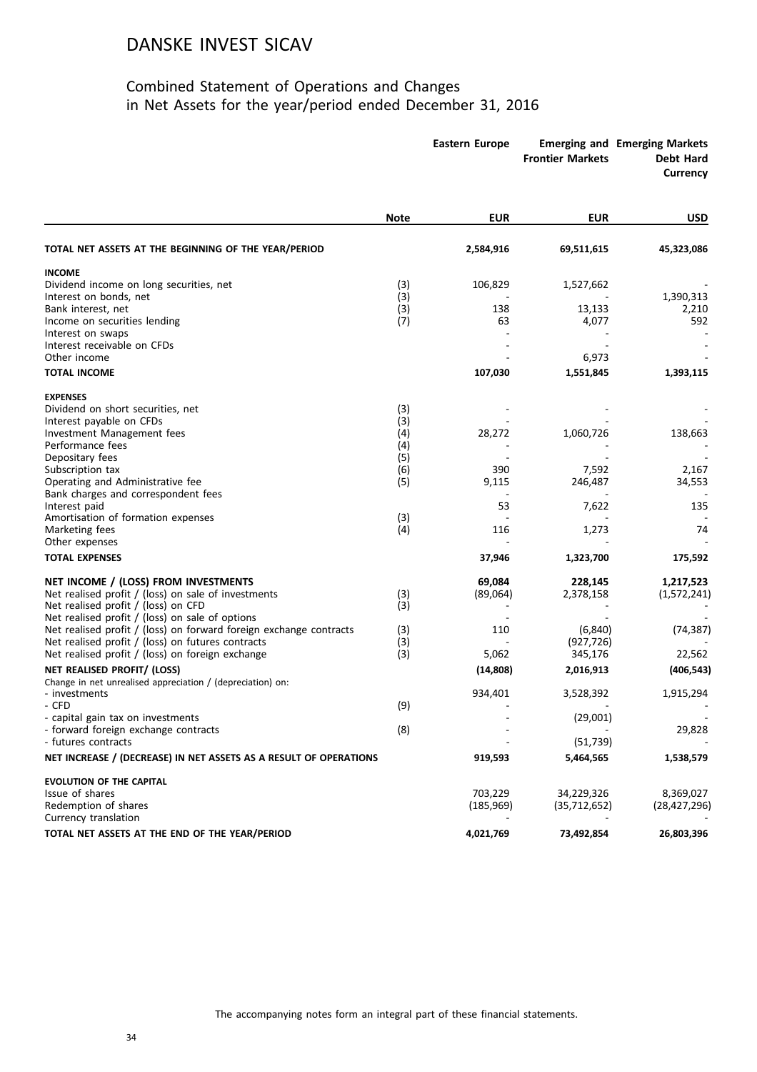# DANSKE INVEST SICAV

## Combined Statement of Operations and Changes in Net Assets for the year/period ended December 31, 2016

| | Note | Eastern Europe | Emerging and Frontier Markets | Emerging Markets Debt Hard Currency |
|---|---|---|---|---|
| | | EUR | EUR | USD |
| **TOTAL NET ASSETS AT THE BEGINNING OF THE YEAR/PERIOD** | | **2,584,916** | **69,511,615** | **45,323,086** |
| **INCOME** | | | | |
| Dividend income on long securities, net | (3) | 106,829 | 1,527,662 | - |
| Interest on bonds, net | (3) | - | - | 1,390,313 |
| Bank interest, net | (3) | 138 | 13,133 | 2,210 |
| Income on securities lending | (7) | 63 | 4,077 | 592 |
| Interest on swaps | | - | - | - |
| Interest receivable on CFDs | | - | - | - |
| Other income | | - | 6,973 | - |
| **TOTAL INCOME** | | **107,030** | **1,551,845** | **1,393,115** |
| **EXPENSES** | | | | |
| Dividend on short securities, net | (3) | - | - | - |
| Interest payable on CFDs | (3) | - | - | - |
| Investment Management fees | (4) | 28,272 | 1,060,726 | 138,663 |
| Performance fees | (4) | - | - | - |
| Depositary fees | (5) | - | - | - |
| Subscription tax | (6) | 390 | 7,592 | 2,167 |
| Operating and Administrative fee | (5) | 9,115 | 246,487 | 34,553 |
| Bank charges and correspondent fees | | - | - | - |
| Interest paid | | 53 | 7,622 | 135 |
| Amortisation of formation expenses | (3) | - | - | - |
| Marketing fees | (4) | 116 | 1,273 | 74 |
| Other expenses | | - | - | - |
| **TOTAL EXPENSES** | | **37,946** | **1,323,700** | **175,592** |
| **NET INCOME / (LOSS) FROM INVESTMENTS** | | **69,084** | **228,145** | **1,217,523** |
| Net realised profit / (loss) on sale of investments | (3) | (89,064) | 2,378,158 | (1,572,241) |
| Net realised profit / (loss) on CFD | (3) | - | - | - |
| Net realised profit / (loss) on sale of options | | - | - | - |
| Net realised profit / (loss) on forward foreign exchange contracts | (3) | 110 | (6,840) | (74,387) |
| Net realised profit / (loss) on futures contracts | (3) | - | (927,726) | - |
| Net realised profit / (loss) on foreign exchange | (3) | 5,062 | 345,176 | 22,562 |
| **NET REALISED PROFIT/ (LOSS)** | | **(14,808)** | **2,016,913** | **(406,543)** |
| Change in net unrealised appreciation / (depreciation) on: | | | | |
| - investments | | 934,401 | 3,528,392 | 1,915,294 |
| - CFD | (9) | - | - | - |
| - capital gain tax on investments | | - | (29,001) | - |
| - forward foreign exchange contracts | (8) | - | - | 29,828 |
| - futures contracts | | - | (51,739) | - |
| **NET INCREASE / (DECREASE) IN NET ASSETS AS A RESULT OF OPERATIONS** | | **919,593** | **5,464,565** | **1,538,579** |
| **EVOLUTION OF THE CAPITAL** | | | | |
| Issue of shares | | 703,229 | 34,229,326 | 8,369,027 |
| Redemption of shares | | (185,969) | (35,712,652) | (28,427,296) |
| Currency translation | | - | - | - |
| **TOTAL NET ASSETS AT THE END OF THE YEAR/PERIOD** | | **4,021,769** | **73,492,854** | **26,803,396** |

The accompanying notes form an integral part of these financial statements.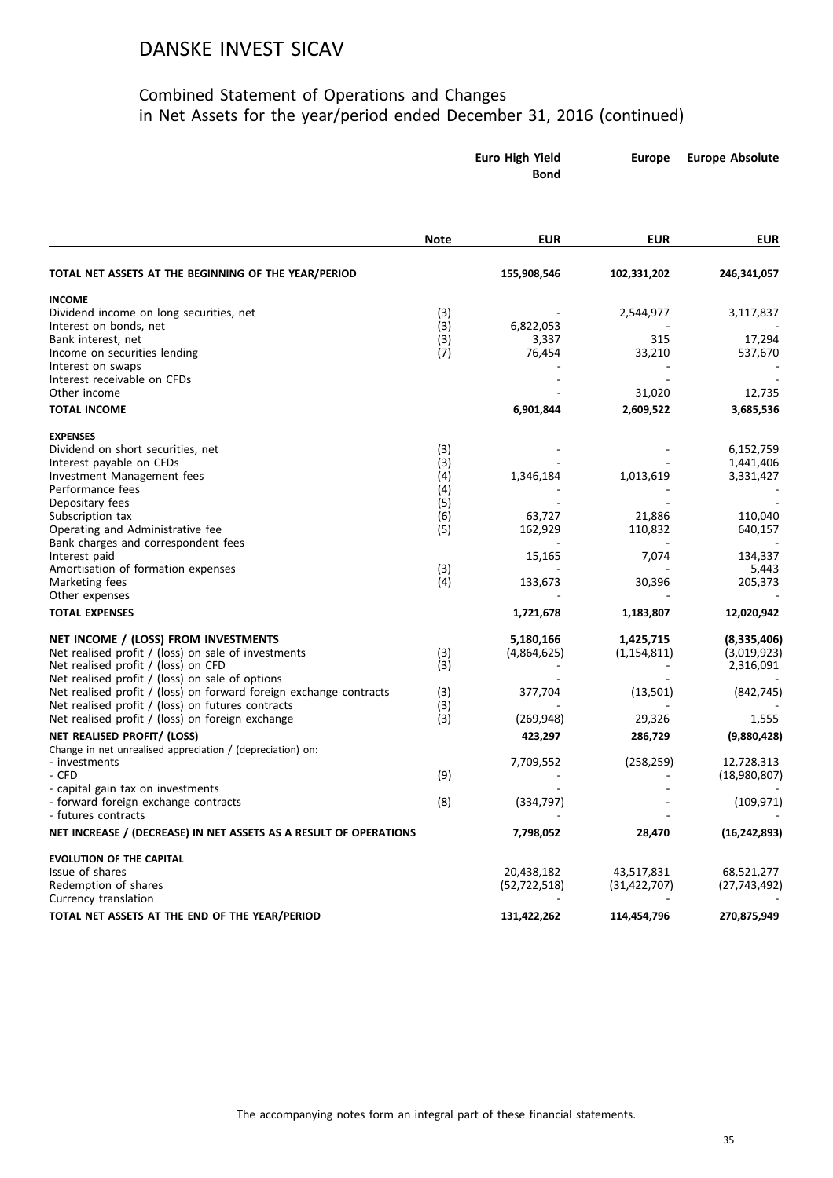# DANSKE INVEST SICAV

## Combined Statement of Operations and Changes in Net Assets for the year/period ended December 31, 2016 (continued)

| | Note | Euro High Yield Bond | Europe | Europe Absolute |
|---|---|---|---|---|
| | | **EUR** | **EUR** | **EUR** |
| **TOTAL NET ASSETS AT THE BEGINNING OF THE YEAR/PERIOD** | | **155,908,546** | **102,331,202** | **246,341,057** |
| **INCOME** | | | | |
| Dividend income on long securities, net | (3) | - | 2,544,977 | 3,117,837 |
| Interest on bonds, net | (3) | 6,822,053 | - | - |
| Bank interest, net | (3) | 3,337 | 315 | 17,294 |
| Income on securities lending | (7) | 76,454 | 33,210 | 537,670 |
| Interest on swaps | | - | - | - |
| Interest receivable on CFDs | | - | - | - |
| Other income | | - | 31,020 | 12,735 |
| **TOTAL INCOME** | | **6,901,844** | **2,609,522** | **3,685,536** |
| **EXPENSES** | | | | |
| Dividend on short securities, net | (3) | - | - | 6,152,759 |
| Interest payable on CFDs | (3) | - | - | 1,441,406 |
| Investment Management fees | (4) | 1,346,184 | 1,013,619 | 3,331,427 |
| Performance fees | (4) | - | - | - |
| Depositary fees | (5) | - | - | - |
| Subscription tax | (6) | 63,727 | 21,886 | 110,040 |
| Operating and Administrative fee | (5) | 162,929 | 110,832 | 640,157 |
| Bank charges and correspondent fees | | - | - | - |
| Interest paid | | 15,165 | 7,074 | 134,337 |
| Amortisation of formation expenses | (3) | - | - | 5,443 |
| Marketing fees | (4) | 133,673 | 30,396 | 205,373 |
| Other expenses | | - | - | - |
| **TOTAL EXPENSES** | | **1,721,678** | **1,183,807** | **12,020,942** |
| **NET INCOME / (LOSS) FROM INVESTMENTS** | | **5,180,166** | **1,425,715** | **(8,335,406)** |
| Net realised profit / (loss) on sale of investments | (3) | (4,864,625) | (1,154,811) | (3,019,923) |
| Net realised profit / (loss) on CFD | (3) | - | - | 2,316,091 |
| Net realised profit / (loss) on sale of options | | - | - | - |
| Net realised profit / (loss) on forward foreign exchange contracts | (3) | 377,704 | (13,501) | (842,745) |
| Net realised profit / (loss) on futures contracts | (3) | - | - | - |
| Net realised profit / (loss) on foreign exchange | (3) | (269,948) | 29,326 | 1,555 |
| **NET REALISED PROFIT/ (LOSS)** | | **423,297** | **286,729** | **(9,880,428)** |
| Change in net unrealised appreciation / (depreciation) on: | | | | |
| - investments | | 7,709,552 | (258,259) | 12,728,313 |
| - CFD | (9) | - | - | (18,980,807) |
| - capital gain tax on investments | | - | - | - |
| - forward foreign exchange contracts | (8) | (334,797) | - | (109,971) |
| - futures contracts | | - | - | - |
| **NET INCREASE / (DECREASE) IN NET ASSETS AS A RESULT OF OPERATIONS** | | **7,798,052** | **28,470** | **(16,242,893)** |
| **EVOLUTION OF THE CAPITAL** | | | | |
| Issue of shares | | 20,438,182 | 43,517,831 | 68,521,277 |
| Redemption of shares | | (52,722,518) | (31,422,707) | (27,743,492) |
| Currency translation | | - | - | - |
| **TOTAL NET ASSETS AT THE END OF THE YEAR/PERIOD** | | **131,422,262** | **114,454,796** | **270,875,949** |

The accompanying notes form an integral part of these financial statements.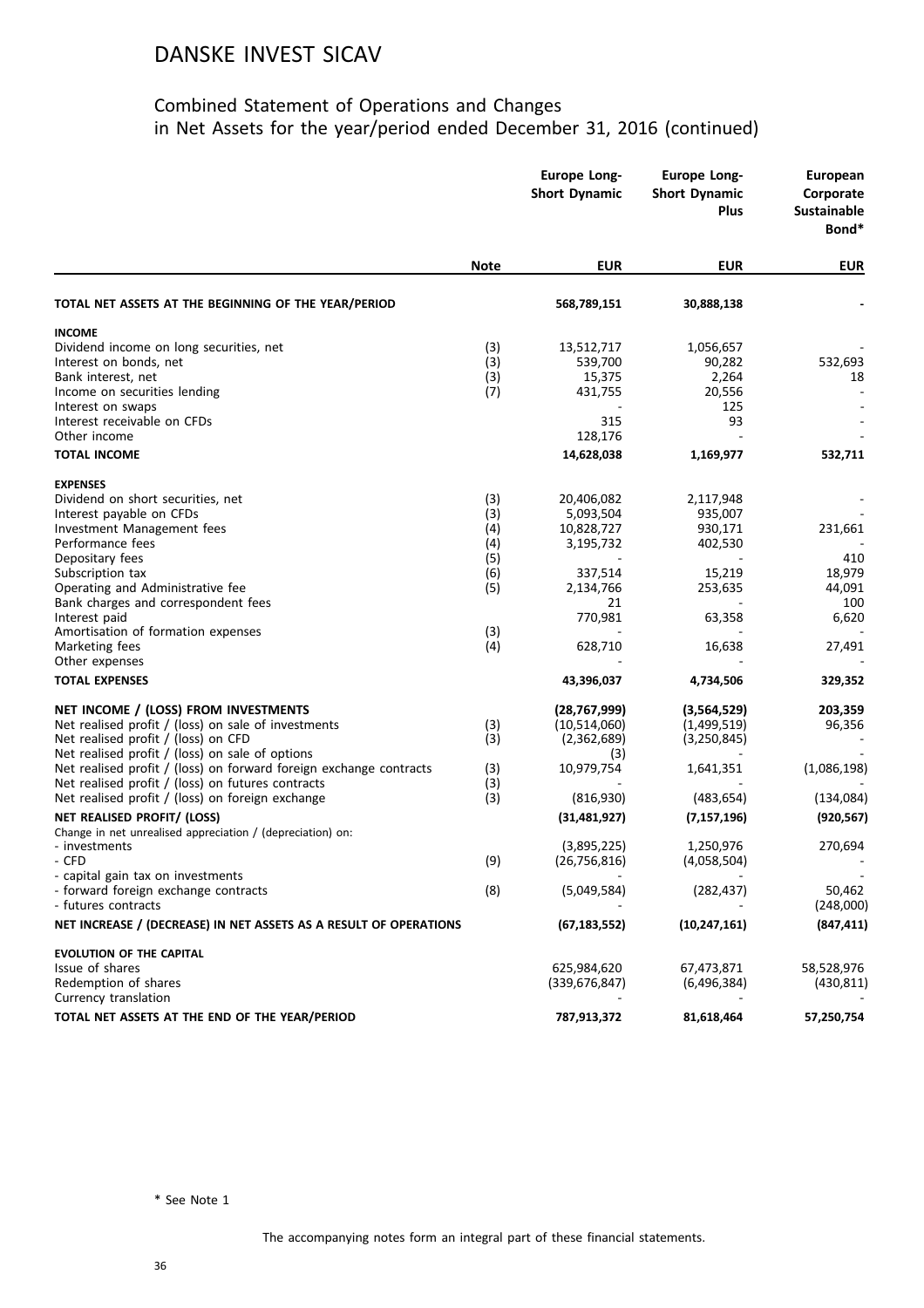# DANSKE INVEST SICAV

## Combined Statement of Operations and Changes in Net Assets for the year/period ended December 31, 2016 (continued)

| | Note | Europe Long-Short Dynamic | Europe Long-Short Dynamic Plus | European Corporate Sustainable Bond* |
|---|---|---|---|---|
| | | EUR | EUR | EUR |
| **TOTAL NET ASSETS AT THE BEGINNING OF THE YEAR/PERIOD** | | **568,789,151** | **30,888,138** | **-** |
| **INCOME** | | | | |
| Dividend income on long securities, net | (3) | 13,512,717 | 1,056,657 | - |
| Interest on bonds, net | (3) | 539,700 | 90,282 | 532,693 |
| Bank interest, net | (3) | 15,375 | 2,264 | 18 |
| Income on securities lending | (7) | 431,755 | 20,556 | - |
| Interest on swaps | | - | 125 | - |
| Interest receivable on CFDs | | 315 | 93 | - |
| Other income | | 128,176 | - | - |
| **TOTAL INCOME** | | **14,628,038** | **1,169,977** | **532,711** |
| **EXPENSES** | | | | |
| Dividend on short securities, net | (3) | 20,406,082 | 2,117,948 | - |
| Interest payable on CFDs | (3) | 5,093,504 | 935,007 | - |
| Investment Management fees | (4) | 10,828,727 | 930,171 | 231,661 |
| Performance fees | (4) | 3,195,732 | 402,530 | - |
| Depositary fees | (5) | - | - | 410 |
| Subscription tax | (6) | 337,514 | 15,219 | 18,979 |
| Operating and Administrative fee | (5) | 2,134,766 | 253,635 | 44,091 |
| Bank charges and correspondent fees | | 21 | - | 100 |
| Interest paid | | 770,981 | 63,358 | 6,620 |
| Amortisation of formation expenses | (3) | - | - | - |
| Marketing fees | (4) | 628,710 | 16,638 | 27,491 |
| Other expenses | | - | - | - |
| **TOTAL EXPENSES** | | **43,396,037** | **4,734,506** | **329,352** |
| **NET INCOME / (LOSS) FROM INVESTMENTS** | | **(28,767,999)** | **(3,564,529)** | **203,359** |
| Net realised profit / (loss) on sale of investments | (3) | (10,514,060) | (1,499,519) | 96,356 |
| Net realised profit / (loss) on CFD | (3) | (2,362,689) | (3,250,845) | - |
| Net realised profit / (loss) on sale of options | | (3) | - | - |
| Net realised profit / (loss) on forward foreign exchange contracts | (3) | 10,979,754 | 1,641,351 | (1,086,198) |
| Net realised profit / (loss) on futures contracts | (3) | - | - | - |
| Net realised profit / (loss) on foreign exchange | (3) | (816,930) | (483,654) | (134,084) |
| **NET REALISED PROFIT/ (LOSS)** | | **(31,481,927)** | **(7,157,196)** | **(920,567)** |
| Change in net unrealised appreciation / (depreciation) on: | | | | |
| - investments | | (3,895,225) | 1,250,976 | 270,694 |
| - CFD | (9) | (26,756,816) | (4,058,504) | - |
| - capital gain tax on investments | | - | - | - |
| - forward foreign exchange contracts | (8) | (5,049,584) | (282,437) | 50,462 |
| - futures contracts | | - | - | (248,000) |
| **NET INCREASE / (DECREASE) IN NET ASSETS AS A RESULT OF OPERATIONS** | | **(67,183,552)** | **(10,247,161)** | **(847,411)** |
| **EVOLUTION OF THE CAPITAL** | | | | |
| Issue of shares | | 625,984,620 | 67,473,871 | 58,528,976 |
| Redemption of shares | | (339,676,847) | (6,496,384) | (430,811) |
| Currency translation | | - | - | - |
| **TOTAL NET ASSETS AT THE END OF THE YEAR/PERIOD** | | **787,913,372** | **81,618,464** | **57,250,754** |

\* See Note 1

The accompanying notes form an integral part of these financial statements.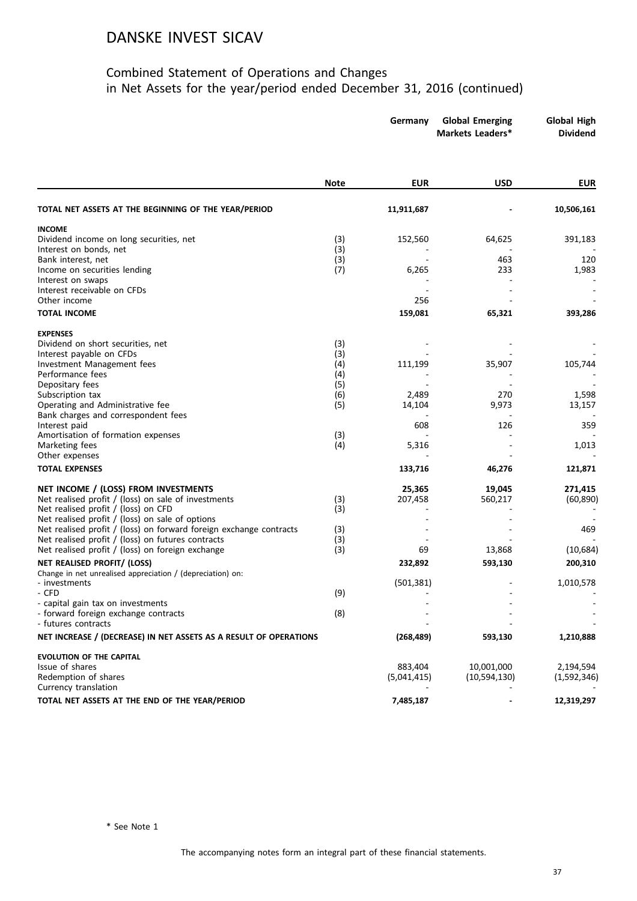# DANSKE INVEST SICAV

## Combined Statement of Operations and Changes in Net Assets for the year/period ended December 31, 2016 (continued)

| | Note | Germany | Global Emerging Markets Leaders* | Global High Dividend |
|---|---|---|---|---|
| | | **EUR** | **USD** | **EUR** |
| **TOTAL NET ASSETS AT THE BEGINNING OF THE YEAR/PERIOD** | | **11,911,687** | **-** | **10,506,161** |
| **INCOME** | | | | |
| Dividend income on long securities, net | (3) | 152,560 | 64,625 | 391,183 |
| Interest on bonds, net | (3) | - | - | - |
| Bank interest, net | (3) | - | 463 | 120 |
| Income on securities lending | (7) | 6,265 | 233 | 1,983 |
| Interest on swaps | | - | - | - |
| Interest receivable on CFDs | | - | - | - |
| Other income | | 256 | - | - |
| **TOTAL INCOME** | | **159,081** | **65,321** | **393,286** |
| **EXPENSES** | | | | |
| Dividend on short securities, net | (3) | - | - | - |
| Interest payable on CFDs | (3) | - | - | - |
| Investment Management fees | (4) | 111,199 | 35,907 | 105,744 |
| Performance fees | (4) | - | - | - |
| Depositary fees | (5) | - | - | - |
| Subscription tax | (6) | 2,489 | 270 | 1,598 |
| Operating and Administrative fee | (5) | 14,104 | 9,973 | 13,157 |
| Bank charges and correspondent fees | | - | - | - |
| Interest paid | | 608 | 126 | 359 |
| Amortisation of formation expenses | (3) | - | - | - |
| Marketing fees | (4) | 5,316 | - | 1,013 |
| Other expenses | | - | - | - |
| **TOTAL EXPENSES** | | **133,716** | **46,276** | **121,871** |
| **NET INCOME / (LOSS) FROM INVESTMENTS** | | **25,365** | **19,045** | **271,415** |
| Net realised profit / (loss) on sale of investments | (3) | 207,458 | 560,217 | (60,890) |
| Net realised profit / (loss) on CFD | (3) | - | - | - |
| Net realised profit / (loss) on sale of options | | - | - | - |
| Net realised profit / (loss) on forward foreign exchange contracts | (3) | - | - | 469 |
| Net realised profit / (loss) on futures contracts | (3) | - | - | - |
| Net realised profit / (loss) on foreign exchange | (3) | 69 | 13,868 | (10,684) |
| **NET REALISED PROFIT/ (LOSS)** | | **232,892** | **593,130** | **200,310** |
| Change in net unrealised appreciation / (depreciation) on: | | | | |
| - investments | | (501,381) | - | 1,010,578 |
| - CFD | (9) | - | - | - |
| - capital gain tax on investments | | - | - | - |
| - forward foreign exchange contracts | (8) | - | - | - |
| - futures contracts | | - | - | - |
| **NET INCREASE / (DECREASE) IN NET ASSETS AS A RESULT OF OPERATIONS** | | **(268,489)** | **593,130** | **1,210,888** |
| **EVOLUTION OF THE CAPITAL** | | | | |
| Issue of shares | | 883,404 | 10,001,000 | 2,194,594 |
| Redemption of shares | | (5,041,415) | (10,594,130) | (1,592,346) |
| Currency translation | | - | - | - |
| **TOTAL NET ASSETS AT THE END OF THE YEAR/PERIOD** | | **7,485,187** | **-** | **12,319,297** |

\* See Note 1

The accompanying notes form an integral part of these financial statements.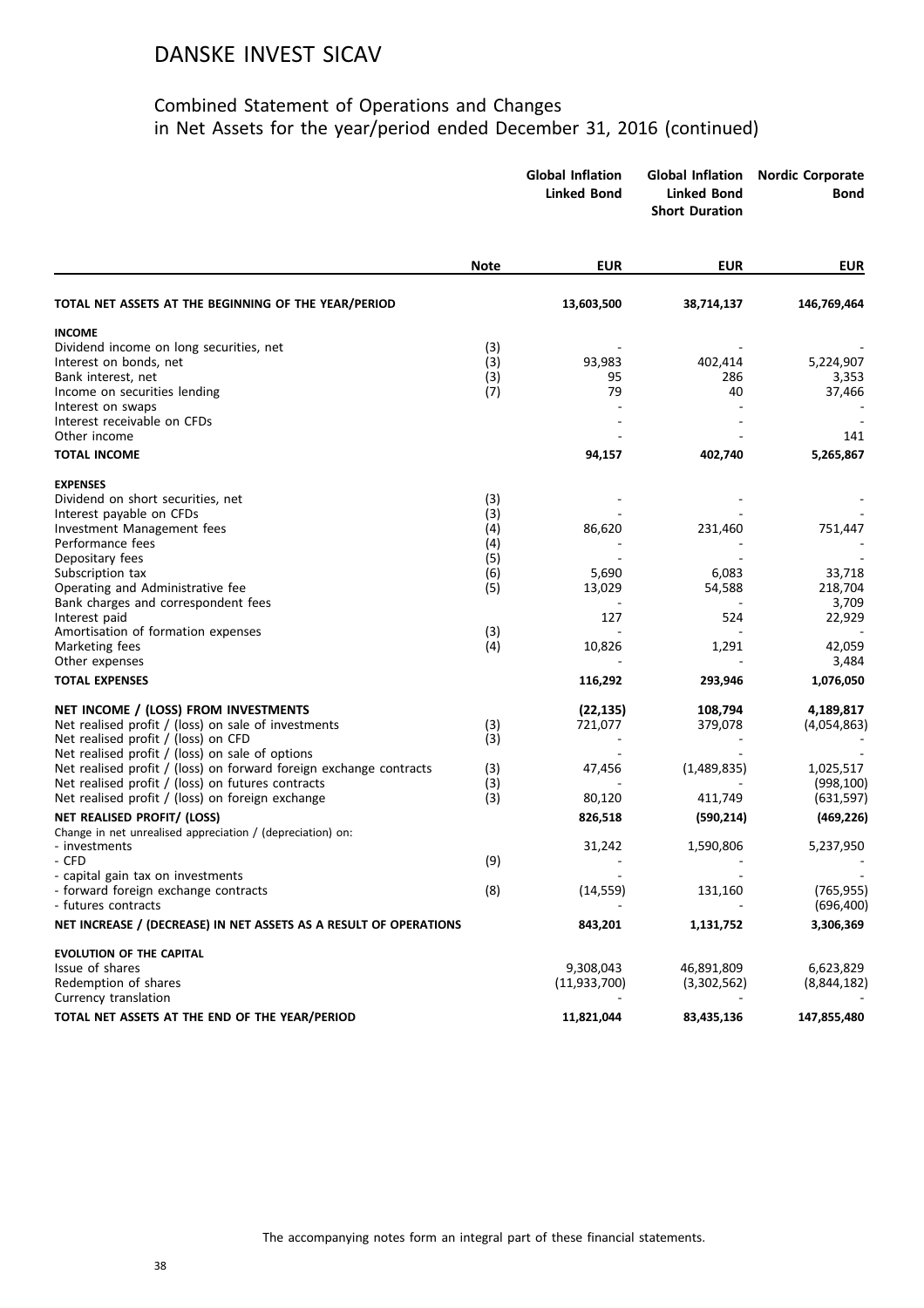# DANSKE INVEST SICAV

## Combined Statement of Operations and Changes in Net Assets for the year/period ended December 31, 2016 (continued)

| | Note | Global Inflation Linked Bond | Global Inflation Linked Bond Short Duration | Nordic Corporate Bond |
|---|---|---|---|---|
| | | EUR | EUR | EUR |
| **TOTAL NET ASSETS AT THE BEGINNING OF THE YEAR/PERIOD** | | **13,603,500** | **38,714,137** | **146,769,464** |
| **INCOME** | | | | |
| Dividend income on long securities, net | (3) | - | - | - |
| Interest on bonds, net | (3) | 93,983 | 402,414 | 5,224,907 |
| Bank interest, net | (3) | 95 | 286 | 3,353 |
| Income on securities lending | (7) | 79 | 40 | 37,466 |
| Interest on swaps | | - | - | - |
| Interest receivable on CFDs | | - | - | - |
| Other income | | - | - | 141 |
| **TOTAL INCOME** | | **94,157** | **402,740** | **5,265,867** |
| **EXPENSES** | | | | |
| Dividend on short securities, net | (3) | - | - | - |
| Interest payable on CFDs | (3) | - | - | - |
| Investment Management fees | (4) | 86,620 | 231,460 | 751,447 |
| Performance fees | (4) | - | - | - |
| Depositary fees | (5) | - | - | - |
| Subscription tax | (6) | 5,690 | 6,083 | 33,718 |
| Operating and Administrative fee | (5) | 13,029 | 54,588 | 218,704 |
| Bank charges and correspondent fees | | - | - | 3,709 |
| Interest paid | | 127 | 524 | 22,929 |
| Amortisation of formation expenses | (3) | - | - | - |
| Marketing fees | (4) | 10,826 | 1,291 | 42,059 |
| Other expenses | | - | - | 3,484 |
| **TOTAL EXPENSES** | | **116,292** | **293,946** | **1,076,050** |
| **NET INCOME / (LOSS) FROM INVESTMENTS** | | **(22,135)** | **108,794** | **4,189,817** |
| Net realised profit / (loss) on sale of investments | (3) | 721,077 | 379,078 | (4,054,863) |
| Net realised profit / (loss) on CFD | (3) | - | - | - |
| Net realised profit / (loss) on sale of options | | - | - | - |
| Net realised profit / (loss) on forward foreign exchange contracts | (3) | 47,456 | (1,489,835) | 1,025,517 |
| Net realised profit / (loss) on futures contracts | (3) | - | - | (998,100) |
| Net realised profit / (loss) on foreign exchange | (3) | 80,120 | 411,749 | (631,597) |
| **NET REALISED PROFIT/ (LOSS)** | | **826,518** | **(590,214)** | **(469,226)** |
| Change in net unrealised appreciation / (depreciation) on: | | | | |
| - investments | | 31,242 | 1,590,806 | 5,237,950 |
| - CFD | (9) | - | - | - |
| - capital gain tax on investments | | - | - | - |
| - forward foreign exchange contracts | (8) | (14,559) | 131,160 | (765,955) |
| - futures contracts | | - | - | (696,400) |
| **NET INCREASE / (DECREASE) IN NET ASSETS AS A RESULT OF OPERATIONS** | | **843,201** | **1,131,752** | **3,306,369** |
| **EVOLUTION OF THE CAPITAL** | | | | |
| Issue of shares | | 9,308,043 | 46,891,809 | 6,623,829 |
| Redemption of shares | | (11,933,700) | (3,302,562) | (8,844,182) |
| Currency translation | | - | - | - |
| **TOTAL NET ASSETS AT THE END OF THE YEAR/PERIOD** | | **11,821,044** | **83,435,136** | **147,855,480** |

The accompanying notes form an integral part of these financial statements.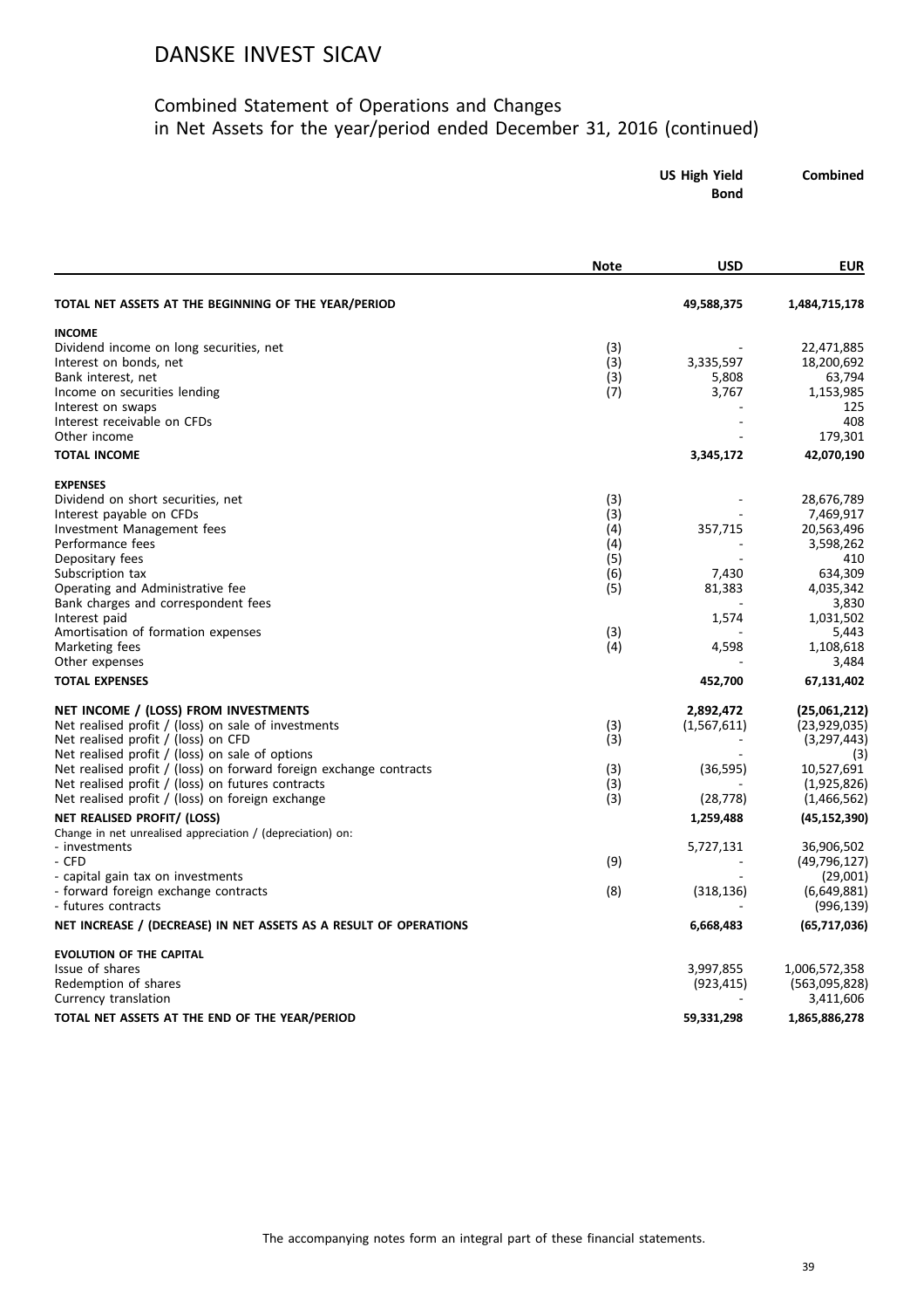# DANSKE INVEST SICAV

## Combined Statement of Operations and Changes in Net Assets for the year/period ended December 31, 2016 (continued)

| | Note | US High Yield Bond<br>USD | Combined<br>EUR |
|---|---|---|---|
| **TOTAL NET ASSETS AT THE BEGINNING OF THE YEAR/PERIOD** | | **49,588,375** | **1,484,715,178** |
| **INCOME** | | | |
| Dividend income on long securities, net | (3) | - | 22,471,885 |
| Interest on bonds, net | (3) | 3,335,597 | 18,200,692 |
| Bank interest, net | (3) | 5,808 | 63,794 |
| Income on securities lending | (7) | 3,767 | 1,153,985 |
| Interest on swaps | | - | 125 |
| Interest receivable on CFDs | | - | 408 |
| Other income | | - | 179,301 |
| **TOTAL INCOME** | | **3,345,172** | **42,070,190** |
| **EXPENSES** | | | |
| Dividend on short securities, net | (3) | - | 28,676,789 |
| Interest payable on CFDs | (3) | - | 7,469,917 |
| Investment Management fees | (4) | 357,715 | 20,563,496 |
| Performance fees | (4) | - | 3,598,262 |
| Depositary fees | (5) | - | 410 |
| Subscription tax | (6) | 7,430 | 634,309 |
| Operating and Administrative fee | (5) | 81,383 | 4,035,342 |
| Bank charges and correspondent fees | | - | 3,830 |
| Interest paid | | 1,574 | 1,031,502 |
| Amortisation of formation expenses | (3) | - | 5,443 |
| Marketing fees | (4) | 4,598 | 1,108,618 |
| Other expenses | | - | 3,484 |
| **TOTAL EXPENSES** | | **452,700** | **67,131,402** |
| **NET INCOME / (LOSS) FROM INVESTMENTS** | | **2,892,472** | **(25,061,212)** |
| Net realised profit / (loss) on sale of investments | (3) | (1,567,611) | (23,929,035) |
| Net realised profit / (loss) on CFD | (3) | - | (3,297,443) |
| Net realised profit / (loss) on sale of options | | - | (3) |
| Net realised profit / (loss) on forward foreign exchange contracts | (3) | (36,595) | 10,527,691 |
| Net realised profit / (loss) on futures contracts | (3) | - | (1,925,826) |
| Net realised profit / (loss) on foreign exchange | (3) | (28,778) | (1,466,562) |
| **NET REALISED PROFIT/ (LOSS)** | | **1,259,488** | **(45,152,390)** |
| Change in net unrealised appreciation / (depreciation) on: | | | |
| - investments | | 5,727,131 | 36,906,502 |
| - CFD | (9) | - | (49,796,127) |
| - capital gain tax on investments | | - | (29,001) |
| - forward foreign exchange contracts | (8) | (318,136) | (6,649,881) |
| - futures contracts | | - | (996,139) |
| **NET INCREASE / (DECREASE) IN NET ASSETS AS A RESULT OF OPERATIONS** | | **6,668,483** | **(65,717,036)** |
| **EVOLUTION OF THE CAPITAL** | | | |
| Issue of shares | | 3,997,855 | 1,006,572,358 |
| Redemption of shares | | (923,415) | (563,095,828) |
| Currency translation | | - | 3,411,606 |
| **TOTAL NET ASSETS AT THE END OF THE YEAR/PERIOD** | | **59,331,298** | **1,865,886,278** |

The accompanying notes form an integral part of these financial statements.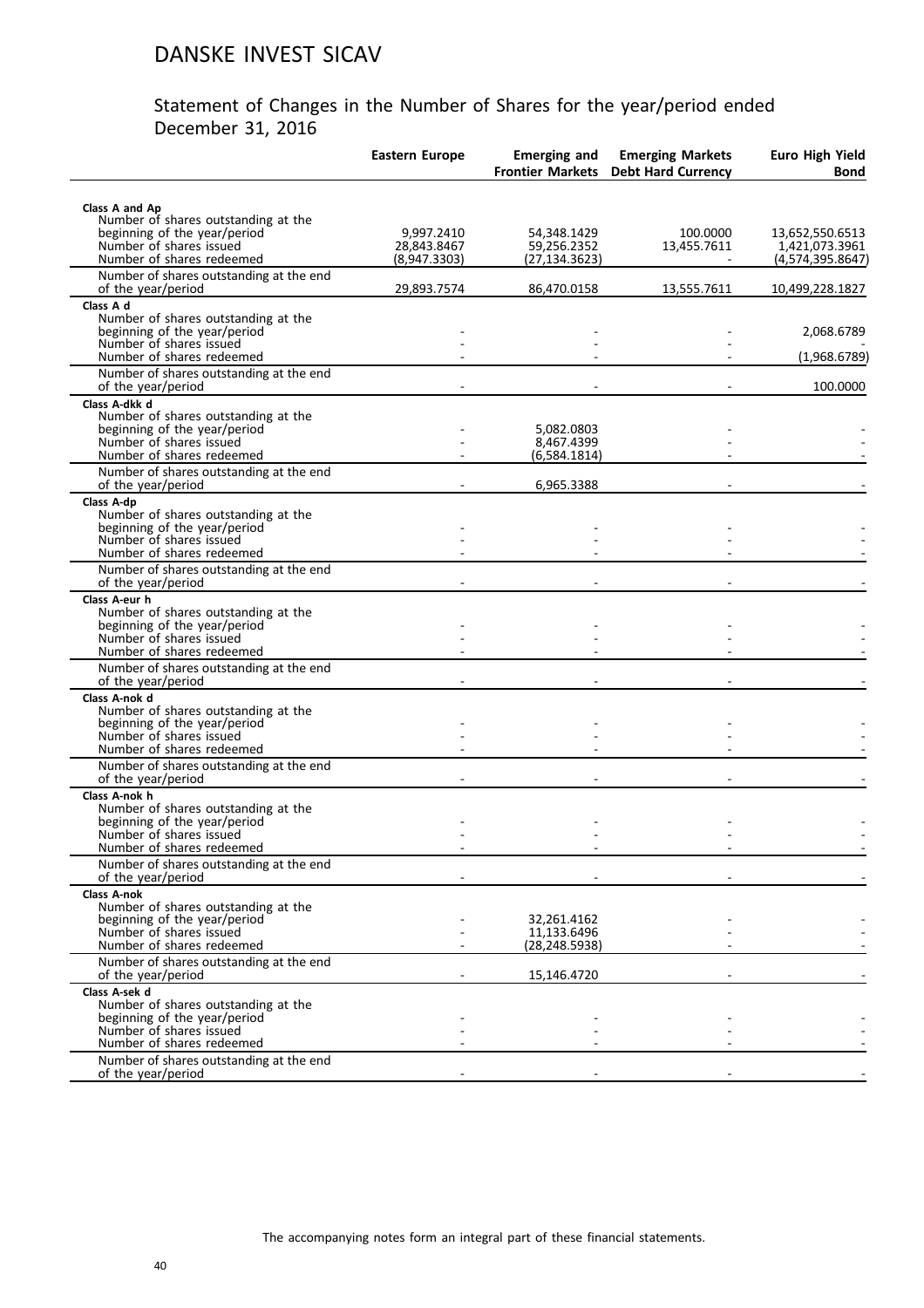# DANSKE INVEST SICAV

## Statement of Changes in the Number of Shares for the year/period ended December 31, 2016

| | Eastern Europe | Emerging and Frontier Markets | Emerging Markets Debt Hard Currency | Euro High Yield Bond |
|---|---|---|---|---|
| **Class A and Ap** | | | | |
| Number of shares outstanding at the beginning of the year/period | 9,997.2410 | 54,348.1429 | 100.0000 | 13,652,550.6513 |
| Number of shares issued | 28,843.8467 | 59,256.2352 | 13,455.7611 | 1,421,073.3961 |
| Number of shares redeemed | (8,947.3303) | (27,134.3623) | - | (4,574,395.8647) |
| Number of shares outstanding at the end of the year/period | 29,893.7574 | 86,470.0158 | 13,555.7611 | 10,499,228.1827 |
| **Class A d** | | | | |
| Number of shares outstanding at the beginning of the year/period | - | - | - | 2,068.6789 |
| Number of shares issued | - | - | - | - |
| Number of shares redeemed | - | - | - | (1,968.6789) |
| Number of shares outstanding at the end of the year/period | - | - | - | 100.0000 |
| **Class A-dkk d** | | | | |
| Number of shares outstanding at the beginning of the year/period | - | 5,082.0803 | - | - |
| Number of shares issued | - | 8,467.4399 | - | - |
| Number of shares redeemed | - | (6,584.1814) | - | - |
| Number of shares outstanding at the end of the year/period | - | 6,965.3388 | - | - |
| **Class A-dp** | | | | |
| Number of shares outstanding at the beginning of the year/period | - | - | - | - |
| Number of shares issued | - | - | - | - |
| Number of shares redeemed | - | - | - | - |
| Number of shares outstanding at the end of the year/period | - | - | - | - |
| **Class A-eur h** | | | | |
| Number of shares outstanding at the beginning of the year/period | - | - | - | - |
| Number of shares issued | - | - | - | - |
| Number of shares redeemed | - | - | - | - |
| Number of shares outstanding at the end of the year/period | - | - | - | - |
| **Class A-nok d** | | | | |
| Number of shares outstanding at the beginning of the year/period | - | - | - | - |
| Number of shares issued | - | - | - | - |
| Number of shares redeemed | - | - | - | - |
| Number of shares outstanding at the end of the year/period | - | - | - | - |
| **Class A-nok h** | | | | |
| Number of shares outstanding at the beginning of the year/period | - | - | - | - |
| Number of shares issued | - | - | - | - |
| Number of shares redeemed | - | - | - | - |
| Number of shares outstanding at the end of the year/period | - | - | - | - |
| **Class A-nok** | | | | |
| Number of shares outstanding at the beginning of the year/period | - | 32,261.4162 | - | - |
| Number of shares issued | - | 11,133.6496 | - | - |
| Number of shares redeemed | - | (28,248.5938) | - | - |
| Number of shares outstanding at the end of the year/period | - | 15,146.4720 | - | - |
| **Class A-sek d** | | | | |
| Number of shares outstanding at the beginning of the year/period | - | - | - | - |
| Number of shares issued | - | - | - | - |
| Number of shares redeemed | - | - | - | - |
| Number of shares outstanding at the end of the year/period | - | - | - | - |

The accompanying notes form an integral part of these financial statements.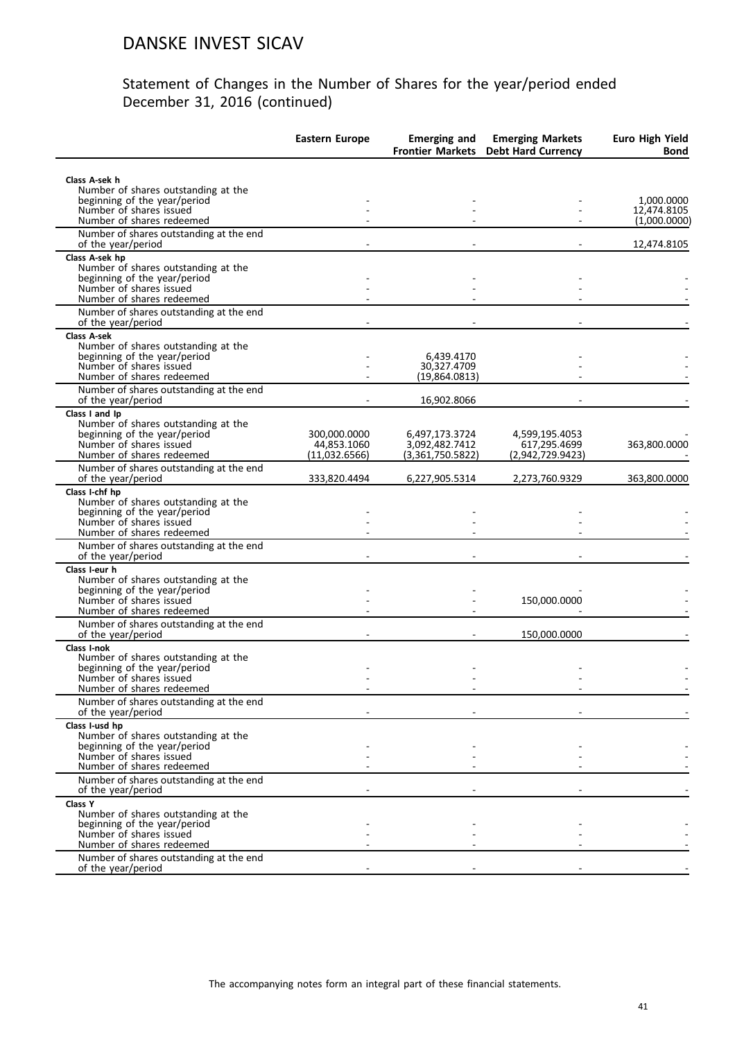# DANSKE INVEST SICAV

## Statement of Changes in the Number of Shares for the year/period ended December 31, 2016 (continued)

| | Eastern Europe | Emerging and Frontier Markets | Emerging Markets Debt Hard Currency | Euro High Yield Bond |
|---|---|---|---|---|
| **Class A-sek h** | | | | |
| Number of shares outstanding at the beginning of the year/period | - | - | - | 1,000.0000 |
| Number of shares issued | - | - | - | 12,474.8105 |
| Number of shares redeemed | - | - | - | (1,000.0000) |
| Number of shares outstanding at the end of the year/period | - | - | - | 12,474.8105 |
| **Class A-sek hp** | | | | |
| Number of shares outstanding at the beginning of the year/period | - | - | - | - |
| Number of shares issued | - | - | - | - |
| Number of shares redeemed | - | - | - | - |
| Number of shares outstanding at the end of the year/period | - | - | - | - |
| **Class A-sek** | | | | |
| Number of shares outstanding at the beginning of the year/period | - | 6,439.4170 | - | - |
| Number of shares issued | - | 30,327.4709 | - | - |
| Number of shares redeemed | - | (19,864.0813) | - | - |
| Number of shares outstanding at the end of the year/period | - | 16,902.8066 | - | - |
| **Class I and Ip** | | | | |
| Number of shares outstanding at the beginning of the year/period | 300,000.0000 | 6,497,173.3724 | 4,599,195.4053 | - |
| Number of shares issued | 44,853.1060 | 3,092,482.7412 | 617,295.4699 | 363,800.0000 |
| Number of shares redeemed | (11,032.6566) | (3,361,750.5822) | (2,942,729.9423) | - |
| Number of shares outstanding at the end of the year/period | 333,820.4494 | 6,227,905.5314 | 2,273,760.9329 | 363,800.0000 |
| **Class I-chf hp** | | | | |
| Number of shares outstanding at the beginning of the year/period | - | - | - | - |
| Number of shares issued | - | - | - | - |
| Number of shares redeemed | - | - | - | - |
| Number of shares outstanding at the end of the year/period | - | - | - | - |
| **Class I-eur h** | | | | |
| Number of shares outstanding at the beginning of the year/period | - | - | - | - |
| Number of shares issued | - | - | 150,000.0000 | - |
| Number of shares redeemed | - | - | - | - |
| Number of shares outstanding at the end of the year/period | - | - | 150,000.0000 | - |
| **Class I-nok** | | | | |
| Number of shares outstanding at the beginning of the year/period | - | - | - | - |
| Number of shares issued | - | - | - | - |
| Number of shares redeemed | - | - | - | - |
| Number of shares outstanding at the end of the year/period | - | - | - | - |
| **Class I-usd hp** | | | | |
| Number of shares outstanding at the beginning of the year/period | - | - | - | - |
| Number of shares issued | - | - | - | - |
| Number of shares redeemed | - | - | - | - |
| Number of shares outstanding at the end of the year/period | - | - | - | - |
| **Class Y** | | | | |
| Number of shares outstanding at the beginning of the year/period | - | - | - | - |
| Number of shares issued | - | - | - | - |
| Number of shares redeemed | - | - | - | - |
| Number of shares outstanding at the end of the year/period | - | - | - | - |

The accompanying notes form an integral part of these financial statements.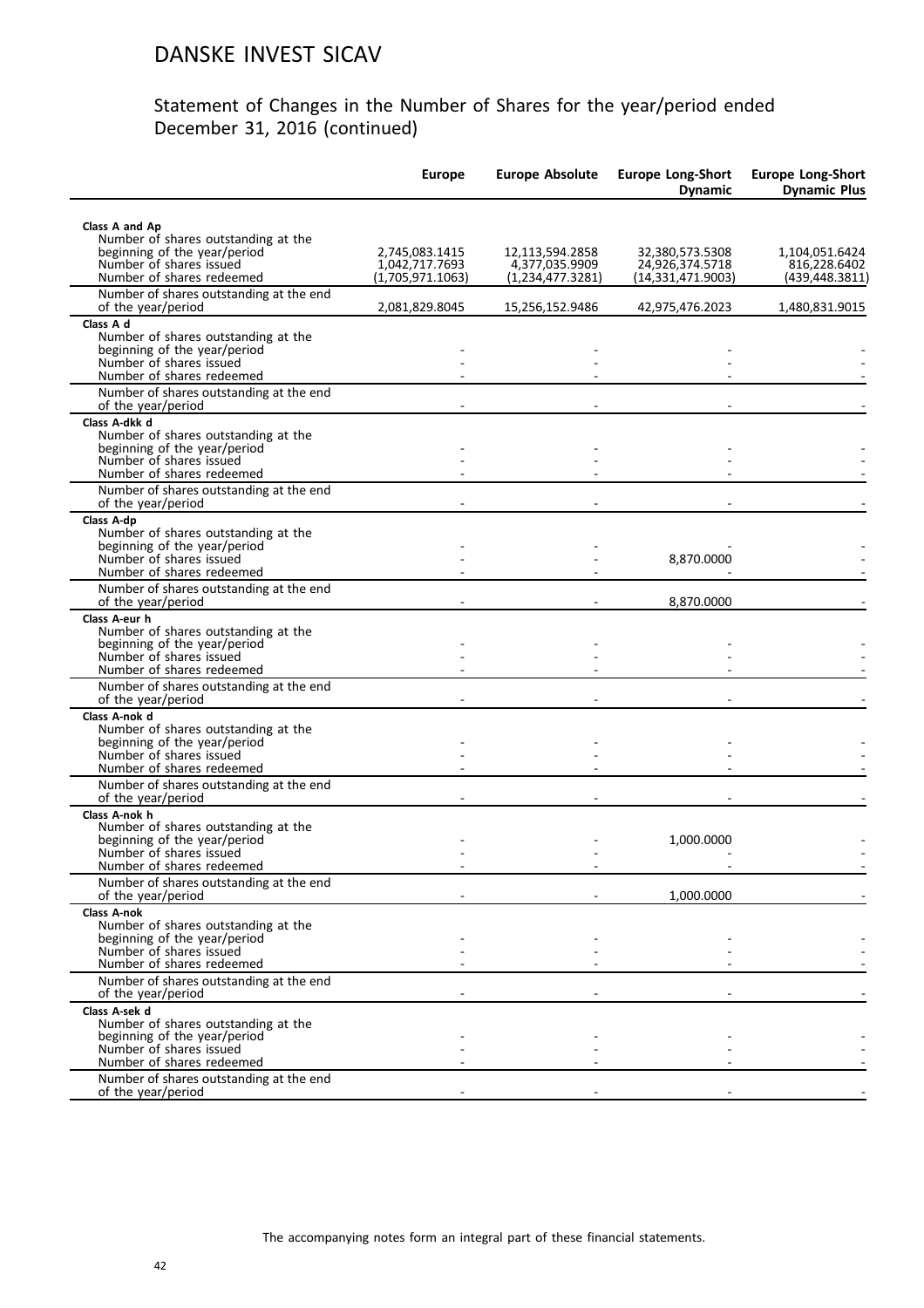# DANSKE INVEST SICAV

## Statement of Changes in the Number of Shares for the year/period ended December 31, 2016 (continued)

| | Europe | Europe Absolute | Europe Long-Short Dynamic | Europe Long-Short Dynamic Plus |
|---|---|---|---|---|
| **Class A and Ap** | | | | |
| Number of shares outstanding at the beginning of the year/period | 2,745,083.1415 | 12,113,594.2858 | 32,380,573.5308 | 1,104,051.6424 |
| Number of shares issued | 1,042,717.7693 | 4,377,035.9909 | 24,926,374.5718 | 816,228.6402 |
| Number of shares redeemed | (1,705,971.1063) | (1,234,477.3281) | (14,331,471.9003) | (439,448.3811) |
| Number of shares outstanding at the end of the year/period | 2,081,829.8045 | 15,256,152.9486 | 42,975,476.2023 | 1,480,831.9015 |
| **Class A d** | | | | |
| Number of shares outstanding at the beginning of the year/period | - | - | - | - |
| Number of shares issued | - | - | - | - |
| Number of shares redeemed | - | - | - | - |
| Number of shares outstanding at the end of the year/period | - | - | - | - |
| **Class A-dkk d** | | | | |
| Number of shares outstanding at the beginning of the year/period | - | - | - | - |
| Number of shares issued | - | - | - | - |
| Number of shares redeemed | - | - | - | - |
| Number of shares outstanding at the end of the year/period | - | - | - | - |
| **Class A-dp** | | | | |
| Number of shares outstanding at the beginning of the year/period | - | - | - | - |
| Number of shares issued | - | - | 8,870.0000 | - |
| Number of shares redeemed | - | - | - | - |
| Number of shares outstanding at the end of the year/period | - | - | 8,870.0000 | - |
| **Class A-eur h** | | | | |
| Number of shares outstanding at the beginning of the year/period | - | - | - | - |
| Number of shares issued | - | - | - | - |
| Number of shares redeemed | - | - | - | - |
| Number of shares outstanding at the end of the year/period | - | - | - | - |
| **Class A-nok d** | | | | |
| Number of shares outstanding at the beginning of the year/period | - | - | - | - |
| Number of shares issued | - | - | - | - |
| Number of shares redeemed | - | - | - | - |
| Number of shares outstanding at the end of the year/period | - | - | - | - |
| **Class A-nok h** | | | | |
| Number of shares outstanding at the beginning of the year/period | - | - | 1,000.0000 | - |
| Number of shares issued | - | - | - | - |
| Number of shares redeemed | - | - | - | - |
| Number of shares outstanding at the end of the year/period | - | - | 1,000.0000 | - |
| **Class A-nok** | | | | |
| Number of shares outstanding at the beginning of the year/period | - | - | - | - |
| Number of shares issued | - | - | - | - |
| Number of shares redeemed | - | - | - | - |
| Number of shares outstanding at the end of the year/period | - | - | - | - |
| **Class A-sek d** | | | | |
| Number of shares outstanding at the beginning of the year/period | - | - | - | - |
| Number of shares issued | - | - | - | - |
| Number of shares redeemed | - | - | - | - |
| Number of shares outstanding at the end of the year/period | - | - | - | - |

The accompanying notes form an integral part of these financial statements.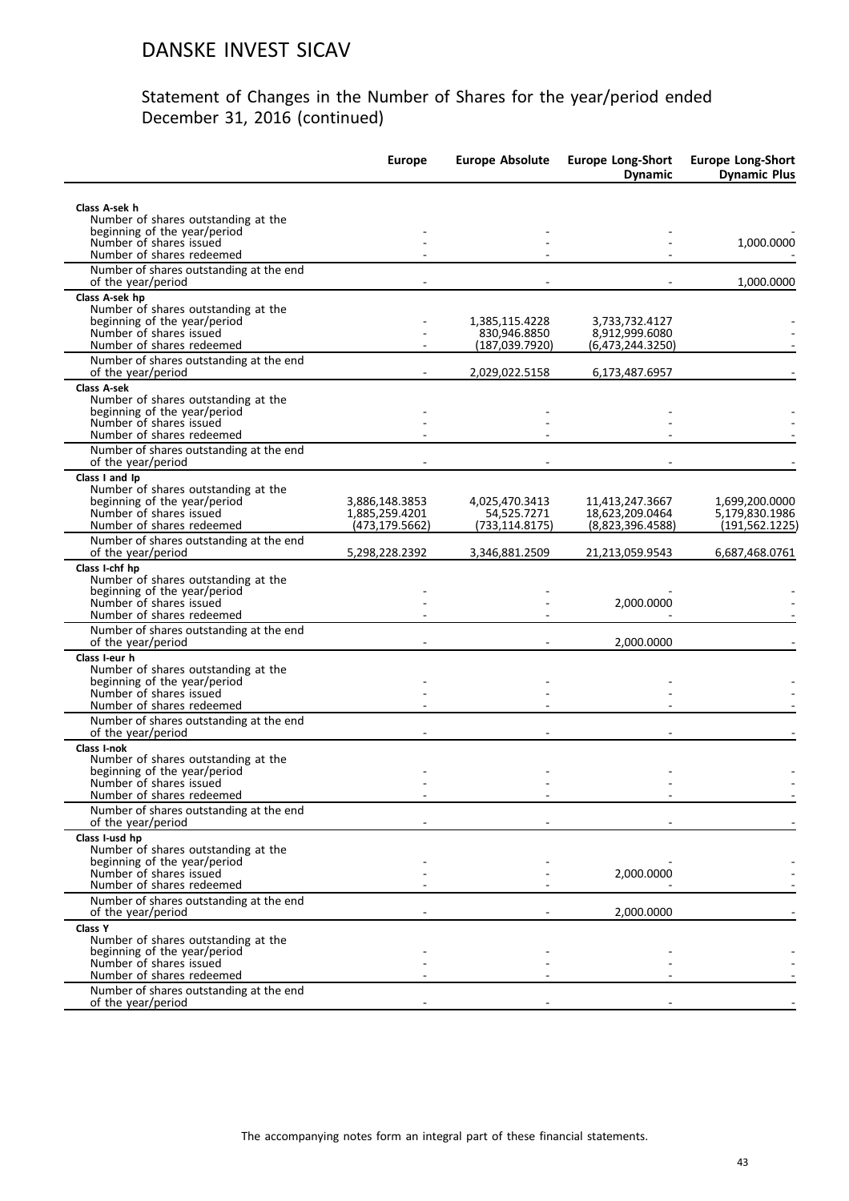# DANSKE INVEST SICAV

## Statement of Changes in the Number of Shares for the year/period ended December 31, 2016 (continued)

| | Europe | Europe Absolute | Europe Long-Short Dynamic | Europe Long-Short Dynamic Plus |
|---|---|---|---|---|
| **Class A-sek h** | | | | |
| Number of shares outstanding at the beginning of the year/period | - | - | - | - |
| Number of shares issued | - | - | - | 1,000.0000 |
| Number of shares redeemed | - | - | - | - |
| Number of shares outstanding at the end of the year/period | - | - | - | 1,000.0000 |
| **Class A-sek hp** | | | | |
| Number of shares outstanding at the beginning of the year/period | - | 1,385,115.4228 | 3,733,732.4127 | - |
| Number of shares issued | - | 830,946.8850 | 8,912,999.6080 | - |
| Number of shares redeemed | - | (187,039.7920) | (6,473,244.3250) | - |
| Number of shares outstanding at the end of the year/period | - | 2,029,022.5158 | 6,173,487.6957 | - |
| **Class A-sek** | | | | |
| Number of shares outstanding at the beginning of the year/period | - | - | - | - |
| Number of shares issued | - | - | - | - |
| Number of shares redeemed | - | - | - | - |
| Number of shares outstanding at the end of the year/period | - | - | - | - |
| **Class I and Ip** | | | | |
| Number of shares outstanding at the beginning of the year/period | 3,886,148.3853 | 4,025,470.3413 | 11,413,247.3667 | 1,699,200.0000 |
| Number of shares issued | 1,885,259.4201 | 54,525.7271 | 18,623,209.0464 | 5,179,830.1986 |
| Number of shares redeemed | (473,179.5662) | (733,114.8175) | (8,823,396.4588) | (191,562.1225) |
| Number of shares outstanding at the end of the year/period | 5,298,228.2392 | 3,346,881.2509 | 21,213,059.9543 | 6,687,468.0761 |
| **Class I-chf hp** | | | | |
| Number of shares outstanding at the beginning of the year/period | - | - | - | - |
| Number of shares issued | - | - | 2,000.0000 | - |
| Number of shares redeemed | - | - | - | - |
| Number of shares outstanding at the end of the year/period | - | - | 2,000.0000 | - |
| **Class I-eur h** | | | | |
| Number of shares outstanding at the beginning of the year/period | - | - | - | - |
| Number of shares issued | - | - | - | - |
| Number of shares redeemed | - | - | - | - |
| Number of shares outstanding at the end of the year/period | - | - | - | - |
| **Class I-nok** | | | | |
| Number of shares outstanding at the beginning of the year/period | - | - | - | - |
| Number of shares issued | - | - | - | - |
| Number of shares redeemed | - | - | - | - |
| Number of shares outstanding at the end of the year/period | - | - | - | - |
| **Class I-usd hp** | | | | |
| Number of shares outstanding at the beginning of the year/period | - | - | - | - |
| Number of shares issued | - | - | 2,000.0000 | - |
| Number of shares redeemed | - | - | - | - |
| Number of shares outstanding at the end of the year/period | - | - | 2,000.0000 | - |
| **Class Y** | | | | |
| Number of shares outstanding at the beginning of the year/period | - | - | - | - |
| Number of shares issued | - | - | - | - |
| Number of shares redeemed | - | - | - | - |
| Number of shares outstanding at the end of the year/period | - | - | - | - |

The accompanying notes form an integral part of these financial statements.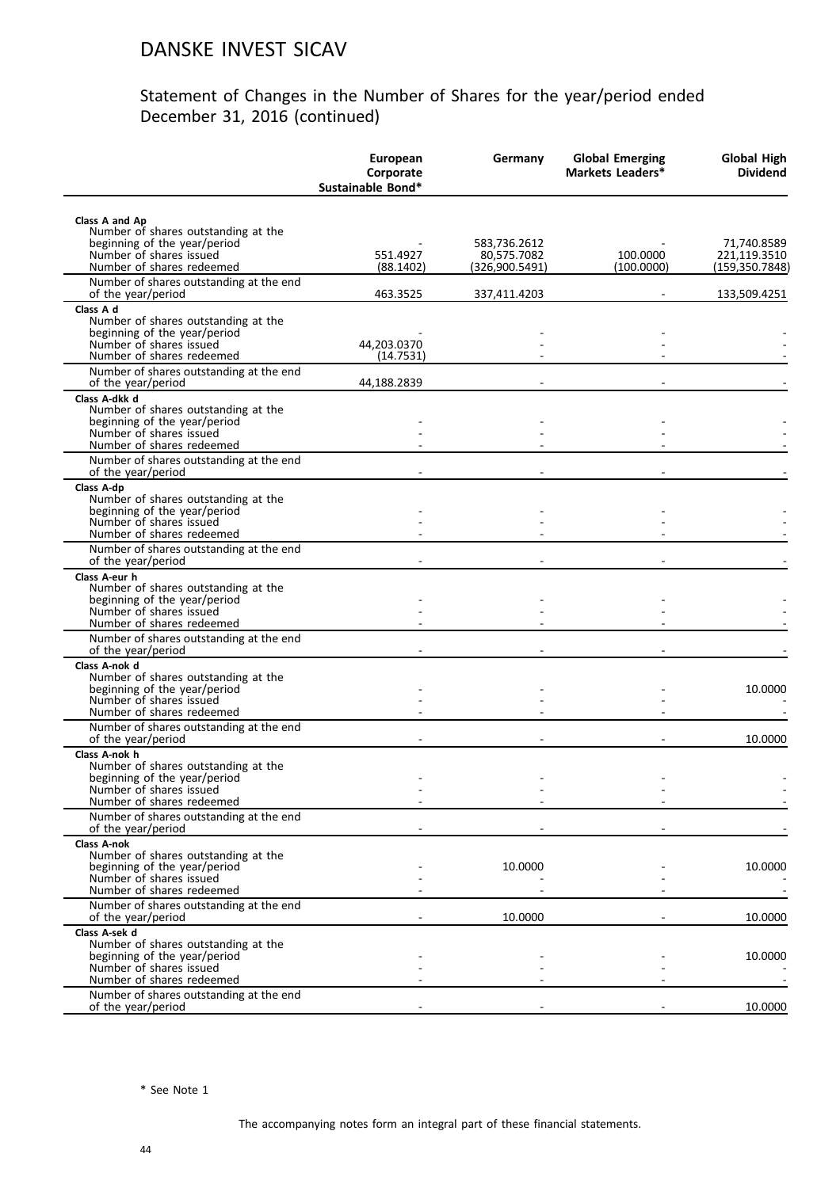# DANSKE INVEST SICAV

## Statement of Changes in the Number of Shares for the year/period ended December 31, 2016 (continued)

| | European Corporate Sustainable Bond* | Germany | Global Emerging Markets Leaders* | Global High Dividend |
|---|---|---|---|---|
| **Class A and Ap** | | | | |
| Number of shares outstanding at the beginning of the year/period | - | 583,736.2612 | - | 71,740.8589 |
| Number of shares issued | 551.4927 | 80,575.7082 | 100.0000 | 221,119.3510 |
| Number of shares redeemed | (88.1402) | (326,900.5491) | (100.0000) | (159,350.7848) |
| Number of shares outstanding at the end of the year/period | 463.3525 | 337,411.4203 | - | 133,509.4251 |
| **Class A d** | | | | |
| Number of shares outstanding at the beginning of the year/period | - | - | - | - |
| Number of shares issued | 44,203.0370 | - | - | - |
| Number of shares redeemed | (14.7531) | - | - | - |
| Number of shares outstanding at the end of the year/period | 44,188.2839 | - | - | - |
| **Class A-dkk d** | | | | |
| Number of shares outstanding at the beginning of the year/period | - | - | - | - |
| Number of shares issued | - | - | - | - |
| Number of shares redeemed | - | - | - | - |
| Number of shares outstanding at the end of the year/period | - | - | - | - |
| **Class A-dp** | | | | |
| Number of shares outstanding at the beginning of the year/period | - | - | - | - |
| Number of shares issued | - | - | - | - |
| Number of shares redeemed | - | - | - | - |
| Number of shares outstanding at the end of the year/period | - | - | - | - |
| **Class A-eur h** | | | | |
| Number of shares outstanding at the beginning of the year/period | - | - | - | - |
| Number of shares issued | - | - | - | - |
| Number of shares redeemed | - | - | - | - |
| Number of shares outstanding at the end of the year/period | - | - | - | - |
| **Class A-nok d** | | | | |
| Number of shares outstanding at the beginning of the year/period | - | - | - | 10.0000 |
| Number of shares issued | - | - | - | - |
| Number of shares redeemed | - | - | - | - |
| Number of shares outstanding at the end of the year/period | - | - | - | 10.0000 |
| **Class A-nok h** | | | | |
| Number of shares outstanding at the beginning of the year/period | - | - | - | - |
| Number of shares issued | - | - | - | - |
| Number of shares redeemed | - | - | - | - |
| Number of shares outstanding at the end of the year/period | - | - | - | - |
| **Class A-nok** | | | | |
| Number of shares outstanding at the beginning of the year/period | - | 10.0000 | - | 10.0000 |
| Number of shares issued | - | - | - | - |
| Number of shares redeemed | - | - | - | - |
| Number of shares outstanding at the end of the year/period | - | 10.0000 | - | 10.0000 |
| **Class A-sek d** | | | | |
| Number of shares outstanding at the beginning of the year/period | - | - | - | 10.0000 |
| Number of shares issued | - | - | - | - |
| Number of shares redeemed | - | - | - | - |
| Number of shares outstanding at the end of the year/period | - | - | - | 10.0000 |

\* See Note 1

The accompanying notes form an integral part of these financial statements.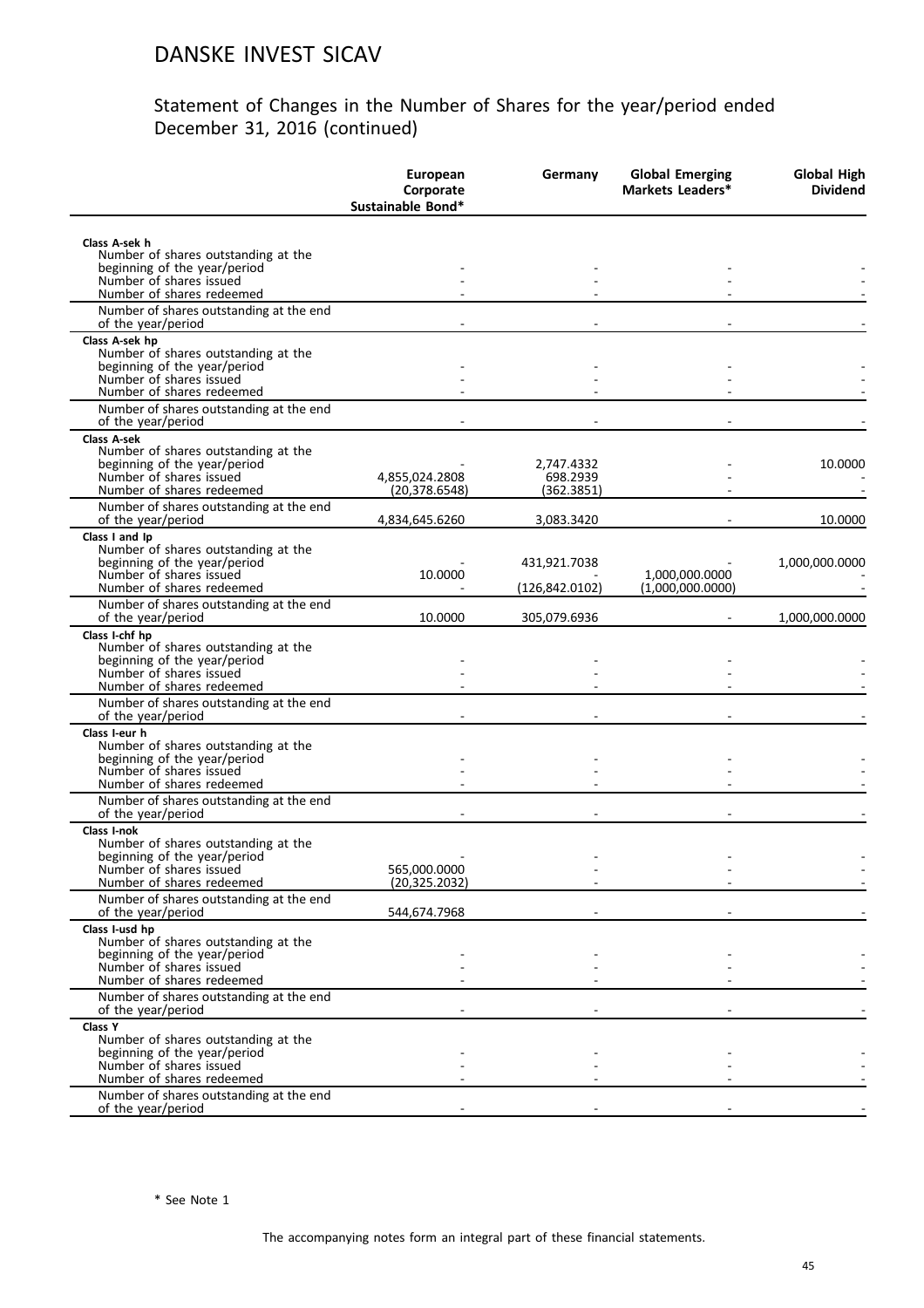# DANSKE INVEST SICAV

## Statement of Changes in the Number of Shares for the year/period ended December 31, 2016 (continued)

| | European Corporate Sustainable Bond* | Germany | Global Emerging Markets Leaders* | Global High Dividend |
|---|---|---|---|---|
| **Class A-sek h** | | | | |
| Number of shares outstanding at the beginning of the year/period | - | - | - | - |
| Number of shares issued | - | - | - | - |
| Number of shares redeemed | - | - | - | - |
| Number of shares outstanding at the end of the year/period | - | - | - | - |
| **Class A-sek hp** | | | | |
| Number of shares outstanding at the beginning of the year/period | - | - | - | - |
| Number of shares issued | - | - | - | - |
| Number of shares redeemed | - | - | - | - |
| Number of shares outstanding at the end of the year/period | - | - | - | - |
| **Class A-sek** | | | | |
| Number of shares outstanding at the beginning of the year/period | - | 2,747.4332 | - | 10.0000 |
| Number of shares issued | 4,855,024.2808 | 698.2939 | - | - |
| Number of shares redeemed | (20,378.6548) | (362.3851) | - | - |
| Number of shares outstanding at the end of the year/period | 4,834,645.6260 | 3,083.3420 | - | 10.0000 |
| **Class I and Ip** | | | | |
| Number of shares outstanding at the beginning of the year/period | - | 431,921.7038 | - | 1,000,000.0000 |
| Number of shares issued | 10.0000 | - | 1,000,000.0000 | - |
| Number of shares redeemed | - | (126,842.0102) | (1,000,000.0000) | - |
| Number of shares outstanding at the end of the year/period | 10.0000 | 305,079.6936 | - | 1,000,000.0000 |
| **Class I-chf hp** | | | | |
| Number of shares outstanding at the beginning of the year/period | - | - | - | - |
| Number of shares issued | - | - | - | - |
| Number of shares redeemed | - | - | - | - |
| Number of shares outstanding at the end of the year/period | - | - | - | - |
| **Class I-eur h** | | | | |
| Number of shares outstanding at the beginning of the year/period | - | - | - | - |
| Number of shares issued | - | - | - | - |
| Number of shares redeemed | - | - | - | - |
| Number of shares outstanding at the end of the year/period | - | - | - | - |
| **Class I-nok** | | | | |
| Number of shares outstanding at the beginning of the year/period | - | - | - | - |
| Number of shares issued | 565,000.0000 | - | - | - |
| Number of shares redeemed | (20,325.2032) | - | - | - |
| Number of shares outstanding at the end of the year/period | 544,674.7968 | - | - | - |
| **Class I-usd hp** | | | | |
| Number of shares outstanding at the beginning of the year/period | - | - | - | - |
| Number of shares issued | - | - | - | - |
| Number of shares redeemed | - | - | - | - |
| Number of shares outstanding at the end of the year/period | - | - | - | - |
| **Class Y** | | | | |
| Number of shares outstanding at the beginning of the year/period | - | - | - | - |
| Number of shares issued | - | - | - | - |
| Number of shares redeemed | - | - | - | - |
| Number of shares outstanding at the end of the year/period | - | - | - | - |

\* See Note 1

The accompanying notes form an integral part of these financial statements.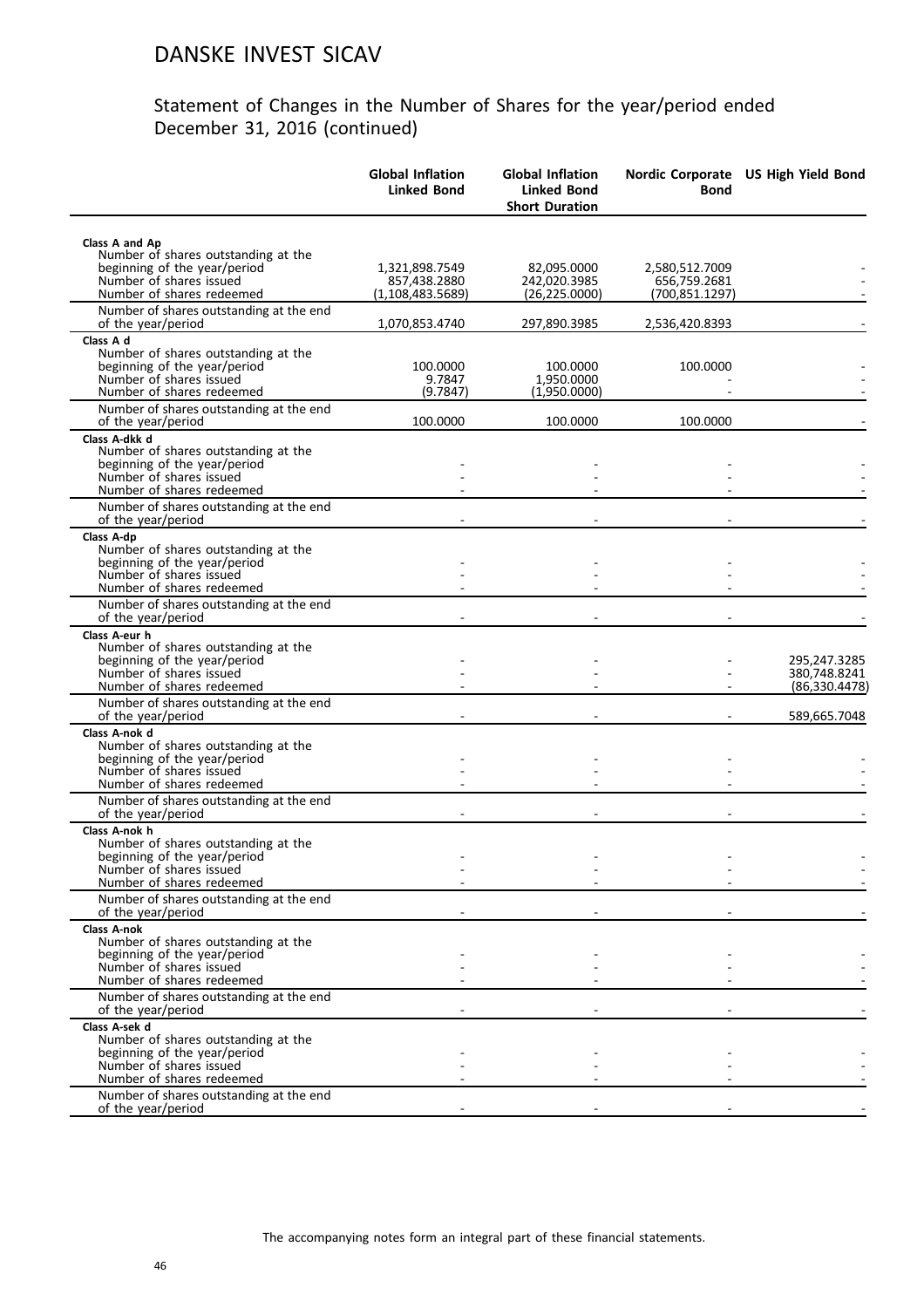# DANSKE INVEST SICAV

## Statement of Changes in the Number of Shares for the year/period ended December 31, 2016 (continued)

| | Global Inflation Linked Bond | Global Inflation Linked Bond Short Duration | Nordic Corporate Bond | US High Yield Bond |
|---|---|---|---|---|
| **Class A and Ap** | | | | |
| Number of shares outstanding at the beginning of the year/period | 1,321,898.7549 | 82,095.0000 | 2,580,512.7009 | - |
| Number of shares issued | 857,438.2880 | 242,020.3985 | 656,759.2681 | - |
| Number of shares redeemed | (1,108,483.5689) | (26,225.0000) | (700,851.1297) | - |
| Number of shares outstanding at the end of the year/period | 1,070,853.4740 | 297,890.3985 | 2,536,420.8393 | - |
| **Class A d** | | | | |
| Number of shares outstanding at the beginning of the year/period | 100.0000 | 100.0000 | 100.0000 | - |
| Number of shares issued | 9.7847 | 1,950.0000 | - | - |
| Number of shares redeemed | (9.7847) | (1,950.0000) | - | - |
| Number of shares outstanding at the end of the year/period | 100.0000 | 100.0000 | 100.0000 | - |
| **Class A-dkk d** | | | | |
| Number of shares outstanding at the beginning of the year/period | - | - | - | - |
| Number of shares issued | - | - | - | - |
| Number of shares redeemed | - | - | - | - |
| Number of shares outstanding at the end of the year/period | - | - | - | - |
| **Class A-dp** | | | | |
| Number of shares outstanding at the beginning of the year/period | - | - | - | - |
| Number of shares issued | - | - | - | - |
| Number of shares redeemed | - | - | - | - |
| Number of shares outstanding at the end of the year/period | - | - | - | - |
| **Class A-eur h** | | | | |
| Number of shares outstanding at the beginning of the year/period | - | - | - | 295,247.3285 |
| Number of shares issued | - | - | - | 380,748.8241 |
| Number of shares redeemed | - | - | - | (86,330.4478) |
| Number of shares outstanding at the end of the year/period | - | - | - | 589,665.7048 |
| **Class A-nok d** | | | | |
| Number of shares outstanding at the beginning of the year/period | - | - | - | - |
| Number of shares issued | - | - | - | - |
| Number of shares redeemed | - | - | - | - |
| Number of shares outstanding at the end of the year/period | - | - | - | - |
| **Class A-nok h** | | | | |
| Number of shares outstanding at the beginning of the year/period | - | - | - | - |
| Number of shares issued | - | - | - | - |
| Number of shares redeemed | - | - | - | - |
| Number of shares outstanding at the end of the year/period | - | - | - | - |
| **Class A-nok** | | | | |
| Number of shares outstanding at the beginning of the year/period | - | - | - | - |
| Number of shares issued | - | - | - | - |
| Number of shares redeemed | - | - | - | - |
| Number of shares outstanding at the end of the year/period | - | - | - | - |
| **Class A-sek d** | | | | |
| Number of shares outstanding at the beginning of the year/period | - | - | - | - |
| Number of shares issued | - | - | - | - |
| Number of shares redeemed | - | - | - | - |
| Number of shares outstanding at the end of the year/period | - | - | - | - |

The accompanying notes form an integral part of these financial statements.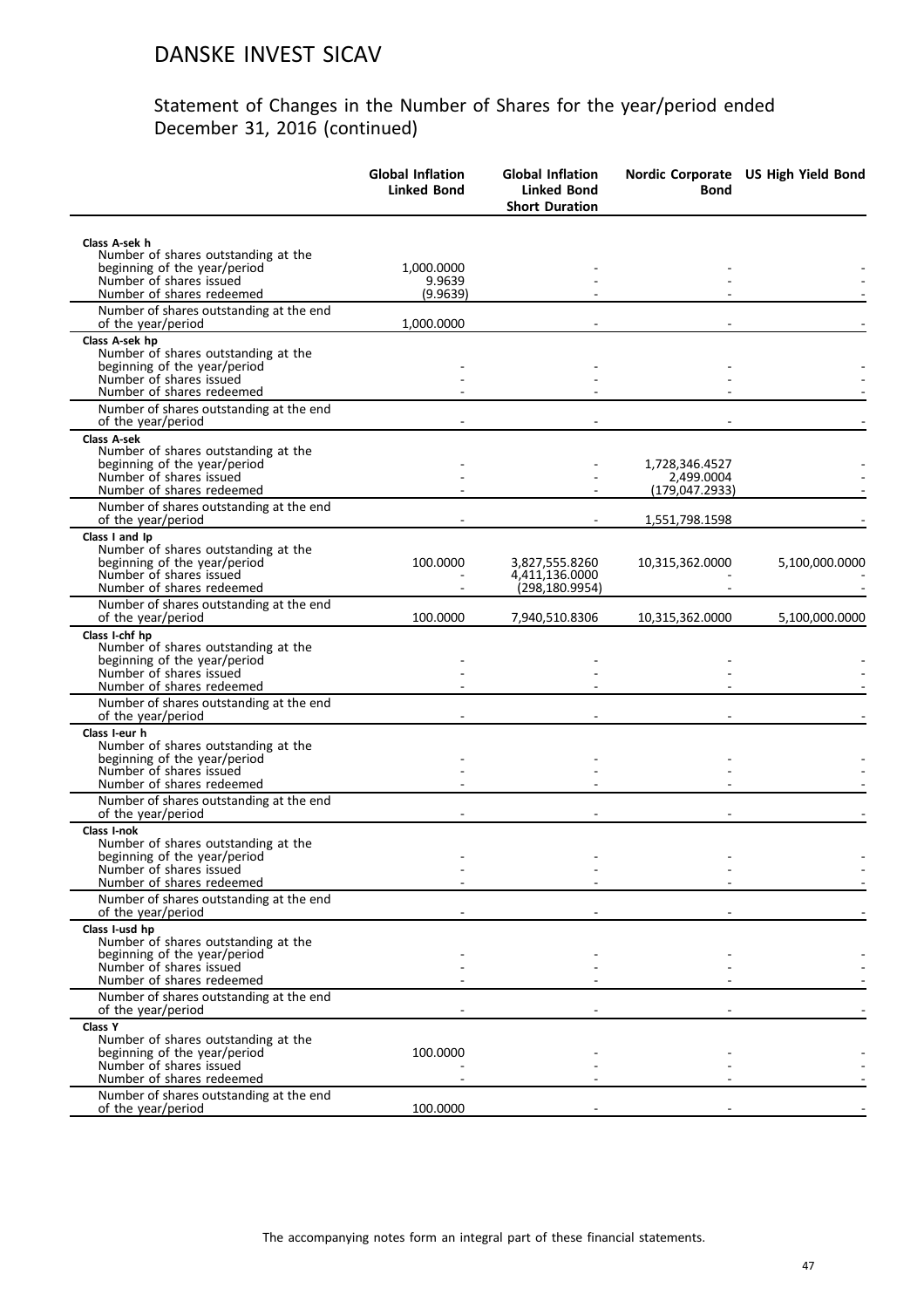# DANSKE INVEST SICAV

## Statement of Changes in the Number of Shares for the year/period ended December 31, 2016 (continued)

| | Global Inflation Linked Bond | Global Inflation Linked Bond Short Duration | Nordic Corporate Bond | US High Yield Bond |
|---|---|---|---|---|
| **Class A-sek h** | | | | |
| Number of shares outstanding at the beginning of the year/period | 1,000.0000 | - | - | - |
| Number of shares issued | 9.9639 | - | - | - |
| Number of shares redeemed | (9.9639) | - | - | - |
| Number of shares outstanding at the end of the year/period | 1,000.0000 | - | - | - |
| **Class A-sek hp** | | | | |
| Number of shares outstanding at the beginning of the year/period | - | - | - | - |
| Number of shares issued | - | - | - | - |
| Number of shares redeemed | - | - | - | - |
| Number of shares outstanding at the end of the year/period | - | - | - | - |
| **Class A-sek** | | | | |
| Number of shares outstanding at the beginning of the year/period | - | - | 1,728,346.4527 | - |
| Number of shares issued | - | - | 2,499.0004 | - |
| Number of shares redeemed | - | - | (179,047.2933) | - |
| Number of shares outstanding at the end of the year/period | - | - | 1,551,798.1598 | - |
| **Class I and Ip** | | | | |
| Number of shares outstanding at the beginning of the year/period | 100.0000 | 3,827,555.8260 | 10,315,362.0000 | 5,100,000.0000 |
| Number of shares issued | - | 4,411,136.0000 | - | - |
| Number of shares redeemed | - | (298,180.9954) | - | - |
| Number of shares outstanding at the end of the year/period | 100.0000 | 7,940,510.8306 | 10,315,362.0000 | 5,100,000.0000 |
| **Class I-chf hp** | | | | |
| Number of shares outstanding at the beginning of the year/period | - | - | - | - |
| Number of shares issued | - | - | - | - |
| Number of shares redeemed | - | - | - | - |
| Number of shares outstanding at the end of the year/period | - | - | - | - |
| **Class I-eur h** | | | | |
| Number of shares outstanding at the beginning of the year/period | - | - | - | - |
| Number of shares issued | - | - | - | - |
| Number of shares redeemed | - | - | - | - |
| Number of shares outstanding at the end of the year/period | - | - | - | - |
| **Class I-nok** | | | | |
| Number of shares outstanding at the beginning of the year/period | - | - | - | - |
| Number of shares issued | - | - | - | - |
| Number of shares redeemed | - | - | - | - |
| Number of shares outstanding at the end of the year/period | - | - | - | - |
| **Class I-usd hp** | | | | |
| Number of shares outstanding at the beginning of the year/period | - | - | - | - |
| Number of shares issued | - | - | - | - |
| Number of shares redeemed | - | - | - | - |
| Number of shares outstanding at the end of the year/period | - | - | - | - |
| **Class Y** | | | | |
| Number of shares outstanding at the beginning of the year/period | 100.0000 | - | - | - |
| Number of shares issued | - | - | - | - |
| Number of shares redeemed | - | - | - | - |
| Number of shares outstanding at the end of the year/period | 100.0000 | - | - | - |

The accompanying notes form an integral part of these financial statements.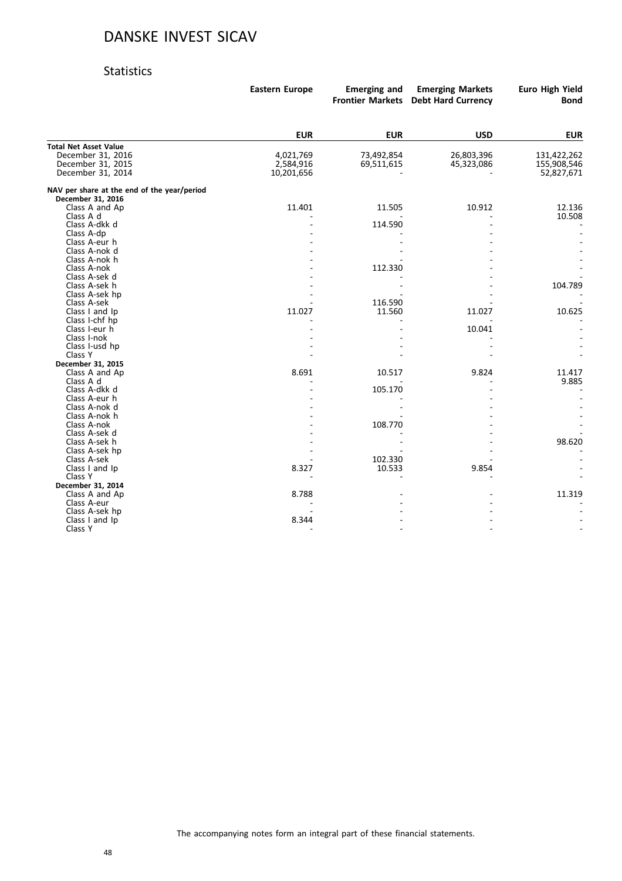# DANSKE INVEST SICAV

## Statistics

| | Eastern Europe | Emerging and Frontier Markets | Emerging Markets Debt Hard Currency | Euro High Yield Bond |
|---|---|---|---|---|
| | **EUR** | **EUR** | **USD** | **EUR** |
| **Total Net Asset Value** | | | | |
| December 31, 2016 | 4,021,769 | 73,492,854 | 26,803,396 | 131,422,262 |
| December 31, 2015 | 2,584,916 | 69,511,615 | 45,323,086 | 155,908,546 |
| December 31, 2014 | 10,201,656 | - | - | 52,827,671 |
| **NAV per share at the end of the year/period** | | | | |
| **December 31, 2016** | | | | |
| Class A and Ap | 11.401 | 11.505 | 10.912 | 12.136 |
| Class A d | - | - | - | 10.508 |
| Class A-dkk d | - | 114.590 | - | - |
| Class A-dp | - | - | - | - |
| Class A-eur h | - | - | - | - |
| Class A-nok d | - | - | - | - |
| Class A-nok h | - | - | - | - |
| Class A-nok | - | 112.330 | - | - |
| Class A-sek d | - | - | - | - |
| Class A-sek h | - | - | - | 104.789 |
| Class A-sek hp | - | - | - | - |
| Class A-sek | - | 116.590 | - | - |
| Class I and Ip | 11.027 | 11.560 | 11.027 | 10.625 |
| Class I-chf hp | - | - | - | - |
| Class I-eur h | - | - | 10.041 | - |
| Class I-nok | - | - | - | - |
| Class I-usd hp | - | - | - | - |
| Class Y | - | - | - | - |
| **December 31, 2015** | | | | |
| Class A and Ap | 8.691 | 10.517 | 9.824 | 11.417 |
| Class A d | - | - | - | 9.885 |
| Class A-dkk d | - | 105.170 | - | - |
| Class A-eur h | - | - | - | - |
| Class A-nok d | - | - | - | - |
| Class A-nok h | - | - | - | - |
| Class A-nok | - | 108.770 | - | - |
| Class A-sek d | - | - | - | - |
| Class A-sek h | - | - | - | 98.620 |
| Class A-sek hp | - | - | - | - |
| Class A-sek | - | 102.330 | - | - |
| Class I and Ip | 8.327 | 10.533 | 9.854 | - |
| Class Y | - | - | - | - |
| **December 31, 2014** | | | | |
| Class A and Ap | 8.788 | - | - | 11.319 |
| Class A-eur | - | - | - | - |
| Class A-sek hp | - | - | - | - |
| Class I and Ip | 8.344 | - | - | - |
| Class Y | - | - | - | - |

The accompanying notes form an integral part of these financial statements.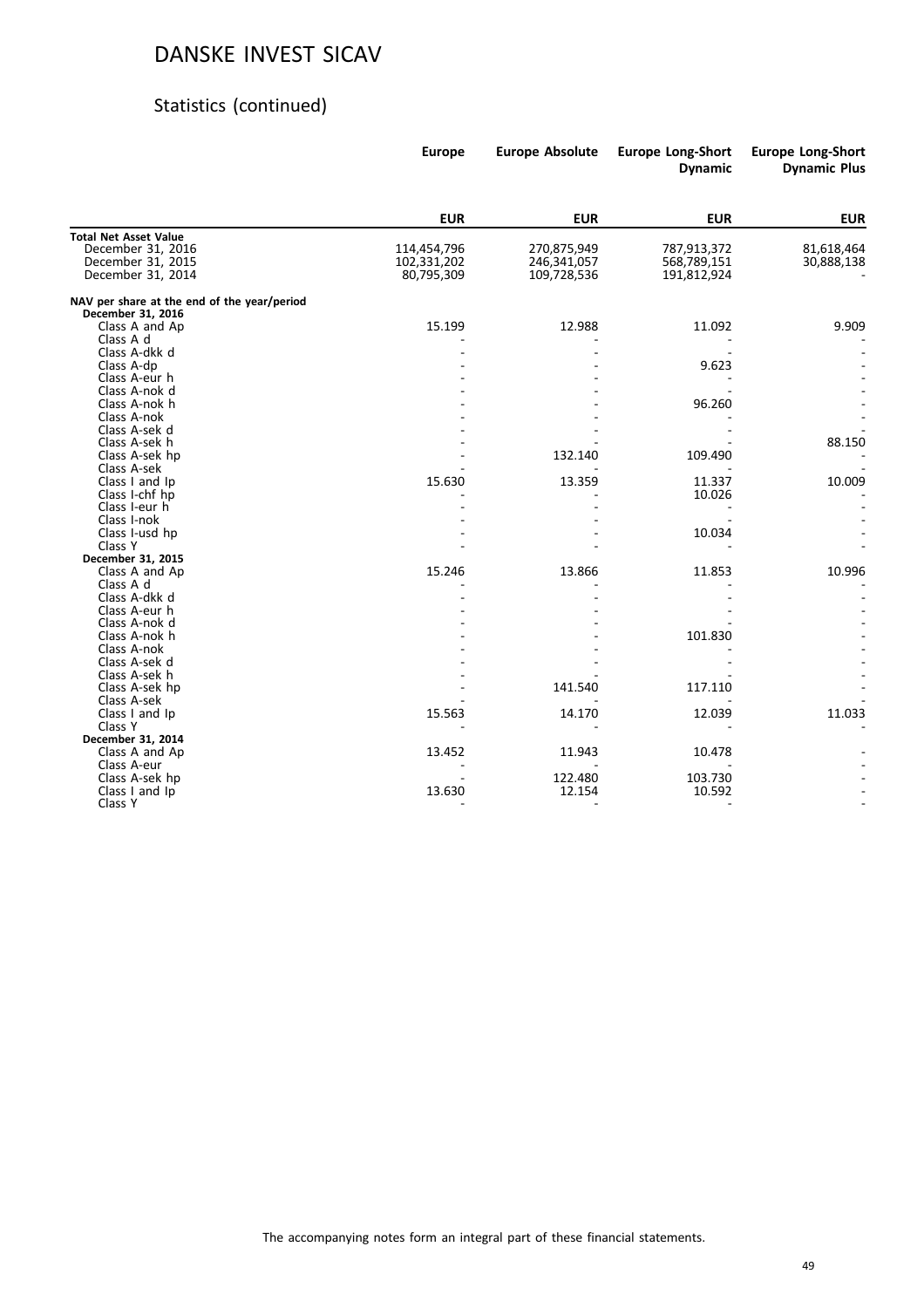# DANSKE INVEST SICAV

## Statistics (continued)

| | Europe | Europe Absolute | Europe Long-Short Dynamic | Europe Long-Short Dynamic Plus |
|---|---|---|---|---|
| | **EUR** | **EUR** | **EUR** | **EUR** |
| **Total Net Asset Value** | | | | |
| December 31, 2016 | 114,454,796 | 270,875,949 | 787,913,372 | 81,618,464 |
| December 31, 2015 | 102,331,202 | 246,341,057 | 568,789,151 | 30,888,138 |
| December 31, 2014 | 80,795,309 | 109,728,536 | 191,812,924 | - |
| **NAV per share at the end of the year/period** | | | | |
| **December 31, 2016** | | | | |
| Class A and Ap | 15.199 | 12.988 | 11.092 | 9.909 |
| Class A d | - | - | - | - |
| Class A-dkk d | - | - | - | - |
| Class A-dp | - | - | 9.623 | - |
| Class A-eur h | - | - | - | - |
| Class A-nok d | - | - | - | - |
| Class A-nok h | - | - | 96.260 | - |
| Class A-nok | - | - | - | - |
| Class A-sek d | - | - | - | - |
| Class A-sek h | - | - | - | 88.150 |
| Class A-sek hp | - | 132.140 | 109.490 | - |
| Class A-sek | - | - | - | - |
| Class I and Ip | 15.630 | 13.359 | 11.337 | 10.009 |
| Class I-chf hp | - | - | 10.026 | - |
| Class I-eur h | - | - | - | - |
| Class I-nok | - | - | - | - |
| Class I-usd hp | - | - | 10.034 | - |
| Class Y | - | - | - | - |
| **December 31, 2015** | | | | |
| Class A and Ap | 15.246 | 13.866 | 11.853 | 10.996 |
| Class A d | - | - | - | - |
| Class A-dkk d | - | - | - | - |
| Class A-eur h | - | - | - | - |
| Class A-nok d | - | - | - | - |
| Class A-nok h | - | - | 101.830 | - |
| Class A-nok | - | - | - | - |
| Class A-sek d | - | - | - | - |
| Class A-sek h | - | - | - | - |
| Class A-sek hp | - | 141.540 | 117.110 | - |
| Class A-sek | - | - | - | - |
| Class I and Ip | 15.563 | 14.170 | 12.039 | 11.033 |
| Class Y | - | - | - | - |
| **December 31, 2014** | | | | |
| Class A and Ap | 13.452 | 11.943 | 10.478 | - |
| Class A-eur | - | - | - | - |
| Class A-sek hp | - | 122.480 | 103.730 | - |
| Class I and Ip | 13.630 | 12.154 | 10.592 | - |
| Class Y | - | - | - | - |

The accompanying notes form an integral part of these financial statements.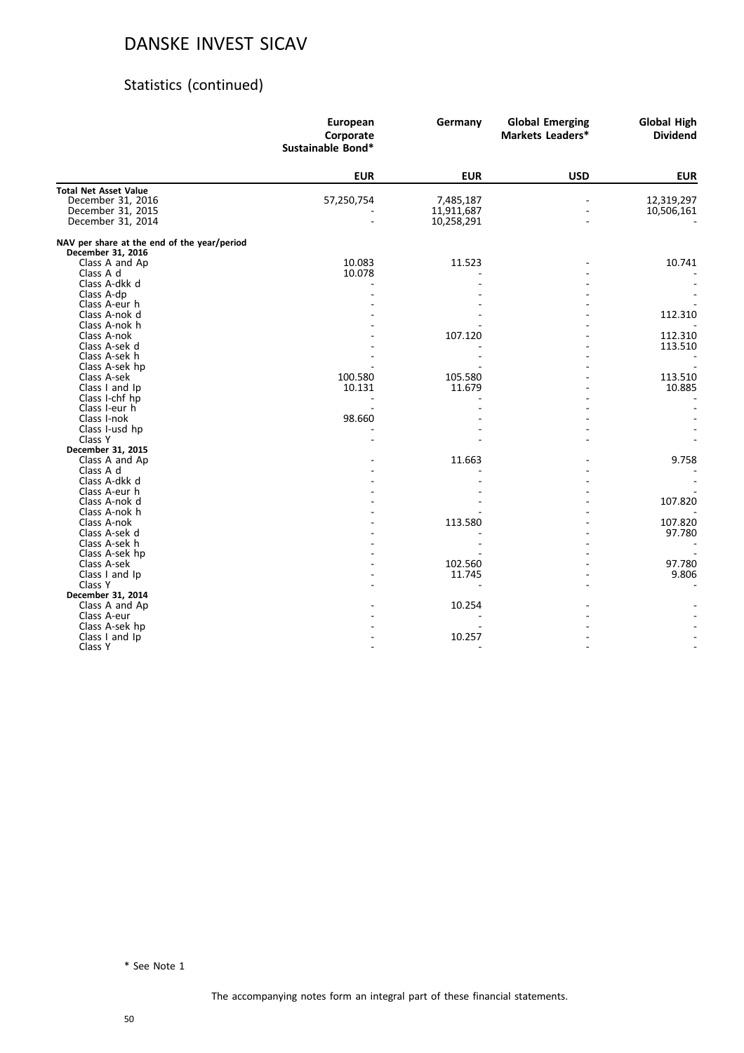# DANSKE INVEST SICAV

## Statistics (continued)

| | European Corporate Sustainable Bond* | Germany | Global Emerging Markets Leaders* | Global High Dividend |
|---|---|---|---|---|
| | **EUR** | **EUR** | **USD** | **EUR** |
| **Total Net Asset Value** | | | | |
| December 31, 2016 | 57,250,754 | 7,485,187 | - | 12,319,297 |
| December 31, 2015 | - | 11,911,687 | - | 10,506,161 |
| December 31, 2014 | - | 10,258,291 | - | - |
| **NAV per share at the end of the year/period** | | | | |
| **December 31, 2016** | | | | |
| Class A and Ap | 10.083 | 11.523 | - | 10.741 |
| Class A d | 10.078 | - | - | - |
| Class A-dkk d | - | - | - | - |
| Class A-dp | - | - | - | - |
| Class A-eur h | - | - | - | - |
| Class A-nok d | - | - | - | 112.310 |
| Class A-nok h | - | - | - | - |
| Class A-nok | - | 107.120 | - | 112.310 |
| Class A-sek d | - | - | - | 113.510 |
| Class A-sek h | - | - | - | - |
| Class A-sek hp | - | - | - | - |
| Class A-sek | 100.580 | 105.580 | - | 113.510 |
| Class I and Ip | 10.131 | 11.679 | - | 10.885 |
| Class I-chf hp | - | - | - | - |
| Class I-eur h | - | - | - | - |
| Class I-nok | 98.660 | - | - | - |
| Class I-usd hp | - | - | - | - |
| Class Y | - | - | - | - |
| **December 31, 2015** | | | | |
| Class A and Ap | - | 11.663 | - | 9.758 |
| Class A d | - | - | - | - |
| Class A-dkk d | - | - | - | - |
| Class A-eur h | - | - | - | - |
| Class A-nok d | - | - | - | 107.820 |
| Class A-nok h | - | - | - | - |
| Class A-nok | - | 113.580 | - | 107.820 |
| Class A-sek d | - | - | - | 97.780 |
| Class A-sek h | - | - | - | - |
| Class A-sek hp | - | - | - | - |
| Class A-sek | - | 102.560 | - | 97.780 |
| Class I and Ip | - | 11.745 | - | 9.806 |
| Class Y | - | - | - | - |
| **December 31, 2014** | | | | |
| Class A and Ap | - | 10.254 | - | - |
| Class A-eur | - | - | - | - |
| Class A-sek hp | - | - | - | - |
| Class I and Ip | - | 10.257 | - | - |
| Class Y | - | - | - | - |

\* See Note 1

The accompanying notes form an integral part of these financial statements.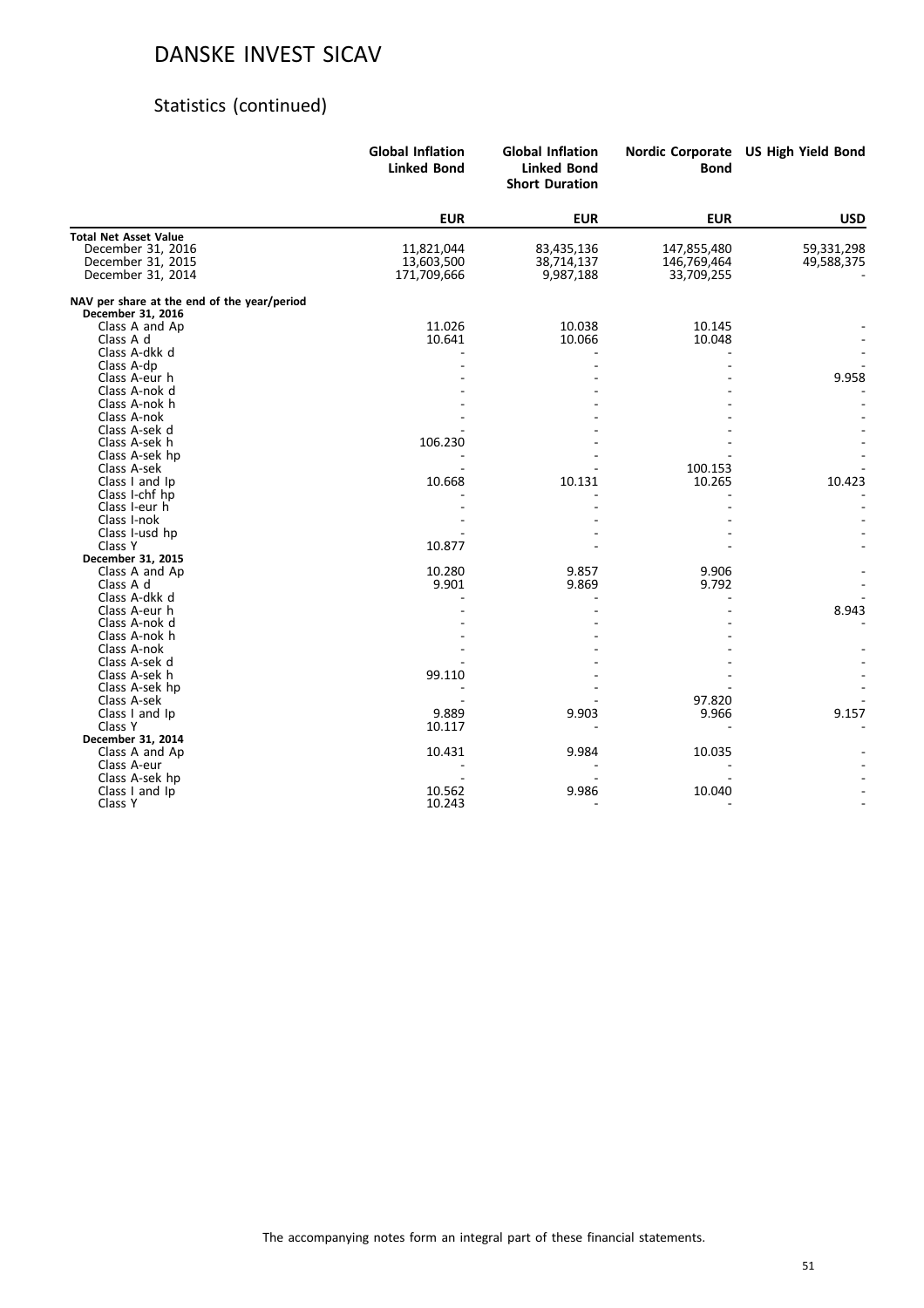# DANSKE INVEST SICAV

## Statistics (continued)

| | Global Inflation Linked Bond | Global Inflation Linked Bond Short Duration | Nordic Corporate Bond | US High Yield Bond |
|---|---|---|---|---|
| | **EUR** | **EUR** | **EUR** | **USD** |
| **Total Net Asset Value** | | | | |
| December 31, 2016 | 11,821,044 | 83,435,136 | 147,855,480 | 59,331,298 |
| December 31, 2015 | 13,603,500 | 38,714,137 | 146,769,464 | 49,588,375 |
| December 31, 2014 | 171,709,666 | 9,987,188 | 33,709,255 | - |
| **NAV per share at the end of the year/period** | | | | |
| **December 31, 2016** | | | | |
| Class A and Ap | 11.026 | 10.038 | 10.145 | - |
| Class A d | 10.641 | 10.066 | 10.048 | - |
| Class A-dkk d | - | - | - | - |
| Class A-dp | - | - | - | - |
| Class A-eur h | - | - | - | 9.958 |
| Class A-nok d | - | - | - | - |
| Class A-nok h | - | - | - | - |
| Class A-nok | - | - | - | - |
| Class A-sek d | - | - | - | - |
| Class A-sek h | 106.230 | - | - | - |
| Class A-sek hp | - | - | - | - |
| Class A-sek | - | - | 100.153 | - |
| Class I and Ip | 10.668 | 10.131 | 10.265 | 10.423 |
| Class I-chf hp | - | - | - | - |
| Class I-eur h | - | - | - | - |
| Class I-nok | - | - | - | - |
| Class I-usd hp | - | - | - | - |
| Class Y | 10.877 | - | - | - |
| **December 31, 2015** | | | | |
| Class A and Ap | 10.280 | 9.857 | 9.906 | - |
| Class A d | 9.901 | 9.869 | 9.792 | - |
| Class A-dkk d | - | - | - | - |
| Class A-eur h | - | - | - | 8.943 |
| Class A-nok d | - | - | - | - |
| Class A-nok h | - | - | - | |
| Class A-nok | - | - | - | - |
| Class A-sek d | - | - | - | - |
| Class A-sek h | 99.110 | - | - | - |
| Class A-sek hp | - | - | - | - |
| Class A-sek | - | - | 97.820 | - |
| Class I and Ip | 9.889 | 9.903 | 9.966 | 9.157 |
| Class Y | 10.117 | - | - | - |
| **December 31, 2014** | | | | |
| Class A and Ap | 10.431 | 9.984 | 10.035 | - |
| Class A-eur | - | - | - | - |
| Class A-sek hp | - | - | - | - |
| Class I and Ip | 10.562 | 9.986 | 10.040 | - |
| Class Y | 10.243 | - | - | - |

The accompanying notes form an integral part of these financial statements.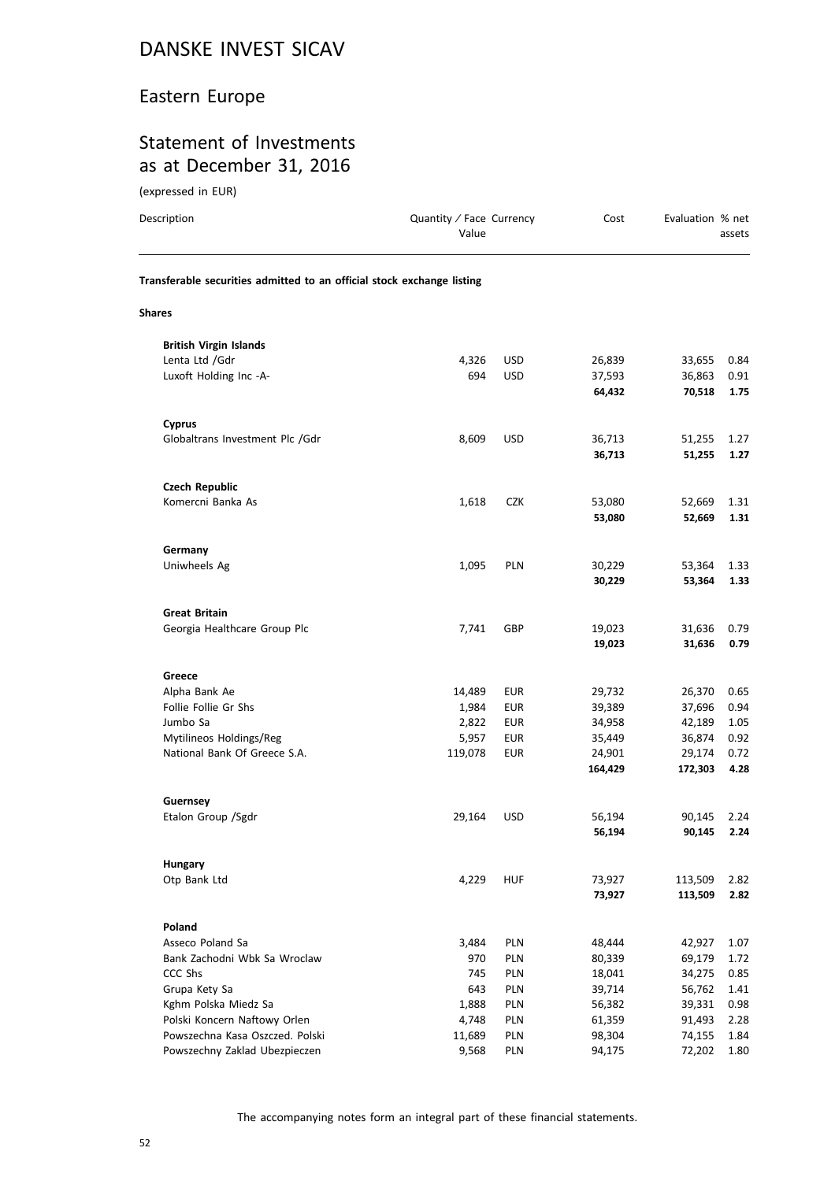# DANSKE INVEST SICAV

## Eastern Europe

## Statement of Investments as at December 31, 2016

(expressed in EUR)

| Description | Quantity / Face Value | Currency | Cost | Evaluation | % net assets |
|---|---|---|---|---|---|
| **Transferable securities admitted to an official stock exchange listing** | | | | | |
| **Shares** | | | | | |
| **British Virgin Islands** | | | | | |
| Lenta Ltd /Gdr | 4,326 | USD | 26,839 | 33,655 | 0.84 |
| Luxoft Holding Inc -A- | 694 | USD | 37,593 | 36,863 | 0.91 |
| | | | **64,432** | **70,518** | **1.75** |
| **Cyprus** | | | | | |
| Globaltrans Investment Plc /Gdr | 8,609 | USD | 36,713 | 51,255 | 1.27 |
| | | | **36,713** | **51,255** | **1.27** |
| **Czech Republic** | | | | | |
| Komercni Banka As | 1,618 | CZK | 53,080 | 52,669 | 1.31 |
| | | | **53,080** | **52,669** | **1.31** |
| **Germany** | | | | | |
| Uniwheels Ag | 1,095 | PLN | 30,229 | 53,364 | 1.33 |
| | | | **30,229** | **53,364** | **1.33** |
| **Great Britain** | | | | | |
| Georgia Healthcare Group Plc | 7,741 | GBP | 19,023 | 31,636 | 0.79 |
| | | | **19,023** | **31,636** | **0.79** |
| **Greece** | | | | | |
| Alpha Bank Ae | 14,489 | EUR | 29,732 | 26,370 | 0.65 |
| Follie Follie Gr Shs | 1,984 | EUR | 39,389 | 37,696 | 0.94 |
| Jumbo Sa | 2,822 | EUR | 34,958 | 42,189 | 1.05 |
| Mytilineos Holdings/Reg | 5,957 | EUR | 35,449 | 36,874 | 0.92 |
| National Bank Of Greece S.A. | 119,078 | EUR | 24,901 | 29,174 | 0.72 |
| | | | **164,429** | **172,303** | **4.28** |
| **Guernsey** | | | | | |
| Etalon Group /Sgdr | 29,164 | USD | 56,194 | 90,145 | 2.24 |
| | | | **56,194** | **90,145** | **2.24** |
| **Hungary** | | | | | |
| Otp Bank Ltd | 4,229 | HUF | 73,927 | 113,509 | 2.82 |
| | | | **73,927** | **113,509** | **2.82** |
| **Poland** | | | | | |
| Asseco Poland Sa | 3,484 | PLN | 48,444 | 42,927 | 1.07 |
| Bank Zachodni Wbk Sa Wroclaw | 970 | PLN | 80,339 | 69,179 | 1.72 |
| CCC Shs | 745 | PLN | 18,041 | 34,275 | 0.85 |
| Grupa Kety Sa | 643 | PLN | 39,714 | 56,762 | 1.41 |
| Kghm Polska Miedz Sa | 1,888 | PLN | 56,382 | 39,331 | 0.98 |
| Polski Koncern Naftowy Orlen | 4,748 | PLN | 61,359 | 91,493 | 2.28 |
| Powszechna Kasa Oszczed. Polski | 11,689 | PLN | 98,304 | 74,155 | 1.84 |
| Powszechny Zaklad Ubezpieczen | 9,568 | PLN | 94,175 | 72,202 | 1.80 |

The accompanying notes form an integral part of these financial statements.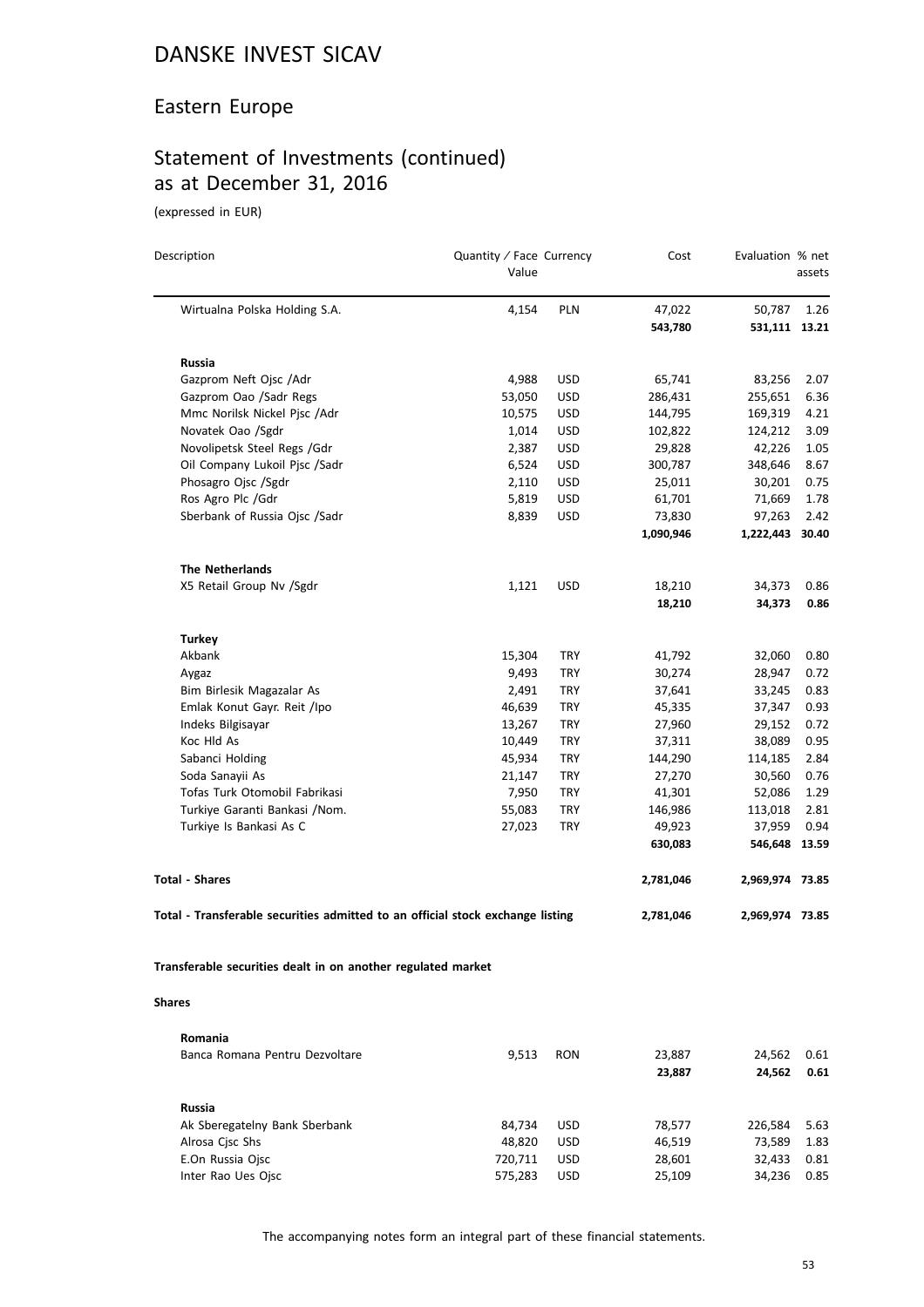# DANSKE INVEST SICAV

## Eastern Europe

## Statement of Investments (continued) as at December 31, 2016

(expressed in EUR)

| Description | Quantity / Face Value | Currency | Cost | Evaluation | % net assets |
|---|---|---|---|---|---|
| Wirtualna Polska Holding S.A. | 4,154 | PLN | 47,022 | 50,787 | 1.26 |
| | | | **543,780** | **531,111** | **13.21** |
| **Russia** | | | | | |
| Gazprom Neft Ojsc /Adr | 4,988 | USD | 65,741 | 83,256 | 2.07 |
| Gazprom Oao /Sadr Regs | 53,050 | USD | 286,431 | 255,651 | 6.36 |
| Mmc Norilsk Nickel Pjsc /Adr | 10,575 | USD | 144,795 | 169,319 | 4.21 |
| Novatek Oao /Sgdr | 1,014 | USD | 102,822 | 124,212 | 3.09 |
| Novolipetsk Steel Regs /Gdr | 2,387 | USD | 29,828 | 42,226 | 1.05 |
| Oil Company Lukoil Pjsc /Sadr | 6,524 | USD | 300,787 | 348,646 | 8.67 |
| Phosagro Ojsc /Sgdr | 2,110 | USD | 25,011 | 30,201 | 0.75 |
| Ros Agro Plc /Gdr | 5,819 | USD | 61,701 | 71,669 | 1.78 |
| Sberbank of Russia Ojsc /Sadr | 8,839 | USD | 73,830 | 97,263 | 2.42 |
| | | | **1,090,946** | **1,222,443** | **30.40** |
| **The Netherlands** | | | | | |
| X5 Retail Group Nv /Sgdr | 1,121 | USD | 18,210 | 34,373 | 0.86 |
| | | | **18,210** | **34,373** | **0.86** |
| **Turkey** | | | | | |
| Akbank | 15,304 | TRY | 41,792 | 32,060 | 0.80 |
| Aygaz | 9,493 | TRY | 30,274 | 28,947 | 0.72 |
| Bim Birlesik Magazalar As | 2,491 | TRY | 37,641 | 33,245 | 0.83 |
| Emlak Konut Gayr. Reit /Ipo | 46,639 | TRY | 45,335 | 37,347 | 0.93 |
| Indeks Bilgisayar | 13,267 | TRY | 27,960 | 29,152 | 0.72 |
| Koc Hld As | 10,449 | TRY | 37,311 | 38,089 | 0.95 |
| Sabanci Holding | 45,934 | TRY | 144,290 | 114,185 | 2.84 |
| Soda Sanayii As | 21,147 | TRY | 27,270 | 30,560 | 0.76 |
| Tofas Turk Otomobil Fabrikasi | 7,950 | TRY | 41,301 | 52,086 | 1.29 |
| Turkiye Garanti Bankasi /Nom. | 55,083 | TRY | 146,986 | 113,018 | 2.81 |
| Turkiye Is Bankasi As C | 27,023 | TRY | 49,923 | 37,959 | 0.94 |
| | | | **630,083** | **546,648** | **13.59** |
| **Total - Shares** | | | **2,781,046** | **2,969,974** | **73.85** |
| **Total - Transferable securities admitted to an official stock exchange listing** | | | **2,781,046** | **2,969,974** | **73.85** |

**Transferable securities dealt in on another regulated market**

**Shares**

| Description | Quantity / Face Value | Currency | Cost | Evaluation | % net assets |
|---|---|---|---|---|---|
| **Romania** | | | | | |
| Banca Romana Pentru Dezvoltare | 9,513 | RON | 23,887 | 24,562 | 0.61 |
| | | | **23,887** | **24,562** | **0.61** |
| **Russia** | | | | | |
| Ak Sberegatelny Bank Sberbank | 84,734 | USD | 78,577 | 226,584 | 5.63 |
| Alrosa Cjsc Shs | 48,820 | USD | 46,519 | 73,589 | 1.83 |
| E.On Russia Ojsc | 720,711 | USD | 28,601 | 32,433 | 0.81 |
| Inter Rao Ues Ojsc | 575,283 | USD | 25,109 | 34,236 | 0.85 |

The accompanying notes form an integral part of these financial statements.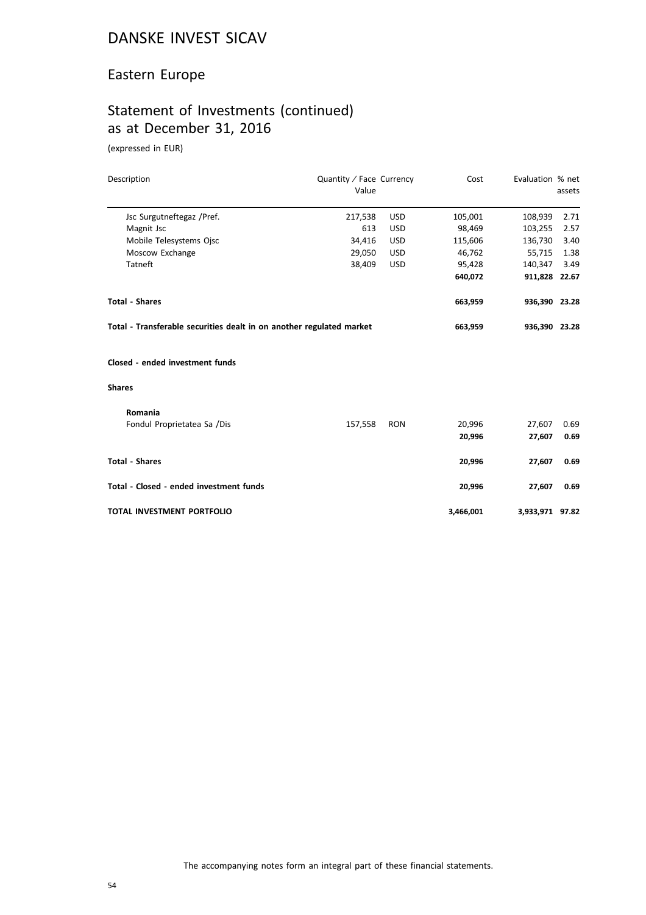# DANSKE INVEST SICAV

## Eastern Europe

## Statement of Investments (continued) as at December 31, 2016

(expressed in EUR)

| Description | Quantity / Face Value | Currency | Cost | Evaluation | % net assets |
|---|---|---|---|---|---|
| Jsc Surgutneftegaz /Pref. | 217,538 | USD | 105,001 | 108,939 | 2.71 |
| Magnit Jsc | 613 | USD | 98,469 | 103,255 | 2.57 |
| Mobile Telesystems Ojsc | 34,416 | USD | 115,606 | 136,730 | 3.40 |
| Moscow Exchange | 29,050 | USD | 46,762 | 55,715 | 1.38 |
| Tatneft | 38,409 | USD | 95,428 | 140,347 | 3.49 |
| | | | **640,072** | **911,828** | **22.67** |
| **Total - Shares** | | | **663,959** | **936,390** | **23.28** |
| **Total - Transferable securities dealt in on another regulated market** | | | **663,959** | **936,390** | **23.28** |
| **Closed - ended investment funds** | | | | | |
| **Shares** | | | | | |
| **Romania** | | | | | |
| Fondul Proprietatea Sa /Dis | 157,558 | RON | 20,996 | 27,607 | 0.69 |
| | | | **20,996** | **27,607** | **0.69** |
| **Total - Shares** | | | **20,996** | **27,607** | **0.69** |
| **Total - Closed - ended investment funds** | | | **20,996** | **27,607** | **0.69** |
| **TOTAL INVESTMENT PORTFOLIO** | | | **3,466,001** | **3,933,971** | **97.82** |

The accompanying notes form an integral part of these financial statements.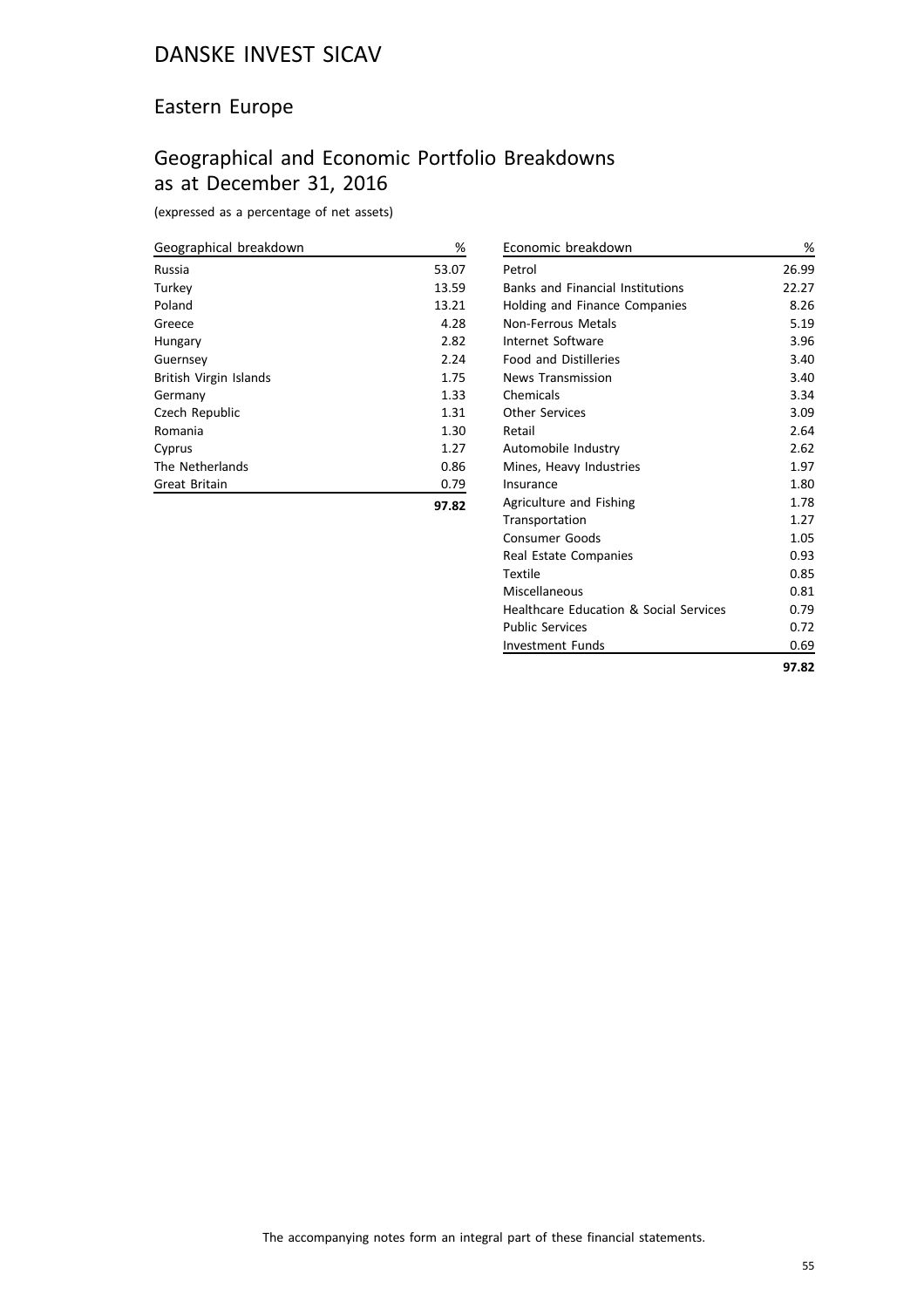# DANSKE INVEST SICAV

## Eastern Europe

## Geographical and Economic Portfolio Breakdowns as at December 31, 2016

(expressed as a percentage of net assets)

| Geographical breakdown | % |
|---|---|
| Russia | 53.07 |
| Turkey | 13.59 |
| Poland | 13.21 |
| Greece | 4.28 |
| Hungary | 2.82 |
| Guernsey | 2.24 |
| British Virgin Islands | 1.75 |
| Germany | 1.33 |
| Czech Republic | 1.31 |
| Romania | 1.30 |
| Cyprus | 1.27 |
| The Netherlands | 0.86 |
| Great Britain | 0.79 |
| | **97.82** |

| Economic breakdown | % |
|---|---|
| Petrol | 26.99 |
| Banks and Financial Institutions | 22.27 |
| Holding and Finance Companies | 8.26 |
| Non-Ferrous Metals | 5.19 |
| Internet Software | 3.96 |
| Food and Distilleries | 3.40 |
| News Transmission | 3.40 |
| Chemicals | 3.34 |
| Other Services | 3.09 |
| Retail | 2.64 |
| Automobile Industry | 2.62 |
| Mines, Heavy Industries | 1.97 |
| Insurance | 1.80 |
| Agriculture and Fishing | 1.78 |
| Transportation | 1.27 |
| Consumer Goods | 1.05 |
| Real Estate Companies | 0.93 |
| Textile | 0.85 |
| Miscellaneous | 0.81 |
| Healthcare Education & Social Services | 0.79 |
| Public Services | 0.72 |
| Investment Funds | 0.69 |
| | **97.82** |

The accompanying notes form an integral part of these financial statements.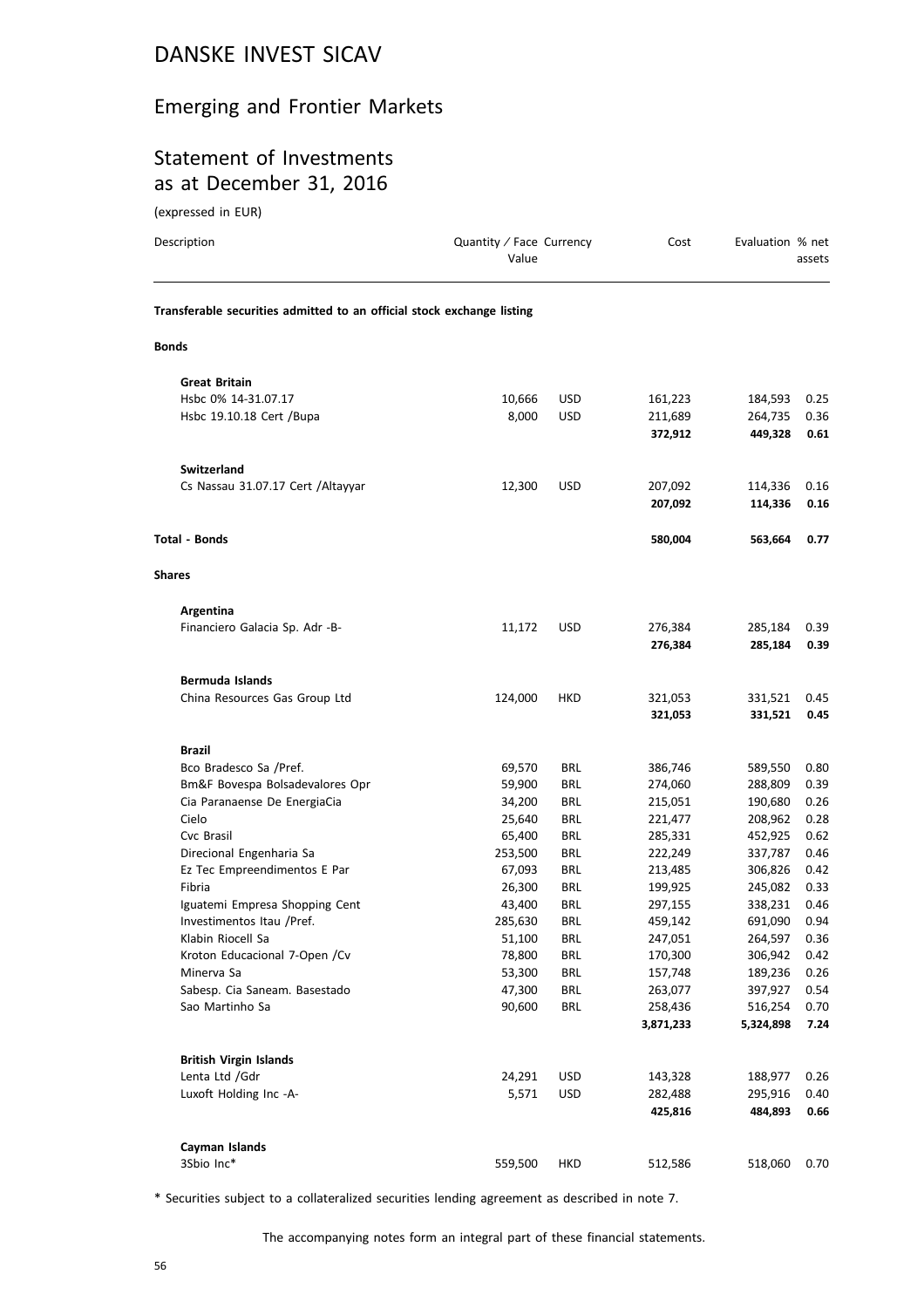# DANSKE INVEST SICAV

## Emerging and Frontier Markets

## Statement of Investments as at December 31, 2016

(expressed in EUR)

| Description | Quantity / Face Value | Currency | Cost | Evaluation | % net assets |
|---|---|---|---|---|---|
| **Transferable securities admitted to an official stock exchange listing** | | | | | |
| **Bonds** | | | | | |
| **Great Britain** | | | | | |
| Hsbc 0% 14-31.07.17 | 10,666 | USD | 161,223 | 184,593 | 0.25 |
| Hsbc 19.10.18 Cert /Bupa | 8,000 | USD | 211,689 | 264,735 | 0.36 |
| | | | **372,912** | **449,328** | **0.61** |
| **Switzerland** | | | | | |
| Cs Nassau 31.07.17 Cert /Altayyar | 12,300 | USD | 207,092 | 114,336 | 0.16 |
| | | | **207,092** | **114,336** | **0.16** |
| **Total - Bonds** | | | **580,004** | **563,664** | **0.77** |
| **Shares** | | | | | |
| **Argentina** | | | | | |
| Financiero Galacia Sp. Adr -B- | 11,172 | USD | 276,384 | 285,184 | 0.39 |
| | | | **276,384** | **285,184** | **0.39** |
| **Bermuda Islands** | | | | | |
| China Resources Gas Group Ltd | 124,000 | HKD | 321,053 | 331,521 | 0.45 |
| | | | **321,053** | **331,521** | **0.45** |
| **Brazil** | | | | | |
| Bco Bradesco Sa /Pref. | 69,570 | BRL | 386,746 | 589,550 | 0.80 |
| Bm&F Bovespa Bolsadevalores Opr | 59,900 | BRL | 274,060 | 288,809 | 0.39 |
| Cia Paranaense De EnergiaCia | 34,200 | BRL | 215,051 | 190,680 | 0.26 |
| Cielo | 25,640 | BRL | 221,477 | 208,962 | 0.28 |
| Cvc Brasil | 65,400 | BRL | 285,331 | 452,925 | 0.62 |
| Direcional Engenharia Sa | 253,500 | BRL | 222,249 | 337,787 | 0.46 |
| Ez Tec Empreendimentos E Par | 67,093 | BRL | 213,485 | 306,826 | 0.42 |
| Fibria | 26,300 | BRL | 199,925 | 245,082 | 0.33 |
| Iguatemi Empresa Shopping Cent | 43,400 | BRL | 297,155 | 338,231 | 0.46 |
| Investimentos Itau /Pref. | 285,630 | BRL | 459,142 | 691,090 | 0.94 |
| Klabin Riocell Sa | 51,100 | BRL | 247,051 | 264,597 | 0.36 |
| Kroton Educacional 7-Open /Cv | 78,800 | BRL | 170,300 | 306,942 | 0.42 |
| Minerva Sa | 53,300 | BRL | 157,748 | 189,236 | 0.26 |
| Sabesp. Cia Saneam. Basestado | 47,300 | BRL | 263,077 | 397,927 | 0.54 |
| Sao Martinho Sa | 90,600 | BRL | 258,436 | 516,254 | 0.70 |
| | | | **3,871,233** | **5,324,898** | **7.24** |
| **British Virgin Islands** | | | | | |
| Lenta Ltd /Gdr | 24,291 | USD | 143,328 | 188,977 | 0.26 |
| Luxoft Holding Inc -A- | 5,571 | USD | 282,488 | 295,916 | 0.40 |
| | | | **425,816** | **484,893** | **0.66** |
| **Cayman Islands** | | | | | |
| 3Sbio Inc* | 559,500 | HKD | 512,586 | 518,060 | 0.70 |

\* Securities subject to a collateralized securities lending agreement as described in note 7.

The accompanying notes form an integral part of these financial statements.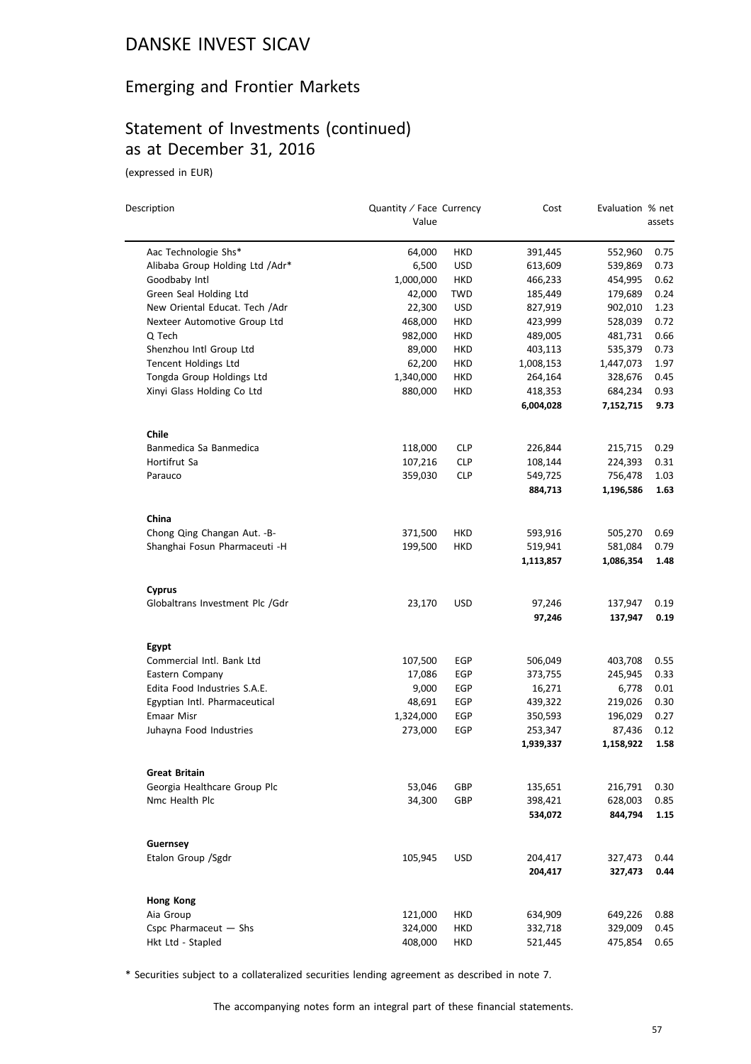# DANSKE INVEST SICAV

## Emerging and Frontier Markets

## Statement of Investments (continued) as at December 31, 2016

(expressed in EUR)

| Description | Quantity / Face Value | Currency | Cost | Evaluation | % net assets |
|---|---|---|---|---|---|
| Aac Technologie Shs* | 64,000 | HKD | 391,445 | 552,960 | 0.75 |
| Alibaba Group Holding Ltd /Adr* | 6,500 | USD | 613,609 | 539,869 | 0.73 |
| Goodbaby Intl | 1,000,000 | HKD | 466,233 | 454,995 | 0.62 |
| Green Seal Holding Ltd | 42,000 | TWD | 185,449 | 179,689 | 0.24 |
| New Oriental Educat. Tech /Adr | 22,300 | USD | 827,919 | 902,010 | 1.23 |
| Nexteer Automotive Group Ltd | 468,000 | HKD | 423,999 | 528,039 | 0.72 |
| Q Tech | 982,000 | HKD | 489,005 | 481,731 | 0.66 |
| Shenzhou Intl Group Ltd | 89,000 | HKD | 403,113 | 535,379 | 0.73 |
| Tencent Holdings Ltd | 62,200 | HKD | 1,008,153 | 1,447,073 | 1.97 |
| Tongda Group Holdings Ltd | 1,340,000 | HKD | 264,164 | 328,676 | 0.45 |
| Xinyi Glass Holding Co Ltd | 880,000 | HKD | 418,353 | 684,234 | 0.93 |
| | | | **6,004,028** | **7,152,715** | **9.73** |
| **Chile** | | | | | |
| Banmedica Sa Banmedica | 118,000 | CLP | 226,844 | 215,715 | 0.29 |
| Hortifrut Sa | 107,216 | CLP | 108,144 | 224,393 | 0.31 |
| Parauco | 359,030 | CLP | 549,725 | 756,478 | 1.03 |
| | | | **884,713** | **1,196,586** | **1.63** |
| **China** | | | | | |
| Chong Qing Changan Aut. -B- | 371,500 | HKD | 593,916 | 505,270 | 0.69 |
| Shanghai Fosun Pharmaceuti -H | 199,500 | HKD | 519,941 | 581,084 | 0.79 |
| | | | **1,113,857** | **1,086,354** | **1.48** |
| **Cyprus** | | | | | |
| Globaltrans Investment Plc /Gdr | 23,170 | USD | 97,246 | 137,947 | 0.19 |
| | | | **97,246** | **137,947** | **0.19** |
| **Egypt** | | | | | |
| Commercial Intl. Bank Ltd | 107,500 | EGP | 506,049 | 403,708 | 0.55 |
| Eastern Company | 17,086 | EGP | 373,755 | 245,945 | 0.33 |
| Edita Food Industries S.A.E. | 9,000 | EGP | 16,271 | 6,778 | 0.01 |
| Egyptian Intl. Pharmaceutical | 48,691 | EGP | 439,322 | 219,026 | 0.30 |
| Emaar Misr | 1,324,000 | EGP | 350,593 | 196,029 | 0.27 |
| Juhayna Food Industries | 273,000 | EGP | 253,347 | 87,436 | 0.12 |
| | | | **1,939,337** | **1,158,922** | **1.58** |
| **Great Britain** | | | | | |
| Georgia Healthcare Group Plc | 53,046 | GBP | 135,651 | 216,791 | 0.30 |
| Nmc Health Plc | 34,300 | GBP | 398,421 | 628,003 | 0.85 |
| | | | **534,072** | **844,794** | **1.15** |
| **Guernsey** | | | | | |
| Etalon Group /Sgdr | 105,945 | USD | 204,417 | 327,473 | 0.44 |
| | | | **204,417** | **327,473** | **0.44** |
| **Hong Kong** | | | | | |
| Aia Group | 121,000 | HKD | 634,909 | 649,226 | 0.88 |
| Cspc Pharmaceut — Shs | 324,000 | HKD | 332,718 | 329,009 | 0.45 |
| Hkt Ltd - Stapled | 408,000 | HKD | 521,445 | 475,854 | 0.65 |

\* Securities subject to a collateralized securities lending agreement as described in note 7.

The accompanying notes form an integral part of these financial statements.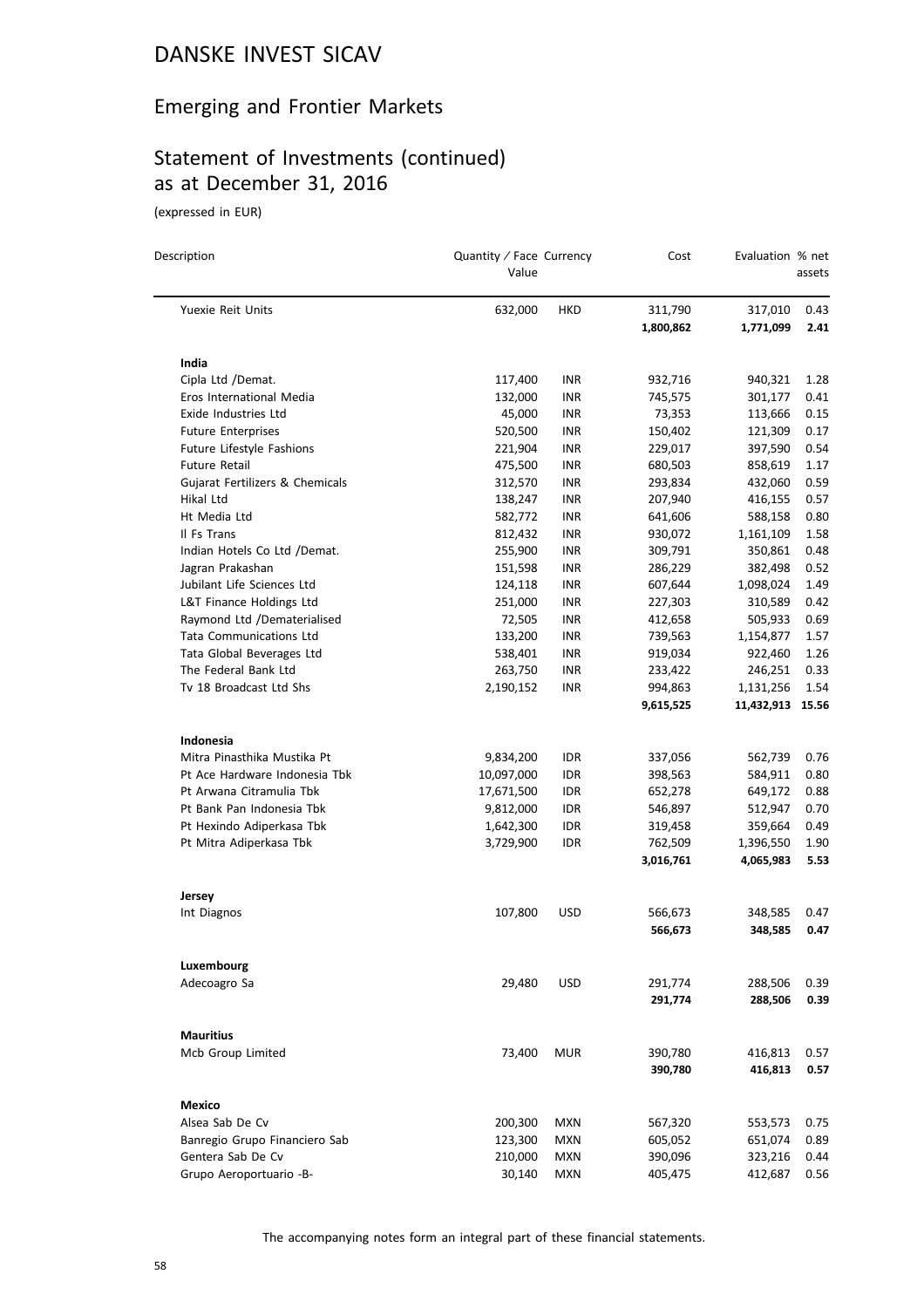# DANSKE INVEST SICAV

## Emerging and Frontier Markets

## Statement of Investments (continued) as at December 31, 2016

(expressed in EUR)

| Description | Quantity / Face Value | Currency | Cost | Evaluation | % net assets |
|---|---|---|---|---|---|
| Yuexie Reit Units | 632,000 | HKD | 311,790 | 317,010 | 0.43 |
| | | | **1,800,862** | **1,771,099** | **2.41** |
| **India** | | | | | |
| Cipla Ltd /Demat. | 117,400 | INR | 932,716 | 940,321 | 1.28 |
| Eros International Media | 132,000 | INR | 745,575 | 301,177 | 0.41 |
| Exide Industries Ltd | 45,000 | INR | 73,353 | 113,666 | 0.15 |
| Future Enterprises | 520,500 | INR | 150,402 | 121,309 | 0.17 |
| Future Lifestyle Fashions | 221,904 | INR | 229,017 | 397,590 | 0.54 |
| Future Retail | 475,500 | INR | 680,503 | 858,619 | 1.17 |
| Gujarat Fertilizers & Chemicals | 312,570 | INR | 293,834 | 432,060 | 0.59 |
| Hikal Ltd | 138,247 | INR | 207,940 | 416,155 | 0.57 |
| Ht Media Ltd | 582,772 | INR | 641,606 | 588,158 | 0.80 |
| Il Fs Trans | 812,432 | INR | 930,072 | 1,161,109 | 1.58 |
| Indian Hotels Co Ltd /Demat. | 255,900 | INR | 309,791 | 350,861 | 0.48 |
| Jagran Prakashan | 151,598 | INR | 286,229 | 382,498 | 0.52 |
| Jubilant Life Sciences Ltd | 124,118 | INR | 607,644 | 1,098,024 | 1.49 |
| L&T Finance Holdings Ltd | 251,000 | INR | 227,303 | 310,589 | 0.42 |
| Raymond Ltd /Dematerialised | 72,505 | INR | 412,658 | 505,933 | 0.69 |
| Tata Communications Ltd | 133,200 | INR | 739,563 | 1,154,877 | 1.57 |
| Tata Global Beverages Ltd | 538,401 | INR | 919,034 | 922,460 | 1.26 |
| The Federal Bank Ltd | 263,750 | INR | 233,422 | 246,251 | 0.33 |
| Tv 18 Broadcast Ltd Shs | 2,190,152 | INR | 994,863 | 1,131,256 | 1.54 |
| | | | **9,615,525** | **11,432,913** | **15.56** |
| **Indonesia** | | | | | |
| Mitra Pinasthika Mustika Pt | 9,834,200 | IDR | 337,056 | 562,739 | 0.76 |
| Pt Ace Hardware Indonesia Tbk | 10,097,000 | IDR | 398,563 | 584,911 | 0.80 |
| Pt Arwana Citramulia Tbk | 17,671,500 | IDR | 652,278 | 649,172 | 0.88 |
| Pt Bank Pan Indonesia Tbk | 9,812,000 | IDR | 546,897 | 512,947 | 0.70 |
| Pt Hexindo Adiperkasa Tbk | 1,642,300 | IDR | 319,458 | 359,664 | 0.49 |
| Pt Mitra Adiperkasa Tbk | 3,729,900 | IDR | 762,509 | 1,396,550 | 1.90 |
| | | | **3,016,761** | **4,065,983** | **5.53** |
| **Jersey** | | | | | |
| Int Diagnos | 107,800 | USD | 566,673 | 348,585 | 0.47 |
| | | | **566,673** | **348,585** | **0.47** |
| **Luxembourg** | | | | | |
| Adecoagro Sa | 29,480 | USD | 291,774 | 288,506 | 0.39 |
| | | | **291,774** | **288,506** | **0.39** |
| **Mauritius** | | | | | |
| Mcb Group Limited | 73,400 | MUR | 390,780 | 416,813 | 0.57 |
| | | | **390,780** | **416,813** | **0.57** |
| **Mexico** | | | | | |
| Alsea Sab De Cv | 200,300 | MXN | 567,320 | 553,573 | 0.75 |
| Banregio Grupo Financiero Sab | 123,300 | MXN | 605,052 | 651,074 | 0.89 |
| Gentera Sab De Cv | 210,000 | MXN | 390,096 | 323,216 | 0.44 |
| Grupo Aeroportuario -B- | 30,140 | MXN | 405,475 | 412,687 | 0.56 |

The accompanying notes form an integral part of these financial statements.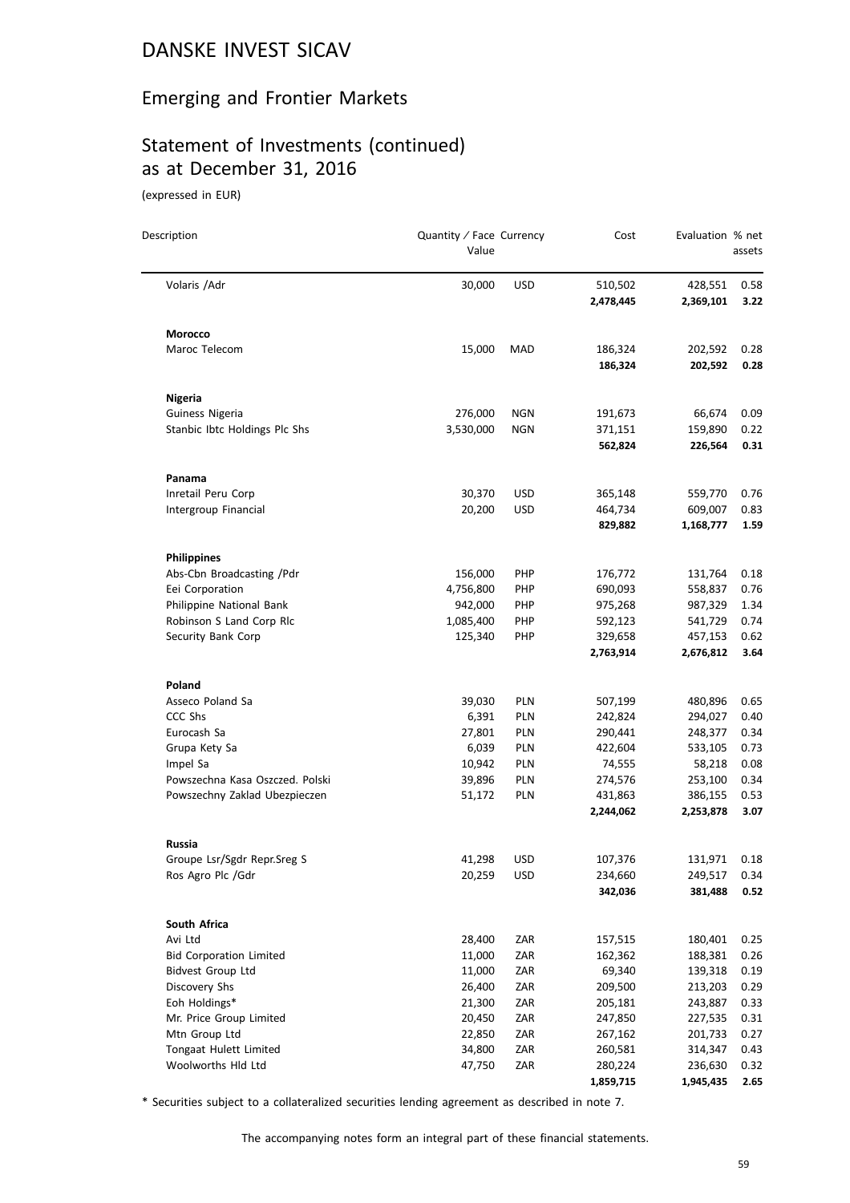# DANSKE INVEST SICAV

## Emerging and Frontier Markets

## Statement of Investments (continued) as at December 31, 2016

(expressed in EUR)

| Description | Quantity / Face Value | Currency | Cost | Evaluation | % net assets |
|---|---|---|---|---|---|
| Volaris /Adr | 30,000 | USD | 510,502 | 428,551 | 0.58 |
| | | | **2,478,445** | **2,369,101** | **3.22** |
| **Morocco** | | | | | |
| Maroc Telecom | 15,000 | MAD | 186,324 | 202,592 | 0.28 |
| | | | **186,324** | **202,592** | **0.28** |
| **Nigeria** | | | | | |
| Guiness Nigeria | 276,000 | NGN | 191,673 | 66,674 | 0.09 |
| Stanbic Ibtc Holdings Plc Shs | 3,530,000 | NGN | 371,151 | 159,890 | 0.22 |
| | | | **562,824** | **226,564** | **0.31** |
| **Panama** | | | | | |
| Inretail Peru Corp | 30,370 | USD | 365,148 | 559,770 | 0.76 |
| Intergroup Financial | 20,200 | USD | 464,734 | 609,007 | 0.83 |
| | | | **829,882** | **1,168,777** | **1.59** |
| **Philippines** | | | | | |
| Abs-Cbn Broadcasting /Pdr | 156,000 | PHP | 176,772 | 131,764 | 0.18 |
| Eei Corporation | 4,756,800 | PHP | 690,093 | 558,837 | 0.76 |
| Philippine National Bank | 942,000 | PHP | 975,268 | 987,329 | 1.34 |
| Robinson S Land Corp Rlc | 1,085,400 | PHP | 592,123 | 541,729 | 0.74 |
| Security Bank Corp | 125,340 | PHP | 329,658 | 457,153 | 0.62 |
| | | | **2,763,914** | **2,676,812** | **3.64** |
| **Poland** | | | | | |
| Asseco Poland Sa | 39,030 | PLN | 507,199 | 480,896 | 0.65 |
| CCC Shs | 6,391 | PLN | 242,824 | 294,027 | 0.40 |
| Eurocash Sa | 27,801 | PLN | 290,441 | 248,377 | 0.34 |
| Grupa Kety Sa | 6,039 | PLN | 422,604 | 533,105 | 0.73 |
| Impel Sa | 10,942 | PLN | 74,555 | 58,218 | 0.08 |
| Powszechna Kasa Oszczed. Polski | 39,896 | PLN | 274,576 | 253,100 | 0.34 |
| Powszechny Zaklad Ubezpieczen | 51,172 | PLN | 431,863 | 386,155 | 0.53 |
| | | | **2,244,062** | **2,253,878** | **3.07** |
| **Russia** | | | | | |
| Groupe Lsr/Sgdr Repr.Sreg S | 41,298 | USD | 107,376 | 131,971 | 0.18 |
| Ros Agro Plc /Gdr | 20,259 | USD | 234,660 | 249,517 | 0.34 |
| | | | **342,036** | **381,488** | **0.52** |
| **South Africa** | | | | | |
| Avi Ltd | 28,400 | ZAR | 157,515 | 180,401 | 0.25 |
| Bid Corporation Limited | 11,000 | ZAR | 162,362 | 188,381 | 0.26 |
| Bidvest Group Ltd | 11,000 | ZAR | 69,340 | 139,318 | 0.19 |
| Discovery Shs | 26,400 | ZAR | 209,500 | 213,203 | 0.29 |
| Eoh Holdings* | 21,300 | ZAR | 205,181 | 243,887 | 0.33 |
| Mr. Price Group Limited | 20,450 | ZAR | 247,850 | 227,535 | 0.31 |
| Mtn Group Ltd | 22,850 | ZAR | 267,162 | 201,733 | 0.27 |
| Tongaat Hulett Limited | 34,800 | ZAR | 260,581 | 314,347 | 0.43 |
| Woolworths Hld Ltd | 47,750 | ZAR | 280,224 | 236,630 | 0.32 |
| | | | **1,859,715** | **1,945,435** | **2.65** |

* Securities subject to a collateralized securities lending agreement as described in note 7.

The accompanying notes form an integral part of these financial statements.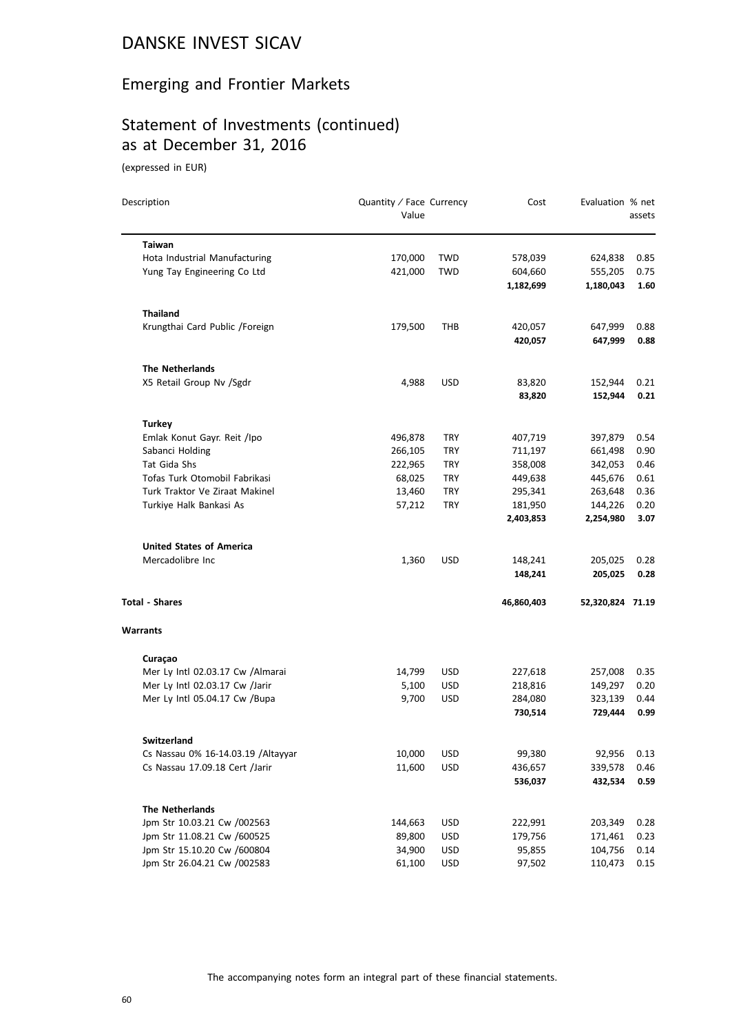# DANSKE INVEST SICAV

## Emerging and Frontier Markets

## Statement of Investments (continued) as at December 31, 2016

(expressed in EUR)

| Description | Quantity / Face Value | Currency | Cost | Evaluation | % net assets |
|---|---|---|---|---|---|
| **Taiwan** | | | | | |
| Hota Industrial Manufacturing | 170,000 | TWD | 578,039 | 624,838 | 0.85 |
| Yung Tay Engineering Co Ltd | 421,000 | TWD | 604,660 | 555,205 | 0.75 |
| | | | **1,182,699** | **1,180,043** | **1.60** |
| **Thailand** | | | | | |
| Krungthai Card Public /Foreign | 179,500 | THB | 420,057 | 647,999 | 0.88 |
| | | | **420,057** | **647,999** | **0.88** |
| **The Netherlands** | | | | | |
| X5 Retail Group Nv /Sgdr | 4,988 | USD | 83,820 | 152,944 | 0.21 |
| | | | **83,820** | **152,944** | **0.21** |
| **Turkey** | | | | | |
| Emlak Konut Gayr. Reit /Ipo | 496,878 | TRY | 407,719 | 397,879 | 0.54 |
| Sabanci Holding | 266,105 | TRY | 711,197 | 661,498 | 0.90 |
| Tat Gida Shs | 222,965 | TRY | 358,008 | 342,053 | 0.46 |
| Tofas Turk Otomobil Fabrikasi | 68,025 | TRY | 449,638 | 445,676 | 0.61 |
| Turk Traktor Ve Ziraat Makinel | 13,460 | TRY | 295,341 | 263,648 | 0.36 |
| Turkiye Halk Bankasi As | 57,212 | TRY | 181,950 | 144,226 | 0.20 |
| | | | **2,403,853** | **2,254,980** | **3.07** |
| **United States of America** | | | | | |
| Mercadolibre Inc | 1,360 | USD | 148,241 | 205,025 | 0.28 |
| | | | **148,241** | **205,025** | **0.28** |
| **Total - Shares** | | | **46,860,403** | **52,320,824** | **71.19** |
| **Warrants** | | | | | |
| **Curaçao** | | | | | |
| Mer Ly Intl 02.03.17 Cw /Almarai | 14,799 | USD | 227,618 | 257,008 | 0.35 |
| Mer Ly Intl 02.03.17 Cw /Jarir | 5,100 | USD | 218,816 | 149,297 | 0.20 |
| Mer Ly Intl 05.04.17 Cw /Bupa | 9,700 | USD | 284,080 | 323,139 | 0.44 |
| | | | **730,514** | **729,444** | **0.99** |
| **Switzerland** | | | | | |
| Cs Nassau 0% 16-14.03.19 /Altayyar | 10,000 | USD | 99,380 | 92,956 | 0.13 |
| Cs Nassau 17.09.18 Cert /Jarir | 11,600 | USD | 436,657 | 339,578 | 0.46 |
| | | | **536,037** | **432,534** | **0.59** |
| **The Netherlands** | | | | | |
| Jpm Str 10.03.21 Cw /002563 | 144,663 | USD | 222,991 | 203,349 | 0.28 |
| Jpm Str 11.08.21 Cw /600525 | 89,800 | USD | 179,756 | 171,461 | 0.23 |
| Jpm Str 15.10.20 Cw /600804 | 34,900 | USD | 95,855 | 104,756 | 0.14 |
| Jpm Str 26.04.21 Cw /002583 | 61,100 | USD | 97,502 | 110,473 | 0.15 |

The accompanying notes form an integral part of these financial statements.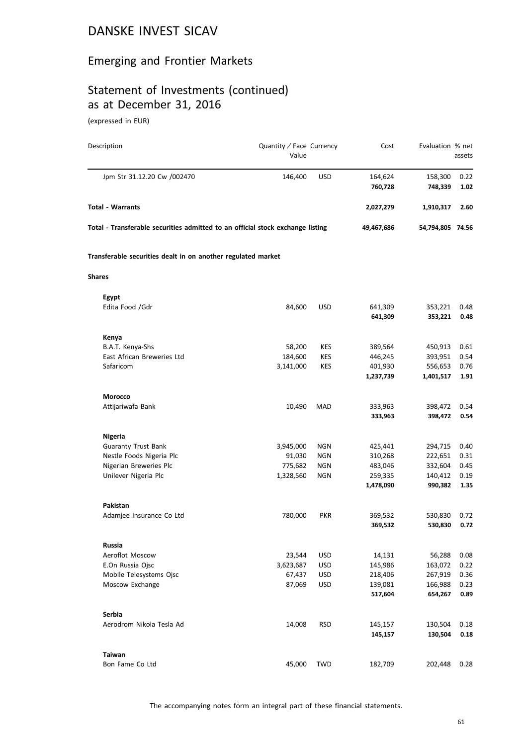# DANSKE INVEST SICAV

## Emerging and Frontier Markets

## Statement of Investments (continued) as at December 31, 2016

(expressed in EUR)

| Description | Quantity / Face Value | Currency | Cost | Evaluation | % net assets |
|---|---|---|---|---|---|
| Jpm Str 31.12.20 Cw /002470 | 146,400 | USD | 164,624 | 158,300 | 0.22 |
| | | | **760,728** | **748,339** | **1.02** |
| **Total - Warrants** | | | **2,027,279** | **1,910,317** | **2.60** |
| **Total - Transferable securities admitted to an official stock exchange listing** | | | **49,467,686** | **54,794,805** | **74.56** |
| **Transferable securities dealt in on another regulated market** | | | | | |
| **Shares** | | | | | |
| **Egypt** | | | | | |
| Edita Food /Gdr | 84,600 | USD | 641,309 | 353,221 | 0.48 |
| | | | **641,309** | **353,221** | **0.48** |
| **Kenya** | | | | | |
| B.A.T. Kenya-Shs | 58,200 | KES | 389,564 | 450,913 | 0.61 |
| East African Breweries Ltd | 184,600 | KES | 446,245 | 393,951 | 0.54 |
| Safaricom | 3,141,000 | KES | 401,930 | 556,653 | 0.76 |
| | | | **1,237,739** | **1,401,517** | **1.91** |
| **Morocco** | | | | | |
| Attijariwafa Bank | 10,490 | MAD | 333,963 | 398,472 | 0.54 |
| | | | **333,963** | **398,472** | **0.54** |
| **Nigeria** | | | | | |
| Guaranty Trust Bank | 3,945,000 | NGN | 425,441 | 294,715 | 0.40 |
| Nestle Foods Nigeria Plc | 91,030 | NGN | 310,268 | 222,651 | 0.31 |
| Nigerian Breweries Plc | 775,682 | NGN | 483,046 | 332,604 | 0.45 |
| Unilever Nigeria Plc | 1,328,560 | NGN | 259,335 | 140,412 | 0.19 |
| | | | **1,478,090** | **990,382** | **1.35** |
| **Pakistan** | | | | | |
| Adamjee Insurance Co Ltd | 780,000 | PKR | 369,532 | 530,830 | 0.72 |
| | | | **369,532** | **530,830** | **0.72** |
| **Russia** | | | | | |
| Aeroflot Moscow | 23,544 | USD | 14,131 | 56,288 | 0.08 |
| E.On Russia Ojsc | 3,623,687 | USD | 145,986 | 163,072 | 0.22 |
| Mobile Telesystems Ojsc | 67,437 | USD | 218,406 | 267,919 | 0.36 |
| Moscow Exchange | 87,069 | USD | 139,081 | 166,988 | 0.23 |
| | | | **517,604** | **654,267** | **0.89** |
| **Serbia** | | | | | |
| Aerodrom Nikola Tesla Ad | 14,008 | RSD | 145,157 | 130,504 | 0.18 |
| | | | **145,157** | **130,504** | **0.18** |
| **Taiwan** | | | | | |
| Bon Fame Co Ltd | 45,000 | TWD | 182,709 | 202,448 | 0.28 |

The accompanying notes form an integral part of these financial statements.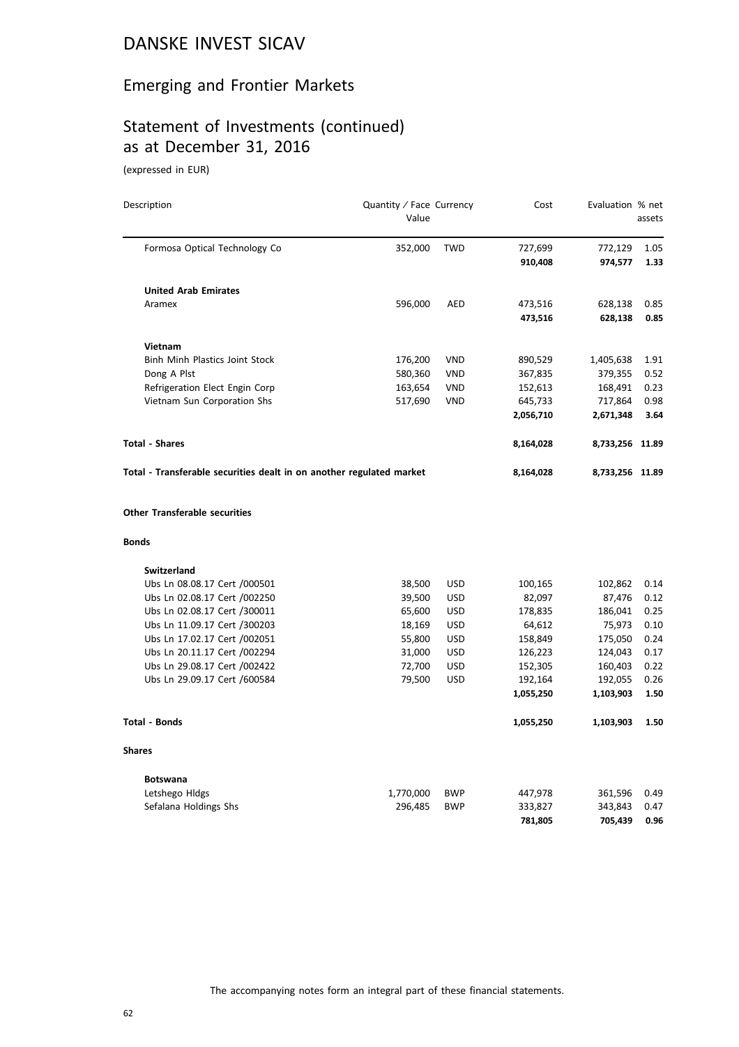# DANSKE INVEST SICAV

## Emerging and Frontier Markets

## Statement of Investments (continued) as at December 31, 2016

(expressed in EUR)

| Description | Quantity / Face Value | Currency | Cost | Evaluation | % net assets |
|---|---|---|---|---|---|
| Formosa Optical Technology Co | 352,000 | TWD | 727,699 | 772,129 | 1.05 |
| | | | **910,408** | **974,577** | **1.33** |
| **United Arab Emirates** | | | | | |
| Aramex | 596,000 | AED | 473,516 | 628,138 | 0.85 |
| | | | **473,516** | **628,138** | **0.85** |
| **Vietnam** | | | | | |
| Binh Minh Plastics Joint Stock | 176,200 | VND | 890,529 | 1,405,638 | 1.91 |
| Dong A Plst | 580,360 | VND | 367,835 | 379,355 | 0.52 |
| Refrigeration Elect Engin Corp | 163,654 | VND | 152,613 | 168,491 | 0.23 |
| Vietnam Sun Corporation Shs | 517,690 | VND | 645,733 | 717,864 | 0.98 |
| | | | **2,056,710** | **2,671,348** | **3.64** |
| **Total - Shares** | | | **8,164,028** | **8,733,256** | **11.89** |
| **Total - Transferable securities dealt in on another regulated market** | | | **8,164,028** | **8,733,256** | **11.89** |
| **Other Transferable securities** | | | | | |
| **Bonds** | | | | | |
| **Switzerland** | | | | | |
| Ubs Ln 08.08.17 Cert /000501 | 38,500 | USD | 100,165 | 102,862 | 0.14 |
| Ubs Ln 02.08.17 Cert /002250 | 39,500 | USD | 82,097 | 87,476 | 0.12 |
| Ubs Ln 02.08.17 Cert /300011 | 65,600 | USD | 178,835 | 186,041 | 0.25 |
| Ubs Ln 11.09.17 Cert /300203 | 18,169 | USD | 64,612 | 75,973 | 0.10 |
| Ubs Ln 17.02.17 Cert /002051 | 55,800 | USD | 158,849 | 175,050 | 0.24 |
| Ubs Ln 20.11.17 Cert /002294 | 31,000 | USD | 126,223 | 124,043 | 0.17 |
| Ubs Ln 29.08.17 Cert /002422 | 72,700 | USD | 152,305 | 160,403 | 0.22 |
| Ubs Ln 29.09.17 Cert /600584 | 79,500 | USD | 192,164 | 192,055 | 0.26 |
| | | | **1,055,250** | **1,103,903** | **1.50** |
| **Total - Bonds** | | | **1,055,250** | **1,103,903** | **1.50** |
| **Shares** | | | | | |
| **Botswana** | | | | | |
| Letshego Hldgs | 1,770,000 | BWP | 447,978 | 361,596 | 0.49 |
| Sefalana Holdings Shs | 296,485 | BWP | 333,827 | 343,843 | 0.47 |
| | | | **781,805** | **705,439** | **0.96** |

The accompanying notes form an integral part of these financial statements.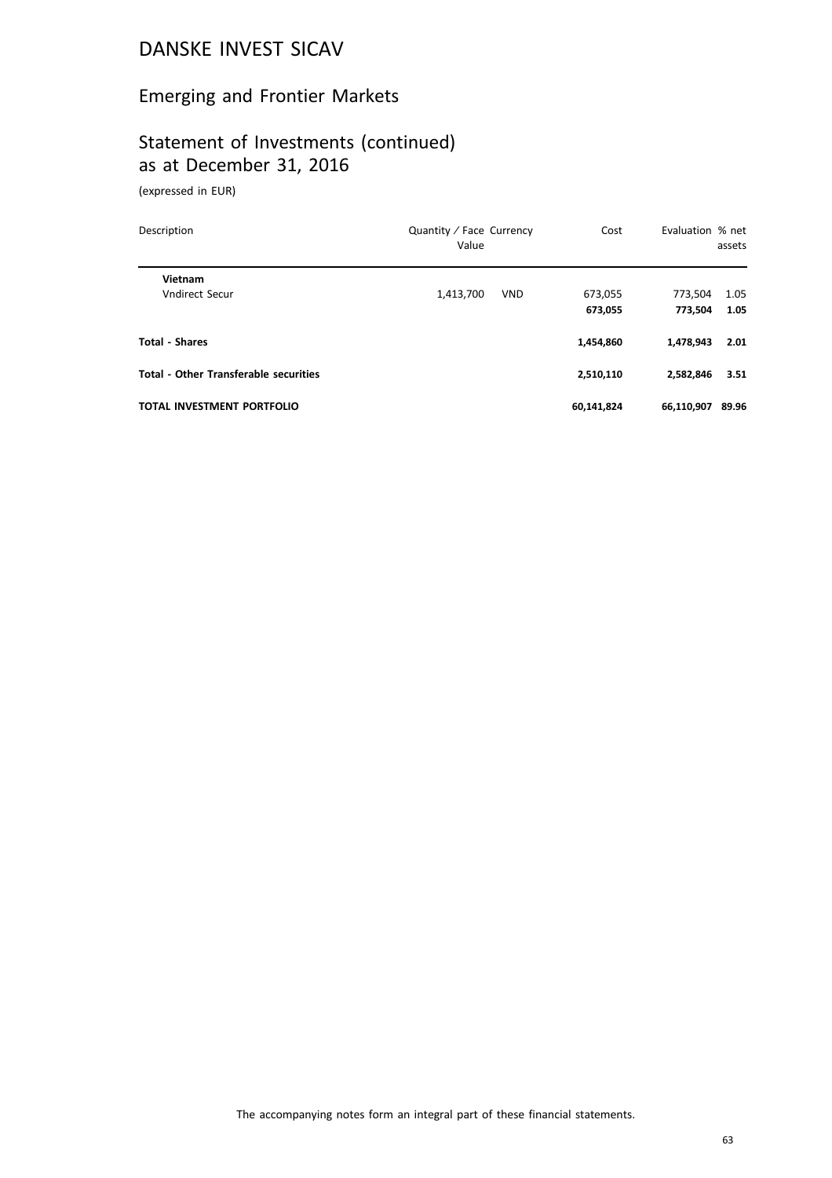# DANSKE INVEST SICAV

## Emerging and Frontier Markets

## Statement of Investments (continued) as at December 31, 2016

(expressed in EUR)

| Description | Quantity / Face Value | Currency | Cost | Evaluation | % net assets |
|---|---|---|---|---|---|
| **Vietnam** | | | | | |
| Vndirect Secur | 1,413,700 | VND | 673,055 | 773,504 | 1.05 |
| | | | **673,055** | **773,504** | **1.05** |
| **Total - Shares** | | | **1,454,860** | **1,478,943** | **2.01** |
| **Total - Other Transferable securities** | | | **2,510,110** | **2,582,846** | **3.51** |
| **TOTAL INVESTMENT PORTFOLIO** | | | **60,141,824** | **66,110,907** | **89.96** |

The accompanying notes form an integral part of these financial statements.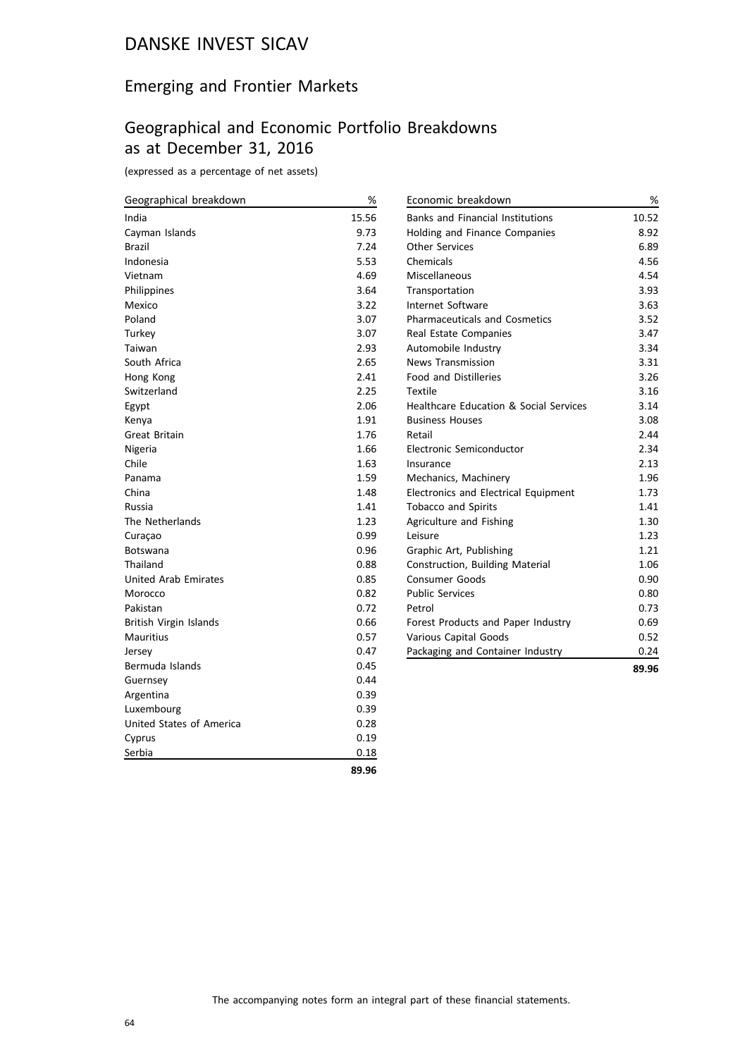# DANSKE INVEST SICAV

## Emerging and Frontier Markets

## Geographical and Economic Portfolio Breakdowns as at December 31, 2016

(expressed as a percentage of net assets)

| Geographical breakdown | % |
|---|---|
| India | 15.56 |
| Cayman Islands | 9.73 |
| Brazil | 7.24 |
| Indonesia | 5.53 |
| Vietnam | 4.69 |
| Philippines | 3.64 |
| Mexico | 3.22 |
| Poland | 3.07 |
| Turkey | 3.07 |
| Taiwan | 2.93 |
| South Africa | 2.65 |
| Hong Kong | 2.41 |
| Switzerland | 2.25 |
| Egypt | 2.06 |
| Kenya | 1.91 |
| Great Britain | 1.76 |
| Nigeria | 1.66 |
| Chile | 1.63 |
| Panama | 1.59 |
| China | 1.48 |
| Russia | 1.41 |
| The Netherlands | 1.23 |
| Curaçao | 0.99 |
| Botswana | 0.96 |
| Thailand | 0.88 |
| United Arab Emirates | 0.85 |
| Morocco | 0.82 |
| Pakistan | 0.72 |
| British Virgin Islands | 0.66 |
| Mauritius | 0.57 |
| Jersey | 0.47 |
| Bermuda Islands | 0.45 |
| Guernsey | 0.44 |
| Argentina | 0.39 |
| Luxembourg | 0.39 |
| United States of America | 0.28 |
| Cyprus | 0.19 |
| Serbia | 0.18 |
| | **89.96** |

| Economic breakdown | % |
|---|---|
| Banks and Financial Institutions | 10.52 |
| Holding and Finance Companies | 8.92 |
| Other Services | 6.89 |
| Chemicals | 4.56 |
| Miscellaneous | 4.54 |
| Transportation | 3.93 |
| Internet Software | 3.63 |
| Pharmaceuticals and Cosmetics | 3.52 |
| Real Estate Companies | 3.47 |
| Automobile Industry | 3.34 |
| News Transmission | 3.31 |
| Food and Distilleries | 3.26 |
| Textile | 3.16 |
| Healthcare Education & Social Services | 3.14 |
| Business Houses | 3.08 |
| Retail | 2.44 |
| Electronic Semiconductor | 2.34 |
| Insurance | 2.13 |
| Mechanics, Machinery | 1.96 |
| Electronics and Electrical Equipment | 1.73 |
| Tobacco and Spirits | 1.41 |
| Agriculture and Fishing | 1.30 |
| Leisure | 1.23 |
| Graphic Art, Publishing | 1.21 |
| Construction, Building Material | 1.06 |
| Consumer Goods | 0.90 |
| Public Services | 0.80 |
| Petrol | 0.73 |
| Forest Products and Paper Industry | 0.69 |
| Various Capital Goods | 0.52 |
| Packaging and Container Industry | 0.24 |
| | **89.96** |

The accompanying notes form an integral part of these financial statements.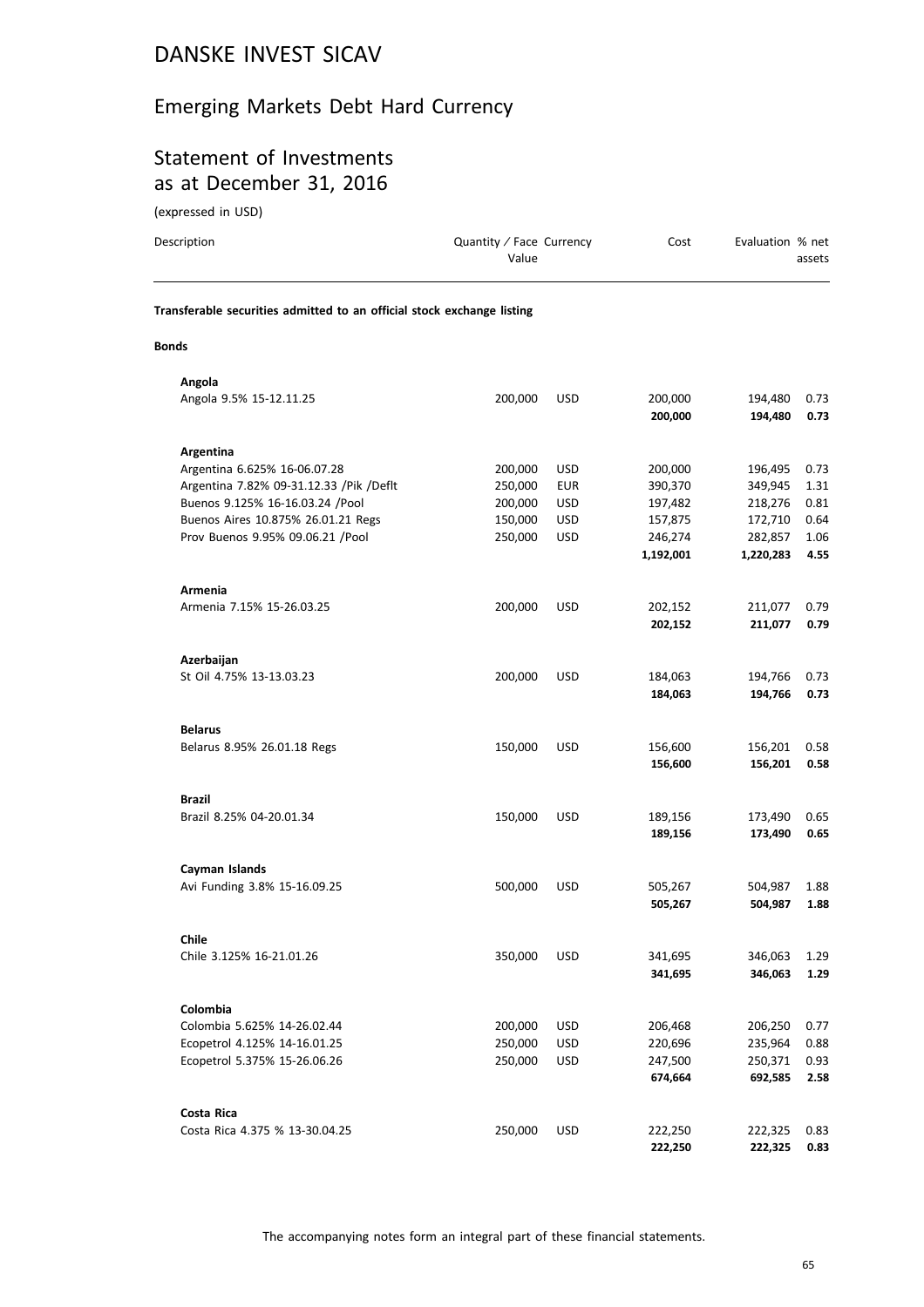# DANSKE INVEST SICAV

## Emerging Markets Debt Hard Currency

## Statement of Investments as at December 31, 2016

(expressed in USD)

| Description | Quantity / Face Value | Currency | Cost | Evaluation | % net assets |
|---|---|---|---|---|---|
| **Transferable securities admitted to an official stock exchange listing** | | | | | |
| **Bonds** | | | | | |
| **Angola** | | | | | |
| Angola 9.5% 15-12.11.25 | 200,000 | USD | 200,000 | 194,480 | 0.73 |
| | | | **200,000** | **194,480** | **0.73** |
| **Argentina** | | | | | |
| Argentina 6.625% 16-06.07.28 | 200,000 | USD | 200,000 | 196,495 | 0.73 |
| Argentina 7.82% 09-31.12.33 /Pik /Deflt | 250,000 | EUR | 390,370 | 349,945 | 1.31 |
| Buenos 9.125% 16-16.03.24 /Pool | 200,000 | USD | 197,482 | 218,276 | 0.81 |
| Buenos Aires 10.875% 26.01.21 Regs | 150,000 | USD | 157,875 | 172,710 | 0.64 |
| Prov Buenos 9.95% 09.06.21 /Pool | 250,000 | USD | 246,274 | 282,857 | 1.06 |
| | | | **1,192,001** | **1,220,283** | **4.55** |
| **Armenia** | | | | | |
| Armenia 7.15% 15-26.03.25 | 200,000 | USD | 202,152 | 211,077 | 0.79 |
| | | | **202,152** | **211,077** | **0.79** |
| **Azerbaijan** | | | | | |
| St Oil 4.75% 13-13.03.23 | 200,000 | USD | 184,063 | 194,766 | 0.73 |
| | | | **184,063** | **194,766** | **0.73** |
| **Belarus** | | | | | |
| Belarus 8.95% 26.01.18 Regs | 150,000 | USD | 156,600 | 156,201 | 0.58 |
| | | | **156,600** | **156,201** | **0.58** |
| **Brazil** | | | | | |
| Brazil 8.25% 04-20.01.34 | 150,000 | USD | 189,156 | 173,490 | 0.65 |
| | | | **189,156** | **173,490** | **0.65** |
| **Cayman Islands** | | | | | |
| Avi Funding 3.8% 15-16.09.25 | 500,000 | USD | 505,267 | 504,987 | 1.88 |
| | | | **505,267** | **504,987** | **1.88** |
| **Chile** | | | | | |
| Chile 3.125% 16-21.01.26 | 350,000 | USD | 341,695 | 346,063 | 1.29 |
| | | | **341,695** | **346,063** | **1.29** |
| **Colombia** | | | | | |
| Colombia 5.625% 14-26.02.44 | 200,000 | USD | 206,468 | 206,250 | 0.77 |
| Ecopetrol 4.125% 14-16.01.25 | 250,000 | USD | 220,696 | 235,964 | 0.88 |
| Ecopetrol 5.375% 15-26.06.26 | 250,000 | USD | 247,500 | 250,371 | 0.93 |
| | | | **674,664** | **692,585** | **2.58** |
| **Costa Rica** | | | | | |
| Costa Rica 4.375 % 13-30.04.25 | 250,000 | USD | 222,250 | 222,325 | 0.83 |
| | | | **222,250** | **222,325** | **0.83** |

The accompanying notes form an integral part of these financial statements.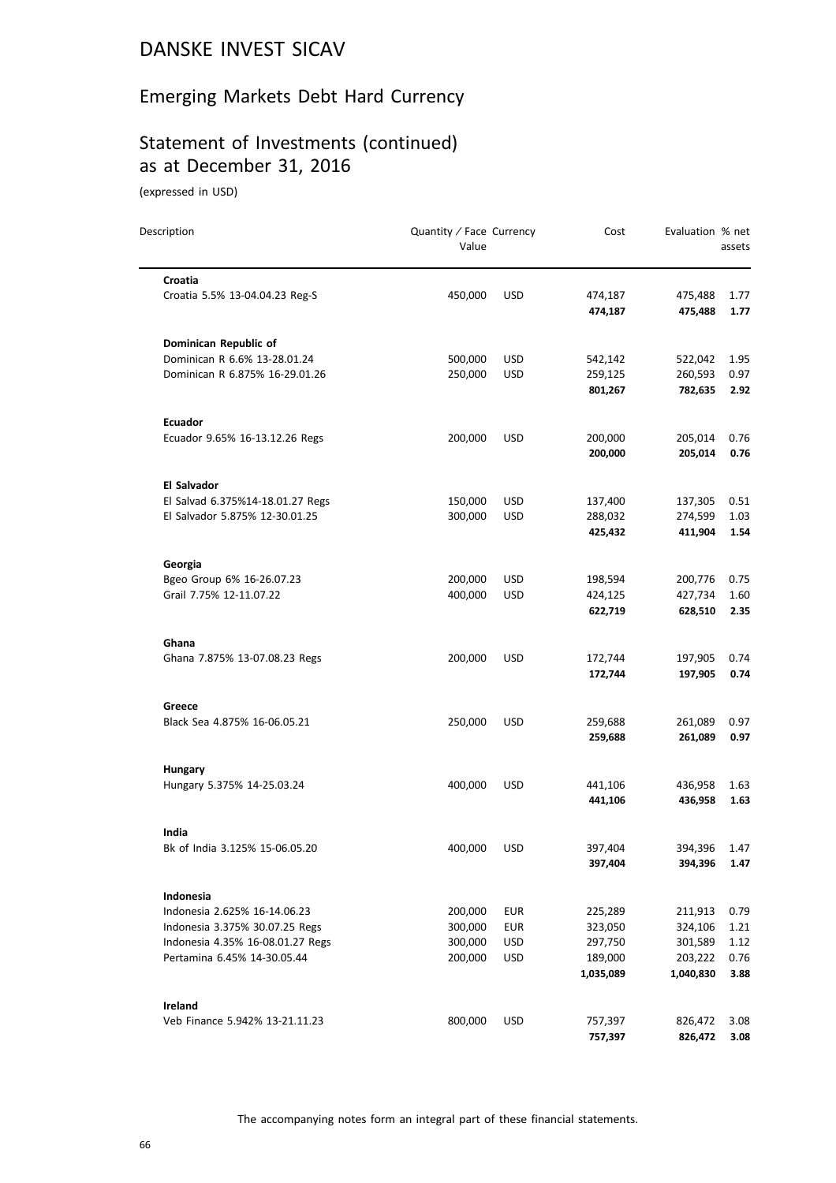# DANSKE INVEST SICAV

## Emerging Markets Debt Hard Currency

## Statement of Investments (continued)
as at December 31, 2016

(expressed in USD)

| Description | Quantity / Face Value | Currency | Cost | Evaluation | % net assets |
|---|---|---|---|---|---|
| **Croatia** | | | | | |
| Croatia 5.5% 13-04.04.23 Reg-S | 450,000 | USD | 474,187 | 475,488 | 1.77 |
| | | | **474,187** | **475,488** | **1.77** |
| **Dominican Republic of** | | | | | |
| Dominican R 6.6% 13-28.01.24 | 500,000 | USD | 542,142 | 522,042 | 1.95 |
| Dominican R 6.875% 16-29.01.26 | 250,000 | USD | 259,125 | 260,593 | 0.97 |
| | | | **801,267** | **782,635** | **2.92** |
| **Ecuador** | | | | | |
| Ecuador 9.65% 16-13.12.26 Regs | 200,000 | USD | 200,000 | 205,014 | 0.76 |
| | | | **200,000** | **205,014** | **0.76** |
| **El Salvador** | | | | | |
| El Salvad 6.375%14-18.01.27 Regs | 150,000 | USD | 137,400 | 137,305 | 0.51 |
| El Salvador 5.875% 12-30.01.25 | 300,000 | USD | 288,032 | 274,599 | 1.03 |
| | | | **425,432** | **411,904** | **1.54** |
| **Georgia** | | | | | |
| Bgeo Group 6% 16-26.07.23 | 200,000 | USD | 198,594 | 200,776 | 0.75 |
| Grail 7.75% 12-11.07.22 | 400,000 | USD | 424,125 | 427,734 | 1.60 |
| | | | **622,719** | **628,510** | **2.35** |
| **Ghana** | | | | | |
| Ghana 7.875% 13-07.08.23 Regs | 200,000 | USD | 172,744 | 197,905 | 0.74 |
| | | | **172,744** | **197,905** | **0.74** |
| **Greece** | | | | | |
| Black Sea 4.875% 16-06.05.21 | 250,000 | USD | 259,688 | 261,089 | 0.97 |
| | | | **259,688** | **261,089** | **0.97** |
| **Hungary** | | | | | |
| Hungary 5.375% 14-25.03.24 | 400,000 | USD | 441,106 | 436,958 | 1.63 |
| | | | **441,106** | **436,958** | **1.63** |
| **India** | | | | | |
| Bk of India 3.125% 15-06.05.20 | 400,000 | USD | 397,404 | 394,396 | 1.47 |
| | | | **397,404** | **394,396** | **1.47** |
| **Indonesia** | | | | | |
| Indonesia 2.625% 16-14.06.23 | 200,000 | EUR | 225,289 | 211,913 | 0.79 |
| Indonesia 3.375% 30.07.25 Regs | 300,000 | EUR | 323,050 | 324,106 | 1.21 |
| Indonesia 4.35% 16-08.01.27 Regs | 300,000 | USD | 297,750 | 301,589 | 1.12 |
| Pertamina 6.45% 14-30.05.44 | 200,000 | USD | 189,000 | 203,222 | 0.76 |
| | | | **1,035,089** | **1,040,830** | **3.88** |
| **Ireland** | | | | | |
| Veb Finance 5.942% 13-21.11.23 | 800,000 | USD | 757,397 | 826,472 | 3.08 |
| | | | **757,397** | **826,472** | **3.08** |

The accompanying notes form an integral part of these financial statements.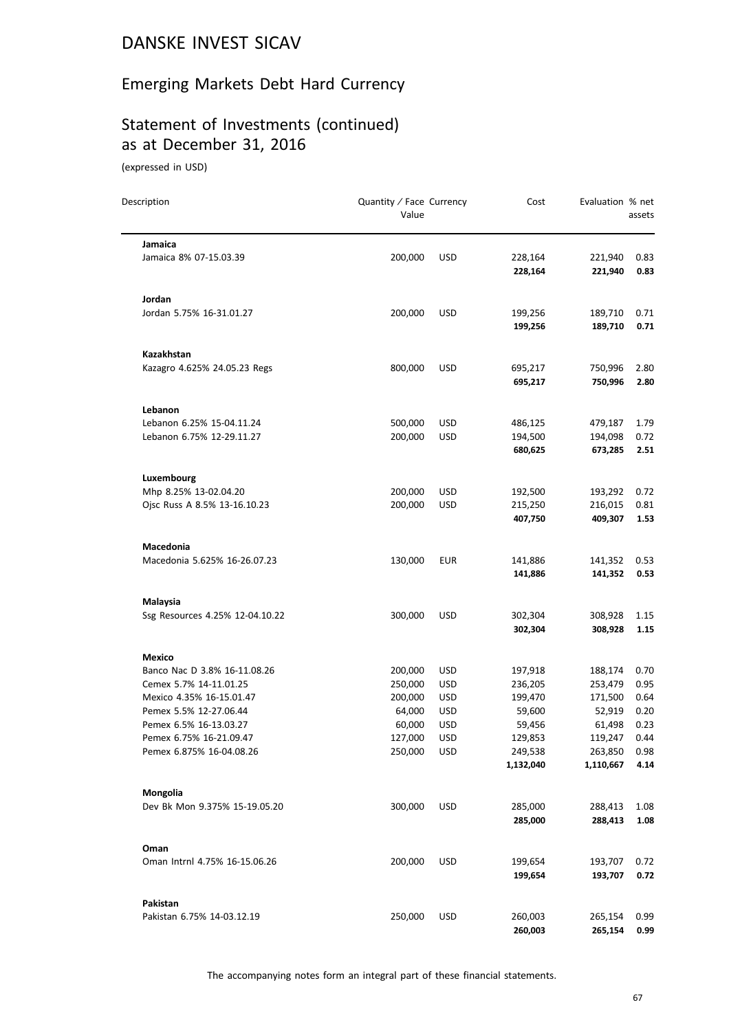# DANSKE INVEST SICAV

## Emerging Markets Debt Hard Currency

## Statement of Investments (continued) as at December 31, 2016

(expressed in USD)

| Description | Quantity / Face Value | Currency | Cost | Evaluation | % net assets |
|---|---|---|---|---|---|
| **Jamaica** | | | | | |
| Jamaica 8% 07-15.03.39 | 200,000 | USD | 228,164 | 221,940 | 0.83 |
| | | | **228,164** | **221,940** | **0.83** |
| **Jordan** | | | | | |
| Jordan 5.75% 16-31.01.27 | 200,000 | USD | 199,256 | 189,710 | 0.71 |
| | | | **199,256** | **189,710** | **0.71** |
| **Kazakhstan** | | | | | |
| Kazagro 4.625% 24.05.23 Regs | 800,000 | USD | 695,217 | 750,996 | 2.80 |
| | | | **695,217** | **750,996** | **2.80** |
| **Lebanon** | | | | | |
| Lebanon 6.25% 15-04.11.24 | 500,000 | USD | 486,125 | 479,187 | 1.79 |
| Lebanon 6.75% 12-29.11.27 | 200,000 | USD | 194,500 | 194,098 | 0.72 |
| | | | **680,625** | **673,285** | **2.51** |
| **Luxembourg** | | | | | |
| Mhp 8.25% 13-02.04.20 | 200,000 | USD | 192,500 | 193,292 | 0.72 |
| Ojsc Russ A 8.5% 13-16.10.23 | 200,000 | USD | 215,250 | 216,015 | 0.81 |
| | | | **407,750** | **409,307** | **1.53** |
| **Macedonia** | | | | | |
| Macedonia 5.625% 16-26.07.23 | 130,000 | EUR | 141,886 | 141,352 | 0.53 |
| | | | **141,886** | **141,352** | **0.53** |
| **Malaysia** | | | | | |
| Ssg Resources 4.25% 12-04.10.22 | 300,000 | USD | 302,304 | 308,928 | 1.15 |
| | | | **302,304** | **308,928** | **1.15** |
| **Mexico** | | | | | |
| Banco Nac D 3.8% 16-11.08.26 | 200,000 | USD | 197,918 | 188,174 | 0.70 |
| Cemex 5.7% 14-11.01.25 | 250,000 | USD | 236,205 | 253,479 | 0.95 |
| Mexico 4.35% 16-15.01.47 | 200,000 | USD | 199,470 | 171,500 | 0.64 |
| Pemex 5.5% 12-27.06.44 | 64,000 | USD | 59,600 | 52,919 | 0.20 |
| Pemex 6.5% 16-13.03.27 | 60,000 | USD | 59,456 | 61,498 | 0.23 |
| Pemex 6.75% 16-21.09.47 | 127,000 | USD | 129,853 | 119,247 | 0.44 |
| Pemex 6.875% 16-04.08.26 | 250,000 | USD | 249,538 | 263,850 | 0.98 |
| | | | **1,132,040** | **1,110,667** | **4.14** |
| **Mongolia** | | | | | |
| Dev Bk Mon 9.375% 15-19.05.20 | 300,000 | USD | 285,000 | 288,413 | 1.08 |
| | | | **285,000** | **288,413** | **1.08** |
| **Oman** | | | | | |
| Oman Intrnl 4.75% 16-15.06.26 | 200,000 | USD | 199,654 | 193,707 | 0.72 |
| | | | **199,654** | **193,707** | **0.72** |
| **Pakistan** | | | | | |
| Pakistan 6.75% 14-03.12.19 | 250,000 | USD | 260,003 | 265,154 | 0.99 |
| | | | **260,003** | **265,154** | **0.99** |

The accompanying notes form an integral part of these financial statements.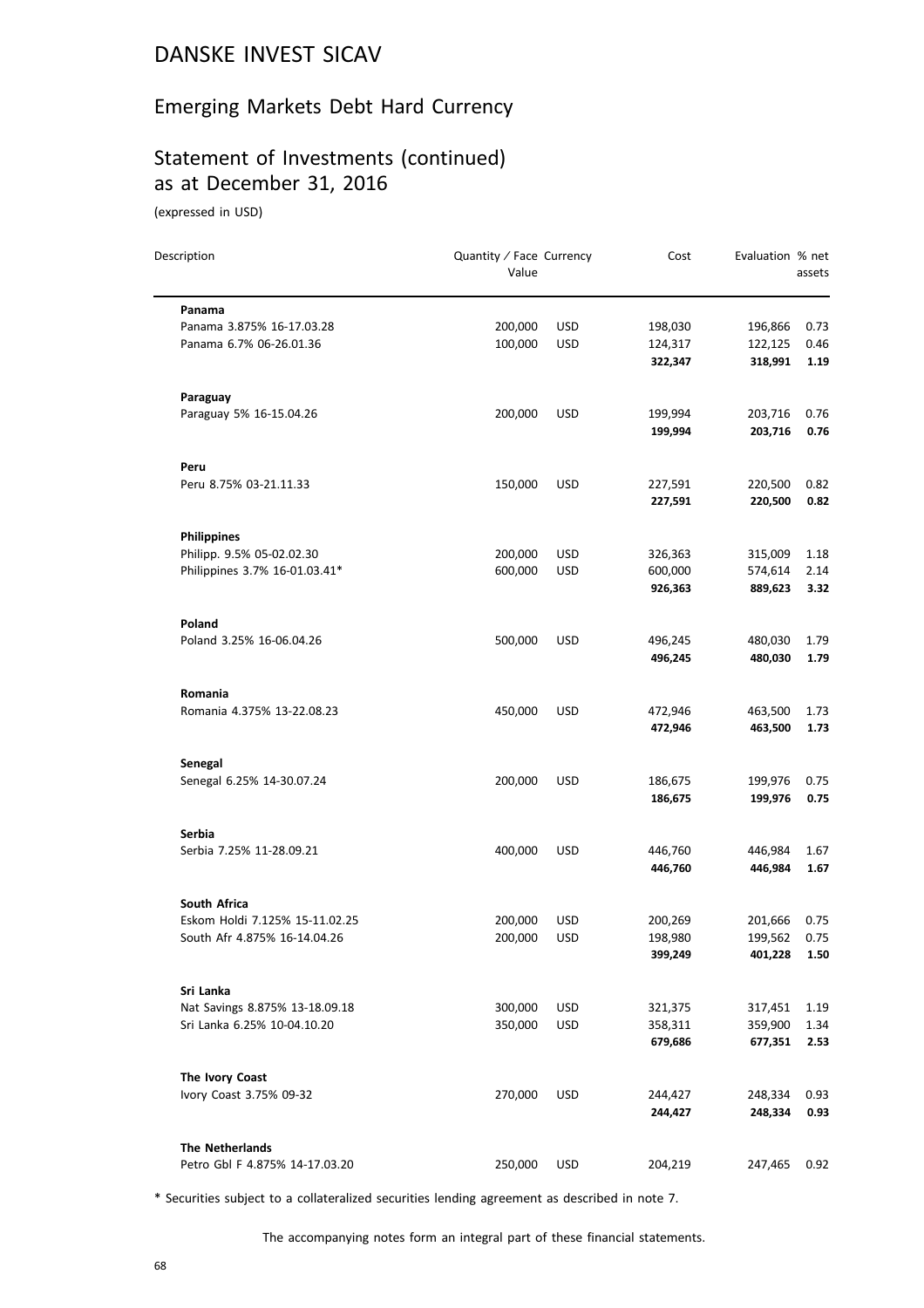# DANSKE INVEST SICAV

## Emerging Markets Debt Hard Currency

## Statement of Investments (continued) as at December 31, 2016

(expressed in USD)

| Description | Quantity / Face Value | Currency | Cost | Evaluation | % net assets |
|---|---|---|---|---|---|
| **Panama** | | | | | |
| Panama 3.875% 16-17.03.28 | 200,000 | USD | 198,030 | 196,866 | 0.73 |
| Panama 6.7% 06-26.01.36 | 100,000 | USD | 124,317 | 122,125 | 0.46 |
| | | | **322,347** | **318,991** | **1.19** |
| **Paraguay** | | | | | |
| Paraguay 5% 16-15.04.26 | 200,000 | USD | 199,994 | 203,716 | 0.76 |
| | | | **199,994** | **203,716** | **0.76** |
| **Peru** | | | | | |
| Peru 8.75% 03-21.11.33 | 150,000 | USD | 227,591 | 220,500 | 0.82 |
| | | | **227,591** | **220,500** | **0.82** |
| **Philippines** | | | | | |
| Philipp. 9.5% 05-02.02.30 | 200,000 | USD | 326,363 | 315,009 | 1.18 |
| Philippines 3.7% 16-01.03.41* | 600,000 | USD | 600,000 | 574,614 | 2.14 |
| | | | **926,363** | **889,623** | **3.32** |
| **Poland** | | | | | |
| Poland 3.25% 16-06.04.26 | 500,000 | USD | 496,245 | 480,030 | 1.79 |
| | | | **496,245** | **480,030** | **1.79** |
| **Romania** | | | | | |
| Romania 4.375% 13-22.08.23 | 450,000 | USD | 472,946 | 463,500 | 1.73 |
| | | | **472,946** | **463,500** | **1.73** |
| **Senegal** | | | | | |
| Senegal 6.25% 14-30.07.24 | 200,000 | USD | 186,675 | 199,976 | 0.75 |
| | | | **186,675** | **199,976** | **0.75** |
| **Serbia** | | | | | |
| Serbia 7.25% 11-28.09.21 | 400,000 | USD | 446,760 | 446,984 | 1.67 |
| | | | **446,760** | **446,984** | **1.67** |
| **South Africa** | | | | | |
| Eskom Holdi 7.125% 15-11.02.25 | 200,000 | USD | 200,269 | 201,666 | 0.75 |
| South Afr 4.875% 16-14.04.26 | 200,000 | USD | 198,980 | 199,562 | 0.75 |
| | | | **399,249** | **401,228** | **1.50** |
| **Sri Lanka** | | | | | |
| Nat Savings 8.875% 13-18.09.18 | 300,000 | USD | 321,375 | 317,451 | 1.19 |
| Sri Lanka 6.25% 10-04.10.20 | 350,000 | USD | 358,311 | 359,900 | 1.34 |
| | | | **679,686** | **677,351** | **2.53** |
| **The Ivory Coast** | | | | | |
| Ivory Coast 3.75% 09-32 | 270,000 | USD | 244,427 | 248,334 | 0.93 |
| | | | **244,427** | **248,334** | **0.93** |
| **The Netherlands** | | | | | |
| Petro Gbl F 4.875% 14-17.03.20 | 250,000 | USD | 204,219 | 247,465 | 0.92 |

* Securities subject to a collateralized securities lending agreement as described in note 7.

The accompanying notes form an integral part of these financial statements.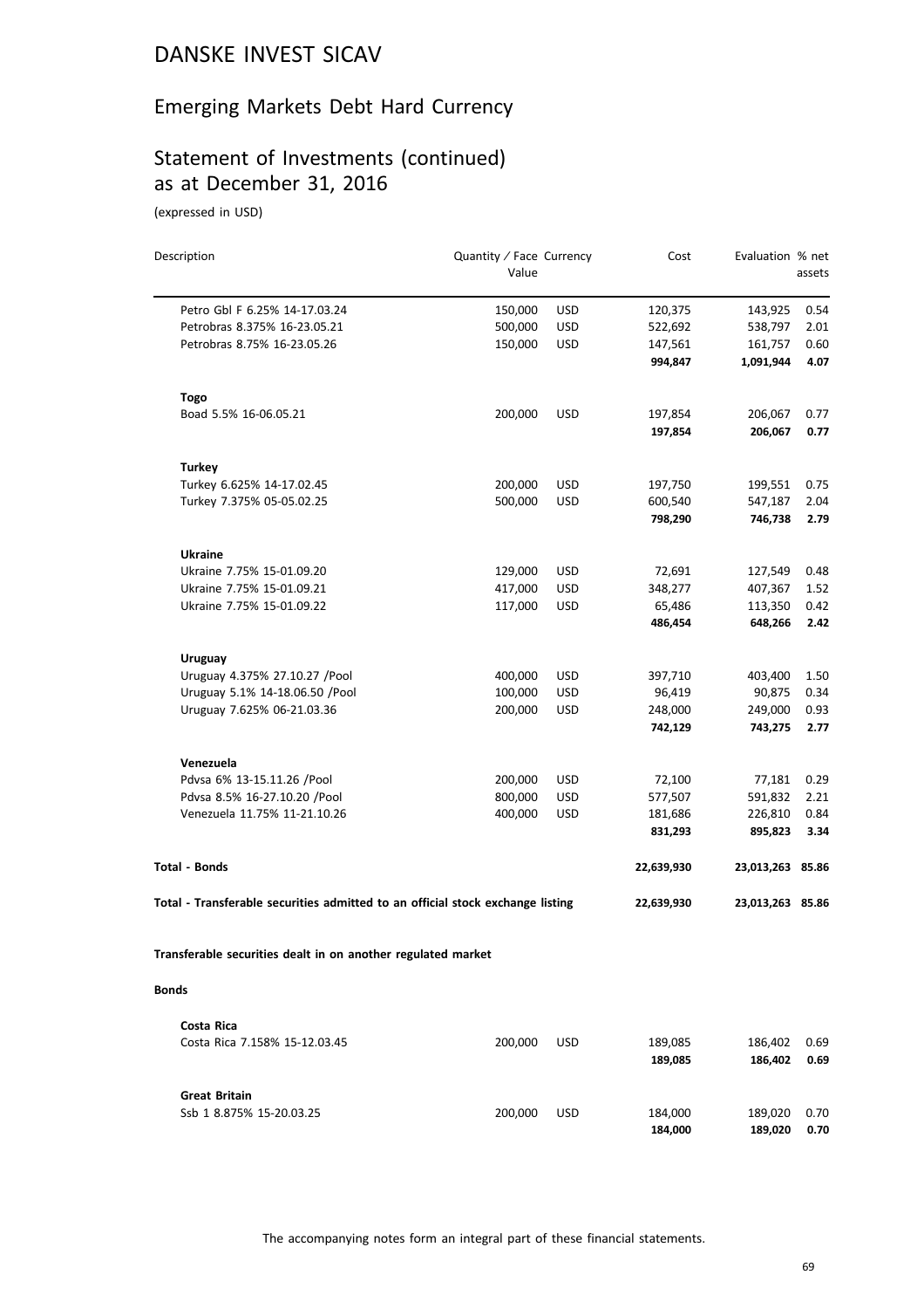# DANSKE INVEST SICAV

## Emerging Markets Debt Hard Currency

## Statement of Investments (continued) as at December 31, 2016

(expressed in USD)

| Description | Quantity / Face Value | Currency | Cost | Evaluation | % net assets |
|---|---|---|---|---|---|
| Petro Gbl F 6.25% 14-17.03.24 | 150,000 | USD | 120,375 | 143,925 | 0.54 |
| Petrobras 8.375% 16-23.05.21 | 500,000 | USD | 522,692 | 538,797 | 2.01 |
| Petrobras 8.75% 16-23.05.26 | 150,000 | USD | 147,561 | 161,757 | 0.60 |
| | | | **994,847** | **1,091,944** | **4.07** |
| **Togo** | | | | | |
| Boad 5.5% 16-06.05.21 | 200,000 | USD | 197,854 | 206,067 | 0.77 |
| | | | **197,854** | **206,067** | **0.77** |
| **Turkey** | | | | | |
| Turkey 6.625% 14-17.02.45 | 200,000 | USD | 197,750 | 199,551 | 0.75 |
| Turkey 7.375% 05-05.02.25 | 500,000 | USD | 600,540 | 547,187 | 2.04 |
| | | | **798,290** | **746,738** | **2.79** |
| **Ukraine** | | | | | |
| Ukraine 7.75% 15-01.09.20 | 129,000 | USD | 72,691 | 127,549 | 0.48 |
| Ukraine 7.75% 15-01.09.21 | 417,000 | USD | 348,277 | 407,367 | 1.52 |
| Ukraine 7.75% 15-01.09.22 | 117,000 | USD | 65,486 | 113,350 | 0.42 |
| | | | **486,454** | **648,266** | **2.42** |
| **Uruguay** | | | | | |
| Uruguay 4.375% 27.10.27 /Pool | 400,000 | USD | 397,710 | 403,400 | 1.50 |
| Uruguay 5.1% 14-18.06.50 /Pool | 100,000 | USD | 96,419 | 90,875 | 0.34 |
| Uruguay 7.625% 06-21.03.36 | 200,000 | USD | 248,000 | 249,000 | 0.93 |
| | | | **742,129** | **743,275** | **2.77** |
| **Venezuela** | | | | | |
| Pdvsa 6% 13-15.11.26 /Pool | 200,000 | USD | 72,100 | 77,181 | 0.29 |
| Pdvsa 8.5% 16-27.10.20 /Pool | 800,000 | USD | 577,507 | 591,832 | 2.21 |
| Venezuela 11.75% 11-21.10.26 | 400,000 | USD | 181,686 | 226,810 | 0.84 |
| | | | **831,293** | **895,823** | **3.34** |
| **Total - Bonds** | | | **22,639,930** | **23,013,263** | **85.86** |
| **Total - Transferable securities admitted to an official stock exchange listing** | | | **22,639,930** | **23,013,263** | **85.86** |

**Transferable securities dealt in on another regulated market**

**Bonds**

| Description | Quantity / Face Value | Currency | Cost | Evaluation | % net assets |
|---|---|---|---|---|---|
| **Costa Rica** | | | | | |
| Costa Rica 7.158% 15-12.03.45 | 200,000 | USD | 189,085 | 186,402 | 0.69 |
| | | | **189,085** | **186,402** | **0.69** |
| **Great Britain** | | | | | |
| Ssb 1 8.875% 15-20.03.25 | 200,000 | USD | 184,000 | 189,020 | 0.70 |
| | | | **184,000** | **189,020** | **0.70** |

The accompanying notes form an integral part of these financial statements.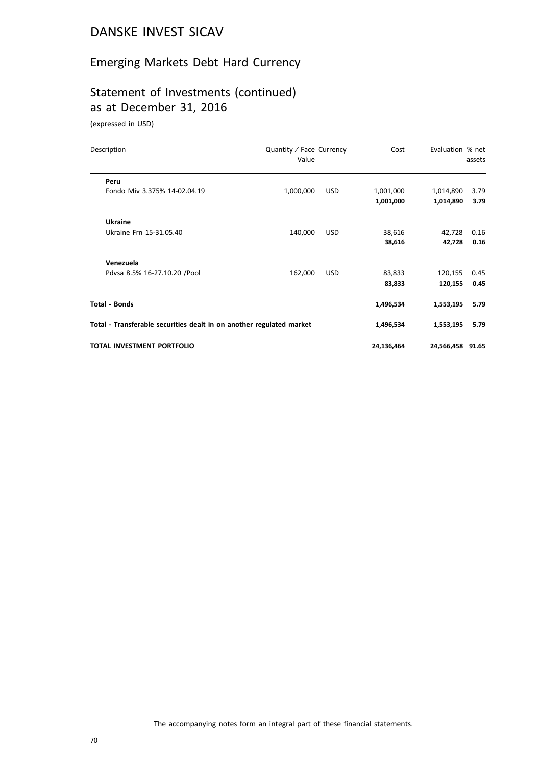# DANSKE INVEST SICAV

## Emerging Markets Debt Hard Currency

## Statement of Investments (continued) as at December 31, 2016

(expressed in USD)

| Description | Quantity / Face Value | Currency | Cost | Evaluation | % net assets |
|---|---|---|---|---|---|
| **Peru** | | | | | |
| Fondo Miv 3.375% 14-02.04.19 | 1,000,000 | USD | 1,001,000 | 1,014,890 | 3.79 |
| | | | **1,001,000** | **1,014,890** | **3.79** |
| **Ukraine** | | | | | |
| Ukraine Frn 15-31.05.40 | 140,000 | USD | 38,616 | 42,728 | 0.16 |
| | | | **38,616** | **42,728** | **0.16** |
| **Venezuela** | | | | | |
| Pdvsa 8.5% 16-27.10.20 /Pool | 162,000 | USD | 83,833 | 120,155 | 0.45 |
| | | | **83,833** | **120,155** | **0.45** |
| **Total - Bonds** | | | **1,496,534** | **1,553,195** | **5.79** |
| **Total - Transferable securities dealt in on another regulated market** | | | **1,496,534** | **1,553,195** | **5.79** |
| **TOTAL INVESTMENT PORTFOLIO** | | | **24,136,464** | **24,566,458** | **91.65** |

The accompanying notes form an integral part of these financial statements.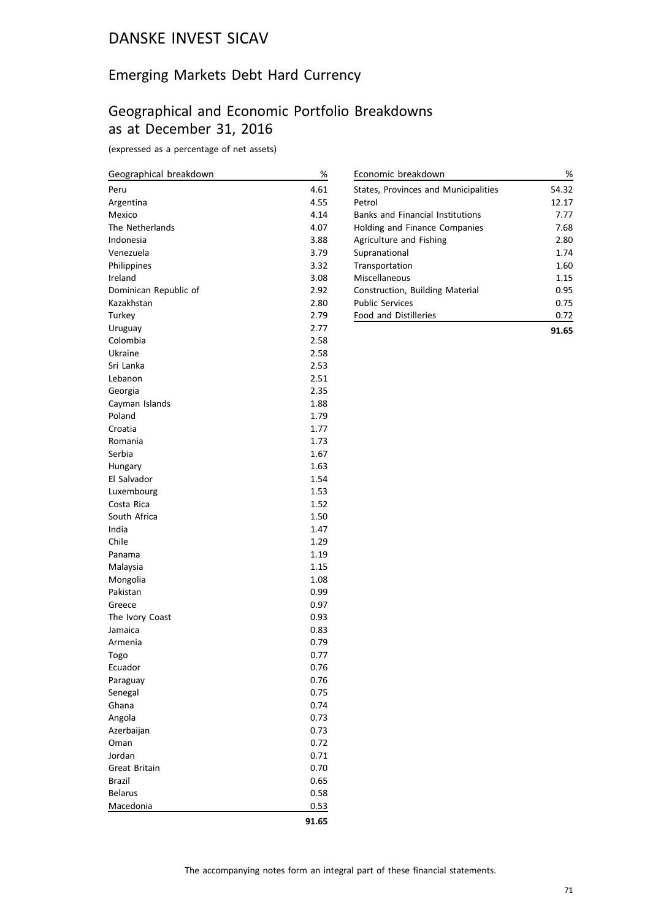# DANSKE INVEST SICAV

## Emerging Markets Debt Hard Currency

## Geographical and Economic Portfolio Breakdowns as at December 31, 2016

(expressed as a percentage of net assets)

| Geographical breakdown | % |
|---|---|
| Peru | 4.61 |
| Argentina | 4.55 |
| Mexico | 4.14 |
| The Netherlands | 4.07 |
| Indonesia | 3.88 |
| Venezuela | 3.79 |
| Philippines | 3.32 |
| Ireland | 3.08 |
| Dominican Republic of | 2.92 |
| Kazakhstan | 2.80 |
| Turkey | 2.79 |
| Uruguay | 2.77 |
| Colombia | 2.58 |
| Ukraine | 2.58 |
| Sri Lanka | 2.53 |
| Lebanon | 2.51 |
| Georgia | 2.35 |
| Cayman Islands | 1.88 |
| Poland | 1.79 |
| Croatia | 1.77 |
| Romania | 1.73 |
| Serbia | 1.67 |
| Hungary | 1.63 |
| El Salvador | 1.54 |
| Luxembourg | 1.53 |
| Costa Rica | 1.52 |
| South Africa | 1.50 |
| India | 1.47 |
| Chile | 1.29 |
| Panama | 1.19 |
| Malaysia | 1.15 |
| Mongolia | 1.08 |
| Pakistan | 0.99 |
| Greece | 0.97 |
| The Ivory Coast | 0.93 |
| Jamaica | 0.83 |
| Armenia | 0.79 |
| Togo | 0.77 |
| Ecuador | 0.76 |
| Paraguay | 0.76 |
| Senegal | 0.75 |
| Ghana | 0.74 |
| Angola | 0.73 |
| Azerbaijan | 0.73 |
| Oman | 0.72 |
| Jordan | 0.71 |
| Great Britain | 0.70 |
| Brazil | 0.65 |
| Belarus | 0.58 |
| Macedonia | 0.53 |
| | **91.65** |

| Economic breakdown | % |
|---|---|
| States, Provinces and Municipalities | 54.32 |
| Petrol | 12.17 |
| Banks and Financial Institutions | 7.77 |
| Holding and Finance Companies | 7.68 |
| Agriculture and Fishing | 2.80 |
| Supranational | 1.74 |
| Transportation | 1.60 |
| Miscellaneous | 1.15 |
| Construction, Building Material | 0.95 |
| Public Services | 0.75 |
| Food and Distilleries | 0.72 |
| | **91.65** |

The accompanying notes form an integral part of these financial statements.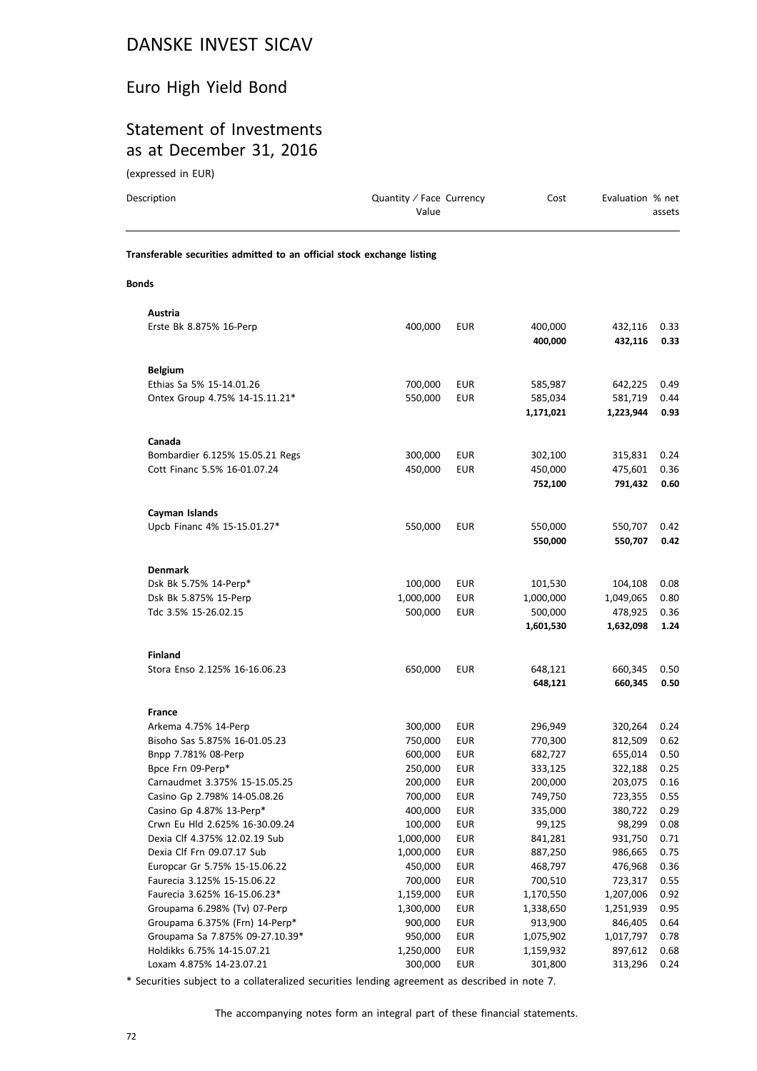# DANSKE INVEST SICAV

## Euro High Yield Bond

## Statement of Investments as at December 31, 2016

(expressed in EUR)

| Description | Quantity / Face Value | Currency | Cost | Evaluation | % net assets |
|---|---|---|---|---|---|
| **Transferable securities admitted to an official stock exchange listing** | | | | | |
| **Bonds** | | | | | |
| **Austria** | | | | | |
| Erste Bk 8.875% 16-Perp | 400,000 | EUR | 400,000 | 432,116 | 0.33 |
| | | | **400,000** | **432,116** | **0.33** |
| **Belgium** | | | | | |
| Ethias Sa 5% 15-14.01.26 | 700,000 | EUR | 585,987 | 642,225 | 0.49 |
| Ontex Group 4.75% 14-15.11.21* | 550,000 | EUR | 585,034 | 581,719 | 0.44 |
| | | | **1,171,021** | **1,223,944** | **0.93** |
| **Canada** | | | | | |
| Bombardier 6.125% 15.05.21 Regs | 300,000 | EUR | 302,100 | 315,831 | 0.24 |
| Cott Financ 5.5% 16-01.07.24 | 450,000 | EUR | 450,000 | 475,601 | 0.36 |
| | | | **752,100** | **791,432** | **0.60** |
| **Cayman Islands** | | | | | |
| Upcb Financ 4% 15-15.01.27* | 550,000 | EUR | 550,000 | 550,707 | 0.42 |
| | | | **550,000** | **550,707** | **0.42** |
| **Denmark** | | | | | |
| Dsk Bk 5.75% 14-Perp* | 100,000 | EUR | 101,530 | 104,108 | 0.08 |
| Dsk Bk 5.875% 15-Perp | 1,000,000 | EUR | 1,000,000 | 1,049,065 | 0.80 |
| Tdc 3.5% 15-26.02.15 | 500,000 | EUR | 500,000 | 478,925 | 0.36 |
| | | | **1,601,530** | **1,632,098** | **1.24** |
| **Finland** | | | | | |
| Stora Enso 2.125% 16-16.06.23 | 650,000 | EUR | 648,121 | 660,345 | 0.50 |
| | | | **648,121** | **660,345** | **0.50** |
| **France** | | | | | |
| Arkema 4.75% 14-Perp | 300,000 | EUR | 296,949 | 320,264 | 0.24 |
| Bisoho Sas 5.875% 16-01.05.23 | 750,000 | EUR | 770,300 | 812,509 | 0.62 |
| Bnpp 7.781% 08-Perp | 600,000 | EUR | 682,727 | 655,014 | 0.50 |
| Bpce Frn 09-Perp* | 250,000 | EUR | 333,125 | 322,188 | 0.25 |
| Carnaudmet 3.375% 15-15.05.25 | 200,000 | EUR | 200,000 | 203,075 | 0.16 |
| Casino Gp 2.798% 14-05.08.26 | 700,000 | EUR | 749,750 | 723,355 | 0.55 |
| Casino Gp 4.87% 13-Perp* | 400,000 | EUR | 335,000 | 380,722 | 0.29 |
| Crwn Eu Hld 2.625% 16-30.09.24 | 100,000 | EUR | 99,125 | 98,299 | 0.08 |
| Dexia Clf 4.375% 12.02.19 Sub | 1,000,000 | EUR | 841,281 | 931,750 | 0.71 |
| Dexia Clf Frn 09.07.17 Sub | 1,000,000 | EUR | 887,250 | 986,665 | 0.75 |
| Europcar Gr 5.75% 15-15.06.22 | 450,000 | EUR | 468,797 | 476,968 | 0.36 |
| Faurecia 3.125% 15-15.06.22 | 700,000 | EUR | 700,510 | 723,317 | 0.55 |
| Faurecia 3.625% 16-15.06.23* | 1,159,000 | EUR | 1,170,550 | 1,207,006 | 0.92 |
| Groupama 6.298% (Tv) 07-Perp | 1,300,000 | EUR | 1,338,650 | 1,251,939 | 0.95 |
| Groupama 6.375% (Frn) 14-Perp* | 900,000 | EUR | 913,900 | 846,405 | 0.64 |
| Groupama Sa 7.875% 09-27.10.39* | 950,000 | EUR | 1,075,902 | 1,017,797 | 0.78 |
| Holdikks 6.75% 14-15.07.21 | 1,250,000 | EUR | 1,159,932 | 897,612 | 0.68 |
| Loxam 4.875% 14-23.07.21 | 300,000 | EUR | 301,800 | 313,296 | 0.24 |

\* Securities subject to a collateralized securities lending agreement as described in note 7.

The accompanying notes form an integral part of these financial statements.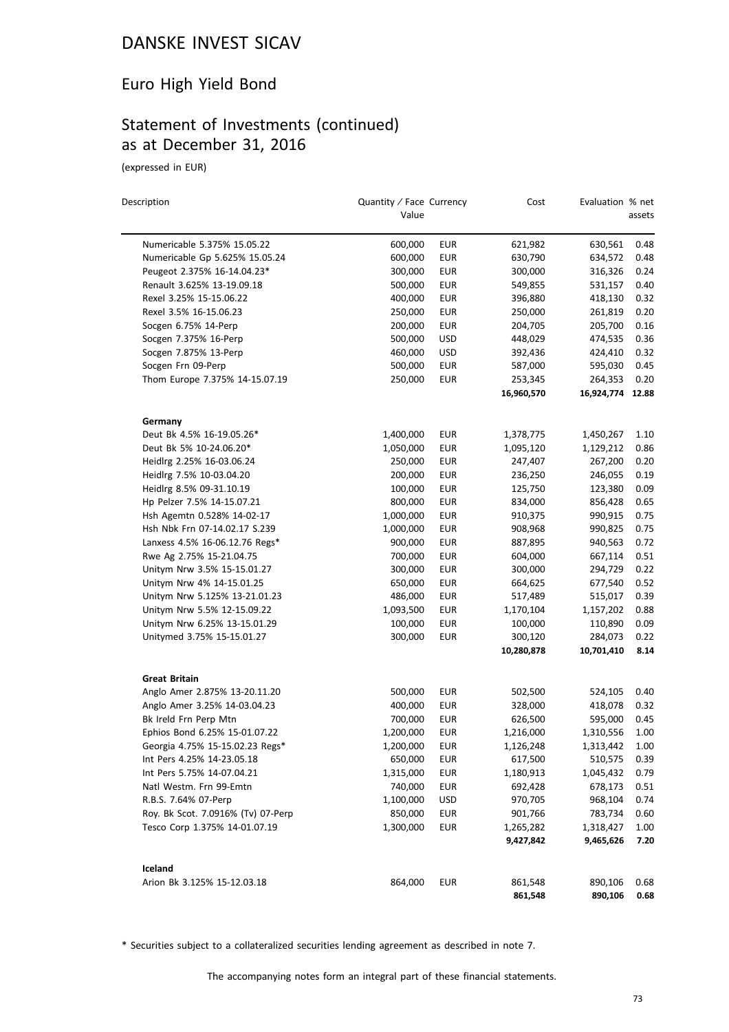# DANSKE INVEST SICAV

## Euro High Yield Bond

## Statement of Investments (continued) as at December 31, 2016

(expressed in EUR)

| Description | Quantity / Face Value | Currency | Cost | Evaluation | % net assets |
|---|---|---|---|---|---|
| Numericable 5.375% 15.05.22 | 600,000 | EUR | 621,982 | 630,561 | 0.48 |
| Numericable Gp 5.625% 15.05.24 | 600,000 | EUR | 630,790 | 634,572 | 0.48 |
| Peugeot 2.375% 16-14.04.23* | 300,000 | EUR | 300,000 | 316,326 | 0.24 |
| Renault 3.625% 13-19.09.18 | 500,000 | EUR | 549,855 | 531,157 | 0.40 |
| Rexel 3.25% 15-15.06.22 | 400,000 | EUR | 396,880 | 418,130 | 0.32 |
| Rexel 3.5% 16-15.06.23 | 250,000 | EUR | 250,000 | 261,819 | 0.20 |
| Socgen 6.75% 14-Perp | 200,000 | EUR | 204,705 | 205,700 | 0.16 |
| Socgen 7.375% 16-Perp | 500,000 | USD | 448,029 | 474,535 | 0.36 |
| Socgen 7.875% 13-Perp | 460,000 | USD | 392,436 | 424,410 | 0.32 |
| Socgen Frn 09-Perp | 500,000 | EUR | 587,000 | 595,030 | 0.45 |
| Thom Europe 7.375% 14-15.07.19 | 250,000 | EUR | 253,345 | 264,353 | 0.20 |
| | | | **16,960,570** | **16,924,774** | **12.88** |
| **Germany** | | | | | |
| Deut Bk 4.5% 16-19.05.26* | 1,400,000 | EUR | 1,378,775 | 1,450,267 | 1.10 |
| Deut Bk 5% 10-24.06.20* | 1,050,000 | EUR | 1,095,120 | 1,129,212 | 0.86 |
| Heidlrg 2.25% 16-03.06.24 | 250,000 | EUR | 247,407 | 267,200 | 0.20 |
| Heidlrg 7.5% 10-03.04.20 | 200,000 | EUR | 236,250 | 246,055 | 0.19 |
| Heidlrg 8.5% 09-31.10.19 | 100,000 | EUR | 125,750 | 123,380 | 0.09 |
| Hp Pelzer 7.5% 14-15.07.21 | 800,000 | EUR | 834,000 | 856,428 | 0.65 |
| Hsh Agemtn 0.528% 14-02-17 | 1,000,000 | EUR | 910,375 | 990,915 | 0.75 |
| Hsh Nbk Frn 07-14.02.17 S.239 | 1,000,000 | EUR | 908,968 | 990,825 | 0.75 |
| Lanxess 4.5% 16-06.12.76 Regs* | 900,000 | EUR | 887,895 | 940,563 | 0.72 |
| Rwe Ag 2.75% 15-21.04.75 | 700,000 | EUR | 604,000 | 667,114 | 0.51 |
| Unitym Nrw 3.5% 15-15.01.27 | 300,000 | EUR | 300,000 | 294,729 | 0.22 |
| Unitym Nrw 4% 14-15.01.25 | 650,000 | EUR | 664,625 | 677,540 | 0.52 |
| Unitym Nrw 5.125% 13-21.01.23 | 486,000 | EUR | 517,489 | 515,017 | 0.39 |
| Unitym Nrw 5.5% 12-15.09.22 | 1,093,500 | EUR | 1,170,104 | 1,157,202 | 0.88 |
| Unitym Nrw 6.25% 13-15.01.29 | 100,000 | EUR | 100,000 | 110,890 | 0.09 |
| Unitymed 3.75% 15-15.01.27 | 300,000 | EUR | 300,120 | 284,073 | 0.22 |
| | | | **10,280,878** | **10,701,410** | **8.14** |
| **Great Britain** | | | | | |
| Anglo Amer 2.875% 13-20.11.20 | 500,000 | EUR | 502,500 | 524,105 | 0.40 |
| Anglo Amer 3.25% 14-03.04.23 | 400,000 | EUR | 328,000 | 418,078 | 0.32 |
| Bk Ireld Frn Perp Mtn | 700,000 | EUR | 626,500 | 595,000 | 0.45 |
| Ephios Bond 6.25% 15-01.07.22 | 1,200,000 | EUR | 1,216,000 | 1,310,556 | 1.00 |
| Georgia 4.75% 15-15.02.23 Regs* | 1,200,000 | EUR | 1,126,248 | 1,313,442 | 1.00 |
| Int Pers 4.25% 14-23.05.18 | 650,000 | EUR | 617,500 | 510,575 | 0.39 |
| Int Pers 5.75% 14-07.04.21 | 1,315,000 | EUR | 1,180,913 | 1,045,432 | 0.79 |
| Natl Westm. Frn 99-Emtn | 740,000 | EUR | 692,428 | 678,173 | 0.51 |
| R.B.S. 7.64% 07-Perp | 1,100,000 | USD | 970,705 | 968,104 | 0.74 |
| Roy. Bk Scot. 7.0916% (Tv) 07-Perp | 850,000 | EUR | 901,766 | 783,734 | 0.60 |
| Tesco Corp 1.375% 14-01.07.19 | 1,300,000 | EUR | 1,265,282 | 1,318,427 | 1.00 |
| | | | **9,427,842** | **9,465,626** | **7.20** |
| **Iceland** | | | | | |
| Arion Bk 3.125% 15-12.03.18 | 864,000 | EUR | 861,548 | 890,106 | 0.68 |
| | | | **861,548** | **890,106** | **0.68** |

* Securities subject to a collateralized securities lending agreement as described in note 7.

The accompanying notes form an integral part of these financial statements.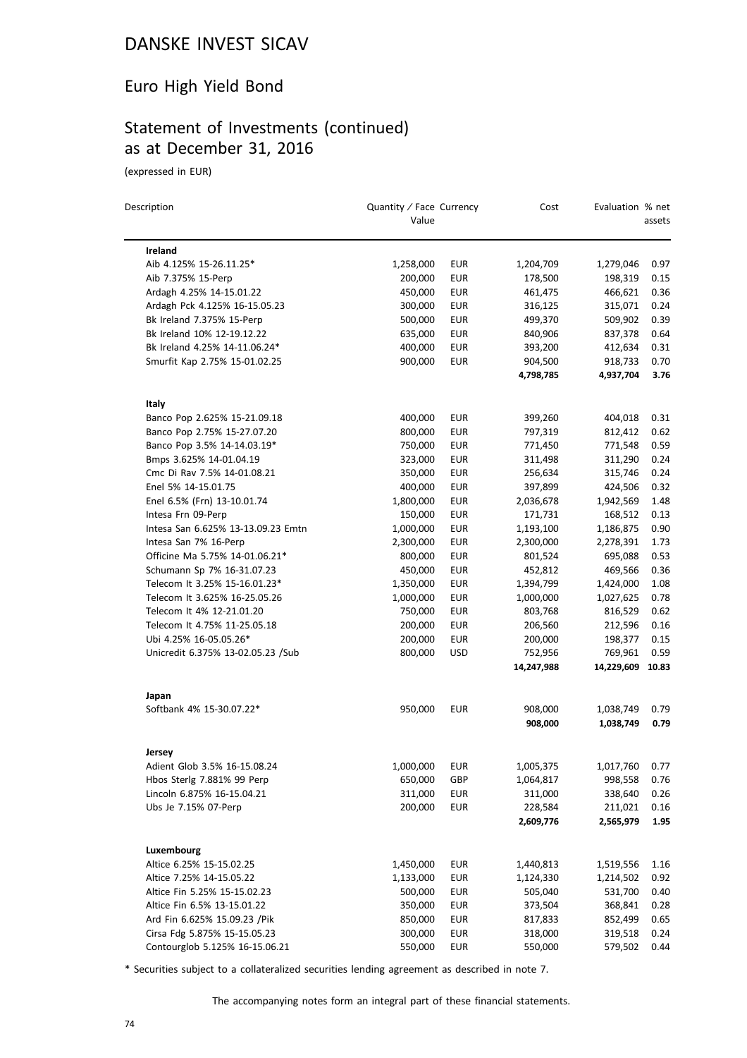# DANSKE INVEST SICAV

## Euro High Yield Bond

## Statement of Investments (continued) as at December 31, 2016

(expressed in EUR)

| Description | Quantity / Face Value | Currency | Cost | Evaluation | % net assets |
|---|---|---|---|---|---|
| **Ireland** | | | | | |
| Aib 4.125% 15-26.11.25* | 1,258,000 | EUR | 1,204,709 | 1,279,046 | 0.97 |
| Aib 7.375% 15-Perp | 200,000 | EUR | 178,500 | 198,319 | 0.15 |
| Ardagh 4.25% 14-15.01.22 | 450,000 | EUR | 461,475 | 466,621 | 0.36 |
| Ardagh Pck 4.125% 16-15.05.23 | 300,000 | EUR | 316,125 | 315,071 | 0.24 |
| Bk Ireland 7.375% 15-Perp | 500,000 | EUR | 499,370 | 509,902 | 0.39 |
| Bk Ireland 10% 12-19.12.22 | 635,000 | EUR | 840,906 | 837,378 | 0.64 |
| Bk Ireland 4.25% 14-11.06.24* | 400,000 | EUR | 393,200 | 412,634 | 0.31 |
| Smurfit Kap 2.75% 15-01.02.25 | 900,000 | EUR | 904,500 | 918,733 | 0.70 |
| | | | **4,798,785** | **4,937,704** | **3.76** |
| **Italy** | | | | | |
| Banco Pop 2.625% 15-21.09.18 | 400,000 | EUR | 399,260 | 404,018 | 0.31 |
| Banco Pop 2.75% 15-27.07.20 | 800,000 | EUR | 797,319 | 812,412 | 0.62 |
| Banco Pop 3.5% 14-14.03.19* | 750,000 | EUR | 771,450 | 771,548 | 0.59 |
| Bmps 3.625% 14-01.04.19 | 323,000 | EUR | 311,498 | 311,290 | 0.24 |
| Cmc Di Rav 7.5% 14-01.08.21 | 350,000 | EUR | 256,634 | 315,746 | 0.24 |
| Enel 5% 14-15.01.75 | 400,000 | EUR | 397,899 | 424,506 | 0.32 |
| Enel 6.5% (Frn) 13-10.01.74 | 1,800,000 | EUR | 2,036,678 | 1,942,569 | 1.48 |
| Intesa Frn 09-Perp | 150,000 | EUR | 171,731 | 168,512 | 0.13 |
| Intesa San 6.625% 13-13.09.23 Emtn | 1,000,000 | EUR | 1,193,100 | 1,186,875 | 0.90 |
| Intesa San 7% 16-Perp | 2,300,000 | EUR | 2,300,000 | 2,278,391 | 1.73 |
| Officine Ma 5.75% 14-01.06.21* | 800,000 | EUR | 801,524 | 695,088 | 0.53 |
| Schumann Sp 7% 16-31.07.23 | 450,000 | EUR | 452,812 | 469,566 | 0.36 |
| Telecom It 3.25% 15-16.01.23* | 1,350,000 | EUR | 1,394,799 | 1,424,000 | 1.08 |
| Telecom It 3.625% 16-25.05.26 | 1,000,000 | EUR | 1,000,000 | 1,027,625 | 0.78 |
| Telecom It 4% 12-21.01.20 | 750,000 | EUR | 803,768 | 816,529 | 0.62 |
| Telecom It 4.75% 11-25.05.18 | 200,000 | EUR | 206,560 | 212,596 | 0.16 |
| Ubi 4.25% 16-05.05.26* | 200,000 | EUR | 200,000 | 198,377 | 0.15 |
| Unicredit 6.375% 13-02.05.23 /Sub | 800,000 | USD | 752,956 | 769,961 | 0.59 |
| | | | **14,247,988** | **14,229,609** | **10.83** |
| **Japan** | | | | | |
| Softbank 4% 15-30.07.22* | 950,000 | EUR | 908,000 | 1,038,749 | 0.79 |
| | | | **908,000** | **1,038,749** | **0.79** |
| **Jersey** | | | | | |
| Adient Glob 3.5% 16-15.08.24 | 1,000,000 | EUR | 1,005,375 | 1,017,760 | 0.77 |
| Hbos Sterlg 7.881% 99 Perp | 650,000 | GBP | 1,064,817 | 998,558 | 0.76 |
| Lincoln 6.875% 16-15.04.21 | 311,000 | EUR | 311,000 | 338,640 | 0.26 |
| Ubs Je 7.15% 07-Perp | 200,000 | EUR | 228,584 | 211,021 | 0.16 |
| | | | **2,609,776** | **2,565,979** | **1.95** |
| **Luxembourg** | | | | | |
| Altice 6.25% 15-15.02.25 | 1,450,000 | EUR | 1,440,813 | 1,519,556 | 1.16 |
| Altice 7.25% 14-15.05.22 | 1,133,000 | EUR | 1,124,330 | 1,214,502 | 0.92 |
| Altice Fin 5.25% 15-15.02.23 | 500,000 | EUR | 505,040 | 531,700 | 0.40 |
| Altice Fin 6.5% 13-15.01.22 | 350,000 | EUR | 373,504 | 368,841 | 0.28 |
| Ard Fin 6.625% 15.09.23 /Pik | 850,000 | EUR | 817,833 | 852,499 | 0.65 |
| Cirsa Fdg 5.875% 15-15.05.23 | 300,000 | EUR | 318,000 | 319,518 | 0.24 |
| Contourglob 5.125% 16-15.06.21 | 550,000 | EUR | 550,000 | 579,502 | 0.44 |

\* Securities subject to a collateralized securities lending agreement as described in note 7.

The accompanying notes form an integral part of these financial statements.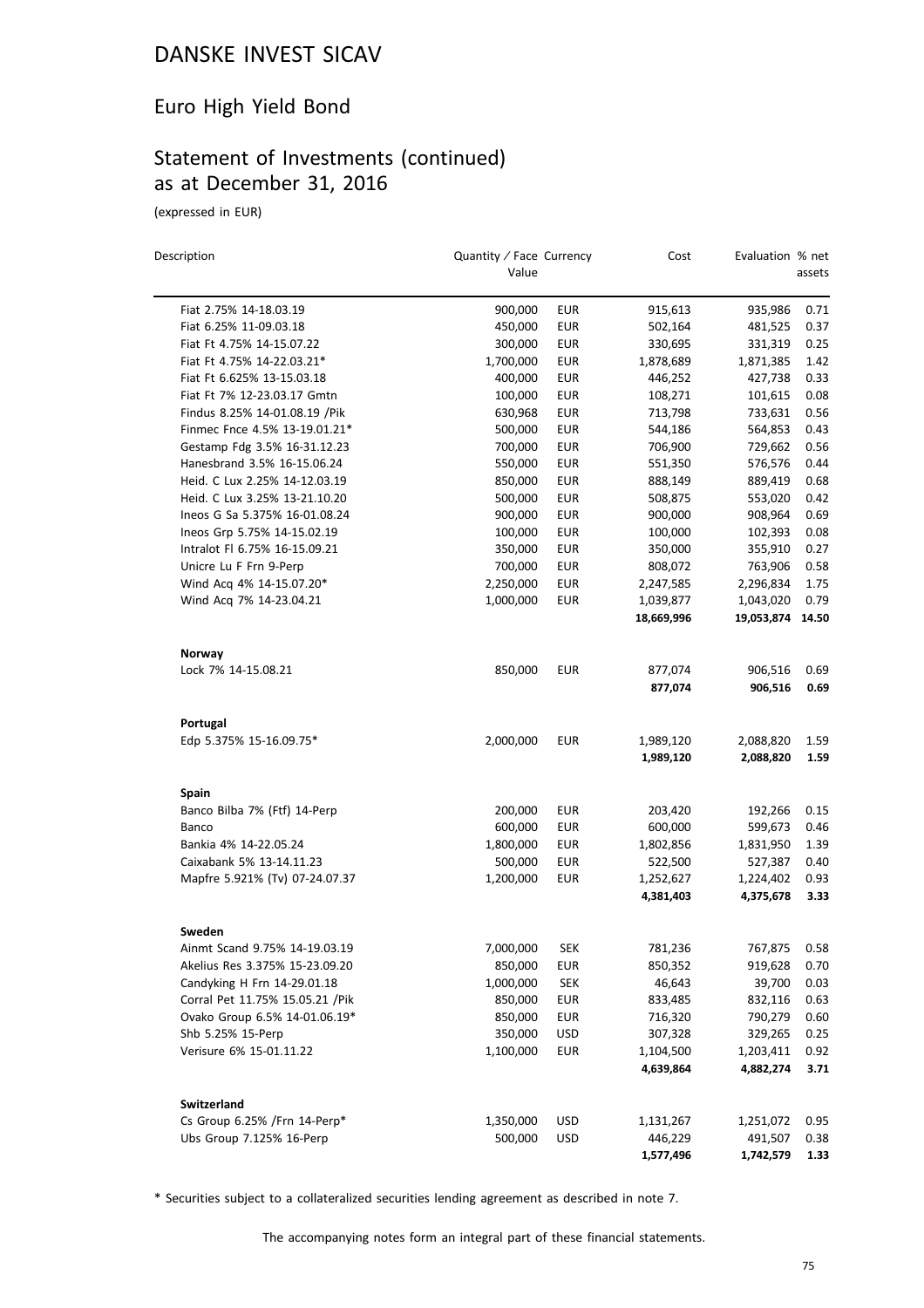# DANSKE INVEST SICAV

## Euro High Yield Bond

## Statement of Investments (continued) as at December 31, 2016

(expressed in EUR)

| Description | Quantity / Face Value | Currency | Cost | Evaluation | % net assets |
|---|---|---|---|---|---|
| Fiat 2.75% 14-18.03.19 | 900,000 | EUR | 915,613 | 935,986 | 0.71 |
| Fiat 6.25% 11-09.03.18 | 450,000 | EUR | 502,164 | 481,525 | 0.37 |
| Fiat Ft 4.75% 14-15.07.22 | 300,000 | EUR | 330,695 | 331,319 | 0.25 |
| Fiat Ft 4.75% 14-22.03.21* | 1,700,000 | EUR | 1,878,689 | 1,871,385 | 1.42 |
| Fiat Ft 6.625% 13-15.03.18 | 400,000 | EUR | 446,252 | 427,738 | 0.33 |
| Fiat Ft 7% 12-23.03.17 Gmtn | 100,000 | EUR | 108,271 | 101,615 | 0.08 |
| Findus 8.25% 14-01.08.19 /Pik | 630,968 | EUR | 713,798 | 733,631 | 0.56 |
| Finmec Fnce 4.5% 13-19.01.21* | 500,000 | EUR | 544,186 | 564,853 | 0.43 |
| Gestamp Fdg 3.5% 16-31.12.23 | 700,000 | EUR | 706,900 | 729,662 | 0.56 |
| Hanesbrand 3.5% 16-15.06.24 | 550,000 | EUR | 551,350 | 576,576 | 0.44 |
| Heid. C Lux 2.25% 14-12.03.19 | 850,000 | EUR | 888,149 | 889,419 | 0.68 |
| Heid. C Lux 3.25% 13-21.10.20 | 500,000 | EUR | 508,875 | 553,020 | 0.42 |
| Ineos G Sa 5.375% 16-01.08.24 | 900,000 | EUR | 900,000 | 908,964 | 0.69 |
| Ineos Grp 5.75% 14-15.02.19 | 100,000 | EUR | 100,000 | 102,393 | 0.08 |
| Intralot Fl 6.75% 16-15.09.21 | 350,000 | EUR | 350,000 | 355,910 | 0.27 |
| Unicre Lu F Frn 9-Perp | 700,000 | EUR | 808,072 | 763,906 | 0.58 |
| Wind Acq 4% 14-15.07.20* | 2,250,000 | EUR | 2,247,585 | 2,296,834 | 1.75 |
| Wind Acq 7% 14-23.04.21 | 1,000,000 | EUR | 1,039,877 | 1,043,020 | 0.79 |
| | | | **18,669,996** | **19,053,874** | **14.50** |
| **Norway** | | | | | |
| Lock 7% 14-15.08.21 | 850,000 | EUR | 877,074 | 906,516 | 0.69 |
| | | | **877,074** | **906,516** | **0.69** |
| **Portugal** | | | | | |
| Edp 5.375% 15-16.09.75* | 2,000,000 | EUR | 1,989,120 | 2,088,820 | 1.59 |
| | | | **1,989,120** | **2,088,820** | **1.59** |
| **Spain** | | | | | |
| Banco Bilba 7% (Ftf) 14-Perp | 200,000 | EUR | 203,420 | 192,266 | 0.15 |
| Banco | 600,000 | EUR | 600,000 | 599,673 | 0.46 |
| Bankia 4% 14-22.05.24 | 1,800,000 | EUR | 1,802,856 | 1,831,950 | 1.39 |
| Caixabank 5% 13-14.11.23 | 500,000 | EUR | 522,500 | 527,387 | 0.40 |
| Mapfre 5.921% (Tv) 07-24.07.37 | 1,200,000 | EUR | 1,252,627 | 1,224,402 | 0.93 |
| | | | **4,381,403** | **4,375,678** | **3.33** |
| **Sweden** | | | | | |
| Ainmt Scand 9.75% 14-19.03.19 | 7,000,000 | SEK | 781,236 | 767,875 | 0.58 |
| Akelius Res 3.375% 15-23.09.20 | 850,000 | EUR | 850,352 | 919,628 | 0.70 |
| Candyking H Frn 14-29.01.18 | 1,000,000 | SEK | 46,643 | 39,700 | 0.03 |
| Corral Pet 11.75% 15.05.21 /Pik | 850,000 | EUR | 833,485 | 832,116 | 0.63 |
| Ovako Group 6.5% 14-01.06.19* | 850,000 | EUR | 716,320 | 790,279 | 0.60 |
| Shb 5.25% 15-Perp | 350,000 | USD | 307,328 | 329,265 | 0.25 |
| Verisure 6% 15-01.11.22 | 1,100,000 | EUR | 1,104,500 | 1,203,411 | 0.92 |
| | | | **4,639,864** | **4,882,274** | **3.71** |
| **Switzerland** | | | | | |
| Cs Group 6.25% /Frn 14-Perp* | 1,350,000 | USD | 1,131,267 | 1,251,072 | 0.95 |
| Ubs Group 7.125% 16-Perp | 500,000 | USD | 446,229 | 491,507 | 0.38 |
| | | | **1,577,496** | **1,742,579** | **1.33** |

* Securities subject to a collateralized securities lending agreement as described in note 7.

The accompanying notes form an integral part of these financial statements.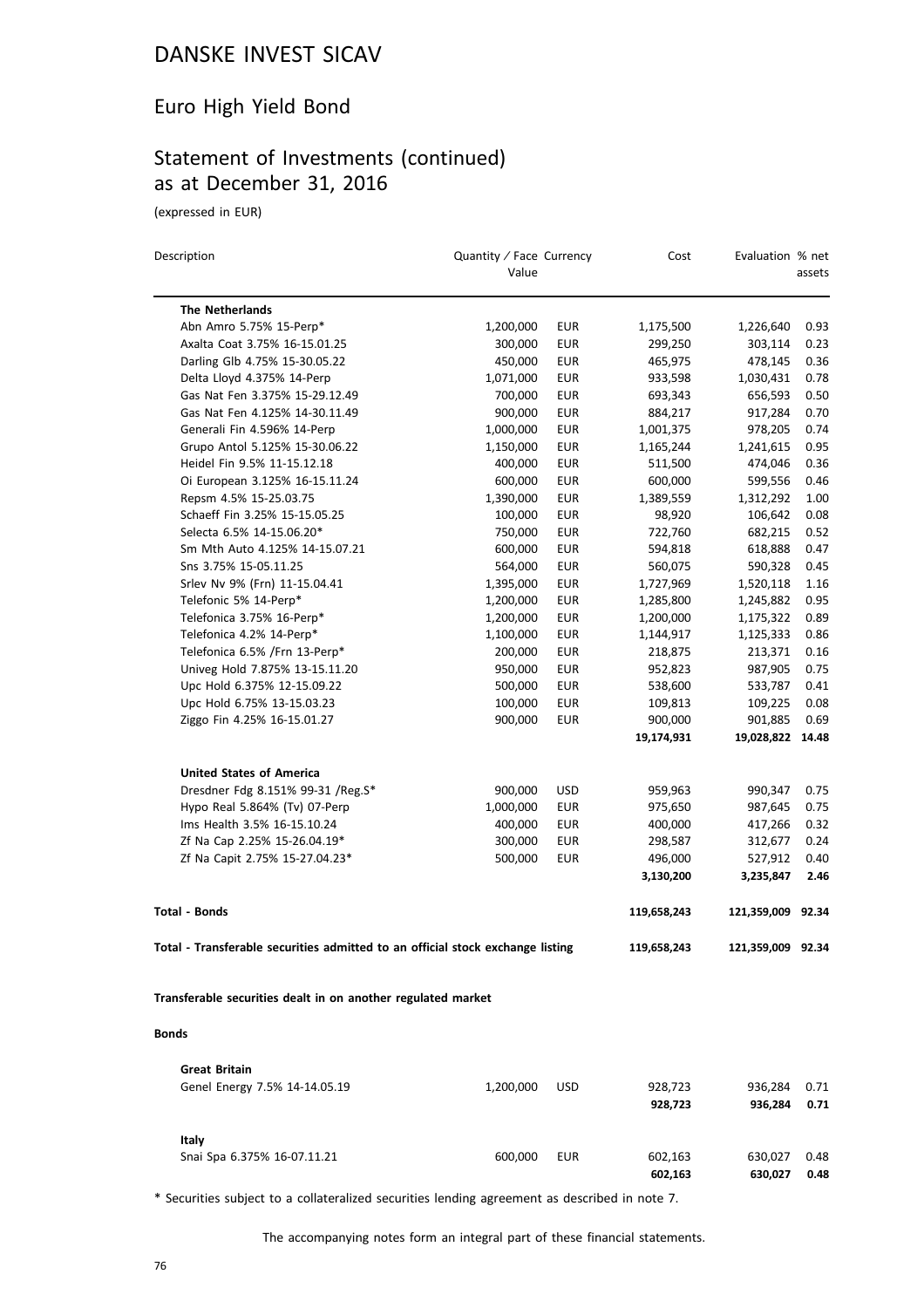# DANSKE INVEST SICAV

## Euro High Yield Bond

## Statement of Investments (continued) as at December 31, 2016

(expressed in EUR)

| Description | Quantity / Face Value | Currency | Cost | Evaluation | % net assets |
|---|---|---|---|---|---|
| **The Netherlands** | | | | | |
| Abn Amro 5.75% 15-Perp* | 1,200,000 | EUR | 1,175,500 | 1,226,640 | 0.93 |
| Axalta Coat 3.75% 16-15.01.25 | 300,000 | EUR | 299,250 | 303,114 | 0.23 |
| Darling Glb 4.75% 15-30.05.22 | 450,000 | EUR | 465,975 | 478,145 | 0.36 |
| Delta Lloyd 4.375% 14-Perp | 1,071,000 | EUR | 933,598 | 1,030,431 | 0.78 |
| Gas Nat Fen 3.375% 15-29.12.49 | 700,000 | EUR | 693,343 | 656,593 | 0.50 |
| Gas Nat Fen 4.125% 14-30.11.49 | 900,000 | EUR | 884,217 | 917,284 | 0.70 |
| Generali Fin 4.596% 14-Perp | 1,000,000 | EUR | 1,001,375 | 978,205 | 0.74 |
| Grupo Antol 5.125% 15-30.06.22 | 1,150,000 | EUR | 1,165,244 | 1,241,615 | 0.95 |
| Heidel Fin 9.5% 11-15.12.18 | 400,000 | EUR | 511,500 | 474,046 | 0.36 |
| Oi European 3.125% 16-15.11.24 | 600,000 | EUR | 600,000 | 599,556 | 0.46 |
| Repsm 4.5% 15-25.03.75 | 1,390,000 | EUR | 1,389,559 | 1,312,292 | 1.00 |
| Schaeff Fin 3.25% 15-15.05.25 | 100,000 | EUR | 98,920 | 106,642 | 0.08 |
| Selecta 6.5% 14-15.06.20* | 750,000 | EUR | 722,760 | 682,215 | 0.52 |
| Sm Mth Auto 4.125% 14-15.07.21 | 600,000 | EUR | 594,818 | 618,888 | 0.47 |
| Sns 3.75% 15-05.11.25 | 564,000 | EUR | 560,075 | 590,328 | 0.45 |
| Srlev Nv 9% (Frn) 11-15.04.41 | 1,395,000 | EUR | 1,727,969 | 1,520,118 | 1.16 |
| Telefonic 5% 14-Perp* | 1,200,000 | EUR | 1,285,800 | 1,245,882 | 0.95 |
| Telefonica 3.75% 16-Perp* | 1,200,000 | EUR | 1,200,000 | 1,175,322 | 0.89 |
| Telefonica 4.2% 14-Perp* | 1,100,000 | EUR | 1,144,917 | 1,125,333 | 0.86 |
| Telefonica 6.5% /Frn 13-Perp* | 200,000 | EUR | 218,875 | 213,371 | 0.16 |
| Univeg Hold 7.875% 13-15.11.20 | 950,000 | EUR | 952,823 | 987,905 | 0.75 |
| Upc Hold 6.375% 12-15.09.22 | 500,000 | EUR | 538,600 | 533,787 | 0.41 |
| Upc Hold 6.75% 13-15.03.23 | 100,000 | EUR | 109,813 | 109,225 | 0.08 |
| Ziggo Fin 4.25% 16-15.01.27 | 900,000 | EUR | 900,000 | 901,885 | 0.69 |
| | | | **19,174,931** | **19,028,822** | **14.48** |
| **United States of America** | | | | | |
| Dresdner Fdg 8.151% 99-31 /Reg.S* | 900,000 | USD | 959,963 | 990,347 | 0.75 |
| Hypo Real 5.864% (Tv) 07-Perp | 1,000,000 | EUR | 975,650 | 987,645 | 0.75 |
| Ims Health 3.5% 16-15.10.24 | 400,000 | EUR | 400,000 | 417,266 | 0.32 |
| Zf Na Cap 2.25% 15-26.04.19* | 300,000 | EUR | 298,587 | 312,677 | 0.24 |
| Zf Na Capit 2.75% 15-27.04.23* | 500,000 | EUR | 496,000 | 527,912 | 0.40 |
| | | | **3,130,200** | **3,235,847** | **2.46** |
| **Total - Bonds** | | | **119,658,243** | **121,359,009** | **92.34** |
| **Total - Transferable securities admitted to an official stock exchange listing** | | | **119,658,243** | **121,359,009** | **92.34** |
| **Transferable securities dealt in on another regulated market** | | | | | |
| **Bonds** | | | | | |
| **Great Britain** | | | | | |
| Genel Energy 7.5% 14-14.05.19 | 1,200,000 | USD | 928,723 | 936,284 | 0.71 |
| | | | **928,723** | **936,284** | **0.71** |
| **Italy** | | | | | |
| Snai Spa 6.375% 16-07.11.21 | 600,000 | EUR | 602,163 | 630,027 | 0.48 |
| | | | **602,163** | **630,027** | **0.48** |

\* Securities subject to a collateralized securities lending agreement as described in note 7.

The accompanying notes form an integral part of these financial statements.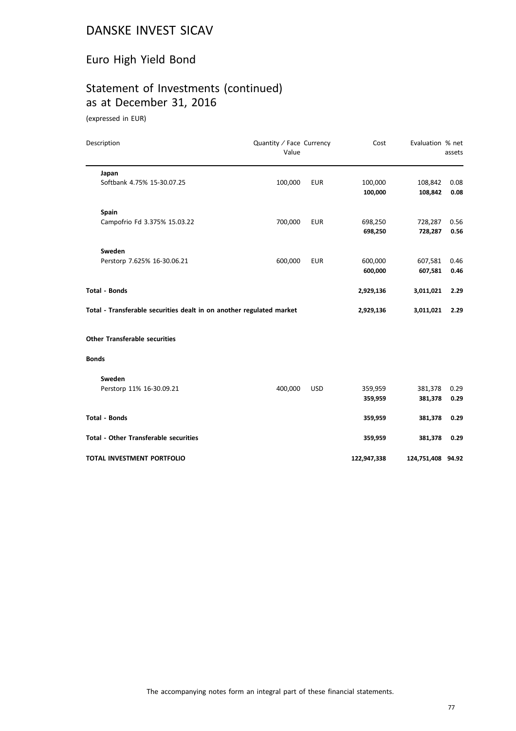# DANSKE INVEST SICAV

## Euro High Yield Bond

## Statement of Investments (continued) as at December 31, 2016

(expressed in EUR)

| Description | Quantity / Face Value | Currency | Cost | Evaluation | % net assets |
|---|---|---|---|---|---|
| **Japan** | | | | | |
| Softbank 4.75% 15-30.07.25 | 100,000 | EUR | 100,000 | 108,842 | 0.08 |
| | | | **100,000** | **108,842** | **0.08** |
| **Spain** | | | | | |
| Campofrio Fd 3.375% 15.03.22 | 700,000 | EUR | 698,250 | 728,287 | 0.56 |
| | | | **698,250** | **728,287** | **0.56** |
| **Sweden** | | | | | |
| Perstorp 7.625% 16-30.06.21 | 600,000 | EUR | 600,000 | 607,581 | 0.46 |
| | | | **600,000** | **607,581** | **0.46** |
| **Total - Bonds** | | | **2,929,136** | **3,011,021** | **2.29** |
| **Total - Transferable securities dealt in on another regulated market** | | | **2,929,136** | **3,011,021** | **2.29** |
| **Other Transferable securities** | | | | | |
| **Bonds** | | | | | |
| **Sweden** | | | | | |
| Perstorp 11% 16-30.09.21 | 400,000 | USD | 359,959 | 381,378 | 0.29 |
| | | | **359,959** | **381,378** | **0.29** |
| **Total - Bonds** | | | **359,959** | **381,378** | **0.29** |
| **Total - Other Transferable securities** | | | **359,959** | **381,378** | **0.29** |
| **TOTAL INVESTMENT PORTFOLIO** | | | **122,947,338** | **124,751,408** | **94.92** |

The accompanying notes form an integral part of these financial statements.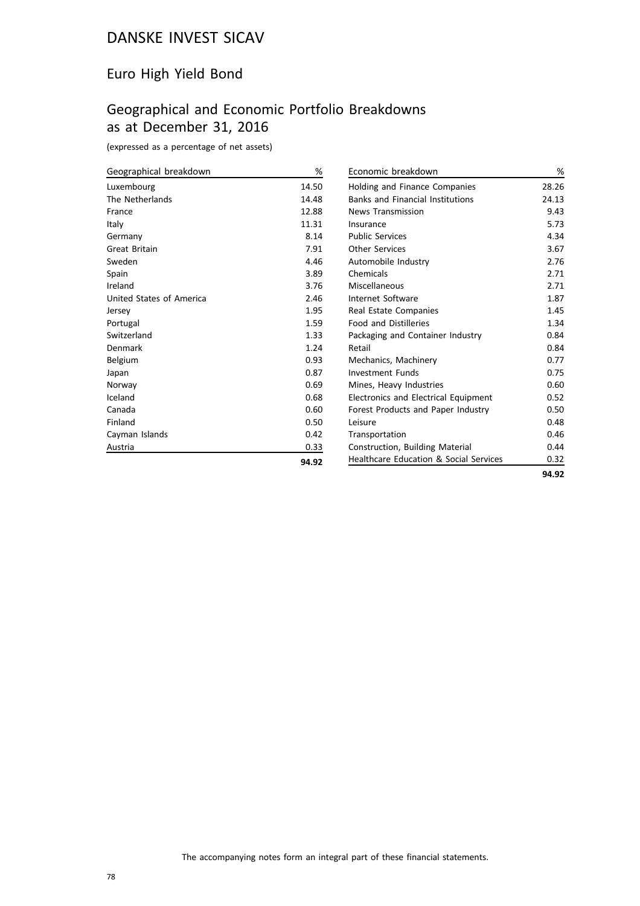# DANSKE INVEST SICAV

## Euro High Yield Bond

## Geographical and Economic Portfolio Breakdowns as at December 31, 2016

(expressed as a percentage of net assets)

| Geographical breakdown | % |
|---|---|
| Luxembourg | 14.50 |
| The Netherlands | 14.48 |
| France | 12.88 |
| Italy | 11.31 |
| Germany | 8.14 |
| Great Britain | 7.91 |
| Sweden | 4.46 |
| Spain | 3.89 |
| Ireland | 3.76 |
| United States of America | 2.46 |
| Jersey | 1.95 |
| Portugal | 1.59 |
| Switzerland | 1.33 |
| Denmark | 1.24 |
| Belgium | 0.93 |
| Japan | 0.87 |
| Norway | 0.69 |
| Iceland | 0.68 |
| Canada | 0.60 |
| Finland | 0.50 |
| Cayman Islands | 0.42 |
| Austria | 0.33 |
| | **94.92** |

| Economic breakdown | % |
|---|---|
| Holding and Finance Companies | 28.26 |
| Banks and Financial Institutions | 24.13 |
| News Transmission | 9.43 |
| Insurance | 5.73 |
| Public Services | 4.34 |
| Other Services | 3.67 |
| Automobile Industry | 2.76 |
| Chemicals | 2.71 |
| Miscellaneous | 2.71 |
| Internet Software | 1.87 |
| Real Estate Companies | 1.45 |
| Food and Distilleries | 1.34 |
| Packaging and Container Industry | 0.84 |
| Retail | 0.84 |
| Mechanics, Machinery | 0.77 |
| Investment Funds | 0.75 |
| Mines, Heavy Industries | 0.60 |
| Electronics and Electrical Equipment | 0.52 |
| Forest Products and Paper Industry | 0.50 |
| Leisure | 0.48 |
| Transportation | 0.46 |
| Construction, Building Material | 0.44 |
| Healthcare Education & Social Services | 0.32 |
| | **94.92** |

The accompanying notes form an integral part of these financial statements.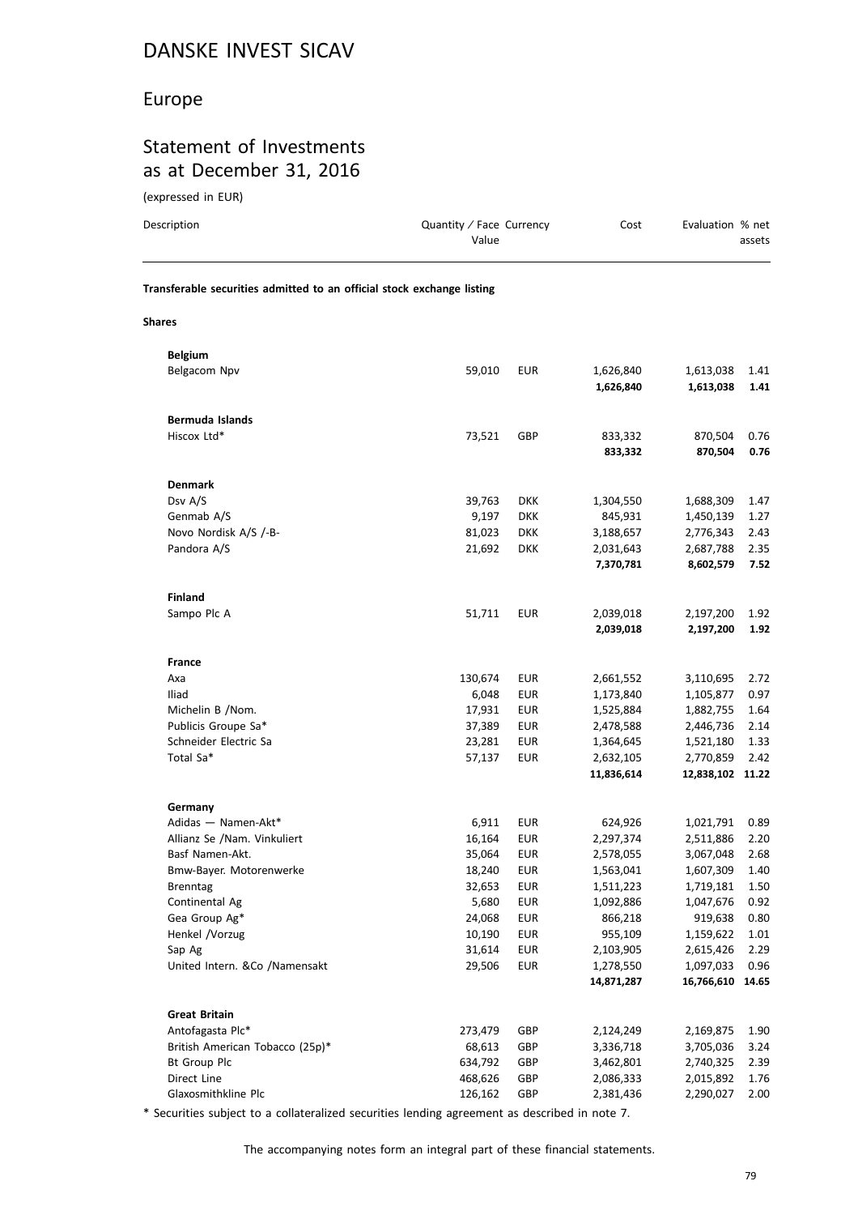# DANSKE INVEST SICAV

## Europe

## Statement of Investments as at December 31, 2016

(expressed in EUR)

| Description | Quantity / Face Value | Currency | Cost | Evaluation | % net assets |
|---|---|---|---|---|---|
| **Transferable securities admitted to an official stock exchange listing** | | | | | |
| **Shares** | | | | | |
| **Belgium** | | | | | |
| Belgacom Npv | 59,010 | EUR | 1,626,840 | 1,613,038 | 1.41 |
| | | | **1,626,840** | **1,613,038** | **1.41** |
| **Bermuda Islands** | | | | | |
| Hiscox Ltd* | 73,521 | GBP | 833,332 | 870,504 | 0.76 |
| | | | **833,332** | **870,504** | **0.76** |
| **Denmark** | | | | | |
| Dsv A/S | 39,763 | DKK | 1,304,550 | 1,688,309 | 1.47 |
| Genmab A/S | 9,197 | DKK | 845,931 | 1,450,139 | 1.27 |
| Novo Nordisk A/S /-B- | 81,023 | DKK | 3,188,657 | 2,776,343 | 2.43 |
| Pandora A/S | 21,692 | DKK | 2,031,643 | 2,687,788 | 2.35 |
| | | | **7,370,781** | **8,602,579** | **7.52** |
| **Finland** | | | | | |
| Sampo Plc A | 51,711 | EUR | 2,039,018 | 2,197,200 | 1.92 |
| | | | **2,039,018** | **2,197,200** | **1.92** |
| **France** | | | | | |
| Axa | 130,674 | EUR | 2,661,552 | 3,110,695 | 2.72 |
| Iliad | 6,048 | EUR | 1,173,840 | 1,105,877 | 0.97 |
| Michelin B /Nom. | 17,931 | EUR | 1,525,884 | 1,882,755 | 1.64 |
| Publicis Groupe Sa* | 37,389 | EUR | 2,478,588 | 2,446,736 | 2.14 |
| Schneider Electric Sa | 23,281 | EUR | 1,364,645 | 1,521,180 | 1.33 |
| Total Sa* | 57,137 | EUR | 2,632,105 | 2,770,859 | 2.42 |
| | | | **11,836,614** | **12,838,102** | **11.22** |
| **Germany** | | | | | |
| Adidas — Namen-Akt* | 6,911 | EUR | 624,926 | 1,021,791 | 0.89 |
| Allianz Se /Nam. Vinkuliert | 16,164 | EUR | 2,297,374 | 2,511,886 | 2.20 |
| Basf Namen-Akt. | 35,064 | EUR | 2,578,055 | 3,067,048 | 2.68 |
| Bmw-Bayer. Motorenwerke | 18,240 | EUR | 1,563,041 | 1,607,309 | 1.40 |
| Brenntag | 32,653 | EUR | 1,511,223 | 1,719,181 | 1.50 |
| Continental Ag | 5,680 | EUR | 1,092,886 | 1,047,676 | 0.92 |
| Gea Group Ag* | 24,068 | EUR | 866,218 | 919,638 | 0.80 |
| Henkel /Vorzug | 10,190 | EUR | 955,109 | 1,159,622 | 1.01 |
| Sap Ag | 31,614 | EUR | 2,103,905 | 2,615,426 | 2.29 |
| United Intern. &Co /Namensakt | 29,506 | EUR | 1,278,550 | 1,097,033 | 0.96 |
| | | | **14,871,287** | **16,766,610** | **14.65** |
| **Great Britain** | | | | | |
| Antofagasta Plc* | 273,479 | GBP | 2,124,249 | 2,169,875 | 1.90 |
| British American Tobacco (25p)* | 68,613 | GBP | 3,336,718 | 3,705,036 | 3.24 |
| Bt Group Plc | 634,792 | GBP | 3,462,801 | 2,740,325 | 2.39 |
| Direct Line | 468,626 | GBP | 2,086,333 | 2,015,892 | 1.76 |
| Glaxosmithkline Plc | 126,162 | GBP | 2,381,436 | 2,290,027 | 2.00 |

* Securities subject to a collateralized securities lending agreement as described in note 7.

The accompanying notes form an integral part of these financial statements.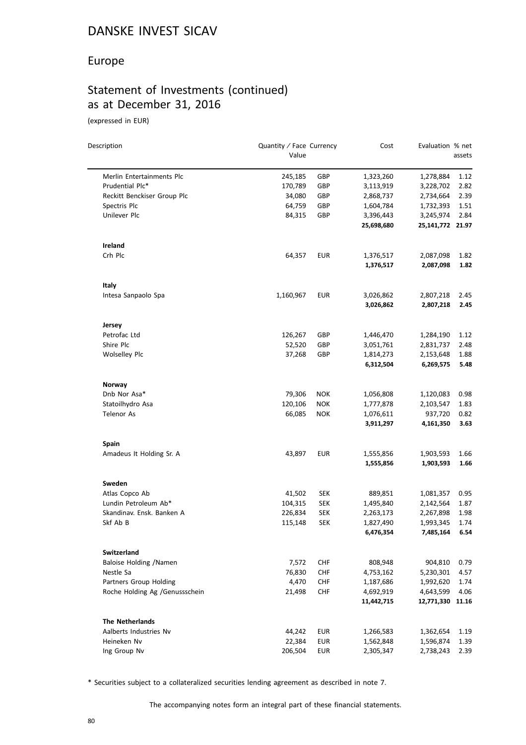# DANSKE INVEST SICAV

## Europe

## Statement of Investments (continued) as at December 31, 2016

(expressed in EUR)

| Description | Quantity / Face Value | Currency | Cost | Evaluation | % net assets |
|---|---|---|---|---|---|
| Merlin Entertainments Plc | 245,185 | GBP | 1,323,260 | 1,278,884 | 1.12 |
| Prudential Plc* | 170,789 | GBP | 3,113,919 | 3,228,702 | 2.82 |
| Reckitt Benckiser Group Plc | 34,080 | GBP | 2,868,737 | 2,734,664 | 2.39 |
| Spectris Plc | 64,759 | GBP | 1,604,784 | 1,732,393 | 1.51 |
| Unilever Plc | 84,315 | GBP | 3,396,443 | 3,245,974 | 2.84 |
| | | | **25,698,680** | **25,141,772** | **21.97** |
| **Ireland** | | | | | |
| Crh Plc | 64,357 | EUR | 1,376,517 | 2,087,098 | 1.82 |
| | | | **1,376,517** | **2,087,098** | **1.82** |
| **Italy** | | | | | |
| Intesa Sanpaolo Spa | 1,160,967 | EUR | 3,026,862 | 2,807,218 | 2.45 |
| | | | **3,026,862** | **2,807,218** | **2.45** |
| **Jersey** | | | | | |
| Petrofac Ltd | 126,267 | GBP | 1,446,470 | 1,284,190 | 1.12 |
| Shire Plc | 52,520 | GBP | 3,051,761 | 2,831,737 | 2.48 |
| Wolselley Plc | 37,268 | GBP | 1,814,273 | 2,153,648 | 1.88 |
| | | | **6,312,504** | **6,269,575** | **5.48** |
| **Norway** | | | | | |
| Dnb Nor Asa* | 79,306 | NOK | 1,056,808 | 1,120,083 | 0.98 |
| Statoilhydro Asa | 120,106 | NOK | 1,777,878 | 2,103,547 | 1.83 |
| Telenor As | 66,085 | NOK | 1,076,611 | 937,720 | 0.82 |
| | | | **3,911,297** | **4,161,350** | **3.63** |
| **Spain** | | | | | |
| Amadeus It Holding Sr. A | 43,897 | EUR | 1,555,856 | 1,903,593 | 1.66 |
| | | | **1,555,856** | **1,903,593** | **1.66** |
| **Sweden** | | | | | |
| Atlas Copco Ab | 41,502 | SEK | 889,851 | 1,081,357 | 0.95 |
| Lundin Petroleum Ab* | 104,315 | SEK | 1,495,840 | 2,142,564 | 1.87 |
| Skandinav. Ensk. Banken A | 226,834 | SEK | 2,263,173 | 2,267,898 | 1.98 |
| Skf Ab B | 115,148 | SEK | 1,827,490 | 1,993,345 | 1.74 |
| | | | **6,476,354** | **7,485,164** | **6.54** |
| **Switzerland** | | | | | |
| Baloise Holding /Namen | 7,572 | CHF | 808,948 | 904,810 | 0.79 |
| Nestle Sa | 76,830 | CHF | 4,753,162 | 5,230,301 | 4.57 |
| Partners Group Holding | 4,470 | CHF | 1,187,686 | 1,992,620 | 1.74 |
| Roche Holding Ag /Genussschein | 21,498 | CHF | 4,692,919 | 4,643,599 | 4.06 |
| | | | **11,442,715** | **12,771,330** | **11.16** |
| **The Netherlands** | | | | | |
| Aalberts Industries Nv | 44,242 | EUR | 1,266,583 | 1,362,654 | 1.19 |
| Heineken Nv | 22,384 | EUR | 1,562,848 | 1,596,874 | 1.39 |
| Ing Group Nv | 206,504 | EUR | 2,305,347 | 2,738,243 | 2.39 |

* Securities subject to a collateralized securities lending agreement as described in note 7.

The accompanying notes form an integral part of these financial statements.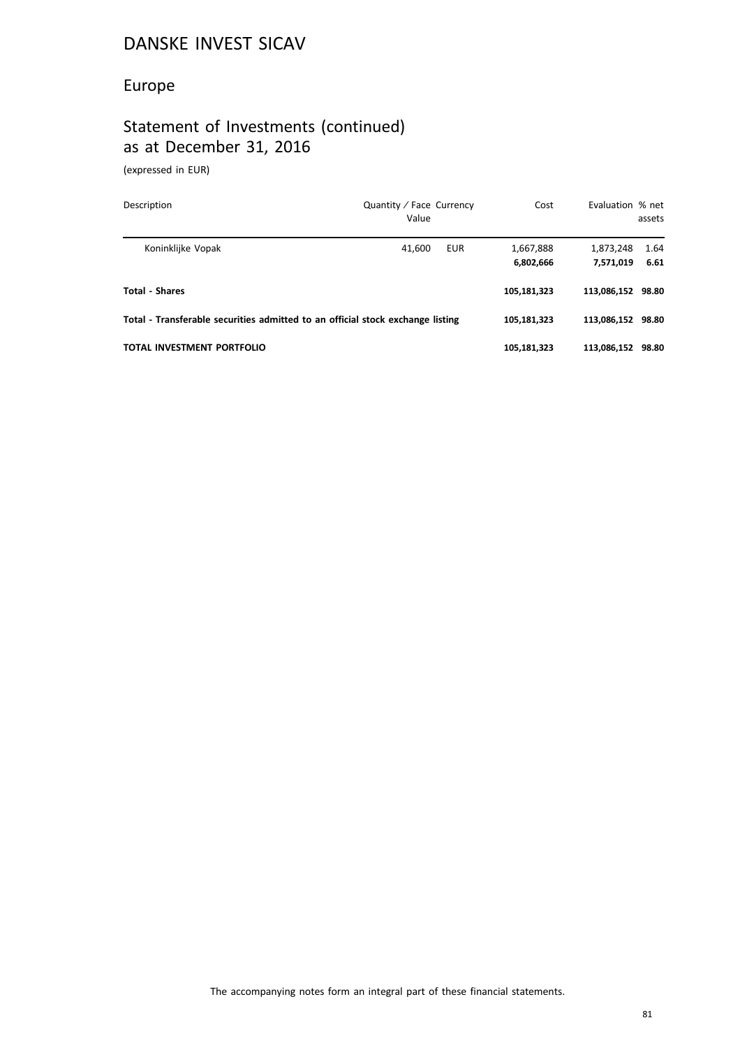# DANSKE INVEST SICAV

## Europe

## Statement of Investments (continued) as at December 31, 2016

(expressed in EUR)

| Description | Quantity / Face Value | Currency | Cost | Evaluation | % net assets |
|---|---|---|---|---|---|
| Koninklijke Vopak | 41,600 | EUR | 1,667,888 | 1,873,248 | 1.64 |
| | | | **6,802,666** | **7,571,019** | **6.61** |
| **Total - Shares** | | | **105,181,323** | **113,086,152** | **98.80** |
| **Total - Transferable securities admitted to an official stock exchange listing** | | | **105,181,323** | **113,086,152** | **98.80** |
| **TOTAL INVESTMENT PORTFOLIO** | | | **105,181,323** | **113,086,152** | **98.80** |

The accompanying notes form an integral part of these financial statements.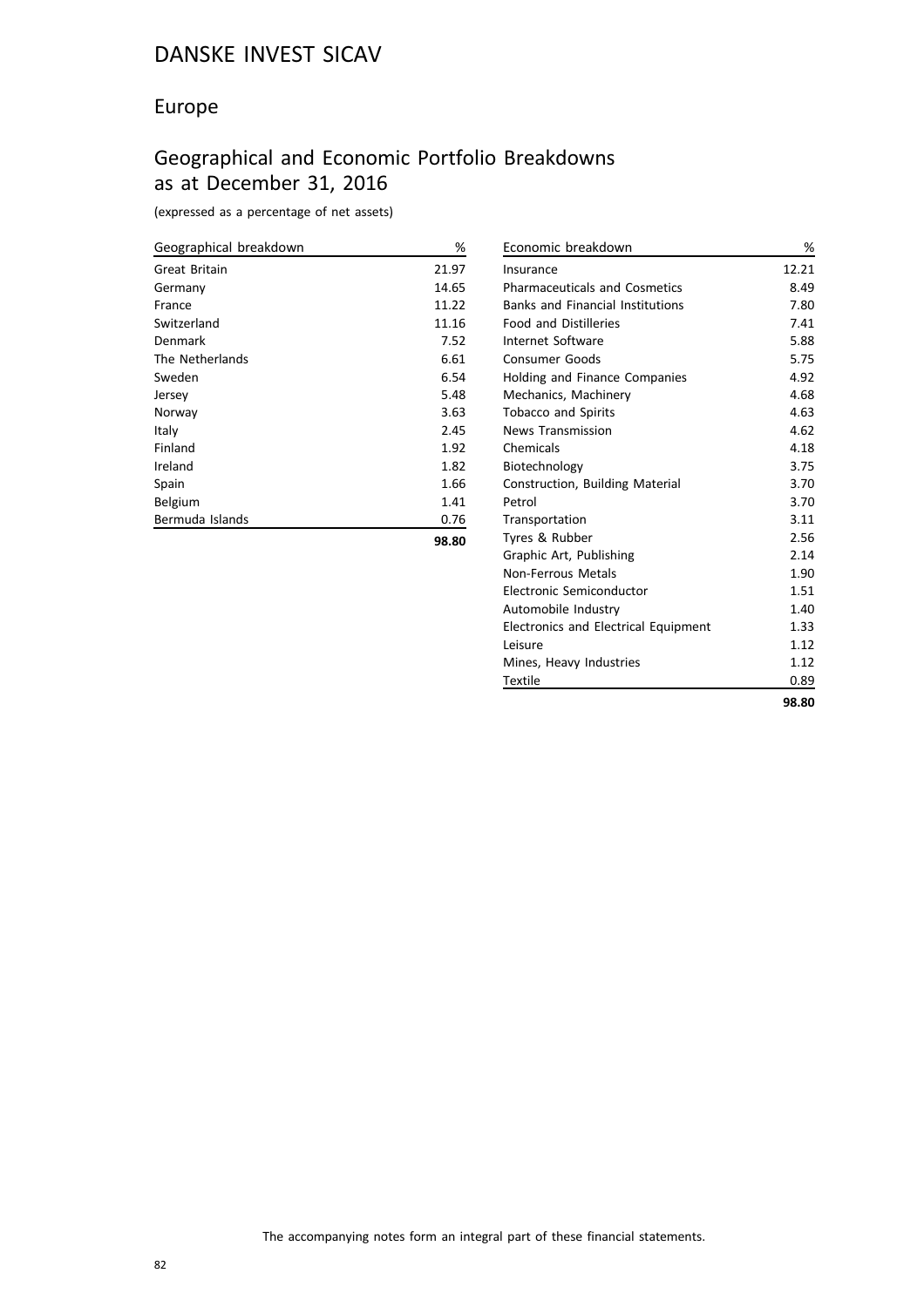# DANSKE INVEST SICAV

## Europe

## Geographical and Economic Portfolio Breakdowns as at December 31, 2016

(expressed as a percentage of net assets)

| Geographical breakdown | % |
|---|---|
| Great Britain | 21.97 |
| Germany | 14.65 |
| France | 11.22 |
| Switzerland | 11.16 |
| Denmark | 7.52 |
| The Netherlands | 6.61 |
| Sweden | 6.54 |
| Jersey | 5.48 |
| Norway | 3.63 |
| Italy | 2.45 |
| Finland | 1.92 |
| Ireland | 1.82 |
| Spain | 1.66 |
| Belgium | 1.41 |
| Bermuda Islands | 0.76 |
| | **98.80** |

| Economic breakdown | % |
|---|---|
| Insurance | 12.21 |
| Pharmaceuticals and Cosmetics | 8.49 |
| Banks and Financial Institutions | 7.80 |
| Food and Distilleries | 7.41 |
| Internet Software | 5.88 |
| Consumer Goods | 5.75 |
| Holding and Finance Companies | 4.92 |
| Mechanics, Machinery | 4.68 |
| Tobacco and Spirits | 4.63 |
| News Transmission | 4.62 |
| Chemicals | 4.18 |
| Biotechnology | 3.75 |
| Construction, Building Material | 3.70 |
| Petrol | 3.70 |
| Transportation | 3.11 |
| Tyres & Rubber | 2.56 |
| Graphic Art, Publishing | 2.14 |
| Non-Ferrous Metals | 1.90 |
| Electronic Semiconductor | 1.51 |
| Automobile Industry | 1.40 |
| Electronics and Electrical Equipment | 1.33 |
| Leisure | 1.12 |
| Mines, Heavy Industries | 1.12 |
| Textile | 0.89 |
| | **98.80** |

The accompanying notes form an integral part of these financial statements.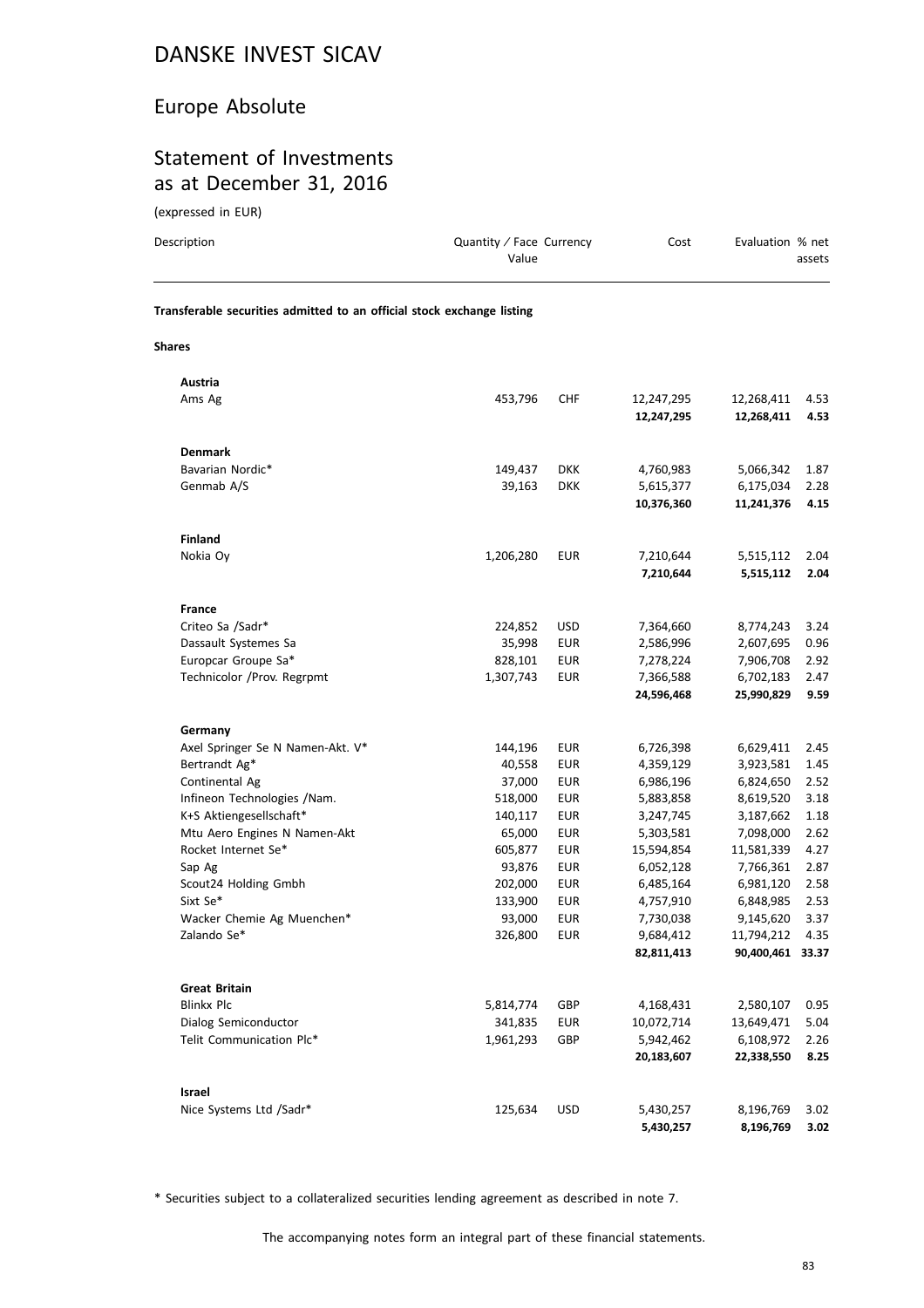# DANSKE INVEST SICAV

## Europe Absolute

## Statement of Investments as at December 31, 2016

(expressed in EUR)

| Description | Quantity / Face Value | Currency | Cost | Evaluation | % net assets |
|---|---|---|---|---|---|
| **Transferable securities admitted to an official stock exchange listing** | | | | | |
| **Shares** | | | | | |
| **Austria** | | | | | |
| Ams Ag | 453,796 | CHF | 12,247,295 | 12,268,411 | 4.53 |
| | | | **12,247,295** | **12,268,411** | **4.53** |
| **Denmark** | | | | | |
| Bavarian Nordic* | 149,437 | DKK | 4,760,983 | 5,066,342 | 1.87 |
| Genmab A/S | 39,163 | DKK | 5,615,377 | 6,175,034 | 2.28 |
| | | | **10,376,360** | **11,241,376** | **4.15** |
| **Finland** | | | | | |
| Nokia Oy | 1,206,280 | EUR | 7,210,644 | 5,515,112 | 2.04 |
| | | | **7,210,644** | **5,515,112** | **2.04** |
| **France** | | | | | |
| Criteo Sa /Sadr* | 224,852 | USD | 7,364,660 | 8,774,243 | 3.24 |
| Dassault Systemes Sa | 35,998 | EUR | 2,586,996 | 2,607,695 | 0.96 |
| Europcar Groupe Sa* | 828,101 | EUR | 7,278,224 | 7,906,708 | 2.92 |
| Technicolor /Prov. Regrpmt | 1,307,743 | EUR | 7,366,588 | 6,702,183 | 2.47 |
| | | | **24,596,468** | **25,990,829** | **9.59** |
| **Germany** | | | | | |
| Axel Springer Se N Namen-Akt. V* | 144,196 | EUR | 6,726,398 | 6,629,411 | 2.45 |
| Bertrandt Ag* | 40,558 | EUR | 4,359,129 | 3,923,581 | 1.45 |
| Continental Ag | 37,000 | EUR | 6,986,196 | 6,824,650 | 2.52 |
| Infineon Technologies /Nam. | 518,000 | EUR | 5,883,858 | 8,619,520 | 3.18 |
| K+S Aktiengesellschaft* | 140,117 | EUR | 3,247,745 | 3,187,662 | 1.18 |
| Mtu Aero Engines N Namen-Akt | 65,000 | EUR | 5,303,581 | 7,098,000 | 2.62 |
| Rocket Internet Se* | 605,877 | EUR | 15,594,854 | 11,581,339 | 4.27 |
| Sap Ag | 93,876 | EUR | 6,052,128 | 7,766,361 | 2.87 |
| Scout24 Holding Gmbh | 202,000 | EUR | 6,485,164 | 6,981,120 | 2.58 |
| Sixt Se* | 133,900 | EUR | 4,757,910 | 6,848,985 | 2.53 |
| Wacker Chemie Ag Muenchen* | 93,000 | EUR | 7,730,038 | 9,145,620 | 3.37 |
| Zalando Se* | 326,800 | EUR | 9,684,412 | 11,794,212 | 4.35 |
| | | | **82,811,413** | **90,400,461** | **33.37** |
| **Great Britain** | | | | | |
| Blinkx Plc | 5,814,774 | GBP | 4,168,431 | 2,580,107 | 0.95 |
| Dialog Semiconductor | 341,835 | EUR | 10,072,714 | 13,649,471 | 5.04 |
| Telit Communication Plc* | 1,961,293 | GBP | 5,942,462 | 6,108,972 | 2.26 |
| | | | **20,183,607** | **22,338,550** | **8.25** |
| **Israel** | | | | | |
| Nice Systems Ltd /Sadr* | 125,634 | USD | 5,430,257 | 8,196,769 | 3.02 |
| | | | **5,430,257** | **8,196,769** | **3.02** |

\* Securities subject to a collateralized securities lending agreement as described in note 7.

The accompanying notes form an integral part of these financial statements.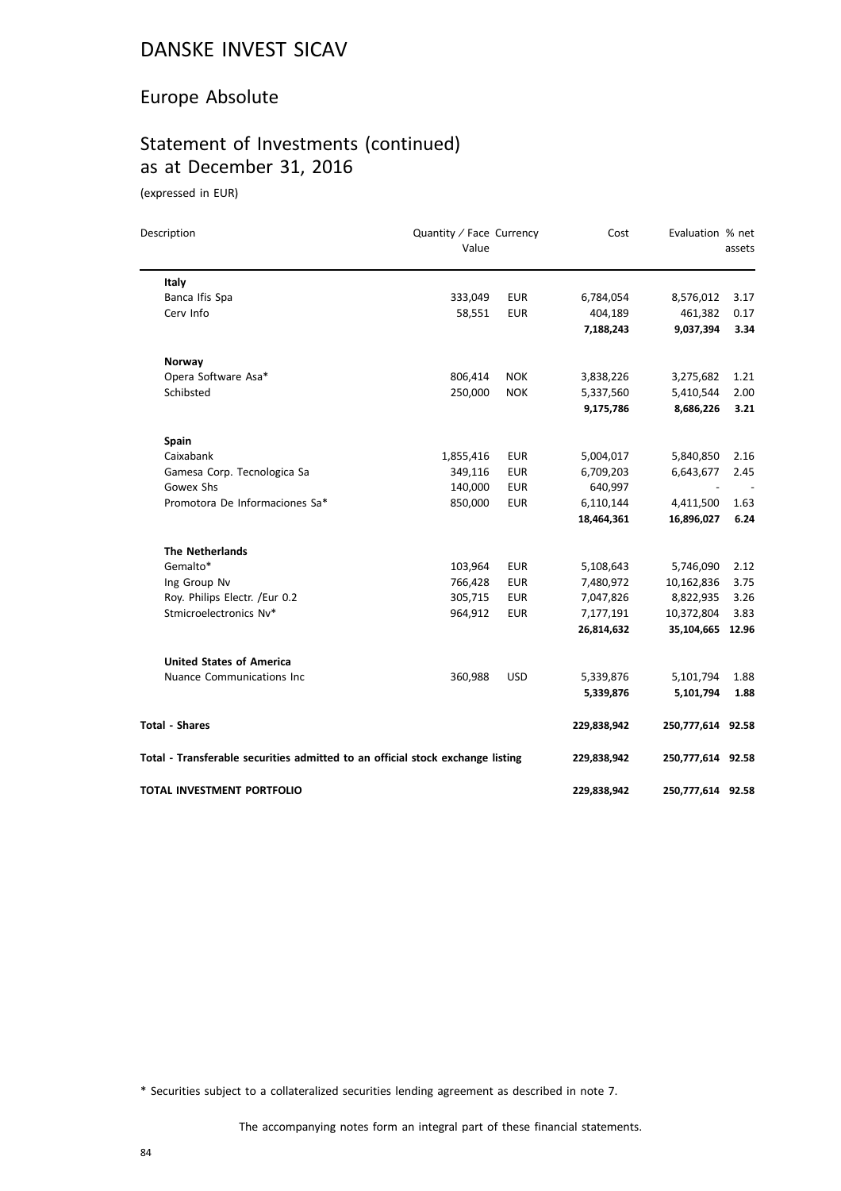# DANSKE INVEST SICAV

## Europe Absolute

## Statement of Investments (continued) as at December 31, 2016

(expressed in EUR)

| Description | Quantity / Face Value | Currency | Cost | Evaluation | % net assets |
|---|---|---|---|---|---|
| **Italy** | | | | | |
| Banca Ifis Spa | 333,049 | EUR | 6,784,054 | 8,576,012 | 3.17 |
| Cerv Info | 58,551 | EUR | 404,189 | 461,382 | 0.17 |
| | | | **7,188,243** | **9,037,394** | **3.34** |
| **Norway** | | | | | |
| Opera Software Asa* | 806,414 | NOK | 3,838,226 | 3,275,682 | 1.21 |
| Schibsted | 250,000 | NOK | 5,337,560 | 5,410,544 | 2.00 |
| | | | **9,175,786** | **8,686,226** | **3.21** |
| **Spain** | | | | | |
| Caixabank | 1,855,416 | EUR | 5,004,017 | 5,840,850 | 2.16 |
| Gamesa Corp. Tecnologica Sa | 349,116 | EUR | 6,709,203 | 6,643,677 | 2.45 |
| Gowex Shs | 140,000 | EUR | 640,997 | - | - |
| Promotora De Informaciones Sa* | 850,000 | EUR | 6,110,144 | 4,411,500 | 1.63 |
| | | | **18,464,361** | **16,896,027** | **6.24** |
| **The Netherlands** | | | | | |
| Gemalto* | 103,964 | EUR | 5,108,643 | 5,746,090 | 2.12 |
| Ing Group Nv | 766,428 | EUR | 7,480,972 | 10,162,836 | 3.75 |
| Roy. Philips Electr. /Eur 0.2 | 305,715 | EUR | 7,047,826 | 8,822,935 | 3.26 |
| Stmicroelectronics Nv* | 964,912 | EUR | 7,177,191 | 10,372,804 | 3.83 |
| | | | **26,814,632** | **35,104,665** | **12.96** |
| **United States of America** | | | | | |
| Nuance Communications Inc | 360,988 | USD | 5,339,876 | 5,101,794 | 1.88 |
| | | | **5,339,876** | **5,101,794** | **1.88** |
| **Total - Shares** | | | **229,838,942** | **250,777,614** | **92.58** |
| **Total - Transferable securities admitted to an official stock exchange listing** | | | **229,838,942** | **250,777,614** | **92.58** |
| **TOTAL INVESTMENT PORTFOLIO** | | | **229,838,942** | **250,777,614** | **92.58** |

\* Securities subject to a collateralized securities lending agreement as described in note 7.

The accompanying notes form an integral part of these financial statements.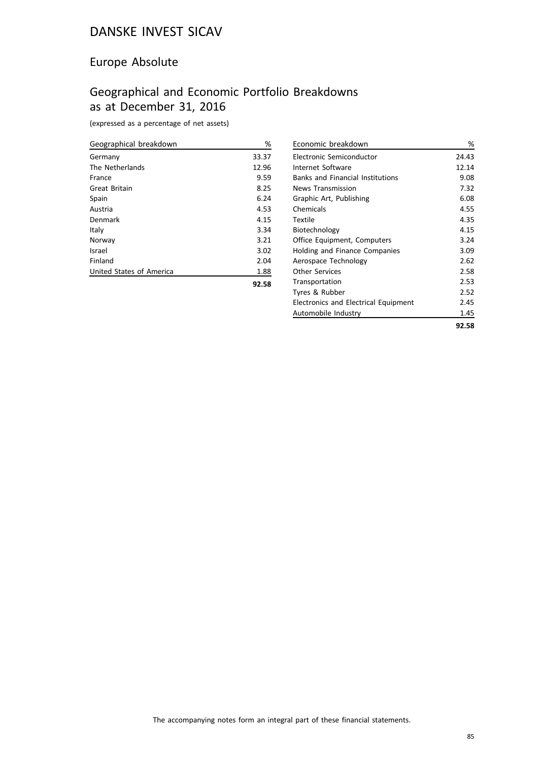# DANSKE INVEST SICAV

## Europe Absolute

## Geographical and Economic Portfolio Breakdowns as at December 31, 2016

(expressed as a percentage of net assets)

| Geographical breakdown | % |
|---|---|
| Germany | 33.37 |
| The Netherlands | 12.96 |
| France | 9.59 |
| Great Britain | 8.25 |
| Spain | 6.24 |
| Austria | 4.53 |
| Denmark | 4.15 |
| Italy | 3.34 |
| Norway | 3.21 |
| Israel | 3.02 |
| Finland | 2.04 |
| United States of America | 1.88 |
| | **92.58** |

| Economic breakdown | % |
|---|---|
| Electronic Semiconductor | 24.43 |
| Internet Software | 12.14 |
| Banks and Financial Institutions | 9.08 |
| News Transmission | 7.32 |
| Graphic Art, Publishing | 6.08 |
| Chemicals | 4.55 |
| Textile | 4.35 |
| Biotechnology | 4.15 |
| Office Equipment, Computers | 3.24 |
| Holding and Finance Companies | 3.09 |
| Aerospace Technology | 2.62 |
| Other Services | 2.58 |
| Transportation | 2.53 |
| Tyres & Rubber | 2.52 |
| Electronics and Electrical Equipment | 2.45 |
| Automobile Industry | 1.45 |
| | **92.58** |

The accompanying notes form an integral part of these financial statements.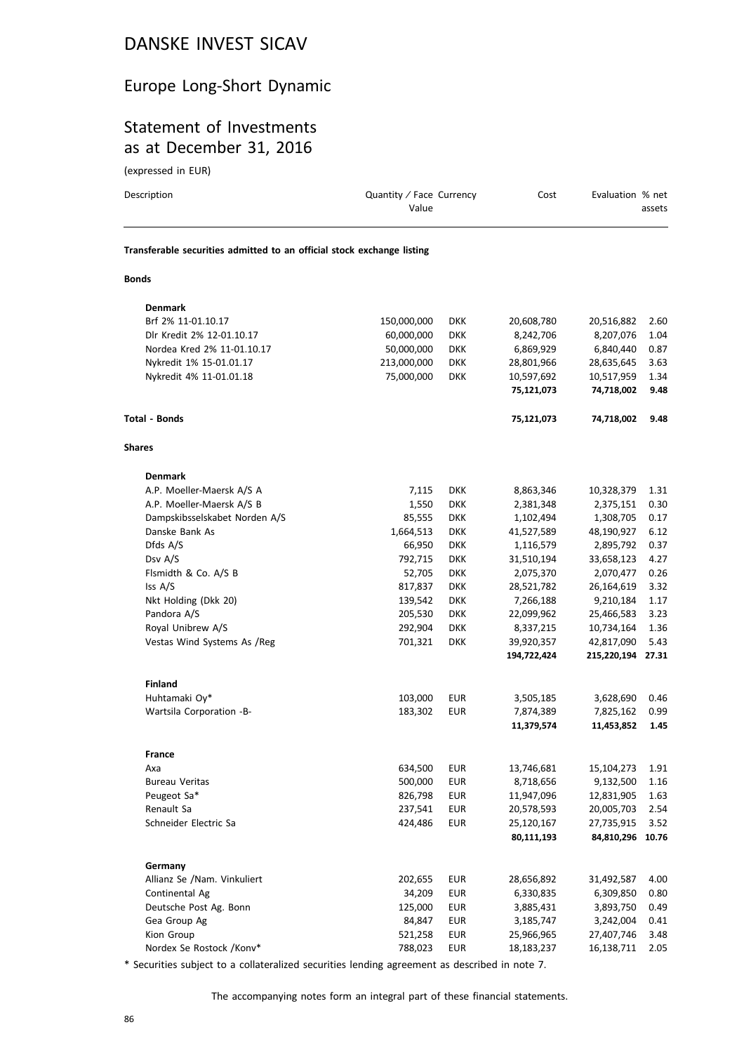# DANSKE INVEST SICAV

## Europe Long-Short Dynamic

## Statement of Investments as at December 31, 2016

(expressed in EUR)

| Description | Quantity / Face Value | Currency | Cost | Evaluation | % net assets |
|---|---|---|---|---|---|
| **Transferable securities admitted to an official stock exchange listing** | | | | | |
| **Bonds** | | | | | |
| **Denmark** | | | | | |
| Brf 2% 11-01.10.17 | 150,000,000 | DKK | 20,608,780 | 20,516,882 | 2.60 |
| Dlr Kredit 2% 12-01.10.17 | 60,000,000 | DKK | 8,242,706 | 8,207,076 | 1.04 |
| Nordea Kred 2% 11-01.10.17 | 50,000,000 | DKK | 6,869,929 | 6,840,440 | 0.87 |
| Nykredit 1% 15-01.01.17 | 213,000,000 | DKK | 28,801,966 | 28,635,645 | 3.63 |
| Nykredit 4% 11-01.01.18 | 75,000,000 | DKK | 10,597,692 | 10,517,959 | 1.34 |
| | | | **75,121,073** | **74,718,002** | **9.48** |
| **Total - Bonds** | | | **75,121,073** | **74,718,002** | **9.48** |
| **Shares** | | | | | |
| **Denmark** | | | | | |
| A.P. Moeller-Maersk A/S A | 7,115 | DKK | 8,863,346 | 10,328,379 | 1.31 |
| A.P. Moeller-Maersk A/S B | 1,550 | DKK | 2,381,348 | 2,375,151 | 0.30 |
| Dampskibsselskabet Norden A/S | 85,555 | DKK | 1,102,494 | 1,308,705 | 0.17 |
| Danske Bank As | 1,664,513 | DKK | 41,527,589 | 48,190,927 | 6.12 |
| Dfds A/S | 66,950 | DKK | 1,116,579 | 2,895,792 | 0.37 |
| Dsv A/S | 792,715 | DKK | 31,510,194 | 33,658,123 | 4.27 |
| Flsmidth & Co. A/S B | 52,705 | DKK | 2,075,370 | 2,070,477 | 0.26 |
| Iss A/S | 817,837 | DKK | 28,521,782 | 26,164,619 | 3.32 |
| Nkt Holding (Dkk 20) | 139,542 | DKK | 7,266,188 | 9,210,184 | 1.17 |
| Pandora A/S | 205,530 | DKK | 22,099,962 | 25,466,583 | 3.23 |
| Royal Unibrew A/S | 292,904 | DKK | 8,337,215 | 10,734,164 | 1.36 |
| Vestas Wind Systems As /Reg | 701,321 | DKK | 39,920,357 | 42,817,090 | 5.43 |
| | | | **194,722,424** | **215,220,194** | **27.31** |
| **Finland** | | | | | |
| Huhtamaki Oy* | 103,000 | EUR | 3,505,185 | 3,628,690 | 0.46 |
| Wartsila Corporation -B- | 183,302 | EUR | 7,874,389 | 7,825,162 | 0.99 |
| | | | **11,379,574** | **11,453,852** | **1.45** |
| **France** | | | | | |
| Axa | 634,500 | EUR | 13,746,681 | 15,104,273 | 1.91 |
| Bureau Veritas | 500,000 | EUR | 8,718,656 | 9,132,500 | 1.16 |
| Peugeot Sa* | 826,798 | EUR | 11,947,096 | 12,831,905 | 1.63 |
| Renault Sa | 237,541 | EUR | 20,578,593 | 20,005,703 | 2.54 |
| Schneider Electric Sa | 424,486 | EUR | 25,120,167 | 27,735,915 | 3.52 |
| | | | **80,111,193** | **84,810,296** | **10.76** |
| **Germany** | | | | | |
| Allianz Se /Nam. Vinkuliert | 202,655 | EUR | 28,656,892 | 31,492,587 | 4.00 |
| Continental Ag | 34,209 | EUR | 6,330,835 | 6,309,850 | 0.80 |
| Deutsche Post Ag. Bonn | 125,000 | EUR | 3,885,431 | 3,893,750 | 0.49 |
| Gea Group Ag | 84,847 | EUR | 3,185,747 | 3,242,004 | 0.41 |
| Kion Group | 521,258 | EUR | 25,966,965 | 27,407,746 | 3.48 |
| Nordex Se Rostock /Konv* | 788,023 | EUR | 18,183,237 | 16,138,711 | 2.05 |

* Securities subject to a collateralized securities lending agreement as described in note 7.

The accompanying notes form an integral part of these financial statements.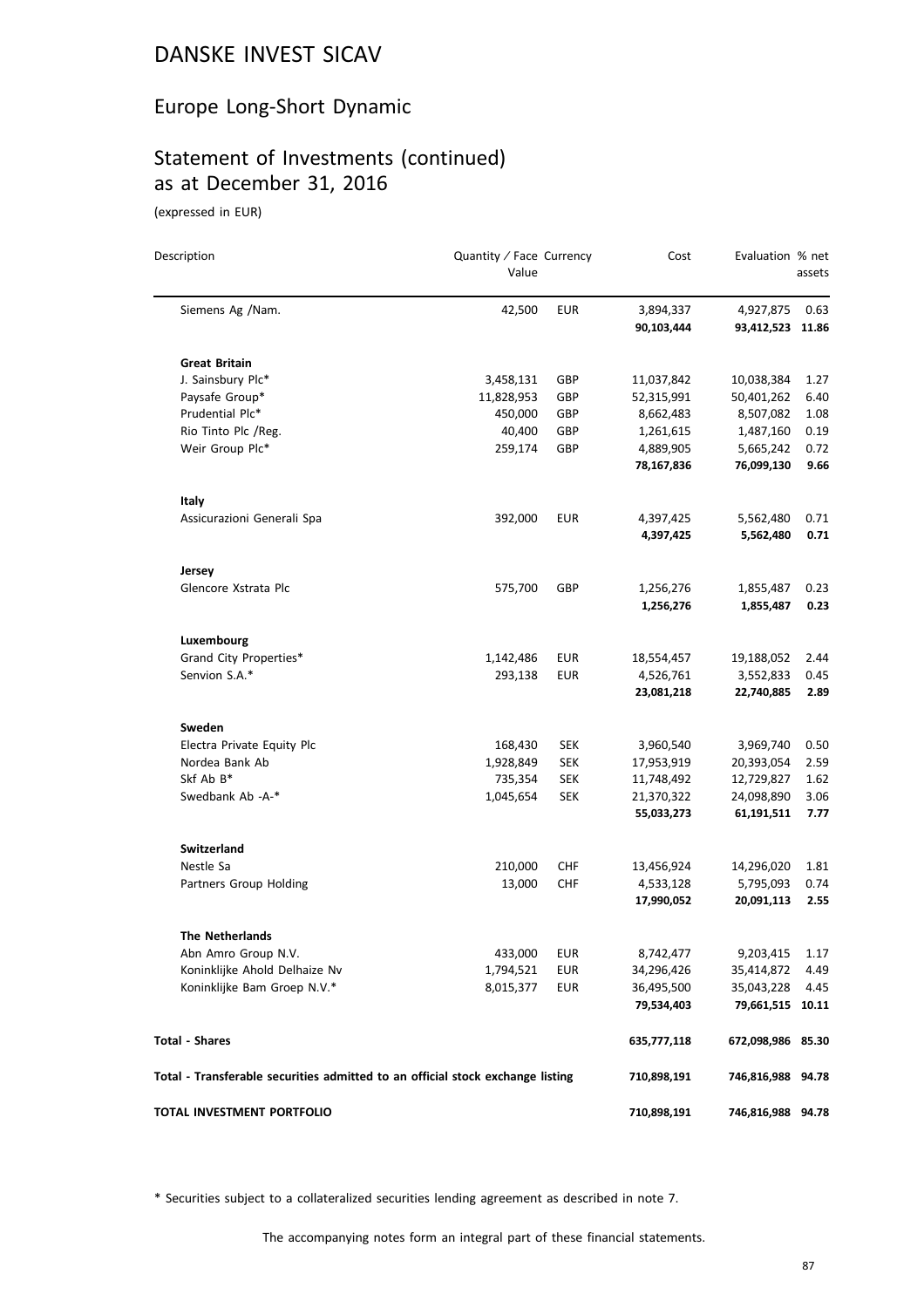# DANSKE INVEST SICAV

## Europe Long-Short Dynamic

## Statement of Investments (continued) as at December 31, 2016

(expressed in EUR)

| Description | Quantity / Face Value | Currency | Cost | Evaluation | % net assets |
|---|---|---|---|---|---|
| Siemens Ag /Nam. | 42,500 | EUR | 3,894,337 | 4,927,875 | 0.63 |
| | | | **90,103,444** | **93,412,523** | **11.86** |
| **Great Britain** | | | | | |
| J. Sainsbury Plc* | 3,458,131 | GBP | 11,037,842 | 10,038,384 | 1.27 |
| Paysafe Group* | 11,828,953 | GBP | 52,315,991 | 50,401,262 | 6.40 |
| Prudential Plc* | 450,000 | GBP | 8,662,483 | 8,507,082 | 1.08 |
| Rio Tinto Plc /Reg. | 40,400 | GBP | 1,261,615 | 1,487,160 | 0.19 |
| Weir Group Plc* | 259,174 | GBP | 4,889,905 | 5,665,242 | 0.72 |
| | | | **78,167,836** | **76,099,130** | **9.66** |
| **Italy** | | | | | |
| Assicurazioni Generali Spa | 392,000 | EUR | 4,397,425 | 5,562,480 | 0.71 |
| | | | **4,397,425** | **5,562,480** | **0.71** |
| **Jersey** | | | | | |
| Glencore Xstrata Plc | 575,700 | GBP | 1,256,276 | 1,855,487 | 0.23 |
| | | | **1,256,276** | **1,855,487** | **0.23** |
| **Luxembourg** | | | | | |
| Grand City Properties* | 1,142,486 | EUR | 18,554,457 | 19,188,052 | 2.44 |
| Senvion S.A.* | 293,138 | EUR | 4,526,761 | 3,552,833 | 0.45 |
| | | | **23,081,218** | **22,740,885** | **2.89** |
| **Sweden** | | | | | |
| Electra Private Equity Plc | 168,430 | SEK | 3,960,540 | 3,969,740 | 0.50 |
| Nordea Bank Ab | 1,928,849 | SEK | 17,953,919 | 20,393,054 | 2.59 |
| Skf Ab B* | 735,354 | SEK | 11,748,492 | 12,729,827 | 1.62 |
| Swedbank Ab -A-* | 1,045,654 | SEK | 21,370,322 | 24,098,890 | 3.06 |
| | | | **55,033,273** | **61,191,511** | **7.77** |
| **Switzerland** | | | | | |
| Nestle Sa | 210,000 | CHF | 13,456,924 | 14,296,020 | 1.81 |
| Partners Group Holding | 13,000 | CHF | 4,533,128 | 5,795,093 | 0.74 |
| | | | **17,990,052** | **20,091,113** | **2.55** |
| **The Netherlands** | | | | | |
| Abn Amro Group N.V. | 433,000 | EUR | 8,742,477 | 9,203,415 | 1.17 |
| Koninklijke Ahold Delhaize Nv | 1,794,521 | EUR | 34,296,426 | 35,414,872 | 4.49 |
| Koninklijke Bam Groep N.V.* | 8,015,377 | EUR | 36,495,500 | 35,043,228 | 4.45 |
| | | | **79,534,403** | **79,661,515** | **10.11** |
| **Total - Shares** | | | **635,777,118** | **672,098,986** | **85.30** |
| **Total - Transferable securities admitted to an official stock exchange listing** | | | **710,898,191** | **746,816,988** | **94.78** |
| **TOTAL INVESTMENT PORTFOLIO** | | | **710,898,191** | **746,816,988** | **94.78** |

\* Securities subject to a collateralized securities lending agreement as described in note 7.

The accompanying notes form an integral part of these financial statements.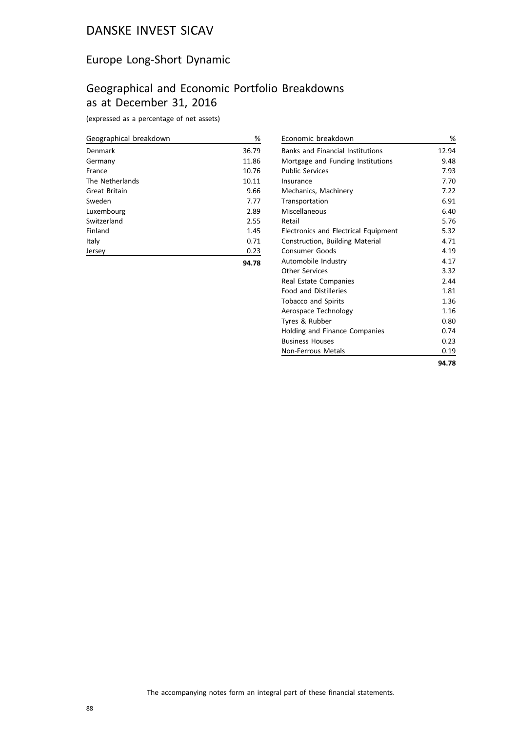# DANSKE INVEST SICAV

## Europe Long-Short Dynamic

## Geographical and Economic Portfolio Breakdowns as at December 31, 2016

(expressed as a percentage of net assets)

| Geographical breakdown | % |
|---|---|
| Denmark | 36.79 |
| Germany | 11.86 |
| France | 10.76 |
| The Netherlands | 10.11 |
| Great Britain | 9.66 |
| Sweden | 7.77 |
| Luxembourg | 2.89 |
| Switzerland | 2.55 |
| Finland | 1.45 |
| Italy | 0.71 |
| Jersey | 0.23 |
| | **94.78** |

| Economic breakdown | % |
|---|---|
| Banks and Financial Institutions | 12.94 |
| Mortgage and Funding Institutions | 9.48 |
| Public Services | 7.93 |
| Insurance | 7.70 |
| Mechanics, Machinery | 7.22 |
| Transportation | 6.91 |
| Miscellaneous | 6.40 |
| Retail | 5.76 |
| Electronics and Electrical Equipment | 5.32 |
| Construction, Building Material | 4.71 |
| Consumer Goods | 4.19 |
| Automobile Industry | 4.17 |
| Other Services | 3.32 |
| Real Estate Companies | 2.44 |
| Food and Distilleries | 1.81 |
| Tobacco and Spirits | 1.36 |
| Aerospace Technology | 1.16 |
| Tyres & Rubber | 0.80 |
| Holding and Finance Companies | 0.74 |
| Business Houses | 0.23 |
| Non-Ferrous Metals | 0.19 |
| | **94.78** |

The accompanying notes form an integral part of these financial statements.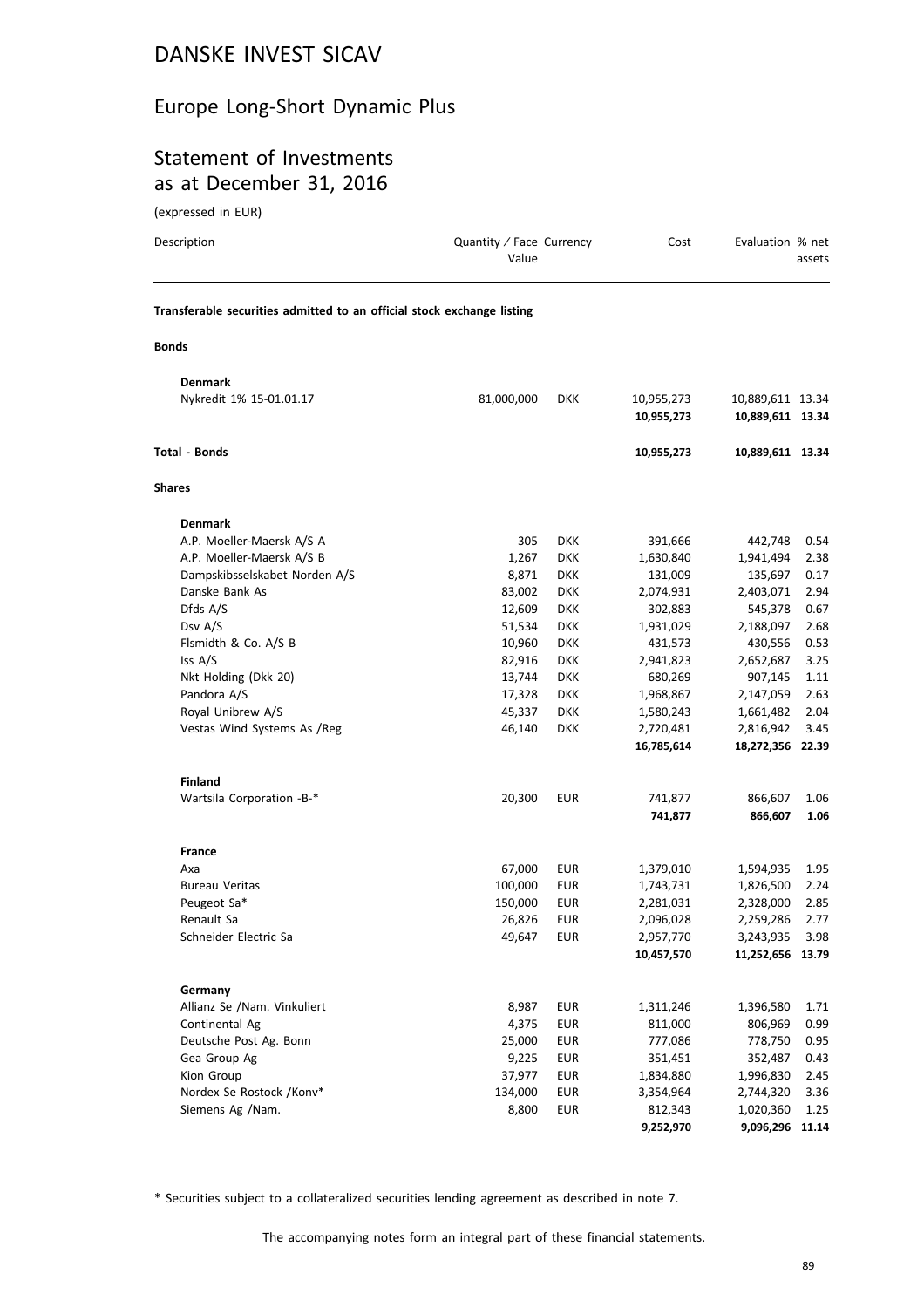# DANSKE INVEST SICAV

## Europe Long-Short Dynamic Plus

## Statement of Investments as at December 31, 2016

(expressed in EUR)

| Description | Quantity / Face Value | Currency | Cost | Evaluation | % net assets |
|---|---|---|---|---|---|
| **Transferable securities admitted to an official stock exchange listing** | | | | | |
| **Bonds** | | | | | |
| **Denmark** | | | | | |
| Nykredit 1% 15-01.01.17 | 81,000,000 | DKK | 10,955,273 | 10,889,611 | 13.34 |
| | | | **10,955,273** | **10,889,611** | **13.34** |
| **Total - Bonds** | | | **10,955,273** | **10,889,611** | **13.34** |
| **Shares** | | | | | |
| **Denmark** | | | | | |
| A.P. Moeller-Maersk A/S A | 305 | DKK | 391,666 | 442,748 | 0.54 |
| A.P. Moeller-Maersk A/S B | 1,267 | DKK | 1,630,840 | 1,941,494 | 2.38 |
| Dampskibsselskabet Norden A/S | 8,871 | DKK | 131,009 | 135,697 | 0.17 |
| Danske Bank As | 83,002 | DKK | 2,074,931 | 2,403,071 | 2.94 |
| Dfds A/S | 12,609 | DKK | 302,883 | 545,378 | 0.67 |
| Dsv A/S | 51,534 | DKK | 1,931,029 | 2,188,097 | 2.68 |
| Flsmidth & Co. A/S B | 10,960 | DKK | 431,573 | 430,556 | 0.53 |
| Iss A/S | 82,916 | DKK | 2,941,823 | 2,652,687 | 3.25 |
| Nkt Holding (Dkk 20) | 13,744 | DKK | 680,269 | 907,145 | 1.11 |
| Pandora A/S | 17,328 | DKK | 1,968,867 | 2,147,059 | 2.63 |
| Royal Unibrew A/S | 45,337 | DKK | 1,580,243 | 1,661,482 | 2.04 |
| Vestas Wind Systems As /Reg | 46,140 | DKK | 2,720,481 | 2,816,942 | 3.45 |
| | | | **16,785,614** | **18,272,356** | **22.39** |
| **Finland** | | | | | |
| Wartsila Corporation -B-* | 20,300 | EUR | 741,877 | 866,607 | 1.06 |
| | | | **741,877** | **866,607** | **1.06** |
| **France** | | | | | |
| Axa | 67,000 | EUR | 1,379,010 | 1,594,935 | 1.95 |
| Bureau Veritas | 100,000 | EUR | 1,743,731 | 1,826,500 | 2.24 |
| Peugeot Sa* | 150,000 | EUR | 2,281,031 | 2,328,000 | 2.85 |
| Renault Sa | 26,826 | EUR | 2,096,028 | 2,259,286 | 2.77 |
| Schneider Electric Sa | 49,647 | EUR | 2,957,770 | 3,243,935 | 3.98 |
| | | | **10,457,570** | **11,252,656** | **13.79** |
| **Germany** | | | | | |
| Allianz Se /Nam. Vinkuliert | 8,987 | EUR | 1,311,246 | 1,396,580 | 1.71 |
| Continental Ag | 4,375 | EUR | 811,000 | 806,969 | 0.99 |
| Deutsche Post Ag. Bonn | 25,000 | EUR | 777,086 | 778,750 | 0.95 |
| Gea Group Ag | 9,225 | EUR | 351,451 | 352,487 | 0.43 |
| Kion Group | 37,977 | EUR | 1,834,880 | 1,996,830 | 2.45 |
| Nordex Se Rostock /Konv* | 134,000 | EUR | 3,354,964 | 2,744,320 | 3.36 |
| Siemens Ag /Nam. | 8,800 | EUR | 812,343 | 1,020,360 | 1.25 |
| | | | **9,252,970** | **9,096,296** | **11.14** |

* Securities subject to a collateralized securities lending agreement as described in note 7.

The accompanying notes form an integral part of these financial statements.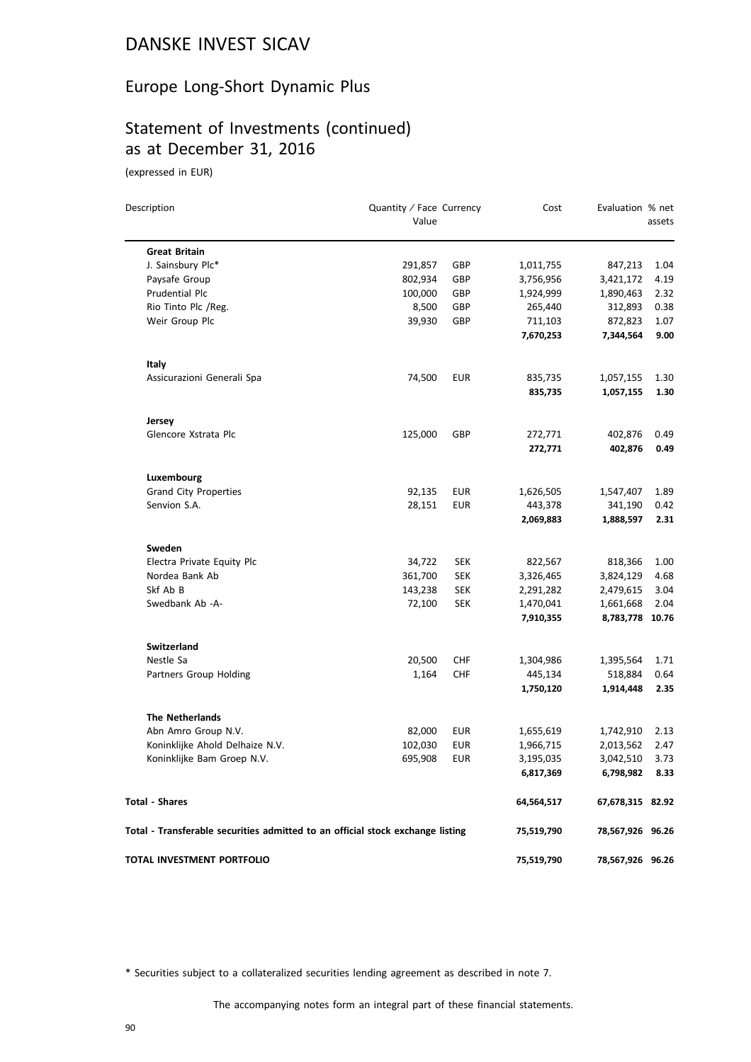# DANSKE INVEST SICAV

## Europe Long-Short Dynamic Plus

## Statement of Investments (continued) as at December 31, 2016

(expressed in EUR)

| Description | Quantity / Face Value | Currency | Cost | Evaluation | % net assets |
|---|---|---|---|---|---|
| **Great Britain** | | | | | |
| J. Sainsbury Plc* | 291,857 | GBP | 1,011,755 | 847,213 | 1.04 |
| Paysafe Group | 802,934 | GBP | 3,756,956 | 3,421,172 | 4.19 |
| Prudential Plc | 100,000 | GBP | 1,924,999 | 1,890,463 | 2.32 |
| Rio Tinto Plc /Reg. | 8,500 | GBP | 265,440 | 312,893 | 0.38 |
| Weir Group Plc | 39,930 | GBP | 711,103 | 872,823 | 1.07 |
| | | | **7,670,253** | **7,344,564** | **9.00** |
| **Italy** | | | | | |
| Assicurazioni Generali Spa | 74,500 | EUR | 835,735 | 1,057,155 | 1.30 |
| | | | **835,735** | **1,057,155** | **1.30** |
| **Jersey** | | | | | |
| Glencore Xstrata Plc | 125,000 | GBP | 272,771 | 402,876 | 0.49 |
| | | | **272,771** | **402,876** | **0.49** |
| **Luxembourg** | | | | | |
| Grand City Properties | 92,135 | EUR | 1,626,505 | 1,547,407 | 1.89 |
| Senvion S.A. | 28,151 | EUR | 443,378 | 341,190 | 0.42 |
| | | | **2,069,883** | **1,888,597** | **2.31** |
| **Sweden** | | | | | |
| Electra Private Equity Plc | 34,722 | SEK | 822,567 | 818,366 | 1.00 |
| Nordea Bank Ab | 361,700 | SEK | 3,326,465 | 3,824,129 | 4.68 |
| Skf Ab B | 143,238 | SEK | 2,291,282 | 2,479,615 | 3.04 |
| Swedbank Ab -A- | 72,100 | SEK | 1,470,041 | 1,661,668 | 2.04 |
| | | | **7,910,355** | **8,783,778** | **10.76** |
| **Switzerland** | | | | | |
| Nestle Sa | 20,500 | CHF | 1,304,986 | 1,395,564 | 1.71 |
| Partners Group Holding | 1,164 | CHF | 445,134 | 518,884 | 0.64 |
| | | | **1,750,120** | **1,914,448** | **2.35** |
| **The Netherlands** | | | | | |
| Abn Amro Group N.V. | 82,000 | EUR | 1,655,619 | 1,742,910 | 2.13 |
| Koninklijke Ahold Delhaize N.V. | 102,030 | EUR | 1,966,715 | 2,013,562 | 2.47 |
| Koninklijke Bam Groep N.V. | 695,908 | EUR | 3,195,035 | 3,042,510 | 3.73 |
| | | | **6,817,369** | **6,798,982** | **8.33** |
| **Total - Shares** | | | **64,564,517** | **67,678,315** | **82.92** |
| **Total - Transferable securities admitted to an official stock exchange listing** | | | **75,519,790** | **78,567,926** | **96.26** |
| **TOTAL INVESTMENT PORTFOLIO** | | | **75,519,790** | **78,567,926** | **96.26** |

* Securities subject to a collateralized securities lending agreement as described in note 7.

The accompanying notes form an integral part of these financial statements.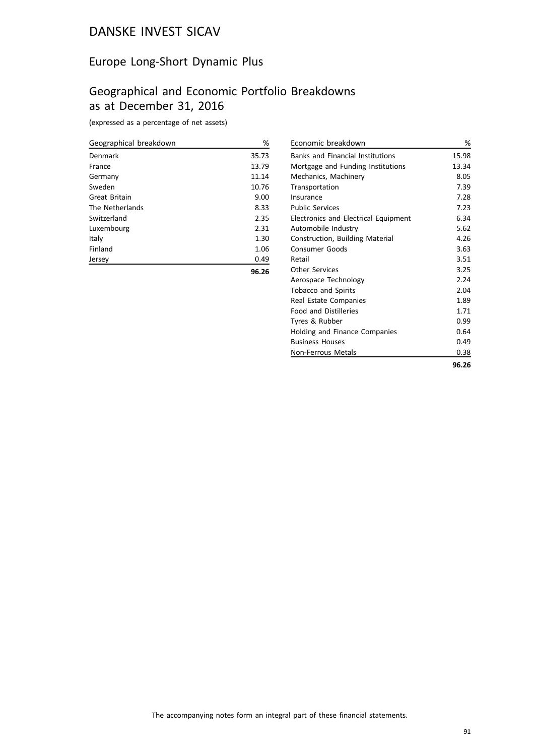# DANSKE INVEST SICAV

## Europe Long-Short Dynamic Plus

## Geographical and Economic Portfolio Breakdowns as at December 31, 2016

(expressed as a percentage of net assets)

| Geographical breakdown | % |
|---|---|
| Denmark | 35.73 |
| France | 13.79 |
| Germany | 11.14 |
| Sweden | 10.76 |
| Great Britain | 9.00 |
| The Netherlands | 8.33 |
| Switzerland | 2.35 |
| Luxembourg | 2.31 |
| Italy | 1.30 |
| Finland | 1.06 |
| Jersey | 0.49 |
| | **96.26** |

| Economic breakdown | % |
|---|---|
| Banks and Financial Institutions | 15.98 |
| Mortgage and Funding Institutions | 13.34 |
| Mechanics, Machinery | 8.05 |
| Transportation | 7.39 |
| Insurance | 7.28 |
| Public Services | 7.23 |
| Electronics and Electrical Equipment | 6.34 |
| Automobile Industry | 5.62 |
| Construction, Building Material | 4.26 |
| Consumer Goods | 3.63 |
| Retail | 3.51 |
| Other Services | 3.25 |
| Aerospace Technology | 2.24 |
| Tobacco and Spirits | 2.04 |
| Real Estate Companies | 1.89 |
| Food and Distilleries | 1.71 |
| Tyres & Rubber | 0.99 |
| Holding and Finance Companies | 0.64 |
| Business Houses | 0.49 |
| Non-Ferrous Metals | 0.38 |
| | **96.26** |

The accompanying notes form an integral part of these financial statements.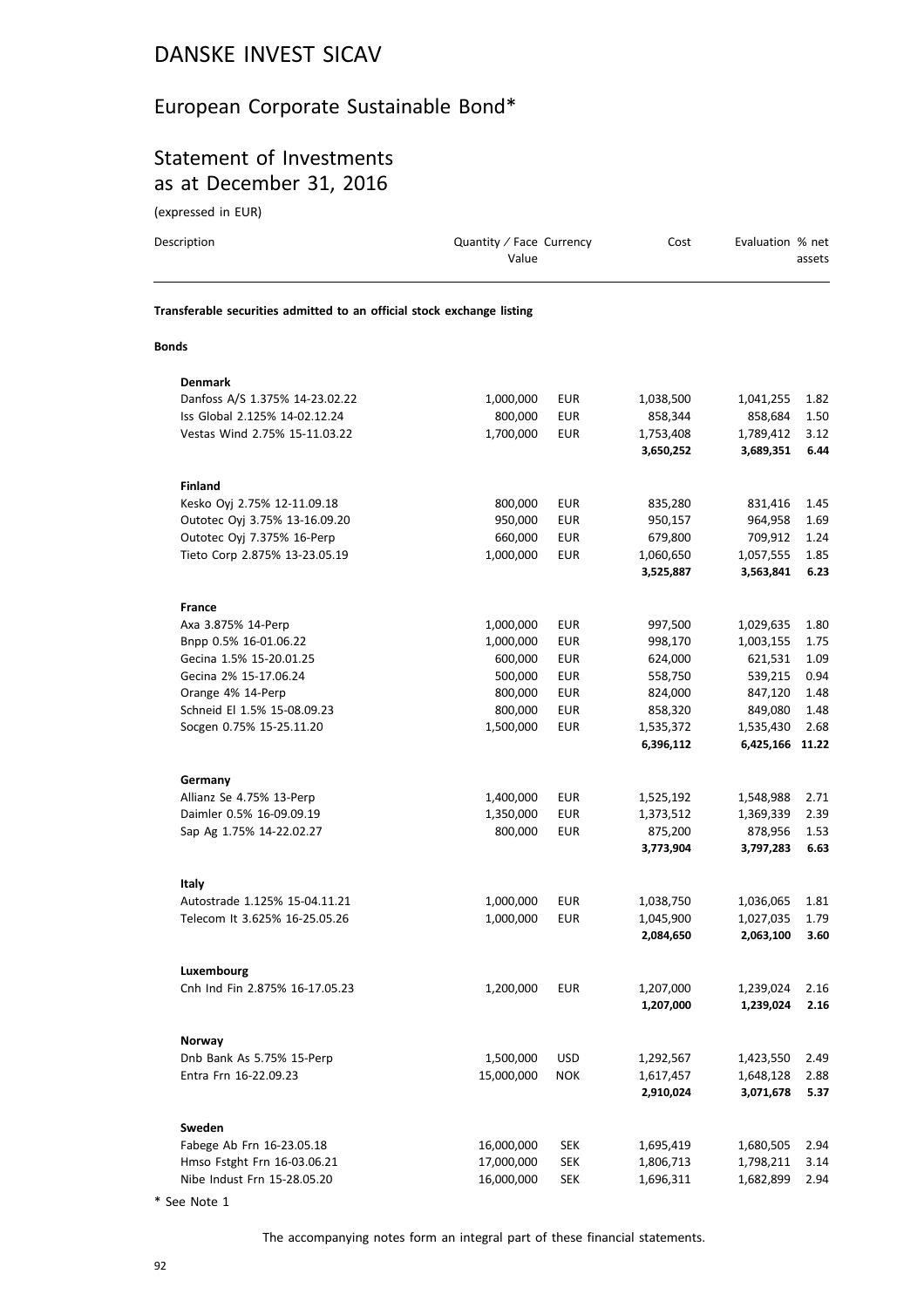# DANSKE INVEST SICAV

## European Corporate Sustainable Bond*

## Statement of Investments as at December 31, 2016

(expressed in EUR)

| Description | Quantity / Face Value | Currency | Cost | Evaluation | % net assets |
|---|---|---|---|---|---|
| **Transferable securities admitted to an official stock exchange listing** | | | | | |
| **Bonds** | | | | | |
| **Denmark** | | | | | |
| Danfoss A/S 1.375% 14-23.02.22 | 1,000,000 | EUR | 1,038,500 | 1,041,255 | 1.82 |
| Iss Global 2.125% 14-02.12.24 | 800,000 | EUR | 858,344 | 858,684 | 1.50 |
| Vestas Wind 2.75% 15-11.03.22 | 1,700,000 | EUR | 1,753,408 | 1,789,412 | 3.12 |
| | | | **3,650,252** | **3,689,351** | **6.44** |
| **Finland** | | | | | |
| Kesko Oyj 2.75% 12-11.09.18 | 800,000 | EUR | 835,280 | 831,416 | 1.45 |
| Outotec Oyj 3.75% 13-16.09.20 | 950,000 | EUR | 950,157 | 964,958 | 1.69 |
| Outotec Oyj 7.375% 16-Perp | 660,000 | EUR | 679,800 | 709,912 | 1.24 |
| Tieto Corp 2.875% 13-23.05.19 | 1,000,000 | EUR | 1,060,650 | 1,057,555 | 1.85 |
| | | | **3,525,887** | **3,563,841** | **6.23** |
| **France** | | | | | |
| Axa 3.875% 14-Perp | 1,000,000 | EUR | 997,500 | 1,029,635 | 1.80 |
| Bnpp 0.5% 16-01.06.22 | 1,000,000 | EUR | 998,170 | 1,003,155 | 1.75 |
| Gecina 1.5% 15-20.01.25 | 600,000 | EUR | 624,000 | 621,531 | 1.09 |
| Gecina 2% 15-17.06.24 | 500,000 | EUR | 558,750 | 539,215 | 0.94 |
| Orange 4% 14-Perp | 800,000 | EUR | 824,000 | 847,120 | 1.48 |
| Schneid El 1.5% 15-08.09.23 | 800,000 | EUR | 858,320 | 849,080 | 1.48 |
| Socgen 0.75% 15-25.11.20 | 1,500,000 | EUR | 1,535,372 | 1,535,430 | 2.68 |
| | | | **6,396,112** | **6,425,166** | **11.22** |
| **Germany** | | | | | |
| Allianz Se 4.75% 13-Perp | 1,400,000 | EUR | 1,525,192 | 1,548,988 | 2.71 |
| Daimler 0.5% 16-09.09.19 | 1,350,000 | EUR | 1,373,512 | 1,369,339 | 2.39 |
| Sap Ag 1.75% 14-22.02.27 | 800,000 | EUR | 875,200 | 878,956 | 1.53 |
| | | | **3,773,904** | **3,797,283** | **6.63** |
| **Italy** | | | | | |
| Autostrade 1.125% 15-04.11.21 | 1,000,000 | EUR | 1,038,750 | 1,036,065 | 1.81 |
| Telecom It 3.625% 16-25.05.26 | 1,000,000 | EUR | 1,045,900 | 1,027,035 | 1.79 |
| | | | **2,084,650** | **2,063,100** | **3.60** |
| **Luxembourg** | | | | | |
| Cnh Ind Fin 2.875% 16-17.05.23 | 1,200,000 | EUR | 1,207,000 | 1,239,024 | 2.16 |
| | | | **1,207,000** | **1,239,024** | **2.16** |
| **Norway** | | | | | |
| Dnb Bank As 5.75% 15-Perp | 1,500,000 | USD | 1,292,567 | 1,423,550 | 2.49 |
| Entra Frn 16-22.09.23 | 15,000,000 | NOK | 1,617,457 | 1,648,128 | 2.88 |
| | | | **2,910,024** | **3,071,678** | **5.37** |
| **Sweden** | | | | | |
| Fabege Ab Frn 16-23.05.18 | 16,000,000 | SEK | 1,695,419 | 1,680,505 | 2.94 |
| Hmso Fstght Frn 16-03.06.21 | 17,000,000 | SEK | 1,806,713 | 1,798,211 | 3.14 |
| Nibe Indust Frn 15-28.05.20 | 16,000,000 | SEK | 1,696,311 | 1,682,899 | 2.94 |

\* See Note 1

The accompanying notes form an integral part of these financial statements.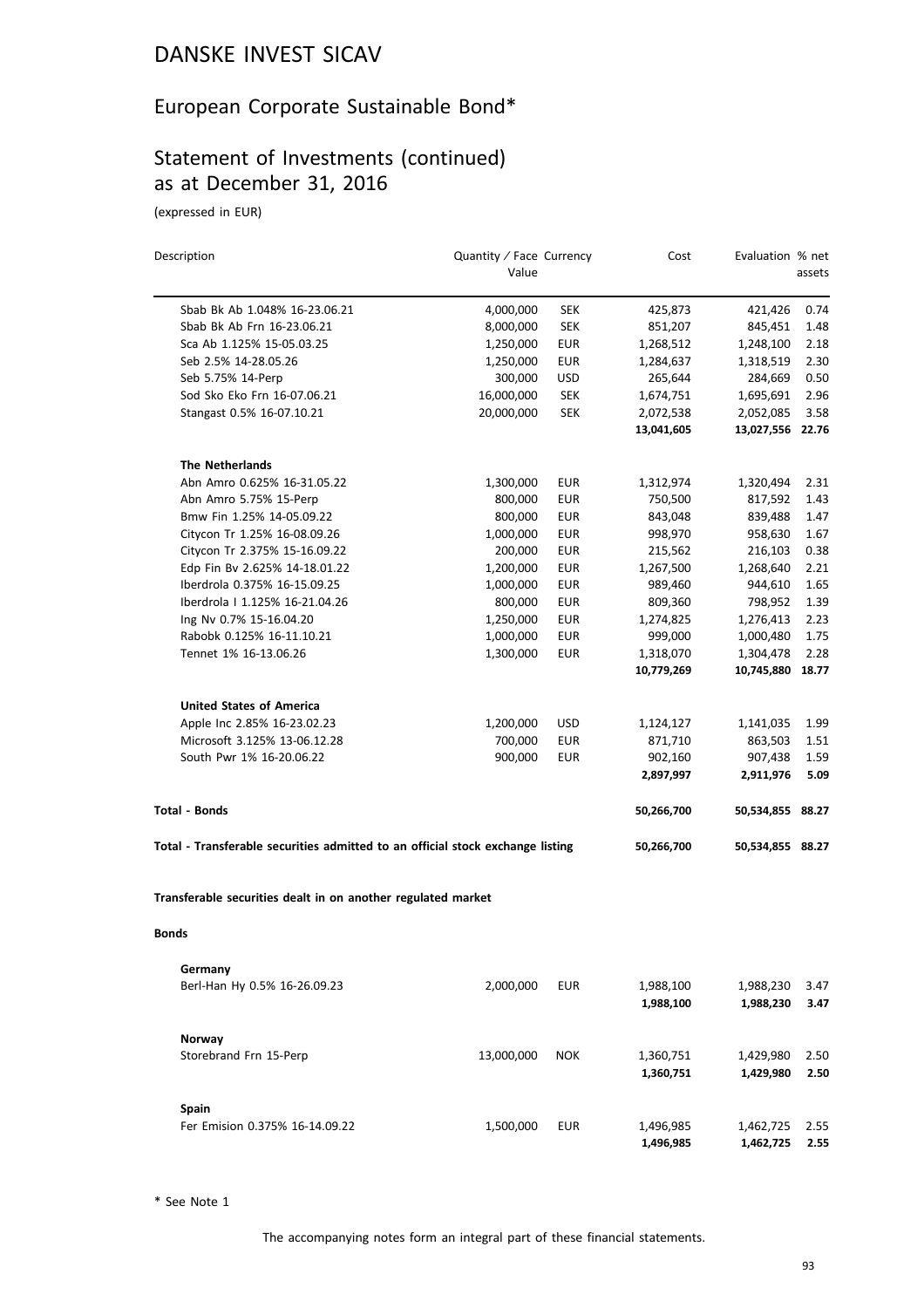# DANSKE INVEST SICAV

## European Corporate Sustainable Bond*

## Statement of Investments (continued) as at December 31, 2016

(expressed in EUR)

| Description | Quantity / Face Value | Currency | Cost | Evaluation | % net assets |
|---|---|---|---|---|---|
| Sbab Bk Ab 1.048% 16-23.06.21 | 4,000,000 | SEK | 425,873 | 421,426 | 0.74 |
| Sbab Bk Ab Frn 16-23.06.21 | 8,000,000 | SEK | 851,207 | 845,451 | 1.48 |
| Sca Ab 1.125% 15-05.03.25 | 1,250,000 | EUR | 1,268,512 | 1,248,100 | 2.18 |
| Seb 2.5% 14-28.05.26 | 1,250,000 | EUR | 1,284,637 | 1,318,519 | 2.30 |
| Seb 5.75% 14-Perp | 300,000 | USD | 265,644 | 284,669 | 0.50 |
| Sod Sko Eko Frn 16-07.06.21 | 16,000,000 | SEK | 1,674,751 | 1,695,691 | 2.96 |
| Stangast 0.5% 16-07.10.21 | 20,000,000 | SEK | 2,072,538 | 2,052,085 | 3.58 |
| | | | **13,041,605** | **13,027,556** | **22.76** |
| **The Netherlands** | | | | | |
| Abn Amro 0.625% 16-31.05.22 | 1,300,000 | EUR | 1,312,974 | 1,320,494 | 2.31 |
| Abn Amro 5.75% 15-Perp | 800,000 | EUR | 750,500 | 817,592 | 1.43 |
| Bmw Fin 1.25% 14-05.09.22 | 800,000 | EUR | 843,048 | 839,488 | 1.47 |
| Citycon Tr 1.25% 16-08.09.26 | 1,000,000 | EUR | 998,970 | 958,630 | 1.67 |
| Citycon Tr 2.375% 15-16.09.22 | 200,000 | EUR | 215,562 | 216,103 | 0.38 |
| Edp Fin Bv 2.625% 14-18.01.22 | 1,200,000 | EUR | 1,267,500 | 1,268,640 | 2.21 |
| Iberdrola 0.375% 16-15.09.25 | 1,000,000 | EUR | 989,460 | 944,610 | 1.65 |
| Iberdrola I 1.125% 16-21.04.26 | 800,000 | EUR | 809,360 | 798,952 | 1.39 |
| Ing Nv 0.7% 15-16.04.20 | 1,250,000 | EUR | 1,274,825 | 1,276,413 | 2.23 |
| Rabobk 0.125% 16-11.10.21 | 1,000,000 | EUR | 999,000 | 1,000,480 | 1.75 |
| Tennet 1% 16-13.06.26 | 1,300,000 | EUR | 1,318,070 | 1,304,478 | 2.28 |
| | | | **10,779,269** | **10,745,880** | **18.77** |
| **United States of America** | | | | | |
| Apple Inc 2.85% 16-23.02.23 | 1,200,000 | USD | 1,124,127 | 1,141,035 | 1.99 |
| Microsoft 3.125% 13-06.12.28 | 700,000 | EUR | 871,710 | 863,503 | 1.51 |
| South Pwr 1% 16-20.06.22 | 900,000 | EUR | 902,160 | 907,438 | 1.59 |
| | | | **2,897,997** | **2,911,976** | **5.09** |
| **Total - Bonds** | | | **50,266,700** | **50,534,855** | **88.27** |
| **Total - Transferable securities admitted to an official stock exchange listing** | | | **50,266,700** | **50,534,855** | **88.27** |
| **Transferable securities dealt in on another regulated market** | | | | | |
| **Bonds** | | | | | |
| **Germany** | | | | | |
| Berl-Han Hy 0.5% 16-26.09.23 | 2,000,000 | EUR | 1,988,100 | 1,988,230 | 3.47 |
| | | | **1,988,100** | **1,988,230** | **3.47** |
| **Norway** | | | | | |
| Storebrand Frn 15-Perp | 13,000,000 | NOK | 1,360,751 | 1,429,980 | 2.50 |
| | | | **1,360,751** | **1,429,980** | **2.50** |
| **Spain** | | | | | |
| Fer Emision 0.375% 16-14.09.22 | 1,500,000 | EUR | 1,496,985 | 1,462,725 | 2.55 |
| | | | **1,496,985** | **1,462,725** | **2.55** |

* See Note 1

The accompanying notes form an integral part of these financial statements.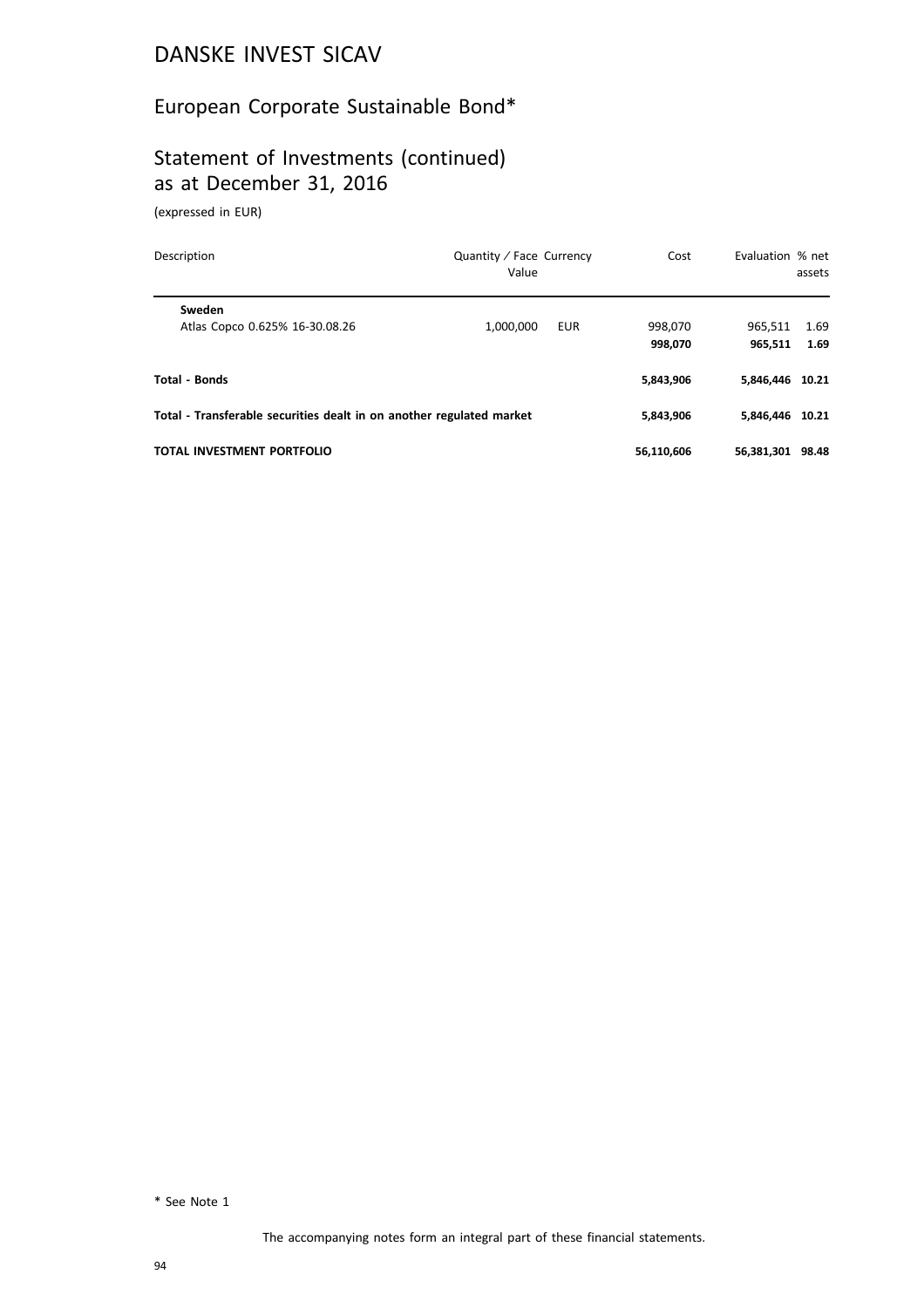# DANSKE INVEST SICAV

## European Corporate Sustainable Bond*

## Statement of Investments (continued) as at December 31, 2016

(expressed in EUR)

| Description | Quantity / Face Value | Currency | Cost | Evaluation | % net assets |
|---|---|---|---|---|---|
| **Sweden** | | | | | |
| Atlas Copco 0.625% 16-30.08.26 | 1,000,000 | EUR | 998,070 | 965,511 | 1.69 |
| | | | **998,070** | **965,511** | **1.69** |
| **Total - Bonds** | | | **5,843,906** | **5,846,446** | **10.21** |
| **Total - Transferable securities dealt in on another regulated market** | | | **5,843,906** | **5,846,446** | **10.21** |
| **TOTAL INVESTMENT PORTFOLIO** | | | **56,110,606** | **56,381,301** | **98.48** |

\* See Note 1

The accompanying notes form an integral part of these financial statements.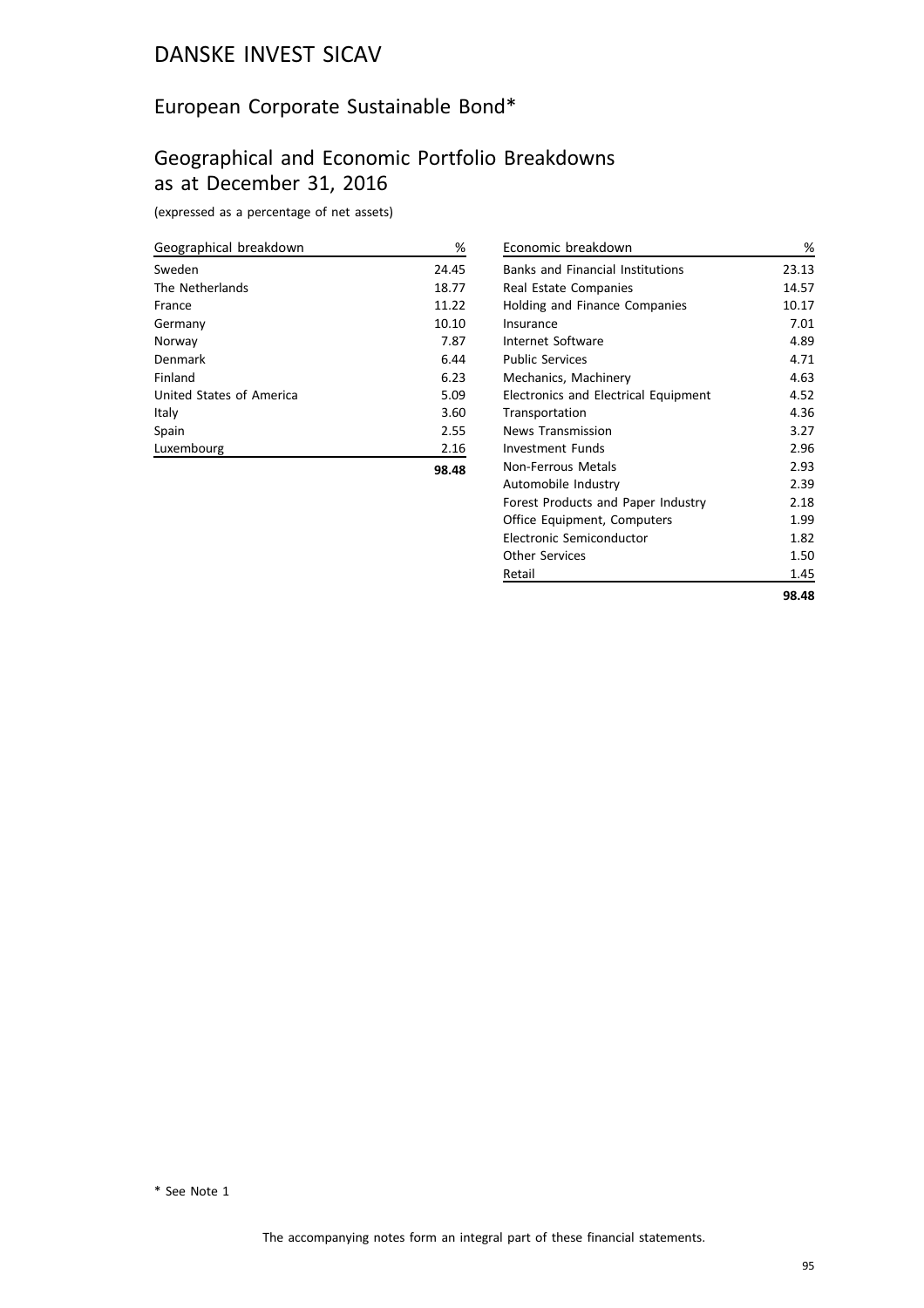# DANSKE INVEST SICAV

## European Corporate Sustainable Bond*

## Geographical and Economic Portfolio Breakdowns as at December 31, 2016

(expressed as a percentage of net assets)

| Geographical breakdown | % |
|---|---|
| Sweden | 24.45 |
| The Netherlands | 18.77 |
| France | 11.22 |
| Germany | 10.10 |
| Norway | 7.87 |
| Denmark | 6.44 |
| Finland | 6.23 |
| United States of America | 5.09 |
| Italy | 3.60 |
| Spain | 2.55 |
| Luxembourg | 2.16 |
| | **98.48** |

| Economic breakdown | % |
|---|---|
| Banks and Financial Institutions | 23.13 |
| Real Estate Companies | 14.57 |
| Holding and Finance Companies | 10.17 |
| Insurance | 7.01 |
| Internet Software | 4.89 |
| Public Services | 4.71 |
| Mechanics, Machinery | 4.63 |
| Electronics and Electrical Equipment | 4.52 |
| Transportation | 4.36 |
| News Transmission | 3.27 |
| Investment Funds | 2.96 |
| Non-Ferrous Metals | 2.93 |
| Automobile Industry | 2.39 |
| Forest Products and Paper Industry | 2.18 |
| Office Equipment, Computers | 1.99 |
| Electronic Semiconductor | 1.82 |
| Other Services | 1.50 |
| Retail | 1.45 |
| | **98.48** |

\* See Note 1

The accompanying notes form an integral part of these financial statements.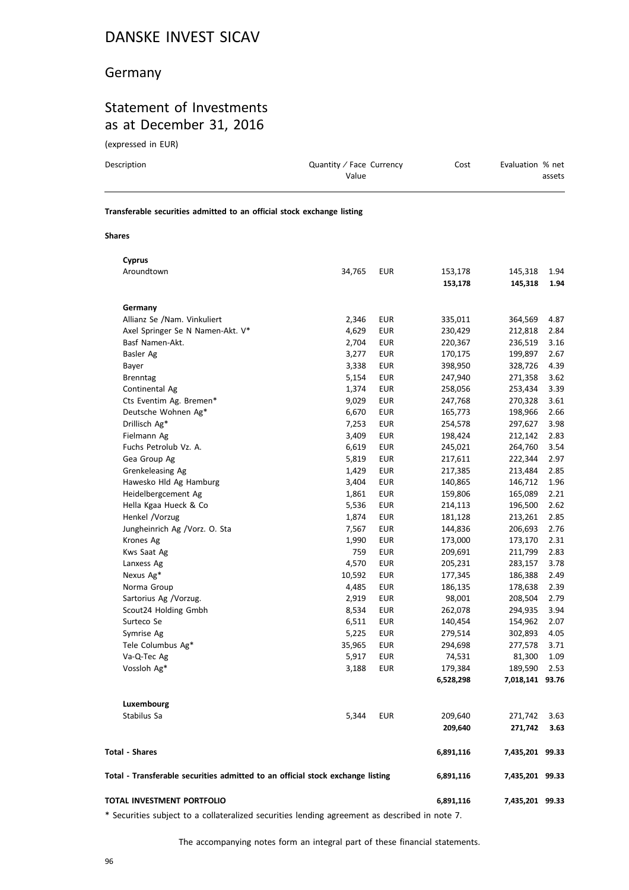# DANSKE INVEST SICAV

## Germany

## Statement of Investments as at December 31, 2016

(expressed in EUR)

| Description | Quantity / Face Value | Currency | Cost | Evaluation | % net assets |
|---|---|---|---|---|---|
| **Transferable securities admitted to an official stock exchange listing** | | | | | |
| **Shares** | | | | | |
| **Cyprus** | | | | | |
| Aroundtown | 34,765 | EUR | 153,178 | 145,318 | 1.94 |
| | | | **153,178** | **145,318** | **1.94** |
| **Germany** | | | | | |
| Allianz Se /Nam. Vinkuliert | 2,346 | EUR | 335,011 | 364,569 | 4.87 |
| Axel Springer Se N Namen-Akt. V* | 4,629 | EUR | 230,429 | 212,818 | 2.84 |
| Basf Namen-Akt. | 2,704 | EUR | 220,367 | 236,519 | 3.16 |
| Basler Ag | 3,277 | EUR | 170,175 | 199,897 | 2.67 |
| Bayer | 3,338 | EUR | 398,950 | 328,726 | 4.39 |
| Brenntag | 5,154 | EUR | 247,940 | 271,358 | 3.62 |
| Continental Ag | 1,374 | EUR | 258,056 | 253,434 | 3.39 |
| Cts Eventim Ag. Bremen* | 9,029 | EUR | 247,768 | 270,328 | 3.61 |
| Deutsche Wohnen Ag* | 6,670 | EUR | 165,773 | 198,966 | 2.66 |
| Drillisch Ag* | 7,253 | EUR | 254,578 | 297,627 | 3.98 |
| Fielmann Ag | 3,409 | EUR | 198,424 | 212,142 | 2.83 |
| Fuchs Petrolub Vz. A. | 6,619 | EUR | 245,021 | 264,760 | 3.54 |
| Gea Group Ag | 5,819 | EUR | 217,611 | 222,344 | 2.97 |
| Grenkeleasing Ag | 1,429 | EUR | 217,385 | 213,484 | 2.85 |
| Hawesko Hld Ag Hamburg | 3,404 | EUR | 140,865 | 146,712 | 1.96 |
| Heidelbergcement Ag | 1,861 | EUR | 159,806 | 165,089 | 2.21 |
| Hella Kgaa Hueck & Co | 5,536 | EUR | 214,113 | 196,500 | 2.62 |
| Henkel /Vorzug | 1,874 | EUR | 181,128 | 213,261 | 2.85 |
| Jungheinrich Ag /Vorz. O. Sta | 7,567 | EUR | 144,836 | 206,693 | 2.76 |
| Krones Ag | 1,990 | EUR | 173,000 | 173,170 | 2.31 |
| Kws Saat Ag | 759 | EUR | 209,691 | 211,799 | 2.83 |
| Lanxess Ag | 4,570 | EUR | 205,231 | 283,157 | 3.78 |
| Nexus Ag* | 10,592 | EUR | 177,345 | 186,388 | 2.49 |
| Norma Group | 4,485 | EUR | 186,135 | 178,638 | 2.39 |
| Sartorius Ag /Vorzug. | 2,919 | EUR | 98,001 | 208,504 | 2.79 |
| Scout24 Holding Gmbh | 8,534 | EUR | 262,078 | 294,935 | 3.94 |
| Surteco Se | 6,511 | EUR | 140,454 | 154,962 | 2.07 |
| Symrise Ag | 5,225 | EUR | 279,514 | 302,893 | 4.05 |
| Tele Columbus Ag* | 35,965 | EUR | 294,698 | 277,578 | 3.71 |
| Va-Q-Tec Ag | 5,917 | EUR | 74,531 | 81,300 | 1.09 |
| Vossloh Ag* | 3,188 | EUR | 179,384 | 189,590 | 2.53 |
| | | | **6,528,298** | **7,018,141** | **93.76** |
| **Luxembourg** | | | | | |
| Stabilus Sa | 5,344 | EUR | 209,640 | 271,742 | 3.63 |
| | | | **209,640** | **271,742** | **3.63** |
| **Total - Shares** | | | **6,891,116** | **7,435,201** | **99.33** |
| **Total - Transferable securities admitted to an official stock exchange listing** | | | **6,891,116** | **7,435,201** | **99.33** |
| **TOTAL INVESTMENT PORTFOLIO** | | | **6,891,116** | **7,435,201** | **99.33** |

* Securities subject to a collateralized securities lending agreement as described in note 7.

The accompanying notes form an integral part of these financial statements.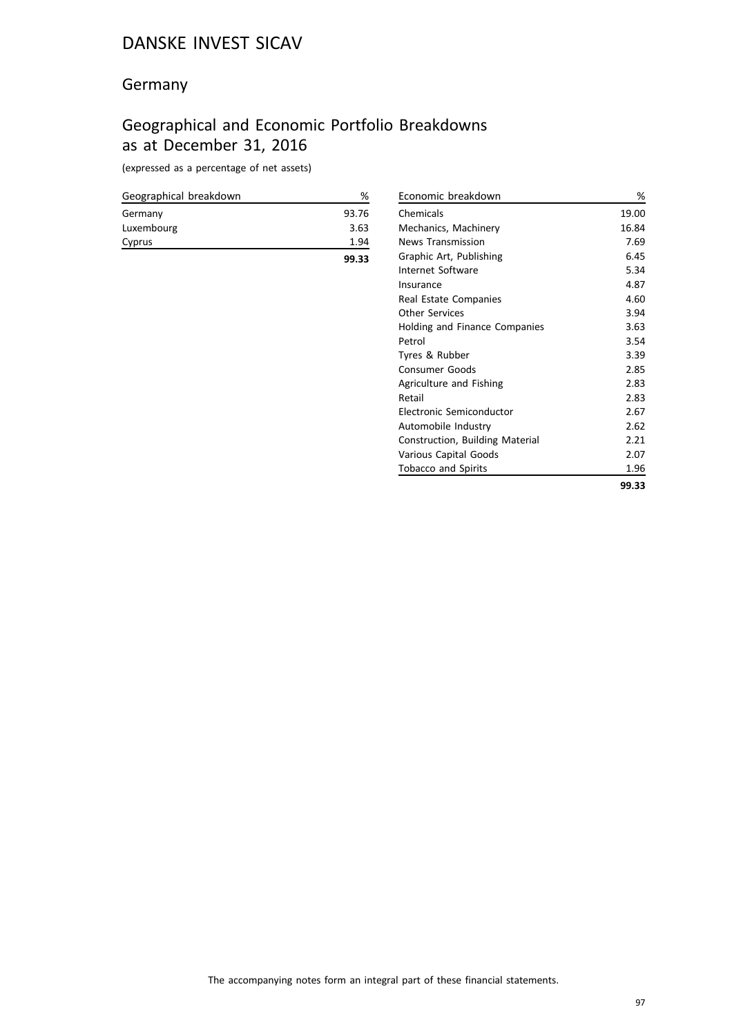# DANSKE INVEST SICAV

## Germany

## Geographical and Economic Portfolio Breakdowns as at December 31, 2016

(expressed as a percentage of net assets)

| Geographical breakdown | % |
|---|---|
| Germany | 93.76 |
| Luxembourg | 3.63 |
| Cyprus | 1.94 |
| | **99.33** |

| Economic breakdown | % |
|---|---|
| Chemicals | 19.00 |
| Mechanics, Machinery | 16.84 |
| News Transmission | 7.69 |
| Graphic Art, Publishing | 6.45 |
| Internet Software | 5.34 |
| Insurance | 4.87 |
| Real Estate Companies | 4.60 |
| Other Services | 3.94 |
| Holding and Finance Companies | 3.63 |
| Petrol | 3.54 |
| Tyres & Rubber | 3.39 |
| Consumer Goods | 2.85 |
| Agriculture and Fishing | 2.83 |
| Retail | 2.83 |
| Electronic Semiconductor | 2.67 |
| Automobile Industry | 2.62 |
| Construction, Building Material | 2.21 |
| Various Capital Goods | 2.07 |
| Tobacco and Spirits | 1.96 |
| | **99.33** |

The accompanying notes form an integral part of these financial statements.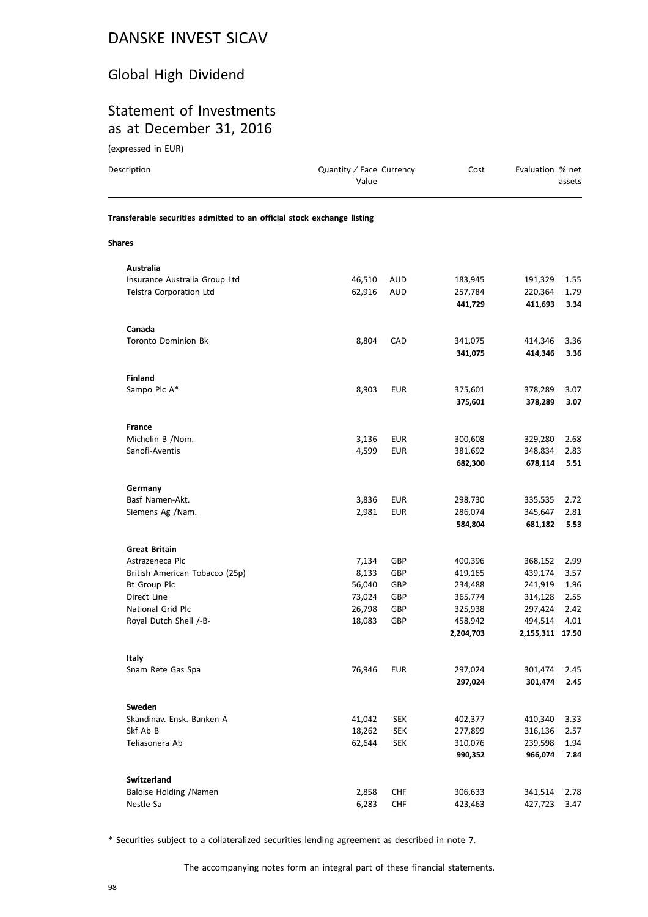# DANSKE INVEST SICAV

## Global High Dividend

## Statement of Investments as at December 31, 2016

(expressed in EUR)

| Description | Quantity / Face Value | Currency | Cost | Evaluation | % net assets |
|---|---|---|---|---|---|
| **Transferable securities admitted to an official stock exchange listing** | | | | | |
| **Shares** | | | | | |
| **Australia** | | | | | |
| Insurance Australia Group Ltd | 46,510 | AUD | 183,945 | 191,329 | 1.55 |
| Telstra Corporation Ltd | 62,916 | AUD | 257,784 | 220,364 | 1.79 |
| | | | **441,729** | **411,693** | **3.34** |
| **Canada** | | | | | |
| Toronto Dominion Bk | 8,804 | CAD | 341,075 | 414,346 | 3.36 |
| | | | **341,075** | **414,346** | **3.36** |
| **Finland** | | | | | |
| Sampo Plc A* | 8,903 | EUR | 375,601 | 378,289 | 3.07 |
| | | | **375,601** | **378,289** | **3.07** |
| **France** | | | | | |
| Michelin B /Nom. | 3,136 | EUR | 300,608 | 329,280 | 2.68 |
| Sanofi-Aventis | 4,599 | EUR | 381,692 | 348,834 | 2.83 |
| | | | **682,300** | **678,114** | **5.51** |
| **Germany** | | | | | |
| Basf Namen-Akt. | 3,836 | EUR | 298,730 | 335,535 | 2.72 |
| Siemens Ag /Nam. | 2,981 | EUR | 286,074 | 345,647 | 2.81 |
| | | | **584,804** | **681,182** | **5.53** |
| **Great Britain** | | | | | |
| Astrazeneca Plc | 7,134 | GBP | 400,396 | 368,152 | 2.99 |
| British American Tobacco (25p) | 8,133 | GBP | 419,165 | 439,174 | 3.57 |
| Bt Group Plc | 56,040 | GBP | 234,488 | 241,919 | 1.96 |
| Direct Line | 73,024 | GBP | 365,774 | 314,128 | 2.55 |
| National Grid Plc | 26,798 | GBP | 325,938 | 297,424 | 2.42 |
| Royal Dutch Shell /-B- | 18,083 | GBP | 458,942 | 494,514 | 4.01 |
| | | | **2,204,703** | **2,155,311** | **17.50** |
| **Italy** | | | | | |
| Snam Rete Gas Spa | 76,946 | EUR | 297,024 | 301,474 | 2.45 |
| | | | **297,024** | **301,474** | **2.45** |
| **Sweden** | | | | | |
| Skandinav. Ensk. Banken A | 41,042 | SEK | 402,377 | 410,340 | 3.33 |
| Skf Ab B | 18,262 | SEK | 277,899 | 316,136 | 2.57 |
| Teliasonera Ab | 62,644 | SEK | 310,076 | 239,598 | 1.94 |
| | | | **990,352** | **966,074** | **7.84** |
| **Switzerland** | | | | | |
| Baloise Holding /Namen | 2,858 | CHF | 306,633 | 341,514 | 2.78 |
| Nestle Sa | 6,283 | CHF | 423,463 | 427,723 | 3.47 |

\* Securities subject to a collateralized securities lending agreement as described in note 7.

The accompanying notes form an integral part of these financial statements.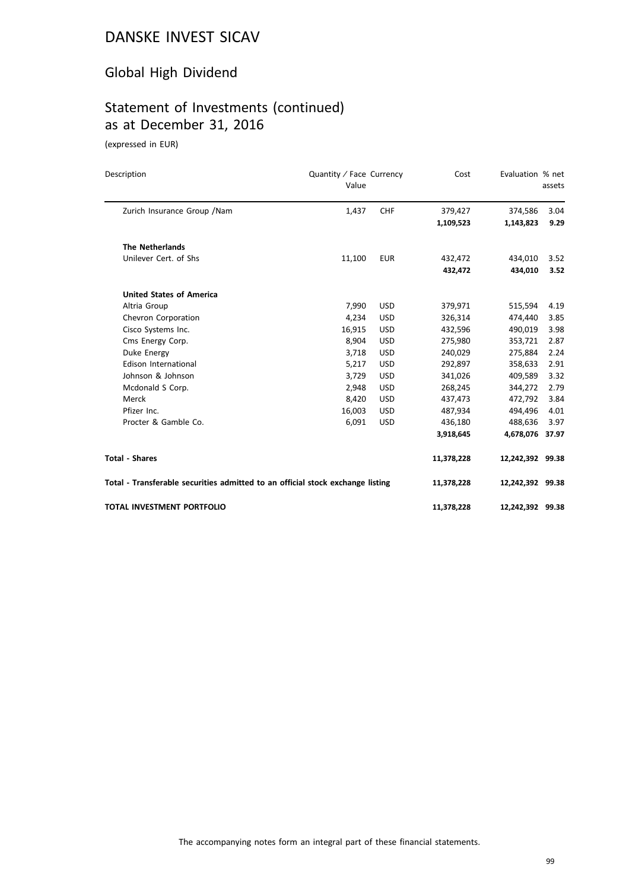# DANSKE INVEST SICAV

## Global High Dividend

## Statement of Investments (continued) as at December 31, 2016

(expressed in EUR)

| Description | Quantity / Face Value | Currency | Cost | Evaluation | % net assets |
|---|---|---|---|---|---|
| Zurich Insurance Group /Nam | 1,437 | CHF | 379,427 | 374,586 | 3.04 |
| | | | **1,109,523** | **1,143,823** | **9.29** |
| **The Netherlands** | | | | | |
| Unilever Cert. of Shs | 11,100 | EUR | 432,472 | 434,010 | 3.52 |
| | | | **432,472** | **434,010** | **3.52** |
| **United States of America** | | | | | |
| Altria Group | 7,990 | USD | 379,971 | 515,594 | 4.19 |
| Chevron Corporation | 4,234 | USD | 326,314 | 474,440 | 3.85 |
| Cisco Systems Inc. | 16,915 | USD | 432,596 | 490,019 | 3.98 |
| Cms Energy Corp. | 8,904 | USD | 275,980 | 353,721 | 2.87 |
| Duke Energy | 3,718 | USD | 240,029 | 275,884 | 2.24 |
| Edison International | 5,217 | USD | 292,897 | 358,633 | 2.91 |
| Johnson & Johnson | 3,729 | USD | 341,026 | 409,589 | 3.32 |
| Mcdonald S Corp. | 2,948 | USD | 268,245 | 344,272 | 2.79 |
| Merck | 8,420 | USD | 437,473 | 472,792 | 3.84 |
| Pfizer Inc. | 16,003 | USD | 487,934 | 494,496 | 4.01 |
| Procter & Gamble Co. | 6,091 | USD | 436,180 | 488,636 | 3.97 |
| | | | **3,918,645** | **4,678,076** | **37.97** |
| **Total - Shares** | | | **11,378,228** | **12,242,392** | **99.38** |
| **Total - Transferable securities admitted to an official stock exchange listing** | | | **11,378,228** | **12,242,392** | **99.38** |
| **TOTAL INVESTMENT PORTFOLIO** | | | **11,378,228** | **12,242,392** | **99.38** |

The accompanying notes form an integral part of these financial statements.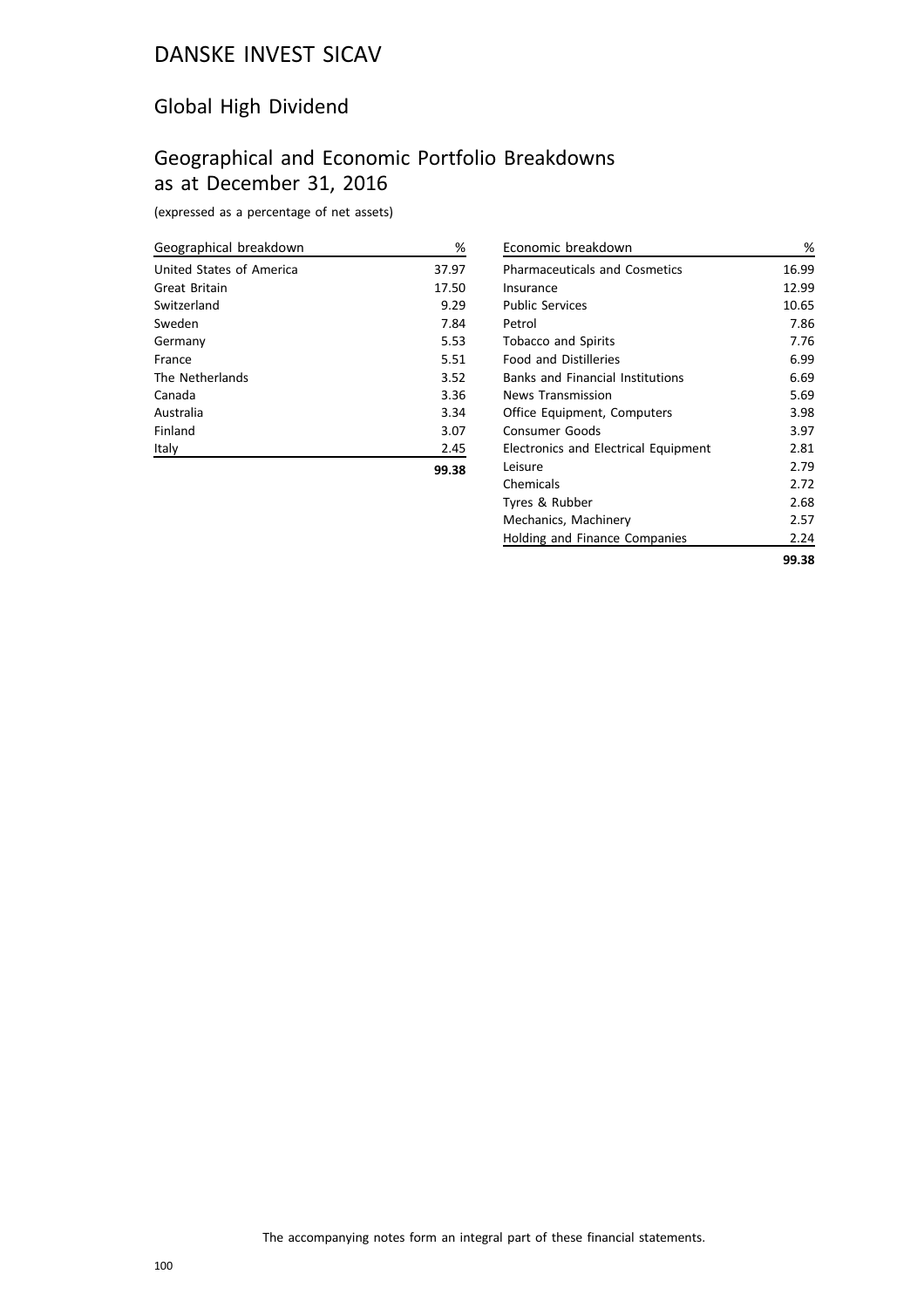# DANSKE INVEST SICAV

## Global High Dividend

## Geographical and Economic Portfolio Breakdowns as at December 31, 2016

(expressed as a percentage of net assets)

| Geographical breakdown | % |
|---|---|
| United States of America | 37.97 |
| Great Britain | 17.50 |
| Switzerland | 9.29 |
| Sweden | 7.84 |
| Germany | 5.53 |
| France | 5.51 |
| The Netherlands | 3.52 |
| Canada | 3.36 |
| Australia | 3.34 |
| Finland | 3.07 |
| Italy | 2.45 |
| | **99.38** |

| Economic breakdown | % |
|---|---|
| Pharmaceuticals and Cosmetics | 16.99 |
| Insurance | 12.99 |
| Public Services | 10.65 |
| Petrol | 7.86 |
| Tobacco and Spirits | 7.76 |
| Food and Distilleries | 6.99 |
| Banks and Financial Institutions | 6.69 |
| News Transmission | 5.69 |
| Office Equipment, Computers | 3.98 |
| Consumer Goods | 3.97 |
| Electronics and Electrical Equipment | 2.81 |
| Leisure | 2.79 |
| Chemicals | 2.72 |
| Tyres & Rubber | 2.68 |
| Mechanics, Machinery | 2.57 |
| Holding and Finance Companies | 2.24 |
| | **99.38** |

The accompanying notes form an integral part of these financial statements.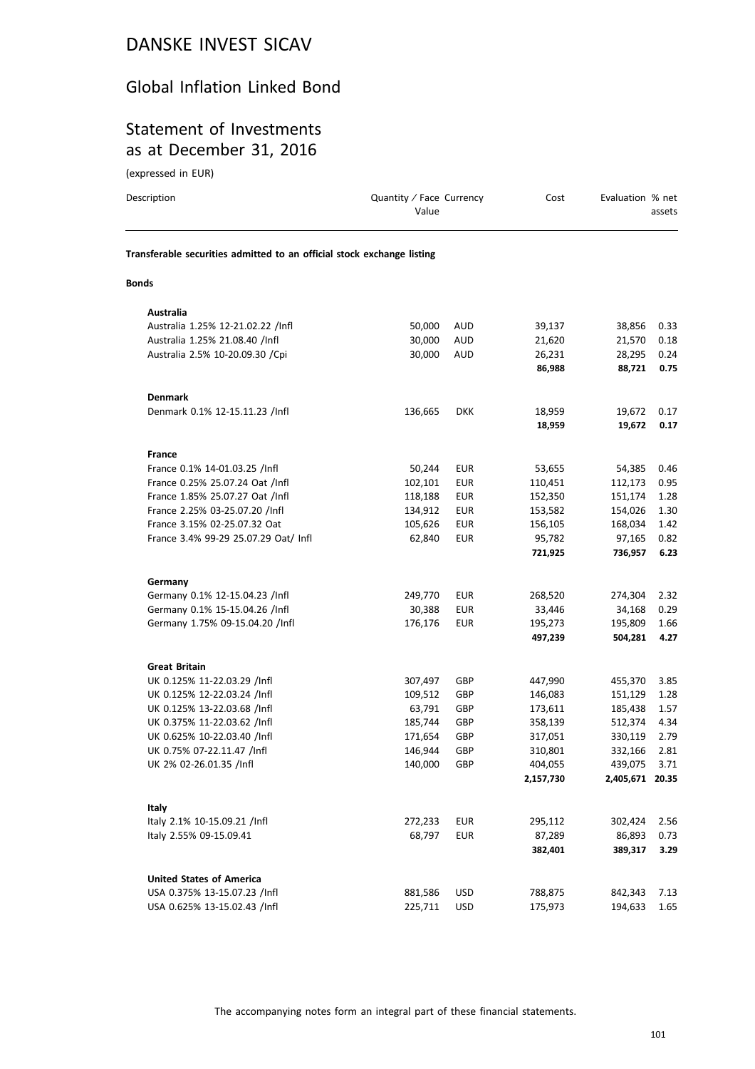# DANSKE INVEST SICAV

## Global Inflation Linked Bond

## Statement of Investments as at December 31, 2016

(expressed in EUR)

| Description | Quantity / Face Value | Currency | Cost | Evaluation | % net assets |
|---|---|---|---|---|---|
| **Transferable securities admitted to an official stock exchange listing** | | | | | |
| **Bonds** | | | | | |
| **Australia** | | | | | |
| Australia 1.25% 12-21.02.22 /Infl | 50,000 | AUD | 39,137 | 38,856 | 0.33 |
| Australia 1.25% 21.08.40 /Infl | 30,000 | AUD | 21,620 | 21,570 | 0.18 |
| Australia 2.5% 10-20.09.30 /Cpi | 30,000 | AUD | 26,231 | 28,295 | 0.24 |
| | | | **86,988** | **88,721** | **0.75** |
| **Denmark** | | | | | |
| Denmark 0.1% 12-15.11.23 /Infl | 136,665 | DKK | 18,959 | 19,672 | 0.17 |
| | | | **18,959** | **19,672** | **0.17** |
| **France** | | | | | |
| France 0.1% 14-01.03.25 /Infl | 50,244 | EUR | 53,655 | 54,385 | 0.46 |
| France 0.25% 25.07.24 Oat /Infl | 102,101 | EUR | 110,451 | 112,173 | 0.95 |
| France 1.85% 25.07.27 Oat /Infl | 118,188 | EUR | 152,350 | 151,174 | 1.28 |
| France 2.25% 03-25.07.20 /Infl | 134,912 | EUR | 153,582 | 154,026 | 1.30 |
| France 3.15% 02-25.07.32 Oat | 105,626 | EUR | 156,105 | 168,034 | 1.42 |
| France 3.4% 99-29 25.07.29 Oat/ Infl | 62,840 | EUR | 95,782 | 97,165 | 0.82 |
| | | | **721,925** | **736,957** | **6.23** |
| **Germany** | | | | | |
| Germany 0.1% 12-15.04.23 /Infl | 249,770 | EUR | 268,520 | 274,304 | 2.32 |
| Germany 0.1% 15-15.04.26 /Infl | 30,388 | EUR | 33,446 | 34,168 | 0.29 |
| Germany 1.75% 09-15.04.20 /Infl | 176,176 | EUR | 195,273 | 195,809 | 1.66 |
| | | | **497,239** | **504,281** | **4.27** |
| **Great Britain** | | | | | |
| UK 0.125% 11-22.03.29 /Infl | 307,497 | GBP | 447,990 | 455,370 | 3.85 |
| UK 0.125% 12-22.03.24 /Infl | 109,512 | GBP | 146,083 | 151,129 | 1.28 |
| UK 0.125% 13-22.03.68 /Infl | 63,791 | GBP | 173,611 | 185,438 | 1.57 |
| UK 0.375% 11-22.03.62 /Infl | 185,744 | GBP | 358,139 | 512,374 | 4.34 |
| UK 0.625% 10-22.03.40 /Infl | 171,654 | GBP | 317,051 | 330,119 | 2.79 |
| UK 0.75% 07-22.11.47 /Infl | 146,944 | GBP | 310,801 | 332,166 | 2.81 |
| UK 2% 02-26.01.35 /Infl | 140,000 | GBP | 404,055 | 439,075 | 3.71 |
| | | | **2,157,730** | **2,405,671** | **20.35** |
| **Italy** | | | | | |
| Italy 2.1% 10-15.09.21 /Infl | 272,233 | EUR | 295,112 | 302,424 | 2.56 |
| Italy 2.55% 09-15.09.41 | 68,797 | EUR | 87,289 | 86,893 | 0.73 |
| | | | **382,401** | **389,317** | **3.29** |
| **United States of America** | | | | | |
| USA 0.375% 13-15.07.23 /Infl | 881,586 | USD | 788,875 | 842,343 | 7.13 |
| USA 0.625% 13-15.02.43 /Infl | 225,711 | USD | 175,973 | 194,633 | 1.65 |

The accompanying notes form an integral part of these financial statements.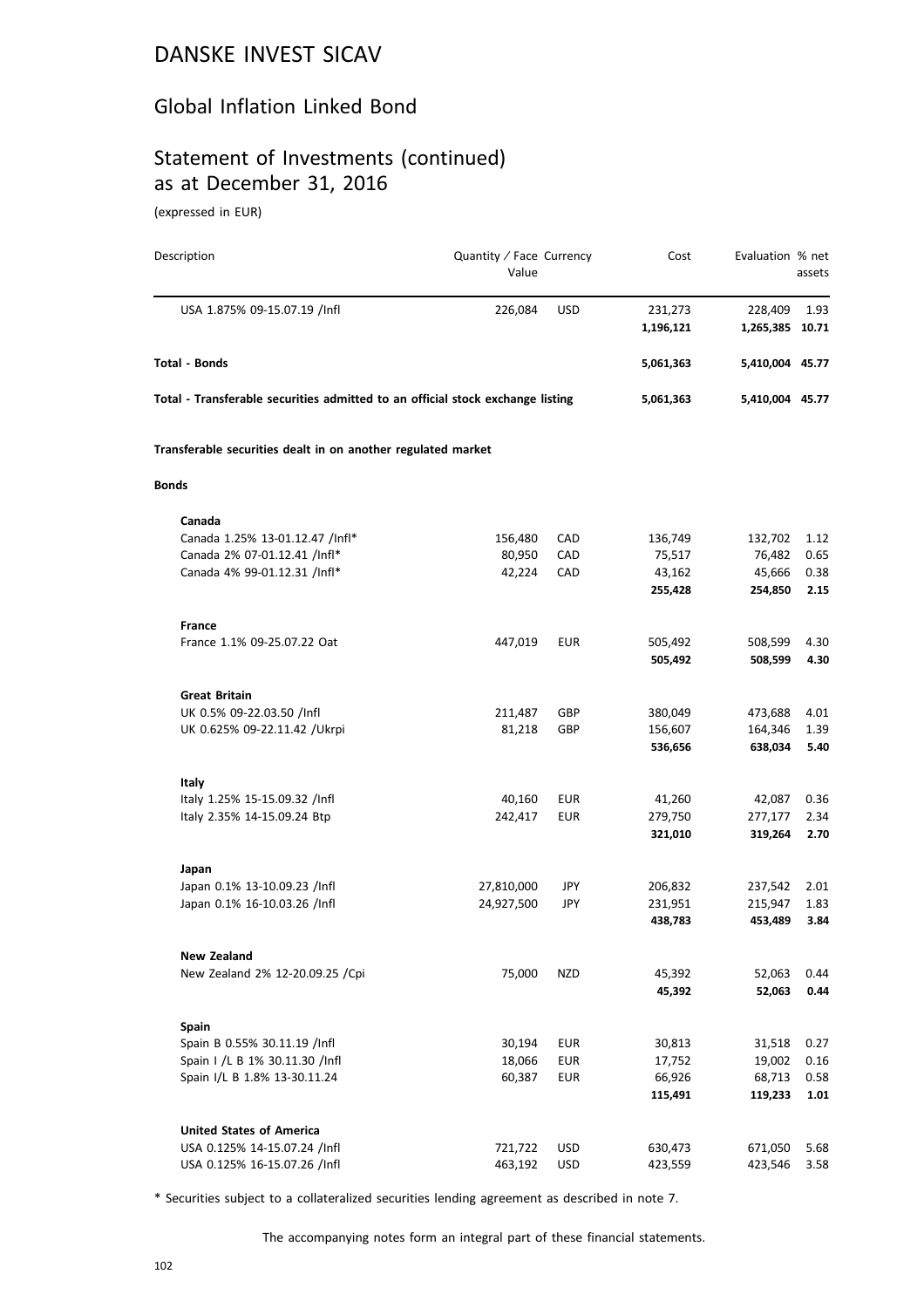# DANSKE INVEST SICAV

## Global Inflation Linked Bond

## Statement of Investments (continued) as at December 31, 2016

(expressed in EUR)

| Description | Quantity / Face Value | Currency | Cost | Evaluation | % net assets |
|---|---|---|---|---|---|
| USA 1.875% 09-15.07.19 /Infl | 226,084 | USD | 231,273 | 228,409 | 1.93 |
| | | | **1,196,121** | **1,265,385** | **10.71** |
| **Total - Bonds** | | | **5,061,363** | **5,410,004** | **45.77** |
| **Total - Transferable securities admitted to an official stock exchange listing** | | | **5,061,363** | **5,410,004** | **45.77** |
| **Transferable securities dealt in on another regulated market** | | | | | |
| **Bonds** | | | | | |
| **Canada** | | | | | |
| Canada 1.25% 13-01.12.47 /Infl* | 156,480 | CAD | 136,749 | 132,702 | 1.12 |
| Canada 2% 07-01.12.41 /Infl* | 80,950 | CAD | 75,517 | 76,482 | 0.65 |
| Canada 4% 99-01.12.31 /Infl* | 42,224 | CAD | 43,162 | 45,666 | 0.38 |
| | | | **255,428** | **254,850** | **2.15** |
| **France** | | | | | |
| France 1.1% 09-25.07.22 Oat | 447,019 | EUR | 505,492 | 508,599 | 4.30 |
| | | | **505,492** | **508,599** | **4.30** |
| **Great Britain** | | | | | |
| UK 0.5% 09-22.03.50 /Infl | 211,487 | GBP | 380,049 | 473,688 | 4.01 |
| UK 0.625% 09-22.11.42 /Ukrpi | 81,218 | GBP | 156,607 | 164,346 | 1.39 |
| | | | **536,656** | **638,034** | **5.40** |
| **Italy** | | | | | |
| Italy 1.25% 15-15.09.32 /Infl | 40,160 | EUR | 41,260 | 42,087 | 0.36 |
| Italy 2.35% 14-15.09.24 Btp | 242,417 | EUR | 279,750 | 277,177 | 2.34 |
| | | | **321,010** | **319,264** | **2.70** |
| **Japan** | | | | | |
| Japan 0.1% 13-10.09.23 /Infl | 27,810,000 | JPY | 206,832 | 237,542 | 2.01 |
| Japan 0.1% 16-10.03.26 /Infl | 24,927,500 | JPY | 231,951 | 215,947 | 1.83 |
| | | | **438,783** | **453,489** | **3.84** |
| **New Zealand** | | | | | |
| New Zealand 2% 12-20.09.25 /Cpi | 75,000 | NZD | 45,392 | 52,063 | 0.44 |
| | | | **45,392** | **52,063** | **0.44** |
| **Spain** | | | | | |
| Spain B 0.55% 30.11.19 /Infl | 30,194 | EUR | 30,813 | 31,518 | 0.27 |
| Spain I /L B 1% 30.11.30 /Infl | 18,066 | EUR | 17,752 | 19,002 | 0.16 |
| Spain I/L B 1.8% 13-30.11.24 | 60,387 | EUR | 66,926 | 68,713 | 0.58 |
| | | | **115,491** | **119,233** | **1.01** |
| **United States of America** | | | | | |
| USA 0.125% 14-15.07.24 /Infl | 721,722 | USD | 630,473 | 671,050 | 5.68 |
| USA 0.125% 16-15.07.26 /Infl | 463,192 | USD | 423,559 | 423,546 | 3.58 |

\* Securities subject to a collateralized securities lending agreement as described in note 7.

The accompanying notes form an integral part of these financial statements.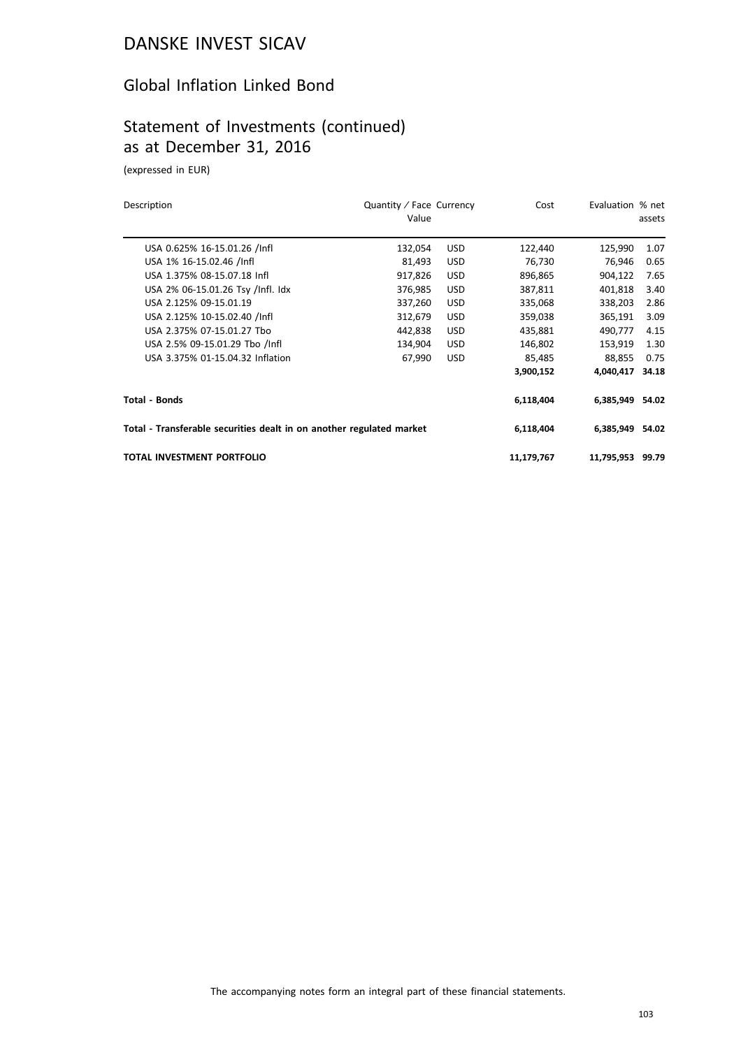# DANSKE INVEST SICAV

## Global Inflation Linked Bond

## Statement of Investments (continued) as at December 31, 2016

(expressed in EUR)

| Description | Quantity / Face Value | Currency | Cost | Evaluation | % net assets |
|---|---|---|---|---|---|
| USA 0.625% 16-15.01.26 /Infl | 132,054 | USD | 122,440 | 125,990 | 1.07 |
| USA 1% 16-15.02.46 /Infl | 81,493 | USD | 76,730 | 76,946 | 0.65 |
| USA 1.375% 08-15.07.18 Infl | 917,826 | USD | 896,865 | 904,122 | 7.65 |
| USA 2% 06-15.01.26 Tsy /Infl. Idx | 376,985 | USD | 387,811 | 401,818 | 3.40 |
| USA 2.125% 09-15.01.19 | 337,260 | USD | 335,068 | 338,203 | 2.86 |
| USA 2.125% 10-15.02.40 /Infl | 312,679 | USD | 359,038 | 365,191 | 3.09 |
| USA 2.375% 07-15.01.27 Tbo | 442,838 | USD | 435,881 | 490,777 | 4.15 |
| USA 2.5% 09-15.01.29 Tbo /Infl | 134,904 | USD | 146,802 | 153,919 | 1.30 |
| USA 3.375% 01-15.04.32 Inflation | 67,990 | USD | 85,485 | 88,855 | 0.75 |
| | | | **3,900,152** | **4,040,417** | **34.18** |
| **Total - Bonds** | | | **6,118,404** | **6,385,949** | **54.02** |
| **Total - Transferable securities dealt in on another regulated market** | | | **6,118,404** | **6,385,949** | **54.02** |
| **TOTAL INVESTMENT PORTFOLIO** | | | **11,179,767** | **11,795,953** | **99.79** |

The accompanying notes form an integral part of these financial statements.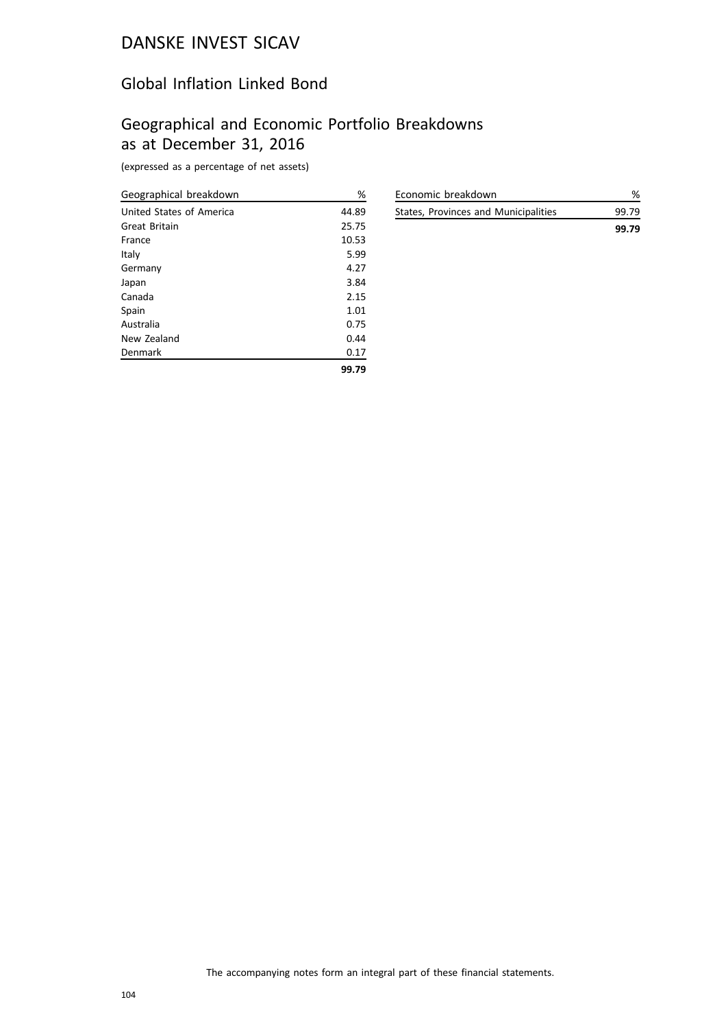# DANSKE INVEST SICAV

## Global Inflation Linked Bond

## Geographical and Economic Portfolio Breakdowns as at December 31, 2016

(expressed as a percentage of net assets)

| Geographical breakdown | % |
|---|---|
| United States of America | 44.89 |
| Great Britain | 25.75 |
| France | 10.53 |
| Italy | 5.99 |
| Germany | 4.27 |
| Japan | 3.84 |
| Canada | 2.15 |
| Spain | 1.01 |
| Australia | 0.75 |
| New Zealand | 0.44 |
| Denmark | 0.17 |
| | **99.79** |

| Economic breakdown | % |
|---|---|
| States, Provinces and Municipalities | 99.79 |
| | **99.79** |

The accompanying notes form an integral part of these financial statements.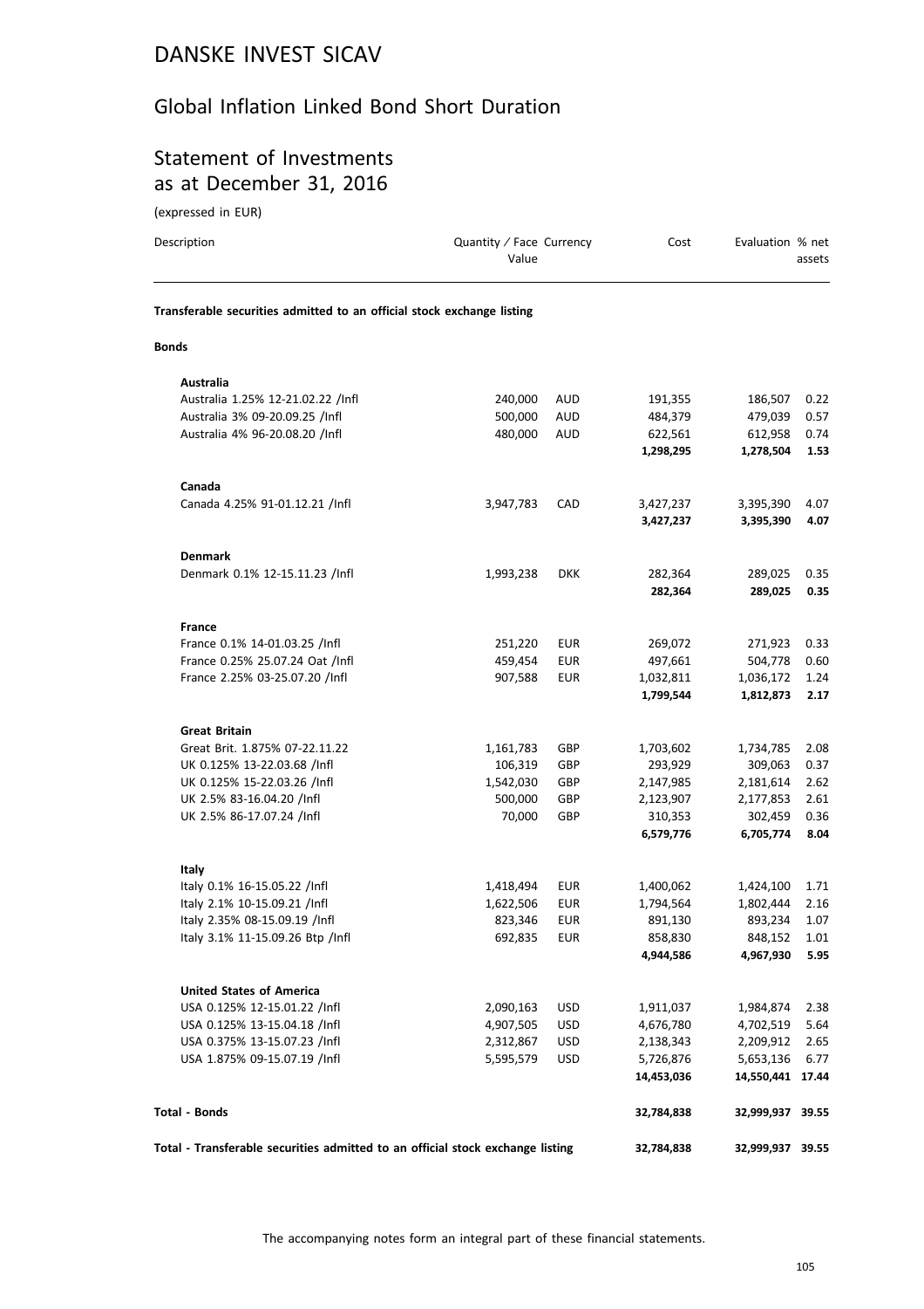# DANSKE INVEST SICAV

## Global Inflation Linked Bond Short Duration

## Statement of Investments as at December 31, 2016

(expressed in EUR)

| Description | Quantity / Face Value | Currency | Cost | Evaluation | % net assets |
|---|---|---|---|---|---|
| **Transferable securities admitted to an official stock exchange listing** | | | | | |
| **Bonds** | | | | | |
| **Australia** | | | | | |
| Australia 1.25% 12-21.02.22 /Infl | 240,000 | AUD | 191,355 | 186,507 | 0.22 |
| Australia 3% 09-20.09.25 /Infl | 500,000 | AUD | 484,379 | 479,039 | 0.57 |
| Australia 4% 96-20.08.20 /Infl | 480,000 | AUD | 622,561 | 612,958 | 0.74 |
| | | | **1,298,295** | **1,278,504** | **1.53** |
| **Canada** | | | | | |
| Canada 4.25% 91-01.12.21 /Infl | 3,947,783 | CAD | 3,427,237 | 3,395,390 | 4.07 |
| | | | **3,427,237** | **3,395,390** | **4.07** |
| **Denmark** | | | | | |
| Denmark 0.1% 12-15.11.23 /Infl | 1,993,238 | DKK | 282,364 | 289,025 | 0.35 |
| | | | **282,364** | **289,025** | **0.35** |
| **France** | | | | | |
| France 0.1% 14-01.03.25 /Infl | 251,220 | EUR | 269,072 | 271,923 | 0.33 |
| France 0.25% 25.07.24 Oat /Infl | 459,454 | EUR | 497,661 | 504,778 | 0.60 |
| France 2.25% 03-25.07.20 /Infl | 907,588 | EUR | 1,032,811 | 1,036,172 | 1.24 |
| | | | **1,799,544** | **1,812,873** | **2.17** |
| **Great Britain** | | | | | |
| Great Brit. 1.875% 07-22.11.22 | 1,161,783 | GBP | 1,703,602 | 1,734,785 | 2.08 |
| UK 0.125% 13-22.03.68 /Infl | 106,319 | GBP | 293,929 | 309,063 | 0.37 |
| UK 0.125% 15-22.03.26 /Infl | 1,542,030 | GBP | 2,147,985 | 2,181,614 | 2.62 |
| UK 2.5% 83-16.04.20 /Infl | 500,000 | GBP | 2,123,907 | 2,177,853 | 2.61 |
| UK 2.5% 86-17.07.24 /Infl | 70,000 | GBP | 310,353 | 302,459 | 0.36 |
| | | | **6,579,776** | **6,705,774** | **8.04** |
| **Italy** | | | | | |
| Italy 0.1% 16-15.05.22 /Infl | 1,418,494 | EUR | 1,400,062 | 1,424,100 | 1.71 |
| Italy 2.1% 10-15.09.21 /Infl | 1,622,506 | EUR | 1,794,564 | 1,802,444 | 2.16 |
| Italy 2.35% 08-15.09.19 /Infl | 823,346 | EUR | 891,130 | 893,234 | 1.07 |
| Italy 3.1% 11-15.09.26 Btp /Infl | 692,835 | EUR | 858,830 | 848,152 | 1.01 |
| | | | **4,944,586** | **4,967,930** | **5.95** |
| **United States of America** | | | | | |
| USA 0.125% 12-15.01.22 /Infl | 2,090,163 | USD | 1,911,037 | 1,984,874 | 2.38 |
| USA 0.125% 13-15.04.18 /Infl | 4,907,505 | USD | 4,676,780 | 4,702,519 | 5.64 |
| USA 0.375% 13-15.07.23 /Infl | 2,312,867 | USD | 2,138,343 | 2,209,912 | 2.65 |
| USA 1.875% 09-15.07.19 /Infl | 5,595,579 | USD | 5,726,876 | 5,653,136 | 6.77 |
| | | | **14,453,036** | **14,550,441** | **17.44** |
| **Total - Bonds** | | | **32,784,838** | **32,999,937** | **39.55** |
| **Total - Transferable securities admitted to an official stock exchange listing** | | | **32,784,838** | **32,999,937** | **39.55** |

The accompanying notes form an integral part of these financial statements.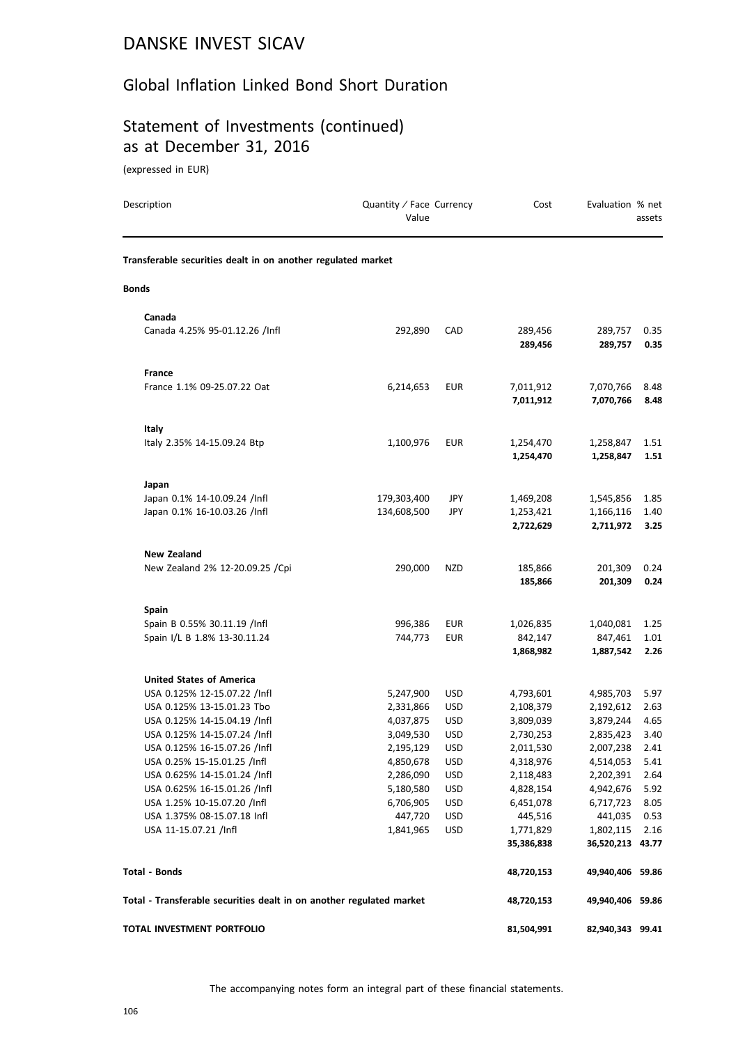# DANSKE INVEST SICAV

## Global Inflation Linked Bond Short Duration

## Statement of Investments (continued) as at December 31, 2016

(expressed in EUR)

| Description | Quantity / Face Value | Currency | Cost | Evaluation | % net assets |
|---|---|---|---|---|---|
| **Transferable securities dealt in on another regulated market** | | | | | |
| **Bonds** | | | | | |
| **Canada** | | | | | |
| Canada 4.25% 95-01.12.26 /Infl | 292,890 | CAD | 289,456 | 289,757 | 0.35 |
| | | | **289,456** | **289,757** | **0.35** |
| **France** | | | | | |
| France 1.1% 09-25.07.22 Oat | 6,214,653 | EUR | 7,011,912 | 7,070,766 | 8.48 |
| | | | **7,011,912** | **7,070,766** | **8.48** |
| **Italy** | | | | | |
| Italy 2.35% 14-15.09.24 Btp | 1,100,976 | EUR | 1,254,470 | 1,258,847 | 1.51 |
| | | | **1,254,470** | **1,258,847** | **1.51** |
| **Japan** | | | | | |
| Japan 0.1% 14-10.09.24 /Infl | 179,303,400 | JPY | 1,469,208 | 1,545,856 | 1.85 |
| Japan 0.1% 16-10.03.26 /Infl | 134,608,500 | JPY | 1,253,421 | 1,166,116 | 1.40 |
| | | | **2,722,629** | **2,711,972** | **3.25** |
| **New Zealand** | | | | | |
| New Zealand 2% 12-20.09.25 /Cpi | 290,000 | NZD | 185,866 | 201,309 | 0.24 |
| | | | **185,866** | **201,309** | **0.24** |
| **Spain** | | | | | |
| Spain B 0.55% 30.11.19 /Infl | 996,386 | EUR | 1,026,835 | 1,040,081 | 1.25 |
| Spain I/L B 1.8% 13-30.11.24 | 744,773 | EUR | 842,147 | 847,461 | 1.01 |
| | | | **1,868,982** | **1,887,542** | **2.26** |
| **United States of America** | | | | | |
| USA 0.125% 12-15.07.22 /Infl | 5,247,900 | USD | 4,793,601 | 4,985,703 | 5.97 |
| USA 0.125% 13-15.01.23 Tbo | 2,331,866 | USD | 2,108,379 | 2,192,612 | 2.63 |
| USA 0.125% 14-15.04.19 /Infl | 4,037,875 | USD | 3,809,039 | 3,879,244 | 4.65 |
| USA 0.125% 14-15.07.24 /Infl | 3,049,530 | USD | 2,730,253 | 2,835,423 | 3.40 |
| USA 0.125% 16-15.07.26 /Infl | 2,195,129 | USD | 2,011,530 | 2,007,238 | 2.41 |
| USA 0.25% 15-15.01.25 /Infl | 4,850,678 | USD | 4,318,976 | 4,514,053 | 5.41 |
| USA 0.625% 14-15.01.24 /Infl | 2,286,090 | USD | 2,118,483 | 2,202,391 | 2.64 |
| USA 0.625% 16-15.01.26 /Infl | 5,180,580 | USD | 4,828,154 | 4,942,676 | 5.92 |
| USA 1.25% 10-15.07.20 /Infl | 6,706,905 | USD | 6,451,078 | 6,717,723 | 8.05 |
| USA 1.375% 08-15.07.18 Infl | 447,720 | USD | 445,516 | 441,035 | 0.53 |
| USA 11-15.07.21 /Infl | 1,841,965 | USD | 1,771,829 | 1,802,115 | 2.16 |
| | | | **35,386,838** | **36,520,213** | **43.77** |
| **Total - Bonds** | | | **48,720,153** | **49,940,406** | **59.86** |
| **Total - Transferable securities dealt in on another regulated market** | | | **48,720,153** | **49,940,406** | **59.86** |
| **TOTAL INVESTMENT PORTFOLIO** | | | **81,504,991** | **82,940,343** | **99.41** |

The accompanying notes form an integral part of these financial statements.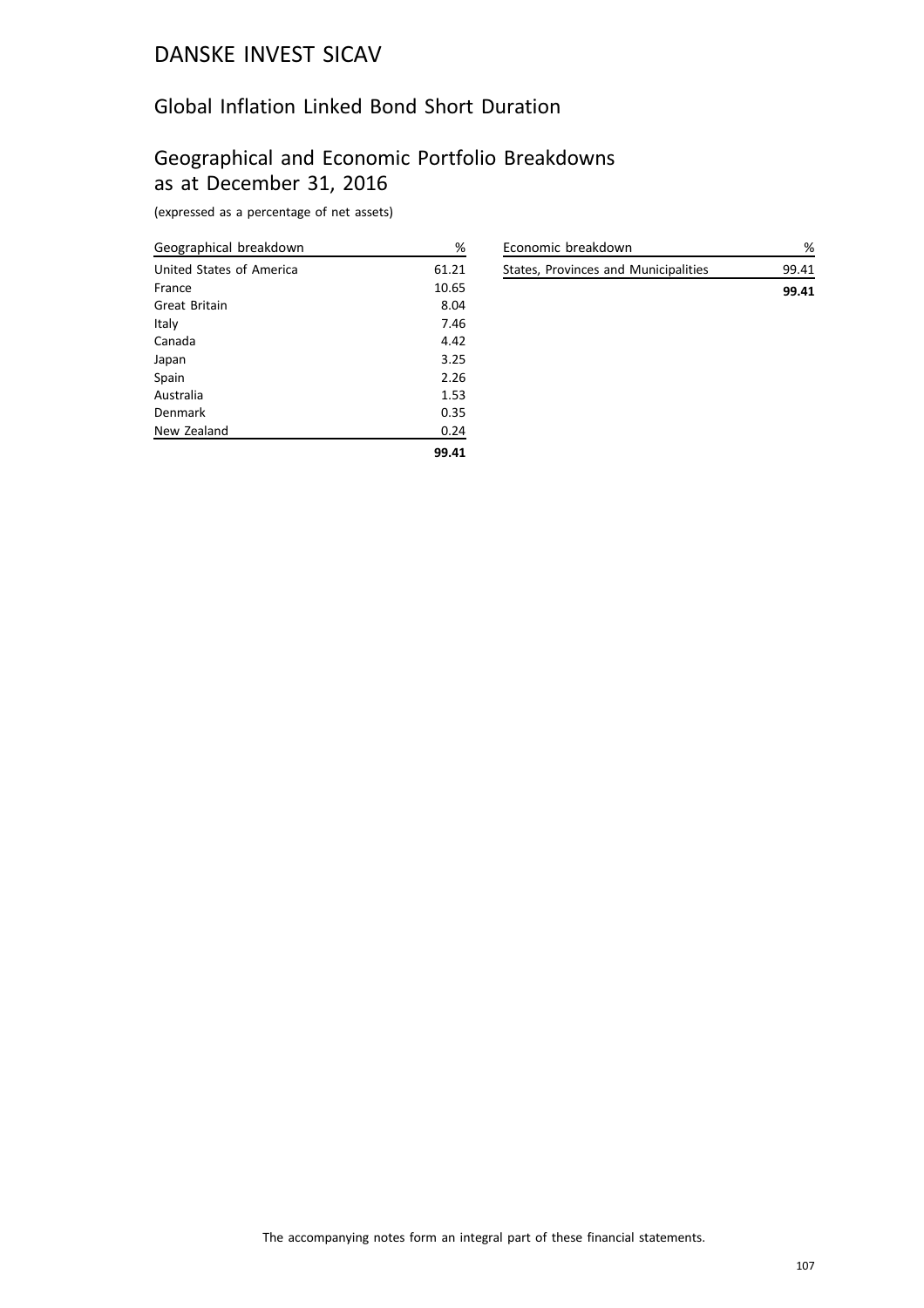# DANSKE INVEST SICAV

## Global Inflation Linked Bond Short Duration

## Geographical and Economic Portfolio Breakdowns as at December 31, 2016

(expressed as a percentage of net assets)

| Geographical breakdown | % |
| --- | --- |
| United States of America | 61.21 |
| France | 10.65 |
| Great Britain | 8.04 |
| Italy | 7.46 |
| Canada | 4.42 |
| Japan | 3.25 |
| Spain | 2.26 |
| Australia | 1.53 |
| Denmark | 0.35 |
| New Zealand | 0.24 |
| | **99.41** |

| Economic breakdown | % |
| --- | --- |
| States, Provinces and Municipalities | 99.41 |
| | **99.41** |

The accompanying notes form an integral part of these financial statements.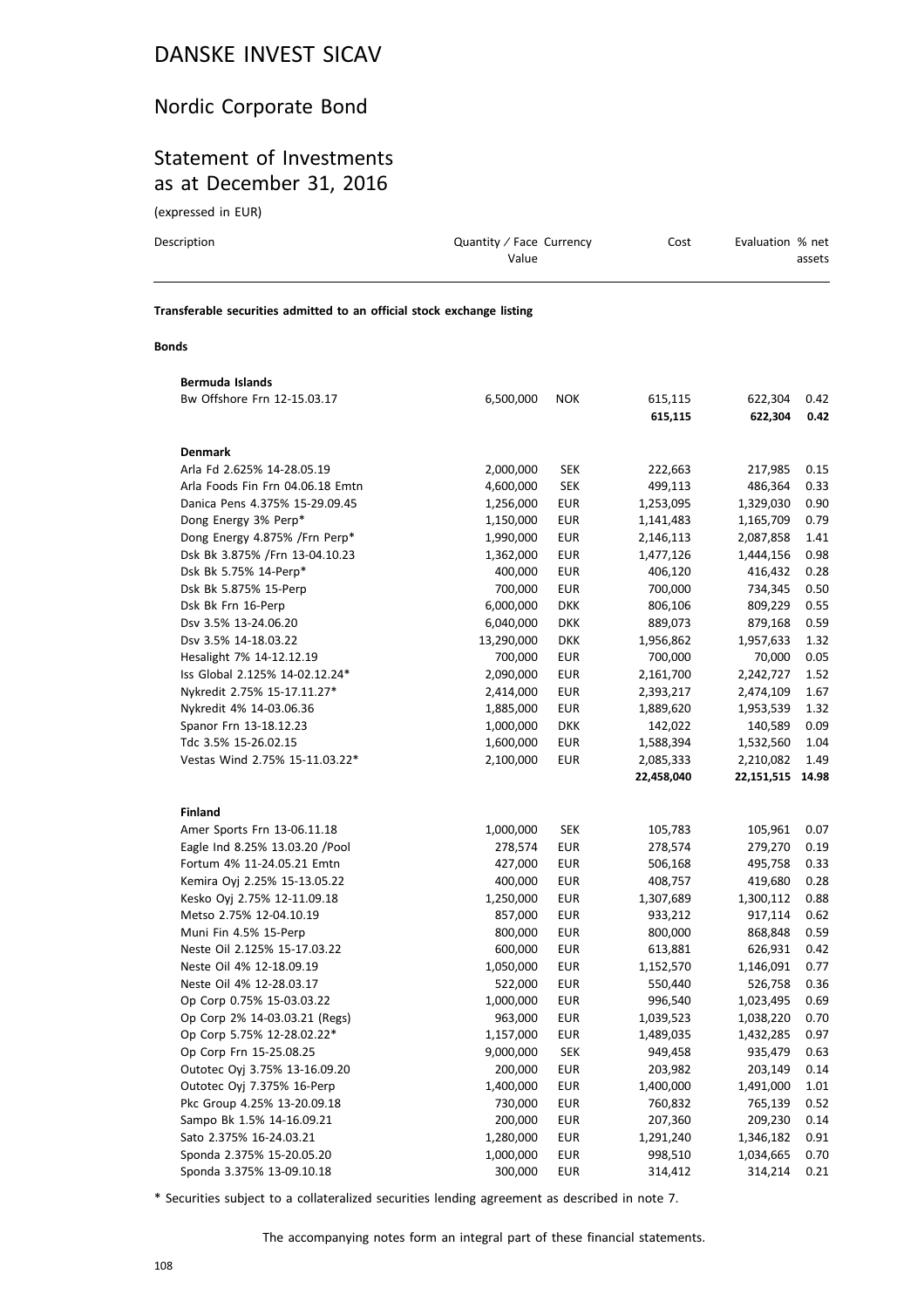# DANSKE INVEST SICAV

## Nordic Corporate Bond

## Statement of Investments as at December 31, 2016

(expressed in EUR)

| Description | Quantity / Face Value | Currency | Cost | Evaluation | % net assets |
|---|---|---|---|---|---|
| **Transferable securities admitted to an official stock exchange listing** | | | | | |
| **Bonds** | | | | | |
| **Bermuda Islands** | | | | | |
| Bw Offshore Frn 12-15.03.17 | 6,500,000 | NOK | 615,115 | 622,304 | 0.42 |
| | | | **615,115** | **622,304** | **0.42** |
| **Denmark** | | | | | |
| Arla Fd 2.625% 14-28.05.19 | 2,000,000 | SEK | 222,663 | 217,985 | 0.15 |
| Arla Foods Fin Frn 04.06.18 Emtn | 4,600,000 | SEK | 499,113 | 486,364 | 0.33 |
| Danica Pens 4.375% 15-29.09.45 | 1,256,000 | EUR | 1,253,095 | 1,329,030 | 0.90 |
| Dong Energy 3% Perp* | 1,150,000 | EUR | 1,141,483 | 1,165,709 | 0.79 |
| Dong Energy 4.875% /Frn Perp* | 1,990,000 | EUR | 2,146,113 | 2,087,858 | 1.41 |
| Dsk Bk 3.875% /Frn 13-04.10.23 | 1,362,000 | EUR | 1,477,126 | 1,444,156 | 0.98 |
| Dsk Bk 5.75% 14-Perp* | 400,000 | EUR | 406,120 | 416,432 | 0.28 |
| Dsk Bk 5.875% 15-Perp | 700,000 | EUR | 700,000 | 734,345 | 0.50 |
| Dsk Bk Frn 16-Perp | 6,000,000 | DKK | 806,106 | 809,229 | 0.55 |
| Dsv 3.5% 13-24.06.20 | 6,040,000 | DKK | 889,073 | 879,168 | 0.59 |
| Dsv 3.5% 14-18.03.22 | 13,290,000 | DKK | 1,956,862 | 1,957,633 | 1.32 |
| Hesalight 7% 14-12.12.19 | 700,000 | EUR | 700,000 | 70,000 | 0.05 |
| Iss Global 2.125% 14-02.12.24* | 2,090,000 | EUR | 2,161,700 | 2,242,727 | 1.52 |
| Nykredit 2.75% 15-17.11.27* | 2,414,000 | EUR | 2,393,217 | 2,474,109 | 1.67 |
| Nykredit 4% 14-03.06.36 | 1,885,000 | EUR | 1,889,620 | 1,953,539 | 1.32 |
| Spanor Frn 13-18.12.23 | 1,000,000 | DKK | 142,022 | 140,589 | 0.09 |
| Tdc 3.5% 15-26.02.15 | 1,600,000 | EUR | 1,588,394 | 1,532,560 | 1.04 |
| Vestas Wind 2.75% 15-11.03.22* | 2,100,000 | EUR | 2,085,333 | 2,210,082 | 1.49 |
| | | | **22,458,040** | **22,151,515** | **14.98** |
| **Finland** | | | | | |
| Amer Sports Frn 13-06.11.18 | 1,000,000 | SEK | 105,783 | 105,961 | 0.07 |
| Eagle Ind 8.25% 13.03.20 /Pool | 278,574 | EUR | 278,574 | 279,270 | 0.19 |
| Fortum 4% 11-24.05.21 Emtn | 427,000 | EUR | 506,168 | 495,758 | 0.33 |
| Kemira Oyj 2.25% 15-13.05.22 | 400,000 | EUR | 408,757 | 419,680 | 0.28 |
| Kesko Oyj 2.75% 12-11.09.18 | 1,250,000 | EUR | 1,307,689 | 1,300,112 | 0.88 |
| Metso 2.75% 12-04.10.19 | 857,000 | EUR | 933,212 | 917,114 | 0.62 |
| Muni Fin 4.5% 15-Perp | 800,000 | EUR | 800,000 | 868,848 | 0.59 |
| Neste Oil 2.125% 15-17.03.22 | 600,000 | EUR | 613,881 | 626,931 | 0.42 |
| Neste Oil 4% 12-18.09.19 | 1,050,000 | EUR | 1,152,570 | 1,146,091 | 0.77 |
| Neste Oil 4% 12-28.03.17 | 522,000 | EUR | 550,440 | 526,758 | 0.36 |
| Op Corp 0.75% 15-03.03.22 | 1,000,000 | EUR | 996,540 | 1,023,495 | 0.69 |
| Op Corp 2% 14-03.03.21 (Regs) | 963,000 | EUR | 1,039,523 | 1,038,220 | 0.70 |
| Op Corp 5.75% 12-28.02.22* | 1,157,000 | EUR | 1,489,035 | 1,432,285 | 0.97 |
| Op Corp Frn 15-25.08.25 | 9,000,000 | SEK | 949,458 | 935,479 | 0.63 |
| Outotec Oyj 3.75% 13-16.09.20 | 200,000 | EUR | 203,982 | 203,149 | 0.14 |
| Outotec Oyj 7.375% 16-Perp | 1,400,000 | EUR | 1,400,000 | 1,491,000 | 1.01 |
| Pkc Group 4.25% 13-20.09.18 | 730,000 | EUR | 760,832 | 765,139 | 0.52 |
| Sampo Bk 1.5% 14-16.09.21 | 200,000 | EUR | 207,360 | 209,230 | 0.14 |
| Sato 2.375% 16-24.03.21 | 1,280,000 | EUR | 1,291,240 | 1,346,182 | 0.91 |
| Sponda 2.375% 15-20.05.20 | 1,000,000 | EUR | 998,510 | 1,034,665 | 0.70 |
| Sponda 3.375% 13-09.10.18 | 300,000 | EUR | 314,412 | 314,214 | 0.21 |

* Securities subject to a collateralized securities lending agreement as described in note 7.

The accompanying notes form an integral part of these financial statements.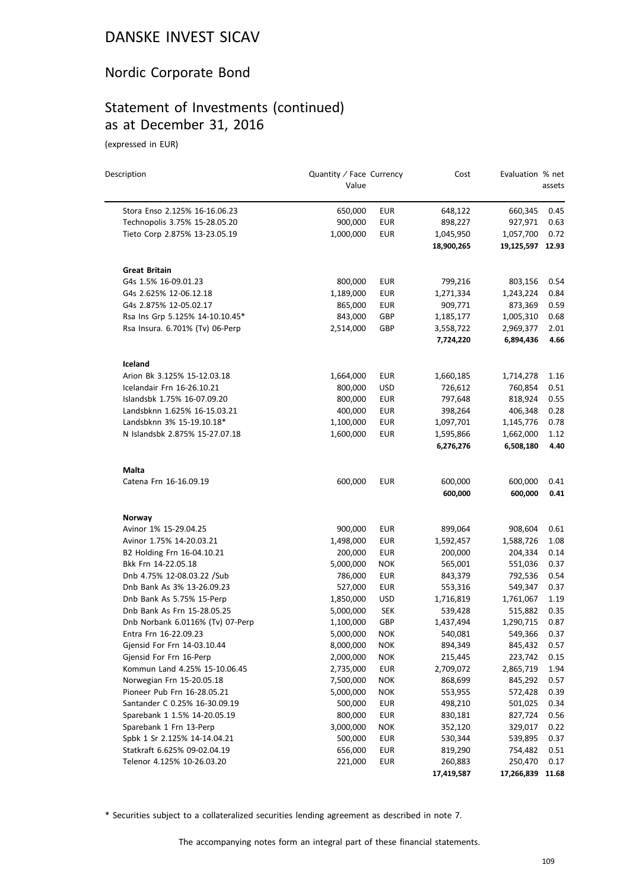# DANSKE INVEST SICAV

## Nordic Corporate Bond

## Statement of Investments (continued) as at December 31, 2016

(expressed in EUR)

| Description | Quantity / Face Value | Currency | Cost | Evaluation | % net assets |
|---|---|---|---|---|---|
| Stora Enso 2.125% 16-16.06.23 | 650,000 | EUR | 648,122 | 660,345 | 0.45 |
| Technopolis 3.75% 15-28.05.20 | 900,000 | EUR | 898,227 | 927,971 | 0.63 |
| Tieto Corp 2.875% 13-23.05.19 | 1,000,000 | EUR | 1,045,950 | 1,057,700 | 0.72 |
| | | | **18,900,265** | **19,125,597** | **12.93** |
| **Great Britain** | | | | | |
| G4s 1.5% 16-09.01.23 | 800,000 | EUR | 799,216 | 803,156 | 0.54 |
| G4s 2.625% 12-06.12.18 | 1,189,000 | EUR | 1,271,334 | 1,243,224 | 0.84 |
| G4s 2.875% 12-05.02.17 | 865,000 | EUR | 909,771 | 873,369 | 0.59 |
| Rsa Ins Grp 5.125% 14-10.10.45* | 843,000 | GBP | 1,185,177 | 1,005,310 | 0.68 |
| Rsa Insura. 6.701% (Tv) 06-Perp | 2,514,000 | GBP | 3,558,722 | 2,969,377 | 2.01 |
| | | | **7,724,220** | **6,894,436** | **4.66** |
| **Iceland** | | | | | |
| Arion Bk 3.125% 15-12.03.18 | 1,664,000 | EUR | 1,660,185 | 1,714,278 | 1.16 |
| Icelandair Frn 16-26.10.21 | 800,000 | USD | 726,612 | 760,854 | 0.51 |
| Islandsbk 1.75% 16-07.09.20 | 800,000 | EUR | 797,648 | 818,924 | 0.55 |
| Landsbknn 1.625% 16-15.03.21 | 400,000 | EUR | 398,264 | 406,348 | 0.28 |
| Landsbknn 3% 15-19.10.18* | 1,100,000 | EUR | 1,097,701 | 1,145,776 | 0.78 |
| N Islandsbk 2.875% 15-27.07.18 | 1,600,000 | EUR | 1,595,866 | 1,662,000 | 1.12 |
| | | | **6,276,276** | **6,508,180** | **4.40** |
| **Malta** | | | | | |
| Catena Frn 16-16.09.19 | 600,000 | EUR | 600,000 | 600,000 | 0.41 |
| | | | **600,000** | **600,000** | **0.41** |
| **Norway** | | | | | |
| Avinor 1% 15-29.04.25 | 900,000 | EUR | 899,064 | 908,604 | 0.61 |
| Avinor 1.75% 14-20.03.21 | 1,498,000 | EUR | 1,592,457 | 1,588,726 | 1.08 |
| B2 Holding Frn 16-04.10.21 | 200,000 | EUR | 200,000 | 204,334 | 0.14 |
| Bkk Frn 14-22.05.18 | 5,000,000 | NOK | 565,001 | 551,036 | 0.37 |
| Dnb 4.75% 12-08.03.22 /Sub | 786,000 | EUR | 843,379 | 792,536 | 0.54 |
| Dnb Bank As 3% 13-26.09.23 | 527,000 | EUR | 553,316 | 549,347 | 0.37 |
| Dnb Bank As 5.75% 15-Perp | 1,850,000 | USD | 1,716,819 | 1,761,067 | 1.19 |
| Dnb Bank As Frn 15-28.05.25 | 5,000,000 | SEK | 539,428 | 515,882 | 0.35 |
| Dnb Norbank 6.0116% (Tv) 07-Perp | 1,100,000 | GBP | 1,437,494 | 1,290,715 | 0.87 |
| Entra Frn 16-22.09.23 | 5,000,000 | NOK | 540,081 | 549,366 | 0.37 |
| Gjensid For Frn 14-03.10.44 | 8,000,000 | NOK | 894,349 | 845,432 | 0.57 |
| Gjensid For Frn 16-Perp | 2,000,000 | NOK | 215,445 | 223,742 | 0.15 |
| Kommun Land 4.25% 15-10.06.45 | 2,735,000 | EUR | 2,709,072 | 2,865,719 | 1.94 |
| Norwegian Frn 15-20.05.18 | 7,500,000 | NOK | 868,699 | 845,292 | 0.57 |
| Pioneer Pub Frn 16-28.05.21 | 5,000,000 | NOK | 553,955 | 572,428 | 0.39 |
| Santander C 0.25% 16-30.09.19 | 500,000 | EUR | 498,210 | 501,025 | 0.34 |
| Sparebank 1 1.5% 14-20.05.19 | 800,000 | EUR | 830,181 | 827,724 | 0.56 |
| Sparebank 1 Frn 13-Perp | 3,000,000 | NOK | 352,120 | 329,017 | 0.22 |
| Spbk 1 Sr 2.125% 14-14.04.21 | 500,000 | EUR | 530,344 | 539,895 | 0.37 |
| Statkraft 6.625% 09-02.04.19 | 656,000 | EUR | 819,290 | 754,482 | 0.51 |
| Telenor 4.125% 10-26.03.20 | 221,000 | EUR | 260,883 | 250,470 | 0.17 |
| | | | **17,419,587** | **17,266,839** | **11.68** |

* Securities subject to a collateralized securities lending agreement as described in note 7.

The accompanying notes form an integral part of these financial statements.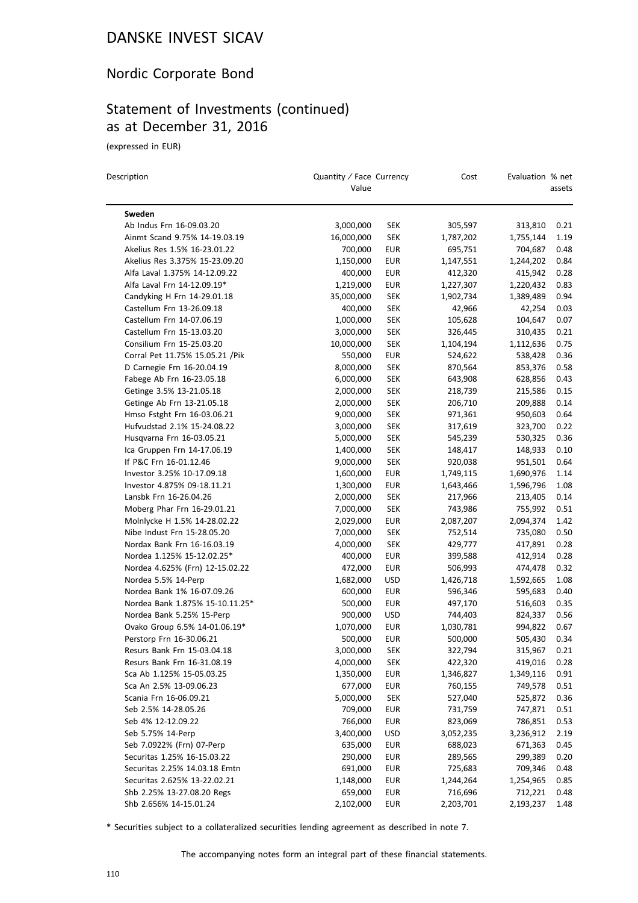# DANSKE INVEST SICAV

## Nordic Corporate Bond

## Statement of Investments (continued) as at December 31, 2016

(expressed in EUR)

| Description | Quantity / Face Value | Currency | Cost | Evaluation | % net assets |
|---|---|---|---|---|---|
| **Sweden** | | | | | |
| Ab Indus Frn 16-09.03.20 | 3,000,000 | SEK | 305,597 | 313,810 | 0.21 |
| Ainmt Scand 9.75% 14-19.03.19 | 16,000,000 | SEK | 1,787,202 | 1,755,144 | 1.19 |
| Akelius Res 1.5% 16-23.01.22 | 700,000 | EUR | 695,751 | 704,687 | 0.48 |
| Akelius Res 3.375% 15-23.09.20 | 1,150,000 | EUR | 1,147,551 | 1,244,202 | 0.84 |
| Alfa Laval 1.375% 14-12.09.22 | 400,000 | EUR | 412,320 | 415,942 | 0.28 |
| Alfa Laval Frn 14-12.09.19* | 1,219,000 | EUR | 1,227,307 | 1,220,432 | 0.83 |
| Candyking H Frn 14-29.01.18 | 35,000,000 | SEK | 1,902,734 | 1,389,489 | 0.94 |
| Castellum Frn 13-26.09.18 | 400,000 | SEK | 42,966 | 42,254 | 0.03 |
| Castellum Frn 14-07.06.19 | 1,000,000 | SEK | 105,628 | 104,647 | 0.07 |
| Castellum Frn 15-13.03.20 | 3,000,000 | SEK | 326,445 | 310,435 | 0.21 |
| Consilium Frn 15-25.03.20 | 10,000,000 | SEK | 1,104,194 | 1,112,636 | 0.75 |
| Corral Pet 11.75% 15.05.21 /Pik | 550,000 | EUR | 524,622 | 538,428 | 0.36 |
| D Carnegie Frn 16-20.04.19 | 8,000,000 | SEK | 870,564 | 853,376 | 0.58 |
| Fabege Ab Frn 16-23.05.18 | 6,000,000 | SEK | 643,908 | 628,856 | 0.43 |
| Getinge 3.5% 13-21.05.18 | 2,000,000 | SEK | 218,739 | 215,586 | 0.15 |
| Getinge Ab Frn 13-21.05.18 | 2,000,000 | SEK | 206,710 | 209,888 | 0.14 |
| Hmso Fstght Frn 16-03.06.21 | 9,000,000 | SEK | 971,361 | 950,603 | 0.64 |
| Hufvudstad 2.1% 15-24.08.22 | 3,000,000 | SEK | 317,619 | 323,700 | 0.22 |
| Husqvarna Frn 16-03.05.21 | 5,000,000 | SEK | 545,239 | 530,325 | 0.36 |
| Ica Gruppen Frn 14-17.06.19 | 1,400,000 | SEK | 148,417 | 148,933 | 0.10 |
| If P&C Frn 16-01.12.46 | 9,000,000 | SEK | 920,038 | 951,501 | 0.64 |
| Investor 3.25% 10-17.09.18 | 1,600,000 | EUR | 1,749,115 | 1,690,976 | 1.14 |
| Investor 4.875% 09-18.11.21 | 1,300,000 | EUR | 1,643,466 | 1,596,796 | 1.08 |
| Lansbk Frn 16-26.04.26 | 2,000,000 | SEK | 217,966 | 213,405 | 0.14 |
| Moberg Phar Frn 16-29.01.21 | 7,000,000 | SEK | 743,986 | 755,992 | 0.51 |
| Molnlycke H 1.5% 14-28.02.22 | 2,029,000 | EUR | 2,087,207 | 2,094,374 | 1.42 |
| Nibe Indust Frn 15-28.05.20 | 7,000,000 | SEK | 752,514 | 735,080 | 0.50 |
| Nordax Bank Frn 16-16.03.19 | 4,000,000 | SEK | 429,777 | 417,891 | 0.28 |
| Nordea 1.125% 15-12.02.25* | 400,000 | EUR | 399,588 | 412,914 | 0.28 |
| Nordea 4.625% (Frn) 12-15.02.22 | 472,000 | EUR | 506,993 | 474,478 | 0.32 |
| Nordea 5.5% 14-Perp | 1,682,000 | USD | 1,426,718 | 1,592,665 | 1.08 |
| Nordea Bank 1% 16-07.09.26 | 600,000 | EUR | 596,346 | 595,683 | 0.40 |
| Nordea Bank 1.875% 15-10.11.25* | 500,000 | EUR | 497,170 | 516,603 | 0.35 |
| Nordea Bank 5.25% 15-Perp | 900,000 | USD | 744,403 | 824,337 | 0.56 |
| Ovako Group 6.5% 14-01.06.19* | 1,070,000 | EUR | 1,030,781 | 994,822 | 0.67 |
| Perstorp Frn 16-30.06.21 | 500,000 | EUR | 500,000 | 505,430 | 0.34 |
| Resurs Bank Frn 15-03.04.18 | 3,000,000 | SEK | 322,794 | 315,967 | 0.21 |
| Resurs Bank Frn 16-31.08.19 | 4,000,000 | SEK | 422,320 | 419,016 | 0.28 |
| Sca Ab 1.125% 15-05.03.25 | 1,350,000 | EUR | 1,346,827 | 1,349,116 | 0.91 |
| Sca An 2.5% 13-09.06.23 | 677,000 | EUR | 760,155 | 749,578 | 0.51 |
| Scania Frn 16-06.09.21 | 5,000,000 | SEK | 527,040 | 525,872 | 0.36 |
| Seb 2.5% 14-28.05.26 | 709,000 | EUR | 731,759 | 747,871 | 0.51 |
| Seb 4% 12-12.09.22 | 766,000 | EUR | 823,069 | 786,851 | 0.53 |
| Seb 5.75% 14-Perp | 3,400,000 | USD | 3,052,235 | 3,236,912 | 2.19 |
| Seb 7.0922% (Frn) 07-Perp | 635,000 | EUR | 688,023 | 671,363 | 0.45 |
| Securitas 1.25% 16-15.03.22 | 290,000 | EUR | 289,565 | 299,389 | 0.20 |
| Securitas 2.25% 14.03.18 Emtn | 691,000 | EUR | 725,683 | 709,346 | 0.48 |
| Securitas 2.625% 13-22.02.21 | 1,148,000 | EUR | 1,244,264 | 1,254,965 | 0.85 |
| Shb 2.25% 13-27.08.20 Regs | 659,000 | EUR | 716,696 | 712,221 | 0.48 |
| Shb 2.656% 14-15.01.24 | 2,102,000 | EUR | 2,203,701 | 2,193,237 | 1.48 |

* Securities subject to a collateralized securities lending agreement as described in note 7.

The accompanying notes form an integral part of these financial statements.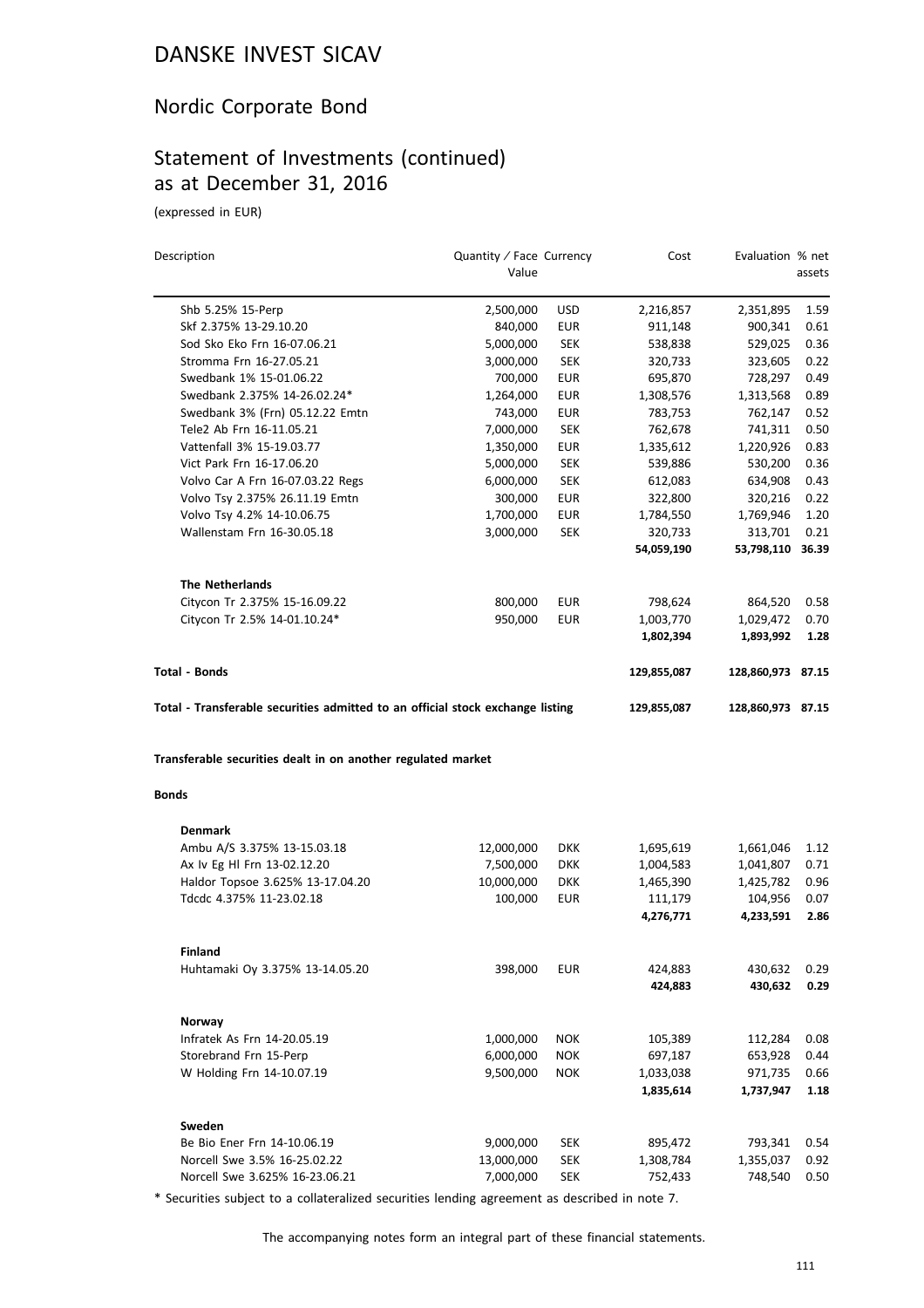# DANSKE INVEST SICAV

## Nordic Corporate Bond

## Statement of Investments (continued) as at December 31, 2016

(expressed in EUR)

| Description | Quantity / Face Value | Currency | Cost | Evaluation | % net assets |
|---|---|---|---|---|---|
| Shb 5.25% 15-Perp | 2,500,000 | USD | 2,216,857 | 2,351,895 | 1.59 |
| Skf 2.375% 13-29.10.20 | 840,000 | EUR | 911,148 | 900,341 | 0.61 |
| Sod Sko Eko Frn 16-07.06.21 | 5,000,000 | SEK | 538,838 | 529,025 | 0.36 |
| Stromma Frn 16-27.05.21 | 3,000,000 | SEK | 320,733 | 323,605 | 0.22 |
| Swedbank 1% 15-01.06.22 | 700,000 | EUR | 695,870 | 728,297 | 0.49 |
| Swedbank 2.375% 14-26.02.24* | 1,264,000 | EUR | 1,308,576 | 1,313,568 | 0.89 |
| Swedbank 3% (Frn) 05.12.22 Emtn | 743,000 | EUR | 783,753 | 762,147 | 0.52 |
| Tele2 Ab Frn 16-11.05.21 | 7,000,000 | SEK | 762,678 | 741,311 | 0.50 |
| Vattenfall 3% 15-19.03.77 | 1,350,000 | EUR | 1,335,612 | 1,220,926 | 0.83 |
| Vict Park Frn 16-17.06.20 | 5,000,000 | SEK | 539,886 | 530,200 | 0.36 |
| Volvo Car A Frn 16-07.03.22 Regs | 6,000,000 | SEK | 612,083 | 634,908 | 0.43 |
| Volvo Tsy 2.375% 26.11.19 Emtn | 300,000 | EUR | 322,800 | 320,216 | 0.22 |
| Volvo Tsy 4.2% 14-10.06.75 | 1,700,000 | EUR | 1,784,550 | 1,769,946 | 1.20 |
| Wallenstam Frn 16-30.05.18 | 3,000,000 | SEK | 320,733 | 313,701 | 0.21 |
| | | | **54,059,190** | **53,798,110** | **36.39** |
| **The Netherlands** | | | | | |
| Citycon Tr 2.375% 15-16.09.22 | 800,000 | EUR | 798,624 | 864,520 | 0.58 |
| Citycon Tr 2.5% 14-01.10.24* | 950,000 | EUR | 1,003,770 | 1,029,472 | 0.70 |
| | | | **1,802,394** | **1,893,992** | **1.28** |
| **Total - Bonds** | | | **129,855,087** | **128,860,973** | **87.15** |
| **Total - Transferable securities admitted to an official stock exchange listing** | | | **129,855,087** | **128,860,973** | **87.15** |

**Transferable securities dealt in on another regulated market**

**Bonds**

| Description | Quantity / Face Value | Currency | Cost | Evaluation | % net assets |
|---|---|---|---|---|---|
| **Denmark** | | | | | |
| Ambu A/S 3.375% 13-15.03.18 | 12,000,000 | DKK | 1,695,619 | 1,661,046 | 1.12 |
| Ax Iv Eg Hl Frn 13-02.12.20 | 7,500,000 | DKK | 1,004,583 | 1,041,807 | 0.71 |
| Haldor Topsoe 3.625% 13-17.04.20 | 10,000,000 | DKK | 1,465,390 | 1,425,782 | 0.96 |
| Tdcdc 4.375% 11-23.02.18 | 100,000 | EUR | 111,179 | 104,956 | 0.07 |
| | | | **4,276,771** | **4,233,591** | **2.86** |
| **Finland** | | | | | |
| Huhtamaki Oy 3.375% 13-14.05.20 | 398,000 | EUR | 424,883 | 430,632 | 0.29 |
| | | | **424,883** | **430,632** | **0.29** |
| **Norway** | | | | | |
| Infratek As Frn 14-20.05.19 | 1,000,000 | NOK | 105,389 | 112,284 | 0.08 |
| Storebrand Frn 15-Perp | 6,000,000 | NOK | 697,187 | 653,928 | 0.44 |
| W Holding Frn 14-10.07.19 | 9,500,000 | NOK | 1,033,038 | 971,735 | 0.66 |
| | | | **1,835,614** | **1,737,947** | **1.18** |
| **Sweden** | | | | | |
| Be Bio Ener Frn 14-10.06.19 | 9,000,000 | SEK | 895,472 | 793,341 | 0.54 |
| Norcell Swe 3.5% 16-25.02.22 | 13,000,000 | SEK | 1,308,784 | 1,355,037 | 0.92 |
| Norcell Swe 3.625% 16-23.06.21 | 7,000,000 | SEK | 752,433 | 748,540 | 0.50 |

\* Securities subject to a collateralized securities lending agreement as described in note 7.

The accompanying notes form an integral part of these financial statements.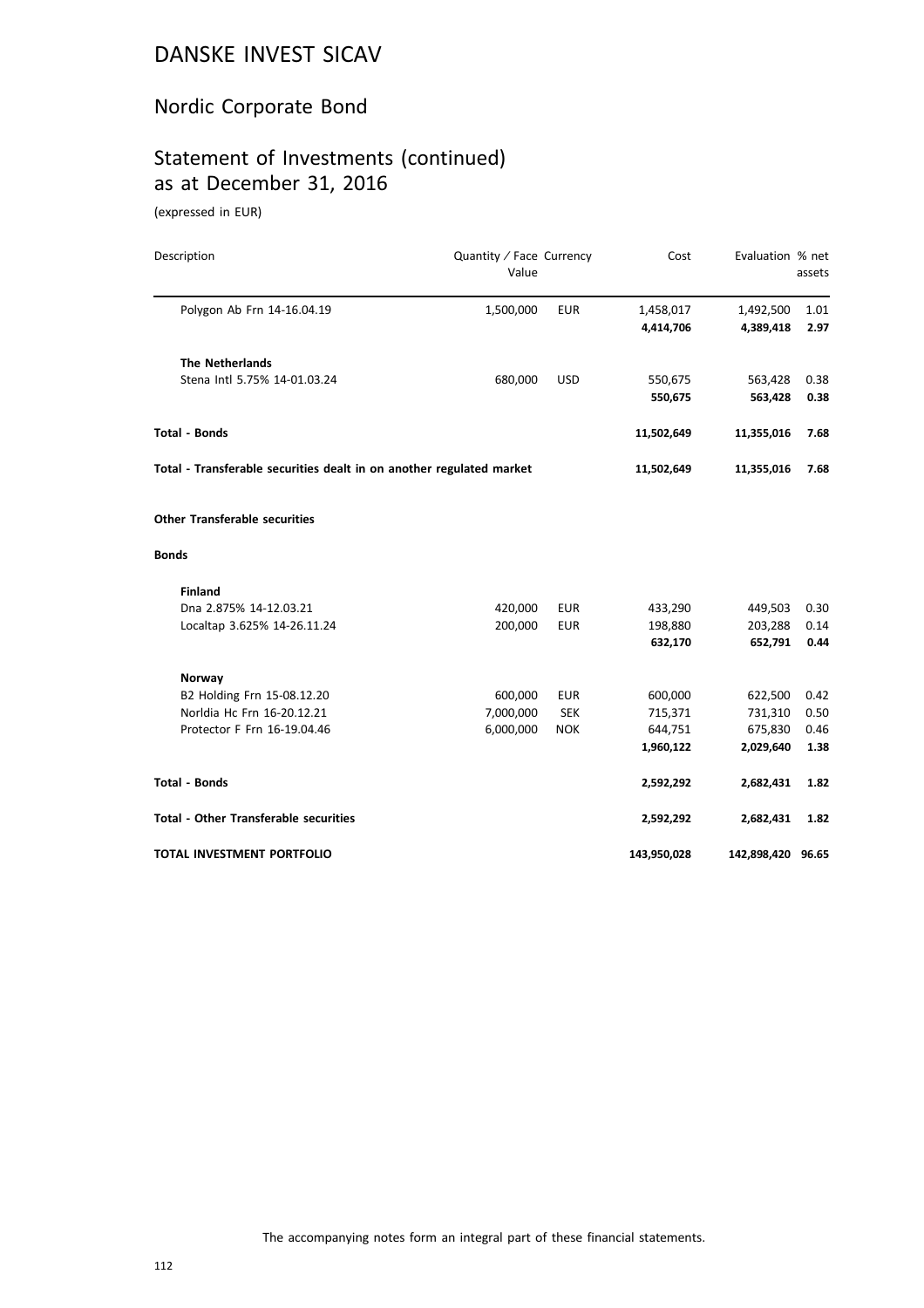# DANSKE INVEST SICAV

## Nordic Corporate Bond

## Statement of Investments (continued) as at December 31, 2016

(expressed in EUR)

| Description | Quantity / Face Value | Currency | Cost | Evaluation | % net assets |
|---|---|---|---|---|---|
| Polygon Ab Frn 14-16.04.19 | 1,500,000 | EUR | 1,458,017 | 1,492,500 | 1.01 |
| | | | **4,414,706** | **4,389,418** | **2.97** |
| **The Netherlands** | | | | | |
| Stena Intl 5.75% 14-01.03.24 | 680,000 | USD | 550,675 | 563,428 | 0.38 |
| | | | **550,675** | **563,428** | **0.38** |
| **Total - Bonds** | | | **11,502,649** | **11,355,016** | **7.68** |
| **Total - Transferable securities dealt in on another regulated market** | | | **11,502,649** | **11,355,016** | **7.68** |
| **Other Transferable securities** | | | | | |
| **Bonds** | | | | | |
| **Finland** | | | | | |
| Dna 2.875% 14-12.03.21 | 420,000 | EUR | 433,290 | 449,503 | 0.30 |
| Localtap 3.625% 14-26.11.24 | 200,000 | EUR | 198,880 | 203,288 | 0.14 |
| | | | **632,170** | **652,791** | **0.44** |
| **Norway** | | | | | |
| B2 Holding Frn 15-08.12.20 | 600,000 | EUR | 600,000 | 622,500 | 0.42 |
| Norldia Hc Frn 16-20.12.21 | 7,000,000 | SEK | 715,371 | 731,310 | 0.50 |
| Protector F Frn 16-19.04.46 | 6,000,000 | NOK | 644,751 | 675,830 | 0.46 |
| | | | **1,960,122** | **2,029,640** | **1.38** |
| **Total - Bonds** | | | **2,592,292** | **2,682,431** | **1.82** |
| **Total - Other Transferable securities** | | | **2,592,292** | **2,682,431** | **1.82** |
| **TOTAL INVESTMENT PORTFOLIO** | | | **143,950,028** | **142,898,420** | **96.65** |

The accompanying notes form an integral part of these financial statements.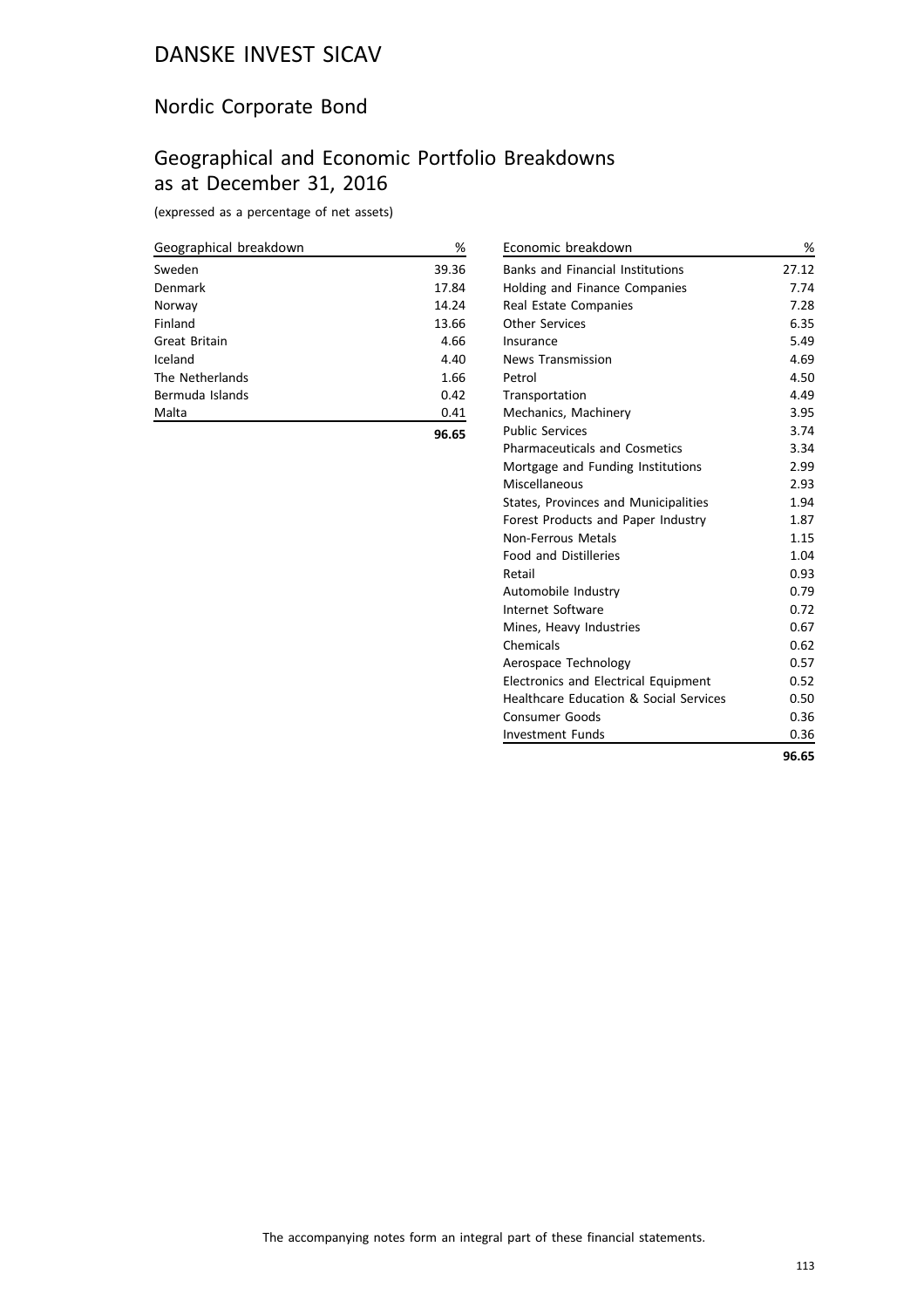# DANSKE INVEST SICAV

## Nordic Corporate Bond

## Geographical and Economic Portfolio Breakdowns as at December 31, 2016

(expressed as a percentage of net assets)

| Geographical breakdown | % |
|---|---|
| Sweden | 39.36 |
| Denmark | 17.84 |
| Norway | 14.24 |
| Finland | 13.66 |
| Great Britain | 4.66 |
| Iceland | 4.40 |
| The Netherlands | 1.66 |
| Bermuda Islands | 0.42 |
| Malta | 0.41 |
| | **96.65** |

| Economic breakdown | % |
|---|---|
| Banks and Financial Institutions | 27.12 |
| Holding and Finance Companies | 7.74 |
| Real Estate Companies | 7.28 |
| Other Services | 6.35 |
| Insurance | 5.49 |
| News Transmission | 4.69 |
| Petrol | 4.50 |
| Transportation | 4.49 |
| Mechanics, Machinery | 3.95 |
| Public Services | 3.74 |
| Pharmaceuticals and Cosmetics | 3.34 |
| Mortgage and Funding Institutions | 2.99 |
| Miscellaneous | 2.93 |
| States, Provinces and Municipalities | 1.94 |
| Forest Products and Paper Industry | 1.87 |
| Non-Ferrous Metals | 1.15 |
| Food and Distilleries | 1.04 |
| Retail | 0.93 |
| Automobile Industry | 0.79 |
| Internet Software | 0.72 |
| Mines, Heavy Industries | 0.67 |
| Chemicals | 0.62 |
| Aerospace Technology | 0.57 |
| Electronics and Electrical Equipment | 0.52 |
| Healthcare Education & Social Services | 0.50 |
| Consumer Goods | 0.36 |
| Investment Funds | 0.36 |
| | **96.65** |

The accompanying notes form an integral part of these financial statements.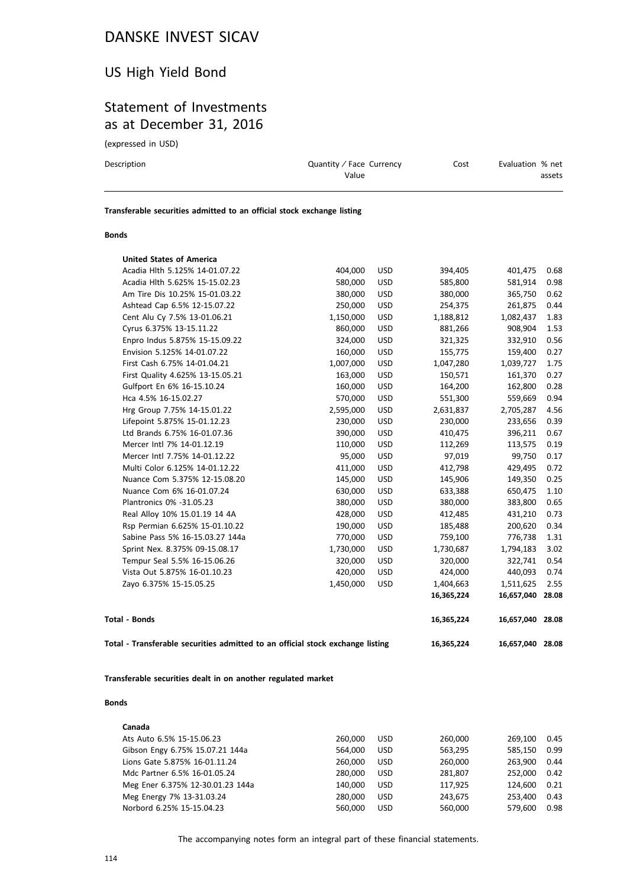# DANSKE INVEST SICAV

## US High Yield Bond

## Statement of Investments as at December 31, 2016

(expressed in USD)

| Description | Quantity / Face Value | Currency | Cost | Evaluation | % net assets |
|---|---|---|---|---|---|
| **Transferable securities admitted to an official stock exchange listing** | | | | | |
| **Bonds** | | | | | |
| **United States of America** | | | | | |
| Acadia Hlth 5.125% 14-01.07.22 | 404,000 | USD | 394,405 | 401,475 | 0.68 |
| Acadia Hlth 5.625% 15-15.02.23 | 580,000 | USD | 585,800 | 581,914 | 0.98 |
| Am Tire Dis 10.25% 15-01.03.22 | 380,000 | USD | 380,000 | 365,750 | 0.62 |
| Ashtead Cap 6.5% 12-15.07.22 | 250,000 | USD | 254,375 | 261,875 | 0.44 |
| Cent Alu Cy 7.5% 13-01.06.21 | 1,150,000 | USD | 1,188,812 | 1,082,437 | 1.83 |
| Cyrus 6.375% 13-15.11.22 | 860,000 | USD | 881,266 | 908,904 | 1.53 |
| Enpro Indus 5.875% 15-15.09.22 | 324,000 | USD | 321,325 | 332,910 | 0.56 |
| Envision 5.125% 14-01.07.22 | 160,000 | USD | 155,775 | 159,400 | 0.27 |
| First Cash 6.75% 14-01.04.21 | 1,007,000 | USD | 1,047,280 | 1,039,727 | 1.75 |
| First Quality 4.625% 13-15.05.21 | 163,000 | USD | 150,571 | 161,370 | 0.27 |
| Gulfport En 6% 16-15.10.24 | 160,000 | USD | 164,200 | 162,800 | 0.28 |
| Hca 4.5% 16-15.02.27 | 570,000 | USD | 551,300 | 559,669 | 0.94 |
| Hrg Group 7.75% 14-15.01.22 | 2,595,000 | USD | 2,631,837 | 2,705,287 | 4.56 |
| Lifepoint 5.875% 15-01.12.23 | 230,000 | USD | 230,000 | 233,656 | 0.39 |
| Ltd Brands 6.75% 16-01.07.36 | 390,000 | USD | 410,475 | 396,211 | 0.67 |
| Mercer Intl 7% 14-01.12.19 | 110,000 | USD | 112,269 | 113,575 | 0.19 |
| Mercer Intl 7.75% 14-01.12.22 | 95,000 | USD | 97,019 | 99,750 | 0.17 |
| Multi Color 6.125% 14-01.12.22 | 411,000 | USD | 412,798 | 429,495 | 0.72 |
| Nuance Com 5.375% 12-15.08.20 | 145,000 | USD | 145,906 | 149,350 | 0.25 |
| Nuance Com 6% 16-01.07.24 | 630,000 | USD | 633,388 | 650,475 | 1.10 |
| Plantronics 0% -31.05.23 | 380,000 | USD | 380,000 | 383,800 | 0.65 |
| Real Alloy 10% 15.01.19 14 4A | 428,000 | USD | 412,485 | 431,210 | 0.73 |
| Rsp Permian 6.625% 15-01.10.22 | 190,000 | USD | 185,488 | 200,620 | 0.34 |
| Sabine Pass 5% 16-15.03.27 144a | 770,000 | USD | 759,100 | 776,738 | 1.31 |
| Sprint Nex. 8.375% 09-15.08.17 | 1,730,000 | USD | 1,730,687 | 1,794,183 | 3.02 |
| Tempur Seal 5.5% 16-15.06.26 | 320,000 | USD | 320,000 | 322,741 | 0.54 |
| Vista Out 5.875% 16-01.10.23 | 420,000 | USD | 424,000 | 440,093 | 0.74 |
| Zayo 6.375% 15-15.05.25 | 1,450,000 | USD | 1,404,663 | 1,511,625 | 2.55 |
| | | | **16,365,224** | **16,657,040** | **28.08** |
| **Total - Bonds** | | | **16,365,224** | **16,657,040** | **28.08** |
| **Total - Transferable securities admitted to an official stock exchange listing** | | | **16,365,224** | **16,657,040** | **28.08** |
| **Transferable securities dealt in on another regulated market** | | | | | |
| **Bonds** | | | | | |
| **Canada** | | | | | |
| Ats Auto 6.5% 15-15.06.23 | 260,000 | USD | 260,000 | 269,100 | 0.45 |
| Gibson Engy 6.75% 15.07.21 144a | 564,000 | USD | 563,295 | 585,150 | 0.99 |
| Lions Gate 5.875% 16-01.11.24 | 260,000 | USD | 260,000 | 263,900 | 0.44 |
| Mdc Partner 6.5% 16-01.05.24 | 280,000 | USD | 281,807 | 252,000 | 0.42 |
| Meg Ener 6.375% 12-30.01.23 144a | 140,000 | USD | 117,925 | 124,600 | 0.21 |
| Meg Energy 7% 13-31.03.24 | 280,000 | USD | 243,675 | 253,400 | 0.43 |
| Norbord 6.25% 15-15.04.23 | 560,000 | USD | 560,000 | 579,600 | 0.98 |

The accompanying notes form an integral part of these financial statements.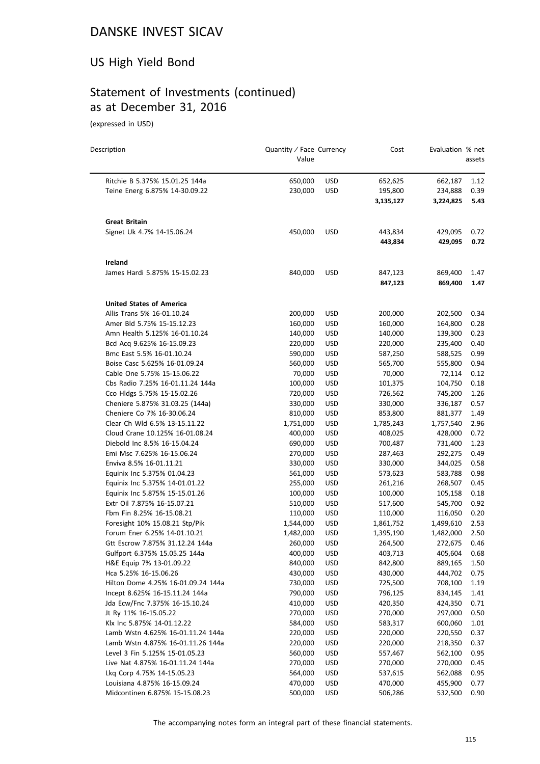# DANSKE INVEST SICAV

## US High Yield Bond

## Statement of Investments (continued) as at December 31, 2016

(expressed in USD)

| Description | Quantity / Face Value | Currency | Cost | Evaluation | % net assets |
|---|---|---|---|---|---|
| Ritchie B 5.375% 15.01.25 144a | 650,000 | USD | 652,625 | 662,187 | 1.12 |
| Teine Energ 6.875% 14-30.09.22 | 230,000 | USD | 195,800 | 234,888 | 0.39 |
| | | | **3,135,127** | **3,224,825** | **5.43** |
| **Great Britain** | | | | | |
| Signet Uk 4.7% 14-15.06.24 | 450,000 | USD | 443,834 | 429,095 | 0.72 |
| | | | **443,834** | **429,095** | **0.72** |
| **Ireland** | | | | | |
| James Hardi 5.875% 15-15.02.23 | 840,000 | USD | 847,123 | 869,400 | 1.47 |
| | | | **847,123** | **869,400** | **1.47** |
| **United States of America** | | | | | |
| Allis Trans 5% 16-01.10.24 | 200,000 | USD | 200,000 | 202,500 | 0.34 |
| Amer Bld 5.75% 15-15.12.23 | 160,000 | USD | 160,000 | 164,800 | 0.28 |
| Amn Health 5.125% 16-01.10.24 | 140,000 | USD | 140,000 | 139,300 | 0.23 |
| Bcd Acq 9.625% 16-15.09.23 | 220,000 | USD | 220,000 | 235,400 | 0.40 |
| Bmc East 5.5% 16-01.10.24 | 590,000 | USD | 587,250 | 588,525 | 0.99 |
| Boise Casc 5.625% 16-01.09.24 | 560,000 | USD | 565,700 | 555,800 | 0.94 |
| Cable One 5.75% 15-15.06.22 | 70,000 | USD | 70,000 | 72,114 | 0.12 |
| Cbs Radio 7.25% 16-01.11.24 144a | 100,000 | USD | 101,375 | 104,750 | 0.18 |
| Cco Hldgs 5.75% 15-15.02.26 | 720,000 | USD | 726,562 | 745,200 | 1.26 |
| Cheniere 5.875% 31.03.25 (144a) | 330,000 | USD | 330,000 | 336,187 | 0.57 |
| Cheniere Co 7% 16-30.06.24 | 810,000 | USD | 853,800 | 881,377 | 1.49 |
| Clear Ch Wld 6.5% 13-15.11.22 | 1,751,000 | USD | 1,785,243 | 1,757,540 | 2.96 |
| Cloud Crane 10.125% 16-01.08.24 | 400,000 | USD | 408,025 | 428,000 | 0.72 |
| Diebold Inc 8.5% 16-15.04.24 | 690,000 | USD | 700,487 | 731,400 | 1.23 |
| Emi Msc 7.625% 16-15.06.24 | 270,000 | USD | 287,463 | 292,275 | 0.49 |
| Enviva 8.5% 16-01.11.21 | 330,000 | USD | 330,000 | 344,025 | 0.58 |
| Equinix Inc 5.375% 01.04.23 | 561,000 | USD | 573,623 | 583,788 | 0.98 |
| Equinix Inc 5.375% 14-01.01.22 | 255,000 | USD | 261,216 | 268,507 | 0.45 |
| Equinix Inc 5.875% 15-15.01.26 | 100,000 | USD | 100,000 | 105,158 | 0.18 |
| Extr Oil 7.875% 16-15.07.21 | 510,000 | USD | 517,600 | 545,700 | 0.92 |
| Fbm Fin 8.25% 16-15.08.21 | 110,000 | USD | 110,000 | 116,050 | 0.20 |
| Foresight 10% 15.08.21 Stp/Pik | 1,544,000 | USD | 1,861,752 | 1,499,610 | 2.53 |
| Forum Ener 6.25% 14-01.10.21 | 1,482,000 | USD | 1,395,190 | 1,482,000 | 2.50 |
| Gtt Escrow 7.875% 31.12.24 144a | 260,000 | USD | 264,500 | 272,675 | 0.46 |
| Gulfport 6.375% 15.05.25 144a | 400,000 | USD | 403,713 | 405,604 | 0.68 |
| H&E Equip 7% 13-01.09.22 | 840,000 | USD | 842,800 | 889,165 | 1.50 |
| Hca 5.25% 16-15.06.26 | 430,000 | USD | 430,000 | 444,702 | 0.75 |
| Hilton Dome 4.25% 16-01.09.24 144a | 730,000 | USD | 725,500 | 708,100 | 1.19 |
| Incept 8.625% 16-15.11.24 144a | 790,000 | USD | 796,125 | 834,145 | 1.41 |
| Jda Ecw/Fnc 7.375% 16-15.10.24 | 410,000 | USD | 420,350 | 424,350 | 0.71 |
| Jt Ry 11% 16-15.05.22 | 270,000 | USD | 270,000 | 297,000 | 0.50 |
| Klx Inc 5.875% 14-01.12.22 | 584,000 | USD | 583,317 | 600,060 | 1.01 |
| Lamb Wstn 4.625% 16-01.11.24 144a | 220,000 | USD | 220,000 | 220,550 | 0.37 |
| Lamb Wstn 4.875% 16-01.11.26 144a | 220,000 | USD | 220,000 | 218,350 | 0.37 |
| Level 3 Fin 5.125% 15-01.05.23 | 560,000 | USD | 557,467 | 562,100 | 0.95 |
| Live Nat 4.875% 16-01.11.24 144a | 270,000 | USD | 270,000 | 270,000 | 0.45 |
| Lkq Corp 4.75% 14-15.05.23 | 564,000 | USD | 537,615 | 562,088 | 0.95 |
| Louisiana 4.875% 16-15.09.24 | 470,000 | USD | 470,000 | 455,900 | 0.77 |
| Midcontinen 6.875% 15-15.08.23 | 500,000 | USD | 506,286 | 532,500 | 0.90 |

The accompanying notes form an integral part of these financial statements.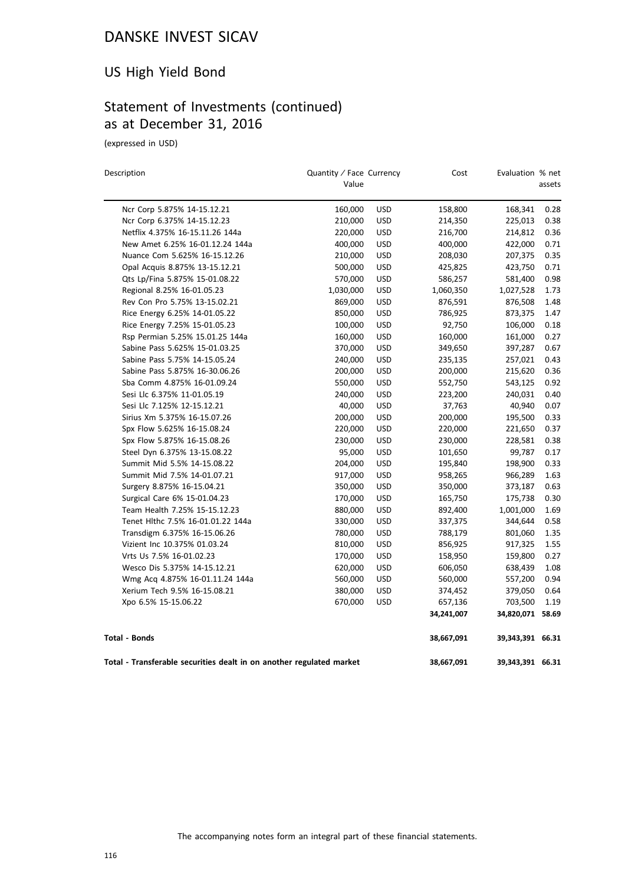# DANSKE INVEST SICAV

## US High Yield Bond

## Statement of Investments (continued) as at December 31, 2016

(expressed in USD)

| Description | Quantity / Face Value | Currency | Cost | Evaluation | % net assets |
|---|---|---|---|---|---|
| Ncr Corp 5.875% 14-15.12.21 | 160,000 | USD | 158,800 | 168,341 | 0.28 |
| Ncr Corp 6.375% 14-15.12.23 | 210,000 | USD | 214,350 | 225,013 | 0.38 |
| Netflix 4.375% 16-15.11.26 144a | 220,000 | USD | 216,700 | 214,812 | 0.36 |
| New Amet 6.25% 16-01.12.24 144a | 400,000 | USD | 400,000 | 422,000 | 0.71 |
| Nuance Com 5.625% 16-15.12.26 | 210,000 | USD | 208,030 | 207,375 | 0.35 |
| Opal Acquis 8.875% 13-15.12.21 | 500,000 | USD | 425,825 | 423,750 | 0.71 |
| Qts Lp/Fina 5.875% 15-01.08.22 | 570,000 | USD | 586,257 | 581,400 | 0.98 |
| Regional 8.25% 16-01.05.23 | 1,030,000 | USD | 1,060,350 | 1,027,528 | 1.73 |
| Rev Con Pro 5.75% 13-15.02.21 | 869,000 | USD | 876,591 | 876,508 | 1.48 |
| Rice Energy 6.25% 14-01.05.22 | 850,000 | USD | 786,925 | 873,375 | 1.47 |
| Rice Energy 7.25% 15-01.05.23 | 100,000 | USD | 92,750 | 106,000 | 0.18 |
| Rsp Permian 5.25% 15.01.25 144a | 160,000 | USD | 160,000 | 161,000 | 0.27 |
| Sabine Pass 5.625% 15-01.03.25 | 370,000 | USD | 349,650 | 397,287 | 0.67 |
| Sabine Pass 5.75% 14-15.05.24 | 240,000 | USD | 235,135 | 257,021 | 0.43 |
| Sabine Pass 5.875% 16-30.06.26 | 200,000 | USD | 200,000 | 215,620 | 0.36 |
| Sba Comm 4.875% 16-01.09.24 | 550,000 | USD | 552,750 | 543,125 | 0.92 |
| Sesi Llc 6.375% 11-01.05.19 | 240,000 | USD | 223,200 | 240,031 | 0.40 |
| Sesi Llc 7.125% 12-15.12.21 | 40,000 | USD | 37,763 | 40,940 | 0.07 |
| Sirius Xm 5.375% 16-15.07.26 | 200,000 | USD | 200,000 | 195,500 | 0.33 |
| Spx Flow 5.625% 16-15.08.24 | 220,000 | USD | 220,000 | 221,650 | 0.37 |
| Spx Flow 5.875% 16-15.08.26 | 230,000 | USD | 230,000 | 228,581 | 0.38 |
| Steel Dyn 6.375% 13-15.08.22 | 95,000 | USD | 101,650 | 99,787 | 0.17 |
| Summit Mid 5.5% 14-15.08.22 | 204,000 | USD | 195,840 | 198,900 | 0.33 |
| Summit Mid 7.5% 14-01.07.21 | 917,000 | USD | 958,265 | 966,289 | 1.63 |
| Surgery 8.875% 16-15.04.21 | 350,000 | USD | 350,000 | 373,187 | 0.63 |
| Surgical Care 6% 15-01.04.23 | 170,000 | USD | 165,750 | 175,738 | 0.30 |
| Team Health 7.25% 15-15.12.23 | 880,000 | USD | 892,400 | 1,001,000 | 1.69 |
| Tenet Hlthc 7.5% 16-01.01.22 144a | 330,000 | USD | 337,375 | 344,644 | 0.58 |
| Transdigm 6.375% 16-15.06.26 | 780,000 | USD | 788,179 | 801,060 | 1.35 |
| Vizient Inc 10.375% 01.03.24 | 810,000 | USD | 856,925 | 917,325 | 1.55 |
| Vrts Us 7.5% 16-01.02.23 | 170,000 | USD | 158,950 | 159,800 | 0.27 |
| Wesco Dis 5.375% 14-15.12.21 | 620,000 | USD | 606,050 | 638,439 | 1.08 |
| Wmg Acq 4.875% 16-01.11.24 144a | 560,000 | USD | 560,000 | 557,200 | 0.94 |
| Xerium Tech 9.5% 16-15.08.21 | 380,000 | USD | 374,452 | 379,050 | 0.64 |
| Xpo 6.5% 15-15.06.22 | 670,000 | USD | 657,136 | 703,500 | 1.19 |
| | | | **34,241,007** | **34,820,071** | **58.69** |
| **Total - Bonds** | | | **38,667,091** | **39,343,391** | **66.31** |
| **Total - Transferable securities dealt in on another regulated market** | | | **38,667,091** | **39,343,391** | **66.31** |

The accompanying notes form an integral part of these financial statements.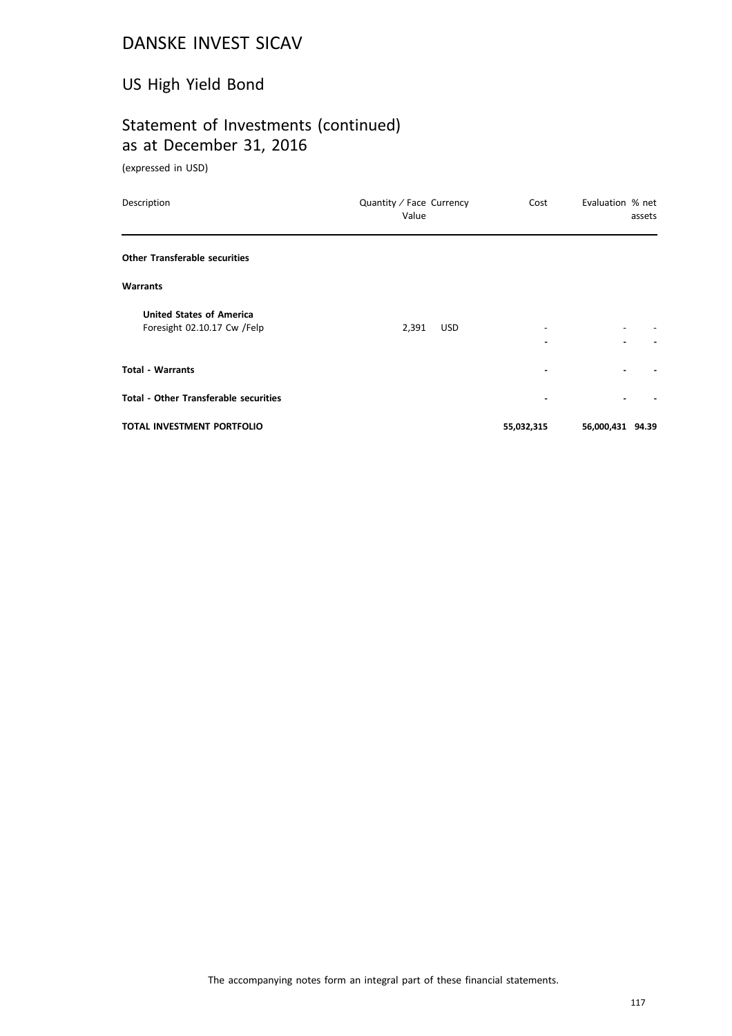# DANSKE INVEST SICAV

## US High Yield Bond

## Statement of Investments (continued) as at December 31, 2016

(expressed in USD)

| Description | Quantity / Face Value | Currency | Cost | Evaluation | % net assets |
|---|---|---|---|---|---|
| **Other Transferable securities** | | | | | |
| **Warrants** | | | | | |
| **United States of America** | | | | | |
| Foresight 02.10.17 Cw /Felp | 2,391 | USD | - | - | - |
| | | | **-** | **-** | **-** |
| **Total - Warrants** | | | **-** | **-** | **-** |
| **Total - Other Transferable securities** | | | **-** | **-** | **-** |
| **TOTAL INVESTMENT PORTFOLIO** | | | **55,032,315** | **56,000,431** | **94.39** |

The accompanying notes form an integral part of these financial statements.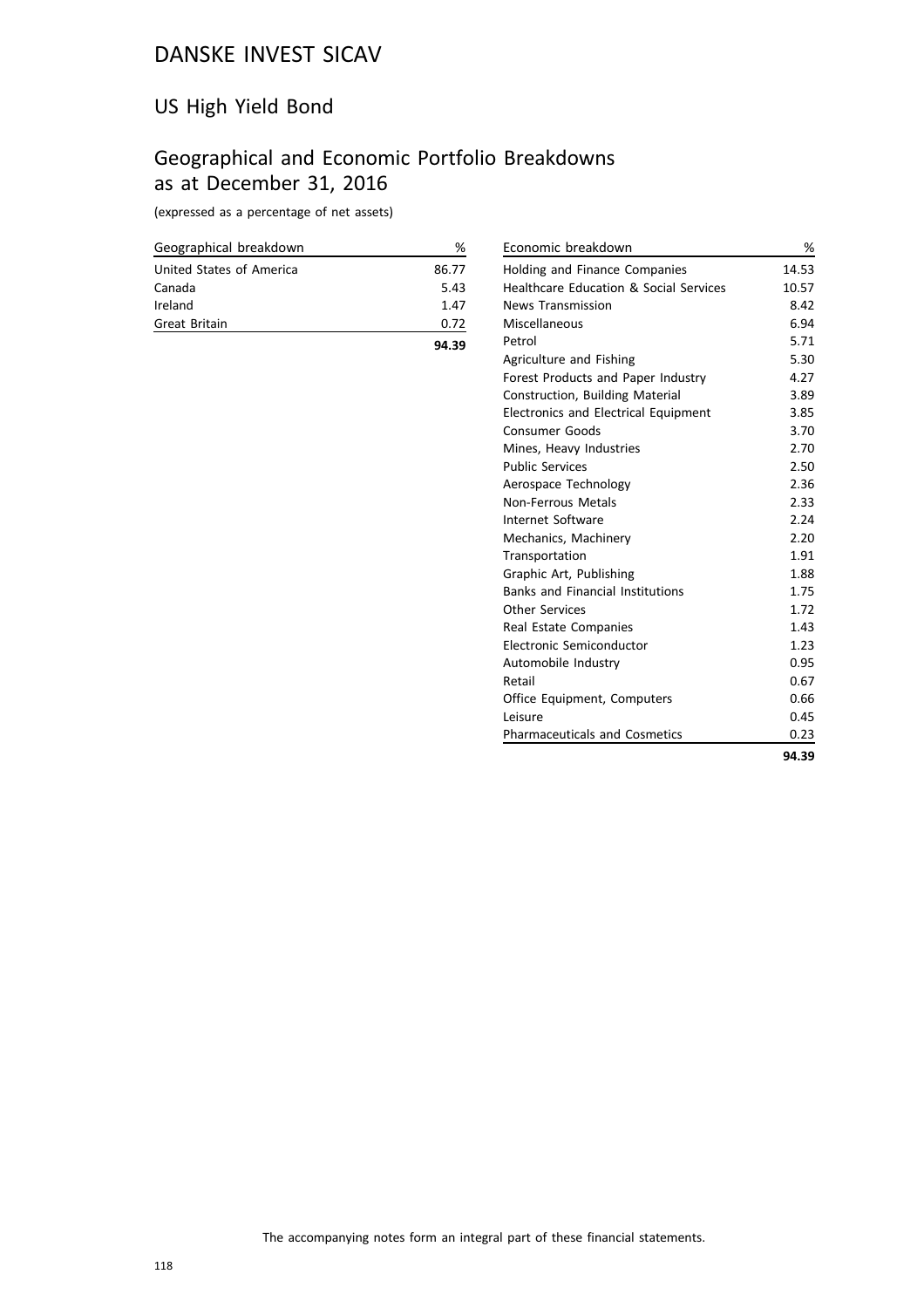# DANSKE INVEST SICAV

## US High Yield Bond

## Geographical and Economic Portfolio Breakdowns as at December 31, 2016

(expressed as a percentage of net assets)

| Geographical breakdown | % |
|---|---|
| United States of America | 86.77 |
| Canada | 5.43 |
| Ireland | 1.47 |
| Great Britain | 0.72 |
| | **94.39** |

| Economic breakdown | % |
|---|---|
| Holding and Finance Companies | 14.53 |
| Healthcare Education & Social Services | 10.57 |
| News Transmission | 8.42 |
| Miscellaneous | 6.94 |
| Petrol | 5.71 |
| Agriculture and Fishing | 5.30 |
| Forest Products and Paper Industry | 4.27 |
| Construction, Building Material | 3.89 |
| Electronics and Electrical Equipment | 3.85 |
| Consumer Goods | 3.70 |
| Mines, Heavy Industries | 2.70 |
| Public Services | 2.50 |
| Aerospace Technology | 2.36 |
| Non-Ferrous Metals | 2.33 |
| Internet Software | 2.24 |
| Mechanics, Machinery | 2.20 |
| Transportation | 1.91 |
| Graphic Art, Publishing | 1.88 |
| Banks and Financial Institutions | 1.75 |
| Other Services | 1.72 |
| Real Estate Companies | 1.43 |
| Electronic Semiconductor | 1.23 |
| Automobile Industry | 0.95 |
| Retail | 0.67 |
| Office Equipment, Computers | 0.66 |
| Leisure | 0.45 |
| Pharmaceuticals and Cosmetics | 0.23 |
| | **94.39** |

The accompanying notes form an integral part of these financial statements.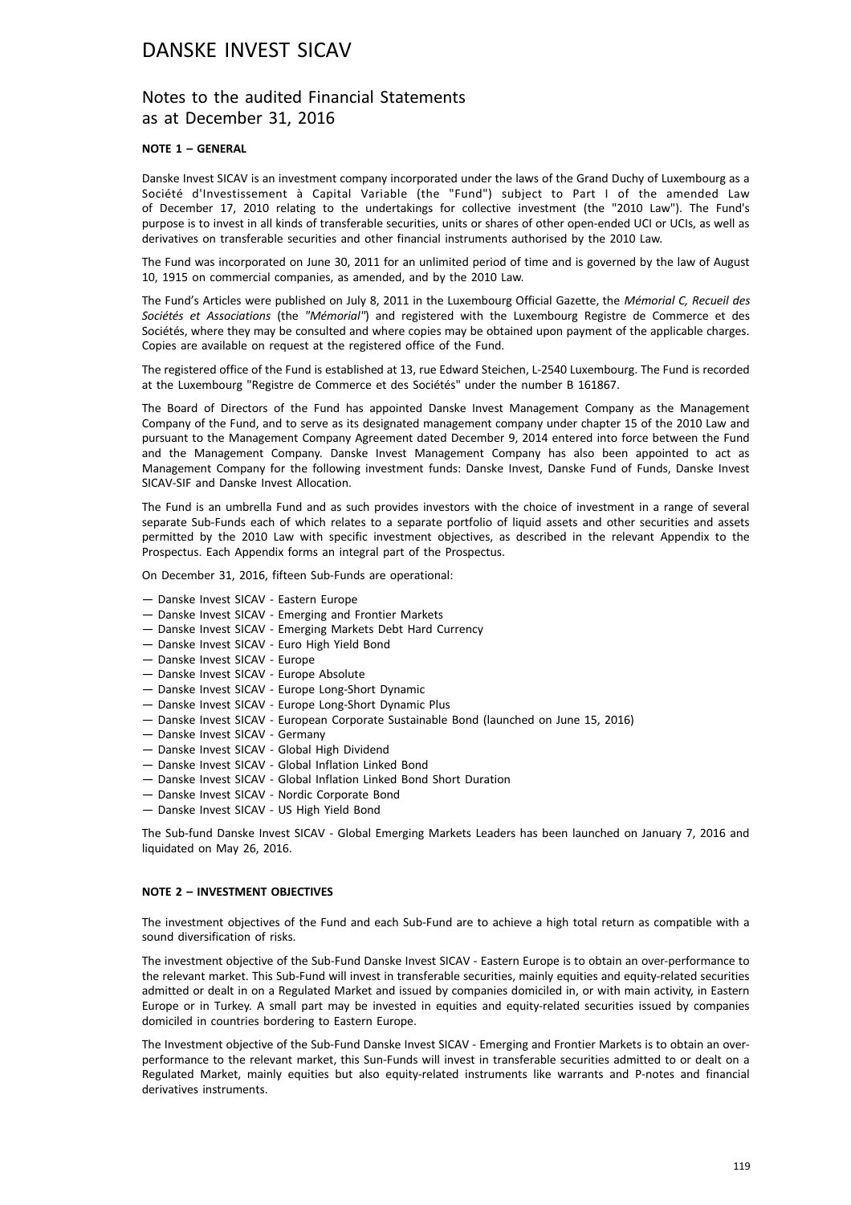# DANSKE INVEST SICAV

## Notes to the audited Financial Statements as at December 31, 2016

### NOTE 1 – GENERAL

Danske Invest SICAV is an investment company incorporated under the laws of the Grand Duchy of Luxembourg as a Société d'Investissement à Capital Variable (the "Fund") subject to Part I of the amended Law of December 17, 2010 relating to the undertakings for collective investment (the "2010 Law"). The Fund's purpose is to invest in all kinds of transferable securities, units or shares of other open-ended UCI or UCIs, as well as derivatives on transferable securities and other financial instruments authorised by the 2010 Law.

The Fund was incorporated on June 30, 2011 for an unlimited period of time and is governed by the law of August 10, 1915 on commercial companies, as amended, and by the 2010 Law.

The Fund's Articles were published on July 8, 2011 in the Luxembourg Official Gazette, the *Mémorial C, Recueil des Sociétés et Associations* (the *"Mémorial"*) and registered with the Luxembourg Registre de Commerce et des Sociétés, where they may be consulted and where copies may be obtained upon payment of the applicable charges. Copies are available on request at the registered office of the Fund.

The registered office of the Fund is established at 13, rue Edward Steichen, L-2540 Luxembourg. The Fund is recorded at the Luxembourg "Registre de Commerce et des Sociétés" under the number B 161867.

The Board of Directors of the Fund has appointed Danske Invest Management Company as the Management Company of the Fund, and to serve as its designated management company under chapter 15 of the 2010 Law and pursuant to the Management Company Agreement dated December 9, 2014 entered into force between the Fund and the Management Company. Danske Invest Management Company has also been appointed to act as Management Company for the following investment funds: Danske Invest, Danske Fund of Funds, Danske Invest SICAV-SIF and Danske Invest Allocation.

The Fund is an umbrella Fund and as such provides investors with the choice of investment in a range of several separate Sub-Funds each of which relates to a separate portfolio of liquid assets and other securities and assets permitted by the 2010 Law with specific investment objectives, as described in the relevant Appendix to the Prospectus. Each Appendix forms an integral part of the Prospectus.

On December 31, 2016, fifteen Sub-Funds are operational:

- Danske Invest SICAV - Eastern Europe
- Danske Invest SICAV - Emerging and Frontier Markets
- Danske Invest SICAV - Emerging Markets Debt Hard Currency
- Danske Invest SICAV - Euro High Yield Bond
- Danske Invest SICAV - Europe
- Danske Invest SICAV - Europe Absolute
- Danske Invest SICAV - Europe Long-Short Dynamic
- Danske Invest SICAV - Europe Long-Short Dynamic Plus
- Danske Invest SICAV - European Corporate Sustainable Bond (launched on June 15, 2016)
- Danske Invest SICAV - Germany
- Danske Invest SICAV - Global High Dividend
- Danske Invest SICAV - Global Inflation Linked Bond
- Danske Invest SICAV - Global Inflation Linked Bond Short Duration
- Danske Invest SICAV - Nordic Corporate Bond
- Danske Invest SICAV - US High Yield Bond

The Sub-fund Danske Invest SICAV - Global Emerging Markets Leaders has been launched on January 7, 2016 and liquidated on May 26, 2016.

### NOTE 2 – INVESTMENT OBJECTIVES

The investment objectives of the Fund and each Sub-Fund are to achieve a high total return as compatible with a sound diversification of risks.

The investment objective of the Sub-Fund Danske Invest SICAV - Eastern Europe is to obtain an over-performance to the relevant market. This Sub-Fund will invest in transferable securities, mainly equities and equity-related securities admitted or dealt in on a Regulated Market and issued by companies domiciled in, or with main activity, in Eastern Europe or in Turkey. A small part may be invested in equities and equity-related securities issued by companies domiciled in countries bordering to Eastern Europe.

The Investment objective of the Sub-Fund Danske Invest SICAV - Emerging and Frontier Markets is to obtain an over-performance to the relevant market, this Sun-Funds will invest in transferable securities admitted to or dealt on a Regulated Market, mainly equities but also equity-related instruments like warrants and P-notes and financial derivatives instruments.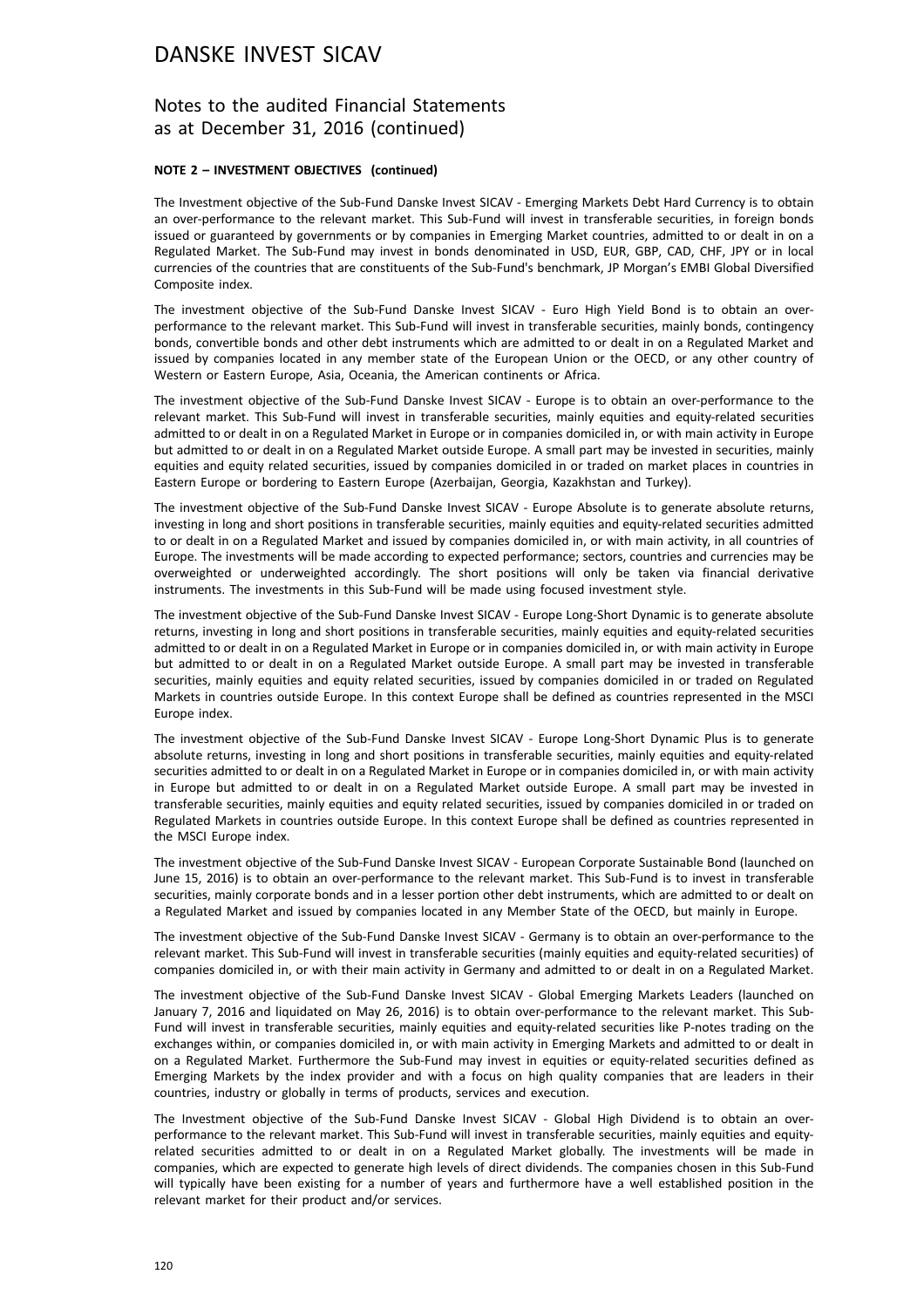**NOTE 2 – INVESTMENT OBJECTIVES (continued)**

The Investment objective of the Sub-Fund Danske Invest SICAV - Emerging Markets Debt Hard Currency is to obtain an over-performance to the relevant market. This Sub-Fund will invest in transferable securities, in foreign bonds issued or guaranteed by governments or by companies in Emerging Market countries, admitted to or dealt in on a Regulated Market. The Sub-Fund may invest in bonds denominated in USD, EUR, GBP, CAD, CHF, JPY or in local currencies of the countries that are constituents of the Sub-Fund's benchmark, JP Morgan's EMBI Global Diversified Composite index.

The investment objective of the Sub-Fund Danske Invest SICAV - Euro High Yield Bond is to obtain an over-performance to the relevant market. This Sub-Fund will invest in transferable securities, mainly bonds, contingency bonds, convertible bonds and other debt instruments which are admitted to or dealt in on a Regulated Market and issued by companies located in any member state of the European Union or the OECD, or any other country of Western or Eastern Europe, Asia, Oceania, the American continents or Africa.

The investment objective of the Sub-Fund Danske Invest SICAV - Europe is to obtain an over-performance to the relevant market. This Sub-Fund will invest in transferable securities, mainly equities and equity-related securities admitted to or dealt in on a Regulated Market in Europe or in companies domiciled in, or with main activity in Europe but admitted to or dealt in on a Regulated Market outside Europe. A small part may be invested in securities, mainly equities and equity related securities, issued by companies domiciled in or traded on market places in countries in Eastern Europe or bordering to Eastern Europe (Azerbaijan, Georgia, Kazakhstan and Turkey).

The investment objective of the Sub-Fund Danske Invest SICAV - Europe Absolute is to generate absolute returns, investing in long and short positions in transferable securities, mainly equities and equity-related securities admitted to or dealt in on a Regulated Market and issued by companies domiciled in, or with main activity, in all countries of Europe. The investments will be made according to expected performance; sectors, countries and currencies may be overweighted or underweighted accordingly. The short positions will only be taken via financial derivative instruments. The investments in this Sub-Fund will be made using focused investment style.

The investment objective of the Sub-Fund Danske Invest SICAV - Europe Long-Short Dynamic is to generate absolute returns, investing in long and short positions in transferable securities, mainly equities and equity-related securities admitted to or dealt in on a Regulated Market in Europe or in companies domiciled in, or with main activity in Europe but admitted to or dealt in on a Regulated Market outside Europe. A small part may be invested in transferable securities, mainly equities and equity related securities, issued by companies domiciled in or traded on Regulated Markets in countries outside Europe. In this context Europe shall be defined as countries represented in the MSCI Europe index.

The investment objective of the Sub-Fund Danske Invest SICAV - Europe Long-Short Dynamic Plus is to generate absolute returns, investing in long and short positions in transferable securities, mainly equities and equity-related securities admitted to or dealt in on a Regulated Market in Europe or in companies domiciled in, or with main activity in Europe but admitted to or dealt in on a Regulated Market outside Europe. A small part may be invested in transferable securities, mainly equities and equity related securities, issued by companies domiciled in or traded on Regulated Markets in countries outside Europe. In this context Europe shall be defined as countries represented in the MSCI Europe index.

The investment objective of the Sub-Fund Danske Invest SICAV - European Corporate Sustainable Bond (launched on June 15, 2016) is to obtain an over-performance to the relevant market. This Sub-Fund is to invest in transferable securities, mainly corporate bonds and in a lesser portion other debt instruments, which are admitted to or dealt on a Regulated Market and issued by companies located in any Member State of the OECD, but mainly in Europe.

The investment objective of the Sub-Fund Danske Invest SICAV - Germany is to obtain an over-performance to the relevant market. This Sub-Fund will invest in transferable securities (mainly equities and equity-related securities) of companies domiciled in, or with their main activity in Germany and admitted to or dealt in on a Regulated Market.

The investment objective of the Sub-Fund Danske Invest SICAV - Global Emerging Markets Leaders (launched on January 7, 2016 and liquidated on May 26, 2016) is to obtain over-performance to the relevant market. This Sub-Fund will invest in transferable securities, mainly equities and equity-related securities like P-notes trading on the exchanges within, or companies domiciled in, or with main activity in Emerging Markets and admitted to or dealt in on a Regulated Market. Furthermore the Sub-Fund may invest in equities or equity-related securities defined as Emerging Markets by the index provider and with a focus on high quality companies that are leaders in their countries, industry or globally in terms of products, services and execution.

The Investment objective of the Sub-Fund Danske Invest SICAV - Global High Dividend is to obtain an over-performance to the relevant market. This Sub-Fund will invest in transferable securities, mainly equities and equity-related securities admitted to or dealt in on a Regulated Market globally. The investments will be made in companies, which are expected to generate high levels of direct dividends. The companies chosen in this Sub-Fund will typically have been existing for a number of years and furthermore have a well established position in the relevant market for their product and/or services.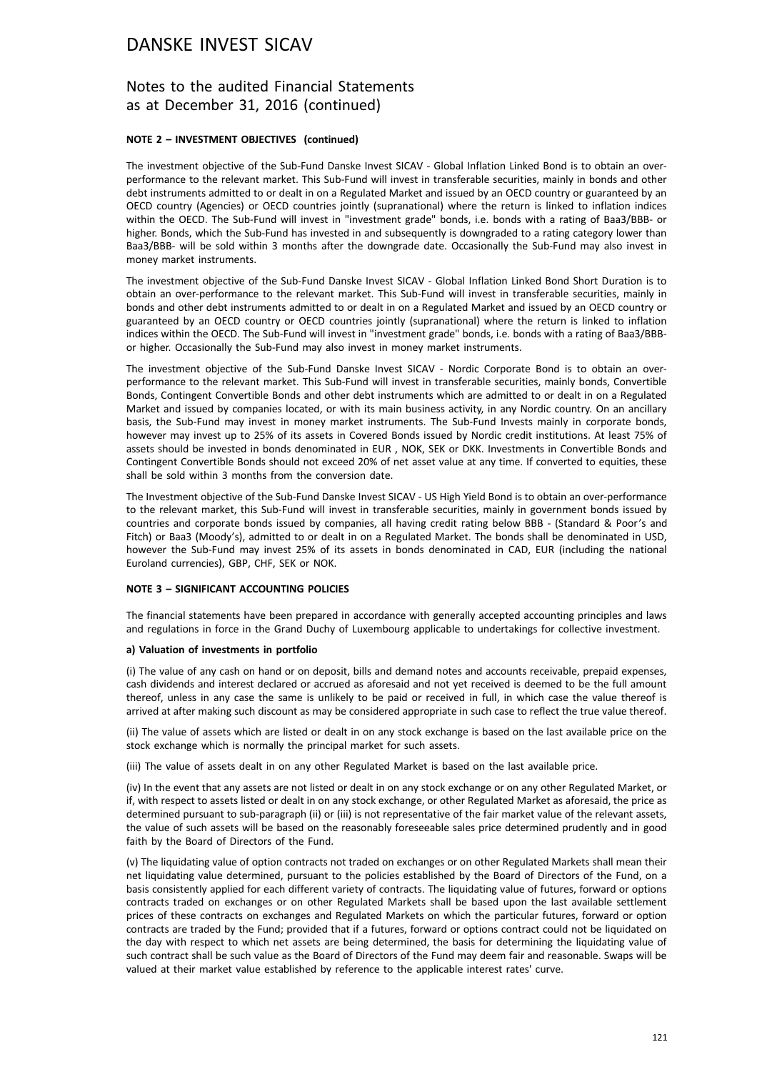**NOTE 2 – INVESTMENT OBJECTIVES (continued)**

The investment objective of the Sub-Fund Danske Invest SICAV - Global Inflation Linked Bond is to obtain an over-performance to the relevant market. This Sub-Fund will invest in transferable securities, mainly in bonds and other debt instruments admitted to or dealt in on a Regulated Market and issued by an OECD country or guaranteed by an OECD country (Agencies) or OECD countries jointly (supranational) where the return is linked to inflation indices within the OECD. The Sub-Fund will invest in "investment grade" bonds, i.e. bonds with a rating of Baa3/BBB- or higher. Bonds, which the Sub-Fund has invested in and subsequently is downgraded to a rating category lower than Baa3/BBB- will be sold within 3 months after the downgrade date. Occasionally the Sub-Fund may also invest in money market instruments.

The investment objective of the Sub-Fund Danske Invest SICAV - Global Inflation Linked Bond Short Duration is to obtain an over-performance to the relevant market. This Sub-Fund will invest in transferable securities, mainly in bonds and other debt instruments admitted to or dealt in on a Regulated Market and issued by an OECD country or guaranteed by an OECD country or OECD countries jointly (supranational) where the return is linked to inflation indices within the OECD. The Sub-Fund will invest in "investment grade" bonds, i.e. bonds with a rating of Baa3/BBB- or higher. Occasionally the Sub-Fund may also invest in money market instruments.

The investment objective of the Sub-Fund Danske Invest SICAV - Nordic Corporate Bond is to obtain an over-performance to the relevant market. This Sub-Fund will invest in transferable securities, mainly bonds, Convertible Bonds, Contingent Convertible Bonds and other debt instruments which are admitted to or dealt in on a Regulated Market and issued by companies located, or with its main business activity, in any Nordic country. On an ancillary basis, the Sub-Fund may invest in money market instruments. The Sub-Fund Invests mainly in corporate bonds, however may invest up to 25% of its assets in Covered Bonds issued by Nordic credit institutions. At least 75% of assets should be invested in bonds denominated in EUR , NOK, SEK or DKK. Investments in Convertible Bonds and Contingent Convertible Bonds should not exceed 20% of net asset value at any time. If converted to equities, these shall be sold within 3 months from the conversion date.

The Investment objective of the Sub-Fund Danske Invest SICAV - US High Yield Bond is to obtain an over-performance to the relevant market, this Sub-Fund will invest in transferable securities, mainly in government bonds issued by countries and corporate bonds issued by companies, all having credit rating below BBB - (Standard & Poor's and Fitch) or Baa3 (Moody's), admitted to or dealt in on a Regulated Market. The bonds shall be denominated in USD, however the Sub-Fund may invest 25% of its assets in bonds denominated in CAD, EUR (including the national Euroland currencies), GBP, CHF, SEK or NOK.

**NOTE 3 – SIGNIFICANT ACCOUNTING POLICIES**

The financial statements have been prepared in accordance with generally accepted accounting principles and laws and regulations in force in the Grand Duchy of Luxembourg applicable to undertakings for collective investment.

**a) Valuation of investments in portfolio**

(i) The value of any cash on hand or on deposit, bills and demand notes and accounts receivable, prepaid expenses, cash dividends and interest declared or accrued as aforesaid and not yet received is deemed to be the full amount thereof, unless in any case the same is unlikely to be paid or received in full, in which case the value thereof is arrived at after making such discount as may be considered appropriate in such case to reflect the true value thereof.

(ii) The value of assets which are listed or dealt in on any stock exchange is based on the last available price on the stock exchange which is normally the principal market for such assets.

(iii) The value of assets dealt in on any other Regulated Market is based on the last available price.

(iv) In the event that any assets are not listed or dealt in on any stock exchange or on any other Regulated Market, or if, with respect to assets listed or dealt in on any stock exchange, or other Regulated Market as aforesaid, the price as determined pursuant to sub-paragraph (ii) or (iii) is not representative of the fair market value of the relevant assets, the value of such assets will be based on the reasonably foreseeable sales price determined prudently and in good faith by the Board of Directors of the Fund.

(v) The liquidating value of option contracts not traded on exchanges or on other Regulated Markets shall mean their net liquidating value determined, pursuant to the policies established by the Board of Directors of the Fund, on a basis consistently applied for each different variety of contracts. The liquidating value of futures, forward or options contracts traded on exchanges or on other Regulated Markets shall be based upon the last available settlement prices of these contracts on exchanges and Regulated Markets on which the particular futures, forward or option contracts are traded by the Fund; provided that if a futures, forward or options contract could not be liquidated on the day with respect to which net assets are being determined, the basis for determining the liquidating value of such contract shall be such value as the Board of Directors of the Fund may deem fair and reasonable. Swaps will be valued at their market value established by reference to the applicable interest rates' curve.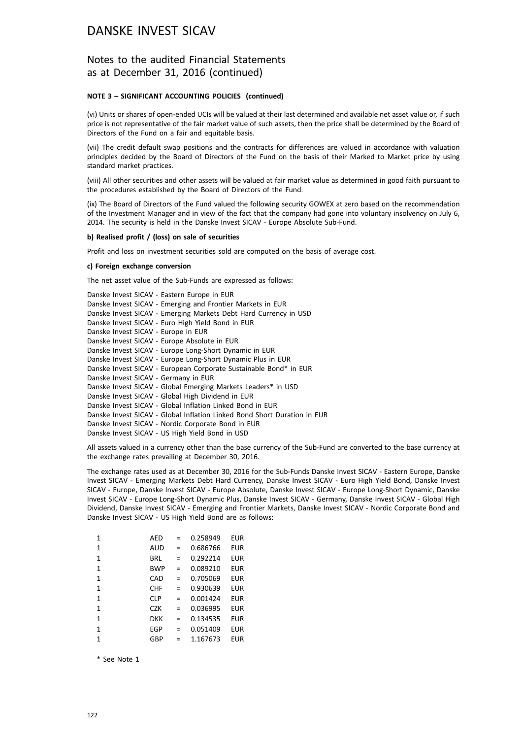# DANSKE INVEST SICAV

## Notes to the audited Financial Statements as at December 31, 2016 (continued)

**NOTE 3 – SIGNIFICANT ACCOUNTING POLICIES (continued)**

(vi) Units or shares of open-ended UCIs will be valued at their last determined and available net asset value or, if such price is not representative of the fair market value of such assets, then the price shall be determined by the Board of Directors of the Fund on a fair and equitable basis.

(vii) The credit default swap positions and the contracts for differences are valued in accordance with valuation principles decided by the Board of Directors of the Fund on the basis of their Marked to Market price by using standard market practices.

(viii) All other securities and other assets will be valued at fair market value as determined in good faith pursuant to the procedures established by the Board of Directors of the Fund.

(ix) The Board of Directors of the Fund valued the following security GOWEX at zero based on the recommendation of the Investment Manager and in view of the fact that the company had gone into voluntary insolvency on July 6, 2014. The security is held in the Danske Invest SICAV - Europe Absolute Sub-Fund.

**b) Realised profit / (loss) on sale of securities**

Profit and loss on investment securities sold are computed on the basis of average cost.

**c) Foreign exchange conversion**

The net asset value of the Sub-Funds are expressed as follows:

Danske Invest SICAV - Eastern Europe in EUR
Danske Invest SICAV - Emerging and Frontier Markets in EUR
Danske Invest SICAV - Emerging Markets Debt Hard Currency in USD
Danske Invest SICAV - Euro High Yield Bond in EUR
Danske Invest SICAV - Europe in EUR
Danske Invest SICAV - Europe Absolute in EUR
Danske Invest SICAV - Europe Long-Short Dynamic in EUR
Danske Invest SICAV - Europe Long-Short Dynamic Plus in EUR
Danske Invest SICAV - European Corporate Sustainable Bond* in EUR
Danske Invest SICAV - Germany in EUR
Danske Invest SICAV - Global Emerging Markets Leaders* in USD
Danske Invest SICAV - Global High Dividend in EUR
Danske Invest SICAV - Global Inflation Linked Bond in EUR
Danske Invest SICAV - Global Inflation Linked Bond Short Duration in EUR
Danske Invest SICAV - Nordic Corporate Bond in EUR
Danske Invest SICAV - US High Yield Bond in USD

All assets valued in a currency other than the base currency of the Sub-Fund are converted to the base currency at the exchange rates prevailing at December 30, 2016.

The exchange rates used as at December 30, 2016 for the Sub-Funds Danske Invest SICAV - Eastern Europe, Danske Invest SICAV - Emerging Markets Debt Hard Currency, Danske Invest SICAV - Euro High Yield Bond, Danske Invest SICAV - Europe, Danske Invest SICAV - Europe Absolute, Danske Invest SICAV - Europe Long-Short Dynamic, Danske Invest SICAV - Europe Long-Short Dynamic Plus, Danske Invest SICAV - Germany, Danske Invest SICAV - Global High Dividend, Danske Invest SICAV - Emerging and Frontier Markets, Danske Invest SICAV - Nordic Corporate Bond and Danske Invest SICAV - US High Yield Bond are as follows:

| | | | | |
|---|---|---|---|---|
| 1 | AED | = | 0.258949 | EUR |
| 1 | AUD | = | 0.686766 | EUR |
| 1 | BRL | = | 0.292214 | EUR |
| 1 | BWP | = | 0.089210 | EUR |
| 1 | CAD | = | 0.705069 | EUR |
| 1 | CHF | = | 0.930639 | EUR |
| 1 | CLP | = | 0.001424 | EUR |
| 1 | CZK | = | 0.036995 | EUR |
| 1 | DKK | = | 0.134535 | EUR |
| 1 | EGP | = | 0.051409 | EUR |
| 1 | GBP | = | 1.167673 | EUR |

* See Note 1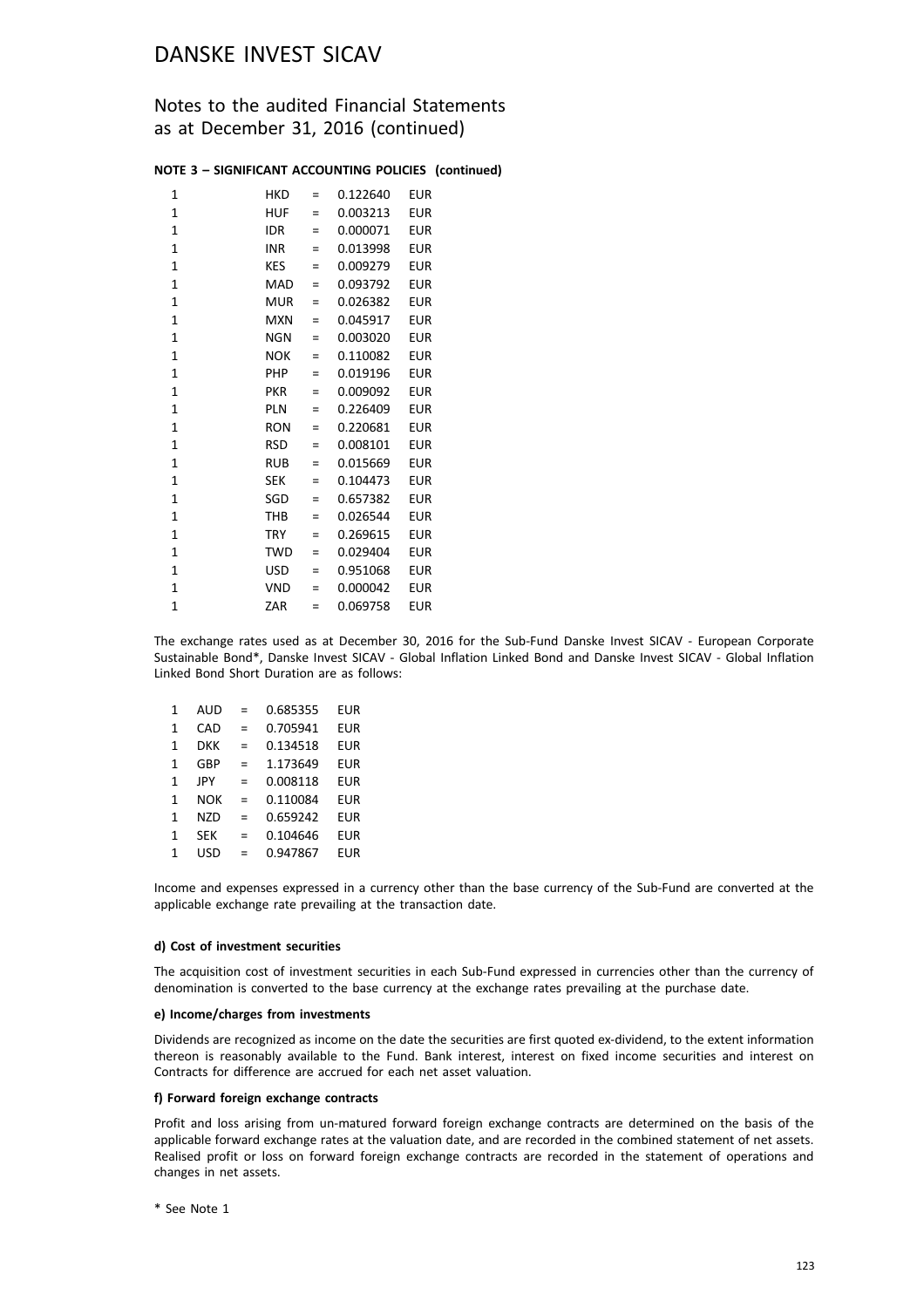# DANSKE INVEST SICAV

## Notes to the audited Financial Statements as at December 31, 2016 (continued)

**NOTE 3 – SIGNIFICANT ACCOUNTING POLICIES (continued)**

| | | | | |
|---|---|---|---|---|
| 1 | HKD | = | 0.122640 | EUR |
| 1 | HUF | = | 0.003213 | EUR |
| 1 | IDR | = | 0.000071 | EUR |
| 1 | INR | = | 0.013998 | EUR |
| 1 | KES | = | 0.009279 | EUR |
| 1 | MAD | = | 0.093792 | EUR |
| 1 | MUR | = | 0.026382 | EUR |
| 1 | MXN | = | 0.045917 | EUR |
| 1 | NGN | = | 0.003020 | EUR |
| 1 | NOK | = | 0.110082 | EUR |
| 1 | PHP | = | 0.019196 | EUR |
| 1 | PKR | = | 0.009092 | EUR |
| 1 | PLN | = | 0.226409 | EUR |
| 1 | RON | = | 0.220681 | EUR |
| 1 | RSD | = | 0.008101 | EUR |
| 1 | RUB | = | 0.015669 | EUR |
| 1 | SEK | = | 0.104473 | EUR |
| 1 | SGD | = | 0.657382 | EUR |
| 1 | THB | = | 0.026544 | EUR |
| 1 | TRY | = | 0.269615 | EUR |
| 1 | TWD | = | 0.029404 | EUR |
| 1 | USD | = | 0.951068 | EUR |
| 1 | VND | = | 0.000042 | EUR |
| 1 | ZAR | = | 0.069758 | EUR |

The exchange rates used as at December 30, 2016 for the Sub-Fund Danske Invest SICAV - European Corporate Sustainable Bond*, Danske Invest SICAV - Global Inflation Linked Bond and Danske Invest SICAV - Global Inflation Linked Bond Short Duration are as follows:

| | | | | |
|---|---|---|---|---|
| 1 | AUD | = | 0.685355 | EUR |
| 1 | CAD | = | 0.705941 | EUR |
| 1 | DKK | = | 0.134518 | EUR |
| 1 | GBP | = | 1.173649 | EUR |
| 1 | JPY | = | 0.008118 | EUR |
| 1 | NOK | = | 0.110084 | EUR |
| 1 | NZD | = | 0.659242 | EUR |
| 1 | SEK | = | 0.104646 | EUR |
| 1 | USD | = | 0.947867 | EUR |

Income and expenses expressed in a currency other than the base currency of the Sub-Fund are converted at the applicable exchange rate prevailing at the transaction date.

**d) Cost of investment securities**

The acquisition cost of investment securities in each Sub-Fund expressed in currencies other than the currency of denomination is converted to the base currency at the exchange rates prevailing at the purchase date.

**e) Income/charges from investments**

Dividends are recognized as income on the date the securities are first quoted ex-dividend, to the extent information thereon is reasonably available to the Fund. Bank interest, interest on fixed income securities and interest on Contracts for difference are accrued for each net asset valuation.

**f) Forward foreign exchange contracts**

Profit and loss arising from un-matured forward foreign exchange contracts are determined on the basis of the applicable forward exchange rates at the valuation date, and are recorded in the combined statement of net assets. Realised profit or loss on forward foreign exchange contracts are recorded in the statement of operations and changes in net assets.

\* See Note 1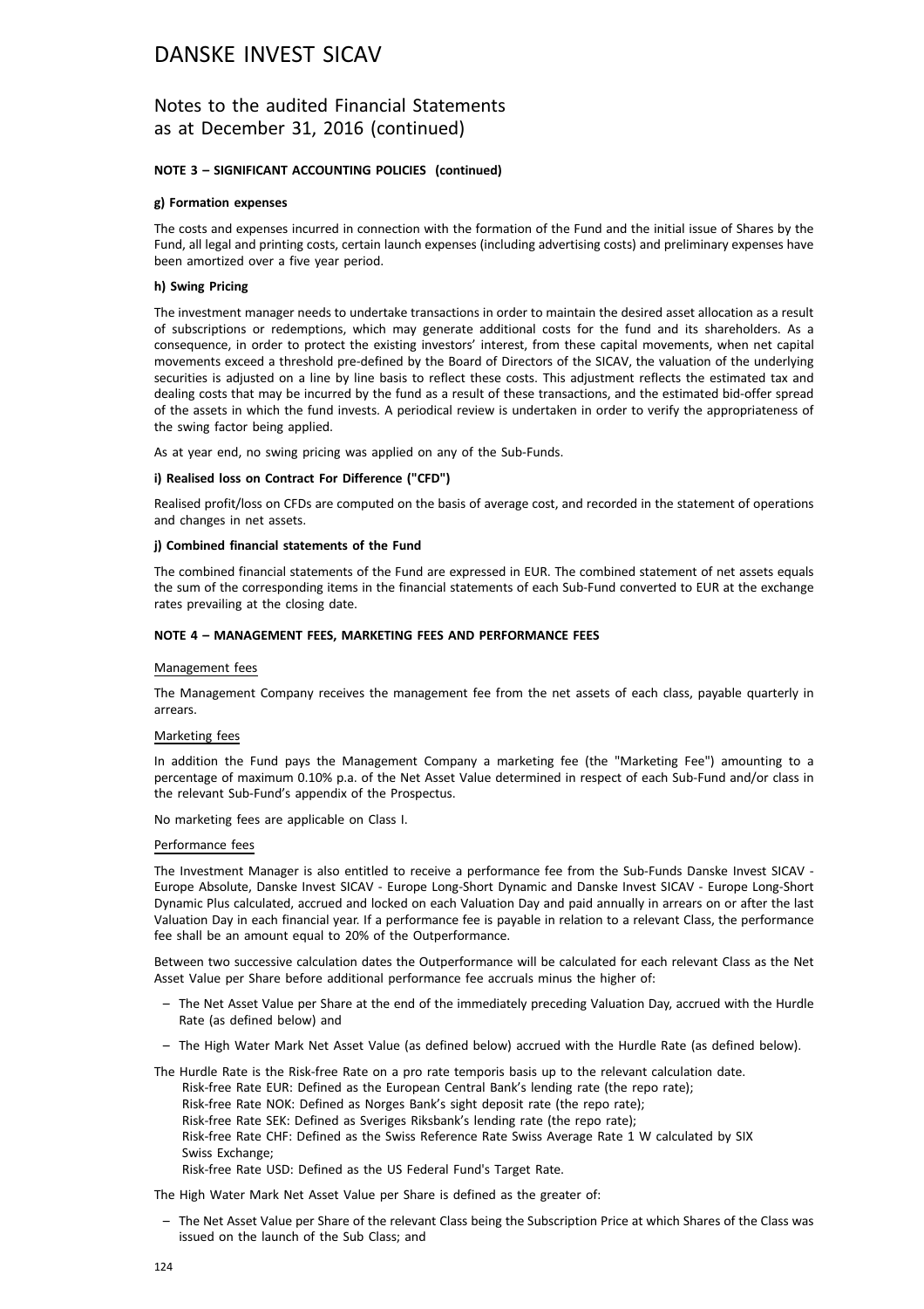# DANSKE INVEST SICAV

## Notes to the audited Financial Statements as at December 31, 2016 (continued)

**NOTE 3 – SIGNIFICANT ACCOUNTING POLICIES (continued)**

**g) Formation expenses**

The costs and expenses incurred in connection with the formation of the Fund and the initial issue of Shares by the Fund, all legal and printing costs, certain launch expenses (including advertising costs) and preliminary expenses have been amortized over a five year period.

**h) Swing Pricing**

The investment manager needs to undertake transactions in order to maintain the desired asset allocation as a result of subscriptions or redemptions, which may generate additional costs for the fund and its shareholders. As a consequence, in order to protect the existing investors' interest, from these capital movements, when net capital movements exceed a threshold pre-defined by the Board of Directors of the SICAV, the valuation of the underlying securities is adjusted on a line by line basis to reflect these costs. This adjustment reflects the estimated tax and dealing costs that may be incurred by the fund as a result of these transactions, and the estimated bid-offer spread of the assets in which the fund invests. A periodical review is undertaken in order to verify the appropriateness of the swing factor being applied.

As at year end, no swing pricing was applied on any of the Sub-Funds.

**i) Realised loss on Contract For Difference ("CFD")**

Realised profit/loss on CFDs are computed on the basis of average cost, and recorded in the statement of operations and changes in net assets.

**j) Combined financial statements of the Fund**

The combined financial statements of the Fund are expressed in EUR. The combined statement of net assets equals the sum of the corresponding items in the financial statements of each Sub-Fund converted to EUR at the exchange rates prevailing at the closing date.

**NOTE 4 – MANAGEMENT FEES, MARKETING FEES AND PERFORMANCE FEES**

Management fees

The Management Company receives the management fee from the net assets of each class, payable quarterly in arrears.

Marketing fees

In addition the Fund pays the Management Company a marketing fee (the "Marketing Fee") amounting to a percentage of maximum 0.10% p.a. of the Net Asset Value determined in respect of each Sub-Fund and/or class in the relevant Sub-Fund's appendix of the Prospectus.

No marketing fees are applicable on Class I.

Performance fees

The Investment Manager is also entitled to receive a performance fee from the Sub-Funds Danske Invest SICAV - Europe Absolute, Danske Invest SICAV - Europe Long-Short Dynamic and Danske Invest SICAV - Europe Long-Short Dynamic Plus calculated, accrued and locked on each Valuation Day and paid annually in arrears on or after the last Valuation Day in each financial year. If a performance fee is payable in relation to a relevant Class, the performance fee shall be an amount equal to 20% of the Outperformance.

Between two successive calculation dates the Outperformance will be calculated for each relevant Class as the Net Asset Value per Share before additional performance fee accruals minus the higher of:

- The Net Asset Value per Share at the end of the immediately preceding Valuation Day, accrued with the Hurdle Rate (as defined below) and
- The High Water Mark Net Asset Value (as defined below) accrued with the Hurdle Rate (as defined below).

The Hurdle Rate is the Risk-free Rate on a pro rate temporis basis up to the relevant calculation date.
Risk-free Rate EUR: Defined as the European Central Bank's lending rate (the repo rate);
Risk-free Rate NOK: Defined as Norges Bank's sight deposit rate (the repo rate);
Risk-free Rate SEK: Defined as Sveriges Riksbank's lending rate (the repo rate);
Risk-free Rate CHF: Defined as the Swiss Reference Rate Swiss Average Rate 1 W calculated by SIX Swiss Exchange;
Risk-free Rate USD: Defined as the US Federal Fund's Target Rate.

The High Water Mark Net Asset Value per Share is defined as the greater of:

- The Net Asset Value per Share of the relevant Class being the Subscription Price at which Shares of the Class was issued on the launch of the Sub Class; and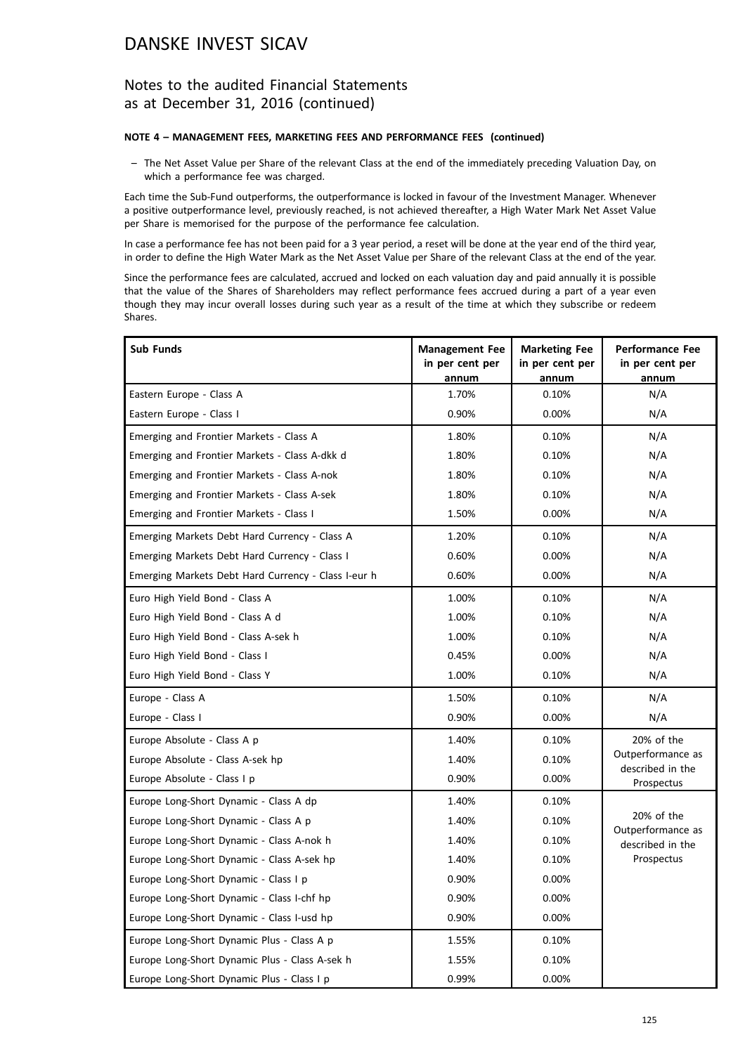# DANSKE INVEST SICAV

## Notes to the audited Financial Statements as at December 31, 2016 (continued)

**NOTE 4 – MANAGEMENT FEES, MARKETING FEES AND PERFORMANCE FEES (continued)**

– The Net Asset Value per Share of the relevant Class at the end of the immediately preceding Valuation Day, on which a performance fee was charged.

Each time the Sub-Fund outperforms, the outperformance is locked in favour of the Investment Manager. Whenever a positive outperformance level, previously reached, is not achieved thereafter, a High Water Mark Net Asset Value per Share is memorised for the purpose of the performance fee calculation.

In case a performance fee has not been paid for a 3 year period, a reset will be done at the year end of the third year, in order to define the High Water Mark as the Net Asset Value per Share of the relevant Class at the end of the year.

Since the performance fees are calculated, accrued and locked on each valuation day and paid annually it is possible that the value of the Shares of Shareholders may reflect performance fees accrued during a part of a year even though they may incur overall losses during such year as a result of the time at which they subscribe or redeem Shares.

| Sub Funds | Management Fee in per cent per annum | Marketing Fee in per cent per annum | Performance Fee in per cent per annum |
|---|---|---|---|
| Eastern Europe - Class A | 1.70% | 0.10% | N/A |
| Eastern Europe - Class I | 0.90% | 0.00% | N/A |
| Emerging and Frontier Markets - Class A | 1.80% | 0.10% | N/A |
| Emerging and Frontier Markets - Class A-dkk d | 1.80% | 0.10% | N/A |
| Emerging and Frontier Markets - Class A-nok | 1.80% | 0.10% | N/A |
| Emerging and Frontier Markets - Class A-sek | 1.80% | 0.10% | N/A |
| Emerging and Frontier Markets - Class I | 1.50% | 0.00% | N/A |
| Emerging Markets Debt Hard Currency - Class A | 1.20% | 0.10% | N/A |
| Emerging Markets Debt Hard Currency - Class I | 0.60% | 0.00% | N/A |
| Emerging Markets Debt Hard Currency - Class I-eur h | 0.60% | 0.00% | N/A |
| Euro High Yield Bond - Class A | 1.00% | 0.10% | N/A |
| Euro High Yield Bond - Class A d | 1.00% | 0.10% | N/A |
| Euro High Yield Bond - Class A-sek h | 1.00% | 0.10% | N/A |
| Euro High Yield Bond - Class I | 0.45% | 0.00% | N/A |
| Euro High Yield Bond - Class Y | 1.00% | 0.10% | N/A |
| Europe - Class A | 1.50% | 0.10% | N/A |
| Europe - Class I | 0.90% | 0.00% | N/A |
| Europe Absolute - Class A p | 1.40% | 0.10% | 20% of the Outperformance as described in the Prospectus |
| Europe Absolute - Class A-sek hp | 1.40% | 0.10% | |
| Europe Absolute - Class I p | 0.90% | 0.00% | |
| Europe Long-Short Dynamic - Class A dp | 1.40% | 0.10% | 20% of the Outperformance as described in the Prospectus |
| Europe Long-Short Dynamic - Class A p | 1.40% | 0.10% | |
| Europe Long-Short Dynamic - Class A-nok h | 1.40% | 0.10% | |
| Europe Long-Short Dynamic - Class A-sek hp | 1.40% | 0.10% | |
| Europe Long-Short Dynamic - Class I p | 0.90% | 0.00% | |
| Europe Long-Short Dynamic - Class I-chf hp | 0.90% | 0.00% | |
| Europe Long-Short Dynamic - Class I-usd hp | 0.90% | 0.00% | |
| Europe Long-Short Dynamic Plus - Class A p | 1.55% | 0.10% | |
| Europe Long-Short Dynamic Plus - Class A-sek h | 1.55% | 0.10% | |
| Europe Long-Short Dynamic Plus - Class I p | 0.99% | 0.00% | |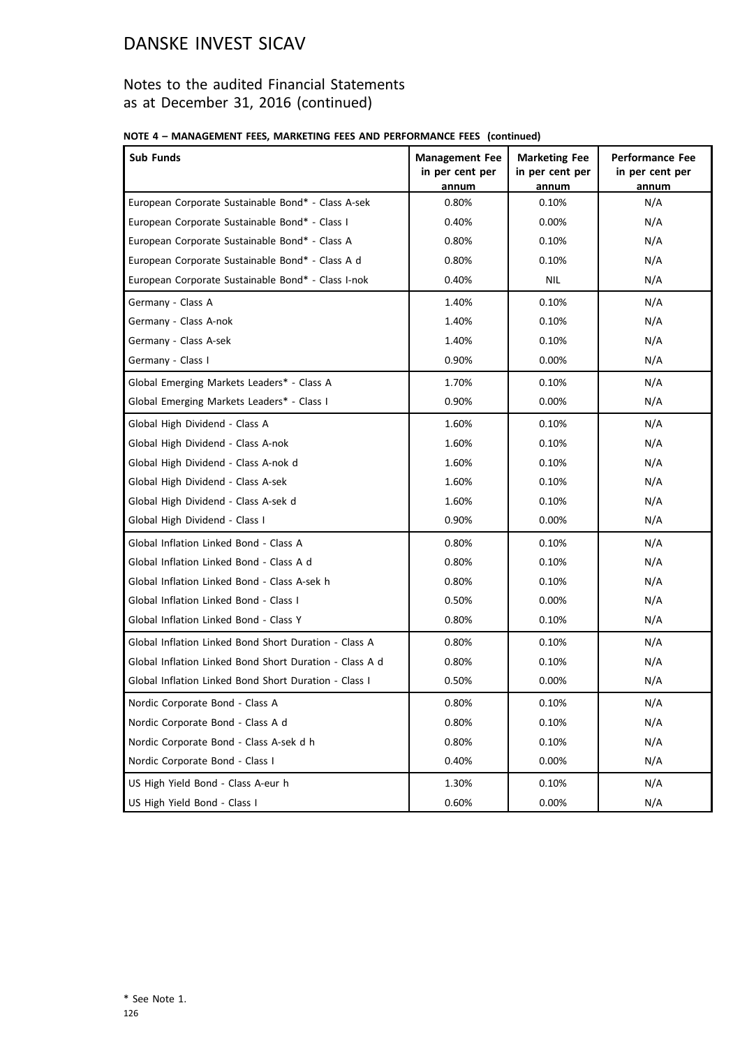# DANSKE INVEST SICAV

## Notes to the audited Financial Statements as at December 31, 2016 (continued)

**NOTE 4 – MANAGEMENT FEES, MARKETING FEES AND PERFORMANCE FEES (continued)**

| Sub Funds | Management Fee in per cent per annum | Marketing Fee in per cent per annum | Performance Fee in per cent per annum |
|---|---|---|---|
| European Corporate Sustainable Bond* - Class A-sek | 0.80% | 0.10% | N/A |
| European Corporate Sustainable Bond* - Class I | 0.40% | 0.00% | N/A |
| European Corporate Sustainable Bond* - Class A | 0.80% | 0.10% | N/A |
| European Corporate Sustainable Bond* - Class A d | 0.80% | 0.10% | N/A |
| European Corporate Sustainable Bond* - Class I-nok | 0.40% | NIL | N/A |
| Germany - Class A | 1.40% | 0.10% | N/A |
| Germany - Class A-nok | 1.40% | 0.10% | N/A |
| Germany - Class A-sek | 1.40% | 0.10% | N/A |
| Germany - Class I | 0.90% | 0.00% | N/A |
| Global Emerging Markets Leaders* - Class A | 1.70% | 0.10% | N/A |
| Global Emerging Markets Leaders* - Class I | 0.90% | 0.00% | N/A |
| Global High Dividend - Class A | 1.60% | 0.10% | N/A |
| Global High Dividend - Class A-nok | 1.60% | 0.10% | N/A |
| Global High Dividend - Class A-nok d | 1.60% | 0.10% | N/A |
| Global High Dividend - Class A-sek | 1.60% | 0.10% | N/A |
| Global High Dividend - Class A-sek d | 1.60% | 0.10% | N/A |
| Global High Dividend - Class I | 0.90% | 0.00% | N/A |
| Global Inflation Linked Bond - Class A | 0.80% | 0.10% | N/A |
| Global Inflation Linked Bond - Class A d | 0.80% | 0.10% | N/A |
| Global Inflation Linked Bond - Class A-sek h | 0.80% | 0.10% | N/A |
| Global Inflation Linked Bond - Class I | 0.50% | 0.00% | N/A |
| Global Inflation Linked Bond - Class Y | 0.80% | 0.10% | N/A |
| Global Inflation Linked Bond Short Duration - Class A | 0.80% | 0.10% | N/A |
| Global Inflation Linked Bond Short Duration - Class A d | 0.80% | 0.10% | N/A |
| Global Inflation Linked Bond Short Duration - Class I | 0.50% | 0.00% | N/A |
| Nordic Corporate Bond - Class A | 0.80% | 0.10% | N/A |
| Nordic Corporate Bond - Class A d | 0.80% | 0.10% | N/A |
| Nordic Corporate Bond - Class A-sek d h | 0.80% | 0.10% | N/A |
| Nordic Corporate Bond - Class I | 0.40% | 0.00% | N/A |
| US High Yield Bond - Class A-eur h | 1.30% | 0.10% | N/A |
| US High Yield Bond - Class I | 0.60% | 0.00% | N/A |

* See Note 1.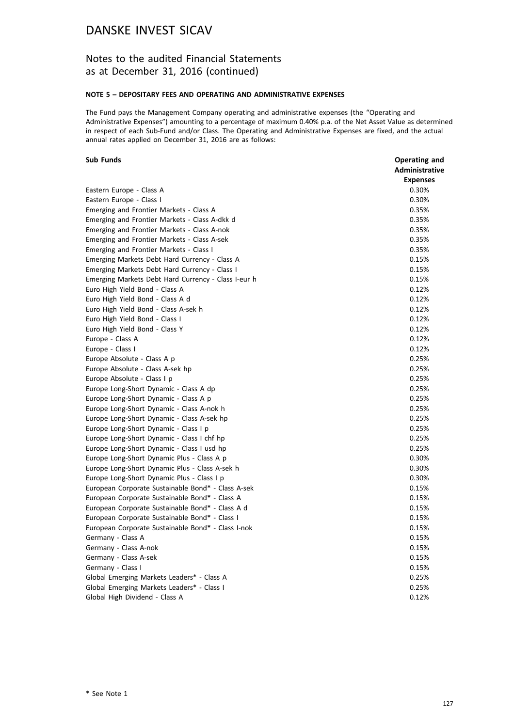# DANSKE INVEST SICAV

## Notes to the audited Financial Statements as at December 31, 2016 (continued)

### NOTE 5 – DEPOSITARY FEES AND OPERATING AND ADMINISTRATIVE EXPENSES

The Fund pays the Management Company operating and administrative expenses (the "Operating and Administrative Expenses") amounting to a percentage of maximum 0.40% p.a. of the Net Asset Value as determined in respect of each Sub-Fund and/or Class. The Operating and Administrative Expenses are fixed, and the actual annual rates applied on December 31, 2016 are as follows:

| Sub Funds | Operating and Administrative Expenses |
|---|---|
| Eastern Europe - Class A | 0.30% |
| Eastern Europe - Class I | 0.30% |
| Emerging and Frontier Markets - Class A | 0.35% |
| Emerging and Frontier Markets - Class A-dkk d | 0.35% |
| Emerging and Frontier Markets - Class A-nok | 0.35% |
| Emerging and Frontier Markets - Class A-sek | 0.35% |
| Emerging and Frontier Markets - Class I | 0.35% |
| Emerging Markets Debt Hard Currency - Class A | 0.15% |
| Emerging Markets Debt Hard Currency - Class I | 0.15% |
| Emerging Markets Debt Hard Currency - Class I-eur h | 0.15% |
| Euro High Yield Bond - Class A | 0.12% |
| Euro High Yield Bond - Class A d | 0.12% |
| Euro High Yield Bond - Class A-sek h | 0.12% |
| Euro High Yield Bond - Class I | 0.12% |
| Euro High Yield Bond - Class Y | 0.12% |
| Europe - Class A | 0.12% |
| Europe - Class I | 0.12% |
| Europe Absolute - Class A p | 0.25% |
| Europe Absolute - Class A-sek hp | 0.25% |
| Europe Absolute - Class I p | 0.25% |
| Europe Long-Short Dynamic - Class A dp | 0.25% |
| Europe Long-Short Dynamic - Class A p | 0.25% |
| Europe Long-Short Dynamic - Class A-nok h | 0.25% |
| Europe Long-Short Dynamic - Class A-sek hp | 0.25% |
| Europe Long-Short Dynamic - Class I p | 0.25% |
| Europe Long-Short Dynamic - Class I chf hp | 0.25% |
| Europe Long-Short Dynamic - Class I usd hp | 0.25% |
| Europe Long-Short Dynamic Plus - Class A p | 0.30% |
| Europe Long-Short Dynamic Plus - Class A-sek h | 0.30% |
| Europe Long-Short Dynamic Plus - Class I p | 0.30% |
| European Corporate Sustainable Bond* - Class A-sek | 0.15% |
| European Corporate Sustainable Bond* - Class A | 0.15% |
| European Corporate Sustainable Bond* - Class A d | 0.15% |
| European Corporate Sustainable Bond* - Class I | 0.15% |
| European Corporate Sustainable Bond* - Class I-nok | 0.15% |
| Germany - Class A | 0.15% |
| Germany - Class A-nok | 0.15% |
| Germany - Class A-sek | 0.15% |
| Germany - Class I | 0.15% |
| Global Emerging Markets Leaders* - Class A | 0.25% |
| Global Emerging Markets Leaders* - Class I | 0.25% |
| Global High Dividend - Class A | 0.12% |

\* See Note 1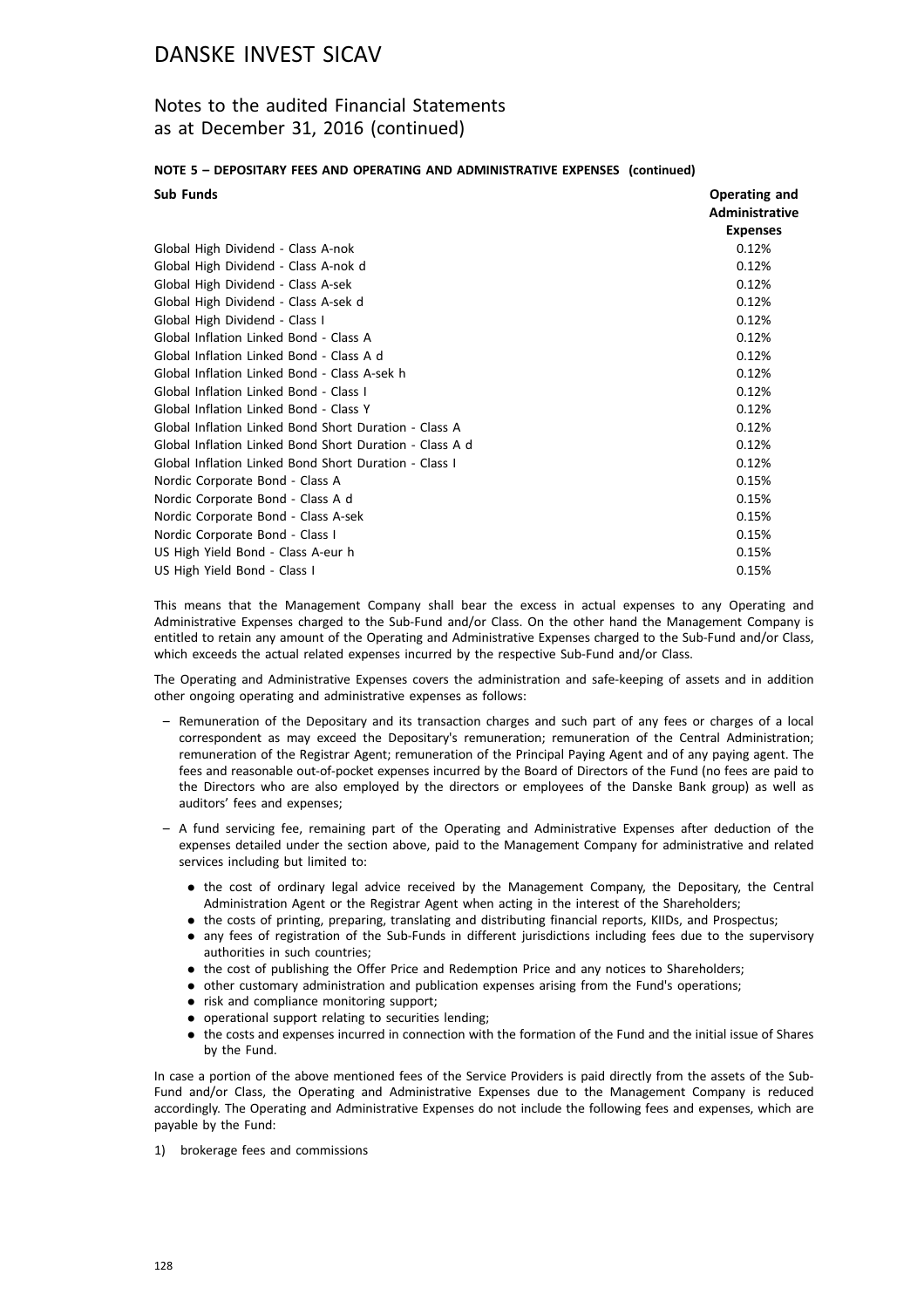# DANSKE INVEST SICAV

## Notes to the audited Financial Statements as at December 31, 2016 (continued)

### NOTE 5 – DEPOSITARY FEES AND OPERATING AND ADMINISTRATIVE EXPENSES (continued)

| Sub Funds | Operating and Administrative Expenses |
|---|---|
| Global High Dividend - Class A-nok | 0.12% |
| Global High Dividend - Class A-nok d | 0.12% |
| Global High Dividend - Class A-sek | 0.12% |
| Global High Dividend - Class A-sek d | 0.12% |
| Global High Dividend - Class I | 0.12% |
| Global Inflation Linked Bond - Class A | 0.12% |
| Global Inflation Linked Bond - Class A d | 0.12% |
| Global Inflation Linked Bond - Class A-sek h | 0.12% |
| Global Inflation Linked Bond - Class I | 0.12% |
| Global Inflation Linked Bond - Class Y | 0.12% |
| Global Inflation Linked Bond Short Duration - Class A | 0.12% |
| Global Inflation Linked Bond Short Duration - Class A d | 0.12% |
| Global Inflation Linked Bond Short Duration - Class I | 0.12% |
| Nordic Corporate Bond - Class A | 0.15% |
| Nordic Corporate Bond - Class A d | 0.15% |
| Nordic Corporate Bond - Class A-sek | 0.15% |
| Nordic Corporate Bond - Class I | 0.15% |
| US High Yield Bond - Class A-eur h | 0.15% |
| US High Yield Bond - Class I | 0.15% |

This means that the Management Company shall bear the excess in actual expenses to any Operating and Administrative Expenses charged to the Sub-Fund and/or Class. On the other hand the Management Company is entitled to retain any amount of the Operating and Administrative Expenses charged to the Sub-Fund and/or Class, which exceeds the actual related expenses incurred by the respective Sub-Fund and/or Class.

The Operating and Administrative Expenses covers the administration and safe-keeping of assets and in addition other ongoing operating and administrative expenses as follows:

– Remuneration of the Depositary and its transaction charges and such part of any fees or charges of a local correspondent as may exceed the Depositary's remuneration; remuneration of the Central Administration; remuneration of the Registrar Agent; remuneration of the Principal Paying Agent and of any paying agent. The fees and reasonable out-of-pocket expenses incurred by the Board of Directors of the Fund (no fees are paid to the Directors who are also employed by the directors or employees of the Danske Bank group) as well as auditors' fees and expenses;

– A fund servicing fee, remaining part of the Operating and Administrative Expenses after deduction of the expenses detailed under the section above, paid to the Management Company for administrative and related services including but limited to:

  - the cost of ordinary legal advice received by the Management Company, the Depositary, the Central Administration Agent or the Registrar Agent when acting in the interest of the Shareholders;
  - the costs of printing, preparing, translating and distributing financial reports, KIIDs, and Prospectus;
  - any fees of registration of the Sub-Funds in different jurisdictions including fees due to the supervisory authorities in such countries;
  - the cost of publishing the Offer Price and Redemption Price and any notices to Shareholders;
  - other customary administration and publication expenses arising from the Fund's operations;
  - risk and compliance monitoring support;
  - operational support relating to securities lending;
  - the costs and expenses incurred in connection with the formation of the Fund and the initial issue of Shares by the Fund.

In case a portion of the above mentioned fees of the Service Providers is paid directly from the assets of the Sub-Fund and/or Class, the Operating and Administrative Expenses due to the Management Company is reduced accordingly. The Operating and Administrative Expenses do not include the following fees and expenses, which are payable by the Fund:

1) brokerage fees and commissions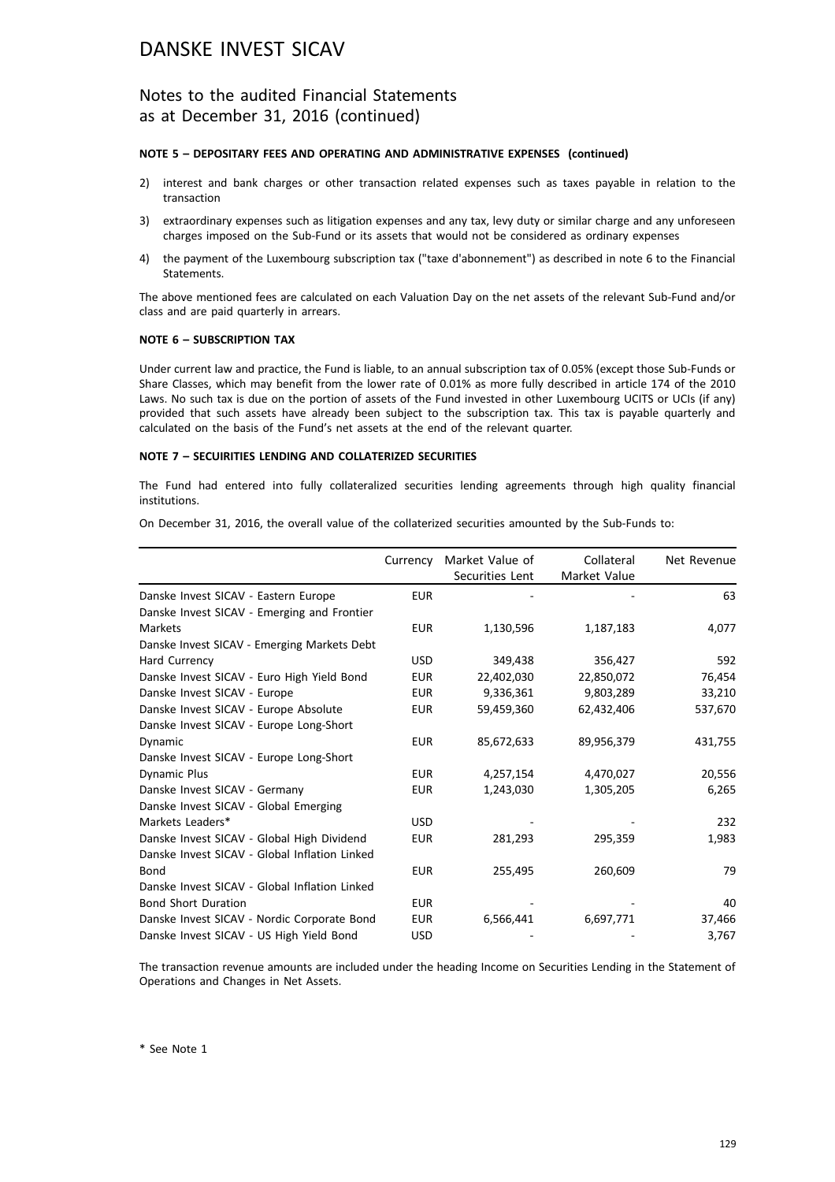# DANSKE INVEST SICAV

## Notes to the audited Financial Statements as at December 31, 2016 (continued)

**NOTE 5 – DEPOSITARY FEES AND OPERATING AND ADMINISTRATIVE EXPENSES (continued)**

2) interest and bank charges or other transaction related expenses such as taxes payable in relation to the transaction

3) extraordinary expenses such as litigation expenses and any tax, levy duty or similar charge and any unforeseen charges imposed on the Sub-Fund or its assets that would not be considered as ordinary expenses

4) the payment of the Luxembourg subscription tax ("taxe d'abonnement") as described in note 6 to the Financial Statements.

The above mentioned fees are calculated on each Valuation Day on the net assets of the relevant Sub-Fund and/or class and are paid quarterly in arrears.

**NOTE 6 – SUBSCRIPTION TAX**

Under current law and practice, the Fund is liable, to an annual subscription tax of 0.05% (except those Sub-Funds or Share Classes, which may benefit from the lower rate of 0.01% as more fully described in article 174 of the 2010 Laws. No such tax is due on the portion of assets of the Fund invested in other Luxembourg UCITS or UCIs (if any) provided that such assets have already been subject to the subscription tax. This tax is payable quarterly and calculated on the basis of the Fund's net assets at the end of the relevant quarter.

**NOTE 7 – SECUIRITIES LENDING AND COLLATERIZED SECURITIES**

The Fund had entered into fully collateralized securities lending agreements through high quality financial institutions.

On December 31, 2016, the overall value of the collaterized securities amounted by the Sub-Funds to:

| | Currency | Market Value of Securities Lent | Collateral Market Value | Net Revenue |
|---|---|---|---|---|
| Danske Invest SICAV - Eastern Europe | EUR | - | - | 63 |
| Danske Invest SICAV - Emerging and Frontier Markets | EUR | 1,130,596 | 1,187,183 | 4,077 |
| Danske Invest SICAV - Emerging Markets Debt Hard Currency | USD | 349,438 | 356,427 | 592 |
| Danske Invest SICAV - Euro High Yield Bond | EUR | 22,402,030 | 22,850,072 | 76,454 |
| Danske Invest SICAV - Europe | EUR | 9,336,361 | 9,803,289 | 33,210 |
| Danske Invest SICAV - Europe Absolute | EUR | 59,459,360 | 62,432,406 | 537,670 |
| Danske Invest SICAV - Europe Long-Short Dynamic | EUR | 85,672,633 | 89,956,379 | 431,755 |
| Danske Invest SICAV - Europe Long-Short Dynamic Plus | EUR | 4,257,154 | 4,470,027 | 20,556 |
| Danske Invest SICAV - Germany | EUR | 1,243,030 | 1,305,205 | 6,265 |
| Danske Invest SICAV - Global Emerging Markets Leaders* | USD | - | - | 232 |
| Danske Invest SICAV - Global High Dividend | EUR | 281,293 | 295,359 | 1,983 |
| Danske Invest SICAV - Global Inflation Linked Bond | EUR | 255,495 | 260,609 | 79 |
| Danske Invest SICAV - Global Inflation Linked Bond Short Duration | EUR | - | - | 40 |
| Danske Invest SICAV - Nordic Corporate Bond | EUR | 6,566,441 | 6,697,771 | 37,466 |
| Danske Invest SICAV - US High Yield Bond | USD | - | - | 3,767 |

The transaction revenue amounts are included under the heading Income on Securities Lending in the Statement of Operations and Changes in Net Assets.

\* See Note 1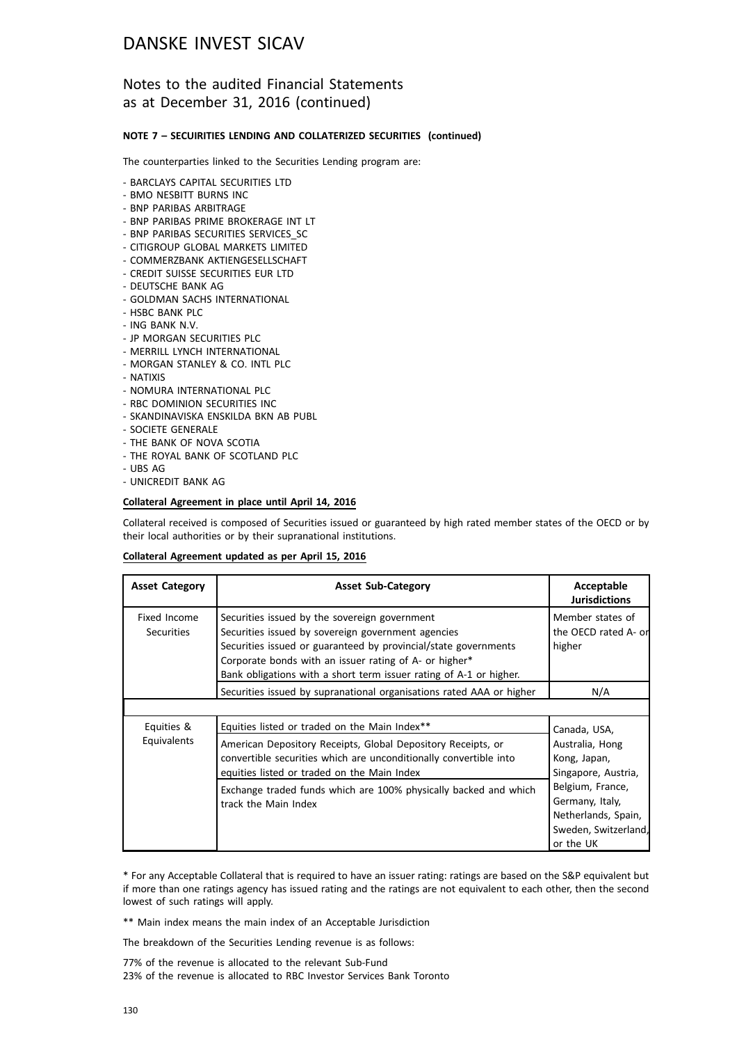# DANSKE INVEST SICAV

## Notes to the audited Financial Statements as at December 31, 2016 (continued)

**NOTE 7 – SECUIRITIES LENDING AND COLLATERIZED SECURITIES (continued)**

The counterparties linked to the Securities Lending program are:

- BARCLAYS CAPITAL SECURITIES LTD
- BMO NESBITT BURNS INC
- BNP PARIBAS ARBITRAGE
- BNP PARIBAS PRIME BROKERAGE INT LT
- BNP PARIBAS SECURITIES SERVICES_SC
- CITIGROUP GLOBAL MARKETS LIMITED
- COMMERZBANK AKTIENGESELLSCHAFT
- CREDIT SUISSE SECURITIES EUR LTD
- DEUTSCHE BANK AG
- GOLDMAN SACHS INTERNATIONAL
- HSBC BANK PLC
- ING BANK N.V.
- JP MORGAN SECURITIES PLC
- MERRILL LYNCH INTERNATIONAL
- MORGAN STANLEY & CO. INTL PLC
- NATIXIS
- NOMURA INTERNATIONAL PLC
- RBC DOMINION SECURITIES INC
- SKANDINAVISKA ENSKILDA BKN AB PUBL
- SOCIETE GENERALE
- THE BANK OF NOVA SCOTIA
- THE ROYAL BANK OF SCOTLAND PLC
- UBS AG
- UNICREDIT BANK AG

**Collateral Agreement in place until April 14, 2016**

Collateral received is composed of Securities issued or guaranteed by high rated member states of the OECD or by their local authorities or by their supranational institutions.

**Collateral Agreement updated as per April 15, 2016**

| Asset Category | Asset Sub-Category | Acceptable Jurisdictions |
|---|---|---|
| Fixed Income Securities | Securities issued by the sovereign government<br>Securities issued by sovereign government agencies<br>Securities issued or guaranteed by provincial/state governments<br>Corporate bonds with an issuer rating of A- or higher*<br>Bank obligations with a short term issuer rating of A-1 or higher. | Member states of the OECD rated A- or higher |
| | Securities issued by supranational organisations rated AAA or higher | N/A |
| | | |
| Equities & Equivalents | Equities listed or traded on the Main Index** | Canada, USA, Australia, Hong Kong, Japan, Singapore, Austria, Belgium, France, Germany, Italy, Netherlands, Spain, Sweden, Switzerland, or the UK |
| | American Depository Receipts, Global Depository Receipts, or convertible securities which are unconditionally convertible into equities listed or traded on the Main Index | |
| | Exchange traded funds which are 100% physically backed and which track the Main Index | |

\* For any Acceptable Collateral that is required to have an issuer rating: ratings are based on the S&P equivalent but if more than one ratings agency has issued rating and the ratings are not equivalent to each other, then the second lowest of such ratings will apply.

** Main index means the main index of an Acceptable Jurisdiction

The breakdown of the Securities Lending revenue is as follows:

77% of the revenue is allocated to the relevant Sub-Fund
23% of the revenue is allocated to RBC Investor Services Bank Toronto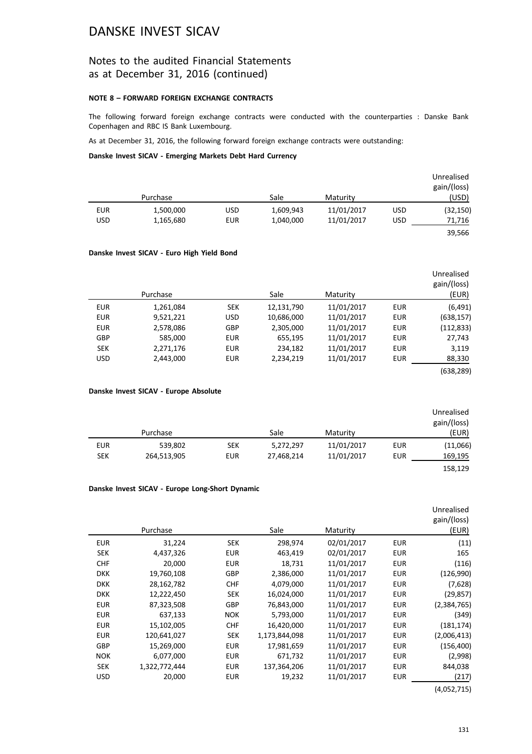# DANSKE INVEST SICAV

## Notes to the audited Financial Statements as at December 31, 2016 (continued)

### NOTE 8 – FORWARD FOREIGN EXCHANGE CONTRACTS

The following forward foreign exchange contracts were conducted with the counterparties : Danske Bank Copenhagen and RBC IS Bank Luxembourg.

As at December 31, 2016, the following forward foreign exchange contracts were outstanding:

**Danske Invest SICAV - Emerging Markets Debt Hard Currency**

| | Purchase | | Sale | Maturity | | Unrealised gain/(loss) (USD) |
|---|---|---|---|---|---|---|
| EUR | 1,500,000 | USD | 1,609,943 | 11/01/2017 | USD | (32,150) |
| USD | 1,165,680 | EUR | 1,040,000 | 11/01/2017 | USD | 71,716 |
| | | | | | | 39,566 |

**Danske Invest SICAV - Euro High Yield Bond**

| | Purchase | | Sale | Maturity | | Unrealised gain/(loss) (EUR) |
|---|---|---|---|---|---|---|
| EUR | 1,261,084 | SEK | 12,131,790 | 11/01/2017 | EUR | (6,491) |
| EUR | 9,521,221 | USD | 10,686,000 | 11/01/2017 | EUR | (638,157) |
| EUR | 2,578,086 | GBP | 2,305,000 | 11/01/2017 | EUR | (112,833) |
| GBP | 585,000 | EUR | 655,195 | 11/01/2017 | EUR | 27,743 |
| SEK | 2,271,176 | EUR | 234,182 | 11/01/2017 | EUR | 3,119 |
| USD | 2,443,000 | EUR | 2,234,219 | 11/01/2017 | EUR | 88,330 |
| | | | | | | (638,289) |

**Danske Invest SICAV - Europe Absolute**

| | Purchase | | Sale | Maturity | | Unrealised gain/(loss) (EUR) |
|---|---|---|---|---|---|---|
| EUR | 539,802 | SEK | 5,272,297 | 11/01/2017 | EUR | (11,066) |
| SEK | 264,513,905 | EUR | 27,468,214 | 11/01/2017 | EUR | 169,195 |
| | | | | | | 158,129 |

**Danske Invest SICAV - Europe Long-Short Dynamic**

| | Purchase | | Sale | Maturity | | Unrealised gain/(loss) (EUR) |
|---|---|---|---|---|---|---|
| EUR | 31,224 | SEK | 298,974 | 02/01/2017 | EUR | (11) |
| SEK | 4,437,326 | EUR | 463,419 | 02/01/2017 | EUR | 165 |
| CHF | 20,000 | EUR | 18,731 | 11/01/2017 | EUR | (116) |
| DKK | 19,760,108 | GBP | 2,386,000 | 11/01/2017 | EUR | (126,990) |
| DKK | 28,162,782 | CHF | 4,079,000 | 11/01/2017 | EUR | (7,628) |
| DKK | 12,222,450 | SEK | 16,024,000 | 11/01/2017 | EUR | (29,857) |
| EUR | 87,323,508 | GBP | 76,843,000 | 11/01/2017 | EUR | (2,384,765) |
| EUR | 637,133 | NOK | 5,793,000 | 11/01/2017 | EUR | (349) |
| EUR | 15,102,005 | CHF | 16,420,000 | 11/01/2017 | EUR | (181,174) |
| EUR | 120,641,027 | SEK | 1,173,844,098 | 11/01/2017 | EUR | (2,006,413) |
| GBP | 15,269,000 | EUR | 17,981,659 | 11/01/2017 | EUR | (156,400) |
| NOK | 6,077,000 | EUR | 671,732 | 11/01/2017 | EUR | (2,998) |
| SEK | 1,322,772,444 | EUR | 137,364,206 | 11/01/2017 | EUR | 844,038 |
| USD | 20,000 | EUR | 19,232 | 11/01/2017 | EUR | (217) |
| | | | | | | (4,052,715) |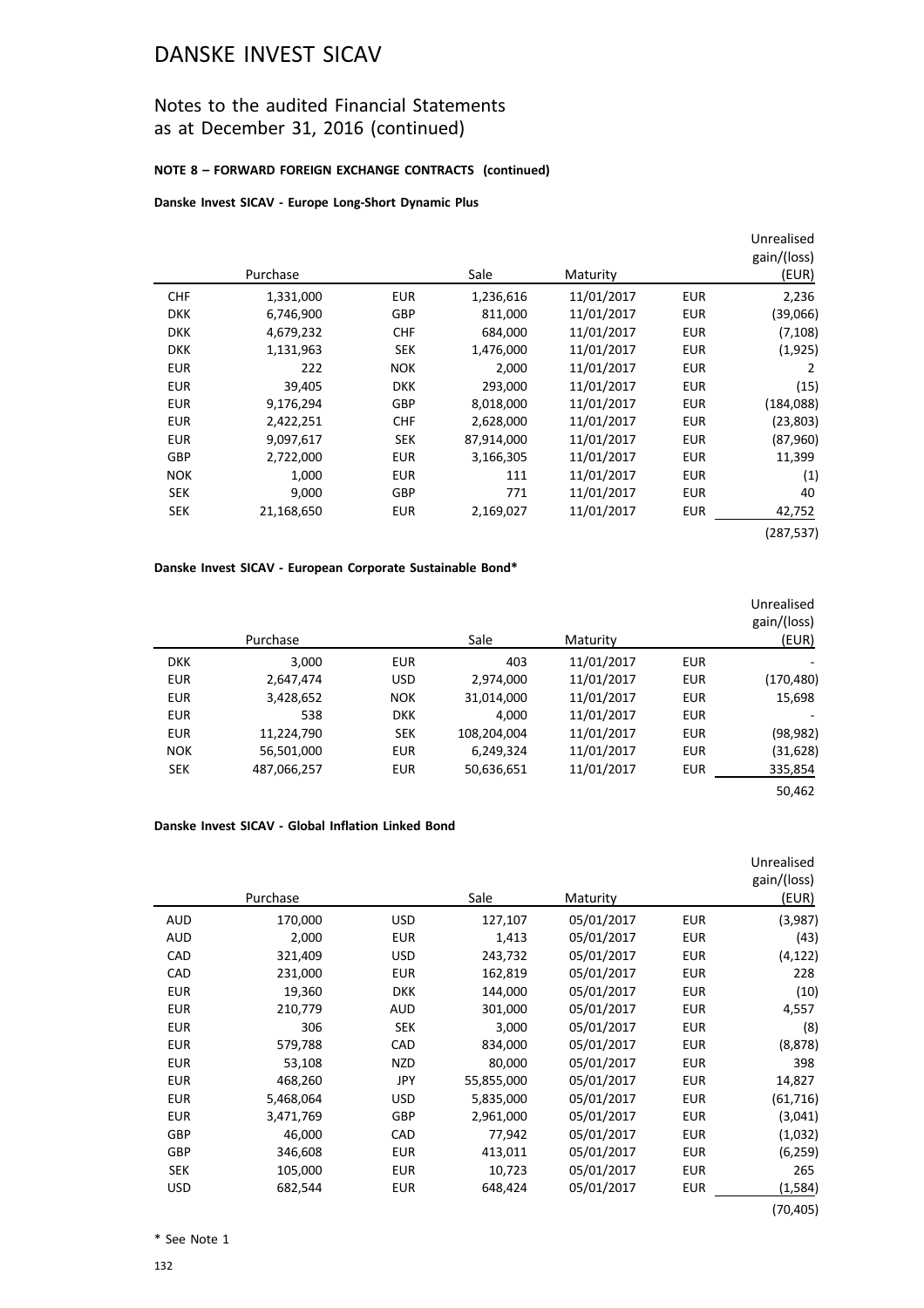# DANSKE INVEST SICAV

## Notes to the audited Financial Statements as at December 31, 2016 (continued)

### NOTE 8 – FORWARD FOREIGN EXCHANGE CONTRACTS (continued)

**Danske Invest SICAV - Europe Long-Short Dynamic Plus**

| | Purchase | | Sale | Maturity | | Unrealised gain/(loss) (EUR) |
|---|---|---|---|---|---|---|
| CHF | 1,331,000 | EUR | 1,236,616 | 11/01/2017 | EUR | 2,236 |
| DKK | 6,746,900 | GBP | 811,000 | 11/01/2017 | EUR | (39,066) |
| DKK | 4,679,232 | CHF | 684,000 | 11/01/2017 | EUR | (7,108) |
| DKK | 1,131,963 | SEK | 1,476,000 | 11/01/2017 | EUR | (1,925) |
| EUR | 222 | NOK | 2,000 | 11/01/2017 | EUR | 2 |
| EUR | 39,405 | DKK | 293,000 | 11/01/2017 | EUR | (15) |
| EUR | 9,176,294 | GBP | 8,018,000 | 11/01/2017 | EUR | (184,088) |
| EUR | 2,422,251 | CHF | 2,628,000 | 11/01/2017 | EUR | (23,803) |
| EUR | 9,097,617 | SEK | 87,914,000 | 11/01/2017 | EUR | (87,960) |
| GBP | 2,722,000 | EUR | 3,166,305 | 11/01/2017 | EUR | 11,399 |
| NOK | 1,000 | EUR | 111 | 11/01/2017 | EUR | (1) |
| SEK | 9,000 | GBP | 771 | 11/01/2017 | EUR | 40 |
| SEK | 21,168,650 | EUR | 2,169,027 | 11/01/2017 | EUR | 42,752 |
| | | | | | | (287,537) |

**Danske Invest SICAV - European Corporate Sustainable Bond***

| | Purchase | | Sale | Maturity | | Unrealised gain/(loss) (EUR) |
|---|---|---|---|---|---|---|
| DKK | 3,000 | EUR | 403 | 11/01/2017 | EUR | - |
| EUR | 2,647,474 | USD | 2,974,000 | 11/01/2017 | EUR | (170,480) |
| EUR | 3,428,652 | NOK | 31,014,000 | 11/01/2017 | EUR | 15,698 |
| EUR | 538 | DKK | 4,000 | 11/01/2017 | EUR | - |
| EUR | 11,224,790 | SEK | 108,204,004 | 11/01/2017 | EUR | (98,982) |
| NOK | 56,501,000 | EUR | 6,249,324 | 11/01/2017 | EUR | (31,628) |
| SEK | 487,066,257 | EUR | 50,636,651 | 11/01/2017 | EUR | 335,854 |
| | | | | | | 50,462 |

**Danske Invest SICAV - Global Inflation Linked Bond**

| | Purchase | | Sale | Maturity | | Unrealised gain/(loss) (EUR) |
|---|---|---|---|---|---|---|
| AUD | 170,000 | USD | 127,107 | 05/01/2017 | EUR | (3,987) |
| AUD | 2,000 | EUR | 1,413 | 05/01/2017 | EUR | (43) |
| CAD | 321,409 | USD | 243,732 | 05/01/2017 | EUR | (4,122) |
| CAD | 231,000 | EUR | 162,819 | 05/01/2017 | EUR | 228 |
| EUR | 19,360 | DKK | 144,000 | 05/01/2017 | EUR | (10) |
| EUR | 210,779 | AUD | 301,000 | 05/01/2017 | EUR | 4,557 |
| EUR | 306 | SEK | 3,000 | 05/01/2017 | EUR | (8) |
| EUR | 579,788 | CAD | 834,000 | 05/01/2017 | EUR | (8,878) |
| EUR | 53,108 | NZD | 80,000 | 05/01/2017 | EUR | 398 |
| EUR | 468,260 | JPY | 55,855,000 | 05/01/2017 | EUR | 14,827 |
| EUR | 5,468,064 | USD | 5,835,000 | 05/01/2017 | EUR | (61,716) |
| EUR | 3,471,769 | GBP | 2,961,000 | 05/01/2017 | EUR | (3,041) |
| GBP | 46,000 | CAD | 77,942 | 05/01/2017 | EUR | (1,032) |
| GBP | 346,608 | EUR | 413,011 | 05/01/2017 | EUR | (6,259) |
| SEK | 105,000 | EUR | 10,723 | 05/01/2017 | EUR | 265 |
| USD | 682,544 | EUR | 648,424 | 05/01/2017 | EUR | (1,584) |
| | | | | | | (70,405) |

* See Note 1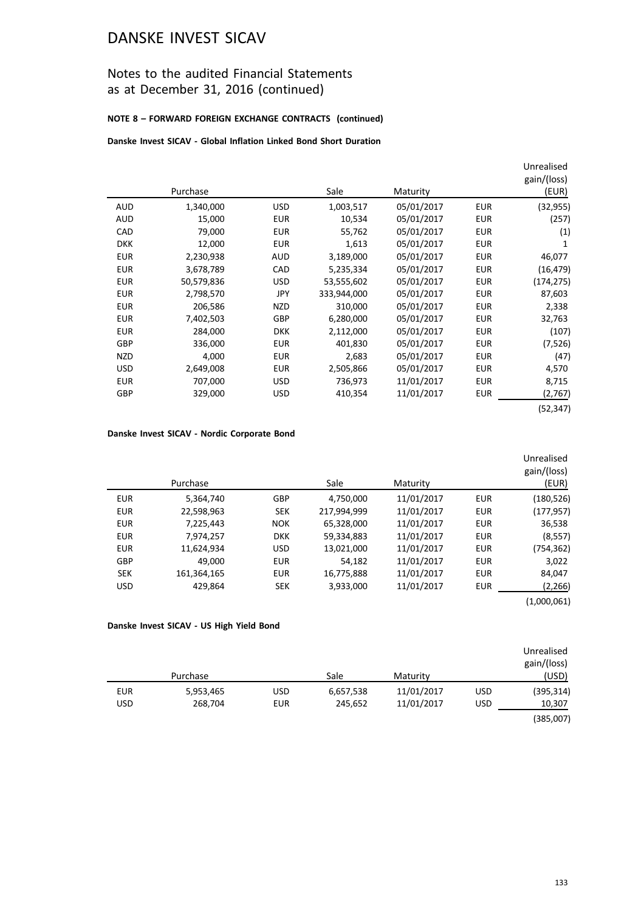# DANSKE INVEST SICAV

## Notes to the audited Financial Statements as at December 31, 2016 (continued)

**NOTE 8 – FORWARD FOREIGN EXCHANGE CONTRACTS (continued)**

**Danske Invest SICAV - Global Inflation Linked Bond Short Duration**

| | Purchase | | Sale | Maturity | | Unrealised gain/(loss) (EUR) |
|---|---|---|---|---|---|---|
| AUD | 1,340,000 | USD | 1,003,517 | 05/01/2017 | EUR | (32,955) |
| AUD | 15,000 | EUR | 10,534 | 05/01/2017 | EUR | (257) |
| CAD | 79,000 | EUR | 55,762 | 05/01/2017 | EUR | (1) |
| DKK | 12,000 | EUR | 1,613 | 05/01/2017 | EUR | 1 |
| EUR | 2,230,938 | AUD | 3,189,000 | 05/01/2017 | EUR | 46,077 |
| EUR | 3,678,789 | CAD | 5,235,334 | 05/01/2017 | EUR | (16,479) |
| EUR | 50,579,836 | USD | 53,555,602 | 05/01/2017 | EUR | (174,275) |
| EUR | 2,798,570 | JPY | 333,944,000 | 05/01/2017 | EUR | 87,603 |
| EUR | 206,586 | NZD | 310,000 | 05/01/2017 | EUR | 2,338 |
| EUR | 7,402,503 | GBP | 6,280,000 | 05/01/2017 | EUR | 32,763 |
| EUR | 284,000 | DKK | 2,112,000 | 05/01/2017 | EUR | (107) |
| GBP | 336,000 | EUR | 401,830 | 05/01/2017 | EUR | (7,526) |
| NZD | 4,000 | EUR | 2,683 | 05/01/2017 | EUR | (47) |
| USD | 2,649,008 | EUR | 2,505,866 | 05/01/2017 | EUR | 4,570 |
| EUR | 707,000 | USD | 736,973 | 11/01/2017 | EUR | 8,715 |
| GBP | 329,000 | USD | 410,354 | 11/01/2017 | EUR | (2,767) |
| | | | | | | (52,347) |

**Danske Invest SICAV - Nordic Corporate Bond**

| | Purchase | | Sale | Maturity | | Unrealised gain/(loss) (EUR) |
|---|---|---|---|---|---|---|
| EUR | 5,364,740 | GBP | 4,750,000 | 11/01/2017 | EUR | (180,526) |
| EUR | 22,598,963 | SEK | 217,994,999 | 11/01/2017 | EUR | (177,957) |
| EUR | 7,225,443 | NOK | 65,328,000 | 11/01/2017 | EUR | 36,538 |
| EUR | 7,974,257 | DKK | 59,334,883 | 11/01/2017 | EUR | (8,557) |
| EUR | 11,624,934 | USD | 13,021,000 | 11/01/2017 | EUR | (754,362) |
| GBP | 49,000 | EUR | 54,182 | 11/01/2017 | EUR | 3,022 |
| SEK | 161,364,165 | EUR | 16,775,888 | 11/01/2017 | EUR | 84,047 |
| USD | 429,864 | SEK | 3,933,000 | 11/01/2017 | EUR | (2,266) |
| | | | | | | (1,000,061) |

**Danske Invest SICAV - US High Yield Bond**

| | Purchase | | Sale | Maturity | | Unrealised gain/(loss) (USD) |
|---|---|---|---|---|---|---|
| EUR | 5,953,465 | USD | 6,657,538 | 11/01/2017 | USD | (395,314) |
| USD | 268,704 | EUR | 245,652 | 11/01/2017 | USD | 10,307 |
| | | | | | | (385,007) |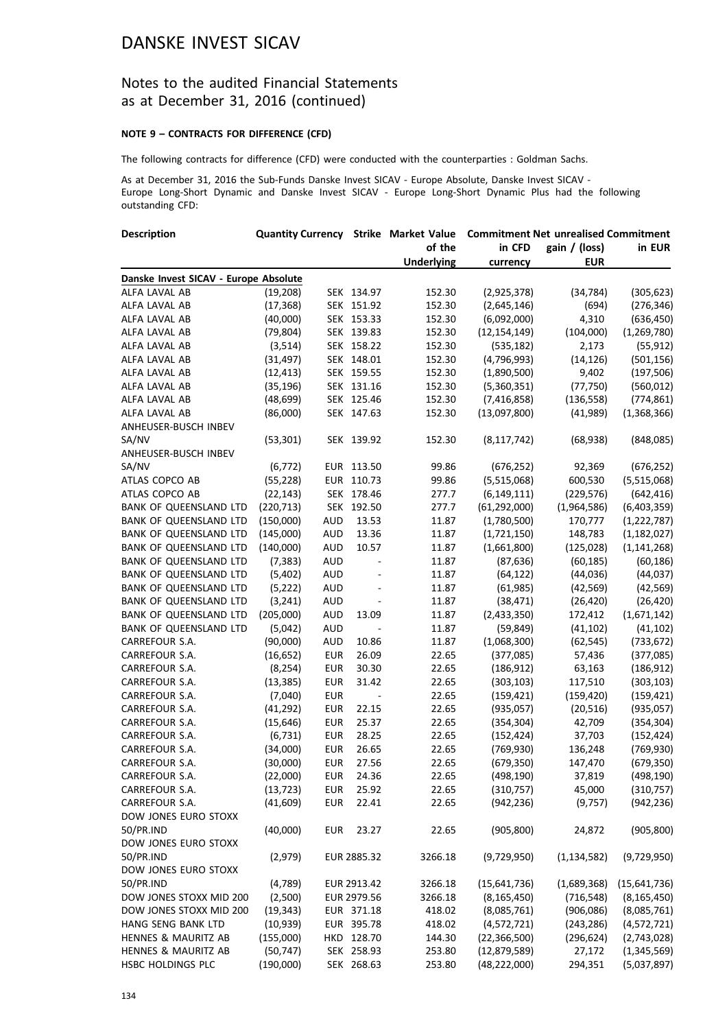# DANSKE INVEST SICAV

## Notes to the audited Financial Statements as at December 31, 2016 (continued)

**NOTE 9 – CONTRACTS FOR DIFFERENCE (CFD)**

The following contracts for difference (CFD) were conducted with the counterparties : Goldman Sachs.

As at December 31, 2016 the Sub-Funds Danske Invest SICAV - Europe Absolute, Danske Invest SICAV - Europe Long-Short Dynamic and Danske Invest SICAV - Europe Long-Short Dynamic Plus had the following outstanding CFD:

| Description | Quantity | Currency | Strike | Market Value of the Underlying | Commitment in CFD currency | Net unrealised gain / (loss) EUR | Commitment in EUR |
|---|---|---|---|---|---|---|---|
| **Danske Invest SICAV - Europe Absolute** | | | | | | | |
| ALFA LAVAL AB | (19,208) | SEK | 134.97 | 152.30 | (2,925,378) | (34,784) | (305,623) |
| ALFA LAVAL AB | (17,368) | SEK | 151.92 | 152.30 | (2,645,146) | (694) | (276,346) |
| ALFA LAVAL AB | (40,000) | SEK | 153.33 | 152.30 | (6,092,000) | 4,310 | (636,450) |
| ALFA LAVAL AB | (79,804) | SEK | 139.83 | 152.30 | (12,154,149) | (104,000) | (1,269,780) |
| ALFA LAVAL AB | (3,514) | SEK | 158.22 | 152.30 | (535,182) | 2,173 | (55,912) |
| ALFA LAVAL AB | (31,497) | SEK | 148.01 | 152.30 | (4,796,993) | (14,126) | (501,156) |
| ALFA LAVAL AB | (12,413) | SEK | 159.55 | 152.30 | (1,890,500) | 9,402 | (197,506) |
| ALFA LAVAL AB | (35,196) | SEK | 131.16 | 152.30 | (5,360,351) | (77,750) | (560,012) |
| ALFA LAVAL AB | (48,699) | SEK | 125.46 | 152.30 | (7,416,858) | (136,558) | (774,861) |
| ALFA LAVAL AB | (86,000) | SEK | 147.63 | 152.30 | (13,097,800) | (41,989) | (1,368,366) |
| ANHEUSER-BUSCH INBEV SA/NV | (53,301) | SEK | 139.92 | 152.30 | (8,117,742) | (68,938) | (848,085) |
| ANHEUSER-BUSCH INBEV SA/NV | (6,772) | EUR | 113.50 | 99.86 | (676,252) | 92,369 | (676,252) |
| ATLAS COPCO AB | (55,228) | EUR | 110.73 | 99.86 | (5,515,068) | 600,530 | (5,515,068) |
| ATLAS COPCO AB | (22,143) | SEK | 178.46 | 277.7 | (6,149,111) | (229,576) | (642,416) |
| BANK OF QUEENSLAND LTD | (220,713) | SEK | 192.50 | 277.7 | (61,292,000) | (1,964,586) | (6,403,359) |
| BANK OF QUEENSLAND LTD | (150,000) | AUD | 13.53 | 11.87 | (1,780,500) | 170,777 | (1,222,787) |
| BANK OF QUEENSLAND LTD | (145,000) | AUD | 13.36 | 11.87 | (1,721,150) | 148,783 | (1,182,027) |
| BANK OF QUEENSLAND LTD | (140,000) | AUD | 10.57 | 11.87 | (1,661,800) | (125,028) | (1,141,268) |
| BANK OF QUEENSLAND LTD | (7,383) | AUD | - | 11.87 | (87,636) | (60,185) | (60,186) |
| BANK OF QUEENSLAND LTD | (5,402) | AUD | - | 11.87 | (64,122) | (44,036) | (44,037) |
| BANK OF QUEENSLAND LTD | (5,222) | AUD | - | 11.87 | (61,985) | (42,569) | (42,569) |
| BANK OF QUEENSLAND LTD | (3,241) | AUD | - | 11.87 | (38,471) | (26,420) | (26,420) |
| BANK OF QUEENSLAND LTD | (205,000) | AUD | 13.09 | 11.87 | (2,433,350) | 172,412 | (1,671,142) |
| BANK OF QUEENSLAND LTD | (5,042) | AUD | - | 11.87 | (59,849) | (41,102) | (41,102) |
| CARREFOUR S.A. | (90,000) | AUD | 10.86 | 11.87 | (1,068,300) | (62,545) | (733,672) |
| CARREFOUR S.A. | (16,652) | EUR | 26.09 | 22.65 | (377,085) | 57,436 | (377,085) |
| CARREFOUR S.A. | (8,254) | EUR | 30.30 | 22.65 | (186,912) | 63,163 | (186,912) |
| CARREFOUR S.A. | (13,385) | EUR | 31.42 | 22.65 | (303,103) | 117,510 | (303,103) |
| CARREFOUR S.A. | (7,040) | EUR | - | 22.65 | (159,421) | (159,420) | (159,421) |
| CARREFOUR S.A. | (41,292) | EUR | 22.15 | 22.65 | (935,057) | (20,516) | (935,057) |
| CARREFOUR S.A. | (15,646) | EUR | 25.37 | 22.65 | (354,304) | 42,709 | (354,304) |
| CARREFOUR S.A. | (6,731) | EUR | 28.25 | 22.65 | (152,424) | 37,703 | (152,424) |
| CARREFOUR S.A. | (34,000) | EUR | 26.65 | 22.65 | (769,930) | 136,248 | (769,930) |
| CARREFOUR S.A. | (30,000) | EUR | 27.56 | 22.65 | (679,350) | 147,470 | (679,350) |
| CARREFOUR S.A. | (22,000) | EUR | 24.36 | 22.65 | (498,190) | 37,819 | (498,190) |
| CARREFOUR S.A. | (13,723) | EUR | 25.92 | 22.65 | (310,757) | 45,000 | (310,757) |
| CARREFOUR S.A. | (41,609) | EUR | 22.41 | 22.65 | (942,236) | (9,757) | (942,236) |
| DOW JONES EURO STOXX 50/PR.IND | (40,000) | EUR | 23.27 | 22.65 | (905,800) | 24,872 | (905,800) |
| DOW JONES EURO STOXX 50/PR.IND | (2,979) | EUR | 2885.32 | 3266.18 | (9,729,950) | (1,134,582) | (9,729,950) |
| DOW JONES EURO STOXX 50/PR.IND | (4,789) | EUR | 2913.42 | 3266.18 | (15,641,736) | (1,689,368) | (15,641,736) |
| DOW JONES STOXX MID 200 | (2,500) | EUR | 2979.56 | 3266.18 | (8,165,450) | (716,548) | (8,165,450) |
| DOW JONES STOXX MID 200 | (19,343) | EUR | 371.18 | 418.02 | (8,085,761) | (906,086) | (8,085,761) |
| HANG SENG BANK LTD | (10,939) | EUR | 395.78 | 418.02 | (4,572,721) | (243,286) | (4,572,721) |
| HENNES & MAURITZ AB | (155,000) | HKD | 128.70 | 144.30 | (22,366,500) | (296,624) | (2,743,028) |
| HENNES & MAURITZ AB | (50,747) | SEK | 258.93 | 253.80 | (12,879,589) | 27,172 | (1,345,569) |
| HSBC HOLDINGS PLC | (190,000) | SEK | 268.63 | 253.80 | (48,222,000) | 294,351 | (5,037,897) |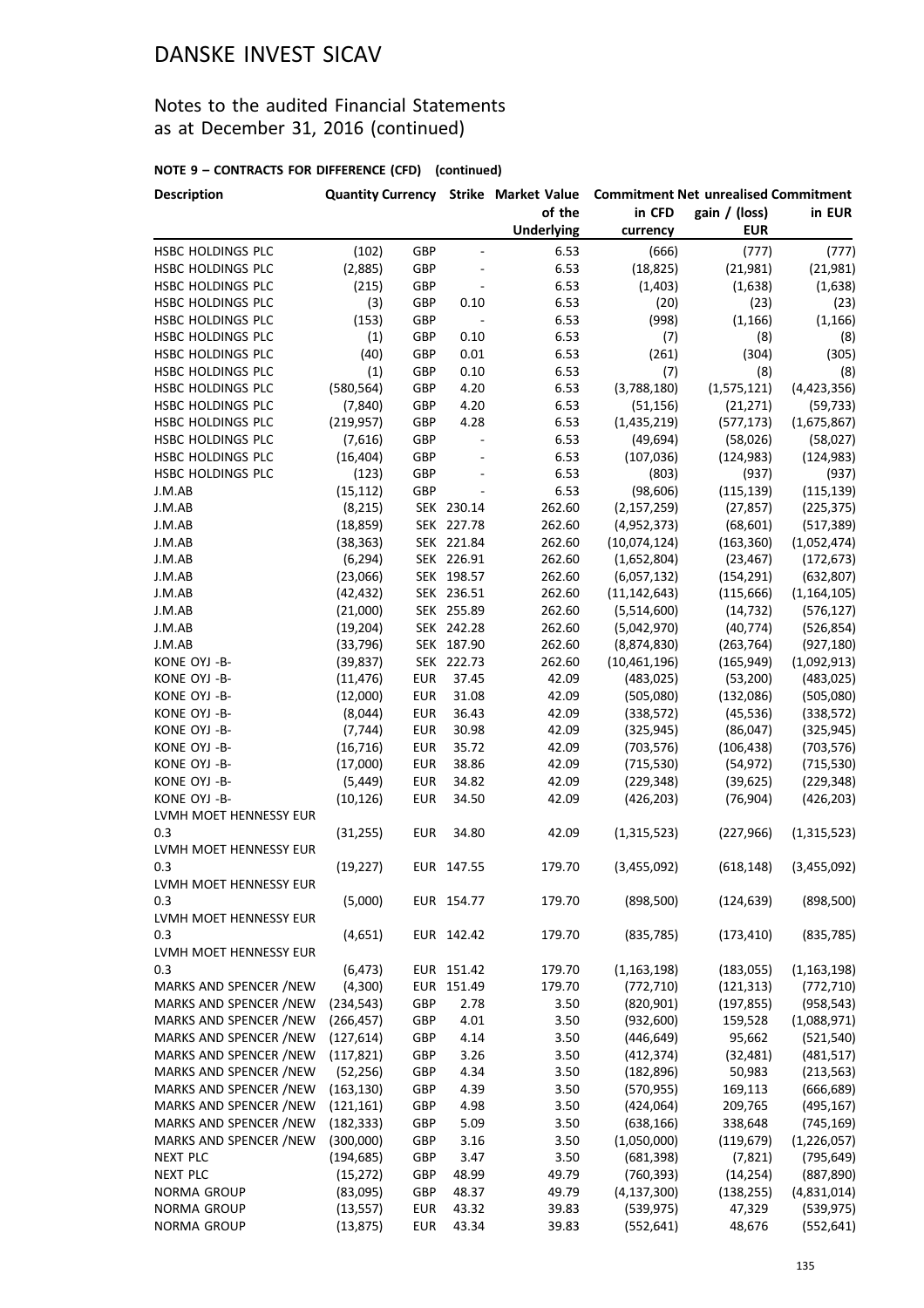# DANSKE INVEST SICAV

## Notes to the audited Financial Statements as at December 31, 2016 (continued)

### NOTE 9 – CONTRACTS FOR DIFFERENCE (CFD) (continued)

| Description | Quantity | Currency | Strike | Market Value of the Underlying | Commitment in CFD currency | Net unrealised gain / (loss) EUR | Commitment in EUR |
|---|---|---|---|---|---|---|---|
| HSBC HOLDINGS PLC | (102) | GBP | - | 6.53 | (666) | (777) | (777) |
| HSBC HOLDINGS PLC | (2,885) | GBP | - | 6.53 | (18,825) | (21,981) | (21,981) |
| HSBC HOLDINGS PLC | (215) | GBP | - | 6.53 | (1,403) | (1,638) | (1,638) |
| HSBC HOLDINGS PLC | (3) | GBP | 0.10 | 6.53 | (20) | (23) | (23) |
| HSBC HOLDINGS PLC | (153) | GBP | - | 6.53 | (998) | (1,166) | (1,166) |
| HSBC HOLDINGS PLC | (1) | GBP | 0.10 | 6.53 | (7) | (8) | (8) |
| HSBC HOLDINGS PLC | (40) | GBP | 0.01 | 6.53 | (261) | (304) | (305) |
| HSBC HOLDINGS PLC | (1) | GBP | 0.10 | 6.53 | (7) | (8) | (8) |
| HSBC HOLDINGS PLC | (580,564) | GBP | 4.20 | 6.53 | (3,788,180) | (1,575,121) | (4,423,356) |
| HSBC HOLDINGS PLC | (7,840) | GBP | 4.20 | 6.53 | (51,156) | (21,271) | (59,733) |
| HSBC HOLDINGS PLC | (219,957) | GBP | 4.28 | 6.53 | (1,435,219) | (577,173) | (1,675,867) |
| HSBC HOLDINGS PLC | (7,616) | GBP | - | 6.53 | (49,694) | (58,026) | (58,027) |
| HSBC HOLDINGS PLC | (16,404) | GBP | - | 6.53 | (107,036) | (124,983) | (124,983) |
| HSBC HOLDINGS PLC | (123) | GBP | - | 6.53 | (803) | (937) | (937) |
| J.M.AB | (15,112) | GBP | - | 6.53 | (98,606) | (115,139) | (115,139) |
| J.M.AB | (8,215) | SEK | 230.14 | 262.60 | (2,157,259) | (27,857) | (225,375) |
| J.M.AB | (18,859) | SEK | 227.78 | 262.60 | (4,952,373) | (68,601) | (517,389) |
| J.M.AB | (38,363) | SEK | 221.84 | 262.60 | (10,074,124) | (163,360) | (1,052,474) |
| J.M.AB | (6,294) | SEK | 226.91 | 262.60 | (1,652,804) | (23,467) | (172,673) |
| J.M.AB | (23,066) | SEK | 198.57 | 262.60 | (6,057,132) | (154,291) | (632,807) |
| J.M.AB | (42,432) | SEK | 236.51 | 262.60 | (11,142,643) | (115,666) | (1,164,105) |
| J.M.AB | (21,000) | SEK | 255.89 | 262.60 | (5,514,600) | (14,732) | (576,127) |
| J.M.AB | (19,204) | SEK | 242.28 | 262.60 | (5,042,970) | (40,774) | (526,854) |
| J.M.AB | (33,796) | SEK | 187.90 | 262.60 | (8,874,830) | (263,764) | (927,180) |
| KONE OYJ -B- | (39,837) | SEK | 222.73 | 262.60 | (10,461,196) | (165,949) | (1,092,913) |
| KONE OYJ -B- | (11,476) | EUR | 37.45 | 42.09 | (483,025) | (53,200) | (483,025) |
| KONE OYJ -B- | (12,000) | EUR | 31.08 | 42.09 | (505,080) | (132,086) | (505,080) |
| KONE OYJ -B- | (8,044) | EUR | 36.43 | 42.09 | (338,572) | (45,536) | (338,572) |
| KONE OYJ -B- | (7,744) | EUR | 30.98 | 42.09 | (325,945) | (86,047) | (325,945) |
| KONE OYJ -B- | (16,716) | EUR | 35.72 | 42.09 | (703,576) | (106,438) | (703,576) |
| KONE OYJ -B- | (17,000) | EUR | 38.86 | 42.09 | (715,530) | (54,972) | (715,530) |
| KONE OYJ -B- | (5,449) | EUR | 34.82 | 42.09 | (229,348) | (39,625) | (229,348) |
| KONE OYJ -B- | (10,126) | EUR | 34.50 | 42.09 | (426,203) | (76,904) | (426,203) |
| LVMH MOET HENNESSY EUR 0.3 | (31,255) | EUR | 34.80 | 42.09 | (1,315,523) | (227,966) | (1,315,523) |
| LVMH MOET HENNESSY EUR 0.3 | (19,227) | EUR | 147.55 | 179.70 | (3,455,092) | (618,148) | (3,455,092) |
| LVMH MOET HENNESSY EUR 0.3 | (5,000) | EUR | 154.77 | 179.70 | (898,500) | (124,639) | (898,500) |
| LVMH MOET HENNESSY EUR 0.3 | (4,651) | EUR | 142.42 | 179.70 | (835,785) | (173,410) | (835,785) |
| LVMH MOET HENNESSY EUR 0.3 | (6,473) | EUR | 151.42 | 179.70 | (1,163,198) | (183,055) | (1,163,198) |
| MARKS AND SPENCER /NEW | (4,300) | EUR | 151.49 | 179.70 | (772,710) | (121,313) | (772,710) |
| MARKS AND SPENCER /NEW | (234,543) | GBP | 2.78 | 3.50 | (820,901) | (197,855) | (958,543) |
| MARKS AND SPENCER /NEW | (266,457) | GBP | 4.01 | 3.50 | (932,600) | 159,528 | (1,088,971) |
| MARKS AND SPENCER /NEW | (127,614) | GBP | 4.14 | 3.50 | (446,649) | 95,662 | (521,540) |
| MARKS AND SPENCER /NEW | (117,821) | GBP | 3.26 | 3.50 | (412,374) | (32,481) | (481,517) |
| MARKS AND SPENCER /NEW | (52,256) | GBP | 4.34 | 3.50 | (182,896) | 50,983 | (213,563) |
| MARKS AND SPENCER /NEW | (163,130) | GBP | 4.39 | 3.50 | (570,955) | 169,113 | (666,689) |
| MARKS AND SPENCER /NEW | (121,161) | GBP | 4.98 | 3.50 | (424,064) | 209,765 | (495,167) |
| MARKS AND SPENCER /NEW | (182,333) | GBP | 5.09 | 3.50 | (638,166) | 338,648 | (745,169) |
| MARKS AND SPENCER /NEW | (300,000) | GBP | 3.16 | 3.50 | (1,050,000) | (119,679) | (1,226,057) |
| NEXT PLC | (194,685) | GBP | 3.47 | 3.50 | (681,398) | (7,821) | (795,649) |
| NEXT PLC | (15,272) | GBP | 48.99 | 49.79 | (760,393) | (14,254) | (887,890) |
| NORMA GROUP | (83,095) | GBP | 48.37 | 49.79 | (4,137,300) | (138,255) | (4,831,014) |
| NORMA GROUP | (13,557) | EUR | 43.32 | 39.83 | (539,975) | 47,329 | (539,975) |
| NORMA GROUP | (13,875) | EUR | 43.34 | 39.83 | (552,641) | 48,676 | (552,641) |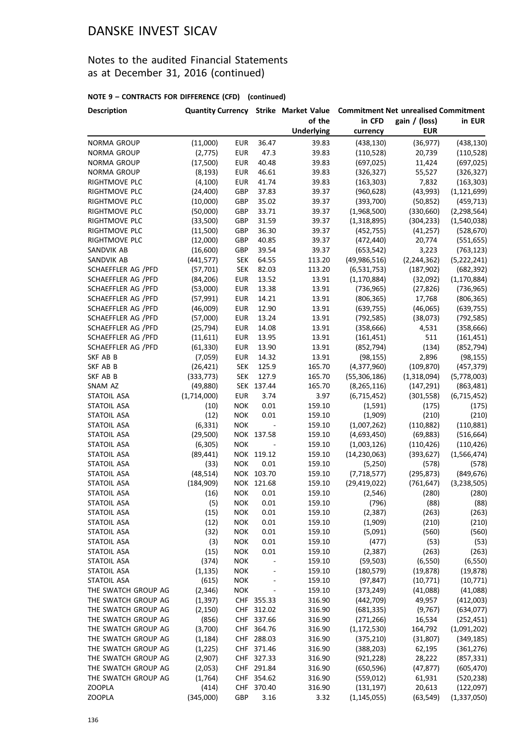# DANSKE INVEST SICAV

## Notes to the audited Financial Statements as at December 31, 2016 (continued)

### NOTE 9 – CONTRACTS FOR DIFFERENCE (CFD) (continued)

| Description | Quantity | Currency | Strike | Market Value of the Underlying | Commitment in CFD currency | Net unrealised gain / (loss) EUR | Commitment in EUR |
|---|---|---|---|---|---|---|---|
| NORMA GROUP | (11,000) | EUR | 36.47 | 39.83 | (438,130) | (36,977) | (438,130) |
| NORMA GROUP | (2,775) | EUR | 47.3 | 39.83 | (110,528) | 20,739 | (110,528) |
| NORMA GROUP | (17,500) | EUR | 40.48 | 39.83 | (697,025) | 11,424 | (697,025) |
| NORMA GROUP | (8,193) | EUR | 46.61 | 39.83 | (326,327) | 55,527 | (326,327) |
| RIGHTMOVE PLC | (4,100) | EUR | 41.74 | 39.83 | (163,303) | 7,832 | (163,303) |
| RIGHTMOVE PLC | (24,400) | GBP | 37.83 | 39.37 | (960,628) | (43,993) | (1,121,699) |
| RIGHTMOVE PLC | (10,000) | GBP | 35.02 | 39.37 | (393,700) | (50,852) | (459,713) |
| RIGHTMOVE PLC | (50,000) | GBP | 33.71 | 39.37 | (1,968,500) | (330,660) | (2,298,564) |
| RIGHTMOVE PLC | (33,500) | GBP | 31.59 | 39.37 | (1,318,895) | (304,233) | (1,540,038) |
| RIGHTMOVE PLC | (11,500) | GBP | 36.30 | 39.37 | (452,755) | (41,257) | (528,670) |
| RIGHTMOVE PLC | (12,000) | GBP | 40.85 | 39.37 | (472,440) | 20,774 | (551,655) |
| SANDVIK AB | (16,600) | GBP | 39.54 | 39.37 | (653,542) | 3,223 | (763,123) |
| SANDVIK AB | (441,577) | SEK | 64.55 | 113.20 | (49,986,516) | (2,244,362) | (5,222,241) |
| SCHAEFFLER AG /PFD | (57,701) | SEK | 82.03 | 113.20 | (6,531,753) | (187,902) | (682,392) |
| SCHAEFFLER AG /PFD | (84,206) | EUR | 13.52 | 13.91 | (1,170,884) | (32,092) | (1,170,884) |
| SCHAEFFLER AG /PFD | (53,000) | EUR | 13.38 | 13.91 | (736,965) | (27,826) | (736,965) |
| SCHAEFFLER AG /PFD | (57,991) | EUR | 14.21 | 13.91 | (806,365) | 17,768 | (806,365) |
| SCHAEFFLER AG /PFD | (46,009) | EUR | 12.90 | 13.91 | (639,755) | (46,065) | (639,755) |
| SCHAEFFLER AG /PFD | (57,000) | EUR | 13.24 | 13.91 | (792,585) | (38,073) | (792,585) |
| SCHAEFFLER AG /PFD | (25,794) | EUR | 14.08 | 13.91 | (358,666) | 4,531 | (358,666) |
| SCHAEFFLER AG /PFD | (11,611) | EUR | 13.95 | 13.91 | (161,451) | 511 | (161,451) |
| SCHAEFFLER AG /PFD | (61,330) | EUR | 13.90 | 13.91 | (852,794) | (134) | (852,794) |
| SKF AB B | (7,059) | EUR | 14.32 | 13.91 | (98,155) | 2,896 | (98,155) |
| SKF AB B | (26,421) | SEK | 125.9 | 165.70 | (4,377,960) | (109,870) | (457,379) |
| SKF AB B | (333,773) | SEK | 127.9 | 165.70 | (55,306,186) | (1,318,094) | (5,778,003) |
| SNAM AZ | (49,880) | SEK | 137.44 | 165.70 | (8,265,116) | (147,291) | (863,481) |
| STATOIL ASA | (1,714,000) | EUR | 3.74 | 3.97 | (6,715,452) | (301,558) | (6,715,452) |
| STATOIL ASA | (10) | NOK | 0.01 | 159.10 | (1,591) | (175) | (175) |
| STATOIL ASA | (12) | NOK | 0.01 | 159.10 | (1,909) | (210) | (210) |
| STATOIL ASA | (6,331) | NOK | - | 159.10 | (1,007,262) | (110,882) | (110,881) |
| STATOIL ASA | (29,500) | NOK | 137.58 | 159.10 | (4,693,450) | (69,883) | (516,664) |
| STATOIL ASA | (6,305) | NOK | - | 159.10 | (1,003,126) | (110,426) | (110,426) |
| STATOIL ASA | (89,441) | NOK | 119.12 | 159.10 | (14,230,063) | (393,627) | (1,566,474) |
| STATOIL ASA | (33) | NOK | 0.01 | 159.10 | (5,250) | (578) | (578) |
| STATOIL ASA | (48,514) | NOK | 103.70 | 159.10 | (7,718,577) | (295,873) | (849,676) |
| STATOIL ASA | (184,909) | NOK | 121.68 | 159.10 | (29,419,022) | (761,647) | (3,238,505) |
| STATOIL ASA | (16) | NOK | 0.01 | 159.10 | (2,546) | (280) | (280) |
| STATOIL ASA | (5) | NOK | 0.01 | 159.10 | (796) | (88) | (88) |
| STATOIL ASA | (15) | NOK | 0.01 | 159.10 | (2,387) | (263) | (263) |
| STATOIL ASA | (12) | NOK | 0.01 | 159.10 | (1,909) | (210) | (210) |
| STATOIL ASA | (32) | NOK | 0.01 | 159.10 | (5,091) | (560) | (560) |
| STATOIL ASA | (3) | NOK | 0.01 | 159.10 | (477) | (53) | (53) |
| STATOIL ASA | (15) | NOK | 0.01 | 159.10 | (2,387) | (263) | (263) |
| STATOIL ASA | (374) | NOK | - | 159.10 | (59,503) | (6,550) | (6,550) |
| STATOIL ASA | (1,135) | NOK | - | 159.10 | (180,579) | (19,878) | (19,878) |
| STATOIL ASA | (615) | NOK | - | 159.10 | (97,847) | (10,771) | (10,771) |
| THE SWATCH GROUP AG | (2,346) | NOK | - | 159.10 | (373,249) | (41,088) | (41,088) |
| THE SWATCH GROUP AG | (1,397) | CHF | 355.33 | 316.90 | (442,709) | 49,957 | (412,003) |
| THE SWATCH GROUP AG | (2,150) | CHF | 312.02 | 316.90 | (681,335) | (9,767) | (634,077) |
| THE SWATCH GROUP AG | (856) | CHF | 337.66 | 316.90 | (271,266) | 16,534 | (252,451) |
| THE SWATCH GROUP AG | (3,700) | CHF | 364.76 | 316.90 | (1,172,530) | 164,792 | (1,091,202) |
| THE SWATCH GROUP AG | (1,184) | CHF | 288.03 | 316.90 | (375,210) | (31,807) | (349,185) |
| THE SWATCH GROUP AG | (1,225) | CHF | 371.46 | 316.90 | (388,203) | 62,195 | (361,276) |
| THE SWATCH GROUP AG | (2,907) | CHF | 327.33 | 316.90 | (921,228) | 28,222 | (857,331) |
| THE SWATCH GROUP AG | (2,053) | CHF | 291.84 | 316.90 | (650,596) | (47,877) | (605,470) |
| THE SWATCH GROUP AG | (1,764) | CHF | 354.62 | 316.90 | (559,012) | 61,931 | (520,238) |
| ZOOPLA | (414) | CHF | 370.40 | 316.90 | (131,197) | 20,613 | (122,097) |
| ZOOPLA | (345,000) | GBP | 3.16 | 3.32 | (1,145,055) | (63,549) | (1,337,050) |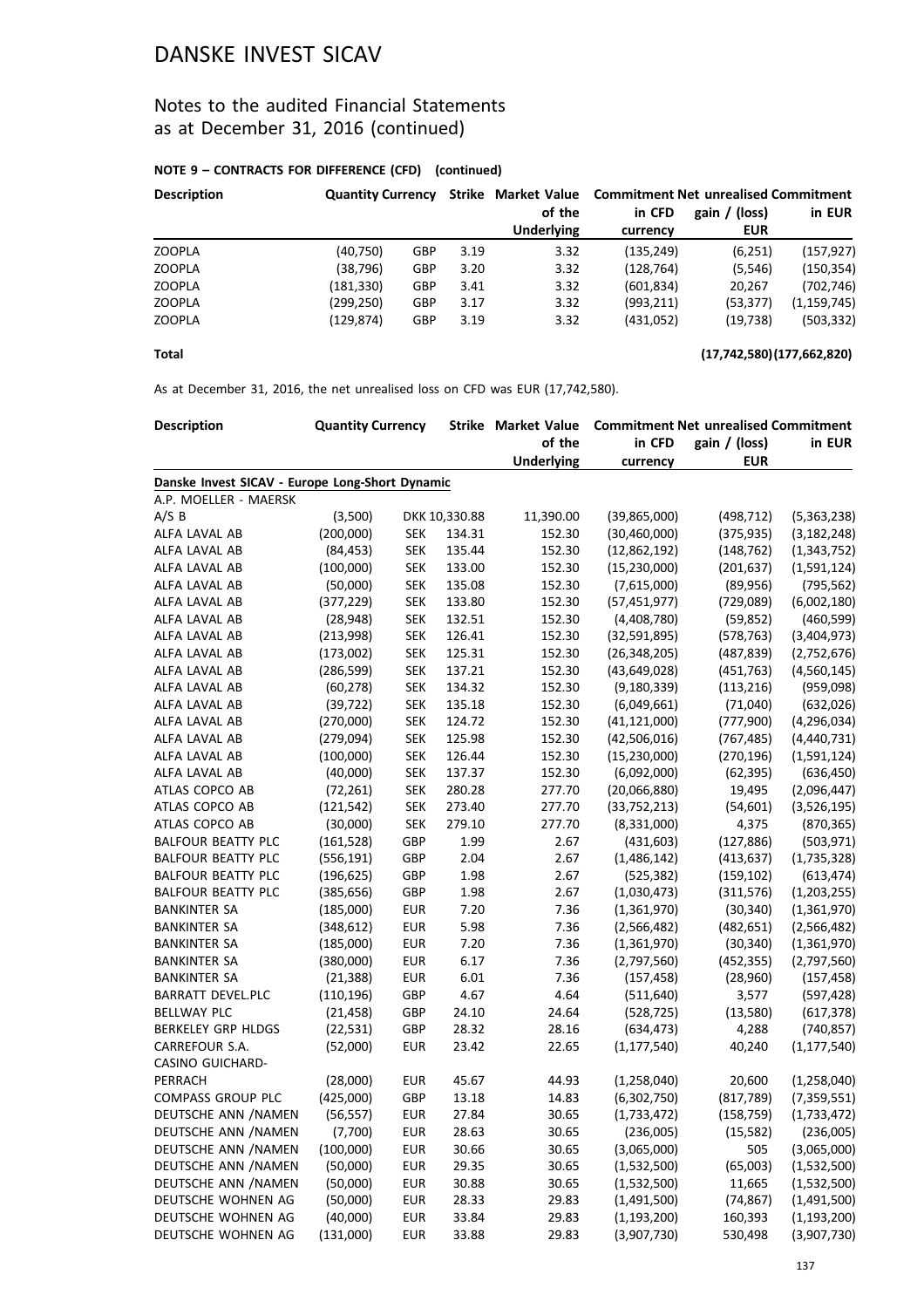# DANSKE INVEST SICAV

## Notes to the audited Financial Statements as at December 31, 2016 (continued)

### NOTE 9 – CONTRACTS FOR DIFFERENCE (CFD) (continued)

| Description | Quantity | Currency | Strike | Market Value of the Underlying | Commitment in CFD currency | Net unrealised gain / (loss) EUR | Commitment in EUR |
|---|---|---|---|---|---|---|---|
| ZOOPLA | (40,750) | GBP | 3.19 | 3.32 | (135,249) | (6,251) | (157,927) |
| ZOOPLA | (38,796) | GBP | 3.20 | 3.32 | (128,764) | (5,546) | (150,354) |
| ZOOPLA | (181,330) | GBP | 3.41 | 3.32 | (601,834) | 20,267 | (702,746) |
| ZOOPLA | (299,250) | GBP | 3.17 | 3.32 | (993,211) | (53,377) | (1,159,745) |
| ZOOPLA | (129,874) | GBP | 3.19 | 3.32 | (431,052) | (19,738) | (503,332) |
| **Total** | | | | | | **(17,742,580)** | **(177,662,820)** |

As at December 31, 2016, the net unrealised loss on CFD was EUR (17,742,580).

| Description | Quantity | Currency | Strike | Market Value of the Underlying | Commitment in CFD currency | Net unrealised gain / (loss) EUR | Commitment in EUR |
|---|---|---|---|---|---|---|---|
| **Danske Invest SICAV - Europe Long-Short Dynamic** | | | | | | | |
| A.P. MOELLER - MAERSK A/S B | (3,500) | DKK | 10,330.88 | 11,390.00 | (39,865,000) | (498,712) | (5,363,238) |
| ALFA LAVAL AB | (200,000) | SEK | 134.31 | 152.30 | (30,460,000) | (375,935) | (3,182,248) |
| ALFA LAVAL AB | (84,453) | SEK | 135.44 | 152.30 | (12,862,192) | (148,762) | (1,343,752) |
| ALFA LAVAL AB | (100,000) | SEK | 133.00 | 152.30 | (15,230,000) | (201,637) | (1,591,124) |
| ALFA LAVAL AB | (50,000) | SEK | 135.08 | 152.30 | (7,615,000) | (89,956) | (795,562) |
| ALFA LAVAL AB | (377,229) | SEK | 133.80 | 152.30 | (57,451,977) | (729,089) | (6,002,180) |
| ALFA LAVAL AB | (28,948) | SEK | 132.51 | 152.30 | (4,408,780) | (59,852) | (460,599) |
| ALFA LAVAL AB | (213,998) | SEK | 126.41 | 152.30 | (32,591,895) | (578,763) | (3,404,973) |
| ALFA LAVAL AB | (173,002) | SEK | 125.31 | 152.30 | (26,348,205) | (487,839) | (2,752,676) |
| ALFA LAVAL AB | (286,599) | SEK | 137.21 | 152.30 | (43,649,028) | (451,763) | (4,560,145) |
| ALFA LAVAL AB | (60,278) | SEK | 134.32 | 152.30 | (9,180,339) | (113,216) | (959,098) |
| ALFA LAVAL AB | (39,722) | SEK | 135.18 | 152.30 | (6,049,661) | (71,040) | (632,026) |
| ALFA LAVAL AB | (270,000) | SEK | 124.72 | 152.30 | (41,121,000) | (777,900) | (4,296,034) |
| ALFA LAVAL AB | (279,094) | SEK | 125.98 | 152.30 | (42,506,016) | (767,485) | (4,440,731) |
| ALFA LAVAL AB | (100,000) | SEK | 126.44 | 152.30 | (15,230,000) | (270,196) | (1,591,124) |
| ALFA LAVAL AB | (40,000) | SEK | 137.37 | 152.30 | (6,092,000) | (62,395) | (636,450) |
| ATLAS COPCO AB | (72,261) | SEK | 280.28 | 277.70 | (20,066,880) | 19,495 | (2,096,447) |
| ATLAS COPCO AB | (121,542) | SEK | 273.40 | 277.70 | (33,752,213) | (54,601) | (3,526,195) |
| ATLAS COPCO AB | (30,000) | SEK | 279.10 | 277.70 | (8,331,000) | 4,375 | (870,365) |
| BALFOUR BEATTY PLC | (161,528) | GBP | 1.99 | 2.67 | (431,603) | (127,886) | (503,971) |
| BALFOUR BEATTY PLC | (556,191) | GBP | 2.04 | 2.67 | (1,486,142) | (413,637) | (1,735,328) |
| BALFOUR BEATTY PLC | (196,625) | GBP | 1.98 | 2.67 | (525,382) | (159,102) | (613,474) |
| BALFOUR BEATTY PLC | (385,656) | GBP | 1.98 | 2.67 | (1,030,473) | (311,576) | (1,203,255) |
| BANKINTER SA | (185,000) | EUR | 7.20 | 7.36 | (1,361,970) | (30,340) | (1,361,970) |
| BANKINTER SA | (348,612) | EUR | 5.98 | 7.36 | (2,566,482) | (482,651) | (2,566,482) |
| BANKINTER SA | (185,000) | EUR | 7.20 | 7.36 | (1,361,970) | (30,340) | (1,361,970) |
| BANKINTER SA | (380,000) | EUR | 6.17 | 7.36 | (2,797,560) | (452,355) | (2,797,560) |
| BANKINTER SA | (21,388) | EUR | 6.01 | 7.36 | (157,458) | (28,960) | (157,458) |
| BARRATT DEVEL.PLC | (110,196) | GBP | 4.67 | 4.64 | (511,640) | 3,577 | (597,428) |
| BELLWAY PLC | (21,458) | GBP | 24.10 | 24.64 | (528,725) | (13,580) | (617,378) |
| BERKELEY GRP HLDGS | (22,531) | GBP | 28.32 | 28.16 | (634,473) | 4,288 | (740,857) |
| CARREFOUR S.A. | (52,000) | EUR | 23.42 | 22.65 | (1,177,540) | 40,240 | (1,177,540) |
| CASINO GUICHARD-PERRACH | (28,000) | EUR | 45.67 | 44.93 | (1,258,040) | 20,600 | (1,258,040) |
| COMPASS GROUP PLC | (425,000) | GBP | 13.18 | 14.83 | (6,302,750) | (817,789) | (7,359,551) |
| DEUTSCHE ANN /NAMEN | (56,557) | EUR | 27.84 | 30.65 | (1,733,472) | (158,759) | (1,733,472) |
| DEUTSCHE ANN /NAMEN | (7,700) | EUR | 28.63 | 30.65 | (236,005) | (15,582) | (236,005) |
| DEUTSCHE ANN /NAMEN | (100,000) | EUR | 30.66 | 30.65 | (3,065,000) | 505 | (3,065,000) |
| DEUTSCHE ANN /NAMEN | (50,000) | EUR | 29.35 | 30.65 | (1,532,500) | (65,003) | (1,532,500) |
| DEUTSCHE ANN /NAMEN | (50,000) | EUR | 30.88 | 30.65 | (1,532,500) | 11,665 | (1,532,500) |
| DEUTSCHE WOHNEN AG | (50,000) | EUR | 28.33 | 29.83 | (1,491,500) | (74,867) | (1,491,500) |
| DEUTSCHE WOHNEN AG | (40,000) | EUR | 33.84 | 29.83 | (1,193,200) | 160,393 | (1,193,200) |
| DEUTSCHE WOHNEN AG | (131,000) | EUR | 33.88 | 29.83 | (3,907,730) | 530,498 | (3,907,730) |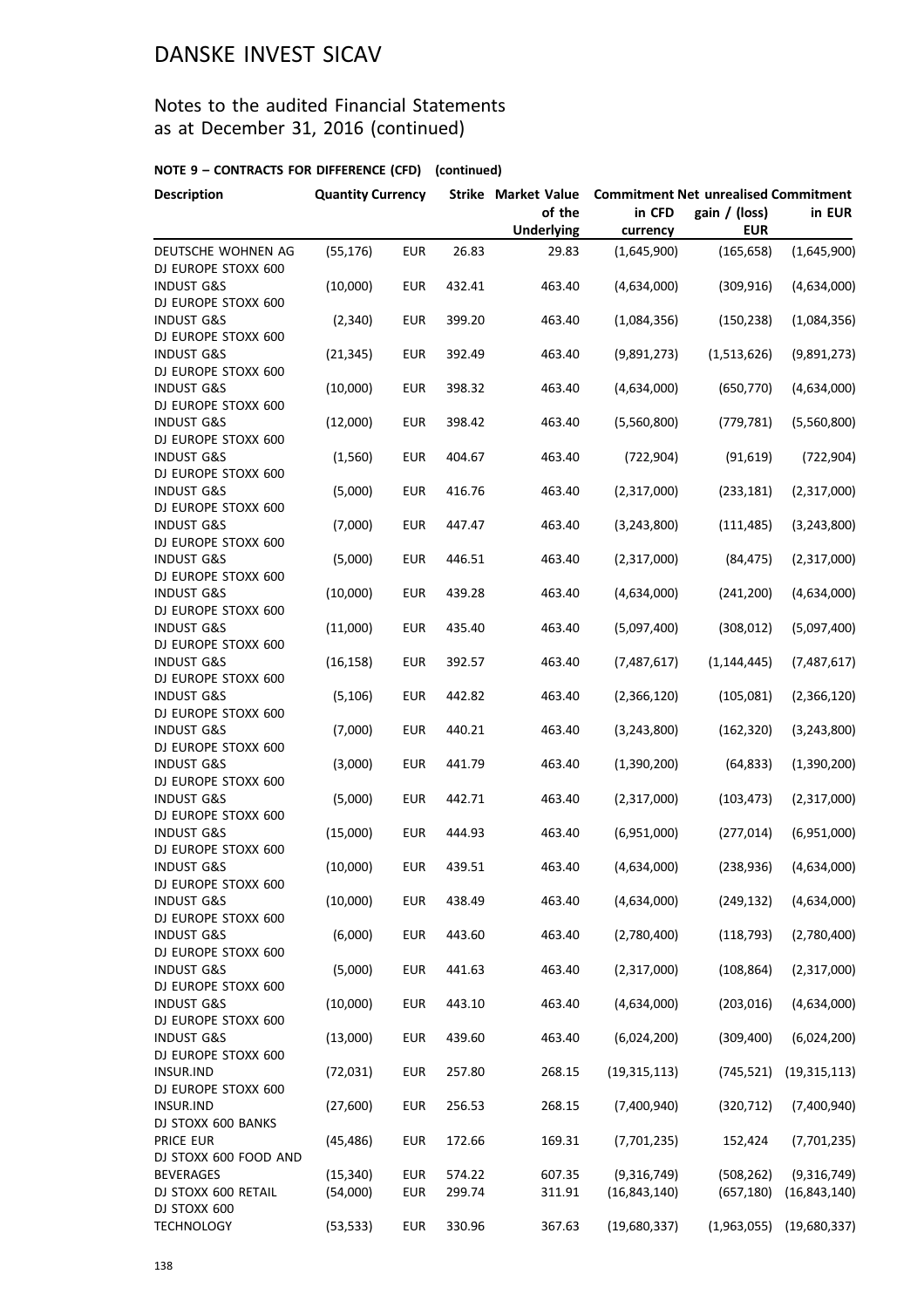# DANSKE INVEST SICAV

## Notes to the audited Financial Statements as at December 31, 2016 (continued)

### NOTE 9 – CONTRACTS FOR DIFFERENCE (CFD) (continued)

| Description | Quantity | Currency | Strike | Market Value of the Underlying | Commitment in CFD currency | Net unrealised gain / (loss) EUR | Commitment in EUR |
|---|---|---|---|---|---|---|---|
| DEUTSCHE WOHNEN AG | (55,176) | EUR | 26.83 | 29.83 | (1,645,900) | (165,658) | (1,645,900) |
| DJ EUROPE STOXX 600 INDUST G&S | (10,000) | EUR | 432.41 | 463.40 | (4,634,000) | (309,916) | (4,634,000) |
| DJ EUROPE STOXX 600 INDUST G&S | (2,340) | EUR | 399.20 | 463.40 | (1,084,356) | (150,238) | (1,084,356) |
| DJ EUROPE STOXX 600 INDUST G&S | (21,345) | EUR | 392.49 | 463.40 | (9,891,273) | (1,513,626) | (9,891,273) |
| DJ EUROPE STOXX 600 INDUST G&S | (10,000) | EUR | 398.32 | 463.40 | (4,634,000) | (650,770) | (4,634,000) |
| DJ EUROPE STOXX 600 INDUST G&S | (12,000) | EUR | 398.42 | 463.40 | (5,560,800) | (779,781) | (5,560,800) |
| DJ EUROPE STOXX 600 INDUST G&S | (1,560) | EUR | 404.67 | 463.40 | (722,904) | (91,619) | (722,904) |
| DJ EUROPE STOXX 600 INDUST G&S | (5,000) | EUR | 416.76 | 463.40 | (2,317,000) | (233,181) | (2,317,000) |
| DJ EUROPE STOXX 600 INDUST G&S | (7,000) | EUR | 447.47 | 463.40 | (3,243,800) | (111,485) | (3,243,800) |
| DJ EUROPE STOXX 600 INDUST G&S | (5,000) | EUR | 446.51 | 463.40 | (2,317,000) | (84,475) | (2,317,000) |
| DJ EUROPE STOXX 600 INDUST G&S | (10,000) | EUR | 439.28 | 463.40 | (4,634,000) | (241,200) | (4,634,000) |
| DJ EUROPE STOXX 600 INDUST G&S | (11,000) | EUR | 435.40 | 463.40 | (5,097,400) | (308,012) | (5,097,400) |
| DJ EUROPE STOXX 600 INDUST G&S | (16,158) | EUR | 392.57 | 463.40 | (7,487,617) | (1,144,445) | (7,487,617) |
| DJ EUROPE STOXX 600 INDUST G&S | (5,106) | EUR | 442.82 | 463.40 | (2,366,120) | (105,081) | (2,366,120) |
| DJ EUROPE STOXX 600 INDUST G&S | (7,000) | EUR | 440.21 | 463.40 | (3,243,800) | (162,320) | (3,243,800) |
| DJ EUROPE STOXX 600 INDUST G&S | (3,000) | EUR | 441.79 | 463.40 | (1,390,200) | (64,833) | (1,390,200) |
| DJ EUROPE STOXX 600 INDUST G&S | (5,000) | EUR | 442.71 | 463.40 | (2,317,000) | (103,473) | (2,317,000) |
| DJ EUROPE STOXX 600 INDUST G&S | (15,000) | EUR | 444.93 | 463.40 | (6,951,000) | (277,014) | (6,951,000) |
| DJ EUROPE STOXX 600 INDUST G&S | (10,000) | EUR | 439.51 | 463.40 | (4,634,000) | (238,936) | (4,634,000) |
| DJ EUROPE STOXX 600 INDUST G&S | (10,000) | EUR | 438.49 | 463.40 | (4,634,000) | (249,132) | (4,634,000) |
| DJ EUROPE STOXX 600 INDUST G&S | (6,000) | EUR | 443.60 | 463.40 | (2,780,400) | (118,793) | (2,780,400) |
| DJ EUROPE STOXX 600 INDUST G&S | (5,000) | EUR | 441.63 | 463.40 | (2,317,000) | (108,864) | (2,317,000) |
| DJ EUROPE STOXX 600 INDUST G&S | (10,000) | EUR | 443.10 | 463.40 | (4,634,000) | (203,016) | (4,634,000) |
| DJ EUROPE STOXX 600 INDUST G&S | (13,000) | EUR | 439.60 | 463.40 | (6,024,200) | (309,400) | (6,024,200) |
| DJ EUROPE STOXX 600 INSUR.IND | (72,031) | EUR | 257.80 | 268.15 | (19,315,113) | (745,521) | (19,315,113) |
| DJ EUROPE STOXX 600 INSUR.IND | (27,600) | EUR | 256.53 | 268.15 | (7,400,940) | (320,712) | (7,400,940) |
| DJ STOXX 600 BANKS PRICE EUR | (45,486) | EUR | 172.66 | 169.31 | (7,701,235) | 152,424 | (7,701,235) |
| DJ STOXX 600 FOOD AND BEVERAGES | (15,340) | EUR | 574.22 | 607.35 | (9,316,749) | (508,262) | (9,316,749) |
| DJ STOXX 600 RETAIL | (54,000) | EUR | 299.74 | 311.91 | (16,843,140) | (657,180) | (16,843,140) |
| DJ STOXX 600 TECHNOLOGY | (53,533) | EUR | 330.96 | 367.63 | (19,680,337) | (1,963,055) | (19,680,337) |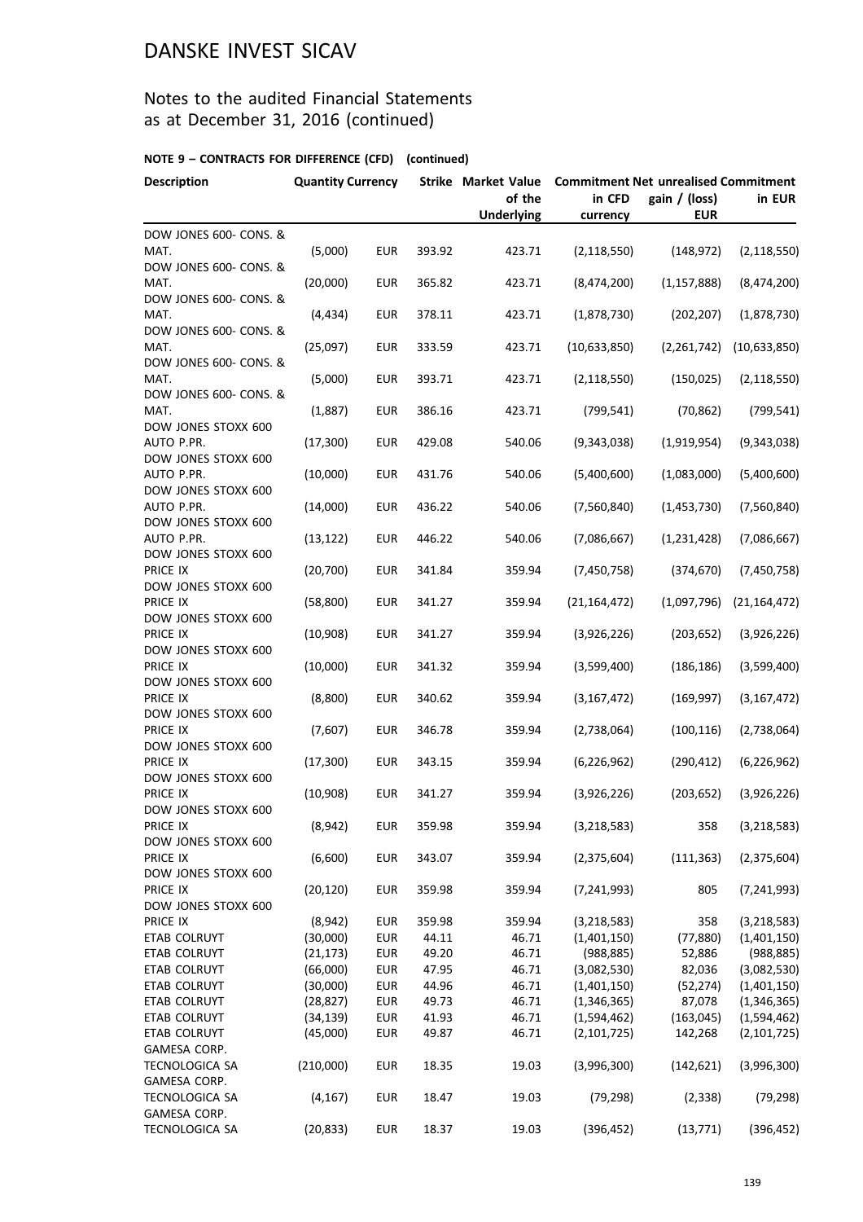# DANSKE INVEST SICAV

## Notes to the audited Financial Statements as at December 31, 2016 (continued)

### NOTE 9 – CONTRACTS FOR DIFFERENCE (CFD) (continued)

| Description | Quantity | Currency | Strike | Market Value of the Underlying | Commitment in CFD currency | Net unrealised gain / (loss) EUR | Commitment in EUR |
|---|---|---|---|---|---|---|---|
| DOW JONES 600- CONS. & MAT. | (5,000) | EUR | 393.92 | 423.71 | (2,118,550) | (148,972) | (2,118,550) |
| DOW JONES 600- CONS. & MAT. | (20,000) | EUR | 365.82 | 423.71 | (8,474,200) | (1,157,888) | (8,474,200) |
| DOW JONES 600- CONS. & MAT. | (4,434) | EUR | 378.11 | 423.71 | (1,878,730) | (202,207) | (1,878,730) |
| DOW JONES 600- CONS. & MAT. | (25,097) | EUR | 333.59 | 423.71 | (10,633,850) | (2,261,742) | (10,633,850) |
| DOW JONES 600- CONS. & MAT. | (5,000) | EUR | 393.71 | 423.71 | (2,118,550) | (150,025) | (2,118,550) |
| DOW JONES 600- CONS. & MAT. | (1,887) | EUR | 386.16 | 423.71 | (799,541) | (70,862) | (799,541) |
| DOW JONES STOXX 600 AUTO P.PR. | (17,300) | EUR | 429.08 | 540.06 | (9,343,038) | (1,919,954) | (9,343,038) |
| DOW JONES STOXX 600 AUTO P.PR. | (10,000) | EUR | 431.76 | 540.06 | (5,400,600) | (1,083,000) | (5,400,600) |
| DOW JONES STOXX 600 AUTO P.PR. | (14,000) | EUR | 436.22 | 540.06 | (7,560,840) | (1,453,730) | (7,560,840) |
| DOW JONES STOXX 600 AUTO P.PR. | (13,122) | EUR | 446.22 | 540.06 | (7,086,667) | (1,231,428) | (7,086,667) |
| DOW JONES STOXX 600 PRICE IX | (20,700) | EUR | 341.84 | 359.94 | (7,450,758) | (374,670) | (7,450,758) |
| DOW JONES STOXX 600 PRICE IX | (58,800) | EUR | 341.27 | 359.94 | (21,164,472) | (1,097,796) | (21,164,472) |
| DOW JONES STOXX 600 PRICE IX | (10,908) | EUR | 341.27 | 359.94 | (3,926,226) | (203,652) | (3,926,226) |
| DOW JONES STOXX 600 PRICE IX | (10,000) | EUR | 341.32 | 359.94 | (3,599,400) | (186,186) | (3,599,400) |
| DOW JONES STOXX 600 PRICE IX | (8,800) | EUR | 340.62 | 359.94 | (3,167,472) | (169,997) | (3,167,472) |
| DOW JONES STOXX 600 PRICE IX | (7,607) | EUR | 346.78 | 359.94 | (2,738,064) | (100,116) | (2,738,064) |
| DOW JONES STOXX 600 PRICE IX | (17,300) | EUR | 343.15 | 359.94 | (6,226,962) | (290,412) | (6,226,962) |
| DOW JONES STOXX 600 PRICE IX | (10,908) | EUR | 341.27 | 359.94 | (3,926,226) | (203,652) | (3,926,226) |
| DOW JONES STOXX 600 PRICE IX | (8,942) | EUR | 359.98 | 359.94 | (3,218,583) | 358 | (3,218,583) |
| DOW JONES STOXX 600 PRICE IX | (6,600) | EUR | 343.07 | 359.94 | (2,375,604) | (111,363) | (2,375,604) |
| DOW JONES STOXX 600 PRICE IX | (20,120) | EUR | 359.98 | 359.94 | (7,241,993) | 805 | (7,241,993) |
| DOW JONES STOXX 600 PRICE IX | (8,942) | EUR | 359.98 | 359.94 | (3,218,583) | 358 | (3,218,583) |
| ETAB COLRUYT | (30,000) | EUR | 44.11 | 46.71 | (1,401,150) | (77,880) | (1,401,150) |
| ETAB COLRUYT | (21,173) | EUR | 49.20 | 46.71 | (988,885) | 52,886 | (988,885) |
| ETAB COLRUYT | (66,000) | EUR | 47.95 | 46.71 | (3,082,530) | 82,036 | (3,082,530) |
| ETAB COLRUYT | (30,000) | EUR | 44.96 | 46.71 | (1,401,150) | (52,274) | (1,401,150) |
| ETAB COLRUYT | (28,827) | EUR | 49.73 | 46.71 | (1,346,365) | 87,078 | (1,346,365) |
| ETAB COLRUYT | (34,139) | EUR | 41.93 | 46.71 | (1,594,462) | (163,045) | (1,594,462) |
| ETAB COLRUYT | (45,000) | EUR | 49.87 | 46.71 | (2,101,725) | 142,268 | (2,101,725) |
| GAMESA CORP. TECNOLOGICA SA | (210,000) | EUR | 18.35 | 19.03 | (3,996,300) | (142,621) | (3,996,300) |
| GAMESA CORP. TECNOLOGICA SA | (4,167) | EUR | 18.47 | 19.03 | (79,298) | (2,338) | (79,298) |
| GAMESA CORP. TECNOLOGICA SA | (20,833) | EUR | 18.37 | 19.03 | (396,452) | (13,771) | (396,452) |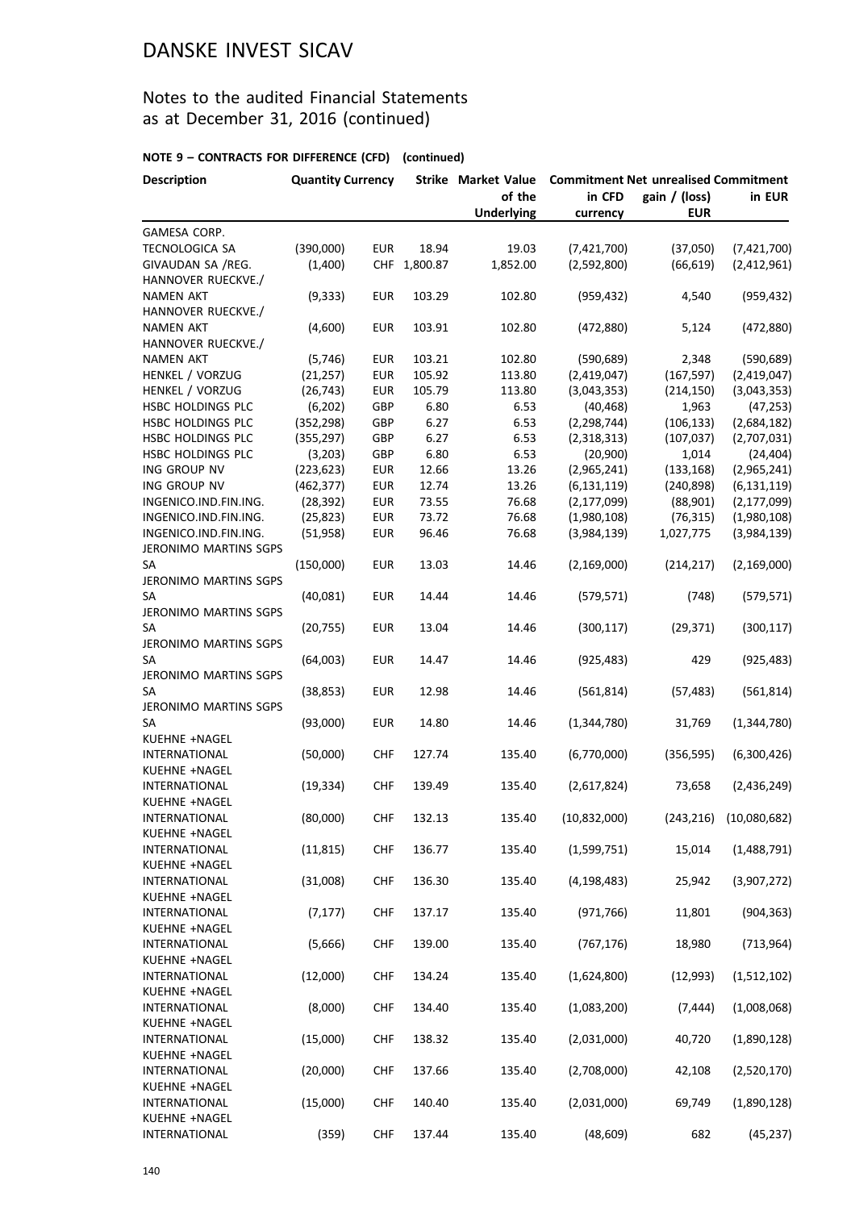# DANSKE INVEST SICAV

## Notes to the audited Financial Statements as at December 31, 2016 (continued)

### NOTE 9 – CONTRACTS FOR DIFFERENCE (CFD) (continued)

| Description | Quantity | Currency | Strike | Market Value of the Underlying | Commitment in CFD currency | Net unrealised gain / (loss) EUR | Commitment in EUR |
|---|---|---|---|---|---|---|---|
| GAMESA CORP. TECNOLOGICA SA | (390,000) | EUR | 18.94 | 19.03 | (7,421,700) | (37,050) | (7,421,700) |
| GIVAUDAN SA /REG. | (1,400) | CHF | 1,800.87 | 1,852.00 | (2,592,800) | (66,619) | (2,412,961) |
| HANNOVER RUECKVE./ NAMEN AKT | (9,333) | EUR | 103.29 | 102.80 | (959,432) | 4,540 | (959,432) |
| HANNOVER RUECKVE./ NAMEN AKT | (4,600) | EUR | 103.91 | 102.80 | (472,880) | 5,124 | (472,880) |
| HANNOVER RUECKVE./ NAMEN AKT | (5,746) | EUR | 103.21 | 102.80 | (590,689) | 2,348 | (590,689) |
| HENKEL / VORZUG | (21,257) | EUR | 105.92 | 113.80 | (2,419,047) | (167,597) | (2,419,047) |
| HENKEL / VORZUG | (26,743) | EUR | 105.79 | 113.80 | (3,043,353) | (214,150) | (3,043,353) |
| HSBC HOLDINGS PLC | (6,202) | GBP | 6.80 | 6.53 | (40,468) | 1,963 | (47,253) |
| HSBC HOLDINGS PLC | (352,298) | GBP | 6.27 | 6.53 | (2,298,744) | (106,133) | (2,684,182) |
| HSBC HOLDINGS PLC | (355,297) | GBP | 6.27 | 6.53 | (2,318,313) | (107,037) | (2,707,031) |
| HSBC HOLDINGS PLC | (3,203) | GBP | 6.80 | 6.53 | (20,900) | 1,014 | (24,404) |
| ING GROUP NV | (223,623) | EUR | 12.66 | 13.26 | (2,965,241) | (133,168) | (2,965,241) |
| ING GROUP NV | (462,377) | EUR | 12.74 | 13.26 | (6,131,119) | (240,898) | (6,131,119) |
| INGENICO.IND.FIN.ING. | (28,392) | EUR | 73.55 | 76.68 | (2,177,099) | (88,901) | (2,177,099) |
| INGENICO.IND.FIN.ING. | (25,823) | EUR | 73.72 | 76.68 | (1,980,108) | (76,315) | (1,980,108) |
| INGENICO.IND.FIN.ING. | (51,958) | EUR | 96.46 | 76.68 | (3,984,139) | 1,027,775 | (3,984,139) |
| JERONIMO MARTINS SGPS SA | (150,000) | EUR | 13.03 | 14.46 | (2,169,000) | (214,217) | (2,169,000) |
| JERONIMO MARTINS SGPS SA | (40,081) | EUR | 14.44 | 14.46 | (579,571) | (748) | (579,571) |
| JERONIMO MARTINS SGPS SA | (20,755) | EUR | 13.04 | 14.46 | (300,117) | (29,371) | (300,117) |
| JERONIMO MARTINS SGPS SA | (64,003) | EUR | 14.47 | 14.46 | (925,483) | 429 | (925,483) |
| JERONIMO MARTINS SGPS SA | (38,853) | EUR | 12.98 | 14.46 | (561,814) | (57,483) | (561,814) |
| JERONIMO MARTINS SGPS SA | (93,000) | EUR | 14.80 | 14.46 | (1,344,780) | 31,769 | (1,344,780) |
| KUEHNE +NAGEL INTERNATIONAL | (50,000) | CHF | 127.74 | 135.40 | (6,770,000) | (356,595) | (6,300,426) |
| KUEHNE +NAGEL INTERNATIONAL | (19,334) | CHF | 139.49 | 135.40 | (2,617,824) | 73,658 | (2,436,249) |
| KUEHNE +NAGEL INTERNATIONAL | (80,000) | CHF | 132.13 | 135.40 | (10,832,000) | (243,216) | (10,080,682) |
| KUEHNE +NAGEL INTERNATIONAL | (11,815) | CHF | 136.77 | 135.40 | (1,599,751) | 15,014 | (1,488,791) |
| KUEHNE +NAGEL INTERNATIONAL | (31,008) | CHF | 136.30 | 135.40 | (4,198,483) | 25,942 | (3,907,272) |
| KUEHNE +NAGEL INTERNATIONAL | (7,177) | CHF | 137.17 | 135.40 | (971,766) | 11,801 | (904,363) |
| KUEHNE +NAGEL INTERNATIONAL | (5,666) | CHF | 139.00 | 135.40 | (767,176) | 18,980 | (713,964) |
| KUEHNE +NAGEL INTERNATIONAL | (12,000) | CHF | 134.24 | 135.40 | (1,624,800) | (12,993) | (1,512,102) |
| KUEHNE +NAGEL INTERNATIONAL | (8,000) | CHF | 134.40 | 135.40 | (1,083,200) | (7,444) | (1,008,068) |
| KUEHNE +NAGEL INTERNATIONAL | (15,000) | CHF | 138.32 | 135.40 | (2,031,000) | 40,720 | (1,890,128) |
| KUEHNE +NAGEL INTERNATIONAL | (20,000) | CHF | 137.66 | 135.40 | (2,708,000) | 42,108 | (2,520,170) |
| KUEHNE +NAGEL INTERNATIONAL | (15,000) | CHF | 140.40 | 135.40 | (2,031,000) | 69,749 | (1,890,128) |
| KUEHNE +NAGEL INTERNATIONAL | (359) | CHF | 137.44 | 135.40 | (48,609) | 682 | (45,237) |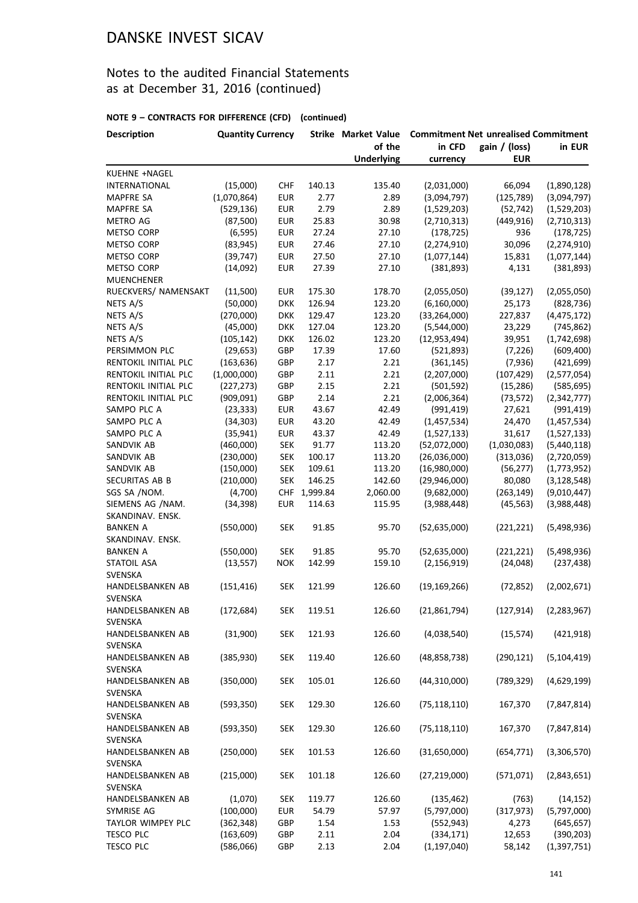# DANSKE INVEST SICAV

## Notes to the audited Financial Statements as at December 31, 2016 (continued)

### NOTE 9 – CONTRACTS FOR DIFFERENCE (CFD) (continued)

| Description | Quantity | Currency | Strike | Market Value of the Underlying | Commitment in CFD currency | Net unrealised gain / (loss) EUR | Commitment in EUR |
|---|---|---|---|---|---|---|---|
| KUEHNE +NAGEL INTERNATIONAL | (15,000) | CHF | 140.13 | 135.40 | (2,031,000) | 66,094 | (1,890,128) |
| MAPFRE SA | (1,070,864) | EUR | 2.77 | 2.89 | (3,094,797) | (125,789) | (3,094,797) |
| MAPFRE SA | (529,136) | EUR | 2.79 | 2.89 | (1,529,203) | (52,742) | (1,529,203) |
| METRO AG | (87,500) | EUR | 25.83 | 30.98 | (2,710,313) | (449,916) | (2,710,313) |
| METSO CORP | (6,595) | EUR | 27.24 | 27.10 | (178,725) | 936 | (178,725) |
| METSO CORP | (83,945) | EUR | 27.46 | 27.10 | (2,274,910) | 30,096 | (2,274,910) |
| METSO CORP | (39,747) | EUR | 27.50 | 27.10 | (1,077,144) | 15,831 | (1,077,144) |
| METSO CORP | (14,092) | EUR | 27.39 | 27.10 | (381,893) | 4,131 | (381,893) |
| MUENCHENER RUECKVERS/ NAMENSAKT | (11,500) | EUR | 175.30 | 178.70 | (2,055,050) | (39,127) | (2,055,050) |
| NETS A/S | (50,000) | DKK | 126.94 | 123.20 | (6,160,000) | 25,173 | (828,736) |
| NETS A/S | (270,000) | DKK | 129.47 | 123.20 | (33,264,000) | 227,837 | (4,475,172) |
| NETS A/S | (45,000) | DKK | 127.04 | 123.20 | (5,544,000) | 23,229 | (745,862) |
| NETS A/S | (105,142) | DKK | 126.02 | 123.20 | (12,953,494) | 39,951 | (1,742,698) |
| PERSIMMON PLC | (29,653) | GBP | 17.39 | 17.60 | (521,893) | (7,226) | (609,400) |
| RENTOKIL INITIAL PLC | (163,636) | GBP | 2.17 | 2.21 | (361,145) | (7,936) | (421,699) |
| RENTOKIL INITIAL PLC | (1,000,000) | GBP | 2.11 | 2.21 | (2,207,000) | (107,429) | (2,577,054) |
| RENTOKIL INITIAL PLC | (227,273) | GBP | 2.15 | 2.21 | (501,592) | (15,286) | (585,695) |
| RENTOKIL INITIAL PLC | (909,091) | GBP | 2.14 | 2.21 | (2,006,364) | (73,572) | (2,342,777) |
| SAMPO PLC A | (23,333) | EUR | 43.67 | 42.49 | (991,419) | 27,621 | (991,419) |
| SAMPO PLC A | (34,303) | EUR | 43.20 | 42.49 | (1,457,534) | 24,470 | (1,457,534) |
| SAMPO PLC A | (35,941) | EUR | 43.37 | 42.49 | (1,527,133) | 31,617 | (1,527,133) |
| SANDVIK AB | (460,000) | SEK | 91.77 | 113.20 | (52,072,000) | (1,030,083) | (5,440,118) |
| SANDVIK AB | (230,000) | SEK | 100.17 | 113.20 | (26,036,000) | (313,036) | (2,720,059) |
| SANDVIK AB | (150,000) | SEK | 109.61 | 113.20 | (16,980,000) | (56,277) | (1,773,952) |
| SECURITAS AB B | (210,000) | SEK | 146.25 | 142.60 | (29,946,000) | 80,080 | (3,128,548) |
| SGS SA /NOM. | (4,700) | CHF | 1,999.84 | 2,060.00 | (9,682,000) | (263,149) | (9,010,447) |
| SIEMENS AG /NAM. | (34,398) | EUR | 114.63 | 115.95 | (3,988,448) | (45,563) | (3,988,448) |
| SKANDINAV. ENSK. BANKEN A | (550,000) | SEK | 91.85 | 95.70 | (52,635,000) | (221,221) | (5,498,936) |
| SKANDINAV. ENSK. BANKEN A | (550,000) | SEK | 91.85 | 95.70 | (52,635,000) | (221,221) | (5,498,936) |
| STATOIL ASA | (13,557) | NOK | 142.99 | 159.10 | (2,156,919) | (24,048) | (237,438) |
| SVENSKA HANDELSBANKEN AB | (151,416) | SEK | 121.99 | 126.60 | (19,169,266) | (72,852) | (2,002,671) |
| SVENSKA HANDELSBANKEN AB | (172,684) | SEK | 119.51 | 126.60 | (21,861,794) | (127,914) | (2,283,967) |
| SVENSKA HANDELSBANKEN AB | (31,900) | SEK | 121.93 | 126.60 | (4,038,540) | (15,574) | (421,918) |
| SVENSKA HANDELSBANKEN AB | (385,930) | SEK | 119.40 | 126.60 | (48,858,738) | (290,121) | (5,104,419) |
| SVENSKA HANDELSBANKEN AB | (350,000) | SEK | 105.01 | 126.60 | (44,310,000) | (789,329) | (4,629,199) |
| SVENSKA HANDELSBANKEN AB | (593,350) | SEK | 129.30 | 126.60 | (75,118,110) | 167,370 | (7,847,814) |
| SVENSKA HANDELSBANKEN AB | (593,350) | SEK | 129.30 | 126.60 | (75,118,110) | 167,370 | (7,847,814) |
| SVENSKA HANDELSBANKEN AB | (250,000) | SEK | 101.53 | 126.60 | (31,650,000) | (654,771) | (3,306,570) |
| SVENSKA HANDELSBANKEN AB | (215,000) | SEK | 101.18 | 126.60 | (27,219,000) | (571,071) | (2,843,651) |
| SVENSKA HANDELSBANKEN AB | (1,070) | SEK | 119.77 | 126.60 | (135,462) | (763) | (14,152) |
| SYMRISE AG | (100,000) | EUR | 54.79 | 57.97 | (5,797,000) | (317,973) | (5,797,000) |
| TAYLOR WIMPEY PLC | (362,348) | GBP | 1.54 | 1.53 | (552,943) | 4,273 | (645,657) |
| TESCO PLC | (163,609) | GBP | 2.11 | 2.04 | (334,171) | 12,653 | (390,203) |
| TESCO PLC | (586,066) | GBP | 2.13 | 2.04 | (1,197,040) | 58,142 | (1,397,751) |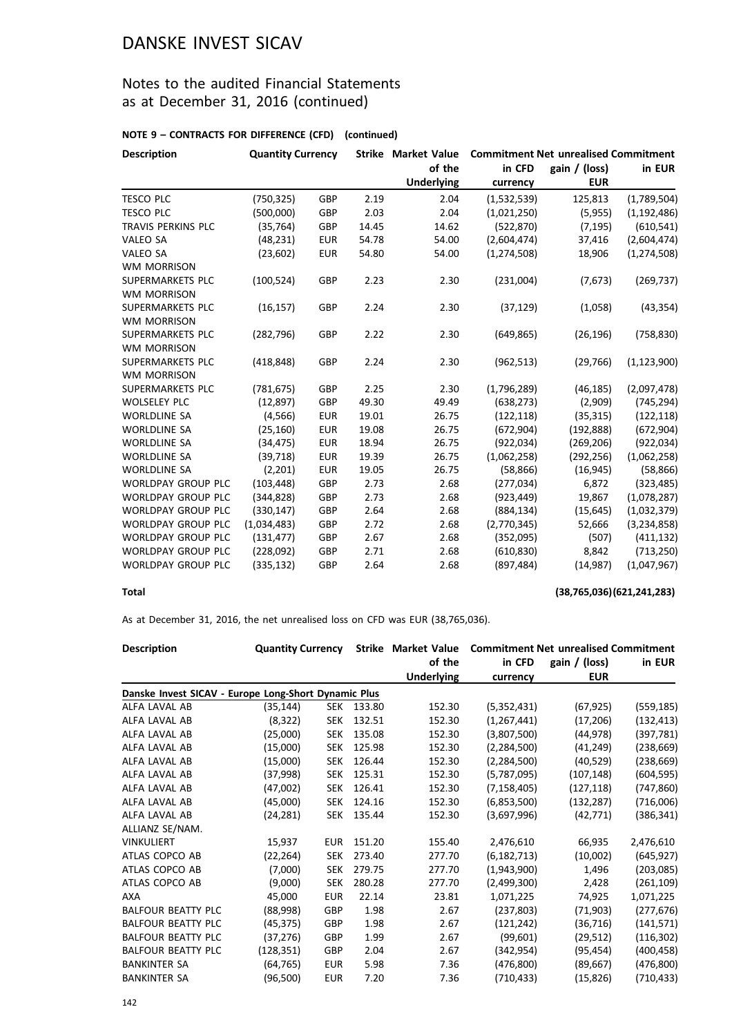# DANSKE INVEST SICAV

## Notes to the audited Financial Statements as at December 31, 2016 (continued)

**NOTE 9 – CONTRACTS FOR DIFFERENCE (CFD) (continued)**

| Description | Quantity | Currency | Strike | Market Value of the Underlying | Commitment in CFD currency | Net unrealised gain / (loss) EUR | Commitment in EUR |
|---|---|---|---|---|---|---|---|
| TESCO PLC | (750,325) | GBP | 2.19 | 2.04 | (1,532,539) | 125,813 | (1,789,504) |
| TESCO PLC | (500,000) | GBP | 2.03 | 2.04 | (1,021,250) | (5,955) | (1,192,486) |
| TRAVIS PERKINS PLC | (35,764) | GBP | 14.45 | 14.62 | (522,870) | (7,195) | (610,541) |
| VALEO SA | (48,231) | EUR | 54.78 | 54.00 | (2,604,474) | 37,416 | (2,604,474) |
| VALEO SA | (23,602) | EUR | 54.80 | 54.00 | (1,274,508) | 18,906 | (1,274,508) |
| WM MORRISON SUPERMARKETS PLC | (100,524) | GBP | 2.23 | 2.30 | (231,004) | (7,673) | (269,737) |
| WM MORRISON SUPERMARKETS PLC | (16,157) | GBP | 2.24 | 2.30 | (37,129) | (1,058) | (43,354) |
| WM MORRISON SUPERMARKETS PLC | (282,796) | GBP | 2.22 | 2.30 | (649,865) | (26,196) | (758,830) |
| WM MORRISON SUPERMARKETS PLC | (418,848) | GBP | 2.24 | 2.30 | (962,513) | (29,766) | (1,123,900) |
| WM MORRISON SUPERMARKETS PLC | (781,675) | GBP | 2.25 | 2.30 | (1,796,289) | (46,185) | (2,097,478) |
| WOLSELEY PLC | (12,897) | GBP | 49.30 | 49.49 | (638,273) | (2,909) | (745,294) |
| WORLDLINE SA | (4,566) | EUR | 19.01 | 26.75 | (122,118) | (35,315) | (122,118) |
| WORLDLINE SA | (25,160) | EUR | 19.08 | 26.75 | (672,904) | (192,888) | (672,904) |
| WORLDLINE SA | (34,475) | EUR | 18.94 | 26.75 | (922,034) | (269,206) | (922,034) |
| WORLDLINE SA | (39,718) | EUR | 19.39 | 26.75 | (1,062,258) | (292,256) | (1,062,258) |
| WORLDLINE SA | (2,201) | EUR | 19.05 | 26.75 | (58,866) | (16,945) | (58,866) |
| WORLDPAY GROUP PLC | (103,448) | GBP | 2.73 | 2.68 | (277,034) | 6,872 | (323,485) |
| WORLDPAY GROUP PLC | (344,828) | GBP | 2.73 | 2.68 | (923,449) | 19,867 | (1,078,287) |
| WORLDPAY GROUP PLC | (330,147) | GBP | 2.64 | 2.68 | (884,134) | (15,645) | (1,032,379) |
| WORLDPAY GROUP PLC | (1,034,483) | GBP | 2.72 | 2.68 | (2,770,345) | 52,666 | (3,234,858) |
| WORLDPAY GROUP PLC | (131,477) | GBP | 2.67 | 2.68 | (352,095) | (507) | (411,132) |
| WORLDPAY GROUP PLC | (228,092) | GBP | 2.71 | 2.68 | (610,830) | 8,842 | (713,250) |
| WORLDPAY GROUP PLC | (335,132) | GBP | 2.64 | 2.68 | (897,484) | (14,987) | (1,047,967) |
| **Total** | | | | | | **(38,765,036)** | **(621,241,283)** |

As at December 31, 2016, the net unrealised loss on CFD was EUR (38,765,036).

| Description | Quantity | Currency | Strike | Market Value of the Underlying | Commitment in CFD currency | Net unrealised gain / (loss) EUR | Commitment in EUR |
|---|---|---|---|---|---|---|---|
| **Danske Invest SICAV - Europe Long-Short Dynamic Plus** | | | | | | | |
| ALFA LAVAL AB | (35,144) | SEK | 133.80 | 152.30 | (5,352,431) | (67,925) | (559,185) |
| ALFA LAVAL AB | (8,322) | SEK | 132.51 | 152.30 | (1,267,441) | (17,206) | (132,413) |
| ALFA LAVAL AB | (25,000) | SEK | 135.08 | 152.30 | (3,807,500) | (44,978) | (397,781) |
| ALFA LAVAL AB | (15,000) | SEK | 125.98 | 152.30 | (2,284,500) | (41,249) | (238,669) |
| ALFA LAVAL AB | (15,000) | SEK | 126.44 | 152.30 | (2,284,500) | (40,529) | (238,669) |
| ALFA LAVAL AB | (37,998) | SEK | 125.31 | 152.30 | (5,787,095) | (107,148) | (604,595) |
| ALFA LAVAL AB | (47,002) | SEK | 126.41 | 152.30 | (7,158,405) | (127,118) | (747,860) |
| ALFA LAVAL AB | (45,000) | SEK | 124.16 | 152.30 | (6,853,500) | (132,287) | (716,006) |
| ALFA LAVAL AB | (24,281) | SEK | 135.44 | 152.30 | (3,697,996) | (42,771) | (386,341) |
| ALLIANZ SE/NAM. VINKULIERT | 15,937 | EUR | 151.20 | 155.40 | 2,476,610 | 66,935 | 2,476,610 |
| ATLAS COPCO AB | (22,264) | SEK | 273.40 | 277.70 | (6,182,713) | (10,002) | (645,927) |
| ATLAS COPCO AB | (7,000) | SEK | 279.75 | 277.70 | (1,943,900) | 1,496 | (203,085) |
| ATLAS COPCO AB | (9,000) | SEK | 280.28 | 277.70 | (2,499,300) | 2,428 | (261,109) |
| AXA | 45,000 | EUR | 22.14 | 23.81 | 1,071,225 | 74,925 | 1,071,225 |
| BALFOUR BEATTY PLC | (88,998) | GBP | 1.98 | 2.67 | (237,803) | (71,903) | (277,676) |
| BALFOUR BEATTY PLC | (45,375) | GBP | 1.98 | 2.67 | (121,242) | (36,716) | (141,571) |
| BALFOUR BEATTY PLC | (37,276) | GBP | 1.99 | 2.67 | (99,601) | (29,512) | (116,302) |
| BALFOUR BEATTY PLC | (128,351) | GBP | 2.04 | 2.67 | (342,954) | (95,454) | (400,458) |
| BANKINTER SA | (64,765) | EUR | 5.98 | 7.36 | (476,800) | (89,667) | (476,800) |
| BANKINTER SA | (96,500) | EUR | 7.20 | 7.36 | (710,433) | (15,826) | (710,433) |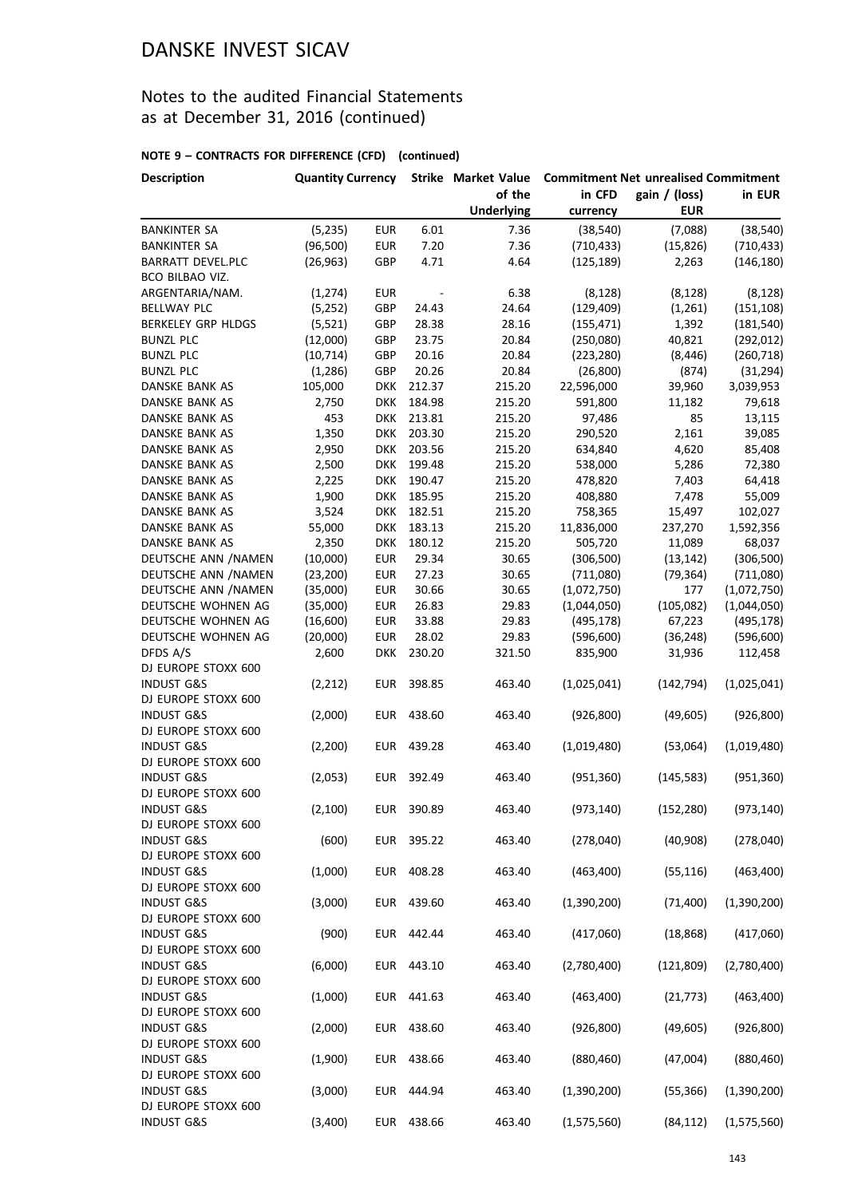# DANSKE INVEST SICAV

## Notes to the audited Financial Statements as at December 31, 2016 (continued)

### NOTE 9 – CONTRACTS FOR DIFFERENCE (CFD) (continued)

| Description | Quantity | Currency | Strike | Market Value of the Underlying | Commitment in CFD currency | Net unrealised gain / (loss) EUR | Commitment in EUR |
|---|---|---|---|---|---|---|---|
| BANKINTER SA | (5,235) | EUR | 6.01 | 7.36 | (38,540) | (7,088) | (38,540) |
| BANKINTER SA | (96,500) | EUR | 7.20 | 7.36 | (710,433) | (15,826) | (710,433) |
| BARRATT DEVEL.PLC | (26,963) | GBP | 4.71 | 4.64 | (125,189) | 2,263 | (146,180) |
| BCO BILBAO VIZ. ARGENTARIA/NAM. | (1,274) | EUR | - | 6.38 | (8,128) | (8,128) | (8,128) |
| BELLWAY PLC | (5,252) | GBP | 24.43 | 24.64 | (129,409) | (1,261) | (151,108) |
| BERKELEY GRP HLDGS | (5,521) | GBP | 28.38 | 28.16 | (155,471) | 1,392 | (181,540) |
| BUNZL PLC | (12,000) | GBP | 23.75 | 20.84 | (250,080) | 40,821 | (292,012) |
| BUNZL PLC | (10,714) | GBP | 20.16 | 20.84 | (223,280) | (8,446) | (260,718) |
| BUNZL PLC | (1,286) | GBP | 20.26 | 20.84 | (26,800) | (874) | (31,294) |
| DANSKE BANK AS | 105,000 | DKK | 212.37 | 215.20 | 22,596,000 | 39,960 | 3,039,953 |
| DANSKE BANK AS | 2,750 | DKK | 184.98 | 215.20 | 591,800 | 11,182 | 79,618 |
| DANSKE BANK AS | 453 | DKK | 213.81 | 215.20 | 97,486 | 85 | 13,115 |
| DANSKE BANK AS | 1,350 | DKK | 203.30 | 215.20 | 290,520 | 2,161 | 39,085 |
| DANSKE BANK AS | 2,950 | DKK | 203.56 | 215.20 | 634,840 | 4,620 | 85,408 |
| DANSKE BANK AS | 2,500 | DKK | 199.48 | 215.20 | 538,000 | 5,286 | 72,380 |
| DANSKE BANK AS | 2,225 | DKK | 190.47 | 215.20 | 478,820 | 7,403 | 64,418 |
| DANSKE BANK AS | 1,900 | DKK | 185.95 | 215.20 | 408,880 | 7,478 | 55,009 |
| DANSKE BANK AS | 3,524 | DKK | 182.51 | 215.20 | 758,365 | 15,497 | 102,027 |
| DANSKE BANK AS | 55,000 | DKK | 183.13 | 215.20 | 11,836,000 | 237,270 | 1,592,356 |
| DANSKE BANK AS | 2,350 | DKK | 180.12 | 215.20 | 505,720 | 11,089 | 68,037 |
| DEUTSCHE ANN /NAMEN | (10,000) | EUR | 29.34 | 30.65 | (306,500) | (13,142) | (306,500) |
| DEUTSCHE ANN /NAMEN | (23,200) | EUR | 27.23 | 30.65 | (711,080) | (79,364) | (711,080) |
| DEUTSCHE ANN /NAMEN | (35,000) | EUR | 30.66 | 30.65 | (1,072,750) | 177 | (1,072,750) |
| DEUTSCHE WOHNEN AG | (35,000) | EUR | 26.83 | 29.83 | (1,044,050) | (105,082) | (1,044,050) |
| DEUTSCHE WOHNEN AG | (16,600) | EUR | 33.88 | 29.83 | (495,178) | 67,223 | (495,178) |
| DEUTSCHE WOHNEN AG | (20,000) | EUR | 28.02 | 29.83 | (596,600) | (36,248) | (596,600) |
| DFDS A/S | 2,600 | DKK | 230.20 | 321.50 | 835,900 | 31,936 | 112,458 |
| DJ EUROPE STOXX 600 INDUST G&S | (2,212) | EUR | 398.85 | 463.40 | (1,025,041) | (142,794) | (1,025,041) |
| DJ EUROPE STOXX 600 INDUST G&S | (2,000) | EUR | 438.60 | 463.40 | (926,800) | (49,605) | (926,800) |
| DJ EUROPE STOXX 600 INDUST G&S | (2,200) | EUR | 439.28 | 463.40 | (1,019,480) | (53,064) | (1,019,480) |
| DJ EUROPE STOXX 600 INDUST G&S | (2,053) | EUR | 392.49 | 463.40 | (951,360) | (145,583) | (951,360) |
| DJ EUROPE STOXX 600 INDUST G&S | (2,100) | EUR | 390.89 | 463.40 | (973,140) | (152,280) | (973,140) |
| DJ EUROPE STOXX 600 INDUST G&S | (600) | EUR | 395.22 | 463.40 | (278,040) | (40,908) | (278,040) |
| DJ EUROPE STOXX 600 INDUST G&S | (1,000) | EUR | 408.28 | 463.40 | (463,400) | (55,116) | (463,400) |
| DJ EUROPE STOXX 600 INDUST G&S | (3,000) | EUR | 439.60 | 463.40 | (1,390,200) | (71,400) | (1,390,200) |
| DJ EUROPE STOXX 600 INDUST G&S | (900) | EUR | 442.44 | 463.40 | (417,060) | (18,868) | (417,060) |
| DJ EUROPE STOXX 600 INDUST G&S | (6,000) | EUR | 443.10 | 463.40 | (2,780,400) | (121,809) | (2,780,400) |
| DJ EUROPE STOXX 600 INDUST G&S | (1,000) | EUR | 441.63 | 463.40 | (463,400) | (21,773) | (463,400) |
| DJ EUROPE STOXX 600 INDUST G&S | (2,000) | EUR | 438.60 | 463.40 | (926,800) | (49,605) | (926,800) |
| DJ EUROPE STOXX 600 INDUST G&S | (1,900) | EUR | 438.66 | 463.40 | (880,460) | (47,004) | (880,460) |
| DJ EUROPE STOXX 600 INDUST G&S | (3,000) | EUR | 444.94 | 463.40 | (1,390,200) | (55,366) | (1,390,200) |
| DJ EUROPE STOXX 600 INDUST G&S | (3,400) | EUR | 438.66 | 463.40 | (1,575,560) | (84,112) | (1,575,560) |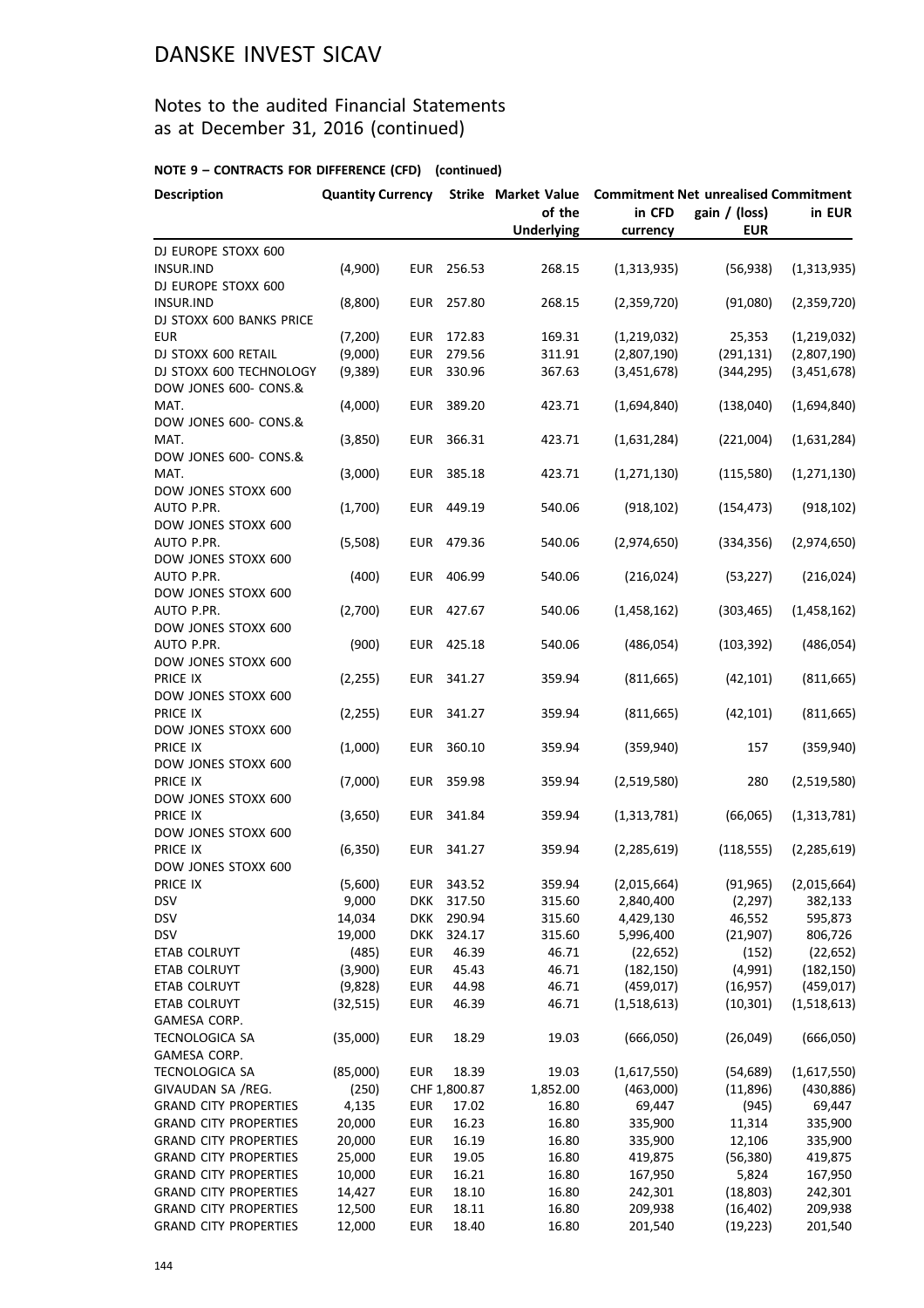# DANSKE INVEST SICAV

## Notes to the audited Financial Statements as at December 31, 2016 (continued)

### NOTE 9 – CONTRACTS FOR DIFFERENCE (CFD) (continued)

| Description | Quantity | Currency | Strike | Market Value of the Underlying | Commitment in CFD currency | Net unrealised gain / (loss) EUR | Commitment in EUR |
|---|---|---|---|---|---|---|---|
| DJ EUROPE STOXX 600 INSUR.IND | (4,900) | EUR | 256.53 | 268.15 | (1,313,935) | (56,938) | (1,313,935) |
| DJ EUROPE STOXX 600 INSUR.IND | (8,800) | EUR | 257.80 | 268.15 | (2,359,720) | (91,080) | (2,359,720) |
| DJ STOXX 600 BANKS PRICE EUR | (7,200) | EUR | 172.83 | 169.31 | (1,219,032) | 25,353 | (1,219,032) |
| DJ STOXX 600 RETAIL | (9,000) | EUR | 279.56 | 311.91 | (2,807,190) | (291,131) | (2,807,190) |
| DJ STOXX 600 TECHNOLOGY | (9,389) | EUR | 330.96 | 367.63 | (3,451,678) | (344,295) | (3,451,678) |
| DOW JONES 600- CONS.& MAT. | (4,000) | EUR | 389.20 | 423.71 | (1,694,840) | (138,040) | (1,694,840) |
| DOW JONES 600- CONS.& MAT. | (3,850) | EUR | 366.31 | 423.71 | (1,631,284) | (221,004) | (1,631,284) |
| DOW JONES 600- CONS.& MAT. | (3,000) | EUR | 385.18 | 423.71 | (1,271,130) | (115,580) | (1,271,130) |
| DOW JONES STOXX 600 AUTO P.PR. | (1,700) | EUR | 449.19 | 540.06 | (918,102) | (154,473) | (918,102) |
| DOW JONES STOXX 600 AUTO P.PR. | (5,508) | EUR | 479.36 | 540.06 | (2,974,650) | (334,356) | (2,974,650) |
| DOW JONES STOXX 600 AUTO P.PR. | (400) | EUR | 406.99 | 540.06 | (216,024) | (53,227) | (216,024) |
| DOW JONES STOXX 600 AUTO P.PR. | (2,700) | EUR | 427.67 | 540.06 | (1,458,162) | (303,465) | (1,458,162) |
| DOW JONES STOXX 600 AUTO P.PR. | (900) | EUR | 425.18 | 540.06 | (486,054) | (103,392) | (486,054) |
| DOW JONES STOXX 600 PRICE IX | (2,255) | EUR | 341.27 | 359.94 | (811,665) | (42,101) | (811,665) |
| DOW JONES STOXX 600 PRICE IX | (2,255) | EUR | 341.27 | 359.94 | (811,665) | (42,101) | (811,665) |
| DOW JONES STOXX 600 PRICE IX | (1,000) | EUR | 360.10 | 359.94 | (359,940) | 157 | (359,940) |
| DOW JONES STOXX 600 PRICE IX | (7,000) | EUR | 359.98 | 359.94 | (2,519,580) | 280 | (2,519,580) |
| DOW JONES STOXX 600 PRICE IX | (3,650) | EUR | 341.84 | 359.94 | (1,313,781) | (66,065) | (1,313,781) |
| DOW JONES STOXX 600 PRICE IX | (6,350) | EUR | 341.27 | 359.94 | (2,285,619) | (118,555) | (2,285,619) |
| DOW JONES STOXX 600 PRICE IX | (5,600) | EUR | 343.52 | 359.94 | (2,015,664) | (91,965) | (2,015,664) |
| DSV | 9,000 | DKK | 317.50 | 315.60 | 2,840,400 | (2,297) | 382,133 |
| DSV | 14,034 | DKK | 290.94 | 315.60 | 4,429,130 | 46,552 | 595,873 |
| DSV | 19,000 | DKK | 324.17 | 315.60 | 5,996,400 | (21,907) | 806,726 |
| ETAB COLRUYT | (485) | EUR | 46.39 | 46.71 | (22,652) | (152) | (22,652) |
| ETAB COLRUYT | (3,900) | EUR | 45.43 | 46.71 | (182,150) | (4,991) | (182,150) |
| ETAB COLRUYT | (9,828) | EUR | 44.98 | 46.71 | (459,017) | (16,957) | (459,017) |
| ETAB COLRUYT | (32,515) | EUR | 46.39 | 46.71 | (1,518,613) | (10,301) | (1,518,613) |
| GAMESA CORP. TECNOLOGICA SA | (35,000) | EUR | 18.29 | 19.03 | (666,050) | (26,049) | (666,050) |
| GAMESA CORP. TECNOLOGICA SA | (85,000) | EUR | 18.39 | 19.03 | (1,617,550) | (54,689) | (1,617,550) |
| GIVAUDAN SA /REG. | (250) | CHF | 1,800.87 | 1,852.00 | (463,000) | (11,896) | (430,886) |
| GRAND CITY PROPERTIES | 4,135 | EUR | 17.02 | 16.80 | 69,447 | (945) | 69,447 |
| GRAND CITY PROPERTIES | 20,000 | EUR | 16.23 | 16.80 | 335,900 | 11,314 | 335,900 |
| GRAND CITY PROPERTIES | 20,000 | EUR | 16.19 | 16.80 | 335,900 | 12,106 | 335,900 |
| GRAND CITY PROPERTIES | 25,000 | EUR | 19.05 | 16.80 | 419,875 | (56,380) | 419,875 |
| GRAND CITY PROPERTIES | 10,000 | EUR | 16.21 | 16.80 | 167,950 | 5,824 | 167,950 |
| GRAND CITY PROPERTIES | 14,427 | EUR | 18.10 | 16.80 | 242,301 | (18,803) | 242,301 |
| GRAND CITY PROPERTIES | 12,500 | EUR | 18.11 | 16.80 | 209,938 | (16,402) | 209,938 |
| GRAND CITY PROPERTIES | 12,000 | EUR | 18.40 | 16.80 | 201,540 | (19,223) | 201,540 |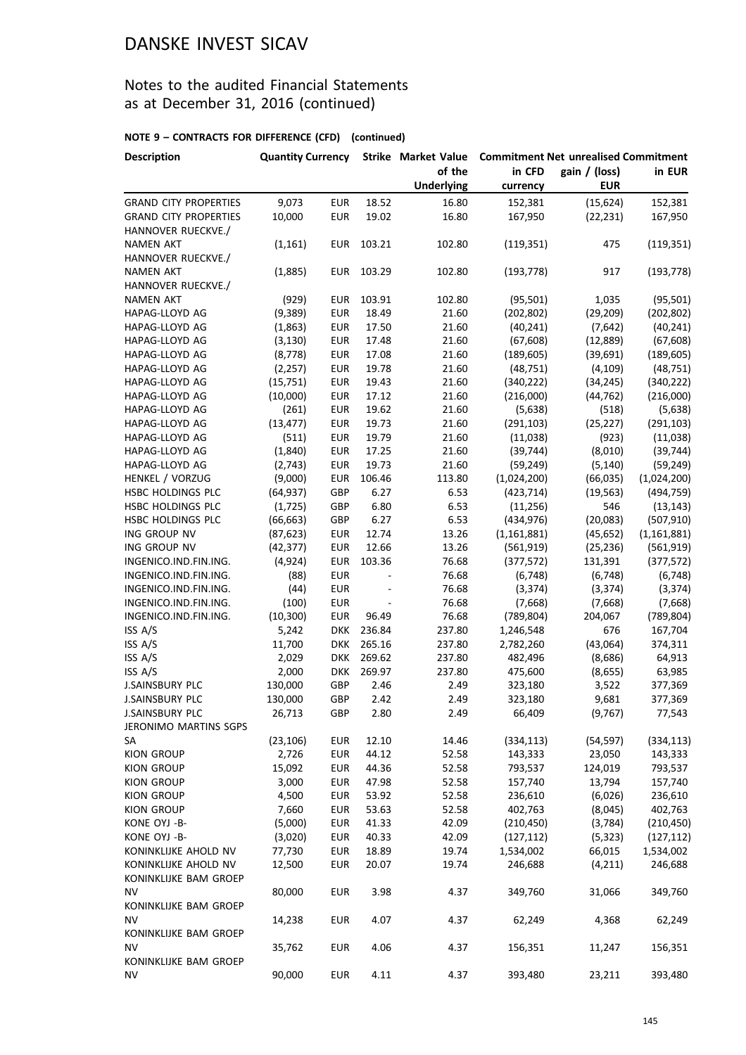# DANSKE INVEST SICAV

## Notes to the audited Financial Statements as at December 31, 2016 (continued)

### NOTE 9 – CONTRACTS FOR DIFFERENCE (CFD) (continued)

| Description | Quantity | Currency | Strike | Market Value of the Underlying | Commitment in CFD currency | Net unrealised gain / (loss) EUR | Commitment in EUR |
|---|---|---|---|---|---|---|---|
| GRAND CITY PROPERTIES | 9,073 | EUR | 18.52 | 16.80 | 152,381 | (15,624) | 152,381 |
| GRAND CITY PROPERTIES | 10,000 | EUR | 19.02 | 16.80 | 167,950 | (22,231) | 167,950 |
| HANNOVER RUECKVE./ NAMEN AKT | (1,161) | EUR | 103.21 | 102.80 | (119,351) | 475 | (119,351) |
| HANNOVER RUECKVE./ NAMEN AKT | (1,885) | EUR | 103.29 | 102.80 | (193,778) | 917 | (193,778) |
| HANNOVER RUECKVE./ NAMEN AKT | (929) | EUR | 103.91 | 102.80 | (95,501) | 1,035 | (95,501) |
| HAPAG-LLOYD AG | (9,389) | EUR | 18.49 | 21.60 | (202,802) | (29,209) | (202,802) |
| HAPAG-LLOYD AG | (1,863) | EUR | 17.50 | 21.60 | (40,241) | (7,642) | (40,241) |
| HAPAG-LLOYD AG | (3,130) | EUR | 17.48 | 21.60 | (67,608) | (12,889) | (67,608) |
| HAPAG-LLOYD AG | (8,778) | EUR | 17.08 | 21.60 | (189,605) | (39,691) | (189,605) |
| HAPAG-LLOYD AG | (2,257) | EUR | 19.78 | 21.60 | (48,751) | (4,109) | (48,751) |
| HAPAG-LLOYD AG | (15,751) | EUR | 19.43 | 21.60 | (340,222) | (34,245) | (340,222) |
| HAPAG-LLOYD AG | (10,000) | EUR | 17.12 | 21.60 | (216,000) | (44,762) | (216,000) |
| HAPAG-LLOYD AG | (261) | EUR | 19.62 | 21.60 | (5,638) | (518) | (5,638) |
| HAPAG-LLOYD AG | (13,477) | EUR | 19.73 | 21.60 | (291,103) | (25,227) | (291,103) |
| HAPAG-LLOYD AG | (511) | EUR | 19.79 | 21.60 | (11,038) | (923) | (11,038) |
| HAPAG-LLOYD AG | (1,840) | EUR | 17.25 | 21.60 | (39,744) | (8,010) | (39,744) |
| HAPAG-LLOYD AG | (2,743) | EUR | 19.73 | 21.60 | (59,249) | (5,140) | (59,249) |
| HENKEL / VORZUG | (9,000) | EUR | 106.46 | 113.80 | (1,024,200) | (66,035) | (1,024,200) |
| HSBC HOLDINGS PLC | (64,937) | GBP | 6.27 | 6.53 | (423,714) | (19,563) | (494,759) |
| HSBC HOLDINGS PLC | (1,725) | GBP | 6.80 | 6.53 | (11,256) | 546 | (13,143) |
| HSBC HOLDINGS PLC | (66,663) | GBP | 6.27 | 6.53 | (434,976) | (20,083) | (507,910) |
| ING GROUP NV | (87,623) | EUR | 12.74 | 13.26 | (1,161,881) | (45,652) | (1,161,881) |
| ING GROUP NV | (42,377) | EUR | 12.66 | 13.26 | (561,919) | (25,236) | (561,919) |
| INGENICO.IND.FIN.ING. | (4,924) | EUR | 103.36 | 76.68 | (377,572) | 131,391 | (377,572) |
| INGENICO.IND.FIN.ING. | (88) | EUR | - | 76.68 | (6,748) | (6,748) | (6,748) |
| INGENICO.IND.FIN.ING. | (44) | EUR | - | 76.68 | (3,374) | (3,374) | (3,374) |
| INGENICO.IND.FIN.ING. | (100) | EUR | - | 76.68 | (7,668) | (7,668) | (7,668) |
| INGENICO.IND.FIN.ING. | (10,300) | EUR | 96.49 | 76.68 | (789,804) | 204,067 | (789,804) |
| ISS A/S | 5,242 | DKK | 236.84 | 237.80 | 1,246,548 | 676 | 167,704 |
| ISS A/S | 11,700 | DKK | 265.16 | 237.80 | 2,782,260 | (43,064) | 374,311 |
| ISS A/S | 2,029 | DKK | 269.62 | 237.80 | 482,496 | (8,686) | 64,913 |
| ISS A/S | 2,000 | DKK | 269.97 | 237.80 | 475,600 | (8,655) | 63,985 |
| J.SAINSBURY PLC | 130,000 | GBP | 2.46 | 2.49 | 323,180 | 3,522 | 377,369 |
| J.SAINSBURY PLC | 130,000 | GBP | 2.42 | 2.49 | 323,180 | 9,681 | 377,369 |
| J.SAINSBURY PLC | 26,713 | GBP | 2.80 | 2.49 | 66,409 | (9,767) | 77,543 |
| JERONIMO MARTINS SGPS SA | (23,106) | EUR | 12.10 | 14.46 | (334,113) | (54,597) | (334,113) |
| KION GROUP | 2,726 | EUR | 44.12 | 52.58 | 143,333 | 23,050 | 143,333 |
| KION GROUP | 15,092 | EUR | 44.36 | 52.58 | 793,537 | 124,019 | 793,537 |
| KION GROUP | 3,000 | EUR | 47.98 | 52.58 | 157,740 | 13,794 | 157,740 |
| KION GROUP | 4,500 | EUR | 53.92 | 52.58 | 236,610 | (6,026) | 236,610 |
| KION GROUP | 7,660 | EUR | 53.63 | 52.58 | 402,763 | (8,045) | 402,763 |
| KONE OYJ -B- | (5,000) | EUR | 41.33 | 42.09 | (210,450) | (3,784) | (210,450) |
| KONE OYJ -B- | (3,020) | EUR | 40.33 | 42.09 | (127,112) | (5,323) | (127,112) |
| KONINKLIJKE AHOLD NV | 77,730 | EUR | 18.89 | 19.74 | 1,534,002 | 66,015 | 1,534,002 |
| KONINKLIJKE AHOLD NV | 12,500 | EUR | 20.07 | 19.74 | 246,688 | (4,211) | 246,688 |
| KONINKLIJKE BAM GROEP NV | 80,000 | EUR | 3.98 | 4.37 | 349,760 | 31,066 | 349,760 |
| KONINKLIJKE BAM GROEP NV | 14,238 | EUR | 4.07 | 4.37 | 62,249 | 4,368 | 62,249 |
| KONINKLIJKE BAM GROEP NV | 35,762 | EUR | 4.06 | 4.37 | 156,351 | 11,247 | 156,351 |
| KONINKLIJKE BAM GROEP NV | 90,000 | EUR | 4.11 | 4.37 | 393,480 | 23,211 | 393,480 |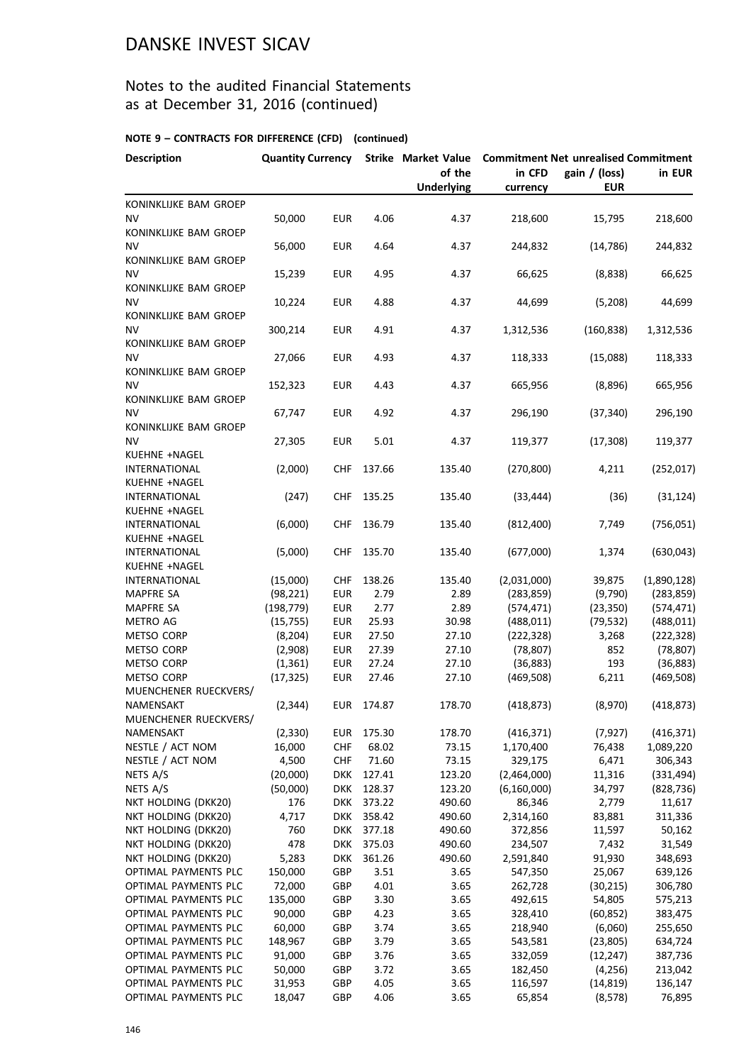# DANSKE INVEST SICAV

## Notes to the audited Financial Statements as at December 31, 2016 (continued)

### NOTE 9 – CONTRACTS FOR DIFFERENCE (CFD) (continued)

| Description | Quantity | Currency | Strike | Market Value of the Underlying | Commitment in CFD currency | Net unrealised gain / (loss) EUR | Commitment in EUR |
|---|---|---|---|---|---|---|---|
| KONINKLIJKE BAM GROEP NV | 50,000 | EUR | 4.06 | 4.37 | 218,600 | 15,795 | 218,600 |
| KONINKLIJKE BAM GROEP NV | 56,000 | EUR | 4.64 | 4.37 | 244,832 | (14,786) | 244,832 |
| KONINKLIJKE BAM GROEP NV | 15,239 | EUR | 4.95 | 4.37 | 66,625 | (8,838) | 66,625 |
| KONINKLIJKE BAM GROEP NV | 10,224 | EUR | 4.88 | 4.37 | 44,699 | (5,208) | 44,699 |
| KONINKLIJKE BAM GROEP NV | 300,214 | EUR | 4.91 | 4.37 | 1,312,536 | (160,838) | 1,312,536 |
| KONINKLIJKE BAM GROEP NV | 27,066 | EUR | 4.93 | 4.37 | 118,333 | (15,088) | 118,333 |
| KONINKLIJKE BAM GROEP NV | 152,323 | EUR | 4.43 | 4.37 | 665,956 | (8,896) | 665,956 |
| KONINKLIJKE BAM GROEP NV | 67,747 | EUR | 4.92 | 4.37 | 296,190 | (37,340) | 296,190 |
| KONINKLIJKE BAM GROEP NV | 27,305 | EUR | 5.01 | 4.37 | 119,377 | (17,308) | 119,377 |
| KUEHNE +NAGEL INTERNATIONAL | (2,000) | CHF | 137.66 | 135.40 | (270,800) | 4,211 | (252,017) |
| KUEHNE +NAGEL INTERNATIONAL | (247) | CHF | 135.25 | 135.40 | (33,444) | (36) | (31,124) |
| KUEHNE +NAGEL INTERNATIONAL | (6,000) | CHF | 136.79 | 135.40 | (812,400) | 7,749 | (756,051) |
| KUEHNE +NAGEL INTERNATIONAL | (5,000) | CHF | 135.70 | 135.40 | (677,000) | 1,374 | (630,043) |
| KUEHNE +NAGEL INTERNATIONAL | (15,000) | CHF | 138.26 | 135.40 | (2,031,000) | 39,875 | (1,890,128) |
| MAPFRE SA | (98,221) | EUR | 2.79 | 2.89 | (283,859) | (9,790) | (283,859) |
| MAPFRE SA | (198,779) | EUR | 2.77 | 2.89 | (574,471) | (23,350) | (574,471) |
| METRO AG | (15,755) | EUR | 25.93 | 30.98 | (488,011) | (79,532) | (488,011) |
| METSO CORP | (8,204) | EUR | 27.50 | 27.10 | (222,328) | 3,268 | (222,328) |
| METSO CORP | (2,908) | EUR | 27.39 | 27.10 | (78,807) | 852 | (78,807) |
| METSO CORP | (1,361) | EUR | 27.24 | 27.10 | (36,883) | 193 | (36,883) |
| METSO CORP | (17,325) | EUR | 27.46 | 27.10 | (469,508) | 6,211 | (469,508) |
| MUENCHENER RUECKVERS/ NAMENSAKT | (2,344) | EUR | 174.87 | 178.70 | (418,873) | (8,970) | (418,873) |
| MUENCHENER RUECKVERS/ NAMENSAKT | (2,330) | EUR | 175.30 | 178.70 | (416,371) | (7,927) | (416,371) |
| NESTLE / ACT NOM | 16,000 | CHF | 68.02 | 73.15 | 1,170,400 | 76,438 | 1,089,220 |
| NESTLE / ACT NOM | 4,500 | CHF | 71.60 | 73.15 | 329,175 | 6,471 | 306,343 |
| NETS A/S | (20,000) | DKK | 127.41 | 123.20 | (2,464,000) | 11,316 | (331,494) |
| NETS A/S | (50,000) | DKK | 128.37 | 123.20 | (6,160,000) | 34,797 | (828,736) |
| NKT HOLDING (DKK20) | 176 | DKK | 373.22 | 490.60 | 86,346 | 2,779 | 11,617 |
| NKT HOLDING (DKK20) | 4,717 | DKK | 358.42 | 490.60 | 2,314,160 | 83,881 | 311,336 |
| NKT HOLDING (DKK20) | 760 | DKK | 377.18 | 490.60 | 372,856 | 11,597 | 50,162 |
| NKT HOLDING (DKK20) | 478 | DKK | 375.03 | 490.60 | 234,507 | 7,432 | 31,549 |
| NKT HOLDING (DKK20) | 5,283 | DKK | 361.26 | 490.60 | 2,591,840 | 91,930 | 348,693 |
| OPTIMAL PAYMENTS PLC | 150,000 | GBP | 3.51 | 3.65 | 547,350 | 25,067 | 639,126 |
| OPTIMAL PAYMENTS PLC | 72,000 | GBP | 4.01 | 3.65 | 262,728 | (30,215) | 306,780 |
| OPTIMAL PAYMENTS PLC | 135,000 | GBP | 3.30 | 3.65 | 492,615 | 54,805 | 575,213 |
| OPTIMAL PAYMENTS PLC | 90,000 | GBP | 4.23 | 3.65 | 328,410 | (60,852) | 383,475 |
| OPTIMAL PAYMENTS PLC | 60,000 | GBP | 3.74 | 3.65 | 218,940 | (6,060) | 255,650 |
| OPTIMAL PAYMENTS PLC | 148,967 | GBP | 3.79 | 3.65 | 543,581 | (23,805) | 634,724 |
| OPTIMAL PAYMENTS PLC | 91,000 | GBP | 3.76 | 3.65 | 332,059 | (12,247) | 387,736 |
| OPTIMAL PAYMENTS PLC | 50,000 | GBP | 3.72 | 3.65 | 182,450 | (4,256) | 213,042 |
| OPTIMAL PAYMENTS PLC | 31,953 | GBP | 4.05 | 3.65 | 116,597 | (14,819) | 136,147 |
| OPTIMAL PAYMENTS PLC | 18,047 | GBP | 4.06 | 3.65 | 65,854 | (8,578) | 76,895 |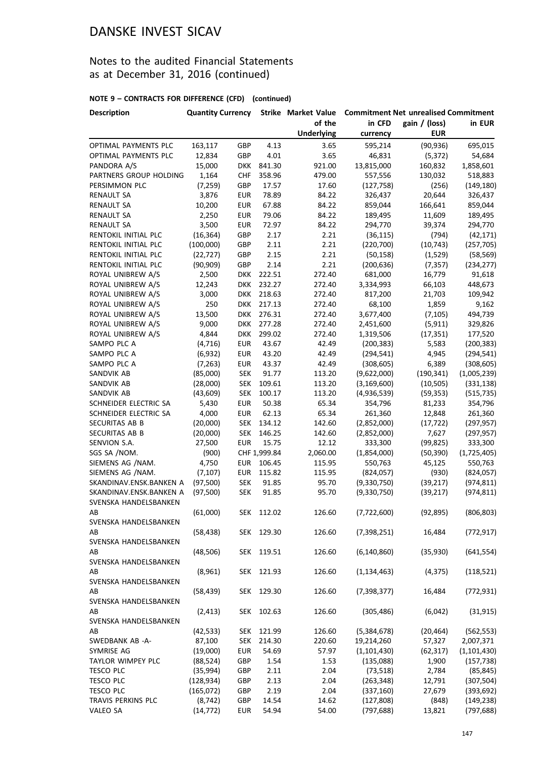# DANSKE INVEST SICAV

## Notes to the audited Financial Statements as at December 31, 2016 (continued)

### NOTE 9 – CONTRACTS FOR DIFFERENCE (CFD) (continued)

| Description | Quantity | Currency | Strike | Market Value of the Underlying | Commitment in CFD currency | Net unrealised gain / (loss) EUR | Commitment in EUR |
|---|---|---|---|---|---|---|---|
| OPTIMAL PAYMENTS PLC | 163,117 | GBP | 4.13 | 3.65 | 595,214 | (90,936) | 695,015 |
| OPTIMAL PAYMENTS PLC | 12,834 | GBP | 4.01 | 3.65 | 46,831 | (5,372) | 54,684 |
| PANDORA A/S | 15,000 | DKK | 841.30 | 921.00 | 13,815,000 | 160,832 | 1,858,601 |
| PARTNERS GROUP HOLDING | 1,164 | CHF | 358.96 | 479.00 | 557,556 | 130,032 | 518,883 |
| PERSIMMON PLC | (7,259) | GBP | 17.57 | 17.60 | (127,758) | (256) | (149,180) |
| RENAULT SA | 3,876 | EUR | 78.89 | 84.22 | 326,437 | 20,644 | 326,437 |
| RENAULT SA | 10,200 | EUR | 67.88 | 84.22 | 859,044 | 166,641 | 859,044 |
| RENAULT SA | 2,250 | EUR | 79.06 | 84.22 | 189,495 | 11,609 | 189,495 |
| RENAULT SA | 3,500 | EUR | 72.97 | 84.22 | 294,770 | 39,374 | 294,770 |
| RENTOKIL INITIAL PLC | (16,364) | GBP | 2.17 | 2.21 | (36,115) | (794) | (42,171) |
| RENTOKIL INITIAL PLC | (100,000) | GBP | 2.11 | 2.21 | (220,700) | (10,743) | (257,705) |
| RENTOKIL INITIAL PLC | (22,727) | GBP | 2.15 | 2.21 | (50,158) | (1,529) | (58,569) |
| RENTOKIL INITIAL PLC | (90,909) | GBP | 2.14 | 2.21 | (200,636) | (7,357) | (234,277) |
| ROYAL UNIBREW A/S | 2,500 | DKK | 222.51 | 272.40 | 681,000 | 16,779 | 91,618 |
| ROYAL UNIBREW A/S | 12,243 | DKK | 232.27 | 272.40 | 3,334,993 | 66,103 | 448,673 |
| ROYAL UNIBREW A/S | 3,000 | DKK | 218.63 | 272.40 | 817,200 | 21,703 | 109,942 |
| ROYAL UNIBREW A/S | 250 | DKK | 217.13 | 272.40 | 68,100 | 1,859 | 9,162 |
| ROYAL UNIBREW A/S | 13,500 | DKK | 276.31 | 272.40 | 3,677,400 | (7,105) | 494,739 |
| ROYAL UNIBREW A/S | 9,000 | DKK | 277.28 | 272.40 | 2,451,600 | (5,911) | 329,826 |
| ROYAL UNIBREW A/S | 4,844 | DKK | 299.02 | 272.40 | 1,319,506 | (17,351) | 177,520 |
| SAMPO PLC A | (4,716) | EUR | 43.67 | 42.49 | (200,383) | 5,583 | (200,383) |
| SAMPO PLC A | (6,932) | EUR | 43.20 | 42.49 | (294,541) | 4,945 | (294,541) |
| SAMPO PLC A | (7,263) | EUR | 43.37 | 42.49 | (308,605) | 6,389 | (308,605) |
| SANDVIK AB | (85,000) | SEK | 91.77 | 113.20 | (9,622,000) | (190,341) | (1,005,239) |
| SANDVIK AB | (28,000) | SEK | 109.61 | 113.20 | (3,169,600) | (10,505) | (331,138) |
| SANDVIK AB | (43,609) | SEK | 100.17 | 113.20 | (4,936,539) | (59,353) | (515,735) |
| SCHNEIDER ELECTRIC SA | 5,430 | EUR | 50.38 | 65.34 | 354,796 | 81,233 | 354,796 |
| SCHNEIDER ELECTRIC SA | 4,000 | EUR | 62.13 | 65.34 | 261,360 | 12,848 | 261,360 |
| SECURITAS AB B | (20,000) | SEK | 134.12 | 142.60 | (2,852,000) | (17,722) | (297,957) |
| SECURITAS AB B | (20,000) | SEK | 146.25 | 142.60 | (2,852,000) | 7,627 | (297,957) |
| SENVION S.A. | 27,500 | EUR | 15.75 | 12.12 | 333,300 | (99,825) | 333,300 |
| SGS SA /NOM. | (900) | CHF | 1,999.84 | 2,060.00 | (1,854,000) | (50,390) | (1,725,405) |
| SIEMENS AG /NAM. | 4,750 | EUR | 106.45 | 115.95 | 550,763 | 45,125 | 550,763 |
| SIEMENS AG /NAM. | (7,107) | EUR | 115.82 | 115.95 | (824,057) | (930) | (824,057) |
| SKANDINAV.ENSK.BANKEN A | (97,500) | SEK | 91.85 | 95.70 | (9,330,750) | (39,217) | (974,811) |
| SKANDINAV.ENSK.BANKEN A | (97,500) | SEK | 91.85 | 95.70 | (9,330,750) | (39,217) | (974,811) |
| SVENSKA HANDELSBANKEN AB | (61,000) | SEK | 112.02 | 126.60 | (7,722,600) | (92,895) | (806,803) |
| SVENSKA HANDELSBANKEN AB | (58,438) | SEK | 129.30 | 126.60 | (7,398,251) | 16,484 | (772,917) |
| SVENSKA HANDELSBANKEN AB | (48,506) | SEK | 119.51 | 126.60 | (6,140,860) | (35,930) | (641,554) |
| SVENSKA HANDELSBANKEN AB | (8,961) | SEK | 121.93 | 126.60 | (1,134,463) | (4,375) | (118,521) |
| SVENSKA HANDELSBANKEN AB | (58,439) | SEK | 129.30 | 126.60 | (7,398,377) | 16,484 | (772,931) |
| SVENSKA HANDELSBANKEN AB | (2,413) | SEK | 102.63 | 126.60 | (305,486) | (6,042) | (31,915) |
| SVENSKA HANDELSBANKEN AB | (42,533) | SEK | 121.99 | 126.60 | (5,384,678) | (20,464) | (562,553) |
| SWEDBANK AB -A- | 87,100 | SEK | 214.30 | 220.60 | 19,214,260 | 57,327 | 2,007,371 |
| SYMRISE AG | (19,000) | EUR | 54.69 | 57.97 | (1,101,430) | (62,317) | (1,101,430) |
| TAYLOR WIMPEY PLC | (88,524) | GBP | 1.54 | 1.53 | (135,088) | 1,900 | (157,738) |
| TESCO PLC | (35,994) | GBP | 2.11 | 2.04 | (73,518) | 2,784 | (85,845) |
| TESCO PLC | (128,934) | GBP | 2.13 | 2.04 | (263,348) | 12,791 | (307,504) |
| TESCO PLC | (165,072) | GBP | 2.19 | 2.04 | (337,160) | 27,679 | (393,692) |
| TRAVIS PERKINS PLC | (8,742) | GBP | 14.54 | 14.62 | (127,808) | (848) | (149,238) |
| VALEO SA | (14,772) | EUR | 54.94 | 54.00 | (797,688) | 13,821 | (797,688) |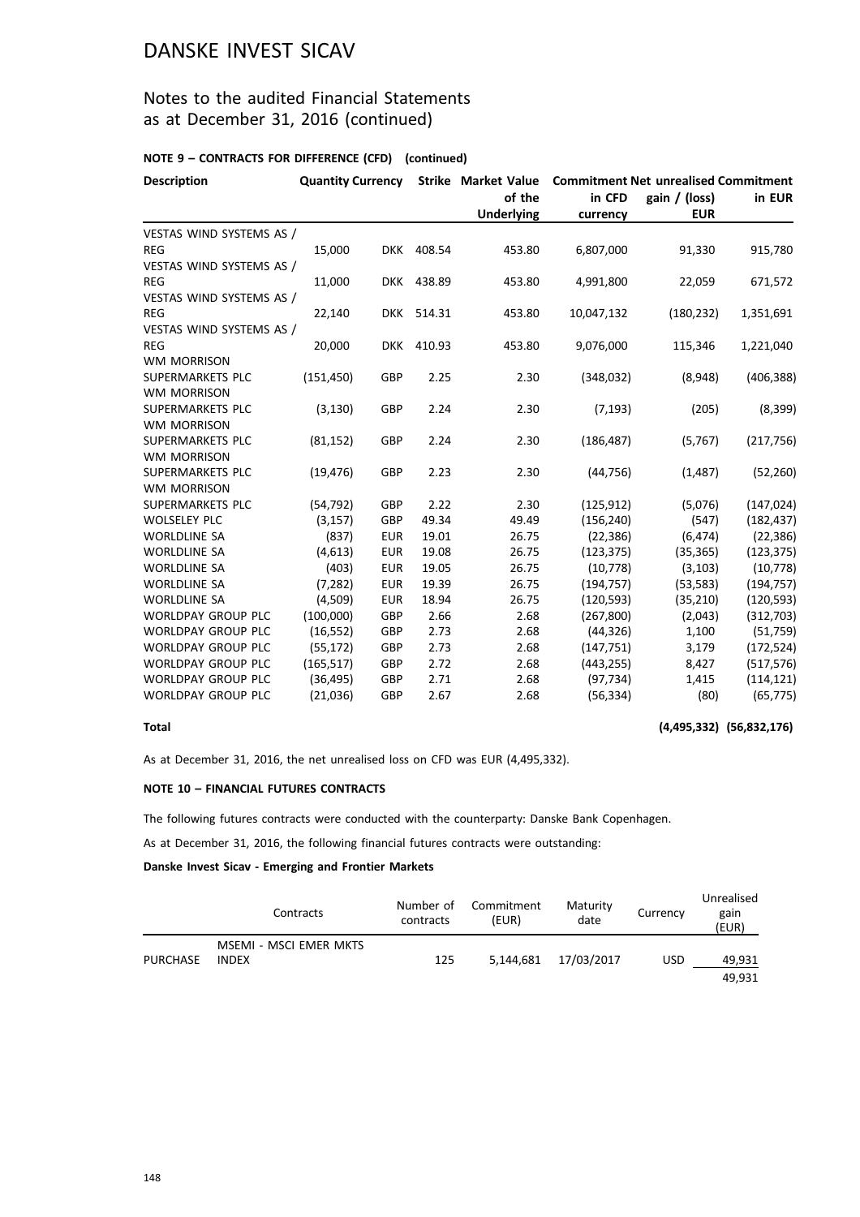# DANSKE INVEST SICAV

## Notes to the audited Financial Statements as at December 31, 2016 (continued)

**NOTE 9 – CONTRACTS FOR DIFFERENCE (CFD) (continued)**

| Description | Quantity | Currency | Strike | Market Value of the Underlying | Commitment in CFD currency | Net unrealised gain / (loss) EUR | Commitment in EUR |
|---|---|---|---|---|---|---|---|
| VESTAS WIND SYSTEMS AS / REG | 15,000 | DKK | 408.54 | 453.80 | 6,807,000 | 91,330 | 915,780 |
| VESTAS WIND SYSTEMS AS / REG | 11,000 | DKK | 438.89 | 453.80 | 4,991,800 | 22,059 | 671,572 |
| VESTAS WIND SYSTEMS AS / REG | 22,140 | DKK | 514.31 | 453.80 | 10,047,132 | (180,232) | 1,351,691 |
| VESTAS WIND SYSTEMS AS / REG | 20,000 | DKK | 410.93 | 453.80 | 9,076,000 | 115,346 | 1,221,040 |
| WM MORRISON SUPERMARKETS PLC | (151,450) | GBP | 2.25 | 2.30 | (348,032) | (8,948) | (406,388) |
| WM MORRISON SUPERMARKETS PLC | (3,130) | GBP | 2.24 | 2.30 | (7,193) | (205) | (8,399) |
| WM MORRISON SUPERMARKETS PLC | (81,152) | GBP | 2.24 | 2.30 | (186,487) | (5,767) | (217,756) |
| WM MORRISON SUPERMARKETS PLC | (19,476) | GBP | 2.23 | 2.30 | (44,756) | (1,487) | (52,260) |
| WM MORRISON SUPERMARKETS PLC | (54,792) | GBP | 2.22 | 2.30 | (125,912) | (5,076) | (147,024) |
| WOLSELEY PLC | (3,157) | GBP | 49.34 | 49.49 | (156,240) | (547) | (182,437) |
| WORLDLINE SA | (837) | EUR | 19.01 | 26.75 | (22,386) | (6,474) | (22,386) |
| WORLDLINE SA | (4,613) | EUR | 19.08 | 26.75 | (123,375) | (35,365) | (123,375) |
| WORLDLINE SA | (403) | EUR | 19.05 | 26.75 | (10,778) | (3,103) | (10,778) |
| WORLDLINE SA | (7,282) | EUR | 19.39 | 26.75 | (194,757) | (53,583) | (194,757) |
| WORLDLINE SA | (4,509) | EUR | 18.94 | 26.75 | (120,593) | (35,210) | (120,593) |
| WORLDPAY GROUP PLC | (100,000) | GBP | 2.66 | 2.68 | (267,800) | (2,043) | (312,703) |
| WORLDPAY GROUP PLC | (16,552) | GBP | 2.73 | 2.68 | (44,326) | 1,100 | (51,759) |
| WORLDPAY GROUP PLC | (55,172) | GBP | 2.73 | 2.68 | (147,751) | 3,179 | (172,524) |
| WORLDPAY GROUP PLC | (165,517) | GBP | 2.72 | 2.68 | (443,255) | 8,427 | (517,576) |
| WORLDPAY GROUP PLC | (36,495) | GBP | 2.71 | 2.68 | (97,734) | 1,415 | (114,121) |
| WORLDPAY GROUP PLC | (21,036) | GBP | 2.67 | 2.68 | (56,334) | (80) | (65,775) |
| **Total** | | | | | | **(4,495,332)** | **(56,832,176)** |

As at December 31, 2016, the net unrealised loss on CFD was EUR (4,495,332).

**NOTE 10 – FINANCIAL FUTURES CONTRACTS**

The following futures contracts were conducted with the counterparty: Danske Bank Copenhagen.

As at December 31, 2016, the following financial futures contracts were outstanding:

**Danske Invest Sicav - Emerging and Frontier Markets**

| | Contracts | Number of contracts | Commitment (EUR) | Maturity date | Currency | Unrealised gain (EUR) |
|---|---|---|---|---|---|---|
| PURCHASE | MSEMI - MSCI EMER MKTS INDEX | 125 | 5,144,681 | 17/03/2017 | USD | 49,931 |
| | | | | | | 49,931 |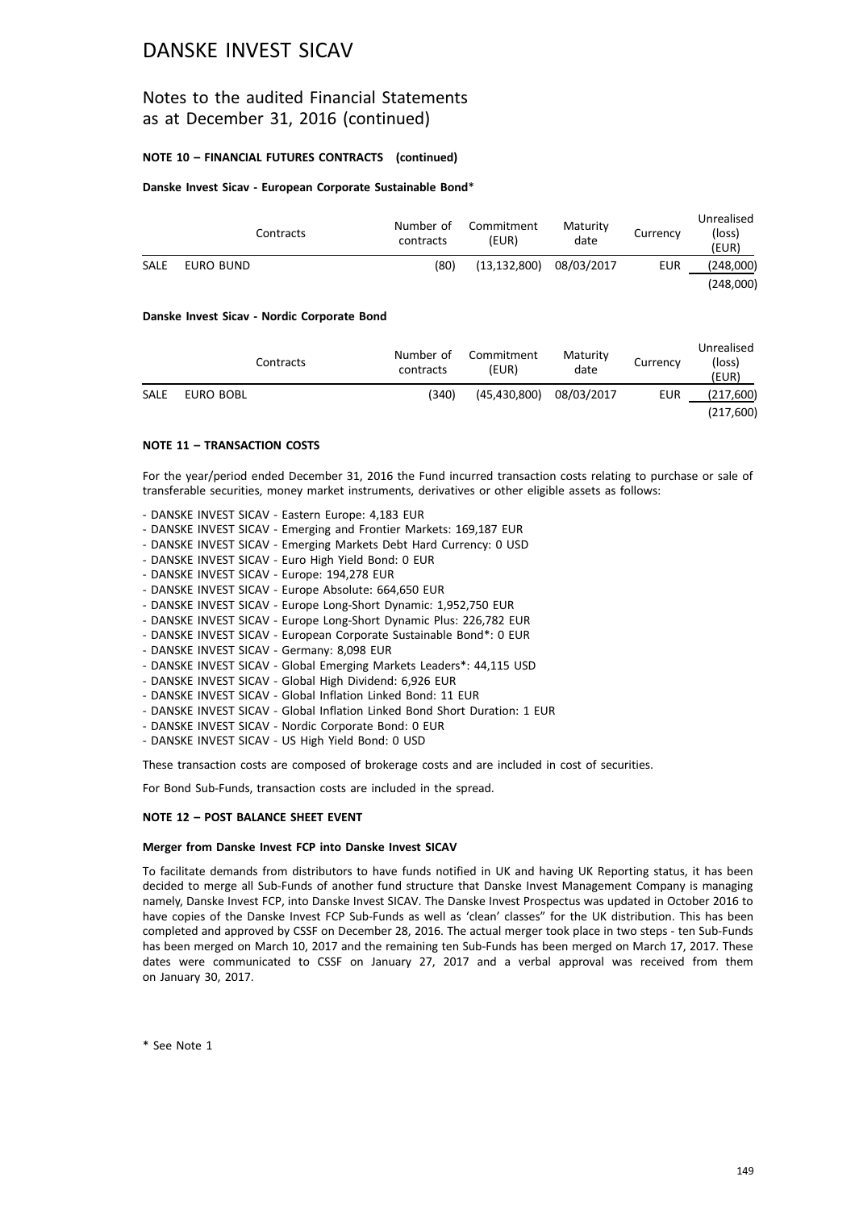# DANSKE INVEST SICAV

## Notes to the audited Financial Statements as at December 31, 2016 (continued)

### NOTE 10 – FINANCIAL FUTURES CONTRACTS (continued)

**Danske Invest Sicav - European Corporate Sustainable Bond***

| | Contracts | Number of contracts | Commitment (EUR) | Maturity date | Currency | Unrealised (loss) (EUR) |
|---|---|---|---|---|---|---|
| SALE | EURO BUND | (80) | (13,132,800) | 08/03/2017 | EUR | (248,000) |
| | | | | | | (248,000) |

**Danske Invest Sicav - Nordic Corporate Bond**

| | Contracts | Number of contracts | Commitment (EUR) | Maturity date | Currency | Unrealised (loss) (EUR) |
|---|---|---|---|---|---|---|
| SALE | EURO BOBL | (340) | (45,430,800) | 08/03/2017 | EUR | (217,600) |
| | | | | | | (217,600) |

### NOTE 11 – TRANSACTION COSTS

For the year/period ended December 31, 2016 the Fund incurred transaction costs relating to purchase or sale of transferable securities, money market instruments, derivatives or other eligible assets as follows:

- DANSKE INVEST SICAV - Eastern Europe: 4,183 EUR
- DANSKE INVEST SICAV - Emerging and Frontier Markets: 169,187 EUR
- DANSKE INVEST SICAV - Emerging Markets Debt Hard Currency: 0 USD
- DANSKE INVEST SICAV - Euro High Yield Bond: 0 EUR
- DANSKE INVEST SICAV - Europe: 194,278 EUR
- DANSKE INVEST SICAV - Europe Absolute: 664,650 EUR
- DANSKE INVEST SICAV - Europe Long-Short Dynamic: 1,952,750 EUR
- DANSKE INVEST SICAV - Europe Long-Short Dynamic Plus: 226,782 EUR
- DANSKE INVEST SICAV - European Corporate Sustainable Bond*: 0 EUR
- DANSKE INVEST SICAV - Germany: 8,098 EUR
- DANSKE INVEST SICAV - Global Emerging Markets Leaders*: 44,115 USD
- DANSKE INVEST SICAV - Global High Dividend: 6,926 EUR
- DANSKE INVEST SICAV - Global Inflation Linked Bond: 11 EUR
- DANSKE INVEST SICAV - Global Inflation Linked Bond Short Duration: 1 EUR
- DANSKE INVEST SICAV - Nordic Corporate Bond: 0 EUR
- DANSKE INVEST SICAV - US High Yield Bond: 0 USD

These transaction costs are composed of brokerage costs and are included in cost of securities.

For Bond Sub-Funds, transaction costs are included in the spread.

### NOTE 12 – POST BALANCE SHEET EVENT

**Merger from Danske Invest FCP into Danske Invest SICAV**

To facilitate demands from distributors to have funds notified in UK and having UK Reporting status, it has been decided to merge all Sub-Funds of another fund structure that Danske Invest Management Company is managing namely, Danske Invest FCP, into Danske Invest SICAV. The Danske Invest Prospectus was updated in October 2016 to have copies of the Danske Invest FCP Sub-Funds as well as 'clean' classes" for the UK distribution. This has been completed and approved by CSSF on December 28, 2016. The actual merger took place in two steps - ten Sub-Funds has been merged on March 10, 2017 and the remaining ten Sub-Funds has been merged on March 17, 2017. These dates were communicated to CSSF on January 27, 2017 and a verbal approval was received from them on January 30, 2017.

* See Note 1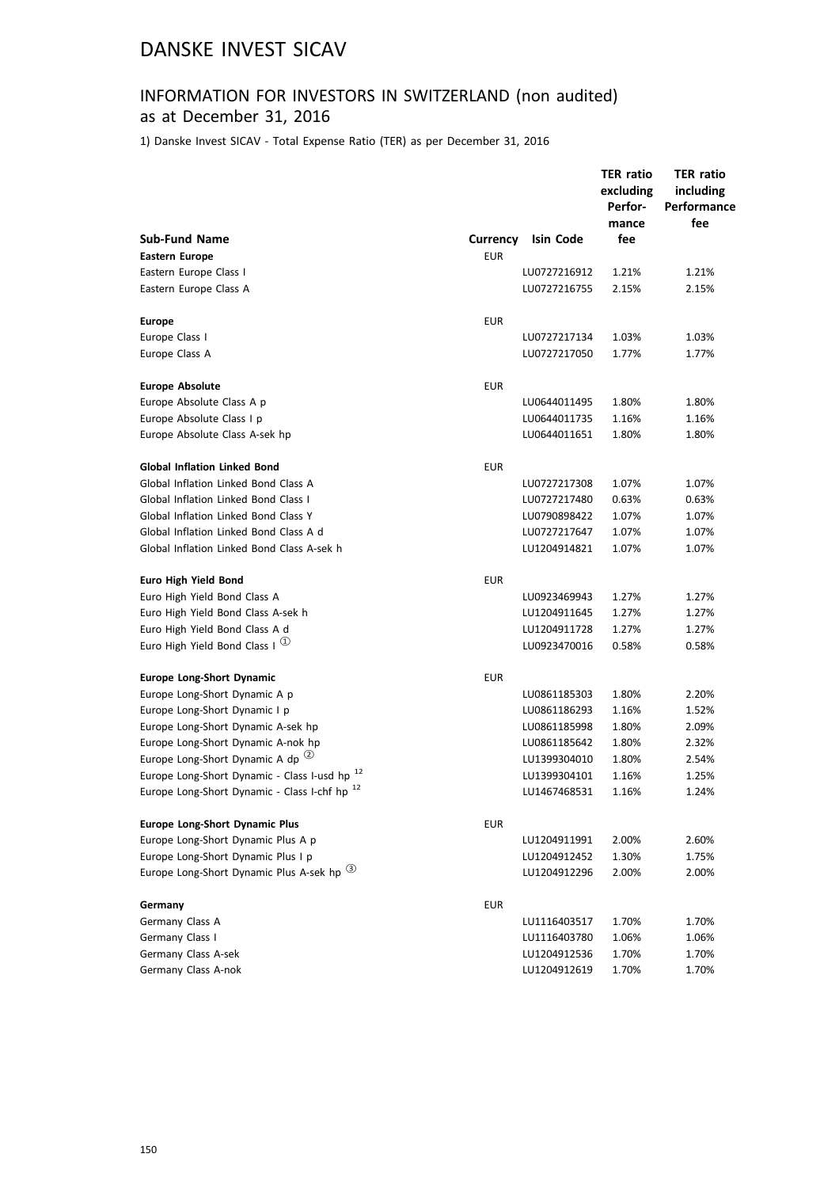# DANSKE INVEST SICAV

## INFORMATION FOR INVESTORS IN SWITZERLAND (non audited) as at December 31, 2016

1) Danske Invest SICAV - Total Expense Ratio (TER) as per December 31, 2016

| Sub-Fund Name | Currency | Isin Code | TER ratio excluding Performance fee | TER ratio including Performance fee |
|---|---|---|---|---|
| **Eastern Europe** | EUR | | | |
| Eastern Europe Class I | | LU0727216912 | 1.21% | 1.21% |
| Eastern Europe Class A | | LU0727216755 | 2.15% | 2.15% |
| **Europe** | EUR | | | |
| Europe Class I | | LU0727217134 | 1.03% | 1.03% |
| Europe Class A | | LU0727217050 | 1.77% | 1.77% |
| **Europe Absolute** | EUR | | | |
| Europe Absolute Class A p | | LU0644011495 | 1.80% | 1.80% |
| Europe Absolute Class I p | | LU0644011735 | 1.16% | 1.16% |
| Europe Absolute Class A-sek hp | | LU0644011651 | 1.80% | 1.80% |
| **Global Inflation Linked Bond** | EUR | | | |
| Global Inflation Linked Bond Class A | | LU0727217308 | 1.07% | 1.07% |
| Global Inflation Linked Bond Class I | | LU0727217480 | 0.63% | 0.63% |
| Global Inflation Linked Bond Class Y | | LU0790898422 | 1.07% | 1.07% |
| Global Inflation Linked Bond Class A d | | LU0727217647 | 1.07% | 1.07% |
| Global Inflation Linked Bond Class A-sek h | | LU1204914821 | 1.07% | 1.07% |
| **Euro High Yield Bond** | EUR | | | |
| Euro High Yield Bond Class A | | LU0923469943 | 1.27% | 1.27% |
| Euro High Yield Bond Class A-sek h | | LU1204911645 | 1.27% | 1.27% |
| Euro High Yield Bond Class A d | | LU1204911728 | 1.27% | 1.27% |
| Euro High Yield Bond Class I ① | | LU0923470016 | 0.58% | 0.58% |
| **Europe Long-Short Dynamic** | EUR | | | |
| Europe Long-Short Dynamic A p | | LU0861185303 | 1.80% | 2.20% |
| Europe Long-Short Dynamic I p | | LU0861186293 | 1.16% | 1.52% |
| Europe Long-Short Dynamic A-sek hp | | LU0861185998 | 1.80% | 2.09% |
| Europe Long-Short Dynamic A-nok hp | | LU0861185642 | 1.80% | 2.32% |
| Europe Long-Short Dynamic A dp ② | | LU1399304010 | 1.80% | 2.54% |
| Europe Long-Short Dynamic - Class I-usd hp [12] | | LU1399304101 | 1.16% | 1.25% |
| Europe Long-Short Dynamic - Class I-chf hp [12] | | LU1467468531 | 1.16% | 1.24% |
| **Europe Long-Short Dynamic Plus** | EUR | | | |
| Europe Long-Short Dynamic Plus A p | | LU1204911991 | 2.00% | 2.60% |
| Europe Long-Short Dynamic Plus I p | | LU1204912452 | 1.30% | 1.75% |
| Europe Long-Short Dynamic Plus A-sek hp ③ | | LU1204912296 | 2.00% | 2.00% |
| **Germany** | EUR | | | |
| Germany Class A | | LU1116403517 | 1.70% | 1.70% |
| Germany Class I | | LU1116403780 | 1.06% | 1.06% |
| Germany Class A-sek | | LU1204912536 | 1.70% | 1.70% |
| Germany Class A-nok | | LU1204912619 | 1.70% | 1.70% |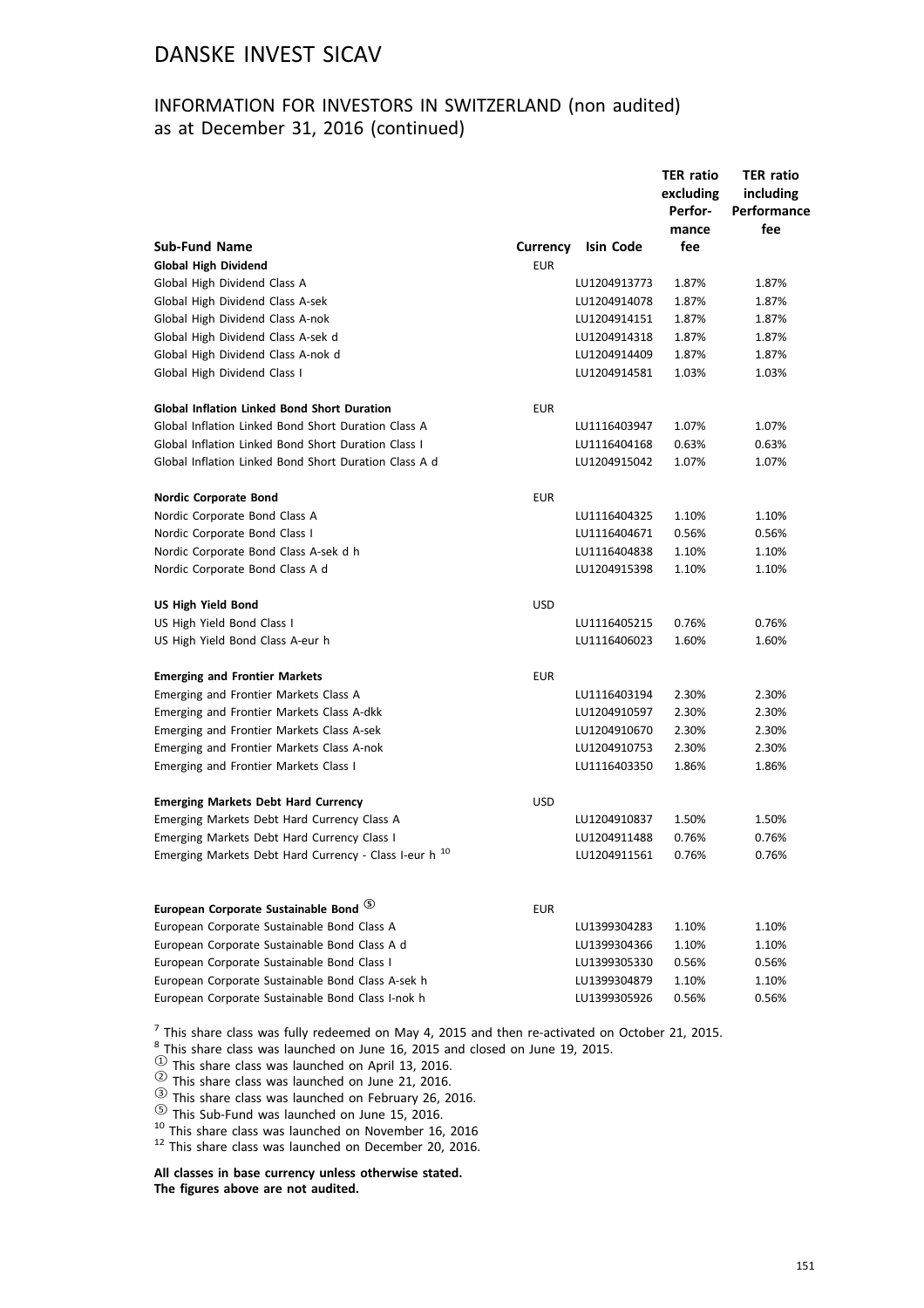# DANSKE INVEST SICAV

## INFORMATION FOR INVESTORS IN SWITZERLAND (non audited) as at December 31, 2016 (continued)

| Sub-Fund Name | Currency | Isin Code | TER ratio excluding Performance fee | TER ratio including Performance fee |
|---|---|---|---|---|
| **Global High Dividend** | EUR | | | |
| Global High Dividend Class A | | LU1204913773 | 1.87% | 1.87% |
| Global High Dividend Class A-sek | | LU1204914078 | 1.87% | 1.87% |
| Global High Dividend Class A-nok | | LU1204914151 | 1.87% | 1.87% |
| Global High Dividend Class A-sek d | | LU1204914318 | 1.87% | 1.87% |
| Global High Dividend Class A-nok d | | LU1204914409 | 1.87% | 1.87% |
| Global High Dividend Class I | | LU1204914581 | 1.03% | 1.03% |
| | | | | |
| **Global Inflation Linked Bond Short Duration** | EUR | | | |
| Global Inflation Linked Bond Short Duration Class A | | LU1116403947 | 1.07% | 1.07% |
| Global Inflation Linked Bond Short Duration Class I | | LU1116404168 | 0.63% | 0.63% |
| Global Inflation Linked Bond Short Duration Class A d | | LU1204915042 | 1.07% | 1.07% |
| | | | | |
| **Nordic Corporate Bond** | EUR | | | |
| Nordic Corporate Bond Class A | | LU1116404325 | 1.10% | 1.10% |
| Nordic Corporate Bond Class I | | LU1116404671 | 0.56% | 0.56% |
| Nordic Corporate Bond Class A-sek d h | | LU1116404838 | 1.10% | 1.10% |
| Nordic Corporate Bond Class A d | | LU1204915398 | 1.10% | 1.10% |
| | | | | |
| **US High Yield Bond** | USD | | | |
| US High Yield Bond Class I | | LU1116405215 | 0.76% | 0.76% |
| US High Yield Bond Class A-eur h | | LU1116406023 | 1.60% | 1.60% |
| | | | | |
| **Emerging and Frontier Markets** | EUR | | | |
| Emerging and Frontier Markets Class A | | LU1116403194 | 2.30% | 2.30% |
| Emerging and Frontier Markets Class A-dkk | | LU1204910597 | 2.30% | 2.30% |
| Emerging and Frontier Markets Class A-sek | | LU1204910670 | 2.30% | 2.30% |
| Emerging and Frontier Markets Class A-nok | | LU1204910753 | 2.30% | 2.30% |
| Emerging and Frontier Markets Class I | | LU1116403350 | 1.86% | 1.86% |
| | | | | |
| **Emerging Markets Debt Hard Currency** | USD | | | |
| Emerging Markets Debt Hard Currency Class A | | LU1204910837 | 1.50% | 1.50% |
| Emerging Markets Debt Hard Currency Class I | | LU1204911488 | 0.76% | 0.76% |
| Emerging Markets Debt Hard Currency - Class I-eur h [10] | | LU1204911561 | 0.76% | 0.76% |
| | | | | |
| **European Corporate Sustainable Bond** ⑤ | EUR | | | |
| European Corporate Sustainable Bond Class A | | LU1399304283 | 1.10% | 1.10% |
| European Corporate Sustainable Bond Class A d | | LU1399304366 | 1.10% | 1.10% |
| European Corporate Sustainable Bond Class I | | LU1399305330 | 0.56% | 0.56% |
| European Corporate Sustainable Bond Class A-sek h | | LU1399304879 | 1.10% | 1.10% |
| European Corporate Sustainable Bond Class I-nok h | | LU1399305926 | 0.56% | 0.56% |

[7] This share class was fully redeemed on May 4, 2015 and then re-activated on October 21, 2015.
[8] This share class was launched on June 16, 2015 and closed on June 19, 2015.
① This share class was launched on April 13, 2016.
② This share class was launched on June 21, 2016.
③ This share class was launched on February 26, 2016.
⑤ This Sub-Fund was launched on June 15, 2016.
[10] This share class was launched on November 16, 2016
[12] This share class was launched on December 20, 2016.

**All classes in base currency unless otherwise stated.**
**The figures above are not audited.**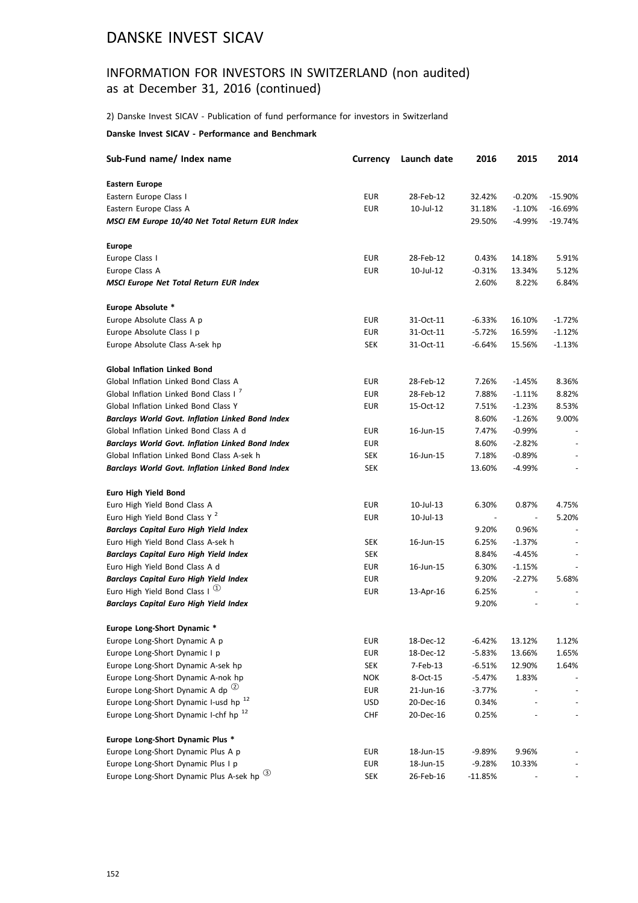# DANSKE INVEST SICAV

## INFORMATION FOR INVESTORS IN SWITZERLAND (non audited) as at December 31, 2016 (continued)

2) Danske Invest SICAV - Publication of fund performance for investors in Switzerland

**Danske Invest SICAV - Performance and Benchmark**

| Sub-Fund name/ Index name | Currency | Launch date | 2016 | 2015 | 2014 |
|---|---|---|---|---|---|
| **Eastern Europe** | | | | | |
| Eastern Europe Class I | EUR | 28-Feb-12 | 32.42% | -0.20% | -15.90% |
| Eastern Europe Class A | EUR | 10-Jul-12 | 31.18% | -1.10% | -16.69% |
| ***MSCI EM Europe 10/40 Net Total Return EUR Index*** | | | 29.50% | -4.99% | -19.74% |
| **Europe** | | | | | |
| Europe Class I | EUR | 28-Feb-12 | 0.43% | 14.18% | 5.91% |
| Europe Class A | EUR | 10-Jul-12 | -0.31% | 13.34% | 5.12% |
| ***MSCI Europe Net Total Return EUR Index*** | | | 2.60% | 8.22% | 6.84% |
| **Europe Absolute *** | | | | | |
| Europe Absolute Class A p | EUR | 31-Oct-11 | -6.33% | 16.10% | -1.72% |
| Europe Absolute Class I p | EUR | 31-Oct-11 | -5.72% | 16.59% | -1.12% |
| Europe Absolute Class A-sek hp | SEK | 31-Oct-11 | -6.64% | 15.56% | -1.13% |
| **Global Inflation Linked Bond** | | | | | |
| Global Inflation Linked Bond Class A | EUR | 28-Feb-12 | 7.26% | -1.45% | 8.36% |
| Global Inflation Linked Bond Class I [7] | EUR | 28-Feb-12 | 7.88% | -1.11% | 8.82% |
| Global Inflation Linked Bond Class Y | EUR | 15-Oct-12 | 7.51% | -1.23% | 8.53% |
| ***Barclays World Govt. Inflation Linked Bond Index*** | | | 8.60% | -1.26% | 9.00% |
| Global Inflation Linked Bond Class A d | EUR | 16-Jun-15 | 7.47% | -0.99% | - |
| ***Barclays World Govt. Inflation Linked Bond Index*** | EUR | | 8.60% | -2.82% | - |
| Global Inflation Linked Bond Class A-sek h | SEK | 16-Jun-15 | 7.18% | -0.89% | - |
| ***Barclays World Govt. Inflation Linked Bond Index*** | SEK | | 13.60% | -4.99% | - |
| **Euro High Yield Bond** | | | | | |
| Euro High Yield Bond Class A | EUR | 10-Jul-13 | 6.30% | 0.87% | 4.75% |
| Euro High Yield Bond Class Y [2] | EUR | 10-Jul-13 | - | - | 5.20% |
| ***Barclays Capital Euro High Yield Index*** | | | 9.20% | 0.96% | - |
| Euro High Yield Bond Class A-sek h | SEK | 16-Jun-15 | 6.25% | -1.37% | - |
| ***Barclays Capital Euro High Yield Index*** | SEK | | 8.84% | -4.45% | - |
| Euro High Yield Bond Class A d | EUR | 16-Jun-15 | 6.30% | -1.15% | - |
| ***Barclays Capital Euro High Yield Index*** | EUR | | 9.20% | -2.27% | 5.68% |
| Euro High Yield Bond Class I ① | EUR | 13-Apr-16 | 6.25% | - | - |
| ***Barclays Capital Euro High Yield Index*** | | | 9.20% | - | - |
| **Europe Long-Short Dynamic *** | | | | | |
| Europe Long-Short Dynamic A p | EUR | 18-Dec-12 | -6.42% | 13.12% | 1.12% |
| Europe Long-Short Dynamic I p | EUR | 18-Dec-12 | -5.83% | 13.66% | 1.65% |
| Europe Long-Short Dynamic A-sek hp | SEK | 7-Feb-13 | -6.51% | 12.90% | 1.64% |
| Europe Long-Short Dynamic A-nok hp | NOK | 8-Oct-15 | -5.47% | 1.83% | - |
| Europe Long-Short Dynamic A dp ② | EUR | 21-Jun-16 | -3.77% | - | - |
| Europe Long-Short Dynamic I-usd hp [12] | USD | 20-Dec-16 | 0.34% | - | - |
| Europe Long-Short Dynamic I-chf hp [12] | CHF | 20-Dec-16 | 0.25% | - | - |
| **Europe Long-Short Dynamic Plus *** | | | | | |
| Europe Long-Short Dynamic Plus A p | EUR | 18-Jun-15 | -9.89% | 9.96% | - |
| Europe Long-Short Dynamic Plus I p | EUR | 18-Jun-15 | -9.28% | 10.33% | - |
| Europe Long-Short Dynamic Plus A-sek hp ③ | SEK | 26-Feb-16 | -11.85% | - | - |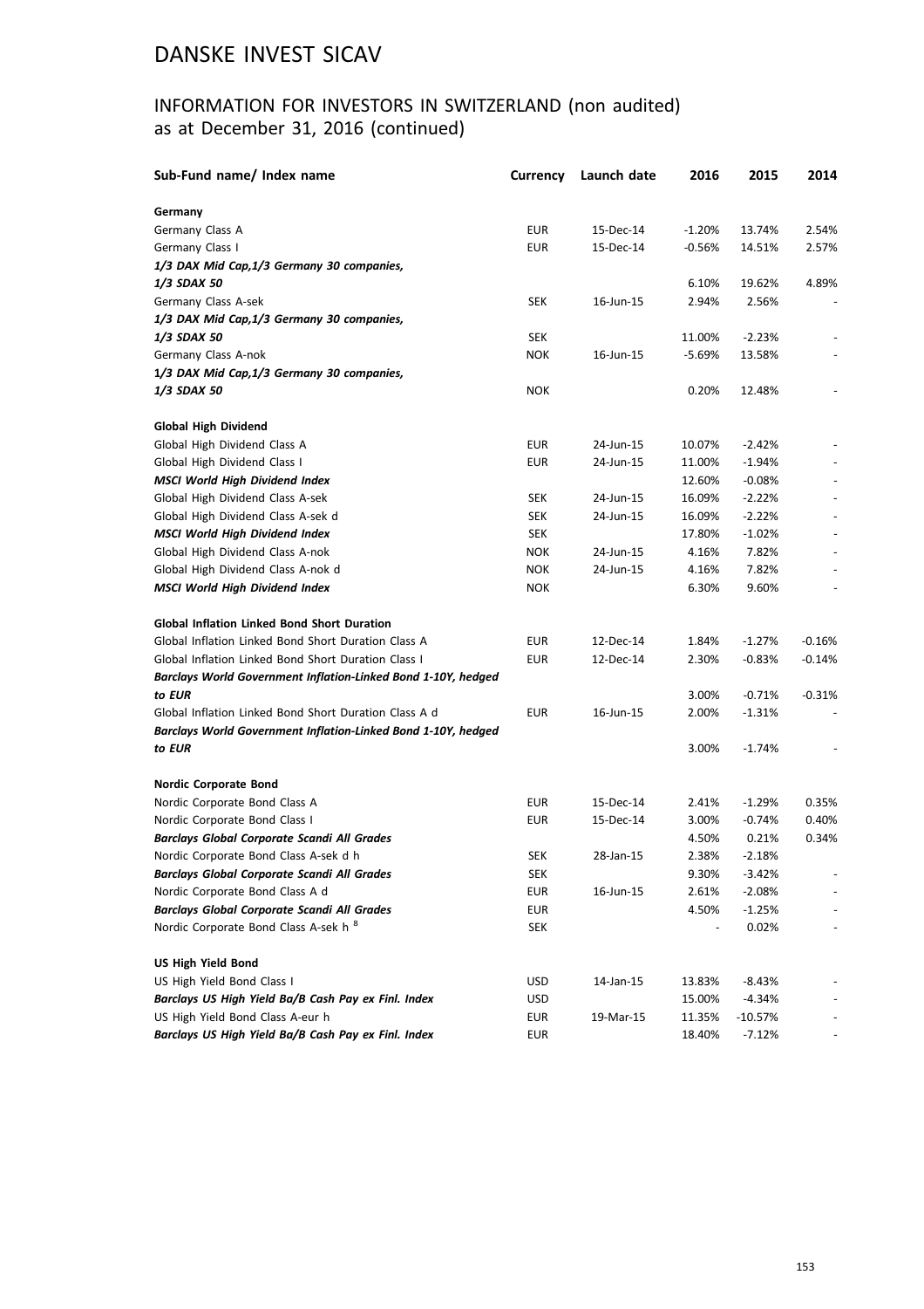# DANSKE INVEST SICAV

## INFORMATION FOR INVESTORS IN SWITZERLAND (non audited) as at December 31, 2016 (continued)

| Sub-Fund name/ Index name | Currency | Launch date | 2016 | 2015 | 2014 |
|---|---|---|---|---|---|
| **Germany** | | | | | |
| Germany Class A | EUR | 15-Dec-14 | -1.20% | 13.74% | 2.54% |
| Germany Class I | EUR | 15-Dec-14 | -0.56% | 14.51% | 2.57% |
| ***1/3 DAX Mid Cap,1/3 Germany 30 companies, 1/3 SDAX 50*** | | | 6.10% | 19.62% | 4.89% |
| Germany Class A-sek | SEK | 16-Jun-15 | 2.94% | 2.56% | - |
| ***1/3 DAX Mid Cap,1/3 Germany 30 companies, 1/3 SDAX 50*** | SEK | | 11.00% | -2.23% | - |
| Germany Class A-nok | NOK | 16-Jun-15 | -5.69% | 13.58% | - |
| ***1/3 DAX Mid Cap,1/3 Germany 30 companies, 1/3 SDAX 50*** | NOK | | 0.20% | 12.48% | - |
| **Global High Dividend** | | | | | |
| Global High Dividend Class A | EUR | 24-Jun-15 | 10.07% | -2.42% | - |
| Global High Dividend Class I | EUR | 24-Jun-15 | 11.00% | -1.94% | - |
| ***MSCI World High Dividend Index*** | | | 12.60% | -0.08% | - |
| Global High Dividend Class A-sek | SEK | 24-Jun-15 | 16.09% | -2.22% | - |
| Global High Dividend Class A-sek d | SEK | 24-Jun-15 | 16.09% | -2.22% | - |
| ***MSCI World High Dividend Index*** | SEK | | 17.80% | -1.02% | - |
| Global High Dividend Class A-nok | NOK | 24-Jun-15 | 4.16% | 7.82% | - |
| Global High Dividend Class A-nok d | NOK | 24-Jun-15 | 4.16% | 7.82% | - |
| ***MSCI World High Dividend Index*** | NOK | | 6.30% | 9.60% | - |
| **Global Inflation Linked Bond Short Duration** | | | | | |
| Global Inflation Linked Bond Short Duration Class A | EUR | 12-Dec-14 | 1.84% | -1.27% | -0.16% |
| Global Inflation Linked Bond Short Duration Class I | EUR | 12-Dec-14 | 2.30% | -0.83% | -0.14% |
| ***Barclays World Government Inflation-Linked Bond 1-10Y, hedged to EUR*** | | | 3.00% | -0.71% | -0.31% |
| Global Inflation Linked Bond Short Duration Class A d | EUR | 16-Jun-15 | 2.00% | -1.31% | - |
| ***Barclays World Government Inflation-Linked Bond 1-10Y, hedged to EUR*** | | | 3.00% | -1.74% | - |
| **Nordic Corporate Bond** | | | | | |
| Nordic Corporate Bond Class A | EUR | 15-Dec-14 | 2.41% | -1.29% | 0.35% |
| Nordic Corporate Bond Class I | EUR | 15-Dec-14 | 3.00% | -0.74% | 0.40% |
| ***Barclays Global Corporate Scandi All Grades*** | | | 4.50% | 0.21% | 0.34% |
| Nordic Corporate Bond Class A-sek d h | SEK | 28-Jan-15 | 2.38% | -2.18% | |
| ***Barclays Global Corporate Scandi All Grades*** | SEK | | 9.30% | -3.42% | - |
| Nordic Corporate Bond Class A d | EUR | 16-Jun-15 | 2.61% | -2.08% | - |
| ***Barclays Global Corporate Scandi All Grades*** | EUR | | 4.50% | -1.25% | - |
| Nordic Corporate Bond Class A-sek h [8] | SEK | | - | 0.02% | - |
| **US High Yield Bond** | | | | | |
| US High Yield Bond Class I | USD | 14-Jan-15 | 13.83% | -8.43% | - |
| ***Barclays US High Yield Ba/B Cash Pay ex Finl. Index*** | USD | | 15.00% | -4.34% | - |
| US High Yield Bond Class A-eur h | EUR | 19-Mar-15 | 11.35% | -10.57% | - |
| ***Barclays US High Yield Ba/B Cash Pay ex Finl. Index*** | EUR | | 18.40% | -7.12% | - |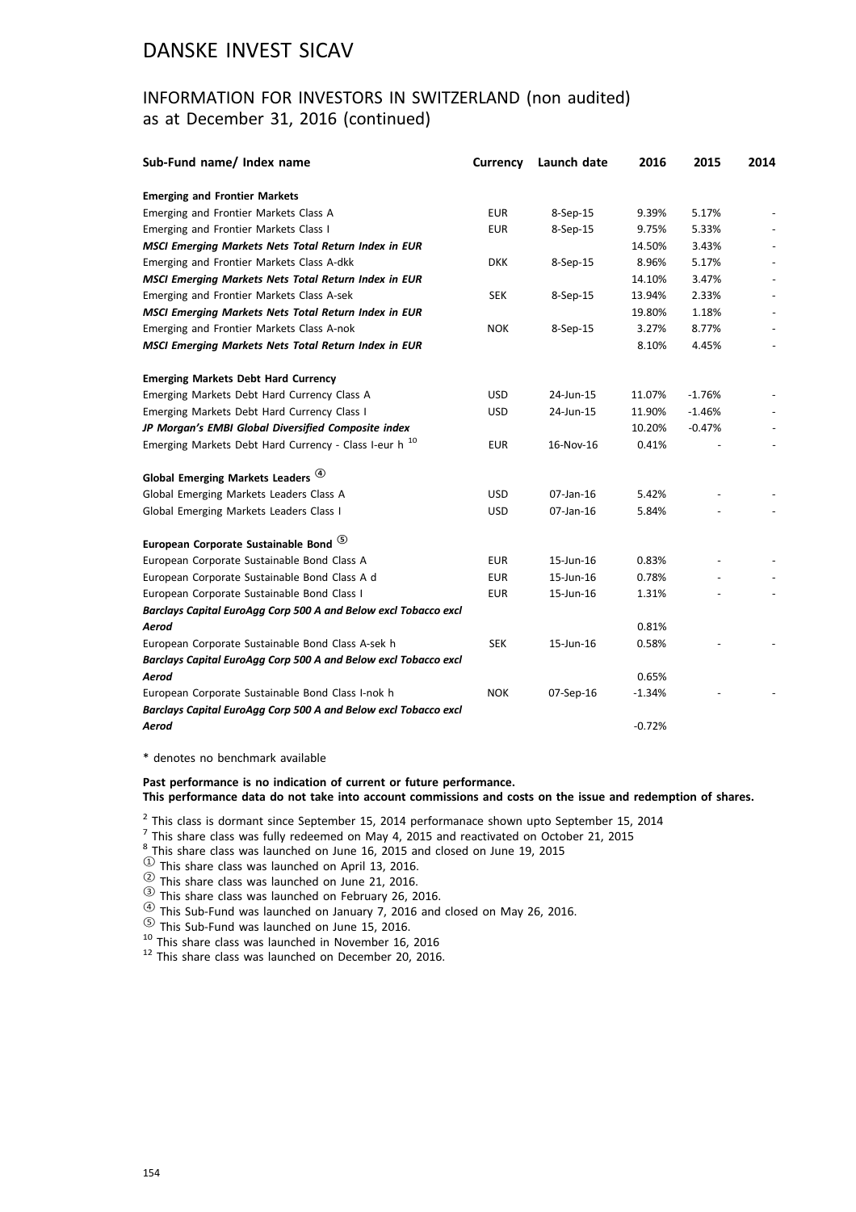# DANSKE INVEST SICAV

## INFORMATION FOR INVESTORS IN SWITZERLAND (non audited)
as at December 31, 2016 (continued)

| Sub-Fund name/ Index name | Currency | Launch date | 2016 | 2015 | 2014 |
|---|---|---|---|---|---|
| **Emerging and Frontier Markets** | | | | | |
| Emerging and Frontier Markets Class A | EUR | 8-Sep-15 | 9.39% | 5.17% | - |
| Emerging and Frontier Markets Class I | EUR | 8-Sep-15 | 9.75% | 5.33% | - |
| ***MSCI Emerging Markets Nets Total Return Index in EUR*** | | | 14.50% | 3.43% | - |
| Emerging and Frontier Markets Class A-dkk | DKK | 8-Sep-15 | 8.96% | 5.17% | - |
| ***MSCI Emerging Markets Nets Total Return Index in EUR*** | | | 14.10% | 3.47% | - |
| Emerging and Frontier Markets Class A-sek | SEK | 8-Sep-15 | 13.94% | 2.33% | - |
| ***MSCI Emerging Markets Nets Total Return Index in EUR*** | | | 19.80% | 1.18% | - |
| Emerging and Frontier Markets Class A-nok | NOK | 8-Sep-15 | 3.27% | 8.77% | - |
| ***MSCI Emerging Markets Nets Total Return Index in EUR*** | | | 8.10% | 4.45% | - |
| **Emerging Markets Debt Hard Currency** | | | | | |
| Emerging Markets Debt Hard Currency Class A | USD | 24-Jun-15 | 11.07% | -1.76% | - |
| Emerging Markets Debt Hard Currency Class I | USD | 24-Jun-15 | 11.90% | -1.46% | - |
| ***JP Morgan's EMBI Global Diversified Composite index*** | | | 10.20% | -0.47% | - |
| Emerging Markets Debt Hard Currency - Class I-eur h [10] | EUR | 16-Nov-16 | 0.41% | - | - |
| **Global Emerging Markets Leaders ④** | | | | | |
| Global Emerging Markets Leaders Class A | USD | 07-Jan-16 | 5.42% | - | - |
| Global Emerging Markets Leaders Class I | USD | 07-Jan-16 | 5.84% | - | - |
| **European Corporate Sustainable Bond ⑤** | | | | | |
| European Corporate Sustainable Bond Class A | EUR | 15-Jun-16 | 0.83% | - | - |
| European Corporate Sustainable Bond Class A d | EUR | 15-Jun-16 | 0.78% | - | - |
| European Corporate Sustainable Bond Class I | EUR | 15-Jun-16 | 1.31% | - | - |
| ***Barclays Capital EuroAgg Corp 500 A and Below excl Tobacco excl Aerod*** | | | 0.81% | | |
| European Corporate Sustainable Bond Class A-sek h | SEK | 15-Jun-16 | 0.58% | - | - |
| ***Barclays Capital EuroAgg Corp 500 A and Below excl Tobacco excl Aerod*** | | | 0.65% | | |
| European Corporate Sustainable Bond Class I-nok h | NOK | 07-Sep-16 | -1.34% | - | - |
| ***Barclays Capital EuroAgg Corp 500 A and Below excl Tobacco excl Aerod*** | | | -0.72% | | |

\* denotes no benchmark available

**Past performance is no indication of current or future performance.**
**This performance data do not take into account commissions and costs on the issue and redemption of shares.**

[2] This class is dormant since September 15, 2014 performanace shown upto September 15, 2014
[7] This share class was fully redeemed on May 4, 2015 and reactivated on October 21, 2015
[8] This share class was launched on June 16, 2015 and closed on June 19, 2015
① This share class was launched on April 13, 2016.
② This share class was launched on June 21, 2016.
③ This share class was launched on February 26, 2016.
④ This Sub-Fund was launched on January 7, 2016 and closed on May 26, 2016.
⑤ This Sub-Fund was launched on June 15, 2016.
[10] This share class was launched in November 16, 2016
[12] This share class was launched on December 20, 2016.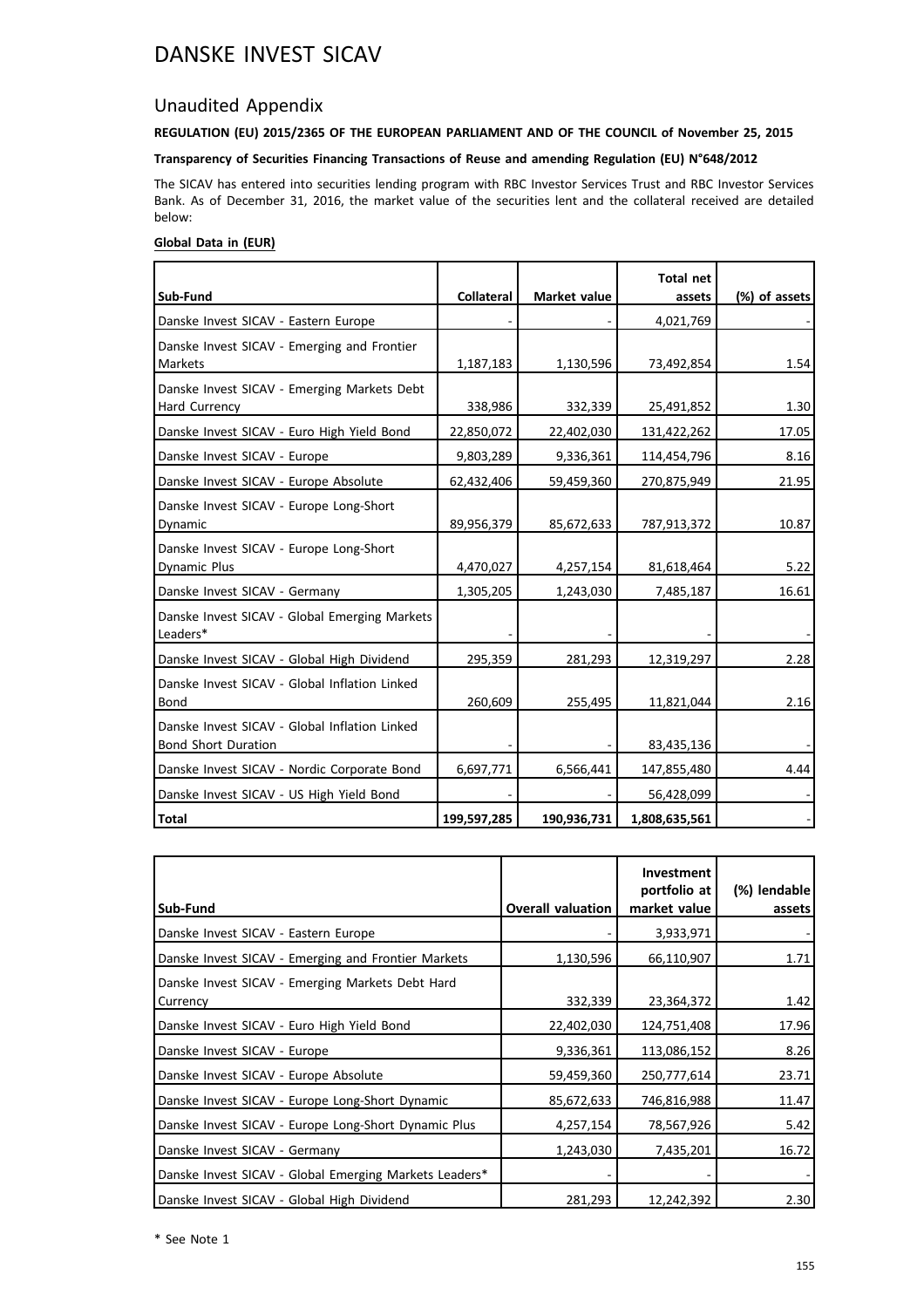# DANSKE INVEST SICAV

## Unaudited Appendix

**REGULATION (EU) 2015/2365 OF THE EUROPEAN PARLIAMENT AND OF THE COUNCIL of November 25, 2015**

**Transparency of Securities Financing Transactions of Reuse and amending Regulation (EU) N°648/2012**

The SICAV has entered into securities lending program with RBC Investor Services Trust and RBC Investor Services Bank. As of December 31, 2016, the market value of the securities lent and the collateral received are detailed below:

**Global Data in (EUR)**

| Sub-Fund | Collateral | Market value | Total net assets | (%) of assets |
|---|---|---|---|---|
| Danske Invest SICAV - Eastern Europe | - | - | 4,021,769 | - |
| Danske Invest SICAV - Emerging and Frontier Markets | 1,187,183 | 1,130,596 | 73,492,854 | 1.54 |
| Danske Invest SICAV - Emerging Markets Debt Hard Currency | 338,986 | 332,339 | 25,491,852 | 1.30 |
| Danske Invest SICAV - Euro High Yield Bond | 22,850,072 | 22,402,030 | 131,422,262 | 17.05 |
| Danske Invest SICAV - Europe | 9,803,289 | 9,336,361 | 114,454,796 | 8.16 |
| Danske Invest SICAV - Europe Absolute | 62,432,406 | 59,459,360 | 270,875,949 | 21.95 |
| Danske Invest SICAV - Europe Long-Short Dynamic | 89,956,379 | 85,672,633 | 787,913,372 | 10.87 |
| Danske Invest SICAV - Europe Long-Short Dynamic Plus | 4,470,027 | 4,257,154 | 81,618,464 | 5.22 |
| Danske Invest SICAV - Germany | 1,305,205 | 1,243,030 | 7,485,187 | 16.61 |
| Danske Invest SICAV - Global Emerging Markets Leaders* | - | - | - | - |
| Danske Invest SICAV - Global High Dividend | 295,359 | 281,293 | 12,319,297 | 2.28 |
| Danske Invest SICAV - Global Inflation Linked Bond | 260,609 | 255,495 | 11,821,044 | 2.16 |
| Danske Invest SICAV - Global Inflation Linked Bond Short Duration | - | - | 83,435,136 | - |
| Danske Invest SICAV - Nordic Corporate Bond | 6,697,771 | 6,566,441 | 147,855,480 | 4.44 |
| Danske Invest SICAV - US High Yield Bond | - | - | 56,428,099 | - |
| **Total** | **199,597,285** | **190,936,731** | **1,808,635,561** | - |

| Sub-Fund | Overall valuation | Investment portfolio at market value | (%) lendable assets |
|---|---|---|---|
| Danske Invest SICAV - Eastern Europe | - | 3,933,971 | - |
| Danske Invest SICAV - Emerging and Frontier Markets | 1,130,596 | 66,110,907 | 1.71 |
| Danske Invest SICAV - Emerging Markets Debt Hard Currency | 332,339 | 23,364,372 | 1.42 |
| Danske Invest SICAV - Euro High Yield Bond | 22,402,030 | 124,751,408 | 17.96 |
| Danske Invest SICAV - Europe | 9,336,361 | 113,086,152 | 8.26 |
| Danske Invest SICAV - Europe Absolute | 59,459,360 | 250,777,614 | 23.71 |
| Danske Invest SICAV - Europe Long-Short Dynamic | 85,672,633 | 746,816,988 | 11.47 |
| Danske Invest SICAV - Europe Long-Short Dynamic Plus | 4,257,154 | 78,567,926 | 5.42 |
| Danske Invest SICAV - Germany | 1,243,030 | 7,435,201 | 16.72 |
| Danske Invest SICAV - Global Emerging Markets Leaders* | - | - | - |
| Danske Invest SICAV - Global High Dividend | 281,293 | 12,242,392 | 2.30 |

\* See Note 1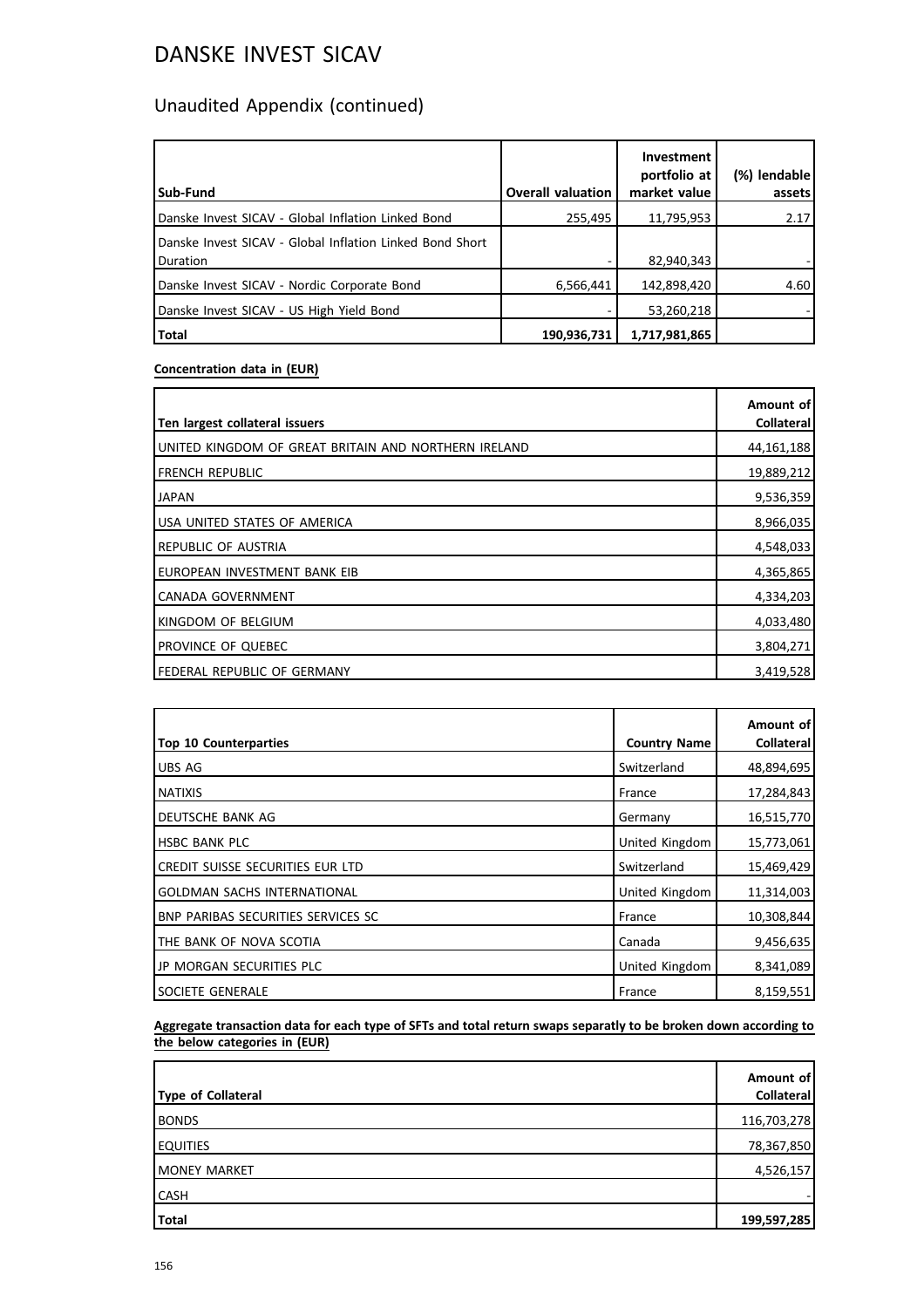# DANSKE INVEST SICAV

## Unaudited Appendix (continued)

| Sub-Fund | Overall valuation | Investment portfolio at market value | (%) lendable assets |
|---|---|---|---|
| Danske Invest SICAV - Global Inflation Linked Bond | 255,495 | 11,795,953 | 2.17 |
| Danske Invest SICAV - Global Inflation Linked Bond Short Duration | - | 82,940,343 | - |
| Danske Invest SICAV - Nordic Corporate Bond | 6,566,441 | 142,898,420 | 4.60 |
| Danske Invest SICAV - US High Yield Bond | - | 53,260,218 | - |
| **Total** | **190,936,731** | **1,717,981,865** | |

**Concentration data in (EUR)**

| Ten largest collateral issuers | Amount of Collateral |
|---|---|
| UNITED KINGDOM OF GREAT BRITAIN AND NORTHERN IRELAND | 44,161,188 |
| FRENCH REPUBLIC | 19,889,212 |
| JAPAN | 9,536,359 |
| USA UNITED STATES OF AMERICA | 8,966,035 |
| REPUBLIC OF AUSTRIA | 4,548,033 |
| EUROPEAN INVESTMENT BANK EIB | 4,365,865 |
| CANADA GOVERNMENT | 4,334,203 |
| KINGDOM OF BELGIUM | 4,033,480 |
| PROVINCE OF QUEBEC | 3,804,271 |
| FEDERAL REPUBLIC OF GERMANY | 3,419,528 |

| Top 10 Counterparties | Country Name | Amount of Collateral |
|---|---|---|
| UBS AG | Switzerland | 48,894,695 |
| NATIXIS | France | 17,284,843 |
| DEUTSCHE BANK AG | Germany | 16,515,770 |
| HSBC BANK PLC | United Kingdom | 15,773,061 |
| CREDIT SUISSE SECURITIES EUR LTD | Switzerland | 15,469,429 |
| GOLDMAN SACHS INTERNATIONAL | United Kingdom | 11,314,003 |
| BNP PARIBAS SECURITIES SERVICES SC | France | 10,308,844 |
| THE BANK OF NOVA SCOTIA | Canada | 9,456,635 |
| JP MORGAN SECURITIES PLC | United Kingdom | 8,341,089 |
| SOCIETE GENERALE | France | 8,159,551 |

**Aggregate transaction data for each type of SFTs and total return swaps separatly to be broken down according to the below categories in (EUR)**

| Type of Collateral | Amount of Collateral |
|---|---|
| BONDS | 116,703,278 |
| EQUITIES | 78,367,850 |
| MONEY MARKET | 4,526,157 |
| CASH | - |
| **Total** | **199,597,285** |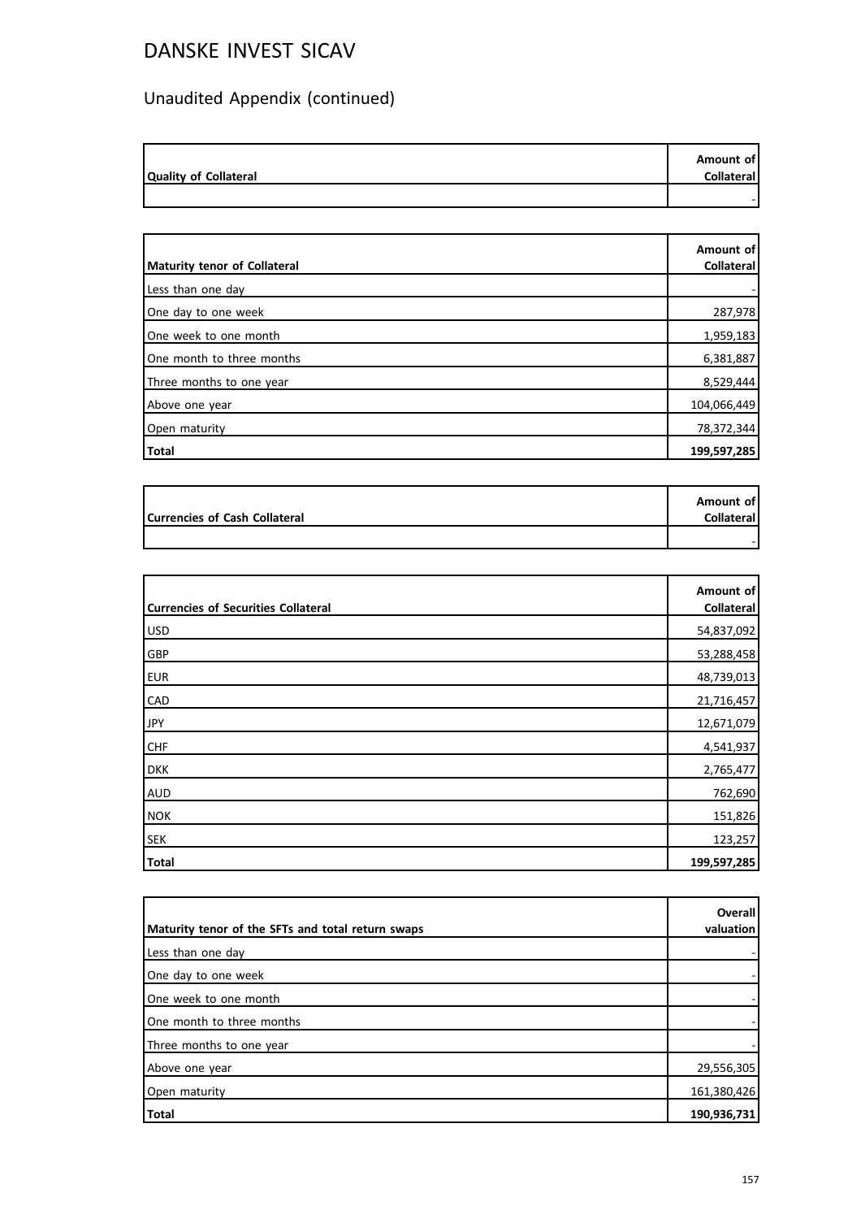# DANSKE INVEST SICAV

## Unaudited Appendix (continued)

| Quality of Collateral | Amount of Collateral |
|---|---|
| | - |

| Maturity tenor of Collateral | Amount of Collateral |
|---|---|
| Less than one day | - |
| One day to one week | 287,978 |
| One week to one month | 1,959,183 |
| One month to three months | 6,381,887 |
| Three months to one year | 8,529,444 |
| Above one year | 104,066,449 |
| Open maturity | 78,372,344 |
| **Total** | **199,597,285** |

| Currencies of Cash Collateral | Amount of Collateral |
|---|---|
| | - |

| Currencies of Securities Collateral | Amount of Collateral |
|---|---|
| USD | 54,837,092 |
| GBP | 53,288,458 |
| EUR | 48,739,013 |
| CAD | 21,716,457 |
| JPY | 12,671,079 |
| CHF | 4,541,937 |
| DKK | 2,765,477 |
| AUD | 762,690 |
| NOK | 151,826 |
| SEK | 123,257 |
| **Total** | **199,597,285** |

| Maturity tenor of the SFTs and total return swaps | Overall valuation |
|---|---|
| Less than one day | - |
| One day to one week | - |
| One week to one month | - |
| One month to three months | - |
| Three months to one year | - |
| Above one year | 29,556,305 |
| Open maturity | 161,380,426 |
| **Total** | **190,936,731** |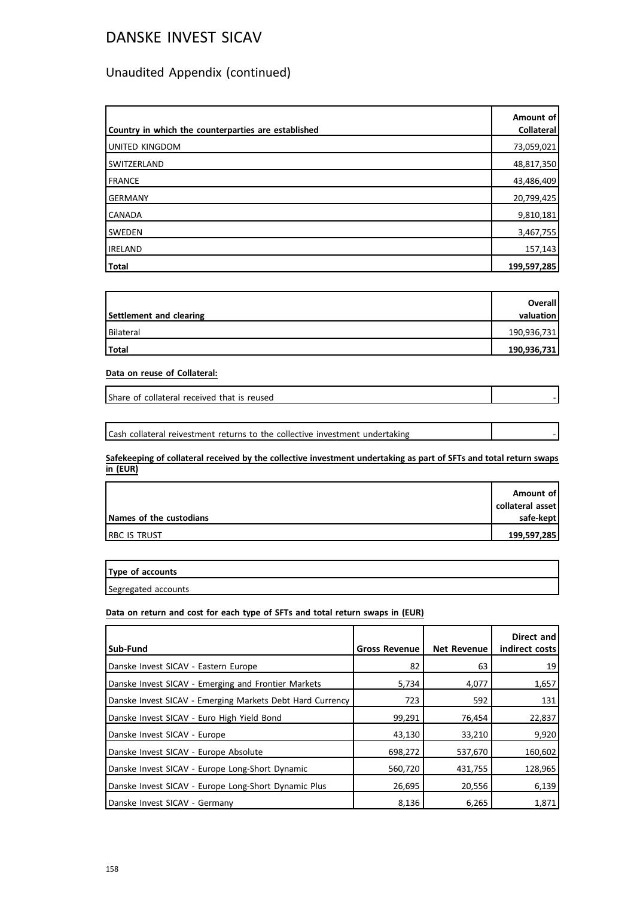# DANSKE INVEST SICAV

## Unaudited Appendix (continued)

| Country in which the counterparties are established | Amount of Collateral |
|---|---|
| UNITED KINGDOM | 73,059,021 |
| SWITZERLAND | 48,817,350 |
| FRANCE | 43,486,409 |
| GERMANY | 20,799,425 |
| CANADA | 9,810,181 |
| SWEDEN | 3,467,755 |
| IRELAND | 157,143 |
| **Total** | **199,597,285** |

| Settlement and clearing | Overall valuation |
|---|---|
| Bilateral | 190,936,731 |
| **Total** | **190,936,731** |

**Data on reuse of Collateral:**

| Share of collateral received that is reused | - |
|---|---|

| Cash collateral reivestment returns to the collective investment undertaking | - |
|---|---|

**Safekeeping of collateral received by the collective investment undertaking as part of SFTs and total return swaps in (EUR)**

| Names of the custodians | Amount of collateral asset safe-kept |
|---|---|
| RBC IS TRUST | 199,597,285 |

| Type of accounts |
|---|
| Segregated accounts |

**Data on return and cost for each type of SFTs and total return swaps in (EUR)**

| Sub-Fund | Gross Revenue | Net Revenue | Direct and indirect costs |
|---|---|---|---|
| Danske Invest SICAV - Eastern Europe | 82 | 63 | 19 |
| Danske Invest SICAV - Emerging and Frontier Markets | 5,734 | 4,077 | 1,657 |
| Danske Invest SICAV - Emerging Markets Debt Hard Currency | 723 | 592 | 131 |
| Danske Invest SICAV - Euro High Yield Bond | 99,291 | 76,454 | 22,837 |
| Danske Invest SICAV - Europe | 43,130 | 33,210 | 9,920 |
| Danske Invest SICAV - Europe Absolute | 698,272 | 537,670 | 160,602 |
| Danske Invest SICAV - Europe Long-Short Dynamic | 560,720 | 431,755 | 128,965 |
| Danske Invest SICAV - Europe Long-Short Dynamic Plus | 26,695 | 20,556 | 6,139 |
| Danske Invest SICAV - Germany | 8,136 | 6,265 | 1,871 |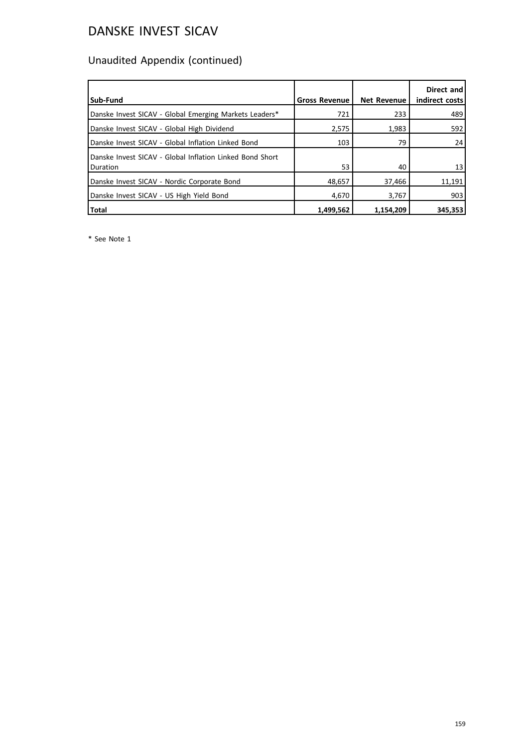# DANSKE INVEST SICAV

## Unaudited Appendix (continued)

| Sub-Fund | Gross Revenue | Net Revenue | Direct and indirect costs |
| --- | --- | --- | --- |
| Danske Invest SICAV - Global Emerging Markets Leaders* | 721 | 233 | 489 |
| Danske Invest SICAV - Global High Dividend | 2,575 | 1,983 | 592 |
| Danske Invest SICAV - Global Inflation Linked Bond | 103 | 79 | 24 |
| Danske Invest SICAV - Global Inflation Linked Bond Short Duration | 53 | 40 | 13 |
| Danske Invest SICAV - Nordic Corporate Bond | 48,657 | 37,466 | 11,191 |
| Danske Invest SICAV - US High Yield Bond | 4,670 | 3,767 | 903 |
| **Total** | **1,499,562** | **1,154,209** | **345,353** |

* See Note 1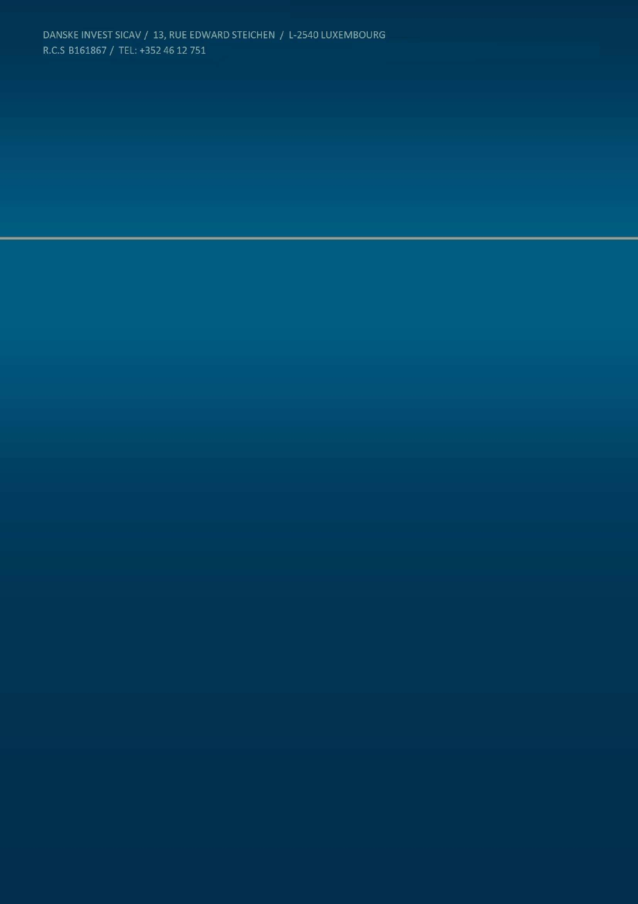DANSKE INVEST SICAV / 13, RUE EDWARD STEICHEN / L-2540 LUXEMBOURG
R.C.S B161867 / TEL: +352 46 12 751